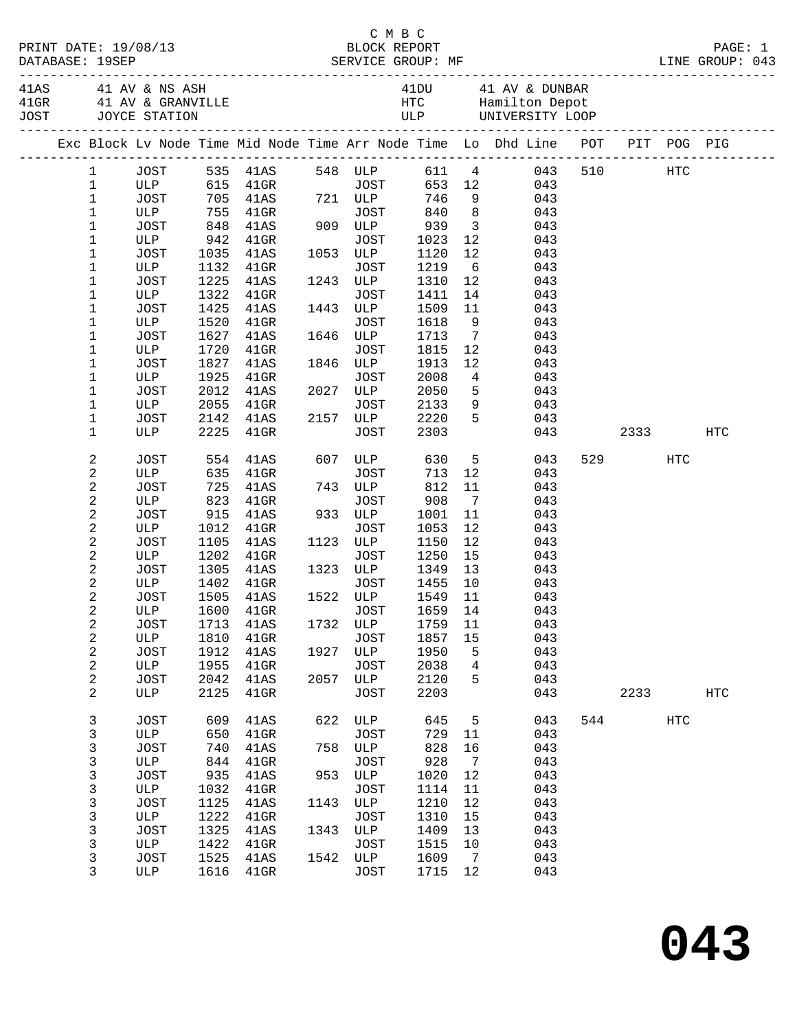C M B C
PRINT DATE: 19/08/13 BLOCK REPORT PAGE: 1
DATABASE: 19SEP SERVICE GROUP: MF LINE GROUP: 043

| Code | Location | Code | Location |
|---|---|---|---|
| 41AS | 41 AV & NS ASH | 41DU | 41 AV & DUNBAR |
| 41GR | 41 AV & GRANVILLE | HTC | Hamilton Depot |
| JOST | JOYCE STATION | ULP | UNIVERSITY LOOP |

| Exc | Block | Lv Node | Time | Mid Node | Time | Arr Node | Time | Lo | Dhd Line | POT | PIT | POG | PIG |
|---|---|---|---|---|---|---|---|---|---|---|---|---|---|
| | 1 | JOST | 535 | 41AS | 548 | ULP | 611 | 4 | 043 | 510 | | HTC | |
| | 1 | ULP | 615 | 41GR | | JOST | 653 | 12 | 043 | | | | |
| | 1 | JOST | 705 | 41AS | 721 | ULP | 746 | 9 | 043 | | | | |
| | 1 | ULP | 755 | 41GR | | JOST | 840 | 8 | 043 | | | | |
| | 1 | JOST | 848 | 41AS | 909 | ULP | 939 | 3 | 043 | | | | |
| | 1 | ULP | 942 | 41GR | | JOST | 1023 | 12 | 043 | | | | |
| | 1 | JOST | 1035 | 41AS | 1053 | ULP | 1120 | 12 | 043 | | | | |
| | 1 | ULP | 1132 | 41GR | | JOST | 1219 | 6 | 043 | | | | |
| | 1 | JOST | 1225 | 41AS | 1243 | ULP | 1310 | 12 | 043 | | | | |
| | 1 | ULP | 1322 | 41GR | | JOST | 1411 | 14 | 043 | | | | |
| | 1 | JOST | 1425 | 41AS | 1443 | ULP | 1509 | 11 | 043 | | | | |
| | 1 | ULP | 1520 | 41GR | | JOST | 1618 | 9 | 043 | | | | |
| | 1 | JOST | 1627 | 41AS | 1646 | ULP | 1713 | 7 | 043 | | | | |
| | 1 | ULP | 1720 | 41GR | | JOST | 1815 | 12 | 043 | | | | |
| | 1 | JOST | 1827 | 41AS | 1846 | ULP | 1913 | 12 | 043 | | | | |
| | 1 | ULP | 1925 | 41GR | | JOST | 2008 | 4 | 043 | | | | |
| | 1 | JOST | 2012 | 41AS | 2027 | ULP | 2050 | 5 | 043 | | | | |
| | 1 | ULP | 2055 | 41GR | | JOST | 2133 | 9 | 043 | | | | |
| | 1 | JOST | 2142 | 41AS | 2157 | ULP | 2220 | 5 | 043 | | | | |
| | 1 | ULP | 2225 | 41GR | | JOST | 2303 | | 043 | | 2333 | | HTC |
| | 2 | JOST | 554 | 41AS | 607 | ULP | 630 | 5 | 043 | 529 | | HTC | |
| | 2 | ULP | 635 | 41GR | | JOST | 713 | 12 | 043 | | | | |
| | 2 | JOST | 725 | 41AS | 743 | ULP | 812 | 11 | 043 | | | | |
| | 2 | ULP | 823 | 41GR | | JOST | 908 | 7 | 043 | | | | |
| | 2 | JOST | 915 | 41AS | 933 | ULP | 1001 | 11 | 043 | | | | |
| | 2 | ULP | 1012 | 41GR | | JOST | 1053 | 12 | 043 | | | | |
| | 2 | JOST | 1105 | 41AS | 1123 | ULP | 1150 | 12 | 043 | | | | |
| | 2 | ULP | 1202 | 41GR | | JOST | 1250 | 15 | 043 | | | | |
| | 2 | JOST | 1305 | 41AS | 1323 | ULP | 1349 | 13 | 043 | | | | |
| | 2 | ULP | 1402 | 41GR | | JOST | 1455 | 10 | 043 | | | | |
| | 2 | JOST | 1505 | 41AS | 1522 | ULP | 1549 | 11 | 043 | | | | |
| | 2 | ULP | 1600 | 41GR | | JOST | 1659 | 14 | 043 | | | | |
| | 2 | JOST | 1713 | 41AS | 1732 | ULP | 1759 | 11 | 043 | | | | |
| | 2 | ULP | 1810 | 41GR | | JOST | 1857 | 15 | 043 | | | | |
| | 2 | JOST | 1912 | 41AS | 1927 | ULP | 1950 | 5 | 043 | | | | |
| | 2 | ULP | 1955 | 41GR | | JOST | 2038 | 4 | 043 | | | | |
| | 2 | JOST | 2042 | 41AS | 2057 | ULP | 2120 | 5 | 043 | | | | |
| | 2 | ULP | 2125 | 41GR | | JOST | 2203 | | 043 | | 2233 | | HTC |
| | 3 | JOST | 609 | 41AS | 622 | ULP | 645 | 5 | 043 | 544 | | HTC | |
| | 3 | ULP | 650 | 41GR | | JOST | 729 | 11 | 043 | | | | |
| | 3 | JOST | 740 | 41AS | 758 | ULP | 828 | 16 | 043 | | | | |
| | 3 | ULP | 844 | 41GR | | JOST | 928 | 7 | 043 | | | | |
| | 3 | JOST | 935 | 41AS | 953 | ULP | 1020 | 12 | 043 | | | | |
| | 3 | ULP | 1032 | 41GR | | JOST | 1114 | 11 | 043 | | | | |
| | 3 | JOST | 1125 | 41AS | 1143 | ULP | 1210 | 12 | 043 | | | | |
| | 3 | ULP | 1222 | 41GR | | JOST | 1310 | 15 | 043 | | | | |
| | 3 | JOST | 1325 | 41AS | 1343 | ULP | 1409 | 13 | 043 | | | | |
| | 3 | ULP | 1422 | 41GR | | JOST | 1515 | 10 | 043 | | | | |
| | 3 | JOST | 1525 | 41AS | 1542 | ULP | 1609 | 7 | 043 | | | | |
| | 3 | ULP | 1616 | 41GR | | JOST | 1715 | 12 | 043 | | | | |

# 043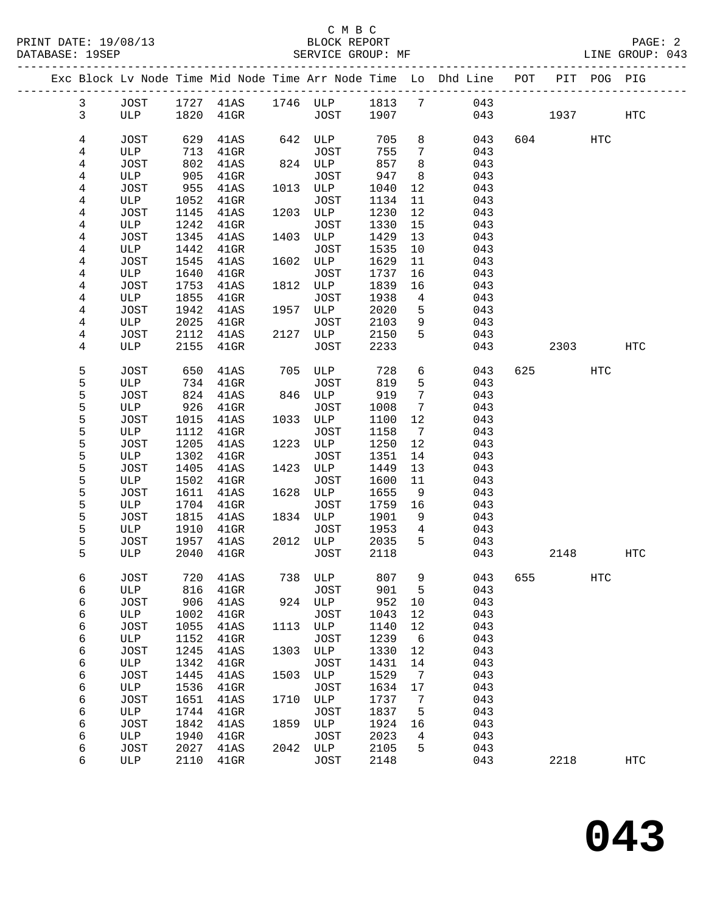C M B C
PRINT DATE: 19/08/13 BLOCK REPORT
DATABASE: 19SEP SERVICE GROUP: MF LINE GROUP: 043

| Exc | Block | Lv | Node | Time | Mid Node | Time | Arr Node | Time | Lo | Dhd Line | POT | PIT | POG | PIG |
|---|---|---|---|---|---|---|---|---|---|---|---|---|---|---|
| | 3 | | JOST | 1727 | 41AS | 1746 | ULP | 1813 | 7 | 043 | | | | |
| | 3 | | ULP | 1820 | 41GR | | JOST | 1907 | | 043 | | 1937 | | HTC |
| | 4 | | JOST | 629 | 41AS | 642 | ULP | 705 | 8 | 043 | 604 | | HTC | |
| | 4 | | ULP | 713 | 41GR | | JOST | 755 | 7 | 043 | | | | |
| | 4 | | JOST | 802 | 41AS | 824 | ULP | 857 | 8 | 043 | | | | |
| | 4 | | ULP | 905 | 41GR | | JOST | 947 | 8 | 043 | | | | |
| | 4 | | JOST | 955 | 41AS | 1013 | ULP | 1040 | 12 | 043 | | | | |
| | 4 | | ULP | 1052 | 41GR | | JOST | 1134 | 11 | 043 | | | | |
| | 4 | | JOST | 1145 | 41AS | 1203 | ULP | 1230 | 12 | 043 | | | | |
| | 4 | | ULP | 1242 | 41GR | | JOST | 1330 | 15 | 043 | | | | |
| | 4 | | JOST | 1345 | 41AS | 1403 | ULP | 1429 | 13 | 043 | | | | |
| | 4 | | ULP | 1442 | 41GR | | JOST | 1535 | 10 | 043 | | | | |
| | 4 | | JOST | 1545 | 41AS | 1602 | ULP | 1629 | 11 | 043 | | | | |
| | 4 | | ULP | 1640 | 41GR | | JOST | 1737 | 16 | 043 | | | | |
| | 4 | | JOST | 1753 | 41AS | 1812 | ULP | 1839 | 16 | 043 | | | | |
| | 4 | | ULP | 1855 | 41GR | | JOST | 1938 | 4 | 043 | | | | |
| | 4 | | JOST | 1942 | 41AS | 1957 | ULP | 2020 | 5 | 043 | | | | |
| | 4 | | ULP | 2025 | 41GR | | JOST | 2103 | 9 | 043 | | | | |
| | 4 | | JOST | 2112 | 41AS | 2127 | ULP | 2150 | 5 | 043 | | | | |
| | 4 | | ULP | 2155 | 41GR | | JOST | 2233 | | 043 | | 2303 | | HTC |
| | 5 | | JOST | 650 | 41AS | 705 | ULP | 728 | 6 | 043 | 625 | | HTC | |
| | 5 | | ULP | 734 | 41GR | | JOST | 819 | 5 | 043 | | | | |
| | 5 | | JOST | 824 | 41AS | 846 | ULP | 919 | 7 | 043 | | | | |
| | 5 | | ULP | 926 | 41GR | | JOST | 1008 | 7 | 043 | | | | |
| | 5 | | JOST | 1015 | 41AS | 1033 | ULP | 1100 | 12 | 043 | | | | |
| | 5 | | ULP | 1112 | 41GR | | JOST | 1158 | 7 | 043 | | | | |
| | 5 | | JOST | 1205 | 41AS | 1223 | ULP | 1250 | 12 | 043 | | | | |
| | 5 | | ULP | 1302 | 41GR | | JOST | 1351 | 14 | 043 | | | | |
| | 5 | | JOST | 1405 | 41AS | 1423 | ULP | 1449 | 13 | 043 | | | | |
| | 5 | | ULP | 1502 | 41GR | | JOST | 1600 | 11 | 043 | | | | |
| | 5 | | JOST | 1611 | 41AS | 1628 | ULP | 1655 | 9 | 043 | | | | |
| | 5 | | ULP | 1704 | 41GR | | JOST | 1759 | 16 | 043 | | | | |
| | 5 | | JOST | 1815 | 41AS | 1834 | ULP | 1901 | 9 | 043 | | | | |
| | 5 | | ULP | 1910 | 41GR | | JOST | 1953 | 4 | 043 | | | | |
| | 5 | | JOST | 1957 | 41AS | 2012 | ULP | 2035 | 5 | 043 | | | | |
| | 5 | | ULP | 2040 | 41GR | | JOST | 2118 | | 043 | | 2148 | | HTC |
| | 6 | | JOST | 720 | 41AS | 738 | ULP | 807 | 9 | 043 | 655 | | HTC | |
| | 6 | | ULP | 816 | 41GR | | JOST | 901 | 5 | 043 | | | | |
| | 6 | | JOST | 906 | 41AS | 924 | ULP | 952 | 10 | 043 | | | | |
| | 6 | | ULP | 1002 | 41GR | | JOST | 1043 | 12 | 043 | | | | |
| | 6 | | JOST | 1055 | 41AS | 1113 | ULP | 1140 | 12 | 043 | | | | |
| | 6 | | ULP | 1152 | 41GR | | JOST | 1239 | 6 | 043 | | | | |
| | 6 | | JOST | 1245 | 41AS | 1303 | ULP | 1330 | 12 | 043 | | | | |
| | 6 | | ULP | 1342 | 41GR | | JOST | 1431 | 14 | 043 | | | | |
| | 6 | | JOST | 1445 | 41AS | 1503 | ULP | 1529 | 7 | 043 | | | | |
| | 6 | | ULP | 1536 | 41GR | | JOST | 1634 | 17 | 043 | | | | |
| | 6 | | JOST | 1651 | 41AS | 1710 | ULP | 1737 | 7 | 043 | | | | |
| | 6 | | ULP | 1744 | 41GR | | JOST | 1837 | 5 | 043 | | | | |
| | 6 | | JOST | 1842 | 41AS | 1859 | ULP | 1924 | 16 | 043 | | | | |
| | 6 | | ULP | 1940 | 41GR | | JOST | 2023 | 4 | 043 | | | | |
| | 6 | | JOST | 2027 | 41AS | 2042 | ULP | 2105 | 5 | 043 | | | | |
| | 6 | | ULP | 2110 | 41GR | | JOST | 2148 | | 043 | | 2218 | | HTC |

# 043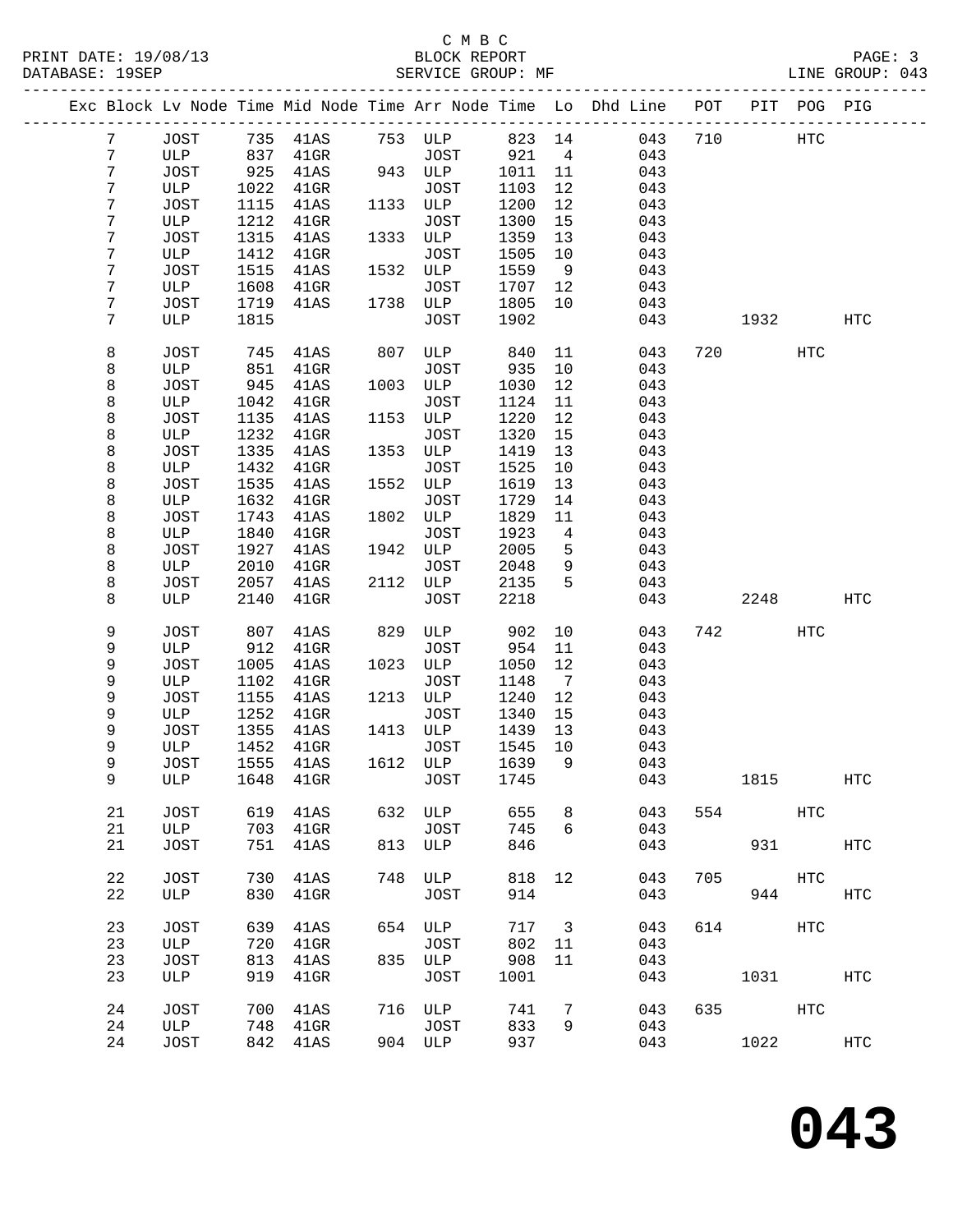C M B C

BLOCK REPORT

SERVICE GROUP: MF

LINE GROUP: 043

| Exc | Block | Lv | Node | Time | Mid | Node | Time | Arr | Node | Time | Lo | Dhd Line | POT | PIT | POG | PIG |
|---|---|---|---|---|---|---|---|---|---|---|---|---|---|---|---|---|
| | 7 | | JOST | 735 | | 41AS | 753 | | ULP | 823 | 14 | 043 | 710 | | HTC | |
| | 7 | | ULP | 837 | | 41GR | | | JOST | 921 | 4 | 043 | | | | |
| | 7 | | JOST | 925 | | 41AS | 943 | | ULP | 1011 | 11 | 043 | | | | |
| | 7 | | ULP | 1022 | | 41GR | | | JOST | 1103 | 12 | 043 | | | | |
| | 7 | | JOST | 1115 | | 41AS | 1133 | | ULP | 1200 | 12 | 043 | | | | |
| | 7 | | ULP | 1212 | | 41GR | | | JOST | 1300 | 15 | 043 | | | | |
| | 7 | | JOST | 1315 | | 41AS | 1333 | | ULP | 1359 | 13 | 043 | | | | |
| | 7 | | ULP | 1412 | | 41GR | | | JOST | 1505 | 10 | 043 | | | | |
| | 7 | | JOST | 1515 | | 41AS | 1532 | | ULP | 1559 | 9 | 043 | | | | |
| | 7 | | ULP | 1608 | | 41GR | | | JOST | 1707 | 12 | 043 | | | | |
| | 7 | | JOST | 1719 | | 41AS | 1738 | | ULP | 1805 | 10 | 043 | | | | |
| | 7 | | ULP | 1815 | | | | | JOST | 1902 | | 043 | | 1932 | | HTC |
| | 8 | | JOST | 745 | | 41AS | 807 | | ULP | 840 | 11 | 043 | 720 | | HTC | |
| | 8 | | ULP | 851 | | 41GR | | | JOST | 935 | 10 | 043 | | | | |
| | 8 | | JOST | 945 | | 41AS | 1003 | | ULP | 1030 | 12 | 043 | | | | |
| | 8 | | ULP | 1042 | | 41GR | | | JOST | 1124 | 11 | 043 | | | | |
| | 8 | | JOST | 1135 | | 41AS | 1153 | | ULP | 1220 | 12 | 043 | | | | |
| | 8 | | ULP | 1232 | | 41GR | | | JOST | 1320 | 15 | 043 | | | | |
| | 8 | | JOST | 1335 | | 41AS | 1353 | | ULP | 1419 | 13 | 043 | | | | |
| | 8 | | ULP | 1432 | | 41GR | | | JOST | 1525 | 10 | 043 | | | | |
| | 8 | | JOST | 1535 | | 41AS | 1552 | | ULP | 1619 | 13 | 043 | | | | |
| | 8 | | ULP | 1632 | | 41GR | | | JOST | 1729 | 14 | 043 | | | | |
| | 8 | | JOST | 1743 | | 41AS | 1802 | | ULP | 1829 | 11 | 043 | | | | |
| | 8 | | ULP | 1840 | | 41GR | | | JOST | 1923 | 4 | 043 | | | | |
| | 8 | | JOST | 1927 | | 41AS | 1942 | | ULP | 2005 | 5 | 043 | | | | |
| | 8 | | ULP | 2010 | | 41GR | | | JOST | 2048 | 9 | 043 | | | | |
| | 8 | | JOST | 2057 | | 41AS | 2112 | | ULP | 2135 | 5 | 043 | | | | |
| | 8 | | ULP | 2140 | | 41GR | | | JOST | 2218 | | 043 | | 2248 | | HTC |
| | 9 | | JOST | 807 | | 41AS | 829 | | ULP | 902 | 10 | 043 | 742 | | HTC | |
| | 9 | | ULP | 912 | | 41GR | | | JOST | 954 | 11 | 043 | | | | |
| | 9 | | JOST | 1005 | | 41AS | 1023 | | ULP | 1050 | 12 | 043 | | | | |
| | 9 | | ULP | 1102 | | 41GR | | | JOST | 1148 | 7 | 043 | | | | |
| | 9 | | JOST | 1155 | | 41AS | 1213 | | ULP | 1240 | 12 | 043 | | | | |
| | 9 | | ULP | 1252 | | 41GR | | | JOST | 1340 | 15 | 043 | | | | |
| | 9 | | JOST | 1355 | | 41AS | 1413 | | ULP | 1439 | 13 | 043 | | | | |
| | 9 | | ULP | 1452 | | 41GR | | | JOST | 1545 | 10 | 043 | | | | |
| | 9 | | JOST | 1555 | | 41AS | 1612 | | ULP | 1639 | 9 | 043 | | | | |
| | 9 | | ULP | 1648 | | 41GR | | | JOST | 1745 | | 043 | | 1815 | | HTC |
| | 21 | | JOST | 619 | | 41AS | 632 | | ULP | 655 | 8 | 043 | 554 | | HTC | |
| | 21 | | ULP | 703 | | 41GR | | | JOST | 745 | 6 | 043 | | | | |
| | 21 | | JOST | 751 | | 41AS | 813 | | ULP | 846 | | 043 | | 931 | | HTC |
| | 22 | | JOST | 730 | | 41AS | 748 | | ULP | 818 | 12 | 043 | 705 | | HTC | |
| | 22 | | ULP | 830 | | 41GR | | | JOST | 914 | | 043 | | 944 | | HTC |
| | 23 | | JOST | 639 | | 41AS | 654 | | ULP | 717 | 3 | 043 | 614 | | HTC | |
| | 23 | | ULP | 720 | | 41GR | | | JOST | 802 | 11 | 043 | | | | |
| | 23 | | JOST | 813 | | 41AS | 835 | | ULP | 908 | 11 | 043 | | | | |
| | 23 | | ULP | 919 | | 41GR | | | JOST | 1001 | | 043 | | 1031 | | HTC |
| | 24 | | JOST | 700 | | 41AS | 716 | | ULP | 741 | 7 | 043 | 635 | | HTC | |
| | 24 | | ULP | 748 | | 41GR | | | JOST | 833 | 9 | 043 | | | | |
| | 24 | | JOST | 842 | | 41AS | 904 | | ULP | 937 | | 043 | | 1022 | | HTC |

# 043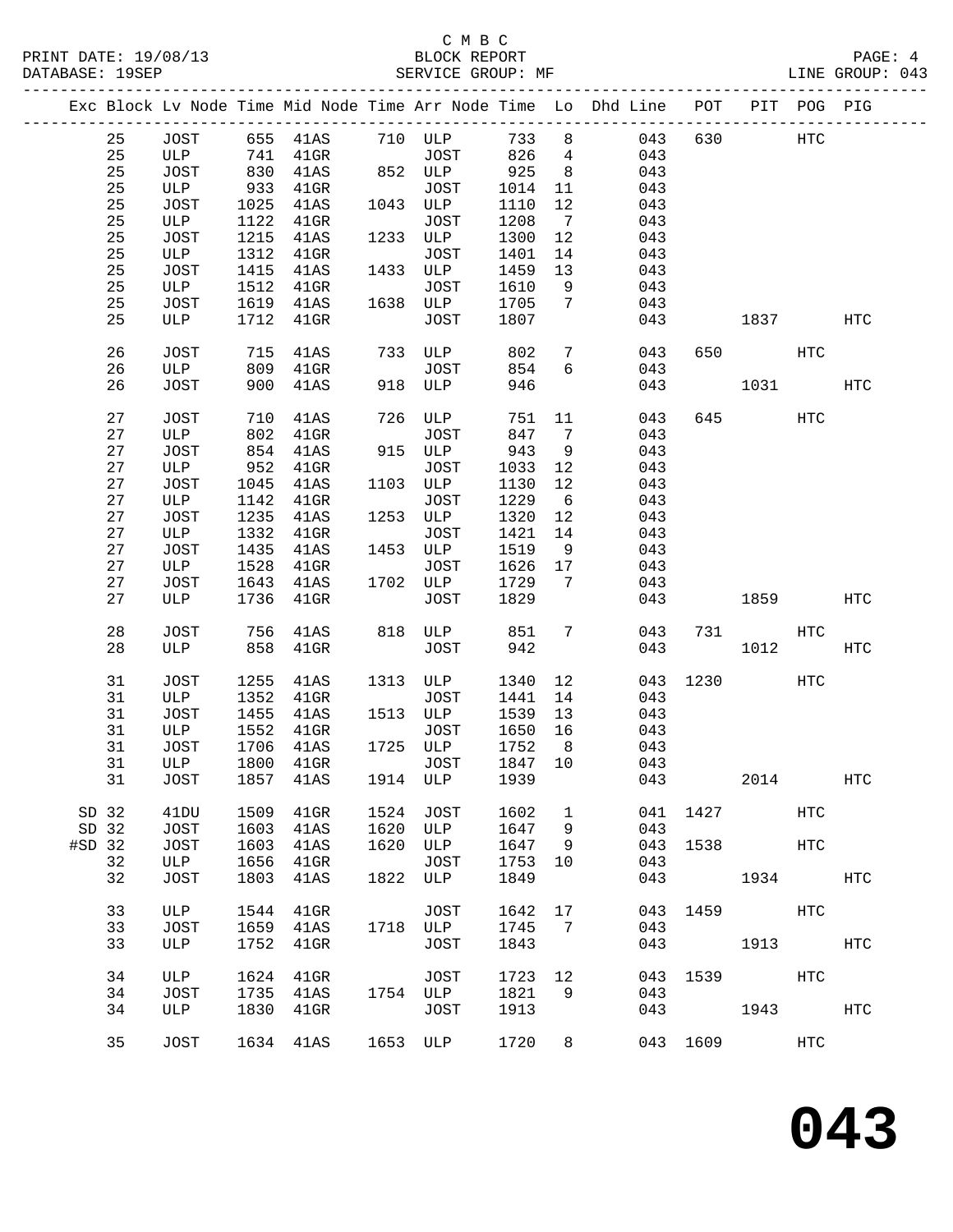C M B C
PRINT DATE: 19/08/13 BLOCK REPORT
DATABASE: 19SEP SERVICE GROUP: MF LINE GROUP: 043

| Exc | Block | Lv Node | Time | Mid Node | Time | Arr Node | Time | Lo | Dhd Line | POT | PIT | POG | PIG |
|---|---|---|---|---|---|---|---|---|---|---|---|---|---|
| | 25 | JOST | 655 | 41AS | 710 | ULP | 733 | 8 | 043 | 630 | | HTC | |
| | 25 | ULP | 741 | 41GR | | JOST | 826 | 4 | 043 | | | | |
| | 25 | JOST | 830 | 41AS | 852 | ULP | 925 | 8 | 043 | | | | |
| | 25 | ULP | 933 | 41GR | | JOST | 1014 | 11 | 043 | | | | |
| | 25 | JOST | 1025 | 41AS | 1043 | ULP | 1110 | 12 | 043 | | | | |
| | 25 | ULP | 1122 | 41GR | | JOST | 1208 | 7 | 043 | | | | |
| | 25 | JOST | 1215 | 41AS | 1233 | ULP | 1300 | 12 | 043 | | | | |
| | 25 | ULP | 1312 | 41GR | | JOST | 1401 | 14 | 043 | | | | |
| | 25 | JOST | 1415 | 41AS | 1433 | ULP | 1459 | 13 | 043 | | | | |
| | 25 | ULP | 1512 | 41GR | | JOST | 1610 | 9 | 043 | | | | |
| | 25 | JOST | 1619 | 41AS | 1638 | ULP | 1705 | 7 | 043 | | | | |
| | 25 | ULP | 1712 | 41GR | | JOST | 1807 | | 043 | | 1837 | | HTC |
| | 26 | JOST | 715 | 41AS | 733 | ULP | 802 | 7 | 043 | 650 | | HTC | |
| | 26 | ULP | 809 | 41GR | | JOST | 854 | 6 | 043 | | | | |
| | 26 | JOST | 900 | 41AS | 918 | ULP | 946 | | 043 | | 1031 | | HTC |
| | 27 | JOST | 710 | 41AS | 726 | ULP | 751 | 11 | 043 | 645 | | HTC | |
| | 27 | ULP | 802 | 41GR | | JOST | 847 | 7 | 043 | | | | |
| | 27 | JOST | 854 | 41AS | 915 | ULP | 943 | 9 | 043 | | | | |
| | 27 | ULP | 952 | 41GR | | JOST | 1033 | 12 | 043 | | | | |
| | 27 | JOST | 1045 | 41AS | 1103 | ULP | 1130 | 12 | 043 | | | | |
| | 27 | ULP | 1142 | 41GR | | JOST | 1229 | 6 | 043 | | | | |
| | 27 | JOST | 1235 | 41AS | 1253 | ULP | 1320 | 12 | 043 | | | | |
| | 27 | ULP | 1332 | 41GR | | JOST | 1421 | 14 | 043 | | | | |
| | 27 | JOST | 1435 | 41AS | 1453 | ULP | 1519 | 9 | 043 | | | | |
| | 27 | ULP | 1528 | 41GR | | JOST | 1626 | 17 | 043 | | | | |
| | 27 | JOST | 1643 | 41AS | 1702 | ULP | 1729 | 7 | 043 | | | | |
| | 27 | ULP | 1736 | 41GR | | JOST | 1829 | | 043 | | 1859 | | HTC |
| | 28 | JOST | 756 | 41AS | 818 | ULP | 851 | 7 | 043 | 731 | | HTC | |
| | 28 | ULP | 858 | 41GR | | JOST | 942 | | 043 | | 1012 | | HTC |
| | 31 | JOST | 1255 | 41AS | 1313 | ULP | 1340 | 12 | 043 | 1230 | | HTC | |
| | 31 | ULP | 1352 | 41GR | | JOST | 1441 | 14 | 043 | | | | |
| | 31 | JOST | 1455 | 41AS | 1513 | ULP | 1539 | 13 | 043 | | | | |
| | 31 | ULP | 1552 | 41GR | | JOST | 1650 | 16 | 043 | | | | |
| | 31 | JOST | 1706 | 41AS | 1725 | ULP | 1752 | 8 | 043 | | | | |
| | 31 | ULP | 1800 | 41GR | | JOST | 1847 | 10 | 043 | | | | |
| | 31 | JOST | 1857 | 41AS | 1914 | ULP | 1939 | | 043 | | 2014 | | HTC |
| SD | 32 | 41DU | 1509 | 41GR | 1524 | JOST | 1602 | 1 | 041 | 1427 | | HTC | |
| SD | 32 | JOST | 1603 | 41AS | 1620 | ULP | 1647 | 9 | 043 | | | | |
| #SD | 32 | JOST | 1603 | 41AS | 1620 | ULP | 1647 | 9 | 043 | 1538 | | HTC | |
| | 32 | ULP | 1656 | 41GR | | JOST | 1753 | 10 | 043 | | | | |
| | 32 | JOST | 1803 | 41AS | 1822 | ULP | 1849 | | 043 | | 1934 | | HTC |
| | 33 | ULP | 1544 | 41GR | | JOST | 1642 | 17 | 043 | 1459 | | HTC | |
| | 33 | JOST | 1659 | 41AS | 1718 | ULP | 1745 | 7 | 043 | | | | |
| | 33 | ULP | 1752 | 41GR | | JOST | 1843 | | 043 | | 1913 | | HTC |
| | 34 | ULP | 1624 | 41GR | | JOST | 1723 | 12 | 043 | 1539 | | HTC | |
| | 34 | JOST | 1735 | 41AS | 1754 | ULP | 1821 | 9 | 043 | | | | |
| | 34 | ULP | 1830 | 41GR | | JOST | 1913 | | 043 | | 1943 | | HTC |
| | 35 | JOST | 1634 | 41AS | 1653 | ULP | 1720 | 8 | 043 | 1609 | | HTC | |

# 043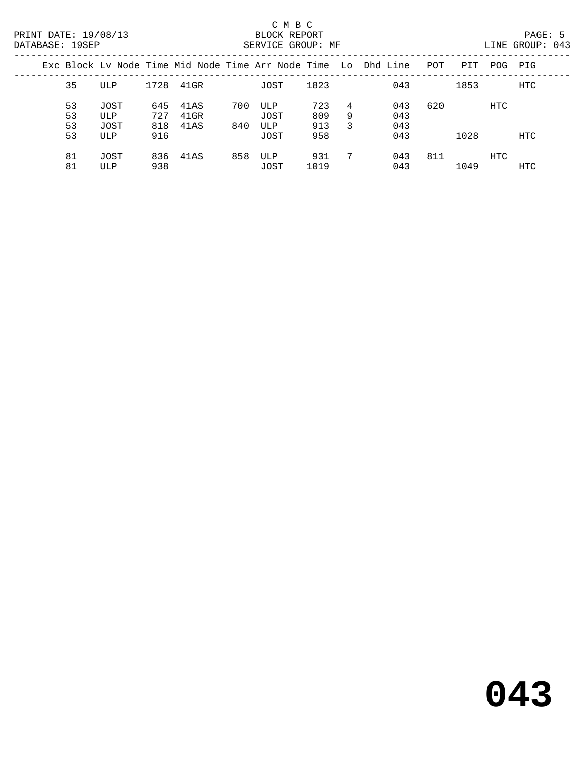C M B C
BLOCK REPORT
SERVICE GROUP: MF

PRINT DATE: 19/08/13
DATABASE: 19SEP

LINE GROUP: 043

| Exc | Block | Lv Node | Time | Mid Node | Time | Arr Node | Time | Lo | Dhd | Line | POT | PIT | POG | PIG |
|---|---|---|---|---|---|---|---|---|---|---|---|---|---|---|
| | 35 | ULP | 1728 | 41GR | | JOST | 1823 | | | 043 | | 1853 | | HTC |
| | 53 | JOST | 645 | 41AS | 700 | ULP | 723 | 4 | | 043 | 620 | | HTC | |
| | 53 | ULP | 727 | 41GR | | JOST | 809 | 9 | | 043 | | | | |
| | 53 | JOST | 818 | 41AS | 840 | ULP | 913 | 3 | | 043 | | | | |
| | 53 | ULP | 916 | | | JOST | 958 | | | 043 | | 1028 | | HTC |
| | 81 | JOST | 836 | 41AS | 858 | ULP | 931 | 7 | | 043 | 811 | | HTC | |
| | 81 | ULP | 938 | | | JOST | 1019 | | | 043 | | 1049 | | HTC |

# 043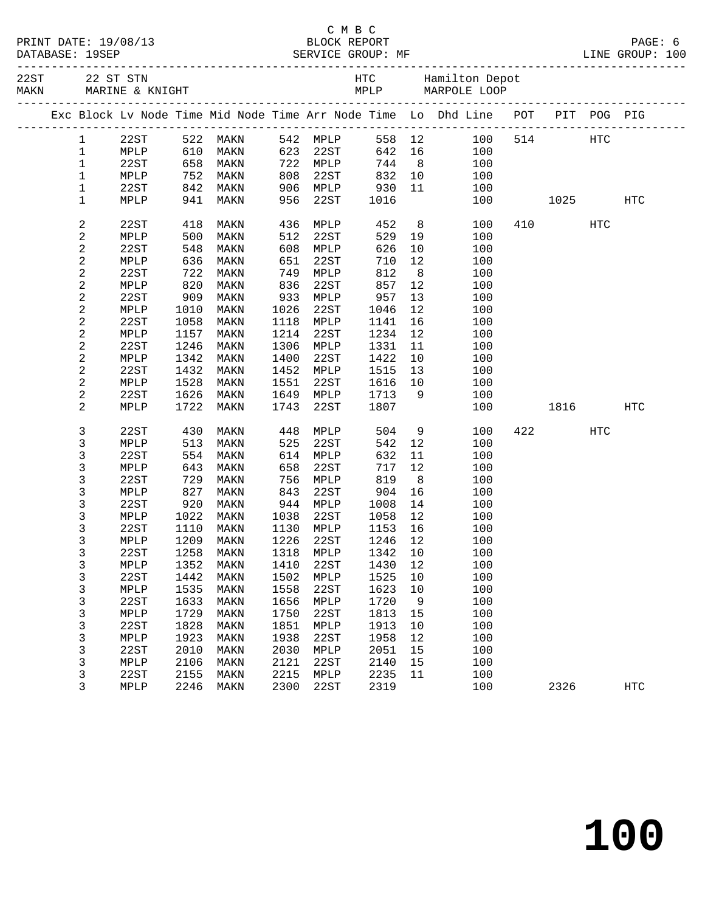C M B C
BLOCK REPORT
SERVICE GROUP: MF

PRINT DATE: 19/08/13
DATABASE: 19SEP
LINE GROUP: 100

| 22ST | 22 ST STN | HTC | Hamilton Depot |
|---|---|---|---|
| MAKN | MARINE & KNIGHT | MPLP | MARPOLE LOOP |

| Exc | Block | Lv Node | Time | Mid Node | Time | Arr Node | Time | Lo | Dhd Line | POT | PIT | POG | PIG |
|---|---|---|---|---|---|---|---|---|---|---|---|---|---|
| | 1 | 22ST | 522 | MAKN | 542 | MPLP | 558 | 12 | 100 | 514 | | HTC | |
| | 1 | MPLP | 610 | MAKN | 623 | 22ST | 642 | 16 | 100 | | | | |
| | 1 | 22ST | 658 | MAKN | 722 | MPLP | 744 | 8 | 100 | | | | |
| | 1 | MPLP | 752 | MAKN | 808 | 22ST | 832 | 10 | 100 | | | | |
| | 1 | 22ST | 842 | MAKN | 906 | MPLP | 930 | 11 | 100 | | | | |
| | 1 | MPLP | 941 | MAKN | 956 | 22ST | 1016 | | 100 | | 1025 | | HTC |
| | 2 | 22ST | 418 | MAKN | 436 | MPLP | 452 | 8 | 100 | 410 | | HTC | |
| | 2 | MPLP | 500 | MAKN | 512 | 22ST | 529 | 19 | 100 | | | | |
| | 2 | 22ST | 548 | MAKN | 608 | MPLP | 626 | 10 | 100 | | | | |
| | 2 | MPLP | 636 | MAKN | 651 | 22ST | 710 | 12 | 100 | | | | |
| | 2 | 22ST | 722 | MAKN | 749 | MPLP | 812 | 8 | 100 | | | | |
| | 2 | MPLP | 820 | MAKN | 836 | 22ST | 857 | 12 | 100 | | | | |
| | 2 | 22ST | 909 | MAKN | 933 | MPLP | 957 | 13 | 100 | | | | |
| | 2 | MPLP | 1010 | MAKN | 1026 | 22ST | 1046 | 12 | 100 | | | | |
| | 2 | 22ST | 1058 | MAKN | 1118 | MPLP | 1141 | 16 | 100 | | | | |
| | 2 | MPLP | 1157 | MAKN | 1214 | 22ST | 1234 | 12 | 100 | | | | |
| | 2 | 22ST | 1246 | MAKN | 1306 | MPLP | 1331 | 11 | 100 | | | | |
| | 2 | MPLP | 1342 | MAKN | 1400 | 22ST | 1422 | 10 | 100 | | | | |
| | 2 | 22ST | 1432 | MAKN | 1452 | MPLP | 1515 | 13 | 100 | | | | |
| | 2 | MPLP | 1528 | MAKN | 1551 | 22ST | 1616 | 10 | 100 | | | | |
| | 2 | 22ST | 1626 | MAKN | 1649 | MPLP | 1713 | 9 | 100 | | | | |
| | 2 | MPLP | 1722 | MAKN | 1743 | 22ST | 1807 | | 100 | | 1816 | | HTC |
| | 3 | 22ST | 430 | MAKN | 448 | MPLP | 504 | 9 | 100 | 422 | | HTC | |
| | 3 | MPLP | 513 | MAKN | 525 | 22ST | 542 | 12 | 100 | | | | |
| | 3 | 22ST | 554 | MAKN | 614 | MPLP | 632 | 11 | 100 | | | | |
| | 3 | MPLP | 643 | MAKN | 658 | 22ST | 717 | 12 | 100 | | | | |
| | 3 | 22ST | 729 | MAKN | 756 | MPLP | 819 | 8 | 100 | | | | |
| | 3 | MPLP | 827 | MAKN | 843 | 22ST | 904 | 16 | 100 | | | | |
| | 3 | 22ST | 920 | MAKN | 944 | MPLP | 1008 | 14 | 100 | | | | |
| | 3 | MPLP | 1022 | MAKN | 1038 | 22ST | 1058 | 12 | 100 | | | | |
| | 3 | 22ST | 1110 | MAKN | 1130 | MPLP | 1153 | 16 | 100 | | | | |
| | 3 | MPLP | 1209 | MAKN | 1226 | 22ST | 1246 | 12 | 100 | | | | |
| | 3 | 22ST | 1258 | MAKN | 1318 | MPLP | 1342 | 10 | 100 | | | | |
| | 3 | MPLP | 1352 | MAKN | 1410 | 22ST | 1430 | 12 | 100 | | | | |
| | 3 | 22ST | 1442 | MAKN | 1502 | MPLP | 1525 | 10 | 100 | | | | |
| | 3 | MPLP | 1535 | MAKN | 1558 | 22ST | 1623 | 10 | 100 | | | | |
| | 3 | 22ST | 1633 | MAKN | 1656 | MPLP | 1720 | 9 | 100 | | | | |
| | 3 | MPLP | 1729 | MAKN | 1750 | 22ST | 1813 | 15 | 100 | | | | |
| | 3 | 22ST | 1828 | MAKN | 1851 | MPLP | 1913 | 10 | 100 | | | | |
| | 3 | MPLP | 1923 | MAKN | 1938 | 22ST | 1958 | 12 | 100 | | | | |
| | 3 | 22ST | 2010 | MAKN | 2030 | MPLP | 2051 | 15 | 100 | | | | |
| | 3 | MPLP | 2106 | MAKN | 2121 | 22ST | 2140 | 15 | 100 | | | | |
| | 3 | 22ST | 2155 | MAKN | 2215 | MPLP | 2235 | 11 | 100 | | | | |
| | 3 | MPLP | 2246 | MAKN | 2300 | 22ST | 2319 | | 100 | | 2326 | | HTC |

# 100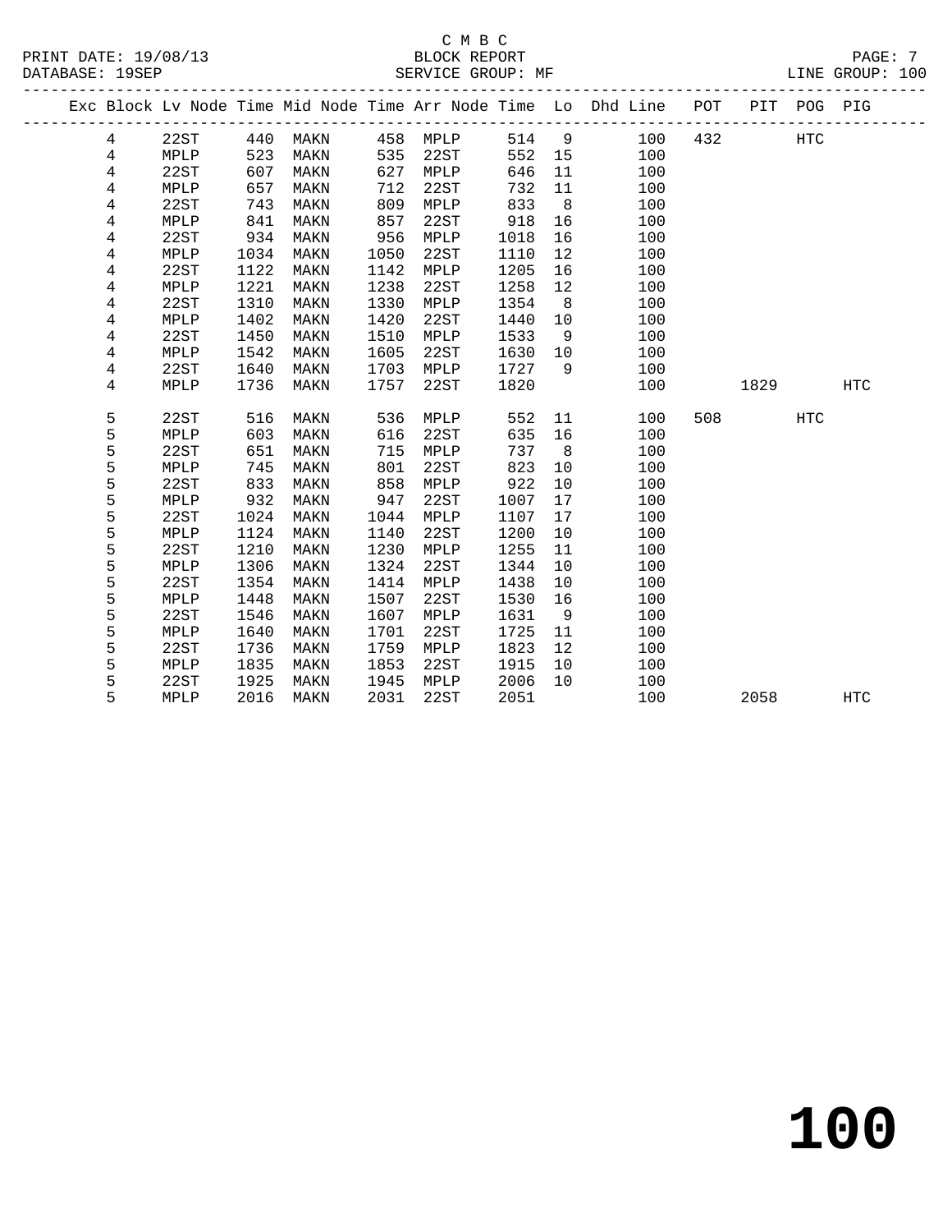C M B C

BLOCK REPORT

SERVICE GROUP: MF

LINE GROUP: 100

PRINT DATE: 19/08/13

DATABASE: 19SEP

| Exc | Block | Lv Node | Time | Mid Node | Time | Arr Node | Time | Lo | Dhd Line | POT | PIT | POG | PIG |
|---|---|---|---|---|---|---|---|---|---|---|---|---|---|
| | 4 | 22ST | 440 | MAKN | 458 | MPLP | 514 | 9 | 100 | 432 | | HTC | |
| | 4 | MPLP | 523 | MAKN | 535 | 22ST | 552 | 15 | 100 | | | | |
| | 4 | 22ST | 607 | MAKN | 627 | MPLP | 646 | 11 | 100 | | | | |
| | 4 | MPLP | 657 | MAKN | 712 | 22ST | 732 | 11 | 100 | | | | |
| | 4 | 22ST | 743 | MAKN | 809 | MPLP | 833 | 8 | 100 | | | | |
| | 4 | MPLP | 841 | MAKN | 857 | 22ST | 918 | 16 | 100 | | | | |
| | 4 | 22ST | 934 | MAKN | 956 | MPLP | 1018 | 16 | 100 | | | | |
| | 4 | MPLP | 1034 | MAKN | 1050 | 22ST | 1110 | 12 | 100 | | | | |
| | 4 | 22ST | 1122 | MAKN | 1142 | MPLP | 1205 | 16 | 100 | | | | |
| | 4 | MPLP | 1221 | MAKN | 1238 | 22ST | 1258 | 12 | 100 | | | | |
| | 4 | 22ST | 1310 | MAKN | 1330 | MPLP | 1354 | 8 | 100 | | | | |
| | 4 | MPLP | 1402 | MAKN | 1420 | 22ST | 1440 | 10 | 100 | | | | |
| | 4 | 22ST | 1450 | MAKN | 1510 | MPLP | 1533 | 9 | 100 | | | | |
| | 4 | MPLP | 1542 | MAKN | 1605 | 22ST | 1630 | 10 | 100 | | | | |
| | 4 | 22ST | 1640 | MAKN | 1703 | MPLP | 1727 | 9 | 100 | | | | |
| | 4 | MPLP | 1736 | MAKN | 1757 | 22ST | 1820 | | 100 | | 1829 | | HTC |
| | 5 | 22ST | 516 | MAKN | 536 | MPLP | 552 | 11 | 100 | 508 | | HTC | |
| | 5 | MPLP | 603 | MAKN | 616 | 22ST | 635 | 16 | 100 | | | | |
| | 5 | 22ST | 651 | MAKN | 715 | MPLP | 737 | 8 | 100 | | | | |
| | 5 | MPLP | 745 | MAKN | 801 | 22ST | 823 | 10 | 100 | | | | |
| | 5 | 22ST | 833 | MAKN | 858 | MPLP | 922 | 10 | 100 | | | | |
| | 5 | MPLP | 932 | MAKN | 947 | 22ST | 1007 | 17 | 100 | | | | |
| | 5 | 22ST | 1024 | MAKN | 1044 | MPLP | 1107 | 17 | 100 | | | | |
| | 5 | MPLP | 1124 | MAKN | 1140 | 22ST | 1200 | 10 | 100 | | | | |
| | 5 | 22ST | 1210 | MAKN | 1230 | MPLP | 1255 | 11 | 100 | | | | |
| | 5 | MPLP | 1306 | MAKN | 1324 | 22ST | 1344 | 10 | 100 | | | | |
| | 5 | 22ST | 1354 | MAKN | 1414 | MPLP | 1438 | 10 | 100 | | | | |
| | 5 | MPLP | 1448 | MAKN | 1507 | 22ST | 1530 | 16 | 100 | | | | |
| | 5 | 22ST | 1546 | MAKN | 1607 | MPLP | 1631 | 9 | 100 | | | | |
| | 5 | MPLP | 1640 | MAKN | 1701 | 22ST | 1725 | 11 | 100 | | | | |
| | 5 | 22ST | 1736 | MAKN | 1759 | MPLP | 1823 | 12 | 100 | | | | |
| | 5 | MPLP | 1835 | MAKN | 1853 | 22ST | 1915 | 10 | 100 | | | | |
| | 5 | 22ST | 1925 | MAKN | 1945 | MPLP | 2006 | 10 | 100 | | | | |
| | 5 | MPLP | 2016 | MAKN | 2031 | 22ST | 2051 | | 100 | | 2058 | | HTC |

# 100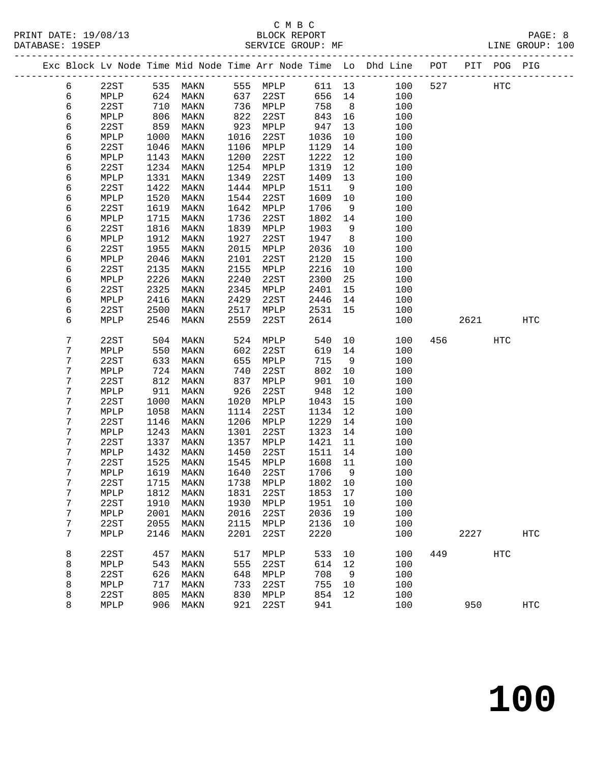C M B C
BLOCK REPORT
SERVICE GROUP: MF

PRINT DATE: 19/08/13
DATABASE: 19SEP
LINE GROUP: 100

| Exc | Block | Lv Node | Time | Mid Node | Time | Arr Node | Time | Lo | Dhd Line | POT | PIT | POG | PIG |
|---|---|---|---|---|---|---|---|---|---|---|---|---|---|
| | 6 | 22ST | 535 | MAKN | 555 | MPLP | 611 | 13 | 100 | 527 | | HTC | |
| | 6 | MPLP | 624 | MAKN | 637 | 22ST | 656 | 14 | 100 | | | | |
| | 6 | 22ST | 710 | MAKN | 736 | MPLP | 758 | 8 | 100 | | | | |
| | 6 | MPLP | 806 | MAKN | 822 | 22ST | 843 | 16 | 100 | | | | |
| | 6 | 22ST | 859 | MAKN | 923 | MPLP | 947 | 13 | 100 | | | | |
| | 6 | MPLP | 1000 | MAKN | 1016 | 22ST | 1036 | 10 | 100 | | | | |
| | 6 | 22ST | 1046 | MAKN | 1106 | MPLP | 1129 | 14 | 100 | | | | |
| | 6 | MPLP | 1143 | MAKN | 1200 | 22ST | 1222 | 12 | 100 | | | | |
| | 6 | 22ST | 1234 | MAKN | 1254 | MPLP | 1319 | 12 | 100 | | | | |
| | 6 | MPLP | 1331 | MAKN | 1349 | 22ST | 1409 | 13 | 100 | | | | |
| | 6 | 22ST | 1422 | MAKN | 1444 | MPLP | 1511 | 9 | 100 | | | | |
| | 6 | MPLP | 1520 | MAKN | 1544 | 22ST | 1609 | 10 | 100 | | | | |
| | 6 | 22ST | 1619 | MAKN | 1642 | MPLP | 1706 | 9 | 100 | | | | |
| | 6 | MPLP | 1715 | MAKN | 1736 | 22ST | 1802 | 14 | 100 | | | | |
| | 6 | 22ST | 1816 | MAKN | 1839 | MPLP | 1903 | 9 | 100 | | | | |
| | 6 | MPLP | 1912 | MAKN | 1927 | 22ST | 1947 | 8 | 100 | | | | |
| | 6 | 22ST | 1955 | MAKN | 2015 | MPLP | 2036 | 10 | 100 | | | | |
| | 6 | MPLP | 2046 | MAKN | 2101 | 22ST | 2120 | 15 | 100 | | | | |
| | 6 | 22ST | 2135 | MAKN | 2155 | MPLP | 2216 | 10 | 100 | | | | |
| | 6 | MPLP | 2226 | MAKN | 2240 | 22ST | 2300 | 25 | 100 | | | | |
| | 6 | 22ST | 2325 | MAKN | 2345 | MPLP | 2401 | 15 | 100 | | | | |
| | 6 | MPLP | 2416 | MAKN | 2429 | 22ST | 2446 | 14 | 100 | | | | |
| | 6 | 22ST | 2500 | MAKN | 2517 | MPLP | 2531 | 15 | 100 | | | | |
| | 6 | MPLP | 2546 | MAKN | 2559 | 22ST | 2614 | | 100 | | 2621 | | HTC |
| | 7 | 22ST | 504 | MAKN | 524 | MPLP | 540 | 10 | 100 | 456 | | HTC | |
| | 7 | MPLP | 550 | MAKN | 602 | 22ST | 619 | 14 | 100 | | | | |
| | 7 | 22ST | 633 | MAKN | 655 | MPLP | 715 | 9 | 100 | | | | |
| | 7 | MPLP | 724 | MAKN | 740 | 22ST | 802 | 10 | 100 | | | | |
| | 7 | 22ST | 812 | MAKN | 837 | MPLP | 901 | 10 | 100 | | | | |
| | 7 | MPLP | 911 | MAKN | 926 | 22ST | 948 | 12 | 100 | | | | |
| | 7 | 22ST | 1000 | MAKN | 1020 | MPLP | 1043 | 15 | 100 | | | | |
| | 7 | MPLP | 1058 | MAKN | 1114 | 22ST | 1134 | 12 | 100 | | | | |
| | 7 | 22ST | 1146 | MAKN | 1206 | MPLP | 1229 | 14 | 100 | | | | |
| | 7 | MPLP | 1243 | MAKN | 1301 | 22ST | 1323 | 14 | 100 | | | | |
| | 7 | 22ST | 1337 | MAKN | 1357 | MPLP | 1421 | 11 | 100 | | | | |
| | 7 | MPLP | 1432 | MAKN | 1450 | 22ST | 1511 | 14 | 100 | | | | |
| | 7 | 22ST | 1525 | MAKN | 1545 | MPLP | 1608 | 11 | 100 | | | | |
| | 7 | MPLP | 1619 | MAKN | 1640 | 22ST | 1706 | 9 | 100 | | | | |
| | 7 | 22ST | 1715 | MAKN | 1738 | MPLP | 1802 | 10 | 100 | | | | |
| | 7 | MPLP | 1812 | MAKN | 1831 | 22ST | 1853 | 17 | 100 | | | | |
| | 7 | 22ST | 1910 | MAKN | 1930 | MPLP | 1951 | 10 | 100 | | | | |
| | 7 | MPLP | 2001 | MAKN | 2016 | 22ST | 2036 | 19 | 100 | | | | |
| | 7 | 22ST | 2055 | MAKN | 2115 | MPLP | 2136 | 10 | 100 | | | | |
| | 7 | MPLP | 2146 | MAKN | 2201 | 22ST | 2220 | | 100 | | 2227 | | HTC |
| | 8 | 22ST | 457 | MAKN | 517 | MPLP | 533 | 10 | 100 | 449 | | HTC | |
| | 8 | MPLP | 543 | MAKN | 555 | 22ST | 614 | 12 | 100 | | | | |
| | 8 | 22ST | 626 | MAKN | 648 | MPLP | 708 | 9 | 100 | | | | |
| | 8 | MPLP | 717 | MAKN | 733 | 22ST | 755 | 10 | 100 | | | | |
| | 8 | 22ST | 805 | MAKN | 830 | MPLP | 854 | 12 | 100 | | | | |
| | 8 | MPLP | 906 | MAKN | 921 | 22ST | 941 | | 100 | | 950 | | HTC |

# 100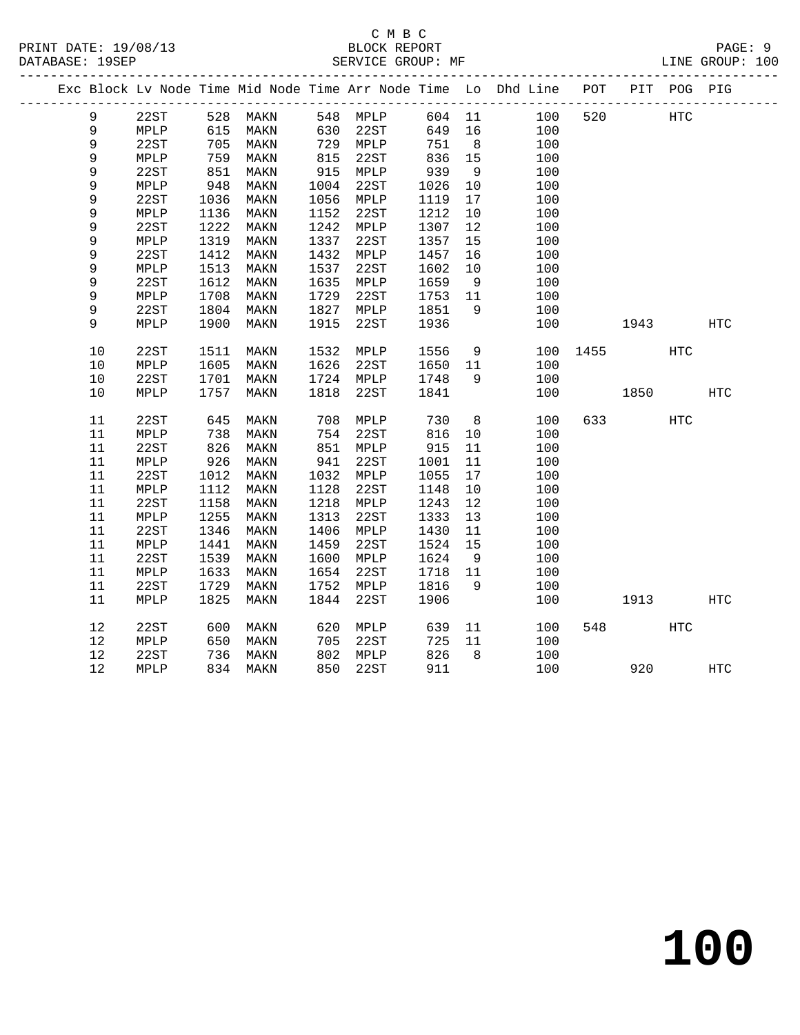C M B C
BLOCK REPORT
SERVICE GROUP: MF

PRINT DATE: 19/08/13
DATABASE: 19SEP
LINE GROUP: 100

| Exc | Block | Lv | Node | Time | Mid Node | Time | Arr Node | Time | Lo | Dhd Line | POT | PIT | POG | PIG |
|---|---|---|---|---|---|---|---|---|---|---|---|---|---|---|
| | 9 | | 22ST | 528 | MAKN | 548 | MPLP | 604 | 11 | 100 | 520 | | HTC | |
| | 9 | | MPLP | 615 | MAKN | 630 | 22ST | 649 | 16 | 100 | | | | |
| | 9 | | 22ST | 705 | MAKN | 729 | MPLP | 751 | 8 | 100 | | | | |
| | 9 | | MPLP | 759 | MAKN | 815 | 22ST | 836 | 15 | 100 | | | | |
| | 9 | | 22ST | 851 | MAKN | 915 | MPLP | 939 | 9 | 100 | | | | |
| | 9 | | MPLP | 948 | MAKN | 1004 | 22ST | 1026 | 10 | 100 | | | | |
| | 9 | | 22ST | 1036 | MAKN | 1056 | MPLP | 1119 | 17 | 100 | | | | |
| | 9 | | MPLP | 1136 | MAKN | 1152 | 22ST | 1212 | 10 | 100 | | | | |
| | 9 | | 22ST | 1222 | MAKN | 1242 | MPLP | 1307 | 12 | 100 | | | | |
| | 9 | | MPLP | 1319 | MAKN | 1337 | 22ST | 1357 | 15 | 100 | | | | |
| | 9 | | 22ST | 1412 | MAKN | 1432 | MPLP | 1457 | 16 | 100 | | | | |
| | 9 | | MPLP | 1513 | MAKN | 1537 | 22ST | 1602 | 10 | 100 | | | | |
| | 9 | | 22ST | 1612 | MAKN | 1635 | MPLP | 1659 | 9 | 100 | | | | |
| | 9 | | MPLP | 1708 | MAKN | 1729 | 22ST | 1753 | 11 | 100 | | | | |
| | 9 | | 22ST | 1804 | MAKN | 1827 | MPLP | 1851 | 9 | 100 | | | | |
| | 9 | | MPLP | 1900 | MAKN | 1915 | 22ST | 1936 | | 100 | | 1943 | | HTC |
| | 10 | | 22ST | 1511 | MAKN | 1532 | MPLP | 1556 | 9 | 100 | 1455 | | HTC | |
| | 10 | | MPLP | 1605 | MAKN | 1626 | 22ST | 1650 | 11 | 100 | | | | |
| | 10 | | 22ST | 1701 | MAKN | 1724 | MPLP | 1748 | 9 | 100 | | | | |
| | 10 | | MPLP | 1757 | MAKN | 1818 | 22ST | 1841 | | 100 | | 1850 | | HTC |
| | 11 | | 22ST | 645 | MAKN | 708 | MPLP | 730 | 8 | 100 | 633 | | HTC | |
| | 11 | | MPLP | 738 | MAKN | 754 | 22ST | 816 | 10 | 100 | | | | |
| | 11 | | 22ST | 826 | MAKN | 851 | MPLP | 915 | 11 | 100 | | | | |
| | 11 | | MPLP | 926 | MAKN | 941 | 22ST | 1001 | 11 | 100 | | | | |
| | 11 | | 22ST | 1012 | MAKN | 1032 | MPLP | 1055 | 17 | 100 | | | | |
| | 11 | | MPLP | 1112 | MAKN | 1128 | 22ST | 1148 | 10 | 100 | | | | |
| | 11 | | 22ST | 1158 | MAKN | 1218 | MPLP | 1243 | 12 | 100 | | | | |
| | 11 | | MPLP | 1255 | MAKN | 1313 | 22ST | 1333 | 13 | 100 | | | | |
| | 11 | | 22ST | 1346 | MAKN | 1406 | MPLP | 1430 | 11 | 100 | | | | |
| | 11 | | MPLP | 1441 | MAKN | 1459 | 22ST | 1524 | 15 | 100 | | | | |
| | 11 | | 22ST | 1539 | MAKN | 1600 | MPLP | 1624 | 9 | 100 | | | | |
| | 11 | | MPLP | 1633 | MAKN | 1654 | 22ST | 1718 | 11 | 100 | | | | |
| | 11 | | 22ST | 1729 | MAKN | 1752 | MPLP | 1816 | 9 | 100 | | | | |
| | 11 | | MPLP | 1825 | MAKN | 1844 | 22ST | 1906 | | 100 | | 1913 | | HTC |
| | 12 | | 22ST | 600 | MAKN | 620 | MPLP | 639 | 11 | 100 | 548 | | HTC | |
| | 12 | | MPLP | 650 | MAKN | 705 | 22ST | 725 | 11 | 100 | | | | |
| | 12 | | 22ST | 736 | MAKN | 802 | MPLP | 826 | 8 | 100 | | | | |
| | 12 | | MPLP | 834 | MAKN | 850 | 22ST | 911 | | 100 | | 920 | | HTC |

# 100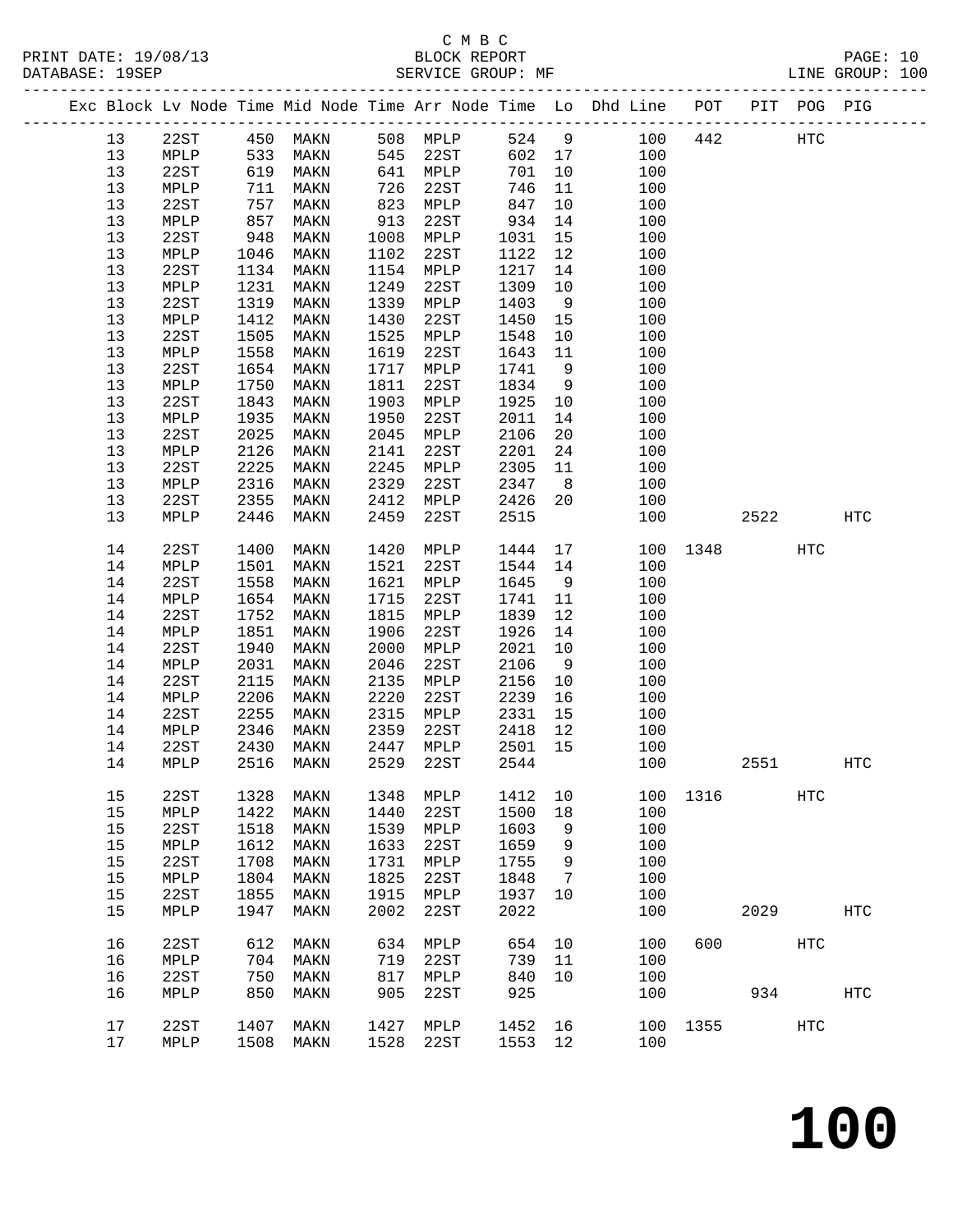C M B C
BLOCK REPORT
SERVICE GROUP: MF

PRINT DATE: 19/08/13
DATABASE: 19SEP
LINE GROUP: 100

| Exc | Block | Lv | Node | Time | Mid Node | Time | Arr Node | Time | Lo | Dhd Line | POT | PIT | POG | PIG |
|---|---|---|---|---|---|---|---|---|---|---|---|---|---|---|
| | 13 | | 22ST | 450 | MAKN | 508 | MPLP | 524 | 9 | 100 | 442 | | HTC | |
| | 13 | | MPLP | 533 | MAKN | 545 | 22ST | 602 | 17 | 100 | | | | |
| | 13 | | 22ST | 619 | MAKN | 641 | MPLP | 701 | 10 | 100 | | | | |
| | 13 | | MPLP | 711 | MAKN | 726 | 22ST | 746 | 11 | 100 | | | | |
| | 13 | | 22ST | 757 | MAKN | 823 | MPLP | 847 | 10 | 100 | | | | |
| | 13 | | MPLP | 857 | MAKN | 913 | 22ST | 934 | 14 | 100 | | | | |
| | 13 | | 22ST | 948 | MAKN | 1008 | MPLP | 1031 | 15 | 100 | | | | |
| | 13 | | MPLP | 1046 | MAKN | 1102 | 22ST | 1122 | 12 | 100 | | | | |
| | 13 | | 22ST | 1134 | MAKN | 1154 | MPLP | 1217 | 14 | 100 | | | | |
| | 13 | | MPLP | 1231 | MAKN | 1249 | 22ST | 1309 | 10 | 100 | | | | |
| | 13 | | 22ST | 1319 | MAKN | 1339 | MPLP | 1403 | 9 | 100 | | | | |
| | 13 | | MPLP | 1412 | MAKN | 1430 | 22ST | 1450 | 15 | 100 | | | | |
| | 13 | | 22ST | 1505 | MAKN | 1525 | MPLP | 1548 | 10 | 100 | | | | |
| | 13 | | MPLP | 1558 | MAKN | 1619 | 22ST | 1643 | 11 | 100 | | | | |
| | 13 | | 22ST | 1654 | MAKN | 1717 | MPLP | 1741 | 9 | 100 | | | | |
| | 13 | | MPLP | 1750 | MAKN | 1811 | 22ST | 1834 | 9 | 100 | | | | |
| | 13 | | 22ST | 1843 | MAKN | 1903 | MPLP | 1925 | 10 | 100 | | | | |
| | 13 | | MPLP | 1935 | MAKN | 1950 | 22ST | 2011 | 14 | 100 | | | | |
| | 13 | | 22ST | 2025 | MAKN | 2045 | MPLP | 2106 | 20 | 100 | | | | |
| | 13 | | MPLP | 2126 | MAKN | 2141 | 22ST | 2201 | 24 | 100 | | | | |
| | 13 | | 22ST | 2225 | MAKN | 2245 | MPLP | 2305 | 11 | 100 | | | | |
| | 13 | | MPLP | 2316 | MAKN | 2329 | 22ST | 2347 | 8 | 100 | | | | |
| | 13 | | 22ST | 2355 | MAKN | 2412 | MPLP | 2426 | 20 | 100 | | | | |
| | 13 | | MPLP | 2446 | MAKN | 2459 | 22ST | 2515 | | 100 | | 2522 | | HTC |
| | 14 | | 22ST | 1400 | MAKN | 1420 | MPLP | 1444 | 17 | 100 | 1348 | | HTC | |
| | 14 | | MPLP | 1501 | MAKN | 1521 | 22ST | 1544 | 14 | 100 | | | | |
| | 14 | | 22ST | 1558 | MAKN | 1621 | MPLP | 1645 | 9 | 100 | | | | |
| | 14 | | MPLP | 1654 | MAKN | 1715 | 22ST | 1741 | 11 | 100 | | | | |
| | 14 | | 22ST | 1752 | MAKN | 1815 | MPLP | 1839 | 12 | 100 | | | | |
| | 14 | | MPLP | 1851 | MAKN | 1906 | 22ST | 1926 | 14 | 100 | | | | |
| | 14 | | 22ST | 1940 | MAKN | 2000 | MPLP | 2021 | 10 | 100 | | | | |
| | 14 | | MPLP | 2031 | MAKN | 2046 | 22ST | 2106 | 9 | 100 | | | | |
| | 14 | | 22ST | 2115 | MAKN | 2135 | MPLP | 2156 | 10 | 100 | | | | |
| | 14 | | MPLP | 2206 | MAKN | 2220 | 22ST | 2239 | 16 | 100 | | | | |
| | 14 | | 22ST | 2255 | MAKN | 2315 | MPLP | 2331 | 15 | 100 | | | | |
| | 14 | | MPLP | 2346 | MAKN | 2359 | 22ST | 2418 | 12 | 100 | | | | |
| | 14 | | 22ST | 2430 | MAKN | 2447 | MPLP | 2501 | 15 | 100 | | | | |
| | 14 | | MPLP | 2516 | MAKN | 2529 | 22ST | 2544 | | 100 | | 2551 | | HTC |
| | 15 | | 22ST | 1328 | MAKN | 1348 | MPLP | 1412 | 10 | 100 | 1316 | | HTC | |
| | 15 | | MPLP | 1422 | MAKN | 1440 | 22ST | 1500 | 18 | 100 | | | | |
| | 15 | | 22ST | 1518 | MAKN | 1539 | MPLP | 1603 | 9 | 100 | | | | |
| | 15 | | MPLP | 1612 | MAKN | 1633 | 22ST | 1659 | 9 | 100 | | | | |
| | 15 | | 22ST | 1708 | MAKN | 1731 | MPLP | 1755 | 9 | 100 | | | | |
| | 15 | | MPLP | 1804 | MAKN | 1825 | 22ST | 1848 | 7 | 100 | | | | |
| | 15 | | 22ST | 1855 | MAKN | 1915 | MPLP | 1937 | 10 | 100 | | | | |
| | 15 | | MPLP | 1947 | MAKN | 2002 | 22ST | 2022 | | 100 | | 2029 | | HTC |
| | 16 | | 22ST | 612 | MAKN | 634 | MPLP | 654 | 10 | 100 | 600 | | HTC | |
| | 16 | | MPLP | 704 | MAKN | 719 | 22ST | 739 | 11 | 100 | | | | |
| | 16 | | 22ST | 750 | MAKN | 817 | MPLP | 840 | 10 | 100 | | | | |
| | 16 | | MPLP | 850 | MAKN | 905 | 22ST | 925 | | 100 | | 934 | | HTC |
| | 17 | | 22ST | 1407 | MAKN | 1427 | MPLP | 1452 | 16 | 100 | 1355 | | HTC | |
| | 17 | | MPLP | 1508 | MAKN | 1528 | 22ST | 1553 | 12 | 100 | | | | |

**100**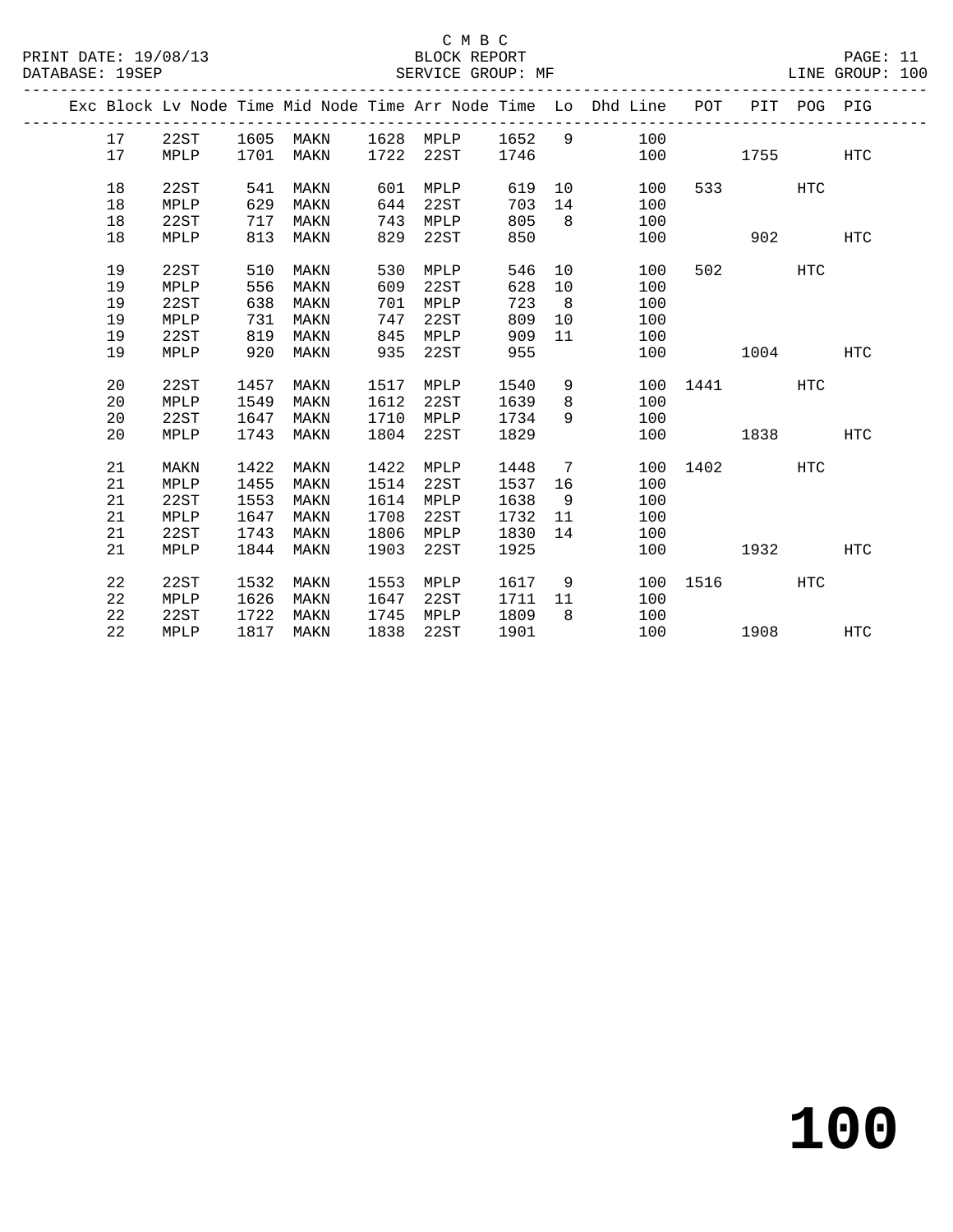C M B C

BLOCK REPORT

SERVICE GROUP: MF

PRINT DATE: 19/08/13
DATABASE: 19SEP

LINE GROUP: 100

| Exc | Block | Lv Node | Time | Mid Node | Time | Arr Node | Time | Lo | Dhd Line | POT | PIT | POG | PIG |
|---|---|---|---|---|---|---|---|---|---|---|---|---|---|
| | 17 | 22ST | 1605 | MAKN | 1628 | MPLP | 1652 | 9 | 100 | | | | |
| | 17 | MPLP | 1701 | MAKN | 1722 | 22ST | 1746 | | 100 | | 1755 | | HTC |
| | 18 | 22ST | 541 | MAKN | 601 | MPLP | 619 | 10 | 100 | 533 | | HTC | |
| | 18 | MPLP | 629 | MAKN | 644 | 22ST | 703 | 14 | 100 | | | | |
| | 18 | 22ST | 717 | MAKN | 743 | MPLP | 805 | 8 | 100 | | | | |
| | 18 | MPLP | 813 | MAKN | 829 | 22ST | 850 | | 100 | | 902 | | HTC |
| | 19 | 22ST | 510 | MAKN | 530 | MPLP | 546 | 10 | 100 | 502 | | HTC | |
| | 19 | MPLP | 556 | MAKN | 609 | 22ST | 628 | 10 | 100 | | | | |
| | 19 | 22ST | 638 | MAKN | 701 | MPLP | 723 | 8 | 100 | | | | |
| | 19 | MPLP | 731 | MAKN | 747 | 22ST | 809 | 10 | 100 | | | | |
| | 19 | 22ST | 819 | MAKN | 845 | MPLP | 909 | 11 | 100 | | | | |
| | 19 | MPLP | 920 | MAKN | 935 | 22ST | 955 | | 100 | | 1004 | | HTC |
| | 20 | 22ST | 1457 | MAKN | 1517 | MPLP | 1540 | 9 | 100 | 1441 | | HTC | |
| | 20 | MPLP | 1549 | MAKN | 1612 | 22ST | 1639 | 8 | 100 | | | | |
| | 20 | 22ST | 1647 | MAKN | 1710 | MPLP | 1734 | 9 | 100 | | | | |
| | 20 | MPLP | 1743 | MAKN | 1804 | 22ST | 1829 | | 100 | | 1838 | | HTC |
| | 21 | MAKN | 1422 | MAKN | 1422 | MPLP | 1448 | 7 | 100 | 1402 | | HTC | |
| | 21 | MPLP | 1455 | MAKN | 1514 | 22ST | 1537 | 16 | 100 | | | | |
| | 21 | 22ST | 1553 | MAKN | 1614 | MPLP | 1638 | 9 | 100 | | | | |
| | 21 | MPLP | 1647 | MAKN | 1708 | 22ST | 1732 | 11 | 100 | | | | |
| | 21 | 22ST | 1743 | MAKN | 1806 | MPLP | 1830 | 14 | 100 | | | | |
| | 21 | MPLP | 1844 | MAKN | 1903 | 22ST | 1925 | | 100 | | 1932 | | HTC |
| | 22 | 22ST | 1532 | MAKN | 1553 | MPLP | 1617 | 9 | 100 | 1516 | | HTC | |
| | 22 | MPLP | 1626 | MAKN | 1647 | 22ST | 1711 | 11 | 100 | | | | |
| | 22 | 22ST | 1722 | MAKN | 1745 | MPLP | 1809 | 8 | 100 | | | | |
| | 22 | MPLP | 1817 | MAKN | 1838 | 22ST | 1901 | | 100 | | 1908 | | HTC |

# 100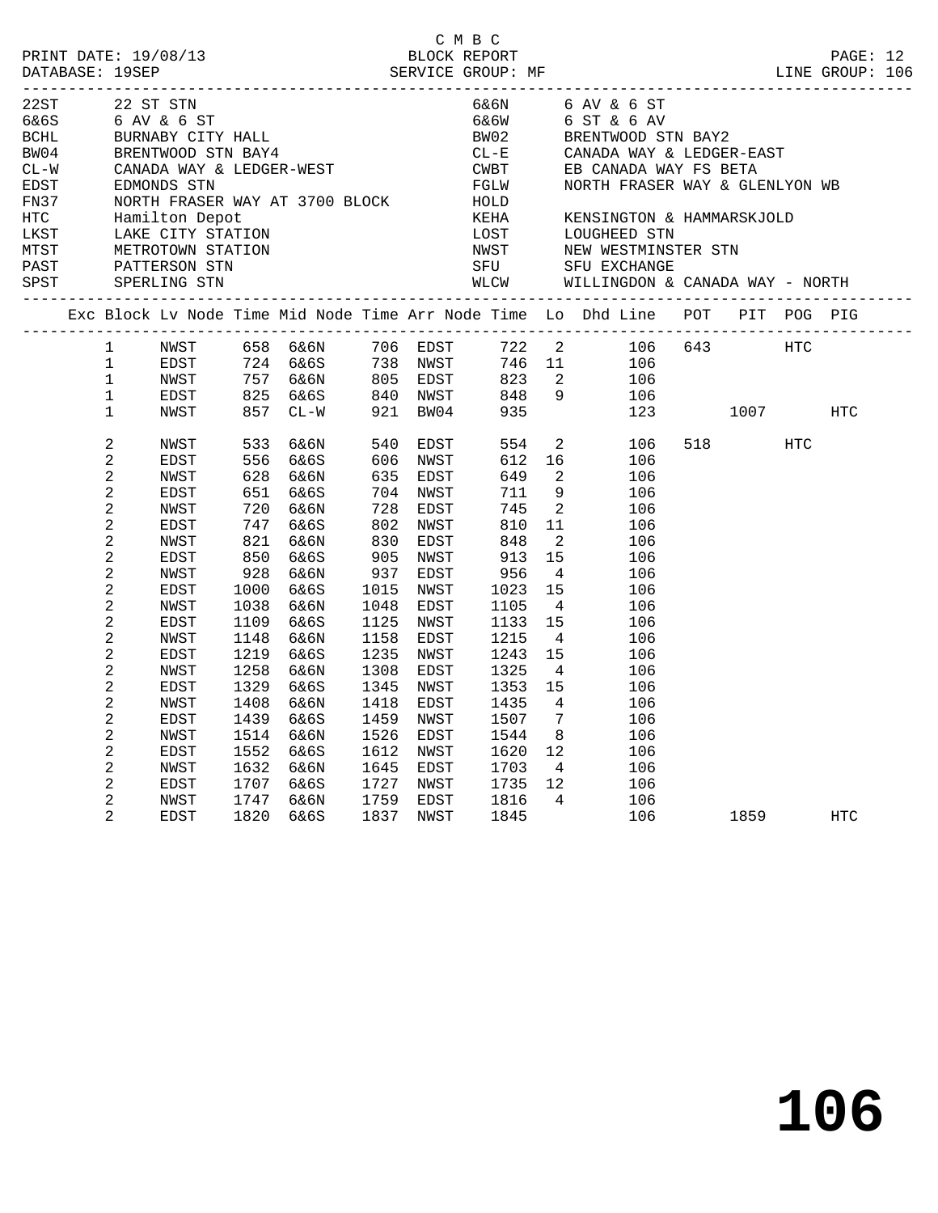C M B C

PRINT DATE: 19/08/13 BLOCK REPORT
DATABASE: 19SEP SERVICE GROUP: MF LINE GROUP: 106

| Code | Name | Code | Name |
|---|---|---|---|
| 22ST | 22 ST STN | 6&6N | 6 AV & 6 ST |
| 6&6S | 6 AV & 6 ST | 6&6W | 6 ST & 6 AV |
| BCHL | BURNABY CITY HALL | BW02 | BRENTWOOD STN BAY2 |
| BW04 | BRENTWOOD STN BAY4 | CL-E | CANADA WAY & LEDGER-EAST |
| CL-W | CANADA WAY & LEDGER-WEST | CWBT | EB CANADA WAY FS BETA |
| EDST | EDMONDS STN | FGLW | NORTH FRASER WAY & GLENLYON WB |
| FN37 | NORTH FRASER WAY AT 3700 BLOCK | HOLD | |
| HTC | Hamilton Depot | KEHA | KENSINGTON & HAMMARSKJOLD |
| LKST | LAKE CITY STATION | LOST | LOUGHEED STN |
| MTST | METROTOWN STATION | NWST | NEW WESTMINSTER STN |
| PAST | PATTERSON STN | SFU | SFU EXCHANGE |
| SPST | SPERLING STN | WLCW | WILLINGDON & CANADA WAY - NORTH |

| Exc | Block | Lv Node | Time | Mid Node | Time | Arr Node | Time | Lo | Dhd | Line | POT | PIT | POG | PIG |
|---|---|---|---|---|---|---|---|---|---|---|---|---|---|---|
| | 1 | NWST | 658 | 6&6N | 706 | EDST | 722 | 2 | | 106 | 643 | | HTC | |
| | 1 | EDST | 724 | 6&6S | 738 | NWST | 746 | 11 | | 106 | | | | |
| | 1 | NWST | 757 | 6&6N | 805 | EDST | 823 | 2 | | 106 | | | | |
| | 1 | EDST | 825 | 6&6S | 840 | NWST | 848 | 9 | | 106 | | | | |
| | 1 | NWST | 857 | CL-W | 921 | BW04 | 935 | | | 123 | | 1007 | | HTC |
| | 2 | NWST | 533 | 6&6N | 540 | EDST | 554 | 2 | | 106 | 518 | | HTC | |
| | 2 | EDST | 556 | 6&6S | 606 | NWST | 612 | 16 | | 106 | | | | |
| | 2 | NWST | 628 | 6&6N | 635 | EDST | 649 | 2 | | 106 | | | | |
| | 2 | EDST | 651 | 6&6S | 704 | NWST | 711 | 9 | | 106 | | | | |
| | 2 | NWST | 720 | 6&6N | 728 | EDST | 745 | 2 | | 106 | | | | |
| | 2 | EDST | 747 | 6&6S | 802 | NWST | 810 | 11 | | 106 | | | | |
| | 2 | NWST | 821 | 6&6N | 830 | EDST | 848 | 2 | | 106 | | | | |
| | 2 | EDST | 850 | 6&6S | 905 | NWST | 913 | 15 | | 106 | | | | |
| | 2 | NWST | 928 | 6&6N | 937 | EDST | 956 | 4 | | 106 | | | | |
| | 2 | EDST | 1000 | 6&6S | 1015 | NWST | 1023 | 15 | | 106 | | | | |
| | 2 | NWST | 1038 | 6&6N | 1048 | EDST | 1105 | 4 | | 106 | | | | |
| | 2 | EDST | 1109 | 6&6S | 1125 | NWST | 1133 | 15 | | 106 | | | | |
| | 2 | NWST | 1148 | 6&6N | 1158 | EDST | 1215 | 4 | | 106 | | | | |
| | 2 | EDST | 1219 | 6&6S | 1235 | NWST | 1243 | 15 | | 106 | | | | |
| | 2 | NWST | 1258 | 6&6N | 1308 | EDST | 1325 | 4 | | 106 | | | | |
| | 2 | EDST | 1329 | 6&6S | 1345 | NWST | 1353 | 15 | | 106 | | | | |
| | 2 | NWST | 1408 | 6&6N | 1418 | EDST | 1435 | 4 | | 106 | | | | |
| | 2 | EDST | 1439 | 6&6S | 1459 | NWST | 1507 | 7 | | 106 | | | | |
| | 2 | NWST | 1514 | 6&6N | 1526 | EDST | 1544 | 8 | | 106 | | | | |
| | 2 | EDST | 1552 | 6&6S | 1612 | NWST | 1620 | 12 | | 106 | | | | |
| | 2 | NWST | 1632 | 6&6N | 1645 | EDST | 1703 | 4 | | 106 | | | | |
| | 2 | EDST | 1707 | 6&6S | 1727 | NWST | 1735 | 12 | | 106 | | | | |
| | 2 | NWST | 1747 | 6&6N | 1759 | EDST | 1816 | 4 | | 106 | | | | |
| | 2 | EDST | 1820 | 6&6S | 1837 | NWST | 1845 | | | 106 | | 1859 | | HTC |

# 106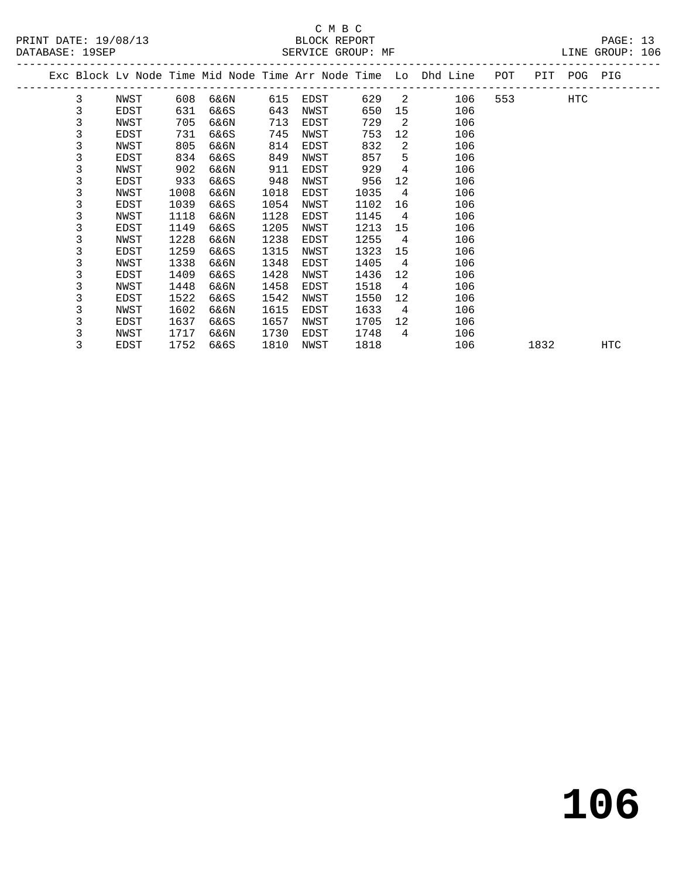C M B C
BLOCK REPORT
SERVICE GROUP: MF

PRINT DATE: 19/08/13
DATABASE: 19SEP
LINE GROUP: 106

| Exc | Block | Lv Node | Time | Mid Node | Time | Arr Node | Time | Lo | Dhd Line | POT | PIT | POG | PIG |
|---|---|---|---|---|---|---|---|---|---|---|---|---|---|
| | 3 | NWST | 608 | 6&6N | 615 | EDST | 629 | 2 | 106 | 553 | | HTC | |
| | 3 | EDST | 631 | 6&6S | 643 | NWST | 650 | 15 | 106 | | | | |
| | 3 | NWST | 705 | 6&6N | 713 | EDST | 729 | 2 | 106 | | | | |
| | 3 | EDST | 731 | 6&6S | 745 | NWST | 753 | 12 | 106 | | | | |
| | 3 | NWST | 805 | 6&6N | 814 | EDST | 832 | 2 | 106 | | | | |
| | 3 | EDST | 834 | 6&6S | 849 | NWST | 857 | 5 | 106 | | | | |
| | 3 | NWST | 902 | 6&6N | 911 | EDST | 929 | 4 | 106 | | | | |
| | 3 | EDST | 933 | 6&6S | 948 | NWST | 956 | 12 | 106 | | | | |
| | 3 | NWST | 1008 | 6&6N | 1018 | EDST | 1035 | 4 | 106 | | | | |
| | 3 | EDST | 1039 | 6&6S | 1054 | NWST | 1102 | 16 | 106 | | | | |
| | 3 | NWST | 1118 | 6&6N | 1128 | EDST | 1145 | 4 | 106 | | | | |
| | 3 | EDST | 1149 | 6&6S | 1205 | NWST | 1213 | 15 | 106 | | | | |
| | 3 | NWST | 1228 | 6&6N | 1238 | EDST | 1255 | 4 | 106 | | | | |
| | 3 | EDST | 1259 | 6&6S | 1315 | NWST | 1323 | 15 | 106 | | | | |
| | 3 | NWST | 1338 | 6&6N | 1348 | EDST | 1405 | 4 | 106 | | | | |
| | 3 | EDST | 1409 | 6&6S | 1428 | NWST | 1436 | 12 | 106 | | | | |
| | 3 | NWST | 1448 | 6&6N | 1458 | EDST | 1518 | 4 | 106 | | | | |
| | 3 | EDST | 1522 | 6&6S | 1542 | NWST | 1550 | 12 | 106 | | | | |
| | 3 | NWST | 1602 | 6&6N | 1615 | EDST | 1633 | 4 | 106 | | | | |
| | 3 | EDST | 1637 | 6&6S | 1657 | NWST | 1705 | 12 | 106 | | | | |
| | 3 | NWST | 1717 | 6&6N | 1730 | EDST | 1748 | 4 | 106 | | | | |
| | 3 | EDST | 1752 | 6&6S | 1810 | NWST | 1818 | | 106 | | 1832 | | HTC |

**106**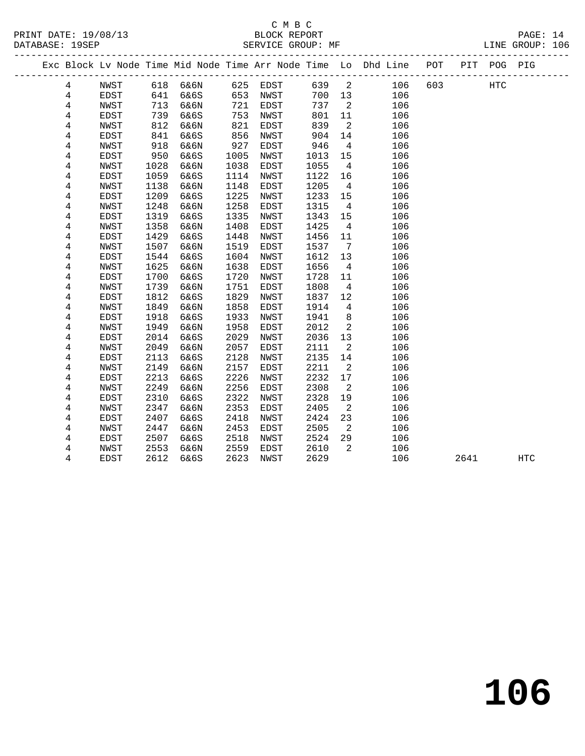C M B C

PRINT DATE: 19/08/13 BLOCK REPORT PAGE: 14
DATABASE: 19SEP SERVICE GROUP: MF LINE GROUP: 106

| Exc | Block | Lv | Node | Time | Mid Node | Time | Arr Node | Time | Lo | Dhd Line | POT | PIT | POG | PIG |
|---|---|---|---|---|---|---|---|---|---|---|---|---|---|---|
| | 4 | | NWST | 618 | 6&6N | 625 | EDST | 639 | 2 | 106 | 603 | | HTC | |
| | 4 | | EDST | 641 | 6&6S | 653 | NWST | 700 | 13 | 106 | | | | |
| | 4 | | NWST | 713 | 6&6N | 721 | EDST | 737 | 2 | 106 | | | | |
| | 4 | | EDST | 739 | 6&6S | 753 | NWST | 801 | 11 | 106 | | | | |
| | 4 | | NWST | 812 | 6&6N | 821 | EDST | 839 | 2 | 106 | | | | |
| | 4 | | EDST | 841 | 6&6S | 856 | NWST | 904 | 14 | 106 | | | | |
| | 4 | | NWST | 918 | 6&6N | 927 | EDST | 946 | 4 | 106 | | | | |
| | 4 | | EDST | 950 | 6&6S | 1005 | NWST | 1013 | 15 | 106 | | | | |
| | 4 | | NWST | 1028 | 6&6N | 1038 | EDST | 1055 | 4 | 106 | | | | |
| | 4 | | EDST | 1059 | 6&6S | 1114 | NWST | 1122 | 16 | 106 | | | | |
| | 4 | | NWST | 1138 | 6&6N | 1148 | EDST | 1205 | 4 | 106 | | | | |
| | 4 | | EDST | 1209 | 6&6S | 1225 | NWST | 1233 | 15 | 106 | | | | |
| | 4 | | NWST | 1248 | 6&6N | 1258 | EDST | 1315 | 4 | 106 | | | | |
| | 4 | | EDST | 1319 | 6&6S | 1335 | NWST | 1343 | 15 | 106 | | | | |
| | 4 | | NWST | 1358 | 6&6N | 1408 | EDST | 1425 | 4 | 106 | | | | |
| | 4 | | EDST | 1429 | 6&6S | 1448 | NWST | 1456 | 11 | 106 | | | | |
| | 4 | | NWST | 1507 | 6&6N | 1519 | EDST | 1537 | 7 | 106 | | | | |
| | 4 | | EDST | 1544 | 6&6S | 1604 | NWST | 1612 | 13 | 106 | | | | |
| | 4 | | NWST | 1625 | 6&6N | 1638 | EDST | 1656 | 4 | 106 | | | | |
| | 4 | | EDST | 1700 | 6&6S | 1720 | NWST | 1728 | 11 | 106 | | | | |
| | 4 | | NWST | 1739 | 6&6N | 1751 | EDST | 1808 | 4 | 106 | | | | |
| | 4 | | EDST | 1812 | 6&6S | 1829 | NWST | 1837 | 12 | 106 | | | | |
| | 4 | | NWST | 1849 | 6&6N | 1858 | EDST | 1914 | 4 | 106 | | | | |
| | 4 | | EDST | 1918 | 6&6S | 1933 | NWST | 1941 | 8 | 106 | | | | |
| | 4 | | NWST | 1949 | 6&6N | 1958 | EDST | 2012 | 2 | 106 | | | | |
| | 4 | | EDST | 2014 | 6&6S | 2029 | NWST | 2036 | 13 | 106 | | | | |
| | 4 | | NWST | 2049 | 6&6N | 2057 | EDST | 2111 | 2 | 106 | | | | |
| | 4 | | EDST | 2113 | 6&6S | 2128 | NWST | 2135 | 14 | 106 | | | | |
| | 4 | | NWST | 2149 | 6&6N | 2157 | EDST | 2211 | 2 | 106 | | | | |
| | 4 | | EDST | 2213 | 6&6S | 2226 | NWST | 2232 | 17 | 106 | | | | |
| | 4 | | NWST | 2249 | 6&6N | 2256 | EDST | 2308 | 2 | 106 | | | | |
| | 4 | | EDST | 2310 | 6&6S | 2322 | NWST | 2328 | 19 | 106 | | | | |
| | 4 | | NWST | 2347 | 6&6N | 2353 | EDST | 2405 | 2 | 106 | | | | |
| | 4 | | EDST | 2407 | 6&6S | 2418 | NWST | 2424 | 23 | 106 | | | | |
| | 4 | | NWST | 2447 | 6&6N | 2453 | EDST | 2505 | 2 | 106 | | | | |
| | 4 | | EDST | 2507 | 6&6S | 2518 | NWST | 2524 | 29 | 106 | | | | |
| | 4 | | NWST | 2553 | 6&6N | 2559 | EDST | 2610 | 2 | 106 | | | | |
| | 4 | | EDST | 2612 | 6&6S | 2623 | NWST | 2629 | | 106 | | 2641 | | HTC |

106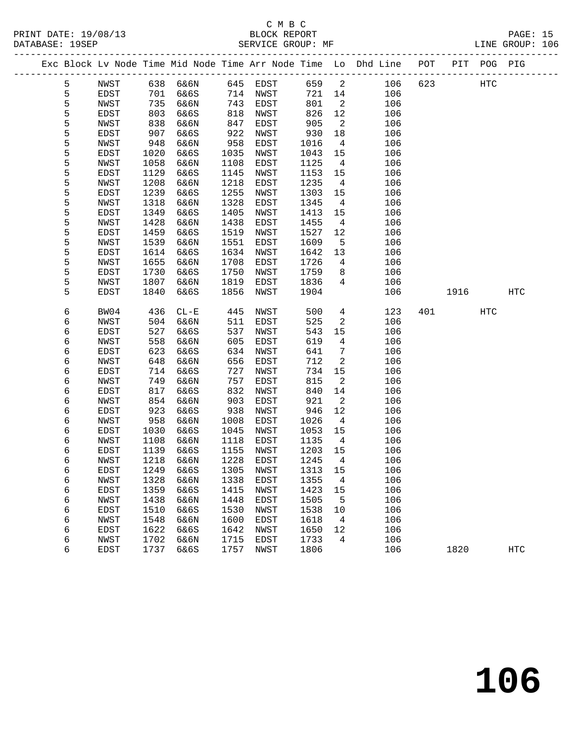C M B C
BLOCK REPORT
SERVICE GROUP: MF

PRINT DATE: 19/08/13
DATABASE: 19SEP
LINE GROUP: 106

| Exc | Block | Lv | Node | Time | Mid Node | Time | Arr Node | Time | Lo | Dhd Line | POT | PIT | POG | PIG |
|---|---|---|---|---|---|---|---|---|---|---|---|---|---|---|
| | 5 | | NWST | 638 | 6&6N | 645 | EDST | 659 | 2 | 106 | 623 | | HTC | |
| | 5 | | EDST | 701 | 6&6S | 714 | NWST | 721 | 14 | 106 | | | | |
| | 5 | | NWST | 735 | 6&6N | 743 | EDST | 801 | 2 | 106 | | | | |
| | 5 | | EDST | 803 | 6&6S | 818 | NWST | 826 | 12 | 106 | | | | |
| | 5 | | NWST | 838 | 6&6N | 847 | EDST | 905 | 2 | 106 | | | | |
| | 5 | | EDST | 907 | 6&6S | 922 | NWST | 930 | 18 | 106 | | | | |
| | 5 | | NWST | 948 | 6&6N | 958 | EDST | 1016 | 4 | 106 | | | | |
| | 5 | | EDST | 1020 | 6&6S | 1035 | NWST | 1043 | 15 | 106 | | | | |
| | 5 | | NWST | 1058 | 6&6N | 1108 | EDST | 1125 | 4 | 106 | | | | |
| | 5 | | EDST | 1129 | 6&6S | 1145 | NWST | 1153 | 15 | 106 | | | | |
| | 5 | | NWST | 1208 | 6&6N | 1218 | EDST | 1235 | 4 | 106 | | | | |
| | 5 | | EDST | 1239 | 6&6S | 1255 | NWST | 1303 | 15 | 106 | | | | |
| | 5 | | NWST | 1318 | 6&6N | 1328 | EDST | 1345 | 4 | 106 | | | | |
| | 5 | | EDST | 1349 | 6&6S | 1405 | NWST | 1413 | 15 | 106 | | | | |
| | 5 | | NWST | 1428 | 6&6N | 1438 | EDST | 1455 | 4 | 106 | | | | |
| | 5 | | EDST | 1459 | 6&6S | 1519 | NWST | 1527 | 12 | 106 | | | | |
| | 5 | | NWST | 1539 | 6&6N | 1551 | EDST | 1609 | 5 | 106 | | | | |
| | 5 | | EDST | 1614 | 6&6S | 1634 | NWST | 1642 | 13 | 106 | | | | |
| | 5 | | NWST | 1655 | 6&6N | 1708 | EDST | 1726 | 4 | 106 | | | | |
| | 5 | | EDST | 1730 | 6&6S | 1750 | NWST | 1759 | 8 | 106 | | | | |
| | 5 | | NWST | 1807 | 6&6N | 1819 | EDST | 1836 | 4 | 106 | | | | |
| | 5 | | EDST | 1840 | 6&6S | 1856 | NWST | 1904 | | 106 | | 1916 | | HTC |
| | 6 | | BW04 | 436 | CL-E | 445 | NWST | 500 | 4 | 123 | 401 | | HTC | |
| | 6 | | NWST | 504 | 6&6N | 511 | EDST | 525 | 2 | 106 | | | | |
| | 6 | | EDST | 527 | 6&6S | 537 | NWST | 543 | 15 | 106 | | | | |
| | 6 | | NWST | 558 | 6&6N | 605 | EDST | 619 | 4 | 106 | | | | |
| | 6 | | EDST | 623 | 6&6S | 634 | NWST | 641 | 7 | 106 | | | | |
| | 6 | | NWST | 648 | 6&6N | 656 | EDST | 712 | 2 | 106 | | | | |
| | 6 | | EDST | 714 | 6&6S | 727 | NWST | 734 | 15 | 106 | | | | |
| | 6 | | NWST | 749 | 6&6N | 757 | EDST | 815 | 2 | 106 | | | | |
| | 6 | | EDST | 817 | 6&6S | 832 | NWST | 840 | 14 | 106 | | | | |
| | 6 | | NWST | 854 | 6&6N | 903 | EDST | 921 | 2 | 106 | | | | |
| | 6 | | EDST | 923 | 6&6S | 938 | NWST | 946 | 12 | 106 | | | | |
| | 6 | | NWST | 958 | 6&6N | 1008 | EDST | 1026 | 4 | 106 | | | | |
| | 6 | | EDST | 1030 | 6&6S | 1045 | NWST | 1053 | 15 | 106 | | | | |
| | 6 | | NWST | 1108 | 6&6N | 1118 | EDST | 1135 | 4 | 106 | | | | |
| | 6 | | EDST | 1139 | 6&6S | 1155 | NWST | 1203 | 15 | 106 | | | | |
| | 6 | | NWST | 1218 | 6&6N | 1228 | EDST | 1245 | 4 | 106 | | | | |
| | 6 | | EDST | 1249 | 6&6S | 1305 | NWST | 1313 | 15 | 106 | | | | |
| | 6 | | NWST | 1328 | 6&6N | 1338 | EDST | 1355 | 4 | 106 | | | | |
| | 6 | | EDST | 1359 | 6&6S | 1415 | NWST | 1423 | 15 | 106 | | | | |
| | 6 | | NWST | 1438 | 6&6N | 1448 | EDST | 1505 | 5 | 106 | | | | |
| | 6 | | EDST | 1510 | 6&6S | 1530 | NWST | 1538 | 10 | 106 | | | | |
| | 6 | | NWST | 1548 | 6&6N | 1600 | EDST | 1618 | 4 | 106 | | | | |
| | 6 | | EDST | 1622 | 6&6S | 1642 | NWST | 1650 | 12 | 106 | | | | |
| | 6 | | NWST | 1702 | 6&6N | 1715 | EDST | 1733 | 4 | 106 | | | | |
| | 6 | | EDST | 1737 | 6&6S | 1757 | NWST | 1806 | | 106 | | 1820 | | HTC |

# 106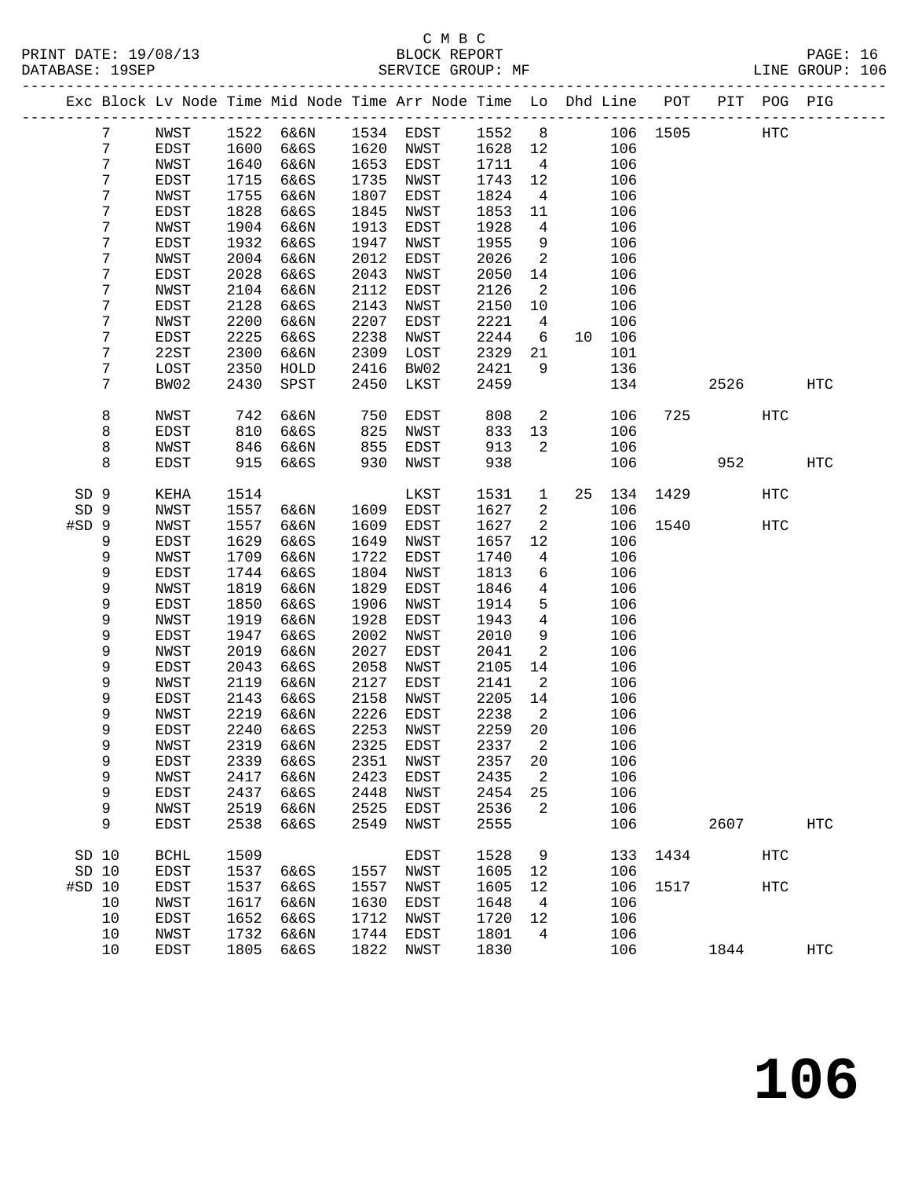C M B C
PRINT DATE: 19/08/13 BLOCK REPORT PAGE: 16
DATABASE: 19SEP SERVICE GROUP: MF LINE GROUP: 106

| Exc | Block | Lv Node | Time | Mid Node | Time | Arr Node | Time | Lo | Dhd | Line | POT | PIT | POG | PIG |
|---|---|---|---|---|---|---|---|---|---|---|---|---|---|---|
| | 7 | NWST | 1522 | 6&6N | 1534 | EDST | 1552 | 8 | | 106 | 1505 | | HTC | |
| | 7 | EDST | 1600 | 6&6S | 1620 | NWST | 1628 | 12 | | 106 | | | | |
| | 7 | NWST | 1640 | 6&6N | 1653 | EDST | 1711 | 4 | | 106 | | | | |
| | 7 | EDST | 1715 | 6&6S | 1735 | NWST | 1743 | 12 | | 106 | | | | |
| | 7 | NWST | 1755 | 6&6N | 1807 | EDST | 1824 | 4 | | 106 | | | | |
| | 7 | EDST | 1828 | 6&6S | 1845 | NWST | 1853 | 11 | | 106 | | | | |
| | 7 | NWST | 1904 | 6&6N | 1913 | EDST | 1928 | 4 | | 106 | | | | |
| | 7 | EDST | 1932 | 6&6S | 1947 | NWST | 1955 | 9 | | 106 | | | | |
| | 7 | NWST | 2004 | 6&6N | 2012 | EDST | 2026 | 2 | | 106 | | | | |
| | 7 | EDST | 2028 | 6&6S | 2043 | NWST | 2050 | 14 | | 106 | | | | |
| | 7 | NWST | 2104 | 6&6N | 2112 | EDST | 2126 | 2 | | 106 | | | | |
| | 7 | EDST | 2128 | 6&6S | 2143 | NWST | 2150 | 10 | | 106 | | | | |
| | 7 | NWST | 2200 | 6&6N | 2207 | EDST | 2221 | 4 | | 106 | | | | |
| | 7 | EDST | 2225 | 6&6S | 2238 | NWST | 2244 | 6 | 10 | 106 | | | | |
| | 7 | 22ST | 2300 | 6&6N | 2309 | LOST | 2329 | 21 | | 101 | | | | |
| | 7 | LOST | 2350 | HOLD | 2416 | BW02 | 2421 | 9 | | 136 | | | | |
| | 7 | BW02 | 2430 | SPST | 2450 | LKST | 2459 | | | 134 | | 2526 | | HTC |
| | 8 | NWST | 742 | 6&6N | 750 | EDST | 808 | 2 | | 106 | 725 | | HTC | |
| | 8 | EDST | 810 | 6&6S | 825 | NWST | 833 | 13 | | 106 | | | | |
| | 8 | NWST | 846 | 6&6N | 855 | EDST | 913 | 2 | | 106 | | | | |
| | 8 | EDST | 915 | 6&6S | 930 | NWST | 938 | | | 106 | | 952 | | HTC |
| SD | 9 | KEHA | 1514 | | | LKST | 1531 | 1 | 25 | 134 | 1429 | | HTC | |
| SD | 9 | NWST | 1557 | 6&6N | 1609 | EDST | 1627 | 2 | | 106 | | | | |
| #SD | 9 | NWST | 1557 | 6&6N | 1609 | EDST | 1627 | 2 | | 106 | 1540 | | HTC | |
| | 9 | EDST | 1629 | 6&6S | 1649 | NWST | 1657 | 12 | | 106 | | | | |
| | 9 | NWST | 1709 | 6&6N | 1722 | EDST | 1740 | 4 | | 106 | | | | |
| | 9 | EDST | 1744 | 6&6S | 1804 | NWST | 1813 | 6 | | 106 | | | | |
| | 9 | NWST | 1819 | 6&6N | 1829 | EDST | 1846 | 4 | | 106 | | | | |
| | 9 | EDST | 1850 | 6&6S | 1906 | NWST | 1914 | 5 | | 106 | | | | |
| | 9 | NWST | 1919 | 6&6N | 1928 | EDST | 1943 | 4 | | 106 | | | | |
| | 9 | EDST | 1947 | 6&6S | 2002 | NWST | 2010 | 9 | | 106 | | | | |
| | 9 | NWST | 2019 | 6&6N | 2027 | EDST | 2041 | 2 | | 106 | | | | |
| | 9 | EDST | 2043 | 6&6S | 2058 | NWST | 2105 | 14 | | 106 | | | | |
| | 9 | NWST | 2119 | 6&6N | 2127 | EDST | 2141 | 2 | | 106 | | | | |
| | 9 | EDST | 2143 | 6&6S | 2158 | NWST | 2205 | 14 | | 106 | | | | |
| | 9 | NWST | 2219 | 6&6N | 2226 | EDST | 2238 | 2 | | 106 | | | | |
| | 9 | EDST | 2240 | 6&6S | 2253 | NWST | 2259 | 20 | | 106 | | | | |
| | 9 | NWST | 2319 | 6&6N | 2325 | EDST | 2337 | 2 | | 106 | | | | |
| | 9 | EDST | 2339 | 6&6S | 2351 | NWST | 2357 | 20 | | 106 | | | | |
| | 9 | NWST | 2417 | 6&6N | 2423 | EDST | 2435 | 2 | | 106 | | | | |
| | 9 | EDST | 2437 | 6&6S | 2448 | NWST | 2454 | 25 | | 106 | | | | |
| | 9 | NWST | 2519 | 6&6N | 2525 | EDST | 2536 | 2 | | 106 | | | | |
| | 9 | EDST | 2538 | 6&6S | 2549 | NWST | 2555 | | | 106 | | 2607 | | HTC |
| SD | 10 | BCHL | 1509 | | | EDST | 1528 | 9 | | 133 | 1434 | | HTC | |
| SD | 10 | EDST | 1537 | 6&6S | 1557 | NWST | 1605 | 12 | | 106 | | | | |
| #SD | 10 | EDST | 1537 | 6&6S | 1557 | NWST | 1605 | 12 | | 106 | 1517 | | HTC | |
| | 10 | NWST | 1617 | 6&6N | 1630 | EDST | 1648 | 4 | | 106 | | | | |
| | 10 | EDST | 1652 | 6&6S | 1712 | NWST | 1720 | 12 | | 106 | | | | |
| | 10 | NWST | 1732 | 6&6N | 1744 | EDST | 1801 | 4 | | 106 | | | | |
| | 10 | EDST | 1805 | 6&6S | 1822 | NWST | 1830 | | | 106 | | 1844 | | HTC |

# 106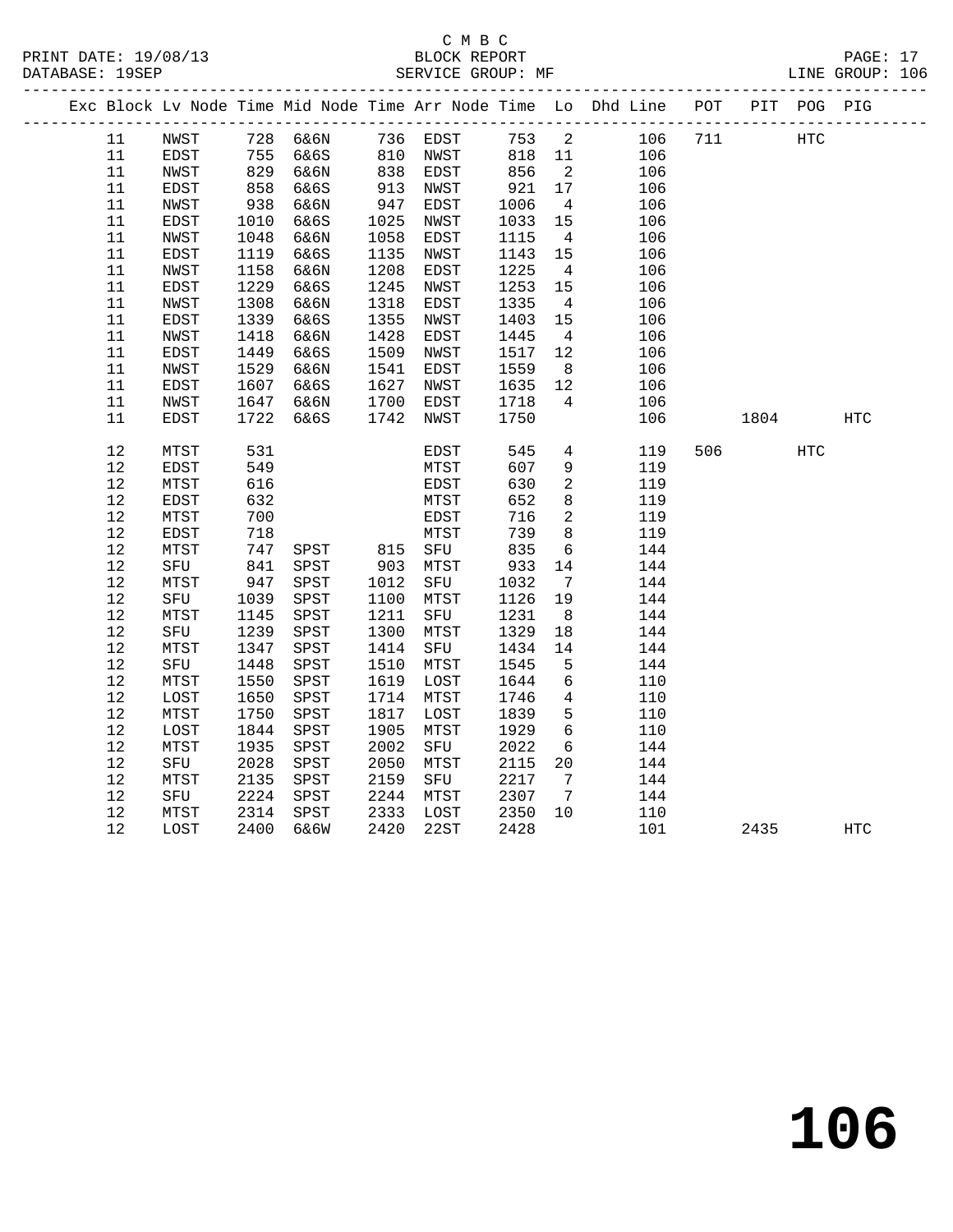C M B C
PRINT DATE: 19/08/13 BLOCK REPORT
DATABASE: 19SEP SERVICE GROUP: MF LINE GROUP: 106

| Exc | Block | Lv | Node | Time | Mid Node | Time | Arr Node | Time | Lo | Dhd Line | POT | PIT | POG | PIG |
|---|---|---|---|---|---|---|---|---|---|---|---|---|---|---|
| | 11 | | NWST | 728 | 6&6N | 736 | EDST | 753 | 2 | 106 | 711 | | HTC | |
| | 11 | | EDST | 755 | 6&6S | 810 | NWST | 818 | 11 | 106 | | | | |
| | 11 | | NWST | 829 | 6&6N | 838 | EDST | 856 | 2 | 106 | | | | |
| | 11 | | EDST | 858 | 6&6S | 913 | NWST | 921 | 17 | 106 | | | | |
| | 11 | | NWST | 938 | 6&6N | 947 | EDST | 1006 | 4 | 106 | | | | |
| | 11 | | EDST | 1010 | 6&6S | 1025 | NWST | 1033 | 15 | 106 | | | | |
| | 11 | | NWST | 1048 | 6&6N | 1058 | EDST | 1115 | 4 | 106 | | | | |
| | 11 | | EDST | 1119 | 6&6S | 1135 | NWST | 1143 | 15 | 106 | | | | |
| | 11 | | NWST | 1158 | 6&6N | 1208 | EDST | 1225 | 4 | 106 | | | | |
| | 11 | | EDST | 1229 | 6&6S | 1245 | NWST | 1253 | 15 | 106 | | | | |
| | 11 | | NWST | 1308 | 6&6N | 1318 | EDST | 1335 | 4 | 106 | | | | |
| | 11 | | EDST | 1339 | 6&6S | 1355 | NWST | 1403 | 15 | 106 | | | | |
| | 11 | | NWST | 1418 | 6&6N | 1428 | EDST | 1445 | 4 | 106 | | | | |
| | 11 | | EDST | 1449 | 6&6S | 1509 | NWST | 1517 | 12 | 106 | | | | |
| | 11 | | NWST | 1529 | 6&6N | 1541 | EDST | 1559 | 8 | 106 | | | | |
| | 11 | | EDST | 1607 | 6&6S | 1627 | NWST | 1635 | 12 | 106 | | | | |
| | 11 | | NWST | 1647 | 6&6N | 1700 | EDST | 1718 | 4 | 106 | | | | |
| | 11 | | EDST | 1722 | 6&6S | 1742 | NWST | 1750 | | 106 | | 1804 | | HTC |
| | 12 | | MTST | 531 | | | EDST | 545 | 4 | 119 | 506 | | HTC | |
| | 12 | | EDST | 549 | | | MTST | 607 | 9 | 119 | | | | |
| | 12 | | MTST | 616 | | | EDST | 630 | 2 | 119 | | | | |
| | 12 | | EDST | 632 | | | MTST | 652 | 8 | 119 | | | | |
| | 12 | | MTST | 700 | | | EDST | 716 | 2 | 119 | | | | |
| | 12 | | EDST | 718 | | | MTST | 739 | 8 | 119 | | | | |
| | 12 | | MTST | 747 | SPST | 815 | SFU | 835 | 6 | 144 | | | | |
| | 12 | | SFU | 841 | SPST | 903 | MTST | 933 | 14 | 144 | | | | |
| | 12 | | MTST | 947 | SPST | 1012 | SFU | 1032 | 7 | 144 | | | | |
| | 12 | | SFU | 1039 | SPST | 1100 | MTST | 1126 | 19 | 144 | | | | |
| | 12 | | MTST | 1145 | SPST | 1211 | SFU | 1231 | 8 | 144 | | | | |
| | 12 | | SFU | 1239 | SPST | 1300 | MTST | 1329 | 18 | 144 | | | | |
| | 12 | | MTST | 1347 | SPST | 1414 | SFU | 1434 | 14 | 144 | | | | |
| | 12 | | SFU | 1448 | SPST | 1510 | MTST | 1545 | 5 | 144 | | | | |
| | 12 | | MTST | 1550 | SPST | 1619 | LOST | 1644 | 6 | 110 | | | | |
| | 12 | | LOST | 1650 | SPST | 1714 | MTST | 1746 | 4 | 110 | | | | |
| | 12 | | MTST | 1750 | SPST | 1817 | LOST | 1839 | 5 | 110 | | | | |
| | 12 | | LOST | 1844 | SPST | 1905 | MTST | 1929 | 6 | 110 | | | | |
| | 12 | | MTST | 1935 | SPST | 2002 | SFU | 2022 | 6 | 144 | | | | |
| | 12 | | SFU | 2028 | SPST | 2050 | MTST | 2115 | 20 | 144 | | | | |
| | 12 | | MTST | 2135 | SPST | 2159 | SFU | 2217 | 7 | 144 | | | | |
| | 12 | | SFU | 2224 | SPST | 2244 | MTST | 2307 | 7 | 144 | | | | |
| | 12 | | MTST | 2314 | SPST | 2333 | LOST | 2350 | 10 | 110 | | | | |
| | 12 | | LOST | 2400 | 6&6W | 2420 | 22ST | 2428 | | 101 | | 2435 | | HTC |

106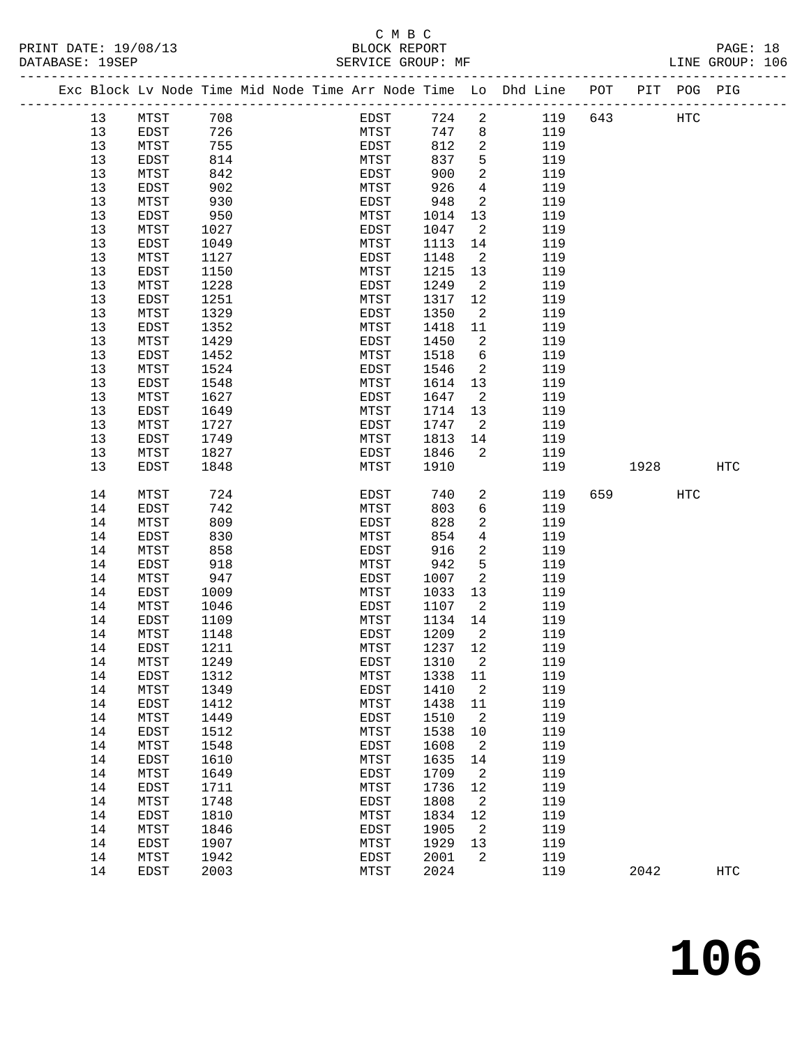C M B C
BLOCK REPORT
SERVICE GROUP: MF

PRINT DATE: 19/08/13
DATABASE: 19SEP
LINE GROUP: 106

| Exc | Block | Lv | Node | Time | Mid | Node | Time | Arr | Node | Time | Lo | Dhd | Line | POT | PIT | POG | PIG |
|---|---|---|---|---|---|---|---|---|---|---|---|---|---|---|---|---|---|
| | 13 | | MTST | 708 | | | | | EDST | 724 | 2 | | 119 | 643 | | HTC | |
| | 13 | | EDST | 726 | | | | | MTST | 747 | 8 | | 119 | | | | |
| | 13 | | MTST | 755 | | | | | EDST | 812 | 2 | | 119 | | | | |
| | 13 | | EDST | 814 | | | | | MTST | 837 | 5 | | 119 | | | | |
| | 13 | | MTST | 842 | | | | | EDST | 900 | 2 | | 119 | | | | |
| | 13 | | EDST | 902 | | | | | MTST | 926 | 4 | | 119 | | | | |
| | 13 | | MTST | 930 | | | | | EDST | 948 | 2 | | 119 | | | | |
| | 13 | | EDST | 950 | | | | | MTST | 1014 | 13 | | 119 | | | | |
| | 13 | | MTST | 1027 | | | | | EDST | 1047 | 2 | | 119 | | | | |
| | 13 | | EDST | 1049 | | | | | MTST | 1113 | 14 | | 119 | | | | |
| | 13 | | MTST | 1127 | | | | | EDST | 1148 | 2 | | 119 | | | | |
| | 13 | | EDST | 1150 | | | | | MTST | 1215 | 13 | | 119 | | | | |
| | 13 | | MTST | 1228 | | | | | EDST | 1249 | 2 | | 119 | | | | |
| | 13 | | EDST | 1251 | | | | | MTST | 1317 | 12 | | 119 | | | | |
| | 13 | | MTST | 1329 | | | | | EDST | 1350 | 2 | | 119 | | | | |
| | 13 | | EDST | 1352 | | | | | MTST | 1418 | 11 | | 119 | | | | |
| | 13 | | MTST | 1429 | | | | | EDST | 1450 | 2 | | 119 | | | | |
| | 13 | | EDST | 1452 | | | | | MTST | 1518 | 6 | | 119 | | | | |
| | 13 | | MTST | 1524 | | | | | EDST | 1546 | 2 | | 119 | | | | |
| | 13 | | EDST | 1548 | | | | | MTST | 1614 | 13 | | 119 | | | | |
| | 13 | | MTST | 1627 | | | | | EDST | 1647 | 2 | | 119 | | | | |
| | 13 | | EDST | 1649 | | | | | MTST | 1714 | 13 | | 119 | | | | |
| | 13 | | MTST | 1727 | | | | | EDST | 1747 | 2 | | 119 | | | | |
| | 13 | | EDST | 1749 | | | | | MTST | 1813 | 14 | | 119 | | | | |
| | 13 | | MTST | 1827 | | | | | EDST | 1846 | 2 | | 119 | | | | |
| | 13 | | EDST | 1848 | | | | | MTST | 1910 | | | 119 | | 1928 | | HTC |
| | 14 | | MTST | 724 | | | | | EDST | 740 | 2 | | 119 | 659 | | HTC | |
| | 14 | | EDST | 742 | | | | | MTST | 803 | 6 | | 119 | | | | |
| | 14 | | MTST | 809 | | | | | EDST | 828 | 2 | | 119 | | | | |
| | 14 | | EDST | 830 | | | | | MTST | 854 | 4 | | 119 | | | | |
| | 14 | | MTST | 858 | | | | | EDST | 916 | 2 | | 119 | | | | |
| | 14 | | EDST | 918 | | | | | MTST | 942 | 5 | | 119 | | | | |
| | 14 | | MTST | 947 | | | | | EDST | 1007 | 2 | | 119 | | | | |
| | 14 | | EDST | 1009 | | | | | MTST | 1033 | 13 | | 119 | | | | |
| | 14 | | MTST | 1046 | | | | | EDST | 1107 | 2 | | 119 | | | | |
| | 14 | | EDST | 1109 | | | | | MTST | 1134 | 14 | | 119 | | | | |
| | 14 | | MTST | 1148 | | | | | EDST | 1209 | 2 | | 119 | | | | |
| | 14 | | EDST | 1211 | | | | | MTST | 1237 | 12 | | 119 | | | | |
| | 14 | | MTST | 1249 | | | | | EDST | 1310 | 2 | | 119 | | | | |
| | 14 | | EDST | 1312 | | | | | MTST | 1338 | 11 | | 119 | | | | |
| | 14 | | MTST | 1349 | | | | | EDST | 1410 | 2 | | 119 | | | | |
| | 14 | | EDST | 1412 | | | | | MTST | 1438 | 11 | | 119 | | | | |
| | 14 | | MTST | 1449 | | | | | EDST | 1510 | 2 | | 119 | | | | |
| | 14 | | EDST | 1512 | | | | | MTST | 1538 | 10 | | 119 | | | | |
| | 14 | | MTST | 1548 | | | | | EDST | 1608 | 2 | | 119 | | | | |
| | 14 | | EDST | 1610 | | | | | MTST | 1635 | 14 | | 119 | | | | |
| | 14 | | MTST | 1649 | | | | | EDST | 1709 | 2 | | 119 | | | | |
| | 14 | | EDST | 1711 | | | | | MTST | 1736 | 12 | | 119 | | | | |
| | 14 | | MTST | 1748 | | | | | EDST | 1808 | 2 | | 119 | | | | |
| | 14 | | EDST | 1810 | | | | | MTST | 1834 | 12 | | 119 | | | | |
| | 14 | | MTST | 1846 | | | | | EDST | 1905 | 2 | | 119 | | | | |
| | 14 | | EDST | 1907 | | | | | MTST | 1929 | 13 | | 119 | | | | |
| | 14 | | MTST | 1942 | | | | | EDST | 2001 | 2 | | 119 | | | | |
| | 14 | | EDST | 2003 | | | | | MTST | 2024 | | | 119 | | 2042 | | HTC |

# 106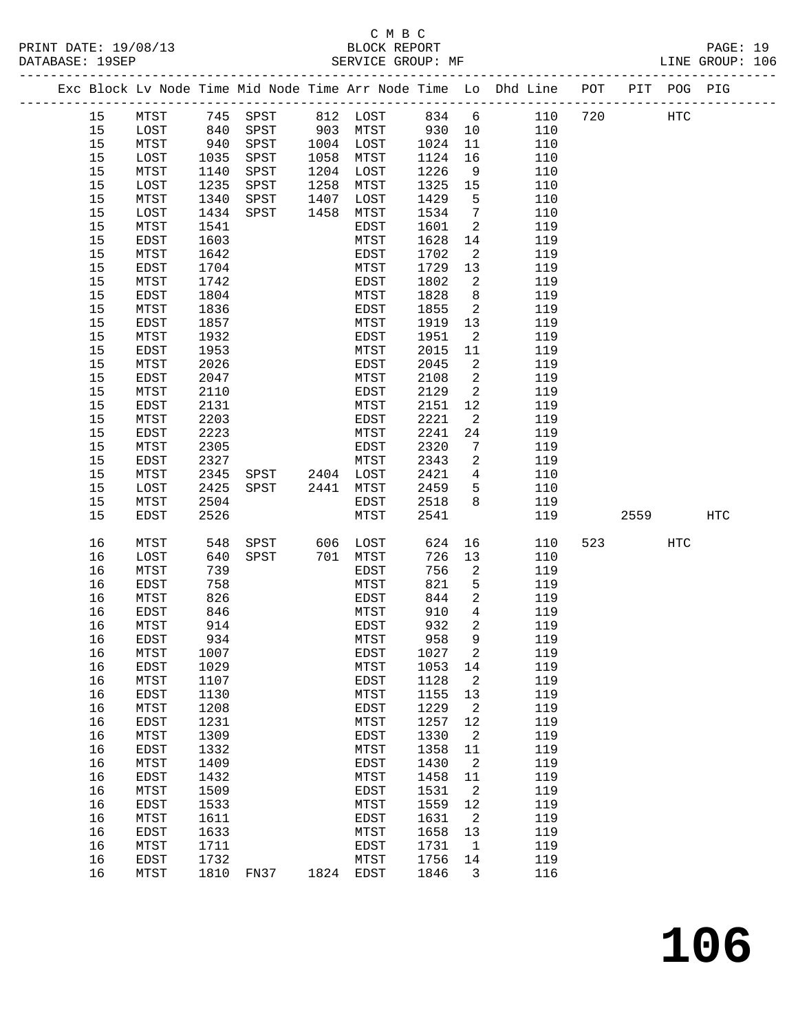C M B C

BLOCK REPORT

SERVICE GROUP: MF

LINE GROUP: 106

| Exc | Block | Lv Node | Time | Mid Node | Time | Arr Node | Time | Lo | Dhd Line | POT | PIT | POG | PIG |
|---|---|---|---|---|---|---|---|---|---|---|---|---|---|
| | 15 | MTST | 745 | SPST | 812 | LOST | 834 | 6 | 110 | 720 | | HTC | |
| | 15 | LOST | 840 | SPST | 903 | MTST | 930 | 10 | 110 | | | | |
| | 15 | MTST | 940 | SPST | 1004 | LOST | 1024 | 11 | 110 | | | | |
| | 15 | LOST | 1035 | SPST | 1058 | MTST | 1124 | 16 | 110 | | | | |
| | 15 | MTST | 1140 | SPST | 1204 | LOST | 1226 | 9 | 110 | | | | |
| | 15 | LOST | 1235 | SPST | 1258 | MTST | 1325 | 15 | 110 | | | | |
| | 15 | MTST | 1340 | SPST | 1407 | LOST | 1429 | 5 | 110 | | | | |
| | 15 | LOST | 1434 | SPST | 1458 | MTST | 1534 | 7 | 110 | | | | |
| | 15 | MTST | 1541 | | | EDST | 1601 | 2 | 119 | | | | |
| | 15 | EDST | 1603 | | | MTST | 1628 | 14 | 119 | | | | |
| | 15 | MTST | 1642 | | | EDST | 1702 | 2 | 119 | | | | |
| | 15 | EDST | 1704 | | | MTST | 1729 | 13 | 119 | | | | |
| | 15 | MTST | 1742 | | | EDST | 1802 | 2 | 119 | | | | |
| | 15 | EDST | 1804 | | | MTST | 1828 | 8 | 119 | | | | |
| | 15 | MTST | 1836 | | | EDST | 1855 | 2 | 119 | | | | |
| | 15 | EDST | 1857 | | | MTST | 1919 | 13 | 119 | | | | |
| | 15 | MTST | 1932 | | | EDST | 1951 | 2 | 119 | | | | |
| | 15 | EDST | 1953 | | | MTST | 2015 | 11 | 119 | | | | |
| | 15 | MTST | 2026 | | | EDST | 2045 | 2 | 119 | | | | |
| | 15 | EDST | 2047 | | | MTST | 2108 | 2 | 119 | | | | |
| | 15 | MTST | 2110 | | | EDST | 2129 | 2 | 119 | | | | |
| | 15 | EDST | 2131 | | | MTST | 2151 | 12 | 119 | | | | |
| | 15 | MTST | 2203 | | | EDST | 2221 | 2 | 119 | | | | |
| | 15 | EDST | 2223 | | | MTST | 2241 | 24 | 119 | | | | |
| | 15 | MTST | 2305 | | | EDST | 2320 | 7 | 119 | | | | |
| | 15 | EDST | 2327 | | | MTST | 2343 | 2 | 119 | | | | |
| | 15 | MTST | 2345 | SPST | 2404 | LOST | 2421 | 4 | 110 | | | | |
| | 15 | LOST | 2425 | SPST | 2441 | MTST | 2459 | 5 | 110 | | | | |
| | 15 | MTST | 2504 | | | EDST | 2518 | 8 | 119 | | | | |
| | 15 | EDST | 2526 | | | MTST | 2541 | | 119 | | 2559 | | HTC |
| | 16 | MTST | 548 | SPST | 606 | LOST | 624 | 16 | 110 | 523 | | HTC | |
| | 16 | LOST | 640 | SPST | 701 | MTST | 726 | 13 | 110 | | | | |
| | 16 | MTST | 739 | | | EDST | 756 | 2 | 119 | | | | |
| | 16 | EDST | 758 | | | MTST | 821 | 5 | 119 | | | | |
| | 16 | MTST | 826 | | | EDST | 844 | 2 | 119 | | | | |
| | 16 | EDST | 846 | | | MTST | 910 | 4 | 119 | | | | |
| | 16 | MTST | 914 | | | EDST | 932 | 2 | 119 | | | | |
| | 16 | EDST | 934 | | | MTST | 958 | 9 | 119 | | | | |
| | 16 | MTST | 1007 | | | EDST | 1027 | 2 | 119 | | | | |
| | 16 | EDST | 1029 | | | MTST | 1053 | 14 | 119 | | | | |
| | 16 | MTST | 1107 | | | EDST | 1128 | 2 | 119 | | | | |
| | 16 | EDST | 1130 | | | MTST | 1155 | 13 | 119 | | | | |
| | 16 | MTST | 1208 | | | EDST | 1229 | 2 | 119 | | | | |
| | 16 | EDST | 1231 | | | MTST | 1257 | 12 | 119 | | | | |
| | 16 | MTST | 1309 | | | EDST | 1330 | 2 | 119 | | | | |
| | 16 | EDST | 1332 | | | MTST | 1358 | 11 | 119 | | | | |
| | 16 | MTST | 1409 | | | EDST | 1430 | 2 | 119 | | | | |
| | 16 | EDST | 1432 | | | MTST | 1458 | 11 | 119 | | | | |
| | 16 | MTST | 1509 | | | EDST | 1531 | 2 | 119 | | | | |
| | 16 | EDST | 1533 | | | MTST | 1559 | 12 | 119 | | | | |
| | 16 | MTST | 1611 | | | EDST | 1631 | 2 | 119 | | | | |
| | 16 | EDST | 1633 | | | MTST | 1658 | 13 | 119 | | | | |
| | 16 | MTST | 1711 | | | EDST | 1731 | 1 | 119 | | | | |
| | 16 | EDST | 1732 | | | MTST | 1756 | 14 | 119 | | | | |
| | 16 | MTST | 1810 | FN37 | 1824 | EDST | 1846 | 3 | 116 | | | | |

# 106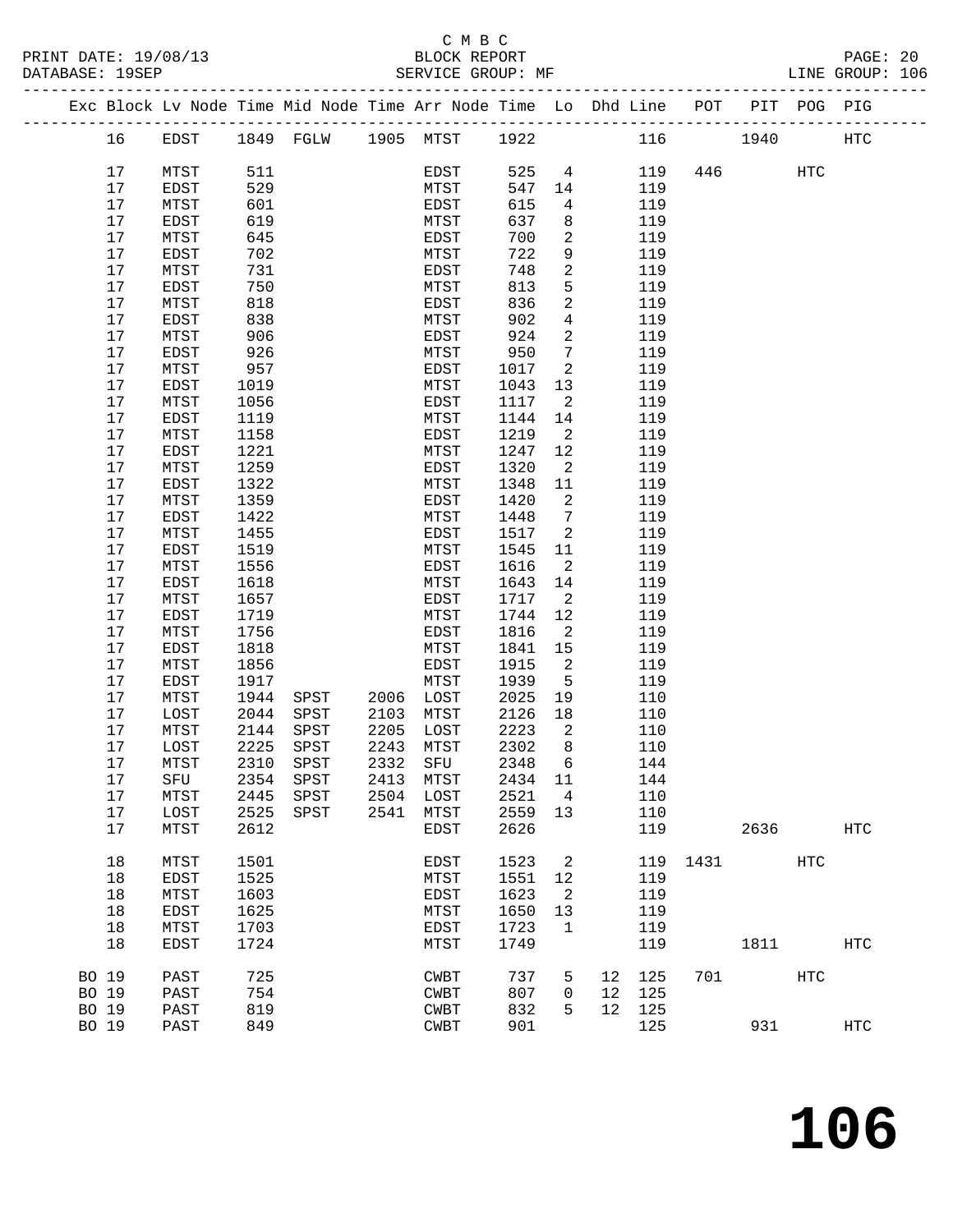C M B C

PRINT DATE: 19/08/13 BLOCK REPORT PAGE: 20
DATABASE: 19SEP SERVICE GROUP: MF LINE GROUP: 106

| Exc | Block | Lv | Node | Time | Mid Node | Time | Arr Node | Time | Lo | Dhd Line | POT | PIT | POG | PIG |
|---|---|---|---|---|---|---|---|---|---|---|---|---|---|---|
| | 16 | | EDST | 1849 | FGLW | 1905 | MTST | 1922 | | 116 | | 1940 | | HTC |
| | 17 | | MTST | 511 | | | EDST | 525 | 4 | 119 | 446 | | HTC | |
| | 17 | | EDST | 529 | | | MTST | 547 | 14 | 119 | | | | |
| | 17 | | MTST | 601 | | | EDST | 615 | 4 | 119 | | | | |
| | 17 | | EDST | 619 | | | MTST | 637 | 8 | 119 | | | | |
| | 17 | | MTST | 645 | | | EDST | 700 | 2 | 119 | | | | |
| | 17 | | EDST | 702 | | | MTST | 722 | 9 | 119 | | | | |
| | 17 | | MTST | 731 | | | EDST | 748 | 2 | 119 | | | | |
| | 17 | | EDST | 750 | | | MTST | 813 | 5 | 119 | | | | |
| | 17 | | MTST | 818 | | | EDST | 836 | 2 | 119 | | | | |
| | 17 | | EDST | 838 | | | MTST | 902 | 4 | 119 | | | | |
| | 17 | | MTST | 906 | | | EDST | 924 | 2 | 119 | | | | |
| | 17 | | EDST | 926 | | | MTST | 950 | 7 | 119 | | | | |
| | 17 | | MTST | 957 | | | EDST | 1017 | 2 | 119 | | | | |
| | 17 | | EDST | 1019 | | | MTST | 1043 | 13 | 119 | | | | |
| | 17 | | MTST | 1056 | | | EDST | 1117 | 2 | 119 | | | | |
| | 17 | | EDST | 1119 | | | MTST | 1144 | 14 | 119 | | | | |
| | 17 | | MTST | 1158 | | | EDST | 1219 | 2 | 119 | | | | |
| | 17 | | EDST | 1221 | | | MTST | 1247 | 12 | 119 | | | | |
| | 17 | | MTST | 1259 | | | EDST | 1320 | 2 | 119 | | | | |
| | 17 | | EDST | 1322 | | | MTST | 1348 | 11 | 119 | | | | |
| | 17 | | MTST | 1359 | | | EDST | 1420 | 2 | 119 | | | | |
| | 17 | | EDST | 1422 | | | MTST | 1448 | 7 | 119 | | | | |
| | 17 | | MTST | 1455 | | | EDST | 1517 | 2 | 119 | | | | |
| | 17 | | EDST | 1519 | | | MTST | 1545 | 11 | 119 | | | | |
| | 17 | | MTST | 1556 | | | EDST | 1616 | 2 | 119 | | | | |
| | 17 | | EDST | 1618 | | | MTST | 1643 | 14 | 119 | | | | |
| | 17 | | MTST | 1657 | | | EDST | 1717 | 2 | 119 | | | | |
| | 17 | | EDST | 1719 | | | MTST | 1744 | 12 | 119 | | | | |
| | 17 | | MTST | 1756 | | | EDST | 1816 | 2 | 119 | | | | |
| | 17 | | EDST | 1818 | | | MTST | 1841 | 15 | 119 | | | | |
| | 17 | | MTST | 1856 | | | EDST | 1915 | 2 | 119 | | | | |
| | 17 | | EDST | 1917 | | | MTST | 1939 | 5 | 119 | | | | |
| | 17 | | MTST | 1944 | SPST | 2006 | LOST | 2025 | 19 | 110 | | | | |
| | 17 | | LOST | 2044 | SPST | 2103 | MTST | 2126 | 18 | 110 | | | | |
| | 17 | | MTST | 2144 | SPST | 2205 | LOST | 2223 | 2 | 110 | | | | |
| | 17 | | LOST | 2225 | SPST | 2243 | MTST | 2302 | 8 | 110 | | | | |
| | 17 | | MTST | 2310 | SPST | 2332 | SFU | 2348 | 6 | 144 | | | | |
| | 17 | | SFU | 2354 | SPST | 2413 | MTST | 2434 | 11 | 144 | | | | |
| | 17 | | MTST | 2445 | SPST | 2504 | LOST | 2521 | 4 | 110 | | | | |
| | 17 | | LOST | 2525 | SPST | 2541 | MTST | 2559 | 13 | 110 | | | | |
| | 17 | | MTST | 2612 | | | EDST | 2626 | | 119 | | 2636 | | HTC |
| | 18 | | MTST | 1501 | | | EDST | 1523 | 2 | 119 | 1431 | | HTC | |
| | 18 | | EDST | 1525 | | | MTST | 1551 | 12 | 119 | | | | |
| | 18 | | MTST | 1603 | | | EDST | 1623 | 2 | 119 | | | | |
| | 18 | | EDST | 1625 | | | MTST | 1650 | 13 | 119 | | | | |
| | 18 | | MTST | 1703 | | | EDST | 1723 | 1 | 119 | | | | |
| | 18 | | EDST | 1724 | | | MTST | 1749 | | 119 | | 1811 | | HTC |
| BO | 19 | | PAST | 725 | | | CWBT | 737 | 5 | 12 125 | 701 | | HTC | |
| BO | 19 | | PAST | 754 | | | CWBT | 807 | 0 | 12 125 | | | | |
| BO | 19 | | PAST | 819 | | | CWBT | 832 | 5 | 12 125 | | | | |
| BO | 19 | | PAST | 849 | | | CWBT | 901 | | 125 | | 931 | | HTC |

# 106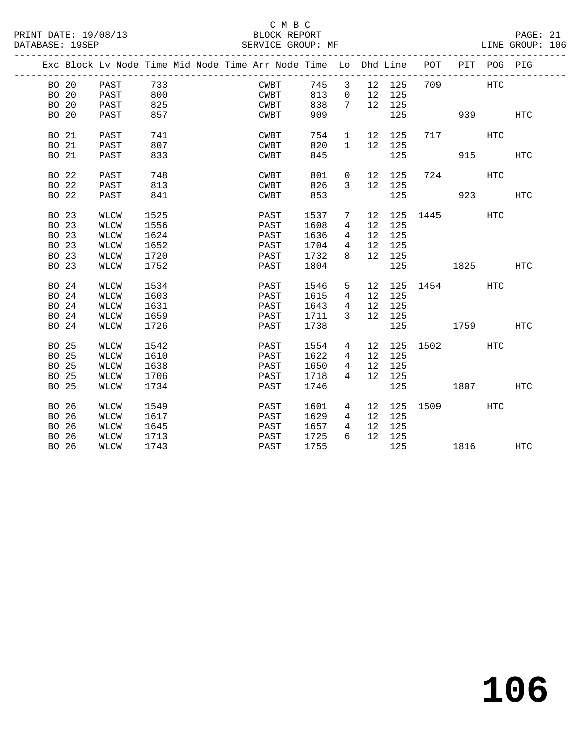C M B C

BLOCK REPORT

SERVICE GROUP: MF

LINE GROUP: 106

| Exc | Block | Lv | Node | Time | Mid Node | Time | Arr Node | Time | Lo | Dhd | Line | POT | PIT | POG | PIG |
|---|---|---|---|---|---|---|---|---|---|---|---|---|---|---|---|
| | BO 20 | | PAST | 733 | | | CWBT | 745 | 3 | 12 | 125 | 709 | | HTC | |
| | BO 20 | | PAST | 800 | | | CWBT | 813 | 0 | 12 | 125 | | | | |
| | BO 20 | | PAST | 825 | | | CWBT | 838 | 7 | 12 | 125 | | | | |
| | BO 20 | | PAST | 857 | | | CWBT | 909 | | | 125 | | 939 | | HTC |
| | BO 21 | | PAST | 741 | | | CWBT | 754 | 1 | 12 | 125 | 717 | | HTC | |
| | BO 21 | | PAST | 807 | | | CWBT | 820 | 1 | 12 | 125 | | | | |
| | BO 21 | | PAST | 833 | | | CWBT | 845 | | | 125 | | 915 | | HTC |
| | BO 22 | | PAST | 748 | | | CWBT | 801 | 0 | 12 | 125 | 724 | | HTC | |
| | BO 22 | | PAST | 813 | | | CWBT | 826 | 3 | 12 | 125 | | | | |
| | BO 22 | | PAST | 841 | | | CWBT | 853 | | | 125 | | 923 | | HTC |
| | BO 23 | | WLCW | 1525 | | | PAST | 1537 | 7 | 12 | 125 | 1445 | | HTC | |
| | BO 23 | | WLCW | 1556 | | | PAST | 1608 | 4 | 12 | 125 | | | | |
| | BO 23 | | WLCW | 1624 | | | PAST | 1636 | 4 | 12 | 125 | | | | |
| | BO 23 | | WLCW | 1652 | | | PAST | 1704 | 4 | 12 | 125 | | | | |
| | BO 23 | | WLCW | 1720 | | | PAST | 1732 | 8 | 12 | 125 | | | | |
| | BO 23 | | WLCW | 1752 | | | PAST | 1804 | | | 125 | | 1825 | | HTC |
| | BO 24 | | WLCW | 1534 | | | PAST | 1546 | 5 | 12 | 125 | 1454 | | HTC | |
| | BO 24 | | WLCW | 1603 | | | PAST | 1615 | 4 | 12 | 125 | | | | |
| | BO 24 | | WLCW | 1631 | | | PAST | 1643 | 4 | 12 | 125 | | | | |
| | BO 24 | | WLCW | 1659 | | | PAST | 1711 | 3 | 12 | 125 | | | | |
| | BO 24 | | WLCW | 1726 | | | PAST | 1738 | | | 125 | | 1759 | | HTC |
| | BO 25 | | WLCW | 1542 | | | PAST | 1554 | 4 | 12 | 125 | 1502 | | HTC | |
| | BO 25 | | WLCW | 1610 | | | PAST | 1622 | 4 | 12 | 125 | | | | |
| | BO 25 | | WLCW | 1638 | | | PAST | 1650 | 4 | 12 | 125 | | | | |
| | BO 25 | | WLCW | 1706 | | | PAST | 1718 | 4 | 12 | 125 | | | | |
| | BO 25 | | WLCW | 1734 | | | PAST | 1746 | | | 125 | | 1807 | | HTC |
| | BO 26 | | WLCW | 1549 | | | PAST | 1601 | 4 | 12 | 125 | 1509 | | HTC | |
| | BO 26 | | WLCW | 1617 | | | PAST | 1629 | 4 | 12 | 125 | | | | |
| | BO 26 | | WLCW | 1645 | | | PAST | 1657 | 4 | 12 | 125 | | | | |
| | BO 26 | | WLCW | 1713 | | | PAST | 1725 | 6 | 12 | 125 | | | | |
| | BO 26 | | WLCW | 1743 | | | PAST | 1755 | | | 125 | | 1816 | | HTC |

# 106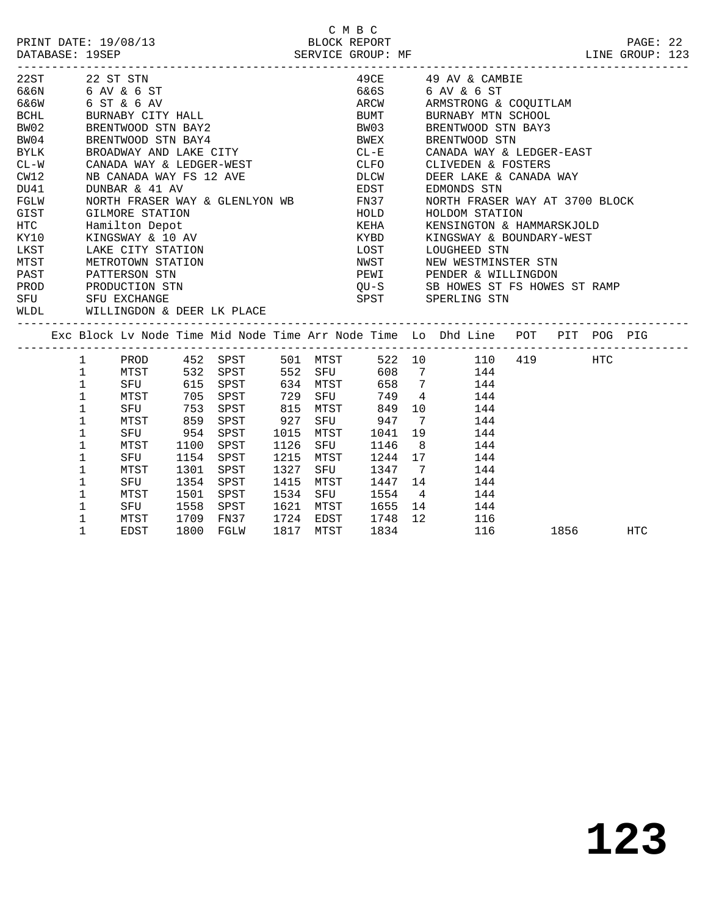C M B C

PRINT DATE: 19/08/13 BLOCK REPORT
DATABASE: 19SEP SERVICE GROUP: MF LINE GROUP: 123

| Code | Description | Code | Description |
|---|---|---|---|
| 22ST | 22 ST STN | 49CE | 49 AV & CAMBIE |
| 6&6N | 6 AV & 6 ST | 6&6S | 6 AV & 6 ST |
| 6&6W | 6 ST & 6 AV | ARCW | ARMSTRONG & COQUITLAM |
| BCHL | BURNABY CITY HALL | BUMT | BURNABY MTN SCHOOL |
| BW02 | BRENTWOOD STN BAY2 | BW03 | BRENTWOOD STN BAY3 |
| BW04 | BRENTWOOD STN BAY4 | BWEX | BRENTWOOD STN |
| BYLK | BROADWAY AND LAKE CITY | CL-E | CANADA WAY & LEDGER-EAST |
| CL-W | CANADA WAY & LEDGER-WEST | CLFO | CLIVEDEN & FOSTERS |
| CW12 | NB CANADA WAY FS 12 AVE | DLCW | DEER LAKE & CANADA WAY |
| DU41 | DUNBAR & 41 AV | EDST | EDMONDS STN |
| FGLW | NORTH FRASER WAY & GLENLYON WB | FN37 | NORTH FRASER WAY AT 3700 BLOCK |
| GIST | GILMORE STATION | HOLD | HOLDOM STATION |
| HTC | Hamilton Depot | KEHA | KENSINGTON & HAMMARSKJOLD |
| KY10 | KINGSWAY & 10 AV | KYBD | KINGSWAY & BOUNDARY-WEST |
| LKST | LAKE CITY STATION | LOST | LOUGHEED STN |
| MTST | METROTOWN STATION | NWST | NEW WESTMINSTER STN |
| PAST | PATTERSON STN | PEWI | PENDER & WILLINGDON |
| PROD | PRODUCTION STN | QU-S | SB HOWES ST FS HOWES ST RAMP |
| SFU | SFU EXCHANGE | SPST | SPERLING STN |
| WLDL | WILLINGDON & DEER LK PLACE | | |

| Exc | Block | Lv Node | Time | Mid Node | Time | Arr Node | Time | Lo | Dhd Line | POT | PIT | POG | PIG |
|---|---|---|---|---|---|---|---|---|---|---|---|---|---|
| | 1 | PROD | 452 | SPST | 501 | MTST | 522 | 10 | 110 | 419 | | HTC | |
| | 1 | MTST | 532 | SPST | 552 | SFU | 608 | 7 | 144 | | | | |
| | 1 | SFU | 615 | SPST | 634 | MTST | 658 | 7 | 144 | | | | |
| | 1 | MTST | 705 | SPST | 729 | SFU | 749 | 4 | 144 | | | | |
| | 1 | SFU | 753 | SPST | 815 | MTST | 849 | 10 | 144 | | | | |
| | 1 | MTST | 859 | SPST | 927 | SFU | 947 | 7 | 144 | | | | |
| | 1 | SFU | 954 | SPST | 1015 | MTST | 1041 | 19 | 144 | | | | |
| | 1 | MTST | 1100 | SPST | 1126 | SFU | 1146 | 8 | 144 | | | | |
| | 1 | SFU | 1154 | SPST | 1215 | MTST | 1244 | 17 | 144 | | | | |
| | 1 | MTST | 1301 | SPST | 1327 | SFU | 1347 | 7 | 144 | | | | |
| | 1 | SFU | 1354 | SPST | 1415 | MTST | 1447 | 14 | 144 | | | | |
| | 1 | MTST | 1501 | SPST | 1534 | SFU | 1554 | 4 | 144 | | | | |
| | 1 | SFU | 1558 | SPST | 1621 | MTST | 1655 | 14 | 144 | | | | |
| | 1 | MTST | 1709 | FN37 | 1724 | EDST | 1748 | 12 | 116 | | | | |
| | 1 | EDST | 1800 | FGLW | 1817 | MTST | 1834 | | 116 | | 1856 | | HTC |

**123**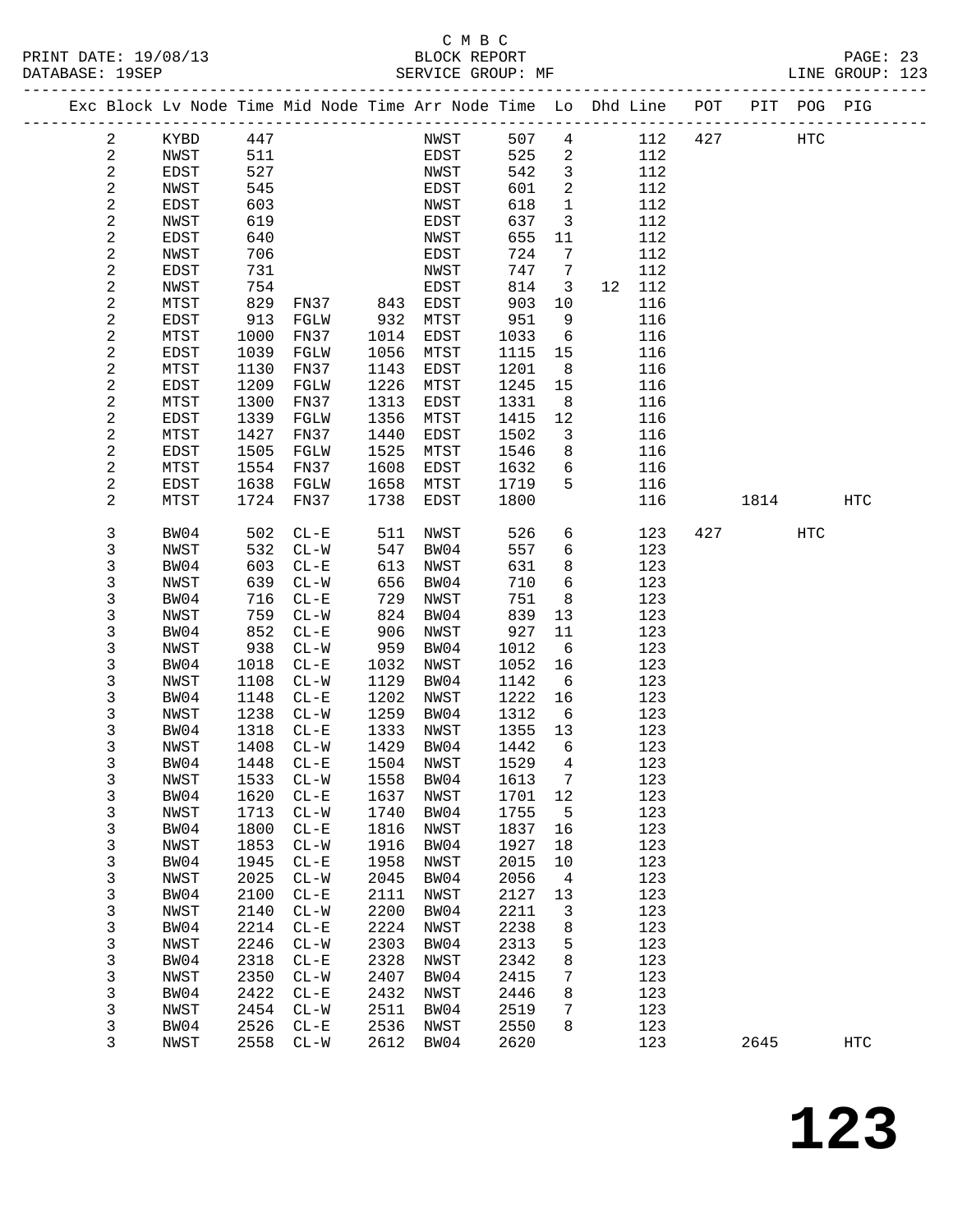C M B C
BLOCK REPORT
SERVICE GROUP: MF

PRINT DATE: 19/08/13
DATABASE: 19SEP
LINE GROUP: 123

| Exc | Block | Lv | Node | Time | Mid Node | Time | Arr Node | Time | Lo | Dhd | Line | POT | PIT | POG | PIG |
|---|---|---|---|---|---|---|---|---|---|---|---|---|---|---|---|
| | 2 | | KYBD | 447 | | | NWST | 507 | 4 | | 112 | 427 | | HTC | |
| | 2 | | NWST | 511 | | | EDST | 525 | 2 | | 112 | | | | |
| | 2 | | EDST | 527 | | | NWST | 542 | 3 | | 112 | | | | |
| | 2 | | NWST | 545 | | | EDST | 601 | 2 | | 112 | | | | |
| | 2 | | EDST | 603 | | | NWST | 618 | 1 | | 112 | | | | |
| | 2 | | NWST | 619 | | | EDST | 637 | 3 | | 112 | | | | |
| | 2 | | EDST | 640 | | | NWST | 655 | 11 | | 112 | | | | |
| | 2 | | NWST | 706 | | | EDST | 724 | 7 | | 112 | | | | |
| | 2 | | EDST | 731 | | | NWST | 747 | 7 | | 112 | | | | |
| | 2 | | NWST | 754 | | | EDST | 814 | 3 | 12 | 112 | | | | |
| | 2 | | MTST | 829 | FN37 | 843 | EDST | 903 | 10 | | 116 | | | | |
| | 2 | | EDST | 913 | FGLW | 932 | MTST | 951 | 9 | | 116 | | | | |
| | 2 | | MTST | 1000 | FN37 | 1014 | EDST | 1033 | 6 | | 116 | | | | |
| | 2 | | EDST | 1039 | FGLW | 1056 | MTST | 1115 | 15 | | 116 | | | | |
| | 2 | | MTST | 1130 | FN37 | 1143 | EDST | 1201 | 8 | | 116 | | | | |
| | 2 | | EDST | 1209 | FGLW | 1226 | MTST | 1245 | 15 | | 116 | | | | |
| | 2 | | MTST | 1300 | FN37 | 1313 | EDST | 1331 | 8 | | 116 | | | | |
| | 2 | | EDST | 1339 | FGLW | 1356 | MTST | 1415 | 12 | | 116 | | | | |
| | 2 | | MTST | 1427 | FN37 | 1440 | EDST | 1502 | 3 | | 116 | | | | |
| | 2 | | EDST | 1505 | FGLW | 1525 | MTST | 1546 | 8 | | 116 | | | | |
| | 2 | | MTST | 1554 | FN37 | 1608 | EDST | 1632 | 6 | | 116 | | | | |
| | 2 | | EDST | 1638 | FGLW | 1658 | MTST | 1719 | 5 | | 116 | | | | |
| | 2 | | MTST | 1724 | FN37 | 1738 | EDST | 1800 | | | 116 | | 1814 | | HTC |
| | 3 | | BW04 | 502 | CL-E | 511 | NWST | 526 | 6 | | 123 | 427 | | HTC | |
| | 3 | | NWST | 532 | CL-W | 547 | BW04 | 557 | 6 | | 123 | | | | |
| | 3 | | BW04 | 603 | CL-E | 613 | NWST | 631 | 8 | | 123 | | | | |
| | 3 | | NWST | 639 | CL-W | 656 | BW04 | 710 | 6 | | 123 | | | | |
| | 3 | | BW04 | 716 | CL-E | 729 | NWST | 751 | 8 | | 123 | | | | |
| | 3 | | NWST | 759 | CL-W | 824 | BW04 | 839 | 13 | | 123 | | | | |
| | 3 | | BW04 | 852 | CL-E | 906 | NWST | 927 | 11 | | 123 | | | | |
| | 3 | | NWST | 938 | CL-W | 959 | BW04 | 1012 | 6 | | 123 | | | | |
| | 3 | | BW04 | 1018 | CL-E | 1032 | NWST | 1052 | 16 | | 123 | | | | |
| | 3 | | NWST | 1108 | CL-W | 1129 | BW04 | 1142 | 6 | | 123 | | | | |
| | 3 | | BW04 | 1148 | CL-E | 1202 | NWST | 1222 | 16 | | 123 | | | | |
| | 3 | | NWST | 1238 | CL-W | 1259 | BW04 | 1312 | 6 | | 123 | | | | |
| | 3 | | BW04 | 1318 | CL-E | 1333 | NWST | 1355 | 13 | | 123 | | | | |
| | 3 | | NWST | 1408 | CL-W | 1429 | BW04 | 1442 | 6 | | 123 | | | | |
| | 3 | | BW04 | 1448 | CL-E | 1504 | NWST | 1529 | 4 | | 123 | | | | |
| | 3 | | NWST | 1533 | CL-W | 1558 | BW04 | 1613 | 7 | | 123 | | | | |
| | 3 | | BW04 | 1620 | CL-E | 1637 | NWST | 1701 | 12 | | 123 | | | | |
| | 3 | | NWST | 1713 | CL-W | 1740 | BW04 | 1755 | 5 | | 123 | | | | |
| | 3 | | BW04 | 1800 | CL-E | 1816 | NWST | 1837 | 16 | | 123 | | | | |
| | 3 | | NWST | 1853 | CL-W | 1916 | BW04 | 1927 | 18 | | 123 | | | | |
| | 3 | | BW04 | 1945 | CL-E | 1958 | NWST | 2015 | 10 | | 123 | | | | |
| | 3 | | NWST | 2025 | CL-W | 2045 | BW04 | 2056 | 4 | | 123 | | | | |
| | 3 | | BW04 | 2100 | CL-E | 2111 | NWST | 2127 | 13 | | 123 | | | | |
| | 3 | | NWST | 2140 | CL-W | 2200 | BW04 | 2211 | 3 | | 123 | | | | |
| | 3 | | BW04 | 2214 | CL-E | 2224 | NWST | 2238 | 8 | | 123 | | | | |
| | 3 | | NWST | 2246 | CL-W | 2303 | BW04 | 2313 | 5 | | 123 | | | | |
| | 3 | | BW04 | 2318 | CL-E | 2328 | NWST | 2342 | 8 | | 123 | | | | |
| | 3 | | NWST | 2350 | CL-W | 2407 | BW04 | 2415 | 7 | | 123 | | | | |
| | 3 | | BW04 | 2422 | CL-E | 2432 | NWST | 2446 | 8 | | 123 | | | | |
| | 3 | | NWST | 2454 | CL-W | 2511 | BW04 | 2519 | 7 | | 123 | | | | |
| | 3 | | BW04 | 2526 | CL-E | 2536 | NWST | 2550 | 8 | | 123 | | | | |
| | 3 | | NWST | 2558 | CL-W | 2612 | BW04 | 2620 | | | 123 | | 2645 | | HTC |

# 123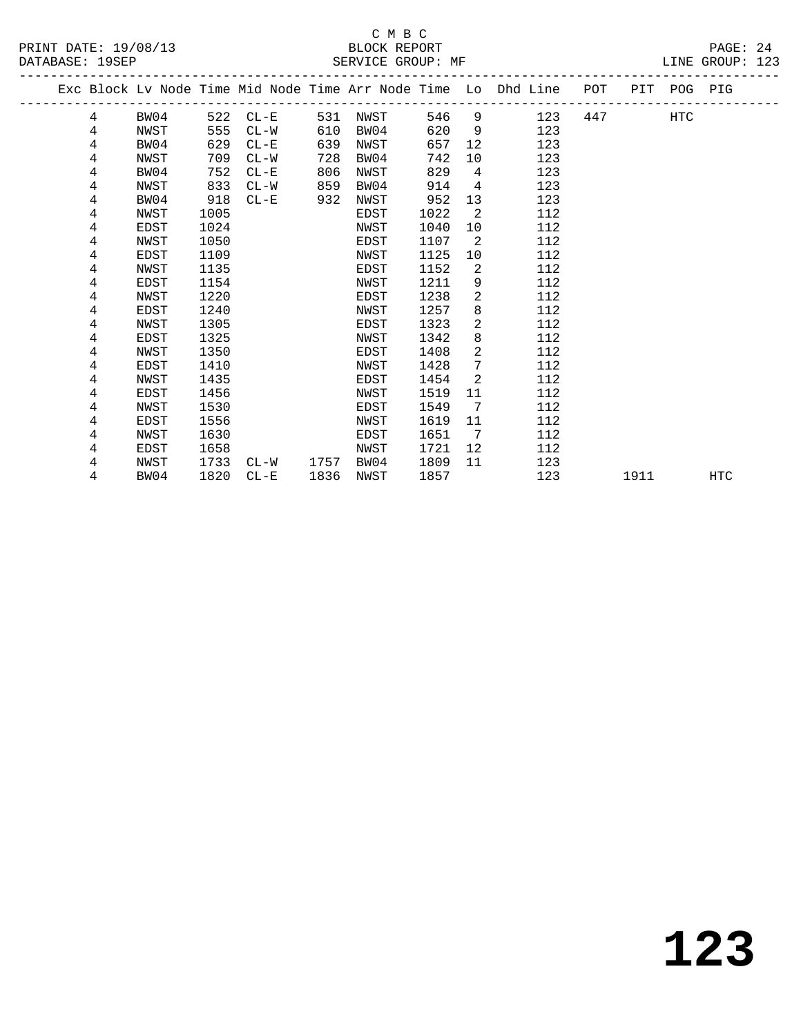C M B C
BLOCK REPORT
SERVICE GROUP: MF

PRINT DATE: 19/08/13
DATABASE: 19SEP
LINE GROUP: 123

| Exc | Block | Lv Node | Time | Mid Node | Time | Arr Node | Time | Lo | Dhd Line | POT | PIT | POG | PIG |
|---|---|---|---|---|---|---|---|---|---|---|---|---|---|
| | 4 | BW04 | 522 | CL-E | 531 | NWST | 546 | 9 | 123 | 447 | | HTC | |
| | 4 | NWST | 555 | CL-W | 610 | BW04 | 620 | 9 | 123 | | | | |
| | 4 | BW04 | 629 | CL-E | 639 | NWST | 657 | 12 | 123 | | | | |
| | 4 | NWST | 709 | CL-W | 728 | BW04 | 742 | 10 | 123 | | | | |
| | 4 | BW04 | 752 | CL-E | 806 | NWST | 829 | 4 | 123 | | | | |
| | 4 | NWST | 833 | CL-W | 859 | BW04 | 914 | 4 | 123 | | | | |
| | 4 | BW04 | 918 | CL-E | 932 | NWST | 952 | 13 | 123 | | | | |
| | 4 | NWST | 1005 | | | EDST | 1022 | 2 | 112 | | | | |
| | 4 | EDST | 1024 | | | NWST | 1040 | 10 | 112 | | | | |
| | 4 | NWST | 1050 | | | EDST | 1107 | 2 | 112 | | | | |
| | 4 | EDST | 1109 | | | NWST | 1125 | 10 | 112 | | | | |
| | 4 | NWST | 1135 | | | EDST | 1152 | 2 | 112 | | | | |
| | 4 | EDST | 1154 | | | NWST | 1211 | 9 | 112 | | | | |
| | 4 | NWST | 1220 | | | EDST | 1238 | 2 | 112 | | | | |
| | 4 | EDST | 1240 | | | NWST | 1257 | 8 | 112 | | | | |
| | 4 | NWST | 1305 | | | EDST | 1323 | 2 | 112 | | | | |
| | 4 | EDST | 1325 | | | NWST | 1342 | 8 | 112 | | | | |
| | 4 | NWST | 1350 | | | EDST | 1408 | 2 | 112 | | | | |
| | 4 | EDST | 1410 | | | NWST | 1428 | 7 | 112 | | | | |
| | 4 | NWST | 1435 | | | EDST | 1454 | 2 | 112 | | | | |
| | 4 | EDST | 1456 | | | NWST | 1519 | 11 | 112 | | | | |
| | 4 | NWST | 1530 | | | EDST | 1549 | 7 | 112 | | | | |
| | 4 | EDST | 1556 | | | NWST | 1619 | 11 | 112 | | | | |
| | 4 | NWST | 1630 | | | EDST | 1651 | 7 | 112 | | | | |
| | 4 | EDST | 1658 | | | NWST | 1721 | 12 | 112 | | | | |
| | 4 | NWST | 1733 | CL-W | 1757 | BW04 | 1809 | 11 | 123 | | | | |
| | 4 | BW04 | 1820 | CL-E | 1836 | NWST | 1857 | | 123 | | 1911 | | HTC |

# 123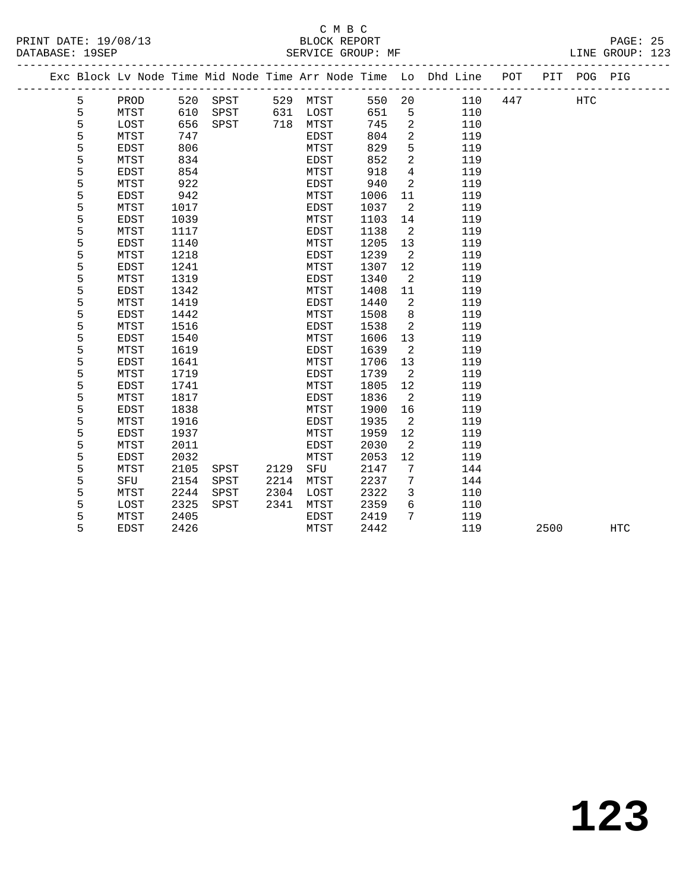C M B C
BLOCK REPORT
SERVICE GROUP: MF

PRINT DATE: 19/08/13
DATABASE: 19SEP

LINE GROUP: 123

| Exc | Block | Lv Node | Time | Mid Node | Time | Arr Node | Time | Lo | Dhd Line | POT | PIT | POG | PIG |
|---|---|---|---|---|---|---|---|---|---|---|---|---|---|
| | 5 | PROD | 520 | SPST | 529 | MTST | 550 | 20 | 110 | 447 | | HTC | |
| | 5 | MTST | 610 | SPST | 631 | LOST | 651 | 5 | 110 | | | | |
| | 5 | LOST | 656 | SPST | 718 | MTST | 745 | 2 | 110 | | | | |
| | 5 | MTST | 747 | | | EDST | 804 | 2 | 119 | | | | |
| | 5 | EDST | 806 | | | MTST | 829 | 5 | 119 | | | | |
| | 5 | MTST | 834 | | | EDST | 852 | 2 | 119 | | | | |
| | 5 | EDST | 854 | | | MTST | 918 | 4 | 119 | | | | |
| | 5 | MTST | 922 | | | EDST | 940 | 2 | 119 | | | | |
| | 5 | EDST | 942 | | | MTST | 1006 | 11 | 119 | | | | |
| | 5 | MTST | 1017 | | | EDST | 1037 | 2 | 119 | | | | |
| | 5 | EDST | 1039 | | | MTST | 1103 | 14 | 119 | | | | |
| | 5 | MTST | 1117 | | | EDST | 1138 | 2 | 119 | | | | |
| | 5 | EDST | 1140 | | | MTST | 1205 | 13 | 119 | | | | |
| | 5 | MTST | 1218 | | | EDST | 1239 | 2 | 119 | | | | |
| | 5 | EDST | 1241 | | | MTST | 1307 | 12 | 119 | | | | |
| | 5 | MTST | 1319 | | | EDST | 1340 | 2 | 119 | | | | |
| | 5 | EDST | 1342 | | | MTST | 1408 | 11 | 119 | | | | |
| | 5 | MTST | 1419 | | | EDST | 1440 | 2 | 119 | | | | |
| | 5 | EDST | 1442 | | | MTST | 1508 | 8 | 119 | | | | |
| | 5 | MTST | 1516 | | | EDST | 1538 | 2 | 119 | | | | |
| | 5 | EDST | 1540 | | | MTST | 1606 | 13 | 119 | | | | |
| | 5 | MTST | 1619 | | | EDST | 1639 | 2 | 119 | | | | |
| | 5 | EDST | 1641 | | | MTST | 1706 | 13 | 119 | | | | |
| | 5 | MTST | 1719 | | | EDST | 1739 | 2 | 119 | | | | |
| | 5 | EDST | 1741 | | | MTST | 1805 | 12 | 119 | | | | |
| | 5 | MTST | 1817 | | | EDST | 1836 | 2 | 119 | | | | |
| | 5 | EDST | 1838 | | | MTST | 1900 | 16 | 119 | | | | |
| | 5 | MTST | 1916 | | | EDST | 1935 | 2 | 119 | | | | |
| | 5 | EDST | 1937 | | | MTST | 1959 | 12 | 119 | | | | |
| | 5 | MTST | 2011 | | | EDST | 2030 | 2 | 119 | | | | |
| | 5 | EDST | 2032 | | | MTST | 2053 | 12 | 119 | | | | |
| | 5 | MTST | 2105 | SPST | 2129 | SFU | 2147 | 7 | 144 | | | | |
| | 5 | SFU | 2154 | SPST | 2214 | MTST | 2237 | 7 | 144 | | | | |
| | 5 | MTST | 2244 | SPST | 2304 | LOST | 2322 | 3 | 110 | | | | |
| | 5 | LOST | 2325 | SPST | 2341 | MTST | 2359 | 6 | 110 | | | | |
| | 5 | MTST | 2405 | | | EDST | 2419 | 7 | 119 | | | | |
| | 5 | EDST | 2426 | | | MTST | 2442 | | 119 | | 2500 | | HTC |

# 123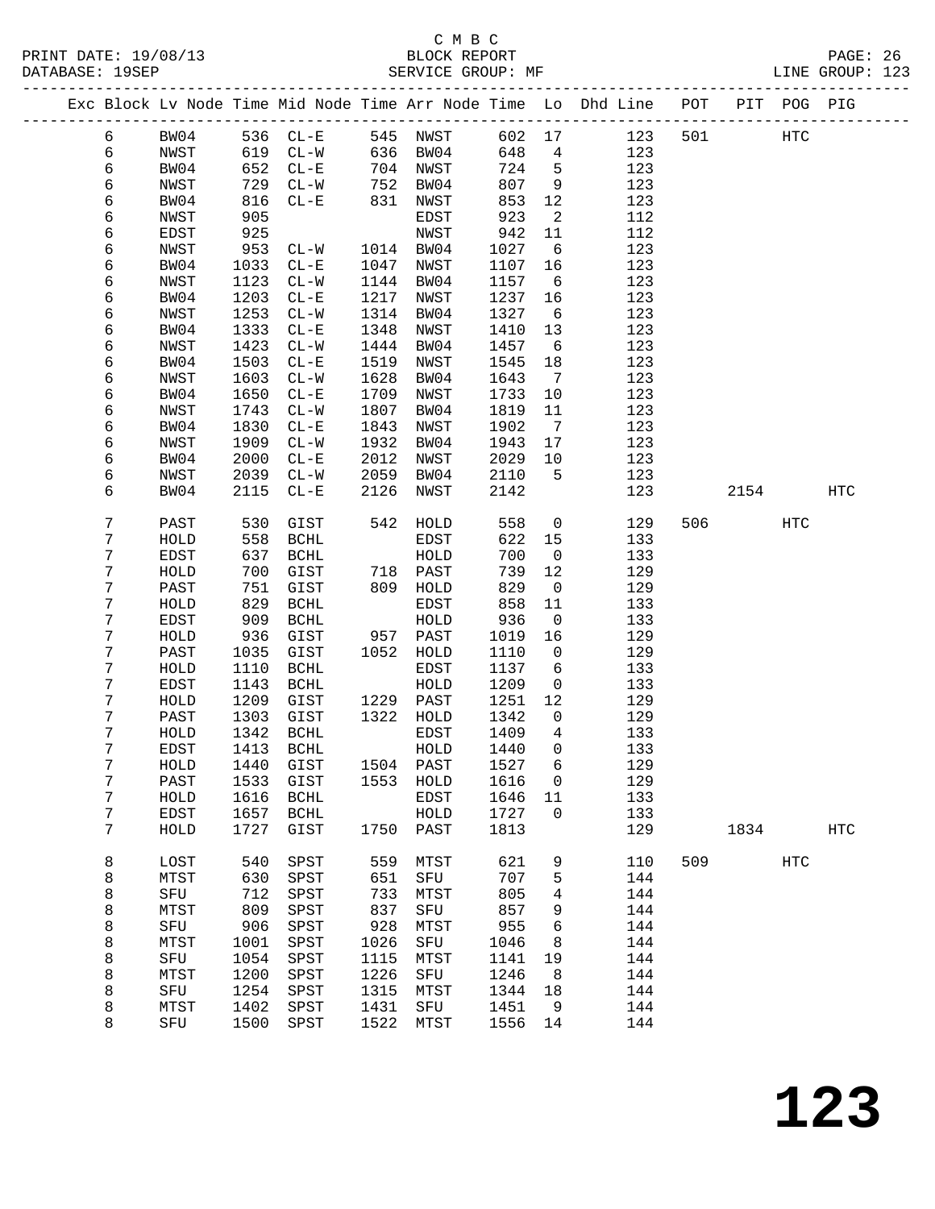C M B C
PRINT DATE: 19/08/13 BLOCK REPORT
DATABASE: 19SEP SERVICE GROUP: MF LINE GROUP: 123

| Exc | Block | Lv | Node | Time | Mid Node | Time | Arr Node | Time | Lo | Dhd Line | POT | PIT | POG | PIG |
|---|---|---|---|---|---|---|---|---|---|---|---|---|---|---|
| | 6 | | BW04 | 536 | CL-E | 545 | NWST | 602 | 17 | 123 | 501 | | HTC | |
| | 6 | | NWST | 619 | CL-W | 636 | BW04 | 648 | 4 | 123 | | | | |
| | 6 | | BW04 | 652 | CL-E | 704 | NWST | 724 | 5 | 123 | | | | |
| | 6 | | NWST | 729 | CL-W | 752 | BW04 | 807 | 9 | 123 | | | | |
| | 6 | | BW04 | 816 | CL-E | 831 | NWST | 853 | 12 | 123 | | | | |
| | 6 | | NWST | 905 | | | EDST | 923 | 2 | 112 | | | | |
| | 6 | | EDST | 925 | | | NWST | 942 | 11 | 112 | | | | |
| | 6 | | NWST | 953 | CL-W | 1014 | BW04 | 1027 | 6 | 123 | | | | |
| | 6 | | BW04 | 1033 | CL-E | 1047 | NWST | 1107 | 16 | 123 | | | | |
| | 6 | | NWST | 1123 | CL-W | 1144 | BW04 | 1157 | 6 | 123 | | | | |
| | 6 | | BW04 | 1203 | CL-E | 1217 | NWST | 1237 | 16 | 123 | | | | |
| | 6 | | NWST | 1253 | CL-W | 1314 | BW04 | 1327 | 6 | 123 | | | | |
| | 6 | | BW04 | 1333 | CL-E | 1348 | NWST | 1410 | 13 | 123 | | | | |
| | 6 | | NWST | 1423 | CL-W | 1444 | BW04 | 1457 | 6 | 123 | | | | |
| | 6 | | BW04 | 1503 | CL-E | 1519 | NWST | 1545 | 18 | 123 | | | | |
| | 6 | | NWST | 1603 | CL-W | 1628 | BW04 | 1643 | 7 | 123 | | | | |
| | 6 | | BW04 | 1650 | CL-E | 1709 | NWST | 1733 | 10 | 123 | | | | |
| | 6 | | NWST | 1743 | CL-W | 1807 | BW04 | 1819 | 11 | 123 | | | | |
| | 6 | | BW04 | 1830 | CL-E | 1843 | NWST | 1902 | 7 | 123 | | | | |
| | 6 | | NWST | 1909 | CL-W | 1932 | BW04 | 1943 | 17 | 123 | | | | |
| | 6 | | BW04 | 2000 | CL-E | 2012 | NWST | 2029 | 10 | 123 | | | | |
| | 6 | | NWST | 2039 | CL-W | 2059 | BW04 | 2110 | 5 | 123 | | | | |
| | 6 | | BW04 | 2115 | CL-E | 2126 | NWST | 2142 | | 123 | | 2154 | | HTC |
| | 7 | | PAST | 530 | GIST | 542 | HOLD | 558 | 0 | 129 | 506 | | HTC | |
| | 7 | | HOLD | 558 | BCHL | | EDST | 622 | 15 | 133 | | | | |
| | 7 | | EDST | 637 | BCHL | | HOLD | 700 | 0 | 133 | | | | |
| | 7 | | HOLD | 700 | GIST | 718 | PAST | 739 | 12 | 129 | | | | |
| | 7 | | PAST | 751 | GIST | 809 | HOLD | 829 | 0 | 129 | | | | |
| | 7 | | HOLD | 829 | BCHL | | EDST | 858 | 11 | 133 | | | | |
| | 7 | | EDST | 909 | BCHL | | HOLD | 936 | 0 | 133 | | | | |
| | 7 | | HOLD | 936 | GIST | 957 | PAST | 1019 | 16 | 129 | | | | |
| | 7 | | PAST | 1035 | GIST | 1052 | HOLD | 1110 | 0 | 129 | | | | |
| | 7 | | HOLD | 1110 | BCHL | | EDST | 1137 | 6 | 133 | | | | |
| | 7 | | EDST | 1143 | BCHL | | HOLD | 1209 | 0 | 133 | | | | |
| | 7 | | HOLD | 1209 | GIST | 1229 | PAST | 1251 | 12 | 129 | | | | |
| | 7 | | PAST | 1303 | GIST | 1322 | HOLD | 1342 | 0 | 129 | | | | |
| | 7 | | HOLD | 1342 | BCHL | | EDST | 1409 | 4 | 133 | | | | |
| | 7 | | EDST | 1413 | BCHL | | HOLD | 1440 | 0 | 133 | | | | |
| | 7 | | HOLD | 1440 | GIST | 1504 | PAST | 1527 | 6 | 129 | | | | |
| | 7 | | PAST | 1533 | GIST | 1553 | HOLD | 1616 | 0 | 129 | | | | |
| | 7 | | HOLD | 1616 | BCHL | | EDST | 1646 | 11 | 133 | | | | |
| | 7 | | EDST | 1657 | BCHL | | HOLD | 1727 | 0 | 133 | | | | |
| | 7 | | HOLD | 1727 | GIST | 1750 | PAST | 1813 | | 129 | | 1834 | | HTC |
| | 8 | | LOST | 540 | SPST | 559 | MTST | 621 | 9 | 110 | 509 | | HTC | |
| | 8 | | MTST | 630 | SPST | 651 | SFU | 707 | 5 | 144 | | | | |
| | 8 | | SFU | 712 | SPST | 733 | MTST | 805 | 4 | 144 | | | | |
| | 8 | | MTST | 809 | SPST | 837 | SFU | 857 | 9 | 144 | | | | |
| | 8 | | SFU | 906 | SPST | 928 | MTST | 955 | 6 | 144 | | | | |
| | 8 | | MTST | 1001 | SPST | 1026 | SFU | 1046 | 8 | 144 | | | | |
| | 8 | | SFU | 1054 | SPST | 1115 | MTST | 1141 | 19 | 144 | | | | |
| | 8 | | MTST | 1200 | SPST | 1226 | SFU | 1246 | 8 | 144 | | | | |
| | 8 | | SFU | 1254 | SPST | 1315 | MTST | 1344 | 18 | 144 | | | | |
| | 8 | | MTST | 1402 | SPST | 1431 | SFU | 1451 | 9 | 144 | | | | |
| | 8 | | SFU | 1500 | SPST | 1522 | MTST | 1556 | 14 | 144 | | | | |

# 123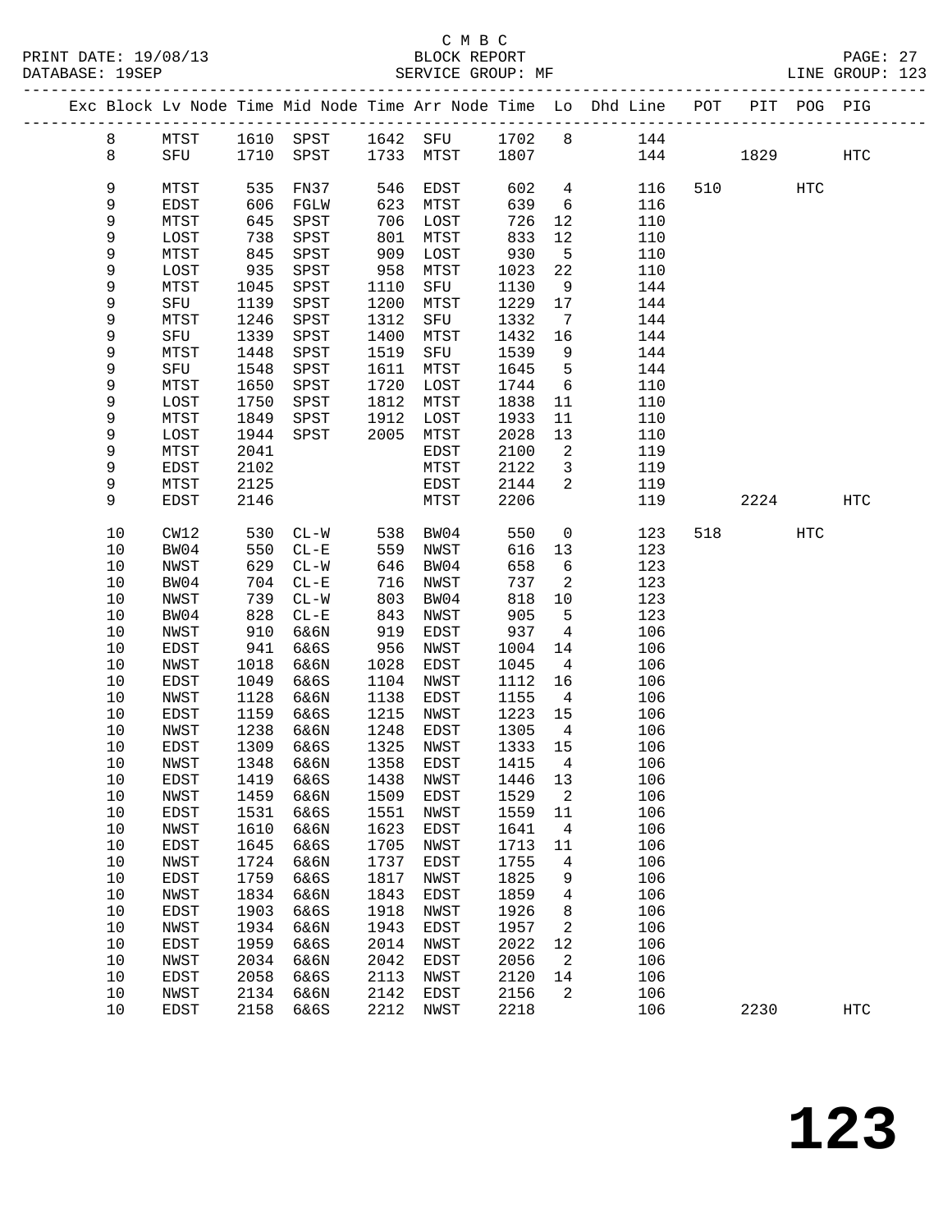C M B C

BLOCK REPORT

SERVICE GROUP: MF

| Exc | Block | Lv Node | Time | Mid Node | Time | Arr Node | Time | Lo | Dhd Line | POT | PIT | POG | PIG |
|---|---|---|---|---|---|---|---|---|---|---|---|---|---|
| | 8 | MTST | 1610 | SPST | 1642 | SFU | 1702 | 8 | 144 | | | | |
| | 8 | SFU | 1710 | SPST | 1733 | MTST | 1807 | | 144 | | 1829 | | HTC |
| | 9 | MTST | 535 | FN37 | 546 | EDST | 602 | 4 | 116 | 510 | | HTC | |
| | 9 | EDST | 606 | FGLW | 623 | MTST | 639 | 6 | 116 | | | | |
| | 9 | MTST | 645 | SPST | 706 | LOST | 726 | 12 | 110 | | | | |
| | 9 | LOST | 738 | SPST | 801 | MTST | 833 | 12 | 110 | | | | |
| | 9 | MTST | 845 | SPST | 909 | LOST | 930 | 5 | 110 | | | | |
| | 9 | LOST | 935 | SPST | 958 | MTST | 1023 | 22 | 110 | | | | |
| | 9 | MTST | 1045 | SPST | 1110 | SFU | 1130 | 9 | 144 | | | | |
| | 9 | SFU | 1139 | SPST | 1200 | MTST | 1229 | 17 | 144 | | | | |
| | 9 | MTST | 1246 | SPST | 1312 | SFU | 1332 | 7 | 144 | | | | |
| | 9 | SFU | 1339 | SPST | 1400 | MTST | 1432 | 16 | 144 | | | | |
| | 9 | MTST | 1448 | SPST | 1519 | SFU | 1539 | 9 | 144 | | | | |
| | 9 | SFU | 1548 | SPST | 1611 | MTST | 1645 | 5 | 144 | | | | |
| | 9 | MTST | 1650 | SPST | 1720 | LOST | 1744 | 6 | 110 | | | | |
| | 9 | LOST | 1750 | SPST | 1812 | MTST | 1838 | 11 | 110 | | | | |
| | 9 | MTST | 1849 | SPST | 1912 | LOST | 1933 | 11 | 110 | | | | |
| | 9 | LOST | 1944 | SPST | 2005 | MTST | 2028 | 13 | 110 | | | | |
| | 9 | MTST | 2041 | | | EDST | 2100 | 2 | 119 | | | | |
| | 9 | EDST | 2102 | | | MTST | 2122 | 3 | 119 | | | | |
| | 9 | MTST | 2125 | | | EDST | 2144 | 2 | 119 | | | | |
| | 9 | EDST | 2146 | | | MTST | 2206 | | 119 | | 2224 | | HTC |
| | 10 | CW12 | 530 | CL-W | 538 | BW04 | 550 | 0 | 123 | 518 | | HTC | |
| | 10 | BW04 | 550 | CL-E | 559 | NWST | 616 | 13 | 123 | | | | |
| | 10 | NWST | 629 | CL-W | 646 | BW04 | 658 | 6 | 123 | | | | |
| | 10 | BW04 | 704 | CL-E | 716 | NWST | 737 | 2 | 123 | | | | |
| | 10 | NWST | 739 | CL-W | 803 | BW04 | 818 | 10 | 123 | | | | |
| | 10 | BW04 | 828 | CL-E | 843 | NWST | 905 | 5 | 123 | | | | |
| | 10 | NWST | 910 | 6&6N | 919 | EDST | 937 | 4 | 106 | | | | |
| | 10 | EDST | 941 | 6&6S | 956 | NWST | 1004 | 14 | 106 | | | | |
| | 10 | NWST | 1018 | 6&6N | 1028 | EDST | 1045 | 4 | 106 | | | | |
| | 10 | EDST | 1049 | 6&6S | 1104 | NWST | 1112 | 16 | 106 | | | | |
| | 10 | NWST | 1128 | 6&6N | 1138 | EDST | 1155 | 4 | 106 | | | | |
| | 10 | EDST | 1159 | 6&6S | 1215 | NWST | 1223 | 15 | 106 | | | | |
| | 10 | NWST | 1238 | 6&6N | 1248 | EDST | 1305 | 4 | 106 | | | | |
| | 10 | EDST | 1309 | 6&6S | 1325 | NWST | 1333 | 15 | 106 | | | | |
| | 10 | NWST | 1348 | 6&6N | 1358 | EDST | 1415 | 4 | 106 | | | | |
| | 10 | EDST | 1419 | 6&6S | 1438 | NWST | 1446 | 13 | 106 | | | | |
| | 10 | NWST | 1459 | 6&6N | 1509 | EDST | 1529 | 2 | 106 | | | | |
| | 10 | EDST | 1531 | 6&6S | 1551 | NWST | 1559 | 11 | 106 | | | | |
| | 10 | NWST | 1610 | 6&6N | 1623 | EDST | 1641 | 4 | 106 | | | | |
| | 10 | EDST | 1645 | 6&6S | 1705 | NWST | 1713 | 11 | 106 | | | | |
| | 10 | NWST | 1724 | 6&6N | 1737 | EDST | 1755 | 4 | 106 | | | | |
| | 10 | EDST | 1759 | 6&6S | 1817 | NWST | 1825 | 9 | 106 | | | | |
| | 10 | NWST | 1834 | 6&6N | 1843 | EDST | 1859 | 4 | 106 | | | | |
| | 10 | EDST | 1903 | 6&6S | 1918 | NWST | 1926 | 8 | 106 | | | | |
| | 10 | NWST | 1934 | 6&6N | 1943 | EDST | 1957 | 2 | 106 | | | | |
| | 10 | EDST | 1959 | 6&6S | 2014 | NWST | 2022 | 12 | 106 | | | | |
| | 10 | NWST | 2034 | 6&6N | 2042 | EDST | 2056 | 2 | 106 | | | | |
| | 10 | EDST | 2058 | 6&6S | 2113 | NWST | 2120 | 14 | 106 | | | | |
| | 10 | NWST | 2134 | 6&6N | 2142 | EDST | 2156 | 2 | 106 | | | | |
| | 10 | EDST | 2158 | 6&6S | 2212 | NWST | 2218 | | 106 | | 2230 | | HTC |

123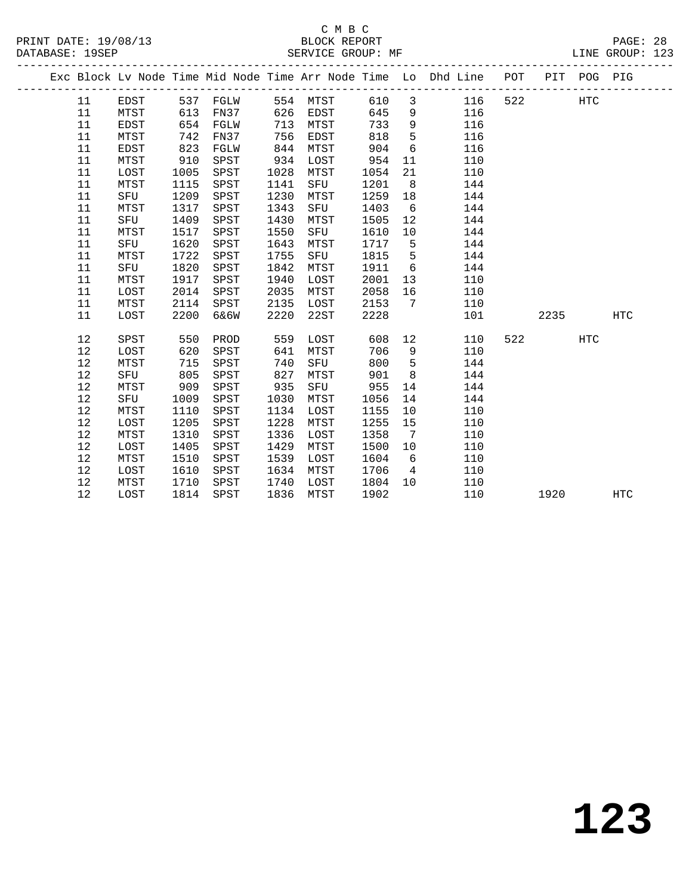C M B C
BLOCK REPORT
SERVICE GROUP: MF

PRINT DATE: 19/08/13
DATABASE: 19SEP
LINE GROUP: 123

| Exc | Block | Lv | Node | Time | Mid Node | Time | Arr Node | Time | Lo | Dhd Line | POT | PIT | POG | PIG |
|---|---|---|---|---|---|---|---|---|---|---|---|---|---|---|
| | 11 | | EDST | 537 | FGLW | 554 | MTST | 610 | 3 | 116 | 522 | | HTC | |
| | 11 | | MTST | 613 | FN37 | 626 | EDST | 645 | 9 | 116 | | | | |
| | 11 | | EDST | 654 | FGLW | 713 | MTST | 733 | 9 | 116 | | | | |
| | 11 | | MTST | 742 | FN37 | 756 | EDST | 818 | 5 | 116 | | | | |
| | 11 | | EDST | 823 | FGLW | 844 | MTST | 904 | 6 | 116 | | | | |
| | 11 | | MTST | 910 | SPST | 934 | LOST | 954 | 11 | 110 | | | | |
| | 11 | | LOST | 1005 | SPST | 1028 | MTST | 1054 | 21 | 110 | | | | |
| | 11 | | MTST | 1115 | SPST | 1141 | SFU | 1201 | 8 | 144 | | | | |
| | 11 | | SFU | 1209 | SPST | 1230 | MTST | 1259 | 18 | 144 | | | | |
| | 11 | | MTST | 1317 | SPST | 1343 | SFU | 1403 | 6 | 144 | | | | |
| | 11 | | SFU | 1409 | SPST | 1430 | MTST | 1505 | 12 | 144 | | | | |
| | 11 | | MTST | 1517 | SPST | 1550 | SFU | 1610 | 10 | 144 | | | | |
| | 11 | | SFU | 1620 | SPST | 1643 | MTST | 1717 | 5 | 144 | | | | |
| | 11 | | MTST | 1722 | SPST | 1755 | SFU | 1815 | 5 | 144 | | | | |
| | 11 | | SFU | 1820 | SPST | 1842 | MTST | 1911 | 6 | 144 | | | | |
| | 11 | | MTST | 1917 | SPST | 1940 | LOST | 2001 | 13 | 110 | | | | |
| | 11 | | LOST | 2014 | SPST | 2035 | MTST | 2058 | 16 | 110 | | | | |
| | 11 | | MTST | 2114 | SPST | 2135 | LOST | 2153 | 7 | 110 | | | | |
| | 11 | | LOST | 2200 | 6&6W | 2220 | 22ST | 2228 | | 101 | | 2235 | | HTC |
| | 12 | | SPST | 550 | PROD | 559 | LOST | 608 | 12 | 110 | 522 | | HTC | |
| | 12 | | LOST | 620 | SPST | 641 | MTST | 706 | 9 | 110 | | | | |
| | 12 | | MTST | 715 | SPST | 740 | SFU | 800 | 5 | 144 | | | | |
| | 12 | | SFU | 805 | SPST | 827 | MTST | 901 | 8 | 144 | | | | |
| | 12 | | MTST | 909 | SPST | 935 | SFU | 955 | 14 | 144 | | | | |
| | 12 | | SFU | 1009 | SPST | 1030 | MTST | 1056 | 14 | 144 | | | | |
| | 12 | | MTST | 1110 | SPST | 1134 | LOST | 1155 | 10 | 110 | | | | |
| | 12 | | LOST | 1205 | SPST | 1228 | MTST | 1255 | 15 | 110 | | | | |
| | 12 | | MTST | 1310 | SPST | 1336 | LOST | 1358 | 7 | 110 | | | | |
| | 12 | | LOST | 1405 | SPST | 1429 | MTST | 1500 | 10 | 110 | | | | |
| | 12 | | MTST | 1510 | SPST | 1539 | LOST | 1604 | 6 | 110 | | | | |
| | 12 | | LOST | 1610 | SPST | 1634 | MTST | 1706 | 4 | 110 | | | | |
| | 12 | | MTST | 1710 | SPST | 1740 | LOST | 1804 | 10 | 110 | | | | |
| | 12 | | LOST | 1814 | SPST | 1836 | MTST | 1902 | | 110 | | 1920 | | HTC |

# 123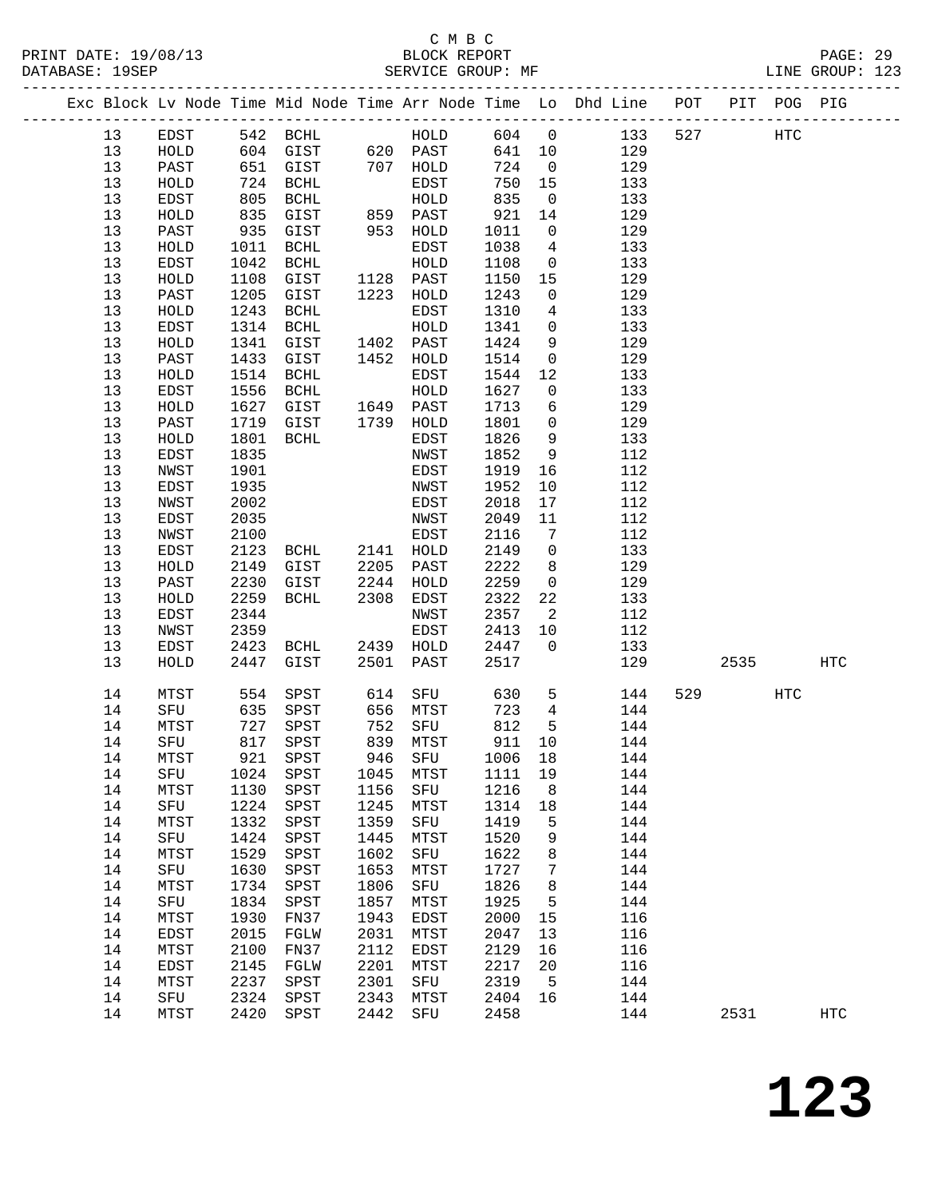C M B C
PRINT DATE: 19/08/13 BLOCK REPORT
DATABASE: 19SEP SERVICE GROUP: MF LINE GROUP: 123

| Exc | Block | Lv | Node | Time | Mid Node | Time | Arr Node | Time | Lo | Dhd Line | POT | PIT | POG | PIG |
|---|---|---|---|---|---|---|---|---|---|---|---|---|---|---|
| | 13 | | EDST | 542 | BCHL | | HOLD | 604 | 0 | 133 | 527 | | HTC | |
| | 13 | | HOLD | 604 | GIST | 620 | PAST | 641 | 10 | 129 | | | | |
| | 13 | | PAST | 651 | GIST | 707 | HOLD | 724 | 0 | 129 | | | | |
| | 13 | | HOLD | 724 | BCHL | | EDST | 750 | 15 | 133 | | | | |
| | 13 | | EDST | 805 | BCHL | | HOLD | 835 | 0 | 133 | | | | |
| | 13 | | HOLD | 835 | GIST | 859 | PAST | 921 | 14 | 129 | | | | |
| | 13 | | PAST | 935 | GIST | 953 | HOLD | 1011 | 0 | 129 | | | | |
| | 13 | | HOLD | 1011 | BCHL | | EDST | 1038 | 4 | 133 | | | | |
| | 13 | | EDST | 1042 | BCHL | | HOLD | 1108 | 0 | 133 | | | | |
| | 13 | | HOLD | 1108 | GIST | 1128 | PAST | 1150 | 15 | 129 | | | | |
| | 13 | | PAST | 1205 | GIST | 1223 | HOLD | 1243 | 0 | 129 | | | | |
| | 13 | | HOLD | 1243 | BCHL | | EDST | 1310 | 4 | 133 | | | | |
| | 13 | | EDST | 1314 | BCHL | | HOLD | 1341 | 0 | 133 | | | | |
| | 13 | | HOLD | 1341 | GIST | 1402 | PAST | 1424 | 9 | 129 | | | | |
| | 13 | | PAST | 1433 | GIST | 1452 | HOLD | 1514 | 0 | 129 | | | | |
| | 13 | | HOLD | 1514 | BCHL | | EDST | 1544 | 12 | 133 | | | | |
| | 13 | | EDST | 1556 | BCHL | | HOLD | 1627 | 0 | 133 | | | | |
| | 13 | | HOLD | 1627 | GIST | 1649 | PAST | 1713 | 6 | 129 | | | | |
| | 13 | | PAST | 1719 | GIST | 1739 | HOLD | 1801 | 0 | 129 | | | | |
| | 13 | | HOLD | 1801 | BCHL | | EDST | 1826 | 9 | 133 | | | | |
| | 13 | | EDST | 1835 | | | NWST | 1852 | 9 | 112 | | | | |
| | 13 | | NWST | 1901 | | | EDST | 1919 | 16 | 112 | | | | |
| | 13 | | EDST | 1935 | | | NWST | 1952 | 10 | 112 | | | | |
| | 13 | | NWST | 2002 | | | EDST | 2018 | 17 | 112 | | | | |
| | 13 | | EDST | 2035 | | | NWST | 2049 | 11 | 112 | | | | |
| | 13 | | NWST | 2100 | | | EDST | 2116 | 7 | 112 | | | | |
| | 13 | | EDST | 2123 | BCHL | 2141 | HOLD | 2149 | 0 | 133 | | | | |
| | 13 | | HOLD | 2149 | GIST | 2205 | PAST | 2222 | 8 | 129 | | | | |
| | 13 | | PAST | 2230 | GIST | 2244 | HOLD | 2259 | 0 | 129 | | | | |
| | 13 | | HOLD | 2259 | BCHL | 2308 | EDST | 2322 | 22 | 133 | | | | |
| | 13 | | EDST | 2344 | | | NWST | 2357 | 2 | 112 | | | | |
| | 13 | | NWST | 2359 | | | EDST | 2413 | 10 | 112 | | | | |
| | 13 | | EDST | 2423 | BCHL | 2439 | HOLD | 2447 | 0 | 133 | | | | |
| | 13 | | HOLD | 2447 | GIST | 2501 | PAST | 2517 | | 129 | | 2535 | | HTC |
| | 14 | | MTST | 554 | SPST | 614 | SFU | 630 | 5 | 144 | 529 | | HTC | |
| | 14 | | SFU | 635 | SPST | 656 | MTST | 723 | 4 | 144 | | | | |
| | 14 | | MTST | 727 | SPST | 752 | SFU | 812 | 5 | 144 | | | | |
| | 14 | | SFU | 817 | SPST | 839 | MTST | 911 | 10 | 144 | | | | |
| | 14 | | MTST | 921 | SPST | 946 | SFU | 1006 | 18 | 144 | | | | |
| | 14 | | SFU | 1024 | SPST | 1045 | MTST | 1111 | 19 | 144 | | | | |
| | 14 | | MTST | 1130 | SPST | 1156 | SFU | 1216 | 8 | 144 | | | | |
| | 14 | | SFU | 1224 | SPST | 1245 | MTST | 1314 | 18 | 144 | | | | |
| | 14 | | MTST | 1332 | SPST | 1359 | SFU | 1419 | 5 | 144 | | | | |
| | 14 | | SFU | 1424 | SPST | 1445 | MTST | 1520 | 9 | 144 | | | | |
| | 14 | | MTST | 1529 | SPST | 1602 | SFU | 1622 | 8 | 144 | | | | |
| | 14 | | SFU | 1630 | SPST | 1653 | MTST | 1727 | 7 | 144 | | | | |
| | 14 | | MTST | 1734 | SPST | 1806 | SFU | 1826 | 8 | 144 | | | | |
| | 14 | | SFU | 1834 | SPST | 1857 | MTST | 1925 | 5 | 144 | | | | |
| | 14 | | MTST | 1930 | FN37 | 1943 | EDST | 2000 | 15 | 116 | | | | |
| | 14 | | EDST | 2015 | FGLW | 2031 | MTST | 2047 | 13 | 116 | | | | |
| | 14 | | MTST | 2100 | FN37 | 2112 | EDST | 2129 | 16 | 116 | | | | |
| | 14 | | EDST | 2145 | FGLW | 2201 | MTST | 2217 | 20 | 116 | | | | |
| | 14 | | MTST | 2237 | SPST | 2301 | SFU | 2319 | 5 | 144 | | | | |
| | 14 | | SFU | 2324 | SPST | 2343 | MTST | 2404 | 16 | 144 | | | | |
| | 14 | | MTST | 2420 | SPST | 2442 | SFU | 2458 | | 144 | | 2531 | | HTC |

# 123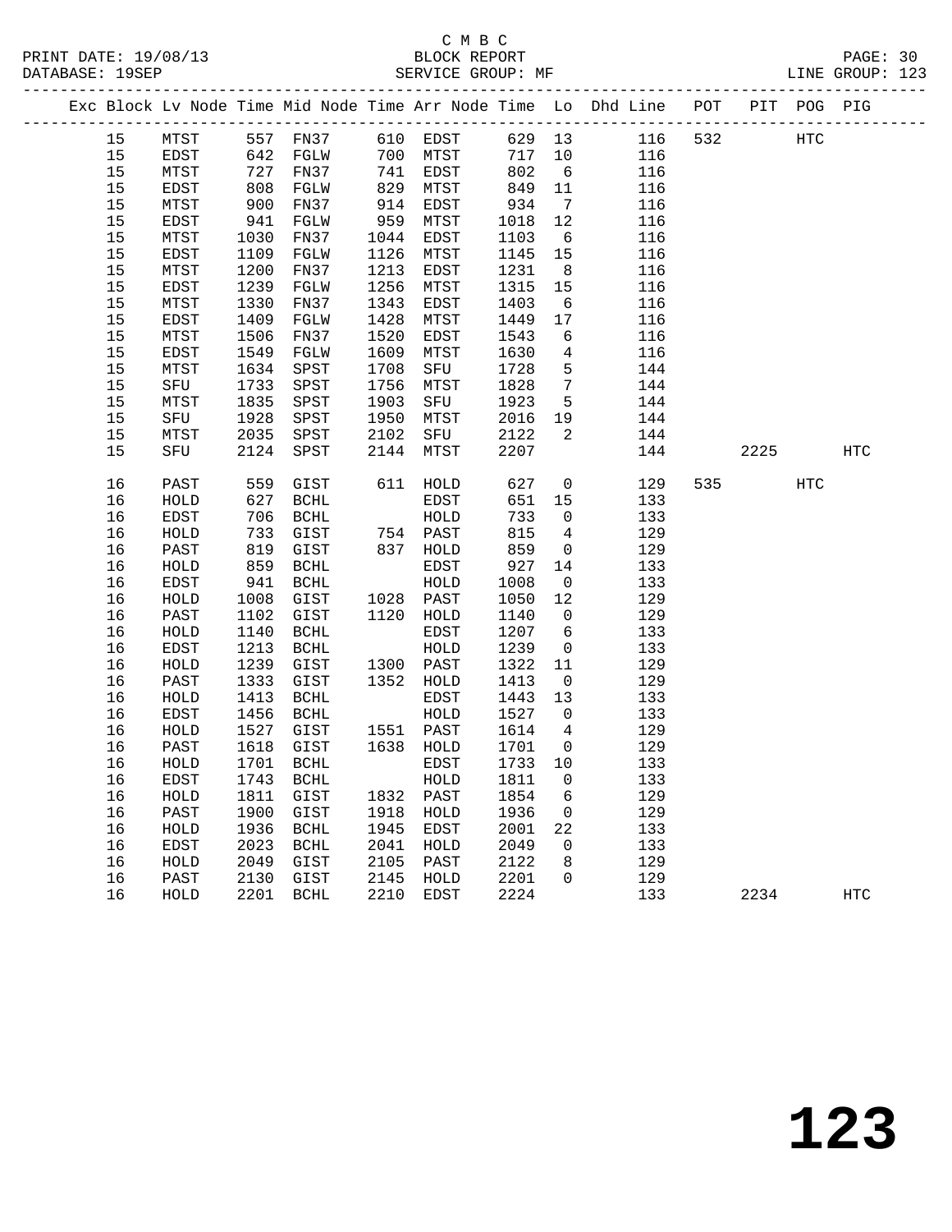C M B C

PRINT DATE: 19/08/13 BLOCK REPORT

DATABASE: 19SEP SERVICE GROUP: MF LINE GROUP: 123

| Exc | Block | Lv | Node | Time | Mid Node | Time | Arr Node | Time | Lo | Dhd Line | POT | PIT | POG | PIG |
|---|---|---|---|---|---|---|---|---|---|---|---|---|---|---|
| | 15 | | MTST | 557 | FN37 | 610 | EDST | 629 | 13 | 116 | 532 | | HTC | |
| | 15 | | EDST | 642 | FGLW | 700 | MTST | 717 | 10 | 116 | | | | |
| | 15 | | MTST | 727 | FN37 | 741 | EDST | 802 | 6 | 116 | | | | |
| | 15 | | EDST | 808 | FGLW | 829 | MTST | 849 | 11 | 116 | | | | |
| | 15 | | MTST | 900 | FN37 | 914 | EDST | 934 | 7 | 116 | | | | |
| | 15 | | EDST | 941 | FGLW | 959 | MTST | 1018 | 12 | 116 | | | | |
| | 15 | | MTST | 1030 | FN37 | 1044 | EDST | 1103 | 6 | 116 | | | | |
| | 15 | | EDST | 1109 | FGLW | 1126 | MTST | 1145 | 15 | 116 | | | | |
| | 15 | | MTST | 1200 | FN37 | 1213 | EDST | 1231 | 8 | 116 | | | | |
| | 15 | | EDST | 1239 | FGLW | 1256 | MTST | 1315 | 15 | 116 | | | | |
| | 15 | | MTST | 1330 | FN37 | 1343 | EDST | 1403 | 6 | 116 | | | | |
| | 15 | | EDST | 1409 | FGLW | 1428 | MTST | 1449 | 17 | 116 | | | | |
| | 15 | | MTST | 1506 | FN37 | 1520 | EDST | 1543 | 6 | 116 | | | | |
| | 15 | | EDST | 1549 | FGLW | 1609 | MTST | 1630 | 4 | 116 | | | | |
| | 15 | | MTST | 1634 | SPST | 1708 | SFU | 1728 | 5 | 144 | | | | |
| | 15 | | SFU | 1733 | SPST | 1756 | MTST | 1828 | 7 | 144 | | | | |
| | 15 | | MTST | 1835 | SPST | 1903 | SFU | 1923 | 5 | 144 | | | | |
| | 15 | | SFU | 1928 | SPST | 1950 | MTST | 2016 | 19 | 144 | | | | |
| | 15 | | MTST | 2035 | SPST | 2102 | SFU | 2122 | 2 | 144 | | | | |
| | 15 | | SFU | 2124 | SPST | 2144 | MTST | 2207 | | 144 | | 2225 | | HTC |
| | 16 | | PAST | 559 | GIST | 611 | HOLD | 627 | 0 | 129 | 535 | | HTC | |
| | 16 | | HOLD | 627 | BCHL | | EDST | 651 | 15 | 133 | | | | |
| | 16 | | EDST | 706 | BCHL | | HOLD | 733 | 0 | 133 | | | | |
| | 16 | | HOLD | 733 | GIST | 754 | PAST | 815 | 4 | 129 | | | | |
| | 16 | | PAST | 819 | GIST | 837 | HOLD | 859 | 0 | 129 | | | | |
| | 16 | | HOLD | 859 | BCHL | | EDST | 927 | 14 | 133 | | | | |
| | 16 | | EDST | 941 | BCHL | | HOLD | 1008 | 0 | 133 | | | | |
| | 16 | | HOLD | 1008 | GIST | 1028 | PAST | 1050 | 12 | 129 | | | | |
| | 16 | | PAST | 1102 | GIST | 1120 | HOLD | 1140 | 0 | 129 | | | | |
| | 16 | | HOLD | 1140 | BCHL | | EDST | 1207 | 6 | 133 | | | | |
| | 16 | | EDST | 1213 | BCHL | | HOLD | 1239 | 0 | 133 | | | | |
| | 16 | | HOLD | 1239 | GIST | 1300 | PAST | 1322 | 11 | 129 | | | | |
| | 16 | | PAST | 1333 | GIST | 1352 | HOLD | 1413 | 0 | 129 | | | | |
| | 16 | | HOLD | 1413 | BCHL | | EDST | 1443 | 13 | 133 | | | | |
| | 16 | | EDST | 1456 | BCHL | | HOLD | 1527 | 0 | 133 | | | | |
| | 16 | | HOLD | 1527 | GIST | 1551 | PAST | 1614 | 4 | 129 | | | | |
| | 16 | | PAST | 1618 | GIST | 1638 | HOLD | 1701 | 0 | 129 | | | | |
| | 16 | | HOLD | 1701 | BCHL | | EDST | 1733 | 10 | 133 | | | | |
| | 16 | | EDST | 1743 | BCHL | | HOLD | 1811 | 0 | 133 | | | | |
| | 16 | | HOLD | 1811 | GIST | 1832 | PAST | 1854 | 6 | 129 | | | | |
| | 16 | | PAST | 1900 | GIST | 1918 | HOLD | 1936 | 0 | 129 | | | | |
| | 16 | | HOLD | 1936 | BCHL | 1945 | EDST | 2001 | 22 | 133 | | | | |
| | 16 | | EDST | 2023 | BCHL | 2041 | HOLD | 2049 | 0 | 133 | | | | |
| | 16 | | HOLD | 2049 | GIST | 2105 | PAST | 2122 | 8 | 129 | | | | |
| | 16 | | PAST | 2130 | GIST | 2145 | HOLD | 2201 | 0 | 129 | | | | |
| | 16 | | HOLD | 2201 | BCHL | 2210 | EDST | 2224 | | 133 | | 2234 | | HTC |

123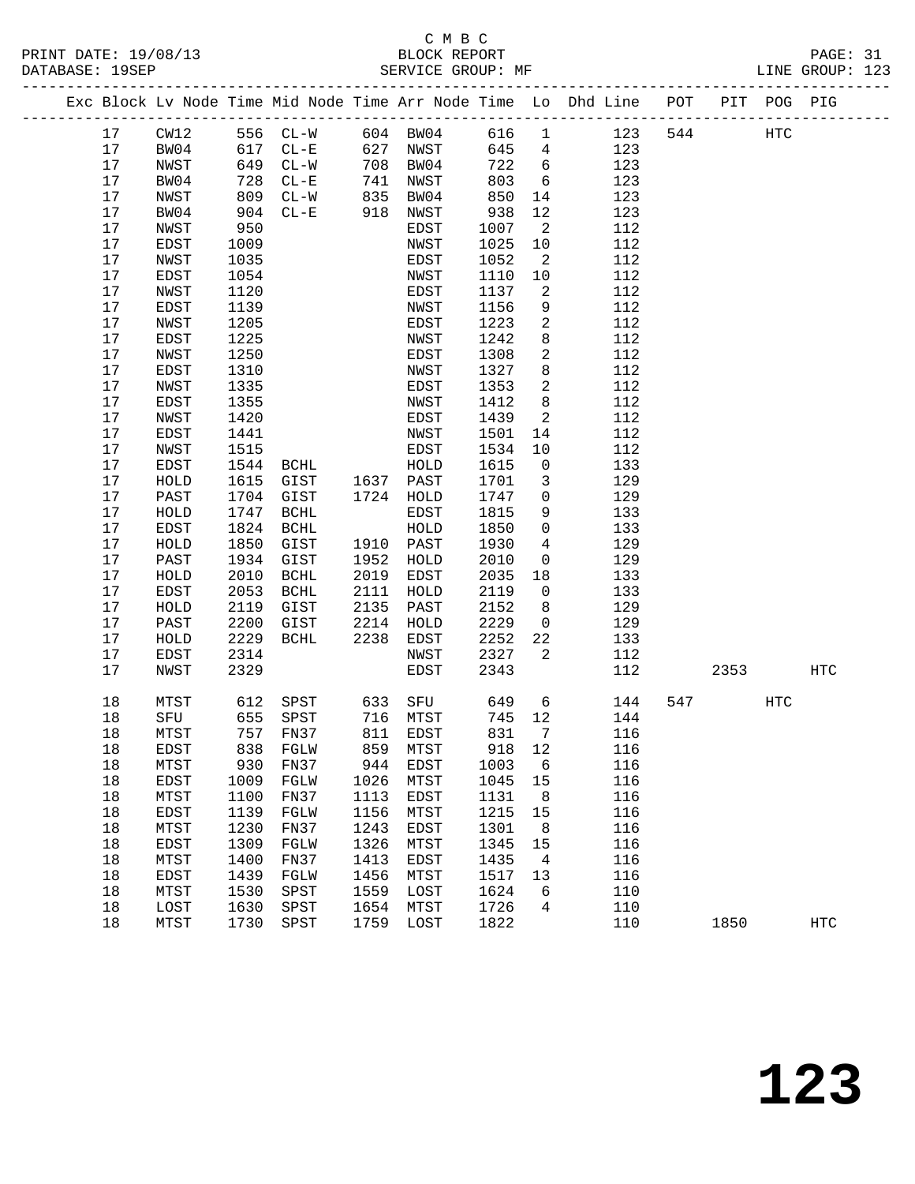C M B C

BLOCK REPORT

SERVICE GROUP: MF

PRINT DATE: 19/08/13
DATABASE: 19SEP

PAGE: 31
LINE GROUP: 123

| Exc | Block | Lv Node | Time | Mid Node | Time | Arr Node | Time | Lo | Dhd Line | POT | PIT | POG | PIG |
|---|---|---|---|---|---|---|---|---|---|---|---|---|---|
| | 17 | CW12 | 556 | CL-W | 604 | BW04 | 616 | 1 | 123 | 544 | | HTC | |
| | 17 | BW04 | 617 | CL-E | 627 | NWST | 645 | 4 | 123 | | | | |
| | 17 | NWST | 649 | CL-W | 708 | BW04 | 722 | 6 | 123 | | | | |
| | 17 | BW04 | 728 | CL-E | 741 | NWST | 803 | 6 | 123 | | | | |
| | 17 | NWST | 809 | CL-W | 835 | BW04 | 850 | 14 | 123 | | | | |
| | 17 | BW04 | 904 | CL-E | 918 | NWST | 938 | 12 | 123 | | | | |
| | 17 | NWST | 950 | | | EDST | 1007 | 2 | 112 | | | | |
| | 17 | EDST | 1009 | | | NWST | 1025 | 10 | 112 | | | | |
| | 17 | NWST | 1035 | | | EDST | 1052 | 2 | 112 | | | | |
| | 17 | EDST | 1054 | | | NWST | 1110 | 10 | 112 | | | | |
| | 17 | NWST | 1120 | | | EDST | 1137 | 2 | 112 | | | | |
| | 17 | EDST | 1139 | | | NWST | 1156 | 9 | 112 | | | | |
| | 17 | NWST | 1205 | | | EDST | 1223 | 2 | 112 | | | | |
| | 17 | EDST | 1225 | | | NWST | 1242 | 8 | 112 | | | | |
| | 17 | NWST | 1250 | | | EDST | 1308 | 2 | 112 | | | | |
| | 17 | EDST | 1310 | | | NWST | 1327 | 8 | 112 | | | | |
| | 17 | NWST | 1335 | | | EDST | 1353 | 2 | 112 | | | | |
| | 17 | EDST | 1355 | | | NWST | 1412 | 8 | 112 | | | | |
| | 17 | NWST | 1420 | | | EDST | 1439 | 2 | 112 | | | | |
| | 17 | EDST | 1441 | | | NWST | 1501 | 14 | 112 | | | | |
| | 17 | NWST | 1515 | | | EDST | 1534 | 10 | 112 | | | | |
| | 17 | EDST | 1544 | BCHL | | HOLD | 1615 | 0 | 133 | | | | |
| | 17 | HOLD | 1615 | GIST | 1637 | PAST | 1701 | 3 | 129 | | | | |
| | 17 | PAST | 1704 | GIST | 1724 | HOLD | 1747 | 0 | 129 | | | | |
| | 17 | HOLD | 1747 | BCHL | | EDST | 1815 | 9 | 133 | | | | |
| | 17 | EDST | 1824 | BCHL | | HOLD | 1850 | 0 | 133 | | | | |
| | 17 | HOLD | 1850 | GIST | 1910 | PAST | 1930 | 4 | 129 | | | | |
| | 17 | PAST | 1934 | GIST | 1952 | HOLD | 2010 | 0 | 129 | | | | |
| | 17 | HOLD | 2010 | BCHL | 2019 | EDST | 2035 | 18 | 133 | | | | |
| | 17 | EDST | 2053 | BCHL | 2111 | HOLD | 2119 | 0 | 133 | | | | |
| | 17 | HOLD | 2119 | GIST | 2135 | PAST | 2152 | 8 | 129 | | | | |
| | 17 | PAST | 2200 | GIST | 2214 | HOLD | 2229 | 0 | 129 | | | | |
| | 17 | HOLD | 2229 | BCHL | 2238 | EDST | 2252 | 22 | 133 | | | | |
| | 17 | EDST | 2314 | | | NWST | 2327 | 2 | 112 | | | | |
| | 17 | NWST | 2329 | | | EDST | 2343 | | 112 | | 2353 | | HTC |
| | 18 | MTST | 612 | SPST | 633 | SFU | 649 | 6 | 144 | 547 | | HTC | |
| | 18 | SFU | 655 | SPST | 716 | MTST | 745 | 12 | 144 | | | | |
| | 18 | MTST | 757 | FN37 | 811 | EDST | 831 | 7 | 116 | | | | |
| | 18 | EDST | 838 | FGLW | 859 | MTST | 918 | 12 | 116 | | | | |
| | 18 | MTST | 930 | FN37 | 944 | EDST | 1003 | 6 | 116 | | | | |
| | 18 | EDST | 1009 | FGLW | 1026 | MTST | 1045 | 15 | 116 | | | | |
| | 18 | MTST | 1100 | FN37 | 1113 | EDST | 1131 | 8 | 116 | | | | |
| | 18 | EDST | 1139 | FGLW | 1156 | MTST | 1215 | 15 | 116 | | | | |
| | 18 | MTST | 1230 | FN37 | 1243 | EDST | 1301 | 8 | 116 | | | | |
| | 18 | EDST | 1309 | FGLW | 1326 | MTST | 1345 | 15 | 116 | | | | |
| | 18 | MTST | 1400 | FN37 | 1413 | EDST | 1435 | 4 | 116 | | | | |
| | 18 | EDST | 1439 | FGLW | 1456 | MTST | 1517 | 13 | 116 | | | | |
| | 18 | MTST | 1530 | SPST | 1559 | LOST | 1624 | 6 | 110 | | | | |
| | 18 | LOST | 1630 | SPST | 1654 | MTST | 1726 | 4 | 110 | | | | |
| | 18 | MTST | 1730 | SPST | 1759 | LOST | 1822 | | 110 | | 1850 | | HTC |

# 123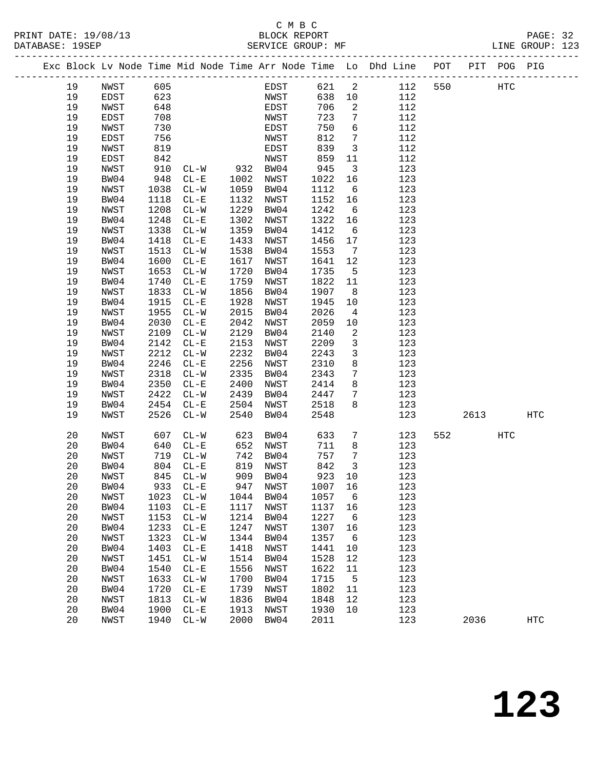C M B C

PRINT DATE: 19/08/13 BLOCK REPORT
DATABASE: 19SEP SERVICE GROUP: MF LINE GROUP: 123

| Exc | Block | Lv | Node | Time | Mid Node | Time | Arr Node | Time | Lo | Dhd Line | POT | PIT | POG | PIG |
|---|---|---|---|---|---|---|---|---|---|---|---|---|---|---|
| | 19 | | NWST | 605 | | | EDST | 621 | 2 | 112 | 550 | | HTC | |
| | 19 | | EDST | 623 | | | NWST | 638 | 10 | 112 | | | | |
| | 19 | | NWST | 648 | | | EDST | 706 | 2 | 112 | | | | |
| | 19 | | EDST | 708 | | | NWST | 723 | 7 | 112 | | | | |
| | 19 | | NWST | 730 | | | EDST | 750 | 6 | 112 | | | | |
| | 19 | | EDST | 756 | | | NWST | 812 | 7 | 112 | | | | |
| | 19 | | NWST | 819 | | | EDST | 839 | 3 | 112 | | | | |
| | 19 | | EDST | 842 | | | NWST | 859 | 11 | 112 | | | | |
| | 19 | | NWST | 910 | CL-W | 932 | BW04 | 945 | 3 | 123 | | | | |
| | 19 | | BW04 | 948 | CL-E | 1002 | NWST | 1022 | 16 | 123 | | | | |
| | 19 | | NWST | 1038 | CL-W | 1059 | BW04 | 1112 | 6 | 123 | | | | |
| | 19 | | BW04 | 1118 | CL-E | 1132 | NWST | 1152 | 16 | 123 | | | | |
| | 19 | | NWST | 1208 | CL-W | 1229 | BW04 | 1242 | 6 | 123 | | | | |
| | 19 | | BW04 | 1248 | CL-E | 1302 | NWST | 1322 | 16 | 123 | | | | |
| | 19 | | NWST | 1338 | CL-W | 1359 | BW04 | 1412 | 6 | 123 | | | | |
| | 19 | | BW04 | 1418 | CL-E | 1433 | NWST | 1456 | 17 | 123 | | | | |
| | 19 | | NWST | 1513 | CL-W | 1538 | BW04 | 1553 | 7 | 123 | | | | |
| | 19 | | BW04 | 1600 | CL-E | 1617 | NWST | 1641 | 12 | 123 | | | | |
| | 19 | | NWST | 1653 | CL-W | 1720 | BW04 | 1735 | 5 | 123 | | | | |
| | 19 | | BW04 | 1740 | CL-E | 1759 | NWST | 1822 | 11 | 123 | | | | |
| | 19 | | NWST | 1833 | CL-W | 1856 | BW04 | 1907 | 8 | 123 | | | | |
| | 19 | | BW04 | 1915 | CL-E | 1928 | NWST | 1945 | 10 | 123 | | | | |
| | 19 | | NWST | 1955 | CL-W | 2015 | BW04 | 2026 | 4 | 123 | | | | |
| | 19 | | BW04 | 2030 | CL-E | 2042 | NWST | 2059 | 10 | 123 | | | | |
| | 19 | | NWST | 2109 | CL-W | 2129 | BW04 | 2140 | 2 | 123 | | | | |
| | 19 | | BW04 | 2142 | CL-E | 2153 | NWST | 2209 | 3 | 123 | | | | |
| | 19 | | NWST | 2212 | CL-W | 2232 | BW04 | 2243 | 3 | 123 | | | | |
| | 19 | | BW04 | 2246 | CL-E | 2256 | NWST | 2310 | 8 | 123 | | | | |
| | 19 | | NWST | 2318 | CL-W | 2335 | BW04 | 2343 | 7 | 123 | | | | |
| | 19 | | BW04 | 2350 | CL-E | 2400 | NWST | 2414 | 8 | 123 | | | | |
| | 19 | | NWST | 2422 | CL-W | 2439 | BW04 | 2447 | 7 | 123 | | | | |
| | 19 | | BW04 | 2454 | CL-E | 2504 | NWST | 2518 | 8 | 123 | | | | |
| | 19 | | NWST | 2526 | CL-W | 2540 | BW04 | 2548 | | 123 | | 2613 | | HTC |
| | 20 | | NWST | 607 | CL-W | 623 | BW04 | 633 | 7 | 123 | 552 | | HTC | |
| | 20 | | BW04 | 640 | CL-E | 652 | NWST | 711 | 8 | 123 | | | | |
| | 20 | | NWST | 719 | CL-W | 742 | BW04 | 757 | 7 | 123 | | | | |
| | 20 | | BW04 | 804 | CL-E | 819 | NWST | 842 | 3 | 123 | | | | |
| | 20 | | NWST | 845 | CL-W | 909 | BW04 | 923 | 10 | 123 | | | | |
| | 20 | | BW04 | 933 | CL-E | 947 | NWST | 1007 | 16 | 123 | | | | |
| | 20 | | NWST | 1023 | CL-W | 1044 | BW04 | 1057 | 6 | 123 | | | | |
| | 20 | | BW04 | 1103 | CL-E | 1117 | NWST | 1137 | 16 | 123 | | | | |
| | 20 | | NWST | 1153 | CL-W | 1214 | BW04 | 1227 | 6 | 123 | | | | |
| | 20 | | BW04 | 1233 | CL-E | 1247 | NWST | 1307 | 16 | 123 | | | | |
| | 20 | | NWST | 1323 | CL-W | 1344 | BW04 | 1357 | 6 | 123 | | | | |
| | 20 | | BW04 | 1403 | CL-E | 1418 | NWST | 1441 | 10 | 123 | | | | |
| | 20 | | NWST | 1451 | CL-W | 1514 | BW04 | 1528 | 12 | 123 | | | | |
| | 20 | | BW04 | 1540 | CL-E | 1556 | NWST | 1622 | 11 | 123 | | | | |
| | 20 | | NWST | 1633 | CL-W | 1700 | BW04 | 1715 | 5 | 123 | | | | |
| | 20 | | BW04 | 1720 | CL-E | 1739 | NWST | 1802 | 11 | 123 | | | | |
| | 20 | | NWST | 1813 | CL-W | 1836 | BW04 | 1848 | 12 | 123 | | | | |
| | 20 | | BW04 | 1900 | CL-E | 1913 | NWST | 1930 | 10 | 123 | | | | |
| | 20 | | NWST | 1940 | CL-W | 2000 | BW04 | 2011 | | 123 | | 2036 | | HTC |

# 123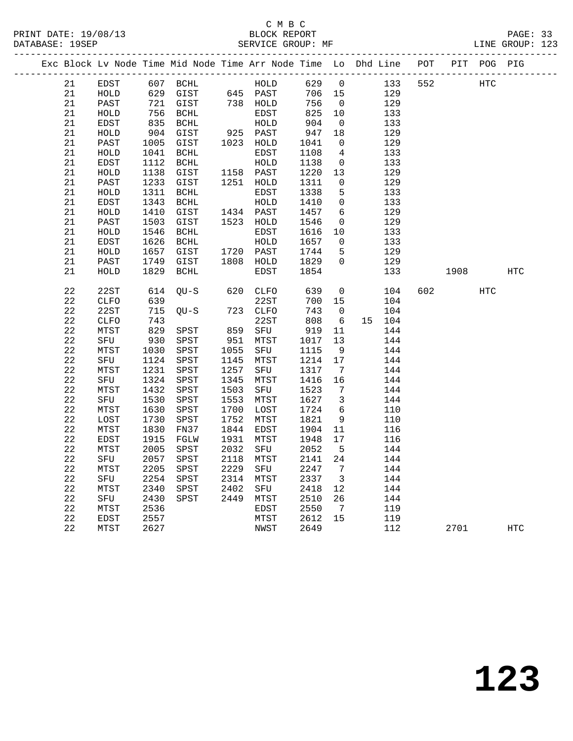C M B C
BLOCK REPORT
SERVICE GROUP: MF

PRINT DATE: 19/08/13
DATABASE: 19SEP
LINE GROUP: 123

| Exc | Block | Lv Node | Time | Mid Node | Time | Arr Node | Time | Lo | Dhd | Line | POT | PIT | POG | PIG |
|---|---|---|---|---|---|---|---|---|---|---|---|---|---|---|
| | 21 | EDST | 607 | BCHL | | HOLD | 629 | 0 | | 133 | 552 | | HTC | |
| | 21 | HOLD | 629 | GIST | 645 | PAST | 706 | 15 | | 129 | | | | |
| | 21 | PAST | 721 | GIST | 738 | HOLD | 756 | 0 | | 129 | | | | |
| | 21 | HOLD | 756 | BCHL | | EDST | 825 | 10 | | 133 | | | | |
| | 21 | EDST | 835 | BCHL | | HOLD | 904 | 0 | | 133 | | | | |
| | 21 | HOLD | 904 | GIST | 925 | PAST | 947 | 18 | | 129 | | | | |
| | 21 | PAST | 1005 | GIST | 1023 | HOLD | 1041 | 0 | | 129 | | | | |
| | 21 | HOLD | 1041 | BCHL | | EDST | 1108 | 4 | | 133 | | | | |
| | 21 | EDST | 1112 | BCHL | | HOLD | 1138 | 0 | | 133 | | | | |
| | 21 | HOLD | 1138 | GIST | 1158 | PAST | 1220 | 13 | | 129 | | | | |
| | 21 | PAST | 1233 | GIST | 1251 | HOLD | 1311 | 0 | | 129 | | | | |
| | 21 | HOLD | 1311 | BCHL | | EDST | 1338 | 5 | | 133 | | | | |
| | 21 | EDST | 1343 | BCHL | | HOLD | 1410 | 0 | | 133 | | | | |
| | 21 | HOLD | 1410 | GIST | 1434 | PAST | 1457 | 6 | | 129 | | | | |
| | 21 | PAST | 1503 | GIST | 1523 | HOLD | 1546 | 0 | | 129 | | | | |
| | 21 | HOLD | 1546 | BCHL | | EDST | 1616 | 10 | | 133 | | | | |
| | 21 | EDST | 1626 | BCHL | | HOLD | 1657 | 0 | | 133 | | | | |
| | 21 | HOLD | 1657 | GIST | 1720 | PAST | 1744 | 5 | | 129 | | | | |
| | 21 | PAST | 1749 | GIST | 1808 | HOLD | 1829 | 0 | | 129 | | | | |
| | 21 | HOLD | 1829 | BCHL | | EDST | 1854 | | | 133 | | 1908 | | HTC |
| | 22 | 22ST | 614 | QU-S | 620 | CLFO | 639 | 0 | | 104 | 602 | | HTC | |
| | 22 | CLFO | 639 | | | 22ST | 700 | 15 | | 104 | | | | |
| | 22 | 22ST | 715 | QU-S | 723 | CLFO | 743 | 0 | | 104 | | | | |
| | 22 | CLFO | 743 | | | 22ST | 808 | 6 | 15 | 104 | | | | |
| | 22 | MTST | 829 | SPST | 859 | SFU | 919 | 11 | | 144 | | | | |
| | 22 | SFU | 930 | SPST | 951 | MTST | 1017 | 13 | | 144 | | | | |
| | 22 | MTST | 1030 | SPST | 1055 | SFU | 1115 | 9 | | 144 | | | | |
| | 22 | SFU | 1124 | SPST | 1145 | MTST | 1214 | 17 | | 144 | | | | |
| | 22 | MTST | 1231 | SPST | 1257 | SFU | 1317 | 7 | | 144 | | | | |
| | 22 | SFU | 1324 | SPST | 1345 | MTST | 1416 | 16 | | 144 | | | | |
| | 22 | MTST | 1432 | SPST | 1503 | SFU | 1523 | 7 | | 144 | | | | |
| | 22 | SFU | 1530 | SPST | 1553 | MTST | 1627 | 3 | | 144 | | | | |
| | 22 | MTST | 1630 | SPST | 1700 | LOST | 1724 | 6 | | 110 | | | | |
| | 22 | LOST | 1730 | SPST | 1752 | MTST | 1821 | 9 | | 110 | | | | |
| | 22 | MTST | 1830 | FN37 | 1844 | EDST | 1904 | 11 | | 116 | | | | |
| | 22 | EDST | 1915 | FGLW | 1931 | MTST | 1948 | 17 | | 116 | | | | |
| | 22 | MTST | 2005 | SPST | 2032 | SFU | 2052 | 5 | | 144 | | | | |
| | 22 | SFU | 2057 | SPST | 2118 | MTST | 2141 | 24 | | 144 | | | | |
| | 22 | MTST | 2205 | SPST | 2229 | SFU | 2247 | 7 | | 144 | | | | |
| | 22 | SFU | 2254 | SPST | 2314 | MTST | 2337 | 3 | | 144 | | | | |
| | 22 | MTST | 2340 | SPST | 2402 | SFU | 2418 | 12 | | 144 | | | | |
| | 22 | SFU | 2430 | SPST | 2449 | MTST | 2510 | 26 | | 144 | | | | |
| | 22 | MTST | 2536 | | | EDST | 2550 | 7 | | 119 | | | | |
| | 22 | EDST | 2557 | | | MTST | 2612 | 15 | | 119 | | | | |
| | 22 | MTST | 2627 | | | NWST | 2649 | | | 112 | | 2701 | | HTC |

# 123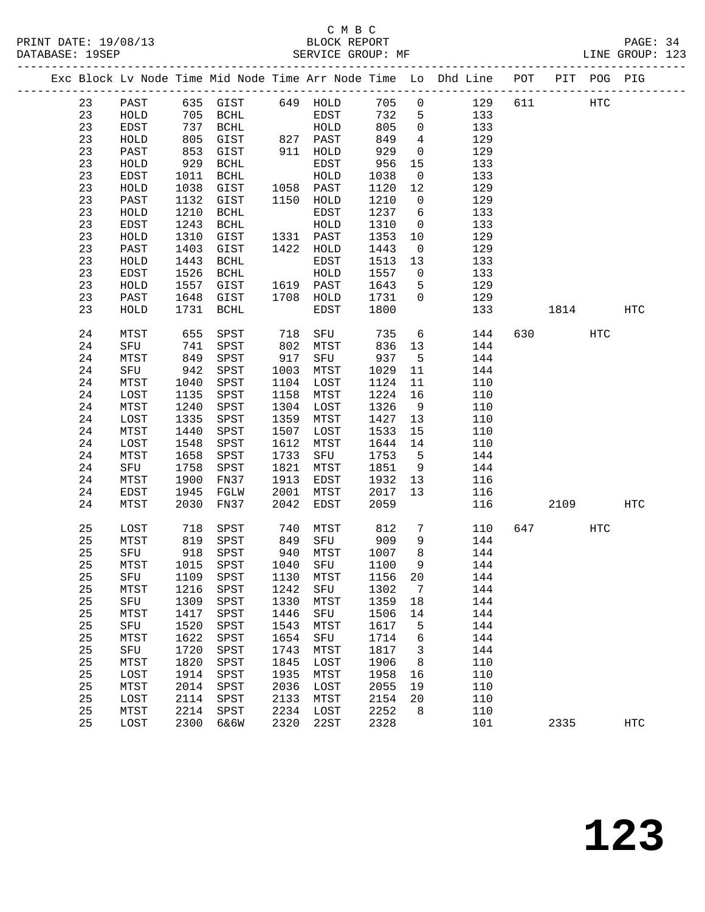C M B C
PRINT DATE: 19/08/13 BLOCK REPORT
DATABASE: 19SEP SERVICE GROUP: MF LINE GROUP: 123

| Exc | Block | Lv | Node | Time | Mid Node | Time | Arr Node | Time | Lo | Dhd Line | POT | PIT | POG | PIG |
|---|---|---|---|---|---|---|---|---|---|---|---|---|---|---|
| | 23 | | PAST | 635 | GIST | 649 | HOLD | 705 | 0 | 129 | 611 | | HTC | |
| | 23 | | HOLD | 705 | BCHL | | EDST | 732 | 5 | 133 | | | | |
| | 23 | | EDST | 737 | BCHL | | HOLD | 805 | 0 | 133 | | | | |
| | 23 | | HOLD | 805 | GIST | 827 | PAST | 849 | 4 | 129 | | | | |
| | 23 | | PAST | 853 | GIST | 911 | HOLD | 929 | 0 | 129 | | | | |
| | 23 | | HOLD | 929 | BCHL | | EDST | 956 | 15 | 133 | | | | |
| | 23 | | EDST | 1011 | BCHL | | HOLD | 1038 | 0 | 133 | | | | |
| | 23 | | HOLD | 1038 | GIST | 1058 | PAST | 1120 | 12 | 129 | | | | |
| | 23 | | PAST | 1132 | GIST | 1150 | HOLD | 1210 | 0 | 129 | | | | |
| | 23 | | HOLD | 1210 | BCHL | | EDST | 1237 | 6 | 133 | | | | |
| | 23 | | EDST | 1243 | BCHL | | HOLD | 1310 | 0 | 133 | | | | |
| | 23 | | HOLD | 1310 | GIST | 1331 | PAST | 1353 | 10 | 129 | | | | |
| | 23 | | PAST | 1403 | GIST | 1422 | HOLD | 1443 | 0 | 129 | | | | |
| | 23 | | HOLD | 1443 | BCHL | | EDST | 1513 | 13 | 133 | | | | |
| | 23 | | EDST | 1526 | BCHL | | HOLD | 1557 | 0 | 133 | | | | |
| | 23 | | HOLD | 1557 | GIST | 1619 | PAST | 1643 | 5 | 129 | | | | |
| | 23 | | PAST | 1648 | GIST | 1708 | HOLD | 1731 | 0 | 129 | | | | |
| | 23 | | HOLD | 1731 | BCHL | | EDST | 1800 | | 133 | | 1814 | | HTC |
| | 24 | | MTST | 655 | SPST | 718 | SFU | 735 | 6 | 144 | 630 | | HTC | |
| | 24 | | SFU | 741 | SPST | 802 | MTST | 836 | 13 | 144 | | | | |
| | 24 | | MTST | 849 | SPST | 917 | SFU | 937 | 5 | 144 | | | | |
| | 24 | | SFU | 942 | SPST | 1003 | MTST | 1029 | 11 | 144 | | | | |
| | 24 | | MTST | 1040 | SPST | 1104 | LOST | 1124 | 11 | 110 | | | | |
| | 24 | | LOST | 1135 | SPST | 1158 | MTST | 1224 | 16 | 110 | | | | |
| | 24 | | MTST | 1240 | SPST | 1304 | LOST | 1326 | 9 | 110 | | | | |
| | 24 | | LOST | 1335 | SPST | 1359 | MTST | 1427 | 13 | 110 | | | | |
| | 24 | | MTST | 1440 | SPST | 1507 | LOST | 1533 | 15 | 110 | | | | |
| | 24 | | LOST | 1548 | SPST | 1612 | MTST | 1644 | 14 | 110 | | | | |
| | 24 | | MTST | 1658 | SPST | 1733 | SFU | 1753 | 5 | 144 | | | | |
| | 24 | | SFU | 1758 | SPST | 1821 | MTST | 1851 | 9 | 144 | | | | |
| | 24 | | MTST | 1900 | FN37 | 1913 | EDST | 1932 | 13 | 116 | | | | |
| | 24 | | EDST | 1945 | FGLW | 2001 | MTST | 2017 | 13 | 116 | | | | |
| | 24 | | MTST | 2030 | FN37 | 2042 | EDST | 2059 | | 116 | | 2109 | | HTC |
| | 25 | | LOST | 718 | SPST | 740 | MTST | 812 | 7 | 110 | 647 | | HTC | |
| | 25 | | MTST | 819 | SPST | 849 | SFU | 909 | 9 | 144 | | | | |
| | 25 | | SFU | 918 | SPST | 940 | MTST | 1007 | 8 | 144 | | | | |
| | 25 | | MTST | 1015 | SPST | 1040 | SFU | 1100 | 9 | 144 | | | | |
| | 25 | | SFU | 1109 | SPST | 1130 | MTST | 1156 | 20 | 144 | | | | |
| | 25 | | MTST | 1216 | SPST | 1242 | SFU | 1302 | 7 | 144 | | | | |
| | 25 | | SFU | 1309 | SPST | 1330 | MTST | 1359 | 18 | 144 | | | | |
| | 25 | | MTST | 1417 | SPST | 1446 | SFU | 1506 | 14 | 144 | | | | |
| | 25 | | SFU | 1520 | SPST | 1543 | MTST | 1617 | 5 | 144 | | | | |
| | 25 | | MTST | 1622 | SPST | 1654 | SFU | 1714 | 6 | 144 | | | | |
| | 25 | | SFU | 1720 | SPST | 1743 | MTST | 1817 | 3 | 144 | | | | |
| | 25 | | MTST | 1820 | SPST | 1845 | LOST | 1906 | 8 | 110 | | | | |
| | 25 | | LOST | 1914 | SPST | 1935 | MTST | 1958 | 16 | 110 | | | | |
| | 25 | | MTST | 2014 | SPST | 2036 | LOST | 2055 | 19 | 110 | | | | |
| | 25 | | LOST | 2114 | SPST | 2133 | MTST | 2154 | 20 | 110 | | | | |
| | 25 | | MTST | 2214 | SPST | 2234 | LOST | 2252 | 8 | 110 | | | | |
| | 25 | | LOST | 2300 | 6&6W | 2320 | 22ST | 2328 | | 101 | | 2335 | | HTC |

**123**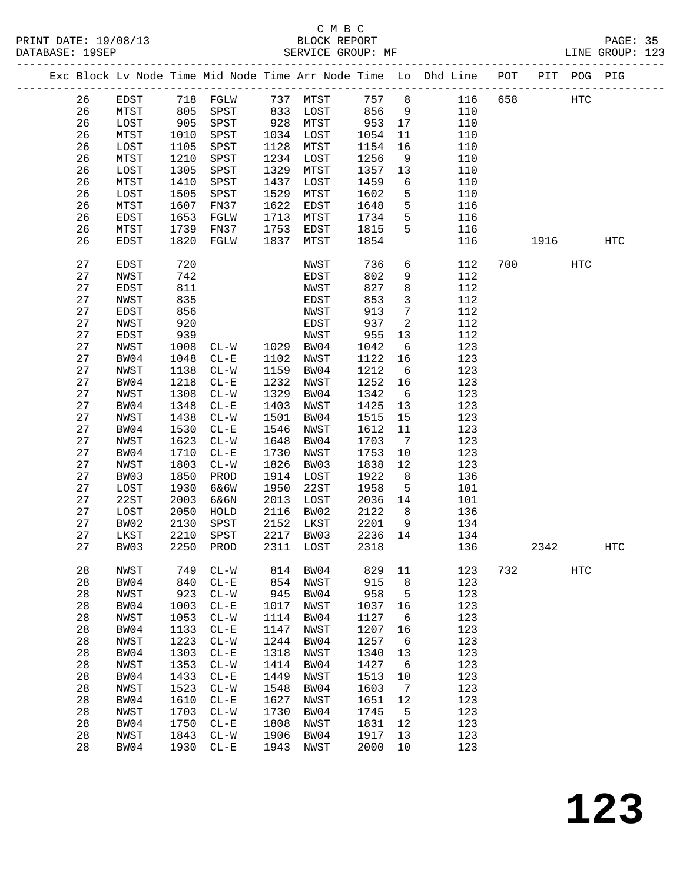C M B C
PRINT DATE: 19/08/13 BLOCK REPORT
DATABASE: 19SEP SERVICE GROUP: MF LINE GROUP: 123

| Exc | Block | Lv Node | Time | Mid Node | Time | Arr Node | Time | Lo | Dhd Line | POT | PIT | POG | PIG |
|---|---|---|---|---|---|---|---|---|---|---|---|---|---|
| | 26 | EDST | 718 | FGLW | 737 | MTST | 757 | 8 | 116 | 658 | | HTC | |
| | 26 | MTST | 805 | SPST | 833 | LOST | 856 | 9 | 110 | | | | |
| | 26 | LOST | 905 | SPST | 928 | MTST | 953 | 17 | 110 | | | | |
| | 26 | MTST | 1010 | SPST | 1034 | LOST | 1054 | 11 | 110 | | | | |
| | 26 | LOST | 1105 | SPST | 1128 | MTST | 1154 | 16 | 110 | | | | |
| | 26 | MTST | 1210 | SPST | 1234 | LOST | 1256 | 9 | 110 | | | | |
| | 26 | LOST | 1305 | SPST | 1329 | MTST | 1357 | 13 | 110 | | | | |
| | 26 | MTST | 1410 | SPST | 1437 | LOST | 1459 | 6 | 110 | | | | |
| | 26 | LOST | 1505 | SPST | 1529 | MTST | 1602 | 5 | 110 | | | | |
| | 26 | MTST | 1607 | FN37 | 1622 | EDST | 1648 | 5 | 116 | | | | |
| | 26 | EDST | 1653 | FGLW | 1713 | MTST | 1734 | 5 | 116 | | | | |
| | 26 | MTST | 1739 | FN37 | 1753 | EDST | 1815 | 5 | 116 | | | | |
| | 26 | EDST | 1820 | FGLW | 1837 | MTST | 1854 | | 116 | | 1916 | | HTC |
| | 27 | EDST | 720 | | | NWST | 736 | 6 | 112 | 700 | | HTC | |
| | 27 | NWST | 742 | | | EDST | 802 | 9 | 112 | | | | |
| | 27 | EDST | 811 | | | NWST | 827 | 8 | 112 | | | | |
| | 27 | NWST | 835 | | | EDST | 853 | 3 | 112 | | | | |
| | 27 | EDST | 856 | | | NWST | 913 | 7 | 112 | | | | |
| | 27 | NWST | 920 | | | EDST | 937 | 2 | 112 | | | | |
| | 27 | EDST | 939 | | | NWST | 955 | 13 | 112 | | | | |
| | 27 | NWST | 1008 | CL-W | 1029 | BW04 | 1042 | 6 | 123 | | | | |
| | 27 | BW04 | 1048 | CL-E | 1102 | NWST | 1122 | 16 | 123 | | | | |
| | 27 | NWST | 1138 | CL-W | 1159 | BW04 | 1212 | 6 | 123 | | | | |
| | 27 | BW04 | 1218 | CL-E | 1232 | NWST | 1252 | 16 | 123 | | | | |
| | 27 | NWST | 1308 | CL-W | 1329 | BW04 | 1342 | 6 | 123 | | | | |
| | 27 | BW04 | 1348 | CL-E | 1403 | NWST | 1425 | 13 | 123 | | | | |
| | 27 | NWST | 1438 | CL-W | 1501 | BW04 | 1515 | 15 | 123 | | | | |
| | 27 | BW04 | 1530 | CL-E | 1546 | NWST | 1612 | 11 | 123 | | | | |
| | 27 | NWST | 1623 | CL-W | 1648 | BW04 | 1703 | 7 | 123 | | | | |
| | 27 | BW04 | 1710 | CL-E | 1730 | NWST | 1753 | 10 | 123 | | | | |
| | 27 | NWST | 1803 | CL-W | 1826 | BW03 | 1838 | 12 | 123 | | | | |
| | 27 | BW03 | 1850 | PROD | 1914 | LOST | 1922 | 8 | 136 | | | | |
| | 27 | LOST | 1930 | 6&6W | 1950 | 22ST | 1958 | 5 | 101 | | | | |
| | 27 | 22ST | 2003 | 6&6N | 2013 | LOST | 2036 | 14 | 101 | | | | |
| | 27 | LOST | 2050 | HOLD | 2116 | BW02 | 2122 | 8 | 136 | | | | |
| | 27 | BW02 | 2130 | SPST | 2152 | LKST | 2201 | 9 | 134 | | | | |
| | 27 | LKST | 2210 | SPST | 2217 | BW03 | 2236 | 14 | 134 | | | | |
| | 27 | BW03 | 2250 | PROD | 2311 | LOST | 2318 | | 136 | | 2342 | | HTC |
| | 28 | NWST | 749 | CL-W | 814 | BW04 | 829 | 11 | 123 | 732 | | HTC | |
| | 28 | BW04 | 840 | CL-E | 854 | NWST | 915 | 8 | 123 | | | | |
| | 28 | NWST | 923 | CL-W | 945 | BW04 | 958 | 5 | 123 | | | | |
| | 28 | BW04 | 1003 | CL-E | 1017 | NWST | 1037 | 16 | 123 | | | | |
| | 28 | NWST | 1053 | CL-W | 1114 | BW04 | 1127 | 6 | 123 | | | | |
| | 28 | BW04 | 1133 | CL-E | 1147 | NWST | 1207 | 16 | 123 | | | | |
| | 28 | NWST | 1223 | CL-W | 1244 | BW04 | 1257 | 6 | 123 | | | | |
| | 28 | BW04 | 1303 | CL-E | 1318 | NWST | 1340 | 13 | 123 | | | | |
| | 28 | NWST | 1353 | CL-W | 1414 | BW04 | 1427 | 6 | 123 | | | | |
| | 28 | BW04 | 1433 | CL-E | 1449 | NWST | 1513 | 10 | 123 | | | | |
| | 28 | NWST | 1523 | CL-W | 1548 | BW04 | 1603 | 7 | 123 | | | | |
| | 28 | BW04 | 1610 | CL-E | 1627 | NWST | 1651 | 12 | 123 | | | | |
| | 28 | NWST | 1703 | CL-W | 1730 | BW04 | 1745 | 5 | 123 | | | | |
| | 28 | BW04 | 1750 | CL-E | 1808 | NWST | 1831 | 12 | 123 | | | | |
| | 28 | NWST | 1843 | CL-W | 1906 | BW04 | 1917 | 13 | 123 | | | | |
| | 28 | BW04 | 1930 | CL-E | 1943 | NWST | 2000 | 10 | 123 | | | | |

**123**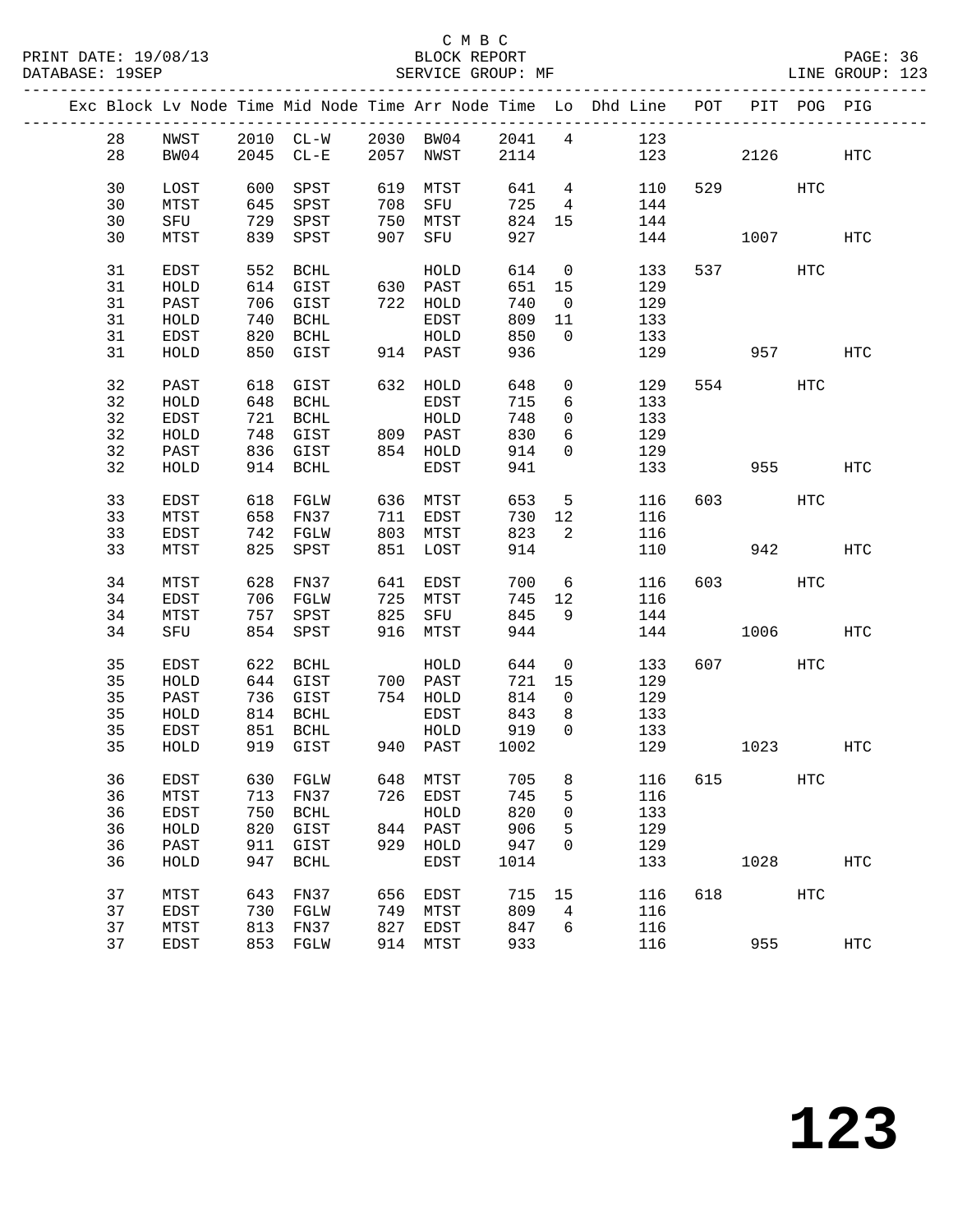C M B C

BLOCK REPORT

SERVICE GROUP: MF

LINE GROUP: 123

| Exc | Block | Lv | Node | Time | Mid Node | Time | Arr Node | Time | Lo | Dhd Line | POT | PIT | POG | PIG |
|---|---|---|---|---|---|---|---|---|---|---|---|---|---|---|
| | 28 | | NWST | 2010 | CL-W | 2030 | BW04 | 2041 | 4 | 123 | | | | |
| | 28 | | BW04 | 2045 | CL-E | 2057 | NWST | 2114 | | 123 | | 2126 | | HTC |
| | 30 | | LOST | 600 | SPST | 619 | MTST | 641 | 4 | 110 | 529 | | HTC | |
| | 30 | | MTST | 645 | SPST | 708 | SFU | 725 | 4 | 144 | | | | |
| | 30 | | SFU | 729 | SPST | 750 | MTST | 824 | 15 | 144 | | | | |
| | 30 | | MTST | 839 | SPST | 907 | SFU | 927 | | 144 | | 1007 | | HTC |
| | 31 | | EDST | 552 | BCHL | | HOLD | 614 | 0 | 133 | 537 | | HTC | |
| | 31 | | HOLD | 614 | GIST | 630 | PAST | 651 | 15 | 129 | | | | |
| | 31 | | PAST | 706 | GIST | 722 | HOLD | 740 | 0 | 129 | | | | |
| | 31 | | HOLD | 740 | BCHL | | EDST | 809 | 11 | 133 | | | | |
| | 31 | | EDST | 820 | BCHL | | HOLD | 850 | 0 | 133 | | | | |
| | 31 | | HOLD | 850 | GIST | 914 | PAST | 936 | | 129 | | 957 | | HTC |
| | 32 | | PAST | 618 | GIST | 632 | HOLD | 648 | 0 | 129 | 554 | | HTC | |
| | 32 | | HOLD | 648 | BCHL | | EDST | 715 | 6 | 133 | | | | |
| | 32 | | EDST | 721 | BCHL | | HOLD | 748 | 0 | 133 | | | | |
| | 32 | | HOLD | 748 | GIST | 809 | PAST | 830 | 6 | 129 | | | | |
| | 32 | | PAST | 836 | GIST | 854 | HOLD | 914 | 0 | 129 | | | | |
| | 32 | | HOLD | 914 | BCHL | | EDST | 941 | | 133 | | 955 | | HTC |
| | 33 | | EDST | 618 | FGLW | 636 | MTST | 653 | 5 | 116 | 603 | | HTC | |
| | 33 | | MTST | 658 | FN37 | 711 | EDST | 730 | 12 | 116 | | | | |
| | 33 | | EDST | 742 | FGLW | 803 | MTST | 823 | 2 | 116 | | | | |
| | 33 | | MTST | 825 | SPST | 851 | LOST | 914 | | 110 | | 942 | | HTC |
| | 34 | | MTST | 628 | FN37 | 641 | EDST | 700 | 6 | 116 | 603 | | HTC | |
| | 34 | | EDST | 706 | FGLW | 725 | MTST | 745 | 12 | 116 | | | | |
| | 34 | | MTST | 757 | SPST | 825 | SFU | 845 | 9 | 144 | | | | |
| | 34 | | SFU | 854 | SPST | 916 | MTST | 944 | | 144 | | 1006 | | HTC |
| | 35 | | EDST | 622 | BCHL | | HOLD | 644 | 0 | 133 | 607 | | HTC | |
| | 35 | | HOLD | 644 | GIST | 700 | PAST | 721 | 15 | 129 | | | | |
| | 35 | | PAST | 736 | GIST | 754 | HOLD | 814 | 0 | 129 | | | | |
| | 35 | | HOLD | 814 | BCHL | | EDST | 843 | 8 | 133 | | | | |
| | 35 | | EDST | 851 | BCHL | | HOLD | 919 | 0 | 133 | | | | |
| | 35 | | HOLD | 919 | GIST | 940 | PAST | 1002 | | 129 | | 1023 | | HTC |
| | 36 | | EDST | 630 | FGLW | 648 | MTST | 705 | 8 | 116 | 615 | | HTC | |
| | 36 | | MTST | 713 | FN37 | 726 | EDST | 745 | 5 | 116 | | | | |
| | 36 | | EDST | 750 | BCHL | | HOLD | 820 | 0 | 133 | | | | |
| | 36 | | HOLD | 820 | GIST | 844 | PAST | 906 | 5 | 129 | | | | |
| | 36 | | PAST | 911 | GIST | 929 | HOLD | 947 | 0 | 129 | | | | |
| | 36 | | HOLD | 947 | BCHL | | EDST | 1014 | | 133 | | 1028 | | HTC |
| | 37 | | MTST | 643 | FN37 | 656 | EDST | 715 | 15 | 116 | 618 | | HTC | |
| | 37 | | EDST | 730 | FGLW | 749 | MTST | 809 | 4 | 116 | | | | |
| | 37 | | MTST | 813 | FN37 | 827 | EDST | 847 | 6 | 116 | | | | |
| | 37 | | EDST | 853 | FGLW | 914 | MTST | 933 | | 116 | | 955 | | HTC |

# 123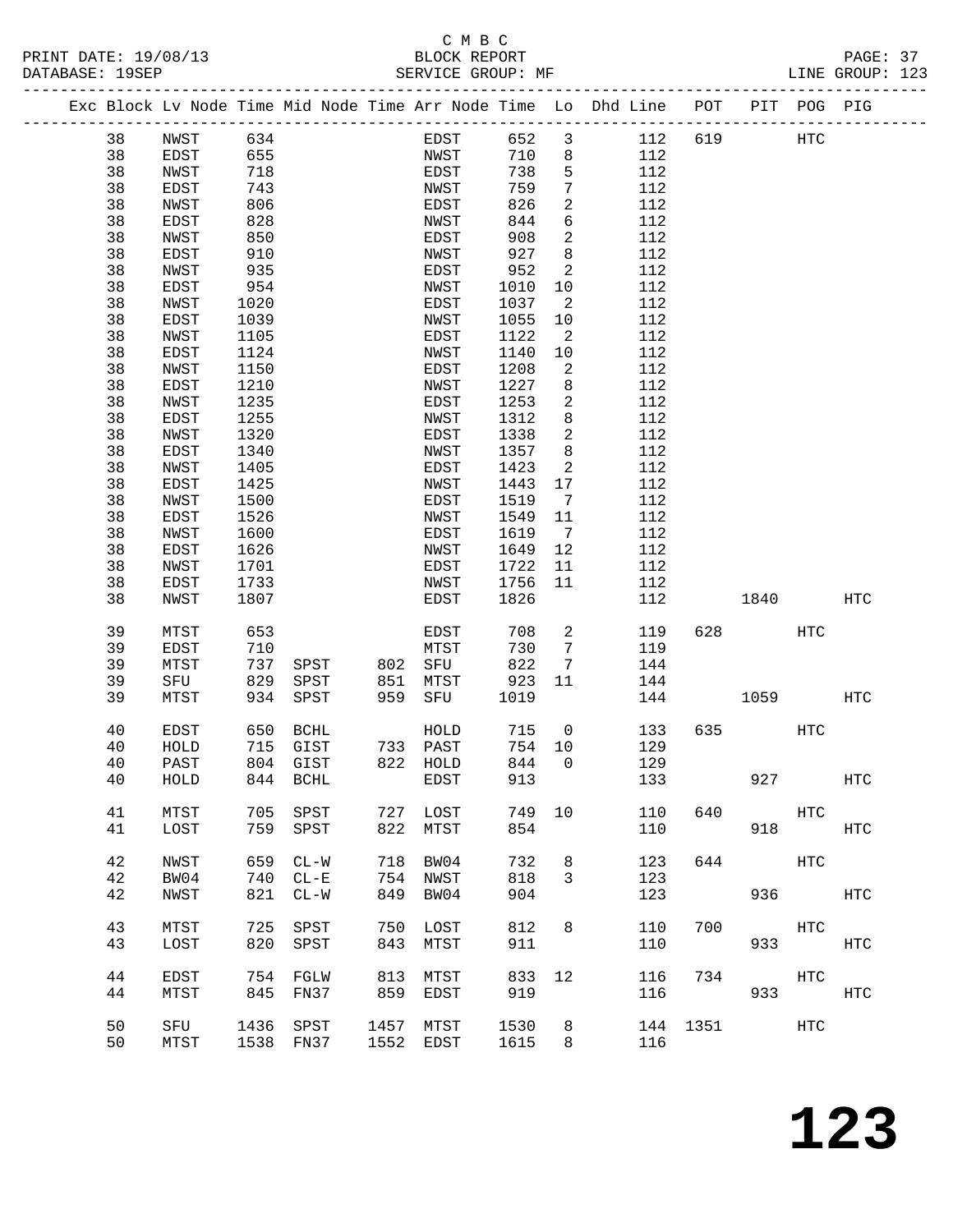C M B C
BLOCK REPORT
SERVICE GROUP: MF

PRINT DATE: 19/08/13
DATABASE: 19SEP
LINE GROUP: 123

| Exc | Block | Lv | Node | Time | Mid | Node | Time | Arr | Node | Time | Lo | Dhd Line | POT | PIT | POG | PIG |
|---|---|---|---|---|---|---|---|---|---|---|---|---|---|---|---|---|
| | 38 | | NWST | 634 | | | | | EDST | 652 | 3 | 112 | 619 | | HTC | |
| | 38 | | EDST | 655 | | | | | NWST | 710 | 8 | 112 | | | | |
| | 38 | | NWST | 718 | | | | | EDST | 738 | 5 | 112 | | | | |
| | 38 | | EDST | 743 | | | | | NWST | 759 | 7 | 112 | | | | |
| | 38 | | NWST | 806 | | | | | EDST | 826 | 2 | 112 | | | | |
| | 38 | | EDST | 828 | | | | | NWST | 844 | 6 | 112 | | | | |
| | 38 | | NWST | 850 | | | | | EDST | 908 | 2 | 112 | | | | |
| | 38 | | EDST | 910 | | | | | NWST | 927 | 8 | 112 | | | | |
| | 38 | | NWST | 935 | | | | | EDST | 952 | 2 | 112 | | | | |
| | 38 | | EDST | 954 | | | | | NWST | 1010 | 10 | 112 | | | | |
| | 38 | | NWST | 1020 | | | | | EDST | 1037 | 2 | 112 | | | | |
| | 38 | | EDST | 1039 | | | | | NWST | 1055 | 10 | 112 | | | | |
| | 38 | | NWST | 1105 | | | | | EDST | 1122 | 2 | 112 | | | | |
| | 38 | | EDST | 1124 | | | | | NWST | 1140 | 10 | 112 | | | | |
| | 38 | | NWST | 1150 | | | | | EDST | 1208 | 2 | 112 | | | | |
| | 38 | | EDST | 1210 | | | | | NWST | 1227 | 8 | 112 | | | | |
| | 38 | | NWST | 1235 | | | | | EDST | 1253 | 2 | 112 | | | | |
| | 38 | | EDST | 1255 | | | | | NWST | 1312 | 8 | 112 | | | | |
| | 38 | | NWST | 1320 | | | | | EDST | 1338 | 2 | 112 | | | | |
| | 38 | | EDST | 1340 | | | | | NWST | 1357 | 8 | 112 | | | | |
| | 38 | | NWST | 1405 | | | | | EDST | 1423 | 2 | 112 | | | | |
| | 38 | | EDST | 1425 | | | | | NWST | 1443 | 17 | 112 | | | | |
| | 38 | | NWST | 1500 | | | | | EDST | 1519 | 7 | 112 | | | | |
| | 38 | | EDST | 1526 | | | | | NWST | 1549 | 11 | 112 | | | | |
| | 38 | | NWST | 1600 | | | | | EDST | 1619 | 7 | 112 | | | | |
| | 38 | | EDST | 1626 | | | | | NWST | 1649 | 12 | 112 | | | | |
| | 38 | | NWST | 1701 | | | | | EDST | 1722 | 11 | 112 | | | | |
| | 38 | | EDST | 1733 | | | | | NWST | 1756 | 11 | 112 | | | | |
| | 38 | | NWST | 1807 | | | | | EDST | 1826 | | 112 | | 1840 | | HTC |
| | 39 | | MTST | 653 | | | | | EDST | 708 | 2 | 119 | 628 | | HTC | |
| | 39 | | EDST | 710 | | | | | MTST | 730 | 7 | 119 | | | | |
| | 39 | | MTST | 737 | | SPST | 802 | | SFU | 822 | 7 | 144 | | | | |
| | 39 | | SFU | 829 | | SPST | 851 | | MTST | 923 | 11 | 144 | | | | |
| | 39 | | MTST | 934 | | SPST | 959 | | SFU | 1019 | | 144 | | 1059 | | HTC |
| | 40 | | EDST | 650 | | BCHL | | | HOLD | 715 | 0 | 133 | 635 | | HTC | |
| | 40 | | HOLD | 715 | | GIST | 733 | | PAST | 754 | 10 | 129 | | | | |
| | 40 | | PAST | 804 | | GIST | 822 | | HOLD | 844 | 0 | 129 | | | | |
| | 40 | | HOLD | 844 | | BCHL | | | EDST | 913 | | 133 | | 927 | | HTC |
| | 41 | | MTST | 705 | | SPST | 727 | | LOST | 749 | 10 | 110 | 640 | | HTC | |
| | 41 | | LOST | 759 | | SPST | 822 | | MTST | 854 | | 110 | | 918 | | HTC |
| | 42 | | NWST | 659 | | CL-W | 718 | | BW04 | 732 | 8 | 123 | 644 | | HTC | |
| | 42 | | BW04 | 740 | | CL-E | 754 | | NWST | 818 | 3 | 123 | | | | |
| | 42 | | NWST | 821 | | CL-W | 849 | | BW04 | 904 | | 123 | | 936 | | HTC |
| | 43 | | MTST | 725 | | SPST | 750 | | LOST | 812 | 8 | 110 | 700 | | HTC | |
| | 43 | | LOST | 820 | | SPST | 843 | | MTST | 911 | | 110 | | 933 | | HTC |
| | 44 | | EDST | 754 | | FGLW | 813 | | MTST | 833 | 12 | 116 | 734 | | HTC | |
| | 44 | | MTST | 845 | | FN37 | 859 | | EDST | 919 | | 116 | | 933 | | HTC |
| | 50 | | SFU | 1436 | | SPST | 1457 | | MTST | 1530 | 8 | 144 | 1351 | | HTC | |
| | 50 | | MTST | 1538 | | FN37 | 1552 | | EDST | 1615 | 8 | 116 | | | | |

# 123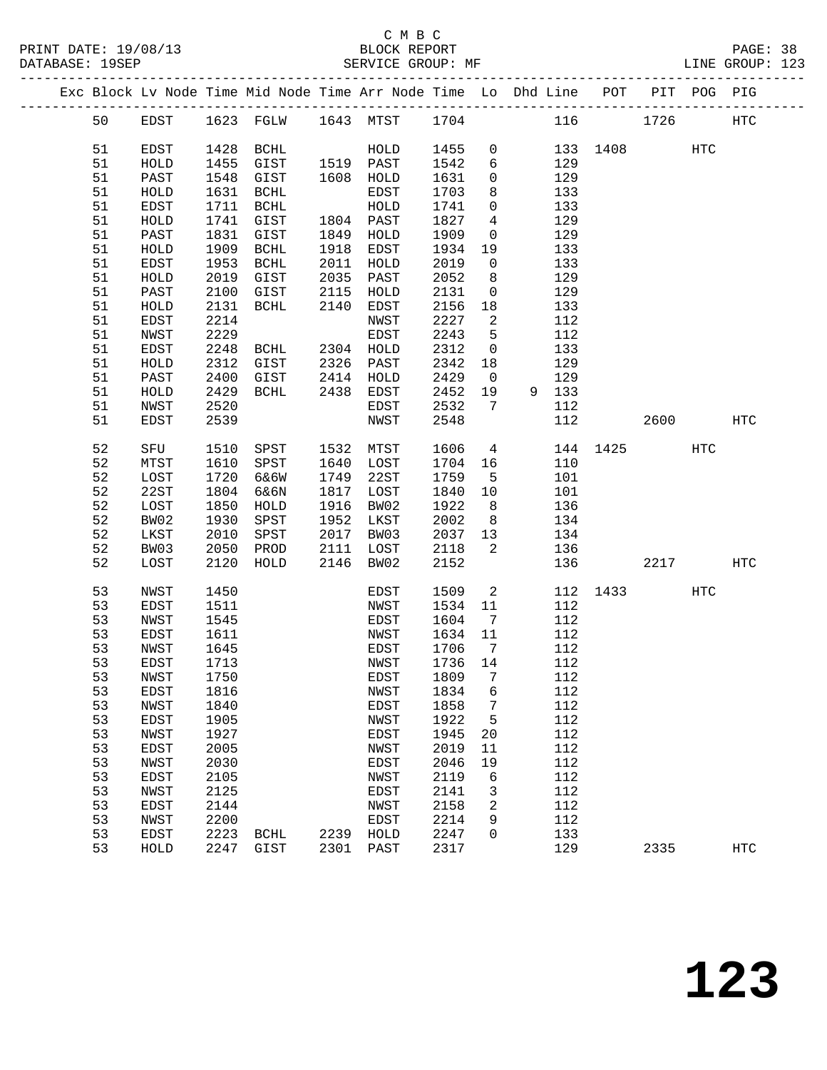C M B C
BLOCK REPORT
SERVICE GROUP: MF

PRINT DATE: 19/08/13
DATABASE: 19SEP
LINE GROUP: 123

| Exc | Block | Lv Node | Time | Mid Node | Time | Arr Node | Time | Lo | Dhd | Line | POT | PIT | POG | PIG |
|---|---|---|---|---|---|---|---|---|---|---|---|---|---|---|
| | 50 | EDST | 1623 | FGLW | 1643 | MTST | 1704 | | | 116 | | 1726 | | HTC |
| | 51 | EDST | 1428 | BCHL | | HOLD | 1455 | 0 | | 133 | 1408 | | HTC | |
| | 51 | HOLD | 1455 | GIST | 1519 | PAST | 1542 | 6 | | 129 | | | | |
| | 51 | PAST | 1548 | GIST | 1608 | HOLD | 1631 | 0 | | 129 | | | | |
| | 51 | HOLD | 1631 | BCHL | | EDST | 1703 | 8 | | 133 | | | | |
| | 51 | EDST | 1711 | BCHL | | HOLD | 1741 | 0 | | 133 | | | | |
| | 51 | HOLD | 1741 | GIST | 1804 | PAST | 1827 | 4 | | 129 | | | | |
| | 51 | PAST | 1831 | GIST | 1849 | HOLD | 1909 | 0 | | 129 | | | | |
| | 51 | HOLD | 1909 | BCHL | 1918 | EDST | 1934 | 19 | | 133 | | | | |
| | 51 | EDST | 1953 | BCHL | 2011 | HOLD | 2019 | 0 | | 133 | | | | |
| | 51 | HOLD | 2019 | GIST | 2035 | PAST | 2052 | 8 | | 129 | | | | |
| | 51 | PAST | 2100 | GIST | 2115 | HOLD | 2131 | 0 | | 129 | | | | |
| | 51 | HOLD | 2131 | BCHL | 2140 | EDST | 2156 | 18 | | 133 | | | | |
| | 51 | EDST | 2214 | | | NWST | 2227 | 2 | | 112 | | | | |
| | 51 | NWST | 2229 | | | EDST | 2243 | 5 | | 112 | | | | |
| | 51 | EDST | 2248 | BCHL | 2304 | HOLD | 2312 | 0 | | 133 | | | | |
| | 51 | HOLD | 2312 | GIST | 2326 | PAST | 2342 | 18 | | 129 | | | | |
| | 51 | PAST | 2400 | GIST | 2414 | HOLD | 2429 | 0 | | 129 | | | | |
| | 51 | HOLD | 2429 | BCHL | 2438 | EDST | 2452 | 19 | 9 | 133 | | | | |
| | 51 | NWST | 2520 | | | EDST | 2532 | 7 | | 112 | | | | |
| | 51 | EDST | 2539 | | | NWST | 2548 | | | 112 | | 2600 | | HTC |
| | 52 | SFU | 1510 | SPST | 1532 | MTST | 1606 | 4 | | 144 | 1425 | | HTC | |
| | 52 | MTST | 1610 | SPST | 1640 | LOST | 1704 | 16 | | 110 | | | | |
| | 52 | LOST | 1720 | 6&6W | 1749 | 22ST | 1759 | 5 | | 101 | | | | |
| | 52 | 22ST | 1804 | 6&6N | 1817 | LOST | 1840 | 10 | | 101 | | | | |
| | 52 | LOST | 1850 | HOLD | 1916 | BW02 | 1922 | 8 | | 136 | | | | |
| | 52 | BW02 | 1930 | SPST | 1952 | LKST | 2002 | 8 | | 134 | | | | |
| | 52 | LKST | 2010 | SPST | 2017 | BW03 | 2037 | 13 | | 134 | | | | |
| | 52 | BW03 | 2050 | PROD | 2111 | LOST | 2118 | 2 | | 136 | | | | |
| | 52 | LOST | 2120 | HOLD | 2146 | BW02 | 2152 | | | 136 | | 2217 | | HTC |
| | 53 | NWST | 1450 | | | EDST | 1509 | 2 | | 112 | 1433 | | HTC | |
| | 53 | EDST | 1511 | | | NWST | 1534 | 11 | | 112 | | | | |
| | 53 | NWST | 1545 | | | EDST | 1604 | 7 | | 112 | | | | |
| | 53 | EDST | 1611 | | | NWST | 1634 | 11 | | 112 | | | | |
| | 53 | NWST | 1645 | | | EDST | 1706 | 7 | | 112 | | | | |
| | 53 | EDST | 1713 | | | NWST | 1736 | 14 | | 112 | | | | |
| | 53 | NWST | 1750 | | | EDST | 1809 | 7 | | 112 | | | | |
| | 53 | EDST | 1816 | | | NWST | 1834 | 6 | | 112 | | | | |
| | 53 | NWST | 1840 | | | EDST | 1858 | 7 | | 112 | | | | |
| | 53 | EDST | 1905 | | | NWST | 1922 | 5 | | 112 | | | | |
| | 53 | NWST | 1927 | | | EDST | 1945 | 20 | | 112 | | | | |
| | 53 | EDST | 2005 | | | NWST | 2019 | 11 | | 112 | | | | |
| | 53 | NWST | 2030 | | | EDST | 2046 | 19 | | 112 | | | | |
| | 53 | EDST | 2105 | | | NWST | 2119 | 6 | | 112 | | | | |
| | 53 | NWST | 2125 | | | EDST | 2141 | 3 | | 112 | | | | |
| | 53 | EDST | 2144 | | | NWST | 2158 | 2 | | 112 | | | | |
| | 53 | NWST | 2200 | | | EDST | 2214 | 9 | | 112 | | | | |
| | 53 | EDST | 2223 | BCHL | 2239 | HOLD | 2247 | 0 | | 133 | | | | |
| | 53 | HOLD | 2247 | GIST | 2301 | PAST | 2317 | | | 129 | | 2335 | | HTC |

# 123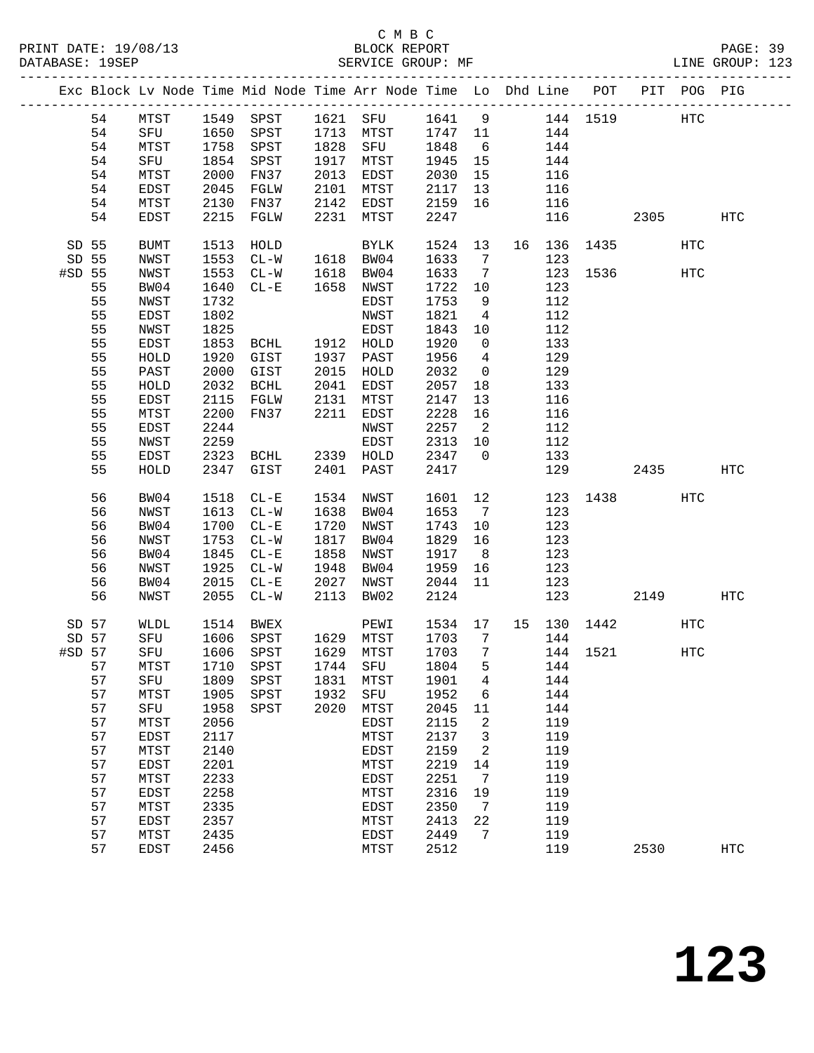C M B C

BLOCK REPORT

SERVICE GROUP: MF

| Exc | Block | Lv Node | Time | Mid Node | Time | Arr Node | Time | Lo | Dhd | Line | POT | PIT | POG | PIG |
|---|---|---|---|---|---|---|---|---|---|---|---|---|---|---|
| | 54 | MTST | 1549 | SPST | 1621 | SFU | 1641 | 9 | | 144 | 1519 | | HTC | |
| | 54 | SFU | 1650 | SPST | 1713 | MTST | 1747 | 11 | | 144 | | | | |
| | 54 | MTST | 1758 | SPST | 1828 | SFU | 1848 | 6 | | 144 | | | | |
| | 54 | SFU | 1854 | SPST | 1917 | MTST | 1945 | 15 | | 144 | | | | |
| | 54 | MTST | 2000 | FN37 | 2013 | EDST | 2030 | 15 | | 116 | | | | |
| | 54 | EDST | 2045 | FGLW | 2101 | MTST | 2117 | 13 | | 116 | | | | |
| | 54 | MTST | 2130 | FN37 | 2142 | EDST | 2159 | 16 | | 116 | | | | |
| | 54 | EDST | 2215 | FGLW | 2231 | MTST | 2247 | | | 116 | | 2305 | | HTC |
| SD | 55 | BUMT | 1513 | HOLD | | BYLK | 1524 | 13 | 16 | 136 | 1435 | | HTC | |
| SD | 55 | NWST | 1553 | CL-W | 1618 | BW04 | 1633 | 7 | | 123 | | | | |
| #SD | 55 | NWST | 1553 | CL-W | 1618 | BW04 | 1633 | 7 | | 123 | 1536 | | HTC | |
| | 55 | BW04 | 1640 | CL-E | 1658 | NWST | 1722 | 10 | | 123 | | | | |
| | 55 | NWST | 1732 | | | EDST | 1753 | 9 | | 112 | | | | |
| | 55 | EDST | 1802 | | | NWST | 1821 | 4 | | 112 | | | | |
| | 55 | NWST | 1825 | | | EDST | 1843 | 10 | | 112 | | | | |
| | 55 | EDST | 1853 | BCHL | 1912 | HOLD | 1920 | 0 | | 133 | | | | |
| | 55 | HOLD | 1920 | GIST | 1937 | PAST | 1956 | 4 | | 129 | | | | |
| | 55 | PAST | 2000 | GIST | 2015 | HOLD | 2032 | 0 | | 129 | | | | |
| | 55 | HOLD | 2032 | BCHL | 2041 | EDST | 2057 | 18 | | 133 | | | | |
| | 55 | EDST | 2115 | FGLW | 2131 | MTST | 2147 | 13 | | 116 | | | | |
| | 55 | MTST | 2200 | FN37 | 2211 | EDST | 2228 | 16 | | 116 | | | | |
| | 55 | EDST | 2244 | | | NWST | 2257 | 2 | | 112 | | | | |
| | 55 | NWST | 2259 | | | EDST | 2313 | 10 | | 112 | | | | |
| | 55 | EDST | 2323 | BCHL | 2339 | HOLD | 2347 | 0 | | 133 | | | | |
| | 55 | HOLD | 2347 | GIST | 2401 | PAST | 2417 | | | 129 | | 2435 | | HTC |
| | 56 | BW04 | 1518 | CL-E | 1534 | NWST | 1601 | 12 | | 123 | 1438 | | HTC | |
| | 56 | NWST | 1613 | CL-W | 1638 | BW04 | 1653 | 7 | | 123 | | | | |
| | 56 | BW04 | 1700 | CL-E | 1720 | NWST | 1743 | 10 | | 123 | | | | |
| | 56 | NWST | 1753 | CL-W | 1817 | BW04 | 1829 | 16 | | 123 | | | | |
| | 56 | BW04 | 1845 | CL-E | 1858 | NWST | 1917 | 8 | | 123 | | | | |
| | 56 | NWST | 1925 | CL-W | 1948 | BW04 | 1959 | 16 | | 123 | | | | |
| | 56 | BW04 | 2015 | CL-E | 2027 | NWST | 2044 | 11 | | 123 | | | | |
| | 56 | NWST | 2055 | CL-W | 2113 | BW02 | 2124 | | | 123 | | 2149 | | HTC |
| SD | 57 | WLDL | 1514 | BWEX | | PEWI | 1534 | 17 | 15 | 130 | 1442 | | HTC | |
| SD | 57 | SFU | 1606 | SPST | 1629 | MTST | 1703 | 7 | | 144 | | | | |
| #SD | 57 | SFU | 1606 | SPST | 1629 | MTST | 1703 | 7 | | 144 | 1521 | | HTC | |
| | 57 | MTST | 1710 | SPST | 1744 | SFU | 1804 | 5 | | 144 | | | | |
| | 57 | SFU | 1809 | SPST | 1831 | MTST | 1901 | 4 | | 144 | | | | |
| | 57 | MTST | 1905 | SPST | 1932 | SFU | 1952 | 6 | | 144 | | | | |
| | 57 | SFU | 1958 | SPST | 2020 | MTST | 2045 | 11 | | 144 | | | | |
| | 57 | MTST | 2056 | | | EDST | 2115 | 2 | | 119 | | | | |
| | 57 | EDST | 2117 | | | MTST | 2137 | 3 | | 119 | | | | |
| | 57 | MTST | 2140 | | | EDST | 2159 | 2 | | 119 | | | | |
| | 57 | EDST | 2201 | | | MTST | 2219 | 14 | | 119 | | | | |
| | 57 | MTST | 2233 | | | EDST | 2251 | 7 | | 119 | | | | |
| | 57 | EDST | 2258 | | | MTST | 2316 | 19 | | 119 | | | | |
| | 57 | MTST | 2335 | | | EDST | 2350 | 7 | | 119 | | | | |
| | 57 | EDST | 2357 | | | MTST | 2413 | 22 | | 119 | | | | |
| | 57 | MTST | 2435 | | | EDST | 2449 | 7 | | 119 | | | | |
| | 57 | EDST | 2456 | | | MTST | 2512 | | | 119 | | 2530 | | HTC |

# 123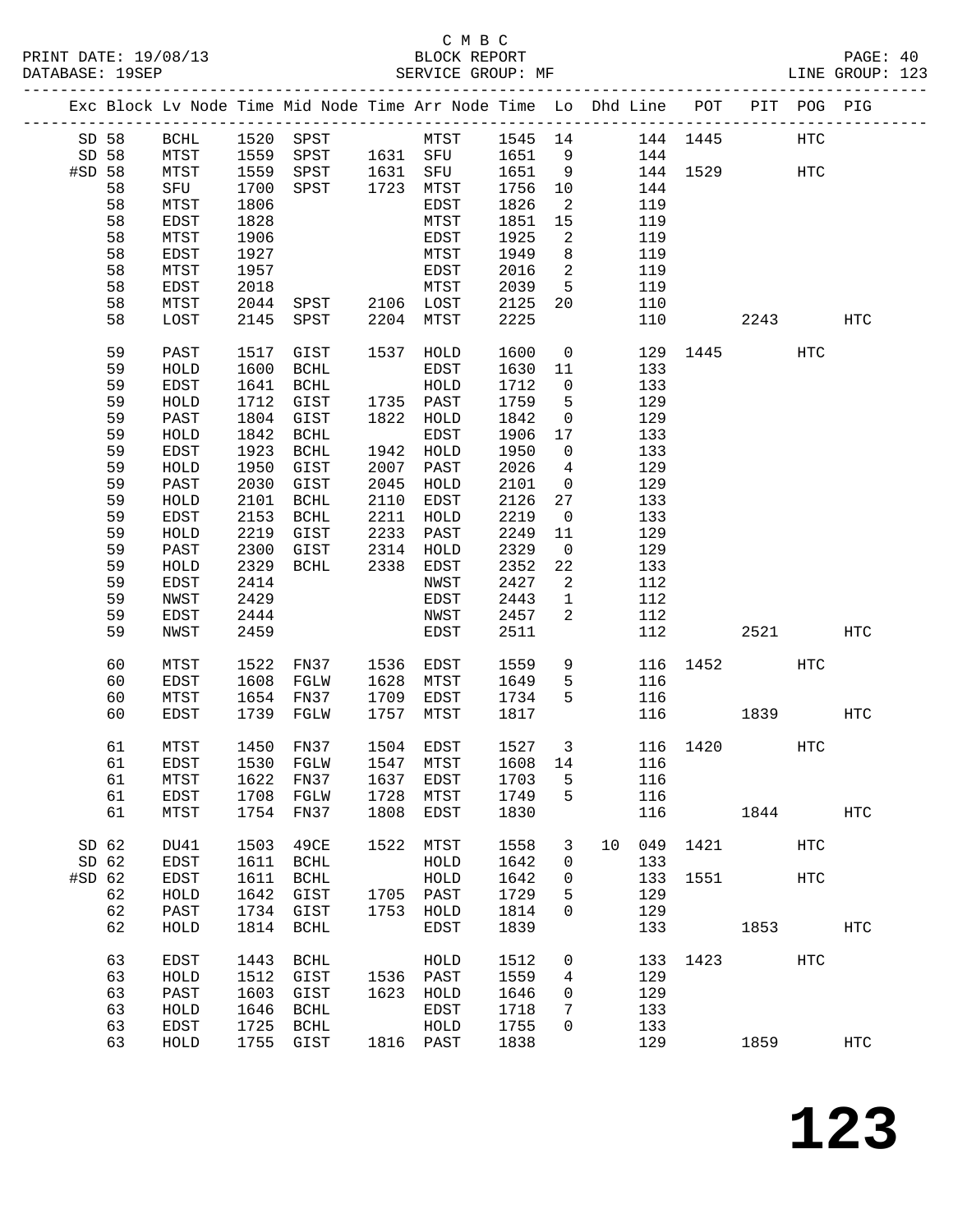C M B C
BLOCK REPORT
SERVICE GROUP: MF

PRINT DATE: 19/08/13
DATABASE: 19SEP

LINE GROUP: 123

| Exc | Block | Lv | Node | Time | Mid Node | Time | Arr Node | Time | Lo | Dhd | Line | POT | PIT | POG | PIG |
|---|---|---|---|---|---|---|---|---|---|---|---|---|---|---|---|
| SD | 58 | | BCHL | 1520 | SPST | | MTST | 1545 | 14 | | 144 | 1445 | | HTC | |
| SD | 58 | | MTST | 1559 | SPST | 1631 | SFU | 1651 | 9 | | 144 | | | | |
| #SD | 58 | | MTST | 1559 | SPST | 1631 | SFU | 1651 | 9 | | 144 | 1529 | | HTC | |
| | 58 | | SFU | 1700 | SPST | 1723 | MTST | 1756 | 10 | | 144 | | | | |
| | 58 | | MTST | 1806 | | | EDST | 1826 | 2 | | 119 | | | | |
| | 58 | | EDST | 1828 | | | MTST | 1851 | 15 | | 119 | | | | |
| | 58 | | MTST | 1906 | | | EDST | 1925 | 2 | | 119 | | | | |
| | 58 | | EDST | 1927 | | | MTST | 1949 | 8 | | 119 | | | | |
| | 58 | | MTST | 1957 | | | EDST | 2016 | 2 | | 119 | | | | |
| | 58 | | EDST | 2018 | | | MTST | 2039 | 5 | | 119 | | | | |
| | 58 | | MTST | 2044 | SPST | 2106 | LOST | 2125 | 20 | | 110 | | | | |
| | 58 | | LOST | 2145 | SPST | 2204 | MTST | 2225 | | | 110 | | 2243 | | HTC |
| | 59 | | PAST | 1517 | GIST | 1537 | HOLD | 1600 | 0 | | 129 | 1445 | | HTC | |
| | 59 | | HOLD | 1600 | BCHL | | EDST | 1630 | 11 | | 133 | | | | |
| | 59 | | EDST | 1641 | BCHL | | HOLD | 1712 | 0 | | 133 | | | | |
| | 59 | | HOLD | 1712 | GIST | 1735 | PAST | 1759 | 5 | | 129 | | | | |
| | 59 | | PAST | 1804 | GIST | 1822 | HOLD | 1842 | 0 | | 129 | | | | |
| | 59 | | HOLD | 1842 | BCHL | | EDST | 1906 | 17 | | 133 | | | | |
| | 59 | | EDST | 1923 | BCHL | 1942 | HOLD | 1950 | 0 | | 133 | | | | |
| | 59 | | HOLD | 1950 | GIST | 2007 | PAST | 2026 | 4 | | 129 | | | | |
| | 59 | | PAST | 2030 | GIST | 2045 | HOLD | 2101 | 0 | | 129 | | | | |
| | 59 | | HOLD | 2101 | BCHL | 2110 | EDST | 2126 | 27 | | 133 | | | | |
| | 59 | | EDST | 2153 | BCHL | 2211 | HOLD | 2219 | 0 | | 133 | | | | |
| | 59 | | HOLD | 2219 | GIST | 2233 | PAST | 2249 | 11 | | 129 | | | | |
| | 59 | | PAST | 2300 | GIST | 2314 | HOLD | 2329 | 0 | | 129 | | | | |
| | 59 | | HOLD | 2329 | BCHL | 2338 | EDST | 2352 | 22 | | 133 | | | | |
| | 59 | | EDST | 2414 | | | NWST | 2427 | 2 | | 112 | | | | |
| | 59 | | NWST | 2429 | | | EDST | 2443 | 1 | | 112 | | | | |
| | 59 | | EDST | 2444 | | | NWST | 2457 | 2 | | 112 | | | | |
| | 59 | | NWST | 2459 | | | EDST | 2511 | | | 112 | | 2521 | | HTC |
| | 60 | | MTST | 1522 | FN37 | 1536 | EDST | 1559 | 9 | | 116 | 1452 | | HTC | |
| | 60 | | EDST | 1608 | FGLW | 1628 | MTST | 1649 | 5 | | 116 | | | | |
| | 60 | | MTST | 1654 | FN37 | 1709 | EDST | 1734 | 5 | | 116 | | | | |
| | 60 | | EDST | 1739 | FGLW | 1757 | MTST | 1817 | | | 116 | | 1839 | | HTC |
| | 61 | | MTST | 1450 | FN37 | 1504 | EDST | 1527 | 3 | | 116 | 1420 | | HTC | |
| | 61 | | EDST | 1530 | FGLW | 1547 | MTST | 1608 | 14 | | 116 | | | | |
| | 61 | | MTST | 1622 | FN37 | 1637 | EDST | 1703 | 5 | | 116 | | | | |
| | 61 | | EDST | 1708 | FGLW | 1728 | MTST | 1749 | 5 | | 116 | | | | |
| | 61 | | MTST | 1754 | FN37 | 1808 | EDST | 1830 | | | 116 | | 1844 | | HTC |
| SD | 62 | | DU41 | 1503 | 49CE | 1522 | MTST | 1558 | 3 | 10 | 049 | 1421 | | HTC | |
| SD | 62 | | EDST | 1611 | BCHL | | HOLD | 1642 | 0 | | 133 | | | | |
| #SD | 62 | | EDST | 1611 | BCHL | | HOLD | 1642 | 0 | | 133 | 1551 | | HTC | |
| | 62 | | HOLD | 1642 | GIST | 1705 | PAST | 1729 | 5 | | 129 | | | | |
| | 62 | | PAST | 1734 | GIST | 1753 | HOLD | 1814 | 0 | | 129 | | | | |
| | 62 | | HOLD | 1814 | BCHL | | EDST | 1839 | | | 133 | | 1853 | | HTC |
| | 63 | | EDST | 1443 | BCHL | | HOLD | 1512 | 0 | | 133 | 1423 | | HTC | |
| | 63 | | HOLD | 1512 | GIST | 1536 | PAST | 1559 | 4 | | 129 | | | | |
| | 63 | | PAST | 1603 | GIST | 1623 | HOLD | 1646 | 0 | | 129 | | | | |
| | 63 | | HOLD | 1646 | BCHL | | EDST | 1718 | 7 | | 133 | | | | |
| | 63 | | EDST | 1725 | BCHL | | HOLD | 1755 | 0 | | 133 | | | | |
| | 63 | | HOLD | 1755 | GIST | 1816 | PAST | 1838 | | | 129 | | 1859 | | HTC |

**123**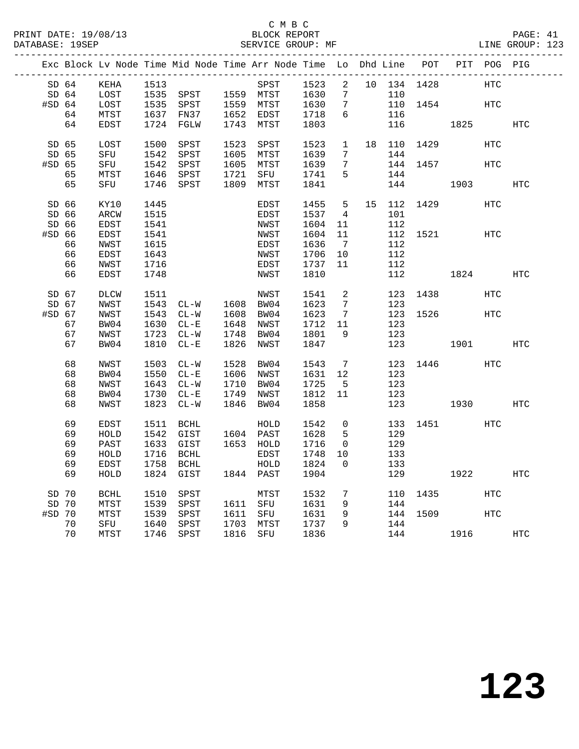C M B C

BLOCK REPORT

PRINT DATE: 19/08/13 | DATABASE: 19SEP | SERVICE GROUP: MF | LINE GROUP: 123

| Exc | Block | Lv Node | Time | Mid Node | Time | Arr Node | Time | Lo | Dhd | Line | POT | PIT | POG | PIG |
|---|---|---|---|---|---|---|---|---|---|---|---|---|---|---|
| SD | 64 | KEHA | 1513 | | | SPST | 1523 | 2 | 10 | 134 | 1428 | | HTC | |
| SD | 64 | LOST | 1535 | SPST | 1559 | MTST | 1630 | 7 | | 110 | | | | |
| #SD | 64 | LOST | 1535 | SPST | 1559 | MTST | 1630 | 7 | | 110 | 1454 | | HTC | |
| | 64 | MTST | 1637 | FN37 | 1652 | EDST | 1718 | 6 | | 116 | | | | |
| | 64 | EDST | 1724 | FGLW | 1743 | MTST | 1803 | | | 116 | | 1825 | | HTC |
| SD | 65 | LOST | 1500 | SPST | 1523 | SPST | 1523 | 1 | 18 | 110 | 1429 | | HTC | |
| SD | 65 | SFU | 1542 | SPST | 1605 | MTST | 1639 | 7 | | 144 | | | | |
| #SD | 65 | SFU | 1542 | SPST | 1605 | MTST | 1639 | 7 | | 144 | 1457 | | HTC | |
| | 65 | MTST | 1646 | SPST | 1721 | SFU | 1741 | 5 | | 144 | | | | |
| | 65 | SFU | 1746 | SPST | 1809 | MTST | 1841 | | | 144 | | 1903 | | HTC |
| SD | 66 | KY10 | 1445 | | | EDST | 1455 | 5 | 15 | 112 | 1429 | | HTC | |
| SD | 66 | ARCW | 1515 | | | EDST | 1537 | 4 | | 101 | | | | |
| SD | 66 | EDST | 1541 | | | NWST | 1604 | 11 | | 112 | | | | |
| #SD | 66 | EDST | 1541 | | | NWST | 1604 | 11 | | 112 | 1521 | | HTC | |
| | 66 | NWST | 1615 | | | EDST | 1636 | 7 | | 112 | | | | |
| | 66 | EDST | 1643 | | | NWST | 1706 | 10 | | 112 | | | | |
| | 66 | NWST | 1716 | | | EDST | 1737 | 11 | | 112 | | | | |
| | 66 | EDST | 1748 | | | NWST | 1810 | | | 112 | | 1824 | | HTC |
| SD | 67 | DLCW | 1511 | | | NWST | 1541 | 2 | | 123 | 1438 | | HTC | |
| SD | 67 | NWST | 1543 | CL-W | 1608 | BW04 | 1623 | 7 | | 123 | | | | |
| #SD | 67 | NWST | 1543 | CL-W | 1608 | BW04 | 1623 | 7 | | 123 | 1526 | | HTC | |
| | 67 | BW04 | 1630 | CL-E | 1648 | NWST | 1712 | 11 | | 123 | | | | |
| | 67 | NWST | 1723 | CL-W | 1748 | BW04 | 1801 | 9 | | 123 | | | | |
| | 67 | BW04 | 1810 | CL-E | 1826 | NWST | 1847 | | | 123 | | 1901 | | HTC |
| | 68 | NWST | 1503 | CL-W | 1528 | BW04 | 1543 | 7 | | 123 | 1446 | | HTC | |
| | 68 | BW04 | 1550 | CL-E | 1606 | NWST | 1631 | 12 | | 123 | | | | |
| | 68 | NWST | 1643 | CL-W | 1710 | BW04 | 1725 | 5 | | 123 | | | | |
| | 68 | BW04 | 1730 | CL-E | 1749 | NWST | 1812 | 11 | | 123 | | | | |
| | 68 | NWST | 1823 | CL-W | 1846 | BW04 | 1858 | | | 123 | | 1930 | | HTC |
| | 69 | EDST | 1511 | BCHL | | HOLD | 1542 | 0 | | 133 | 1451 | | HTC | |
| | 69 | HOLD | 1542 | GIST | 1604 | PAST | 1628 | 5 | | 129 | | | | |
| | 69 | PAST | 1633 | GIST | 1653 | HOLD | 1716 | 0 | | 129 | | | | |
| | 69 | HOLD | 1716 | BCHL | | EDST | 1748 | 10 | | 133 | | | | |
| | 69 | EDST | 1758 | BCHL | | HOLD | 1824 | 0 | | 133 | | | | |
| | 69 | HOLD | 1824 | GIST | 1844 | PAST | 1904 | | | 129 | | 1922 | | HTC |
| SD | 70 | BCHL | 1510 | SPST | | MTST | 1532 | 7 | | 110 | 1435 | | HTC | |
| SD | 70 | MTST | 1539 | SPST | 1611 | SFU | 1631 | 9 | | 144 | | | | |
| #SD | 70 | MTST | 1539 | SPST | 1611 | SFU | 1631 | 9 | | 144 | 1509 | | HTC | |
| | 70 | SFU | 1640 | SPST | 1703 | MTST | 1737 | 9 | | 144 | | | | |
| | 70 | MTST | 1746 | SPST | 1816 | SFU | 1836 | | | 144 | | 1916 | | HTC |

# 123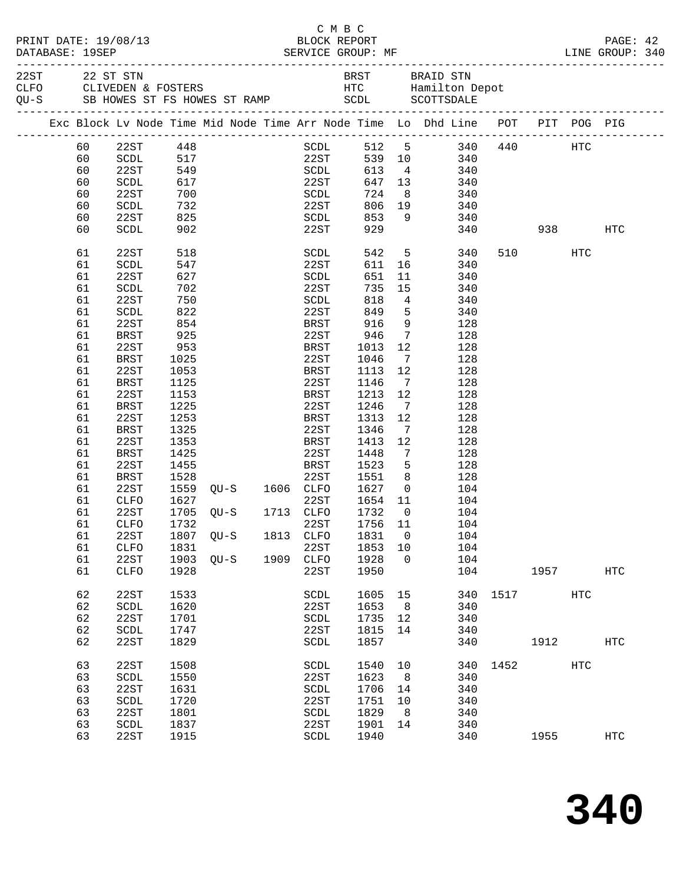C M B C

PRINT DATE: 19/08/13 BLOCK REPORT
DATABASE: 19SEP SERVICE GROUP: MF LINE GROUP: 340

| Code | Name | Code | Name |
|---|---|---|---|
| 22ST | 22 ST STN | BRST | BRAID STN |
| CLFO | CLIVEDEN & FOSTERS | HTC | Hamilton Depot |
| QU-S | SB HOWES ST FS HOWES ST RAMP | SCDL | SCOTTSDALE |

| Exc | Block | Lv Node | Time | Mid Node | Time | Arr Node | Time | Lo | Dhd Line | POT | PIT | POG | PIG |
|---|---|---|---|---|---|---|---|---|---|---|---|---|---|
| | 60 | 22ST | 448 | | | SCDL | 512 | 5 | 340 | 440 | | HTC | |
| | 60 | SCDL | 517 | | | 22ST | 539 | 10 | 340 | | | | |
| | 60 | 22ST | 549 | | | SCDL | 613 | 4 | 340 | | | | |
| | 60 | SCDL | 617 | | | 22ST | 647 | 13 | 340 | | | | |
| | 60 | 22ST | 700 | | | SCDL | 724 | 8 | 340 | | | | |
| | 60 | SCDL | 732 | | | 22ST | 806 | 19 | 340 | | | | |
| | 60 | 22ST | 825 | | | SCDL | 853 | 9 | 340 | | | | |
| | 60 | SCDL | 902 | | | 22ST | 929 | | 340 | | 938 | | HTC |
| | 61 | 22ST | 518 | | | SCDL | 542 | 5 | 340 | 510 | | HTC | |
| | 61 | SCDL | 547 | | | 22ST | 611 | 16 | 340 | | | | |
| | 61 | 22ST | 627 | | | SCDL | 651 | 11 | 340 | | | | |
| | 61 | SCDL | 702 | | | 22ST | 735 | 15 | 340 | | | | |
| | 61 | 22ST | 750 | | | SCDL | 818 | 4 | 340 | | | | |
| | 61 | SCDL | 822 | | | 22ST | 849 | 5 | 340 | | | | |
| | 61 | 22ST | 854 | | | BRST | 916 | 9 | 128 | | | | |
| | 61 | BRST | 925 | | | 22ST | 946 | 7 | 128 | | | | |
| | 61 | 22ST | 953 | | | BRST | 1013 | 12 | 128 | | | | |
| | 61 | BRST | 1025 | | | 22ST | 1046 | 7 | 128 | | | | |
| | 61 | 22ST | 1053 | | | BRST | 1113 | 12 | 128 | | | | |
| | 61 | BRST | 1125 | | | 22ST | 1146 | 7 | 128 | | | | |
| | 61 | 22ST | 1153 | | | BRST | 1213 | 12 | 128 | | | | |
| | 61 | BRST | 1225 | | | 22ST | 1246 | 7 | 128 | | | | |
| | 61 | 22ST | 1253 | | | BRST | 1313 | 12 | 128 | | | | |
| | 61 | BRST | 1325 | | | 22ST | 1346 | 7 | 128 | | | | |
| | 61 | 22ST | 1353 | | | BRST | 1413 | 12 | 128 | | | | |
| | 61 | BRST | 1425 | | | 22ST | 1448 | 7 | 128 | | | | |
| | 61 | 22ST | 1455 | | | BRST | 1523 | 5 | 128 | | | | |
| | 61 | BRST | 1528 | | | 22ST | 1551 | 8 | 128 | | | | |
| | 61 | 22ST | 1559 | QU-S | 1606 | CLFO | 1627 | 0 | 104 | | | | |
| | 61 | CLFO | 1627 | | | 22ST | 1654 | 11 | 104 | | | | |
| | 61 | 22ST | 1705 | QU-S | 1713 | CLFO | 1732 | 0 | 104 | | | | |
| | 61 | CLFO | 1732 | | | 22ST | 1756 | 11 | 104 | | | | |
| | 61 | 22ST | 1807 | QU-S | 1813 | CLFO | 1831 | 0 | 104 | | | | |
| | 61 | CLFO | 1831 | | | 22ST | 1853 | 10 | 104 | | | | |
| | 61 | 22ST | 1903 | QU-S | 1909 | CLFO | 1928 | 0 | 104 | | | | |
| | 61 | CLFO | 1928 | | | 22ST | 1950 | | 104 | | 1957 | | HTC |
| | 62 | 22ST | 1533 | | | SCDL | 1605 | 15 | 340 | 1517 | | HTC | |
| | 62 | SCDL | 1620 | | | 22ST | 1653 | 8 | 340 | | | | |
| | 62 | 22ST | 1701 | | | SCDL | 1735 | 12 | 340 | | | | |
| | 62 | SCDL | 1747 | | | 22ST | 1815 | 14 | 340 | | | | |
| | 62 | 22ST | 1829 | | | SCDL | 1857 | | 340 | | 1912 | | HTC |
| | 63 | 22ST | 1508 | | | SCDL | 1540 | 10 | 340 | 1452 | | HTC | |
| | 63 | SCDL | 1550 | | | 22ST | 1623 | 8 | 340 | | | | |
| | 63 | 22ST | 1631 | | | SCDL | 1706 | 14 | 340 | | | | |
| | 63 | SCDL | 1720 | | | 22ST | 1751 | 10 | 340 | | | | |
| | 63 | 22ST | 1801 | | | SCDL | 1829 | 8 | 340 | | | | |
| | 63 | SCDL | 1837 | | | 22ST | 1901 | 14 | 340 | | | | |
| | 63 | 22ST | 1915 | | | SCDL | 1940 | | 340 | | 1955 | | HTC |

# 340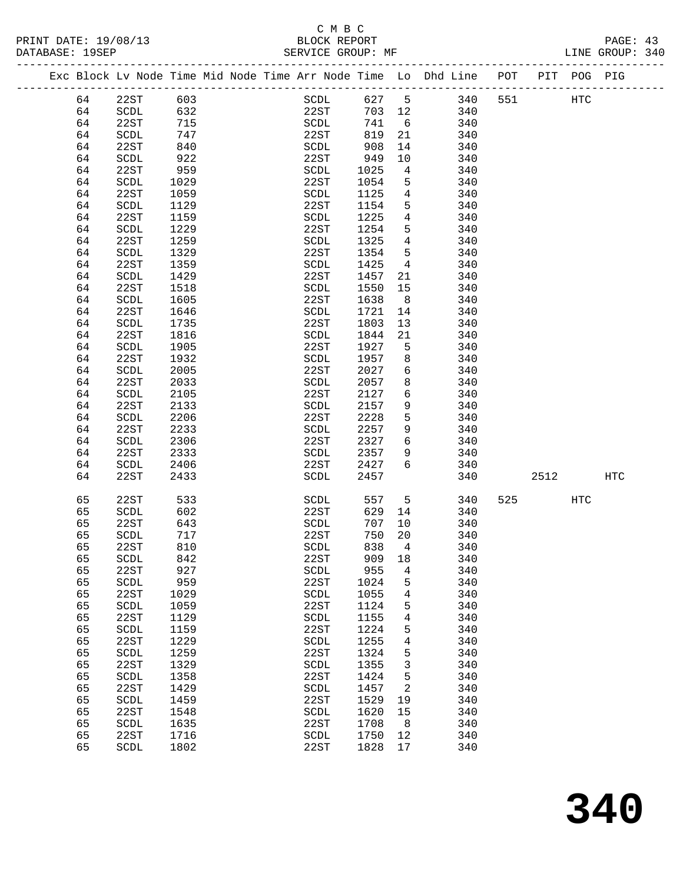C M B C
BLOCK REPORT
SERVICE GROUP: MF

PRINT DATE: 19/08/13
DATABASE: 19SEP

LINE GROUP: 340

| Exc | Block | Lv | Node | Time | Mid | Node | Time | Arr | Node | Time | Lo | Dhd | Line | POT | PIT | POG | PIG |
|---|---|---|---|---|---|---|---|---|---|---|---|---|---|---|---|---|---|
| | 64 | | 22ST | 603 | | | | | SCDL | 627 | 5 | | 340 | 551 | | HTC | |
| | 64 | | SCDL | 632 | | | | | 22ST | 703 | 12 | | 340 | | | | |
| | 64 | | 22ST | 715 | | | | | SCDL | 741 | 6 | | 340 | | | | |
| | 64 | | SCDL | 747 | | | | | 22ST | 819 | 21 | | 340 | | | | |
| | 64 | | 22ST | 840 | | | | | SCDL | 908 | 14 | | 340 | | | | |
| | 64 | | SCDL | 922 | | | | | 22ST | 949 | 10 | | 340 | | | | |
| | 64 | | 22ST | 959 | | | | | SCDL | 1025 | 4 | | 340 | | | | |
| | 64 | | SCDL | 1029 | | | | | 22ST | 1054 | 5 | | 340 | | | | |
| | 64 | | 22ST | 1059 | | | | | SCDL | 1125 | 4 | | 340 | | | | |
| | 64 | | SCDL | 1129 | | | | | 22ST | 1154 | 5 | | 340 | | | | |
| | 64 | | 22ST | 1159 | | | | | SCDL | 1225 | 4 | | 340 | | | | |
| | 64 | | SCDL | 1229 | | | | | 22ST | 1254 | 5 | | 340 | | | | |
| | 64 | | 22ST | 1259 | | | | | SCDL | 1325 | 4 | | 340 | | | | |
| | 64 | | SCDL | 1329 | | | | | 22ST | 1354 | 5 | | 340 | | | | |
| | 64 | | 22ST | 1359 | | | | | SCDL | 1425 | 4 | | 340 | | | | |
| | 64 | | SCDL | 1429 | | | | | 22ST | 1457 | 21 | | 340 | | | | |
| | 64 | | 22ST | 1518 | | | | | SCDL | 1550 | 15 | | 340 | | | | |
| | 64 | | SCDL | 1605 | | | | | 22ST | 1638 | 8 | | 340 | | | | |
| | 64 | | 22ST | 1646 | | | | | SCDL | 1721 | 14 | | 340 | | | | |
| | 64 | | SCDL | 1735 | | | | | 22ST | 1803 | 13 | | 340 | | | | |
| | 64 | | 22ST | 1816 | | | | | SCDL | 1844 | 21 | | 340 | | | | |
| | 64 | | SCDL | 1905 | | | | | 22ST | 1927 | 5 | | 340 | | | | |
| | 64 | | 22ST | 1932 | | | | | SCDL | 1957 | 8 | | 340 | | | | |
| | 64 | | SCDL | 2005 | | | | | 22ST | 2027 | 6 | | 340 | | | | |
| | 64 | | 22ST | 2033 | | | | | SCDL | 2057 | 8 | | 340 | | | | |
| | 64 | | SCDL | 2105 | | | | | 22ST | 2127 | 6 | | 340 | | | | |
| | 64 | | 22ST | 2133 | | | | | SCDL | 2157 | 9 | | 340 | | | | |
| | 64 | | SCDL | 2206 | | | | | 22ST | 2228 | 5 | | 340 | | | | |
| | 64 | | 22ST | 2233 | | | | | SCDL | 2257 | 9 | | 340 | | | | |
| | 64 | | SCDL | 2306 | | | | | 22ST | 2327 | 6 | | 340 | | | | |
| | 64 | | 22ST | 2333 | | | | | SCDL | 2357 | 9 | | 340 | | | | |
| | 64 | | SCDL | 2406 | | | | | 22ST | 2427 | 6 | | 340 | | | | |
| | 64 | | 22ST | 2433 | | | | | SCDL | 2457 | | | 340 | | 2512 | | HTC |
| | 65 | | 22ST | 533 | | | | | SCDL | 557 | 5 | | 340 | 525 | | HTC | |
| | 65 | | SCDL | 602 | | | | | 22ST | 629 | 14 | | 340 | | | | |
| | 65 | | 22ST | 643 | | | | | SCDL | 707 | 10 | | 340 | | | | |
| | 65 | | SCDL | 717 | | | | | 22ST | 750 | 20 | | 340 | | | | |
| | 65 | | 22ST | 810 | | | | | SCDL | 838 | 4 | | 340 | | | | |
| | 65 | | SCDL | 842 | | | | | 22ST | 909 | 18 | | 340 | | | | |
| | 65 | | 22ST | 927 | | | | | SCDL | 955 | 4 | | 340 | | | | |
| | 65 | | SCDL | 959 | | | | | 22ST | 1024 | 5 | | 340 | | | | |
| | 65 | | 22ST | 1029 | | | | | SCDL | 1055 | 4 | | 340 | | | | |
| | 65 | | SCDL | 1059 | | | | | 22ST | 1124 | 5 | | 340 | | | | |
| | 65 | | 22ST | 1129 | | | | | SCDL | 1155 | 4 | | 340 | | | | |
| | 65 | | SCDL | 1159 | | | | | 22ST | 1224 | 5 | | 340 | | | | |
| | 65 | | 22ST | 1229 | | | | | SCDL | 1255 | 4 | | 340 | | | | |
| | 65 | | SCDL | 1259 | | | | | 22ST | 1324 | 5 | | 340 | | | | |
| | 65 | | 22ST | 1329 | | | | | SCDL | 1355 | 3 | | 340 | | | | |
| | 65 | | SCDL | 1358 | | | | | 22ST | 1424 | 5 | | 340 | | | | |
| | 65 | | 22ST | 1429 | | | | | SCDL | 1457 | 2 | | 340 | | | | |
| | 65 | | SCDL | 1459 | | | | | 22ST | 1529 | 19 | | 340 | | | | |
| | 65 | | 22ST | 1548 | | | | | SCDL | 1620 | 15 | | 340 | | | | |
| | 65 | | SCDL | 1635 | | | | | 22ST | 1708 | 8 | | 340 | | | | |
| | 65 | | 22ST | 1716 | | | | | SCDL | 1750 | 12 | | 340 | | | | |
| | 65 | | SCDL | 1802 | | | | | 22ST | 1828 | 17 | | 340 | | | | |

**340**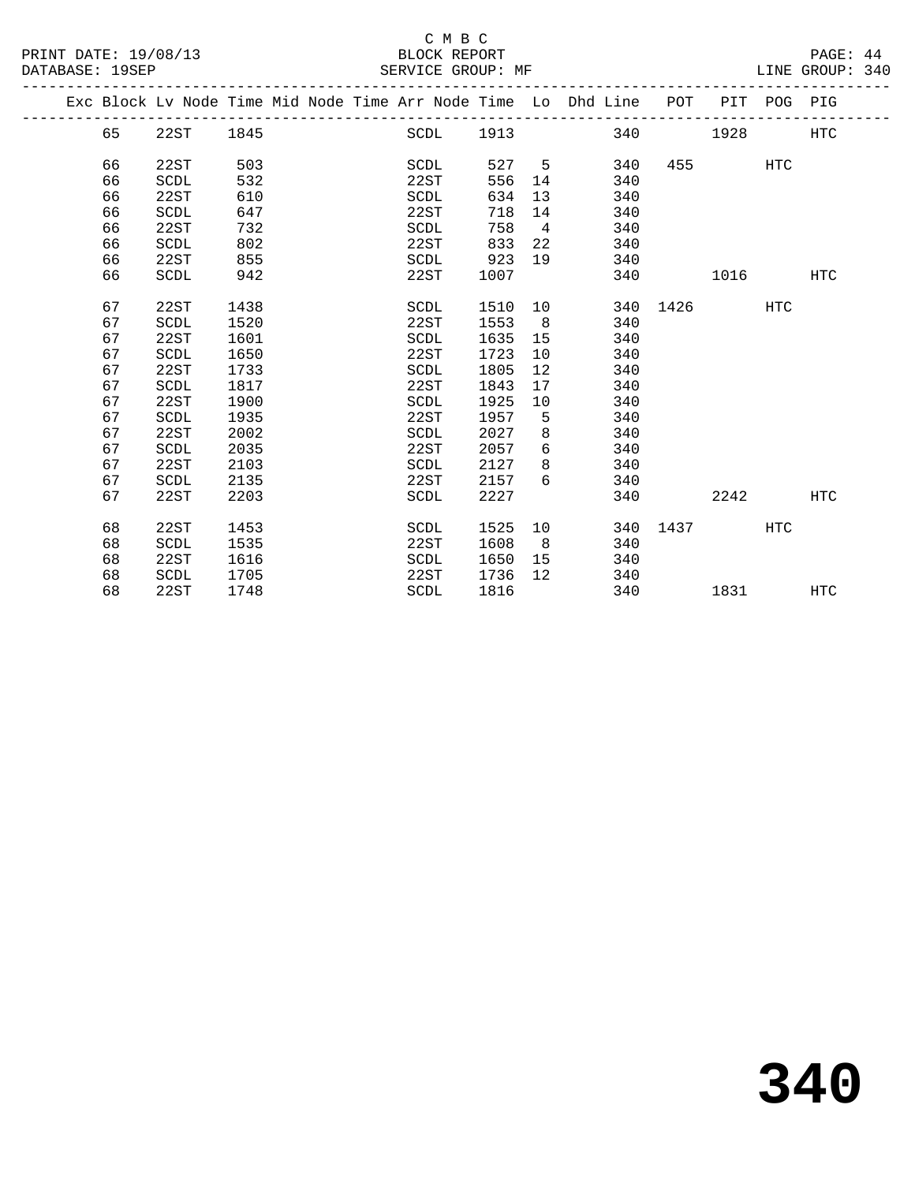C M B C

BLOCK REPORT

SERVICE GROUP: MF

PRINT DATE: 19/08/13
DATABASE: 19SEP

LINE GROUP: 340

| Exc | Block | Lv Node | Time | Mid Node | Time | Arr Node | Time | Lo | Dhd Line | POT | PIT | POG | PIG |
|---|---|---|---|---|---|---|---|---|---|---|---|---|---|
| | 65 | 22ST | 1845 | | | SCDL | 1913 | | 340 | | 1928 | | HTC |
| | 66 | 22ST | 503 | | | SCDL | 527 | 5 | 340 | 455 | | HTC | |
| | 66 | SCDL | 532 | | | 22ST | 556 | 14 | 340 | | | | |
| | 66 | 22ST | 610 | | | SCDL | 634 | 13 | 340 | | | | |
| | 66 | SCDL | 647 | | | 22ST | 718 | 14 | 340 | | | | |
| | 66 | 22ST | 732 | | | SCDL | 758 | 4 | 340 | | | | |
| | 66 | SCDL | 802 | | | 22ST | 833 | 22 | 340 | | | | |
| | 66 | 22ST | 855 | | | SCDL | 923 | 19 | 340 | | | | |
| | 66 | SCDL | 942 | | | 22ST | 1007 | | 340 | | 1016 | | HTC |
| | 67 | 22ST | 1438 | | | SCDL | 1510 | 10 | 340 | 1426 | | HTC | |
| | 67 | SCDL | 1520 | | | 22ST | 1553 | 8 | 340 | | | | |
| | 67 | 22ST | 1601 | | | SCDL | 1635 | 15 | 340 | | | | |
| | 67 | SCDL | 1650 | | | 22ST | 1723 | 10 | 340 | | | | |
| | 67 | 22ST | 1733 | | | SCDL | 1805 | 12 | 340 | | | | |
| | 67 | SCDL | 1817 | | | 22ST | 1843 | 17 | 340 | | | | |
| | 67 | 22ST | 1900 | | | SCDL | 1925 | 10 | 340 | | | | |
| | 67 | SCDL | 1935 | | | 22ST | 1957 | 5 | 340 | | | | |
| | 67 | 22ST | 2002 | | | SCDL | 2027 | 8 | 340 | | | | |
| | 67 | SCDL | 2035 | | | 22ST | 2057 | 6 | 340 | | | | |
| | 67 | 22ST | 2103 | | | SCDL | 2127 | 8 | 340 | | | | |
| | 67 | SCDL | 2135 | | | 22ST | 2157 | 6 | 340 | | | | |
| | 67 | 22ST | 2203 | | | SCDL | 2227 | | 340 | | 2242 | | HTC |
| | 68 | 22ST | 1453 | | | SCDL | 1525 | 10 | 340 | 1437 | | HTC | |
| | 68 | SCDL | 1535 | | | 22ST | 1608 | 8 | 340 | | | | |
| | 68 | 22ST | 1616 | | | SCDL | 1650 | 15 | 340 | | | | |
| | 68 | SCDL | 1705 | | | 22ST | 1736 | 12 | 340 | | | | |
| | 68 | 22ST | 1748 | | | SCDL | 1816 | | 340 | | 1831 | | HTC |

# 340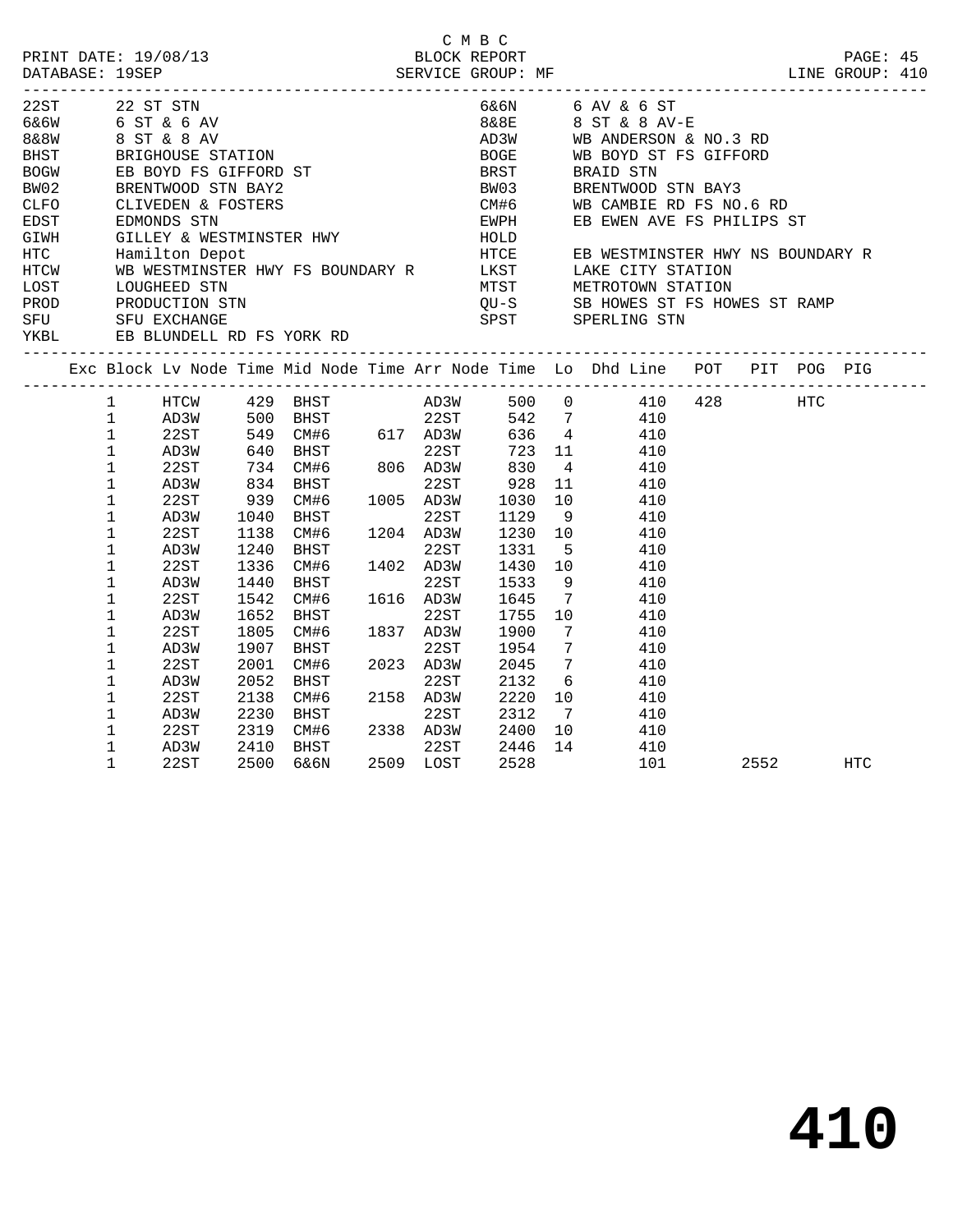C M B C

BLOCK REPORT

SERVICE GROUP: MF

PRINT DATE: 19/08/13
DATABASE: 19SEP
LINE GROUP: 410

| Code | Description | Code | Description |
|---|---|---|---|
| 22ST | 22 ST STN | 6&6N | 6 AV & 6 ST |
| 6&6W | 6 ST & 6 AV | 8&8E | 8 ST & 8 AV-E |
| 8&8W | 8 ST & 8 AV | AD3W | WB ANDERSON & NO.3 RD |
| BHST | BRIGHOUSE STATION | BOGE | WB BOYD ST FS GIFFORD |
| BOGW | EB BOYD FS GIFFORD ST | BRST | BRAID STN |
| BW02 | BRENTWOOD STN BAY2 | BW03 | BRENTWOOD STN BAY3 |
| CLFO | CLIVEDEN & FOSTERS | CM#6 | WB CAMBIE RD FS NO.6 RD |
| EDST | EDMONDS STN | EWPH | EB EWEN AVE FS PHILIPS ST |
| GIWH | GILLEY & WESTMINSTER HWY | HOLD | |
| HTC | Hamilton Depot | HTCE | EB WESTMINSTER HWY NS BOUNDARY R |
| HTCW | WB WESTMINSTER HWY FS BOUNDARY R | LKST | LAKE CITY STATION |
| LOST | LOUGHEED STN | MTST | METROTOWN STATION |
| PROD | PRODUCTION STN | QU-S | SB HOWES ST FS HOWES ST RAMP |
| SFU | SFU EXCHANGE | SPST | SPERLING STN |
| YKBL | EB BLUNDELL RD FS YORK RD | | |

| Exc | Block | Lv Node | Time | Mid Node | Time | Arr Node | Time | Lo | Dhd Line | POT | PIT | POG | PIG |
|---|---|---|---|---|---|---|---|---|---|---|---|---|---|
| | 1 | HTCW | 429 | BHST | | AD3W | 500 | 0 | 410 | 428 | | HTC | |
| | 1 | AD3W | 500 | BHST | | 22ST | 542 | 7 | 410 | | | | |
| | 1 | 22ST | 549 | CM#6 | 617 | AD3W | 636 | 4 | 410 | | | | |
| | 1 | AD3W | 640 | BHST | | 22ST | 723 | 11 | 410 | | | | |
| | 1 | 22ST | 734 | CM#6 | 806 | AD3W | 830 | 4 | 410 | | | | |
| | 1 | AD3W | 834 | BHST | | 22ST | 928 | 11 | 410 | | | | |
| | 1 | 22ST | 939 | CM#6 | 1005 | AD3W | 1030 | 10 | 410 | | | | |
| | 1 | AD3W | 1040 | BHST | | 22ST | 1129 | 9 | 410 | | | | |
| | 1 | 22ST | 1138 | CM#6 | 1204 | AD3W | 1230 | 10 | 410 | | | | |
| | 1 | AD3W | 1240 | BHST | | 22ST | 1331 | 5 | 410 | | | | |
| | 1 | 22ST | 1336 | CM#6 | 1402 | AD3W | 1430 | 10 | 410 | | | | |
| | 1 | AD3W | 1440 | BHST | | 22ST | 1533 | 9 | 410 | | | | |
| | 1 | 22ST | 1542 | CM#6 | 1616 | AD3W | 1645 | 7 | 410 | | | | |
| | 1 | AD3W | 1652 | BHST | | 22ST | 1755 | 10 | 410 | | | | |
| | 1 | 22ST | 1805 | CM#6 | 1837 | AD3W | 1900 | 7 | 410 | | | | |
| | 1 | AD3W | 1907 | BHST | | 22ST | 1954 | 7 | 410 | | | | |
| | 1 | 22ST | 2001 | CM#6 | 2023 | AD3W | 2045 | 7 | 410 | | | | |
| | 1 | AD3W | 2052 | BHST | | 22ST | 2132 | 6 | 410 | | | | |
| | 1 | 22ST | 2138 | CM#6 | 2158 | AD3W | 2220 | 10 | 410 | | | | |
| | 1 | AD3W | 2230 | BHST | | 22ST | 2312 | 7 | 410 | | | | |
| | 1 | 22ST | 2319 | CM#6 | 2338 | AD3W | 2400 | 10 | 410 | | | | |
| | 1 | AD3W | 2410 | BHST | | 22ST | 2446 | 14 | 410 | | | | |
| | 1 | 22ST | 2500 | 6&6N | 2509 | LOST | 2528 | | 101 | | 2552 | | HTC |

# 410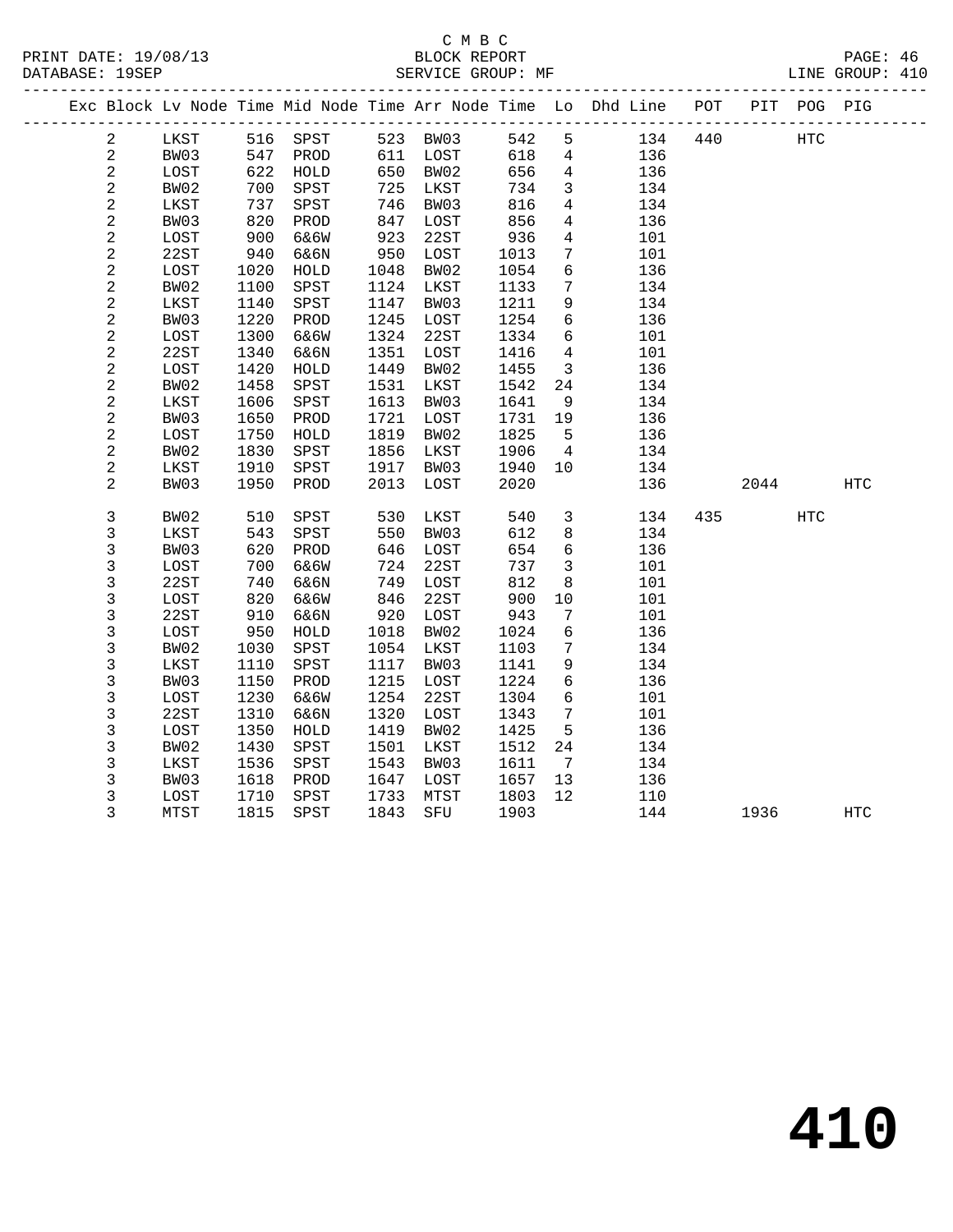C M B C
PRINT DATE: 19/08/13 BLOCK REPORT
DATABASE: 19SEP SERVICE GROUP: MF LINE GROUP: 410

| Exc | Block | Lv | Node | Time | Mid Node | Time | Arr Node | Time | Lo | Dhd Line | POT | PIT | POG | PIG |
|---|---|---|---|---|---|---|---|---|---|---|---|---|---|---|
| | 2 | | LKST | 516 | SPST | 523 | BW03 | 542 | 5 | 134 | 440 | | HTC | |
| | 2 | | BW03 | 547 | PROD | 611 | LOST | 618 | 4 | 136 | | | | |
| | 2 | | LOST | 622 | HOLD | 650 | BW02 | 656 | 4 | 136 | | | | |
| | 2 | | BW02 | 700 | SPST | 725 | LKST | 734 | 3 | 134 | | | | |
| | 2 | | LKST | 737 | SPST | 746 | BW03 | 816 | 4 | 134 | | | | |
| | 2 | | BW03 | 820 | PROD | 847 | LOST | 856 | 4 | 136 | | | | |
| | 2 | | LOST | 900 | 6&6W | 923 | 22ST | 936 | 4 | 101 | | | | |
| | 2 | | 22ST | 940 | 6&6N | 950 | LOST | 1013 | 7 | 101 | | | | |
| | 2 | | LOST | 1020 | HOLD | 1048 | BW02 | 1054 | 6 | 136 | | | | |
| | 2 | | BW02 | 1100 | SPST | 1124 | LKST | 1133 | 7 | 134 | | | | |
| | 2 | | LKST | 1140 | SPST | 1147 | BW03 | 1211 | 9 | 134 | | | | |
| | 2 | | BW03 | 1220 | PROD | 1245 | LOST | 1254 | 6 | 136 | | | | |
| | 2 | | LOST | 1300 | 6&6W | 1324 | 22ST | 1334 | 6 | 101 | | | | |
| | 2 | | 22ST | 1340 | 6&6N | 1351 | LOST | 1416 | 4 | 101 | | | | |
| | 2 | | LOST | 1420 | HOLD | 1449 | BW02 | 1455 | 3 | 136 | | | | |
| | 2 | | BW02 | 1458 | SPST | 1531 | LKST | 1542 | 24 | 134 | | | | |
| | 2 | | LKST | 1606 | SPST | 1613 | BW03 | 1641 | 9 | 134 | | | | |
| | 2 | | BW03 | 1650 | PROD | 1721 | LOST | 1731 | 19 | 136 | | | | |
| | 2 | | LOST | 1750 | HOLD | 1819 | BW02 | 1825 | 5 | 136 | | | | |
| | 2 | | BW02 | 1830 | SPST | 1856 | LKST | 1906 | 4 | 134 | | | | |
| | 2 | | LKST | 1910 | SPST | 1917 | BW03 | 1940 | 10 | 134 | | | | |
| | 2 | | BW03 | 1950 | PROD | 2013 | LOST | 2020 | | 136 | | 2044 | | HTC |
| | 3 | | BW02 | 510 | SPST | 530 | LKST | 540 | 3 | 134 | 435 | | HTC | |
| | 3 | | LKST | 543 | SPST | 550 | BW03 | 612 | 8 | 134 | | | | |
| | 3 | | BW03 | 620 | PROD | 646 | LOST | 654 | 6 | 136 | | | | |
| | 3 | | LOST | 700 | 6&6W | 724 | 22ST | 737 | 3 | 101 | | | | |
| | 3 | | 22ST | 740 | 6&6N | 749 | LOST | 812 | 8 | 101 | | | | |
| | 3 | | LOST | 820 | 6&6W | 846 | 22ST | 900 | 10 | 101 | | | | |
| | 3 | | 22ST | 910 | 6&6N | 920 | LOST | 943 | 7 | 101 | | | | |
| | 3 | | LOST | 950 | HOLD | 1018 | BW02 | 1024 | 6 | 136 | | | | |
| | 3 | | BW02 | 1030 | SPST | 1054 | LKST | 1103 | 7 | 134 | | | | |
| | 3 | | LKST | 1110 | SPST | 1117 | BW03 | 1141 | 9 | 134 | | | | |
| | 3 | | BW03 | 1150 | PROD | 1215 | LOST | 1224 | 6 | 136 | | | | |
| | 3 | | LOST | 1230 | 6&6W | 1254 | 22ST | 1304 | 6 | 101 | | | | |
| | 3 | | 22ST | 1310 | 6&6N | 1320 | LOST | 1343 | 7 | 101 | | | | |
| | 3 | | LOST | 1350 | HOLD | 1419 | BW02 | 1425 | 5 | 136 | | | | |
| | 3 | | BW02 | 1430 | SPST | 1501 | LKST | 1512 | 24 | 134 | | | | |
| | 3 | | LKST | 1536 | SPST | 1543 | BW03 | 1611 | 7 | 134 | | | | |
| | 3 | | BW03 | 1618 | PROD | 1647 | LOST | 1657 | 13 | 136 | | | | |
| | 3 | | LOST | 1710 | SPST | 1733 | MTST | 1803 | 12 | 110 | | | | |
| | 3 | | MTST | 1815 | SPST | 1843 | SFU | 1903 | | 144 | | 1936 | | HTC |

410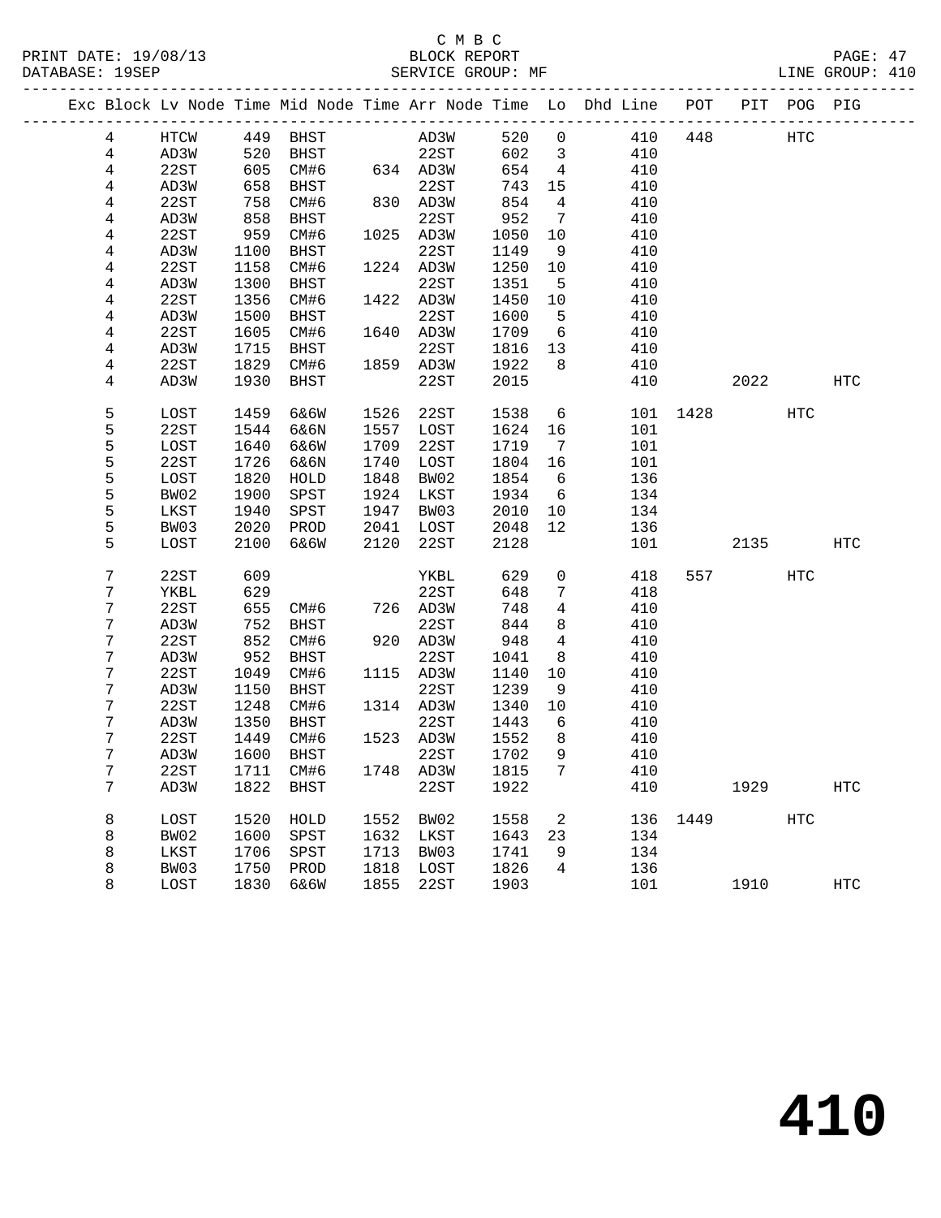C M B C
PRINT DATE: 19/08/13 BLOCK REPORT
DATABASE: 19SEP SERVICE GROUP: MF LINE GROUP: 410

| Exc | Block | Lv Node | Time | Mid Node | Time | Arr Node | Time | Lo | Dhd Line | POT | PIT | POG | PIG |
|---|---|---|---|---|---|---|---|---|---|---|---|---|---|
| | 4 | HTCW | 449 | BHST | | AD3W | 520 | 0 | 410 | 448 | | HTC | |
| | 4 | AD3W | 520 | BHST | | 22ST | 602 | 3 | 410 | | | | |
| | 4 | 22ST | 605 | CM#6 | 634 | AD3W | 654 | 4 | 410 | | | | |
| | 4 | AD3W | 658 | BHST | | 22ST | 743 | 15 | 410 | | | | |
| | 4 | 22ST | 758 | CM#6 | 830 | AD3W | 854 | 4 | 410 | | | | |
| | 4 | AD3W | 858 | BHST | | 22ST | 952 | 7 | 410 | | | | |
| | 4 | 22ST | 959 | CM#6 | 1025 | AD3W | 1050 | 10 | 410 | | | | |
| | 4 | AD3W | 1100 | BHST | | 22ST | 1149 | 9 | 410 | | | | |
| | 4 | 22ST | 1158 | CM#6 | 1224 | AD3W | 1250 | 10 | 410 | | | | |
| | 4 | AD3W | 1300 | BHST | | 22ST | 1351 | 5 | 410 | | | | |
| | 4 | 22ST | 1356 | CM#6 | 1422 | AD3W | 1450 | 10 | 410 | | | | |
| | 4 | AD3W | 1500 | BHST | | 22ST | 1600 | 5 | 410 | | | | |
| | 4 | 22ST | 1605 | CM#6 | 1640 | AD3W | 1709 | 6 | 410 | | | | |
| | 4 | AD3W | 1715 | BHST | | 22ST | 1816 | 13 | 410 | | | | |
| | 4 | 22ST | 1829 | CM#6 | 1859 | AD3W | 1922 | 8 | 410 | | | | |
| | 4 | AD3W | 1930 | BHST | | 22ST | 2015 | | 410 | | 2022 | | HTC |
| | 5 | LOST | 1459 | 6&6W | 1526 | 22ST | 1538 | 6 | 101 | 1428 | | HTC | |
| | 5 | 22ST | 1544 | 6&6N | 1557 | LOST | 1624 | 16 | 101 | | | | |
| | 5 | LOST | 1640 | 6&6W | 1709 | 22ST | 1719 | 7 | 101 | | | | |
| | 5 | 22ST | 1726 | 6&6N | 1740 | LOST | 1804 | 16 | 101 | | | | |
| | 5 | LOST | 1820 | HOLD | 1848 | BW02 | 1854 | 6 | 136 | | | | |
| | 5 | BW02 | 1900 | SPST | 1924 | LKST | 1934 | 6 | 134 | | | | |
| | 5 | LKST | 1940 | SPST | 1947 | BW03 | 2010 | 10 | 134 | | | | |
| | 5 | BW03 | 2020 | PROD | 2041 | LOST | 2048 | 12 | 136 | | | | |
| | 5 | LOST | 2100 | 6&6W | 2120 | 22ST | 2128 | | 101 | | 2135 | | HTC |
| | 7 | 22ST | 609 | | | YKBL | 629 | 0 | 418 | 557 | | HTC | |
| | 7 | YKBL | 629 | | | 22ST | 648 | 7 | 418 | | | | |
| | 7 | 22ST | 655 | CM#6 | 726 | AD3W | 748 | 4 | 410 | | | | |
| | 7 | AD3W | 752 | BHST | | 22ST | 844 | 8 | 410 | | | | |
| | 7 | 22ST | 852 | CM#6 | 920 | AD3W | 948 | 4 | 410 | | | | |
| | 7 | AD3W | 952 | BHST | | 22ST | 1041 | 8 | 410 | | | | |
| | 7 | 22ST | 1049 | CM#6 | 1115 | AD3W | 1140 | 10 | 410 | | | | |
| | 7 | AD3W | 1150 | BHST | | 22ST | 1239 | 9 | 410 | | | | |
| | 7 | 22ST | 1248 | CM#6 | 1314 | AD3W | 1340 | 10 | 410 | | | | |
| | 7 | AD3W | 1350 | BHST | | 22ST | 1443 | 6 | 410 | | | | |
| | 7 | 22ST | 1449 | CM#6 | 1523 | AD3W | 1552 | 8 | 410 | | | | |
| | 7 | AD3W | 1600 | BHST | | 22ST | 1702 | 9 | 410 | | | | |
| | 7 | 22ST | 1711 | CM#6 | 1748 | AD3W | 1815 | 7 | 410 | | | | |
| | 7 | AD3W | 1822 | BHST | | 22ST | 1922 | | 410 | | 1929 | | HTC |
| | 8 | LOST | 1520 | HOLD | 1552 | BW02 | 1558 | 2 | 136 | 1449 | | HTC | |
| | 8 | BW02 | 1600 | SPST | 1632 | LKST | 1643 | 23 | 134 | | | | |
| | 8 | LKST | 1706 | SPST | 1713 | BW03 | 1741 | 9 | 134 | | | | |
| | 8 | BW03 | 1750 | PROD | 1818 | LOST | 1826 | 4 | 136 | | | | |
| | 8 | LOST | 1830 | 6&6W | 1855 | 22ST | 1903 | | 101 | | 1910 | | HTC |

# 410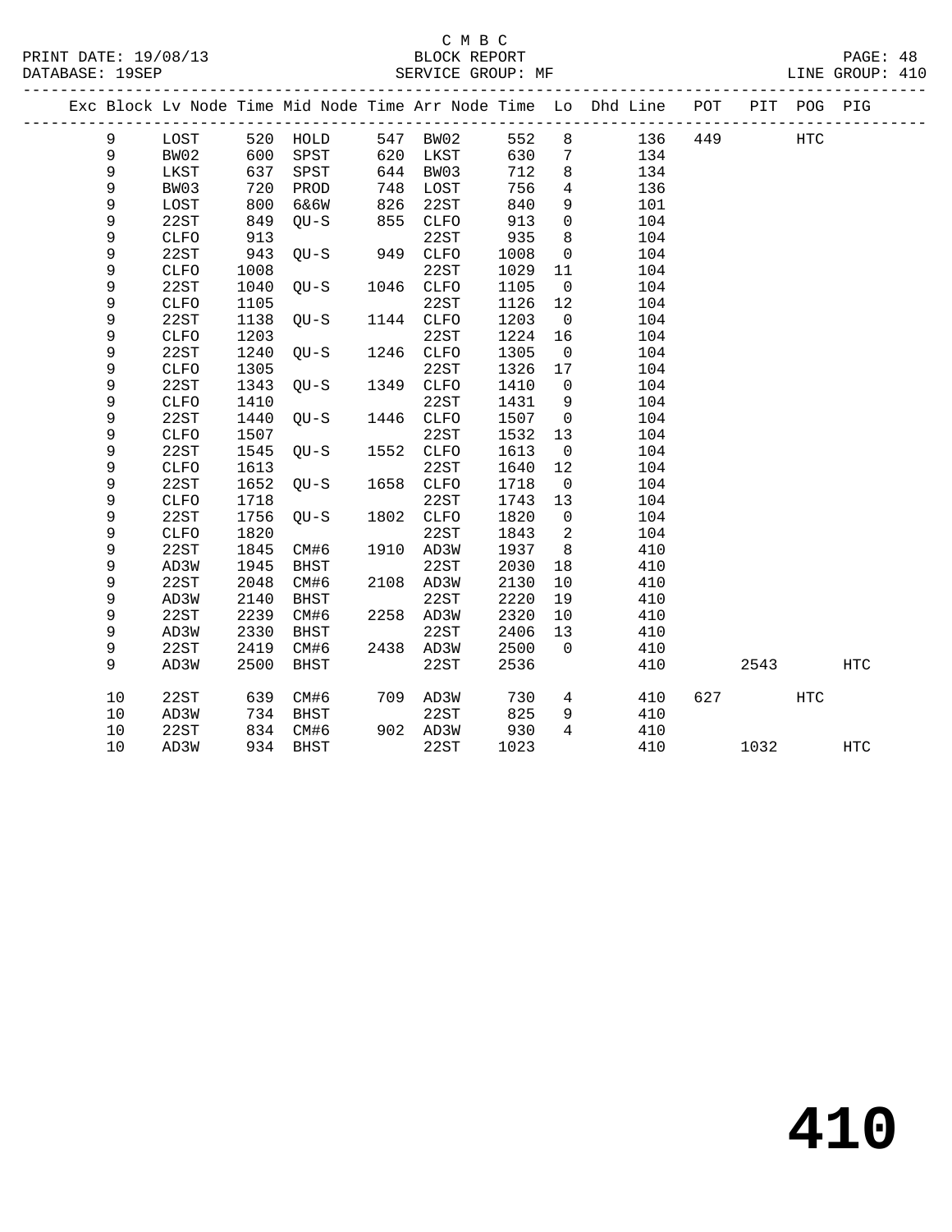C M B C
PRINT DATE: 19/08/13 BLOCK REPORT
DATABASE: 19SEP SERVICE GROUP: MF LINE GROUP: 410

| Exc | Block | Lv Node | Time | Mid Node | Time | Arr Node | Time | Lo | Dhd Line | POT | PIT | POG | PIG |
|---|---|---|---|---|---|---|---|---|---|---|---|---|---|
| | 9 | LOST | 520 | HOLD | 547 | BW02 | 552 | 8 | 136 | 449 | | HTC | |
| | 9 | BW02 | 600 | SPST | 620 | LKST | 630 | 7 | 134 | | | | |
| | 9 | LKST | 637 | SPST | 644 | BW03 | 712 | 8 | 134 | | | | |
| | 9 | BW03 | 720 | PROD | 748 | LOST | 756 | 4 | 136 | | | | |
| | 9 | LOST | 800 | 6&6W | 826 | 22ST | 840 | 9 | 101 | | | | |
| | 9 | 22ST | 849 | QU-S | 855 | CLFO | 913 | 0 | 104 | | | | |
| | 9 | CLFO | 913 | | | 22ST | 935 | 8 | 104 | | | | |
| | 9 | 22ST | 943 | QU-S | 949 | CLFO | 1008 | 0 | 104 | | | | |
| | 9 | CLFO | 1008 | | | 22ST | 1029 | 11 | 104 | | | | |
| | 9 | 22ST | 1040 | QU-S | 1046 | CLFO | 1105 | 0 | 104 | | | | |
| | 9 | CLFO | 1105 | | | 22ST | 1126 | 12 | 104 | | | | |
| | 9 | 22ST | 1138 | QU-S | 1144 | CLFO | 1203 | 0 | 104 | | | | |
| | 9 | CLFO | 1203 | | | 22ST | 1224 | 16 | 104 | | | | |
| | 9 | 22ST | 1240 | QU-S | 1246 | CLFO | 1305 | 0 | 104 | | | | |
| | 9 | CLFO | 1305 | | | 22ST | 1326 | 17 | 104 | | | | |
| | 9 | 22ST | 1343 | QU-S | 1349 | CLFO | 1410 | 0 | 104 | | | | |
| | 9 | CLFO | 1410 | | | 22ST | 1431 | 9 | 104 | | | | |
| | 9 | 22ST | 1440 | QU-S | 1446 | CLFO | 1507 | 0 | 104 | | | | |
| | 9 | CLFO | 1507 | | | 22ST | 1532 | 13 | 104 | | | | |
| | 9 | 22ST | 1545 | QU-S | 1552 | CLFO | 1613 | 0 | 104 | | | | |
| | 9 | CLFO | 1613 | | | 22ST | 1640 | 12 | 104 | | | | |
| | 9 | 22ST | 1652 | QU-S | 1658 | CLFO | 1718 | 0 | 104 | | | | |
| | 9 | CLFO | 1718 | | | 22ST | 1743 | 13 | 104 | | | | |
| | 9 | 22ST | 1756 | QU-S | 1802 | CLFO | 1820 | 0 | 104 | | | | |
| | 9 | CLFO | 1820 | | | 22ST | 1843 | 2 | 104 | | | | |
| | 9 | 22ST | 1845 | CM#6 | 1910 | AD3W | 1937 | 8 | 410 | | | | |
| | 9 | AD3W | 1945 | BHST | | 22ST | 2030 | 18 | 410 | | | | |
| | 9 | 22ST | 2048 | CM#6 | 2108 | AD3W | 2130 | 10 | 410 | | | | |
| | 9 | AD3W | 2140 | BHST | | 22ST | 2220 | 19 | 410 | | | | |
| | 9 | 22ST | 2239 | CM#6 | 2258 | AD3W | 2320 | 10 | 410 | | | | |
| | 9 | AD3W | 2330 | BHST | | 22ST | 2406 | 13 | 410 | | | | |
| | 9 | 22ST | 2419 | CM#6 | 2438 | AD3W | 2500 | 0 | 410 | | | | |
| | 9 | AD3W | 2500 | BHST | | 22ST | 2536 | | 410 | | 2543 | | HTC |
| | 10 | 22ST | 639 | CM#6 | 709 | AD3W | 730 | 4 | 410 | 627 | | HTC | |
| | 10 | AD3W | 734 | BHST | | 22ST | 825 | 9 | 410 | | | | |
| | 10 | 22ST | 834 | CM#6 | 902 | AD3W | 930 | 4 | 410 | | | | |
| | 10 | AD3W | 934 | BHST | | 22ST | 1023 | | 410 | | 1032 | | HTC |

# 410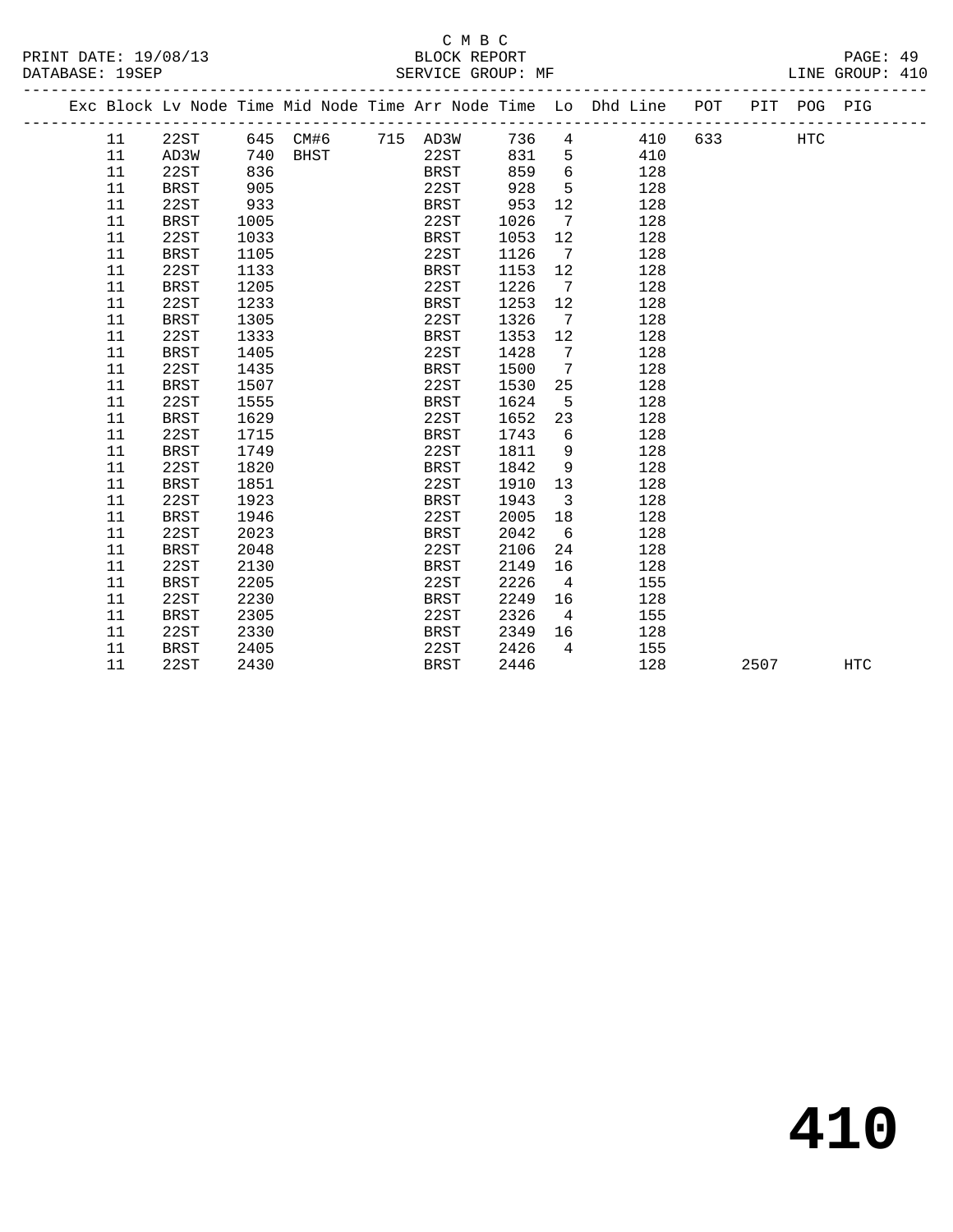C M B C

PRINT DATE: 19/08/13 BLOCK REPORT PAGE: 49
DATABASE: 19SEP SERVICE GROUP: MF LINE GROUP: 410

| Exc | Block | Lv Node | Time | Mid Node | Time | Arr Node | Time | Lo | Dhd Line | POT | PIT | POG | PIG |
|---|---|---|---|---|---|---|---|---|---|---|---|---|---|
| | 11 | 22ST | 645 | CM#6 | 715 | AD3W | 736 | 4 | 410 | 633 | | HTC | |
| | 11 | AD3W | 740 | BHST | | 22ST | 831 | 5 | 410 | | | | |
| | 11 | 22ST | 836 | | | BRST | 859 | 6 | 128 | | | | |
| | 11 | BRST | 905 | | | 22ST | 928 | 5 | 128 | | | | |
| | 11 | 22ST | 933 | | | BRST | 953 | 12 | 128 | | | | |
| | 11 | BRST | 1005 | | | 22ST | 1026 | 7 | 128 | | | | |
| | 11 | 22ST | 1033 | | | BRST | 1053 | 12 | 128 | | | | |
| | 11 | BRST | 1105 | | | 22ST | 1126 | 7 | 128 | | | | |
| | 11 | 22ST | 1133 | | | BRST | 1153 | 12 | 128 | | | | |
| | 11 | BRST | 1205 | | | 22ST | 1226 | 7 | 128 | | | | |
| | 11 | 22ST | 1233 | | | BRST | 1253 | 12 | 128 | | | | |
| | 11 | BRST | 1305 | | | 22ST | 1326 | 7 | 128 | | | | |
| | 11 | 22ST | 1333 | | | BRST | 1353 | 12 | 128 | | | | |
| | 11 | BRST | 1405 | | | 22ST | 1428 | 7 | 128 | | | | |
| | 11 | 22ST | 1435 | | | BRST | 1500 | 7 | 128 | | | | |
| | 11 | BRST | 1507 | | | 22ST | 1530 | 25 | 128 | | | | |
| | 11 | 22ST | 1555 | | | BRST | 1624 | 5 | 128 | | | | |
| | 11 | BRST | 1629 | | | 22ST | 1652 | 23 | 128 | | | | |
| | 11 | 22ST | 1715 | | | BRST | 1743 | 6 | 128 | | | | |
| | 11 | BRST | 1749 | | | 22ST | 1811 | 9 | 128 | | | | |
| | 11 | 22ST | 1820 | | | BRST | 1842 | 9 | 128 | | | | |
| | 11 | BRST | 1851 | | | 22ST | 1910 | 13 | 128 | | | | |
| | 11 | 22ST | 1923 | | | BRST | 1943 | 3 | 128 | | | | |
| | 11 | BRST | 1946 | | | 22ST | 2005 | 18 | 128 | | | | |
| | 11 | 22ST | 2023 | | | BRST | 2042 | 6 | 128 | | | | |
| | 11 | BRST | 2048 | | | 22ST | 2106 | 24 | 128 | | | | |
| | 11 | 22ST | 2130 | | | BRST | 2149 | 16 | 128 | | | | |
| | 11 | BRST | 2205 | | | 22ST | 2226 | 4 | 155 | | | | |
| | 11 | 22ST | 2230 | | | BRST | 2249 | 16 | 128 | | | | |
| | 11 | BRST | 2305 | | | 22ST | 2326 | 4 | 155 | | | | |
| | 11 | 22ST | 2330 | | | BRST | 2349 | 16 | 128 | | | | |
| | 11 | BRST | 2405 | | | 22ST | 2426 | 4 | 155 | | | | |
| | 11 | 22ST | 2430 | | | BRST | 2446 | | 128 | | 2507 | | HTC |

# 410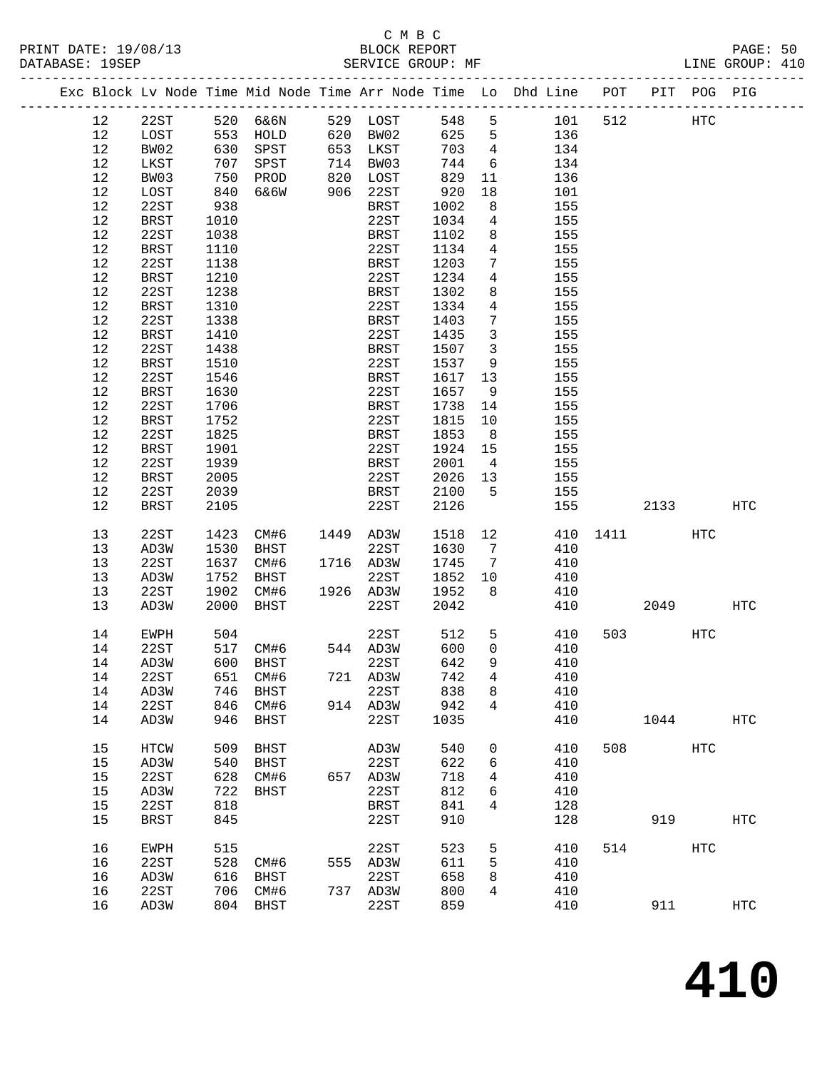C M B C

PRINT DATE: 19/08/13 BLOCK REPORT
DATABASE: 19SEP SERVICE GROUP: MF LINE GROUP: 410

| Exc | Block | Lv Node | Time | Mid Node | Time | Arr Node | Time | Lo | Dhd Line | POT | PIT | POG | PIG |
|---|---|---|---|---|---|---|---|---|---|---|---|---|---|
| | 12 | 22ST | 520 | 6&6N | 529 | LOST | 548 | 5 | 101 | 512 | | HTC | |
| | 12 | LOST | 553 | HOLD | 620 | BW02 | 625 | 5 | 136 | | | | |
| | 12 | BW02 | 630 | SPST | 653 | LKST | 703 | 4 | 134 | | | | |
| | 12 | LKST | 707 | SPST | 714 | BW03 | 744 | 6 | 134 | | | | |
| | 12 | BW03 | 750 | PROD | 820 | LOST | 829 | 11 | 136 | | | | |
| | 12 | LOST | 840 | 6&6W | 906 | 22ST | 920 | 18 | 101 | | | | |
| | 12 | 22ST | 938 | | | BRST | 1002 | 8 | 155 | | | | |
| | 12 | BRST | 1010 | | | 22ST | 1034 | 4 | 155 | | | | |
| | 12 | 22ST | 1038 | | | BRST | 1102 | 8 | 155 | | | | |
| | 12 | BRST | 1110 | | | 22ST | 1134 | 4 | 155 | | | | |
| | 12 | 22ST | 1138 | | | BRST | 1203 | 7 | 155 | | | | |
| | 12 | BRST | 1210 | | | 22ST | 1234 | 4 | 155 | | | | |
| | 12 | 22ST | 1238 | | | BRST | 1302 | 8 | 155 | | | | |
| | 12 | BRST | 1310 | | | 22ST | 1334 | 4 | 155 | | | | |
| | 12 | 22ST | 1338 | | | BRST | 1403 | 7 | 155 | | | | |
| | 12 | BRST | 1410 | | | 22ST | 1435 | 3 | 155 | | | | |
| | 12 | 22ST | 1438 | | | BRST | 1507 | 3 | 155 | | | | |
| | 12 | BRST | 1510 | | | 22ST | 1537 | 9 | 155 | | | | |
| | 12 | 22ST | 1546 | | | BRST | 1617 | 13 | 155 | | | | |
| | 12 | BRST | 1630 | | | 22ST | 1657 | 9 | 155 | | | | |
| | 12 | 22ST | 1706 | | | BRST | 1738 | 14 | 155 | | | | |
| | 12 | BRST | 1752 | | | 22ST | 1815 | 10 | 155 | | | | |
| | 12 | 22ST | 1825 | | | BRST | 1853 | 8 | 155 | | | | |
| | 12 | BRST | 1901 | | | 22ST | 1924 | 15 | 155 | | | | |
| | 12 | 22ST | 1939 | | | BRST | 2001 | 4 | 155 | | | | |
| | 12 | BRST | 2005 | | | 22ST | 2026 | 13 | 155 | | | | |
| | 12 | 22ST | 2039 | | | BRST | 2100 | 5 | 155 | | | | |
| | 12 | BRST | 2105 | | | 22ST | 2126 | | 155 | | 2133 | | HTC |
| | 13 | 22ST | 1423 | CM#6 | 1449 | AD3W | 1518 | 12 | 410 | 1411 | | HTC | |
| | 13 | AD3W | 1530 | BHST | | 22ST | 1630 | 7 | 410 | | | | |
| | 13 | 22ST | 1637 | CM#6 | 1716 | AD3W | 1745 | 7 | 410 | | | | |
| | 13 | AD3W | 1752 | BHST | | 22ST | 1852 | 10 | 410 | | | | |
| | 13 | 22ST | 1902 | CM#6 | 1926 | AD3W | 1952 | 8 | 410 | | | | |
| | 13 | AD3W | 2000 | BHST | | 22ST | 2042 | | 410 | | 2049 | | HTC |
| | 14 | EWPH | 504 | | | 22ST | 512 | 5 | 410 | 503 | | HTC | |
| | 14 | 22ST | 517 | CM#6 | 544 | AD3W | 600 | 0 | 410 | | | | |
| | 14 | AD3W | 600 | BHST | | 22ST | 642 | 9 | 410 | | | | |
| | 14 | 22ST | 651 | CM#6 | 721 | AD3W | 742 | 4 | 410 | | | | |
| | 14 | AD3W | 746 | BHST | | 22ST | 838 | 8 | 410 | | | | |
| | 14 | 22ST | 846 | CM#6 | 914 | AD3W | 942 | 4 | 410 | | | | |
| | 14 | AD3W | 946 | BHST | | 22ST | 1035 | | 410 | | 1044 | | HTC |
| | 15 | HTCW | 509 | BHST | | AD3W | 540 | 0 | 410 | 508 | | HTC | |
| | 15 | AD3W | 540 | BHST | | 22ST | 622 | 6 | 410 | | | | |
| | 15 | 22ST | 628 | CM#6 | 657 | AD3W | 718 | 4 | 410 | | | | |
| | 15 | AD3W | 722 | BHST | | 22ST | 812 | 6 | 410 | | | | |
| | 15 | 22ST | 818 | | | BRST | 841 | 4 | 128 | | | | |
| | 15 | BRST | 845 | | | 22ST | 910 | | 128 | | 919 | | HTC |
| | 16 | EWPH | 515 | | | 22ST | 523 | 5 | 410 | 514 | | HTC | |
| | 16 | 22ST | 528 | CM#6 | 555 | AD3W | 611 | 5 | 410 | | | | |
| | 16 | AD3W | 616 | BHST | | 22ST | 658 | 8 | 410 | | | | |
| | 16 | 22ST | 706 | CM#6 | 737 | AD3W | 800 | 4 | 410 | | | | |
| | 16 | AD3W | 804 | BHST | | 22ST | 859 | | 410 | | 911 | | HTC |

# 410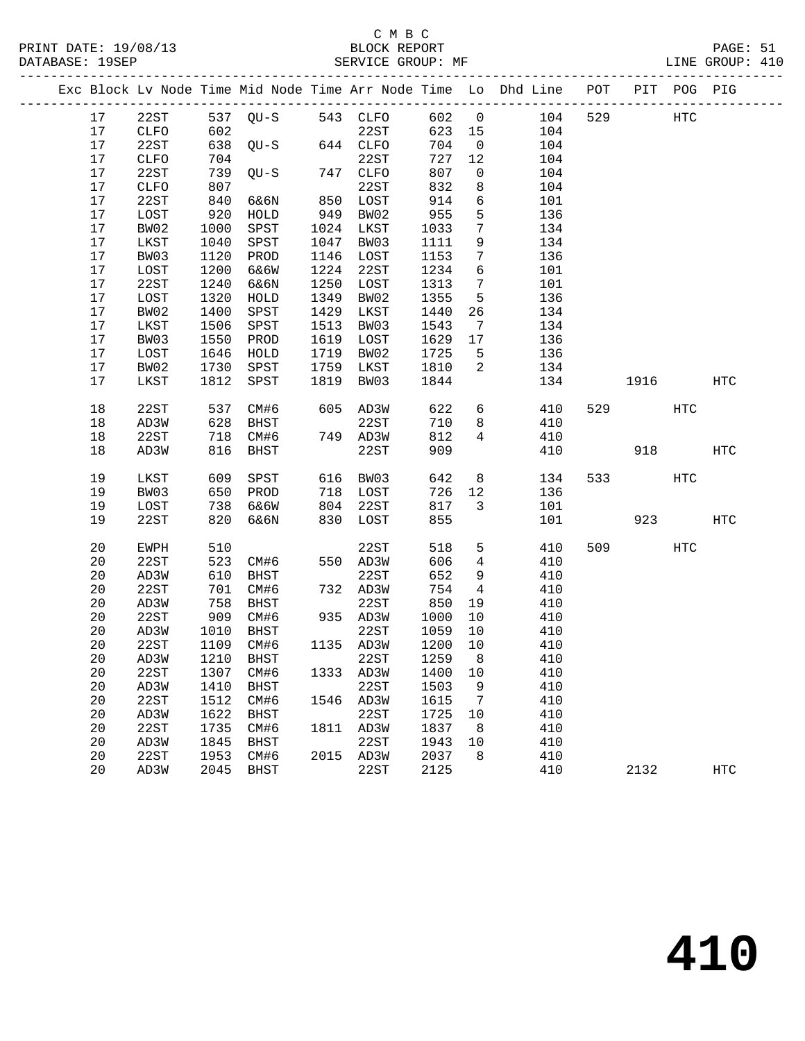C M B C

BLOCK REPORT

SERVICE GROUP: MF

PRINT DATE: 19/08/13
DATABASE: 19SEP

PAGE: 51
LINE GROUP: 410

| Exc | Block | Lv | Node | Time | Mid Node | Time | Arr Node | Time | Lo | Dhd Line | POT | PIT | POG | PIG |
|---|---|---|---|---|---|---|---|---|---|---|---|---|---|---|
| | 17 | | 22ST | 537 | QU-S | 543 | CLFO | 602 | 0 | 104 | 529 | | HTC | |
| | 17 | | CLFO | 602 | | | 22ST | 623 | 15 | 104 | | | | |
| | 17 | | 22ST | 638 | QU-S | 644 | CLFO | 704 | 0 | 104 | | | | |
| | 17 | | CLFO | 704 | | | 22ST | 727 | 12 | 104 | | | | |
| | 17 | | 22ST | 739 | QU-S | 747 | CLFO | 807 | 0 | 104 | | | | |
| | 17 | | CLFO | 807 | | | 22ST | 832 | 8 | 104 | | | | |
| | 17 | | 22ST | 840 | 6&6N | 850 | LOST | 914 | 6 | 101 | | | | |
| | 17 | | LOST | 920 | HOLD | 949 | BW02 | 955 | 5 | 136 | | | | |
| | 17 | | BW02 | 1000 | SPST | 1024 | LKST | 1033 | 7 | 134 | | | | |
| | 17 | | LKST | 1040 | SPST | 1047 | BW03 | 1111 | 9 | 134 | | | | |
| | 17 | | BW03 | 1120 | PROD | 1146 | LOST | 1153 | 7 | 136 | | | | |
| | 17 | | LOST | 1200 | 6&6W | 1224 | 22ST | 1234 | 6 | 101 | | | | |
| | 17 | | 22ST | 1240 | 6&6N | 1250 | LOST | 1313 | 7 | 101 | | | | |
| | 17 | | LOST | 1320 | HOLD | 1349 | BW02 | 1355 | 5 | 136 | | | | |
| | 17 | | BW02 | 1400 | SPST | 1429 | LKST | 1440 | 26 | 134 | | | | |
| | 17 | | LKST | 1506 | SPST | 1513 | BW03 | 1543 | 7 | 134 | | | | |
| | 17 | | BW03 | 1550 | PROD | 1619 | LOST | 1629 | 17 | 136 | | | | |
| | 17 | | LOST | 1646 | HOLD | 1719 | BW02 | 1725 | 5 | 136 | | | | |
| | 17 | | BW02 | 1730 | SPST | 1759 | LKST | 1810 | 2 | 134 | | | | |
| | 17 | | LKST | 1812 | SPST | 1819 | BW03 | 1844 | | 134 | | 1916 | | HTC |
| | 18 | | 22ST | 537 | CM#6 | 605 | AD3W | 622 | 6 | 410 | 529 | | HTC | |
| | 18 | | AD3W | 628 | BHST | | 22ST | 710 | 8 | 410 | | | | |
| | 18 | | 22ST | 718 | CM#6 | 749 | AD3W | 812 | 4 | 410 | | | | |
| | 18 | | AD3W | 816 | BHST | | 22ST | 909 | | 410 | | 918 | | HTC |
| | 19 | | LKST | 609 | SPST | 616 | BW03 | 642 | 8 | 134 | 533 | | HTC | |
| | 19 | | BW03 | 650 | PROD | 718 | LOST | 726 | 12 | 136 | | | | |
| | 19 | | LOST | 738 | 6&6W | 804 | 22ST | 817 | 3 | 101 | | | | |
| | 19 | | 22ST | 820 | 6&6N | 830 | LOST | 855 | | 101 | | 923 | | HTC |
| | 20 | | EWPH | 510 | | | 22ST | 518 | 5 | 410 | 509 | | HTC | |
| | 20 | | 22ST | 523 | CM#6 | 550 | AD3W | 606 | 4 | 410 | | | | |
| | 20 | | AD3W | 610 | BHST | | 22ST | 652 | 9 | 410 | | | | |
| | 20 | | 22ST | 701 | CM#6 | 732 | AD3W | 754 | 4 | 410 | | | | |
| | 20 | | AD3W | 758 | BHST | | 22ST | 850 | 19 | 410 | | | | |
| | 20 | | 22ST | 909 | CM#6 | 935 | AD3W | 1000 | 10 | 410 | | | | |
| | 20 | | AD3W | 1010 | BHST | | 22ST | 1059 | 10 | 410 | | | | |
| | 20 | | 22ST | 1109 | CM#6 | 1135 | AD3W | 1200 | 10 | 410 | | | | |
| | 20 | | AD3W | 1210 | BHST | | 22ST | 1259 | 8 | 410 | | | | |
| | 20 | | 22ST | 1307 | CM#6 | 1333 | AD3W | 1400 | 10 | 410 | | | | |
| | 20 | | AD3W | 1410 | BHST | | 22ST | 1503 | 9 | 410 | | | | |
| | 20 | | 22ST | 1512 | CM#6 | 1546 | AD3W | 1615 | 7 | 410 | | | | |
| | 20 | | AD3W | 1622 | BHST | | 22ST | 1725 | 10 | 410 | | | | |
| | 20 | | 22ST | 1735 | CM#6 | 1811 | AD3W | 1837 | 8 | 410 | | | | |
| | 20 | | AD3W | 1845 | BHST | | 22ST | 1943 | 10 | 410 | | | | |
| | 20 | | 22ST | 1953 | CM#6 | 2015 | AD3W | 2037 | 8 | 410 | | | | |
| | 20 | | AD3W | 2045 | BHST | | 22ST | 2125 | | 410 | | 2132 | | HTC |

# 410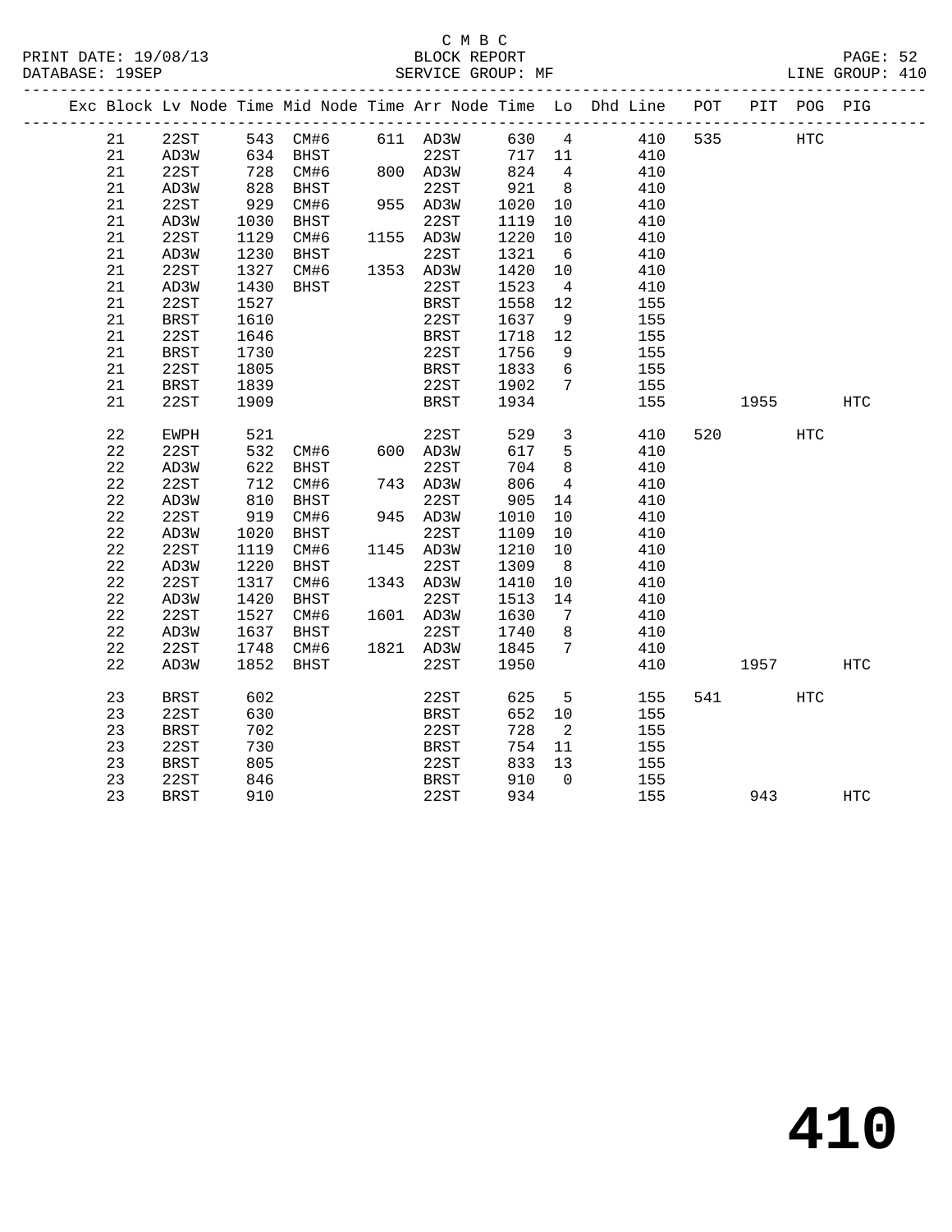C M B C
BLOCK REPORT
SERVICE GROUP: MF

PRINT DATE: 19/08/13
DATABASE: 19SEP
LINE GROUP: 410

| Exc | Block | Lv Node | Time | Mid Node | Time | Arr Node | Time | Lo | Dhd Line | POT | PIT | POG | PIG |
|---|---|---|---|---|---|---|---|---|---|---|---|---|---|
| | 21 | 22ST | 543 | CM#6 | 611 | AD3W | 630 | 4 | 410 | 535 | | HTC | |
| | 21 | AD3W | 634 | BHST | | 22ST | 717 | 11 | 410 | | | | |
| | 21 | 22ST | 728 | CM#6 | 800 | AD3W | 824 | 4 | 410 | | | | |
| | 21 | AD3W | 828 | BHST | | 22ST | 921 | 8 | 410 | | | | |
| | 21 | 22ST | 929 | CM#6 | 955 | AD3W | 1020 | 10 | 410 | | | | |
| | 21 | AD3W | 1030 | BHST | | 22ST | 1119 | 10 | 410 | | | | |
| | 21 | 22ST | 1129 | CM#6 | 1155 | AD3W | 1220 | 10 | 410 | | | | |
| | 21 | AD3W | 1230 | BHST | | 22ST | 1321 | 6 | 410 | | | | |
| | 21 | 22ST | 1327 | CM#6 | 1353 | AD3W | 1420 | 10 | 410 | | | | |
| | 21 | AD3W | 1430 | BHST | | 22ST | 1523 | 4 | 410 | | | | |
| | 21 | 22ST | 1527 | | | BRST | 1558 | 12 | 155 | | | | |
| | 21 | BRST | 1610 | | | 22ST | 1637 | 9 | 155 | | | | |
| | 21 | 22ST | 1646 | | | BRST | 1718 | 12 | 155 | | | | |
| | 21 | BRST | 1730 | | | 22ST | 1756 | 9 | 155 | | | | |
| | 21 | 22ST | 1805 | | | BRST | 1833 | 6 | 155 | | | | |
| | 21 | BRST | 1839 | | | 22ST | 1902 | 7 | 155 | | | | |
| | 21 | 22ST | 1909 | | | BRST | 1934 | | 155 | | 1955 | | HTC |
| | 22 | EWPH | 521 | | | 22ST | 529 | 3 | 410 | 520 | | HTC | |
| | 22 | 22ST | 532 | CM#6 | 600 | AD3W | 617 | 5 | 410 | | | | |
| | 22 | AD3W | 622 | BHST | | 22ST | 704 | 8 | 410 | | | | |
| | 22 | 22ST | 712 | CM#6 | 743 | AD3W | 806 | 4 | 410 | | | | |
| | 22 | AD3W | 810 | BHST | | 22ST | 905 | 14 | 410 | | | | |
| | 22 | 22ST | 919 | CM#6 | 945 | AD3W | 1010 | 10 | 410 | | | | |
| | 22 | AD3W | 1020 | BHST | | 22ST | 1109 | 10 | 410 | | | | |
| | 22 | 22ST | 1119 | CM#6 | 1145 | AD3W | 1210 | 10 | 410 | | | | |
| | 22 | AD3W | 1220 | BHST | | 22ST | 1309 | 8 | 410 | | | | |
| | 22 | 22ST | 1317 | CM#6 | 1343 | AD3W | 1410 | 10 | 410 | | | | |
| | 22 | AD3W | 1420 | BHST | | 22ST | 1513 | 14 | 410 | | | | |
| | 22 | 22ST | 1527 | CM#6 | 1601 | AD3W | 1630 | 7 | 410 | | | | |
| | 22 | AD3W | 1637 | BHST | | 22ST | 1740 | 8 | 410 | | | | |
| | 22 | 22ST | 1748 | CM#6 | 1821 | AD3W | 1845 | 7 | 410 | | | | |
| | 22 | AD3W | 1852 | BHST | | 22ST | 1950 | | 410 | | 1957 | | HTC |
| | 23 | BRST | 602 | | | 22ST | 625 | 5 | 155 | 541 | | HTC | |
| | 23 | 22ST | 630 | | | BRST | 652 | 10 | 155 | | | | |
| | 23 | BRST | 702 | | | 22ST | 728 | 2 | 155 | | | | |
| | 23 | 22ST | 730 | | | BRST | 754 | 11 | 155 | | | | |
| | 23 | BRST | 805 | | | 22ST | 833 | 13 | 155 | | | | |
| | 23 | 22ST | 846 | | | BRST | 910 | 0 | 155 | | | | |
| | 23 | BRST | 910 | | | 22ST | 934 | | 155 | | 943 | | HTC |

# 410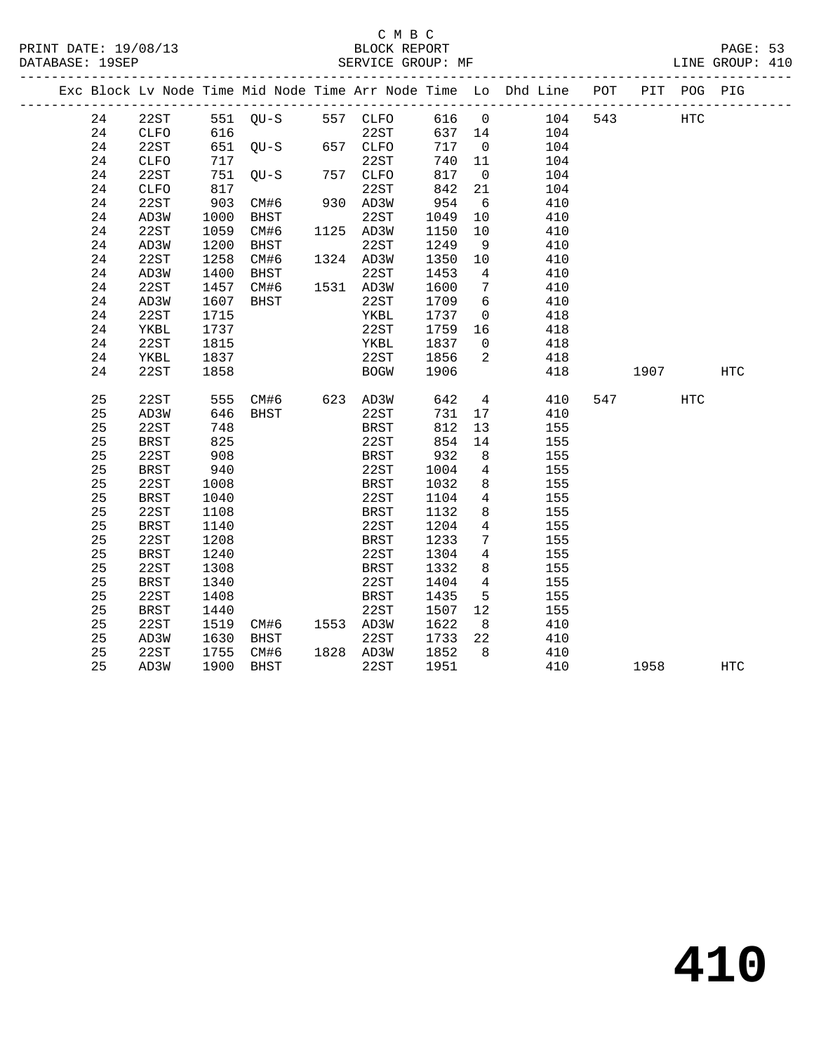C M B C
PRINT DATE: 19/08/13 BLOCK REPORT
DATABASE: 19SEP SERVICE GROUP: MF LINE GROUP: 410

| Exc | Block | Lv | Node | Time | Mid Node | Time | Arr Node | Time | Lo | Dhd Line | POT | PIT | POG | PIG |
|---|---|---|---|---|---|---|---|---|---|---|---|---|---|---|
| | 24 | | 22ST | 551 | QU-S | 557 | CLFO | 616 | 0 | 104 | 543 | | HTC | |
| | 24 | | CLFO | 616 | | | 22ST | 637 | 14 | 104 | | | | |
| | 24 | | 22ST | 651 | QU-S | 657 | CLFO | 717 | 0 | 104 | | | | |
| | 24 | | CLFO | 717 | | | 22ST | 740 | 11 | 104 | | | | |
| | 24 | | 22ST | 751 | QU-S | 757 | CLFO | 817 | 0 | 104 | | | | |
| | 24 | | CLFO | 817 | | | 22ST | 842 | 21 | 104 | | | | |
| | 24 | | 22ST | 903 | CM#6 | 930 | AD3W | 954 | 6 | 410 | | | | |
| | 24 | | AD3W | 1000 | BHST | | 22ST | 1049 | 10 | 410 | | | | |
| | 24 | | 22ST | 1059 | CM#6 | 1125 | AD3W | 1150 | 10 | 410 | | | | |
| | 24 | | AD3W | 1200 | BHST | | 22ST | 1249 | 9 | 410 | | | | |
| | 24 | | 22ST | 1258 | CM#6 | 1324 | AD3W | 1350 | 10 | 410 | | | | |
| | 24 | | AD3W | 1400 | BHST | | 22ST | 1453 | 4 | 410 | | | | |
| | 24 | | 22ST | 1457 | CM#6 | 1531 | AD3W | 1600 | 7 | 410 | | | | |
| | 24 | | AD3W | 1607 | BHST | | 22ST | 1709 | 6 | 410 | | | | |
| | 24 | | 22ST | 1715 | | | YKBL | 1737 | 0 | 418 | | | | |
| | 24 | | YKBL | 1737 | | | 22ST | 1759 | 16 | 418 | | | | |
| | 24 | | 22ST | 1815 | | | YKBL | 1837 | 0 | 418 | | | | |
| | 24 | | YKBL | 1837 | | | 22ST | 1856 | 2 | 418 | | | | |
| | 24 | | 22ST | 1858 | | | BOGW | 1906 | | 418 | | 1907 | | HTC |
| | 25 | | 22ST | 555 | CM#6 | 623 | AD3W | 642 | 4 | 410 | 547 | | HTC | |
| | 25 | | AD3W | 646 | BHST | | 22ST | 731 | 17 | 410 | | | | |
| | 25 | | 22ST | 748 | | | BRST | 812 | 13 | 155 | | | | |
| | 25 | | BRST | 825 | | | 22ST | 854 | 14 | 155 | | | | |
| | 25 | | 22ST | 908 | | | BRST | 932 | 8 | 155 | | | | |
| | 25 | | BRST | 940 | | | 22ST | 1004 | 4 | 155 | | | | |
| | 25 | | 22ST | 1008 | | | BRST | 1032 | 8 | 155 | | | | |
| | 25 | | BRST | 1040 | | | 22ST | 1104 | 4 | 155 | | | | |
| | 25 | | 22ST | 1108 | | | BRST | 1132 | 8 | 155 | | | | |
| | 25 | | BRST | 1140 | | | 22ST | 1204 | 4 | 155 | | | | |
| | 25 | | 22ST | 1208 | | | BRST | 1233 | 7 | 155 | | | | |
| | 25 | | BRST | 1240 | | | 22ST | 1304 | 4 | 155 | | | | |
| | 25 | | 22ST | 1308 | | | BRST | 1332 | 8 | 155 | | | | |
| | 25 | | BRST | 1340 | | | 22ST | 1404 | 4 | 155 | | | | |
| | 25 | | 22ST | 1408 | | | BRST | 1435 | 5 | 155 | | | | |
| | 25 | | BRST | 1440 | | | 22ST | 1507 | 12 | 155 | | | | |
| | 25 | | 22ST | 1519 | CM#6 | 1553 | AD3W | 1622 | 8 | 410 | | | | |
| | 25 | | AD3W | 1630 | BHST | | 22ST | 1733 | 22 | 410 | | | | |
| | 25 | | 22ST | 1755 | CM#6 | 1828 | AD3W | 1852 | 8 | 410 | | | | |
| | 25 | | AD3W | 1900 | BHST | | 22ST | 1951 | | 410 | | 1958 | | HTC |

410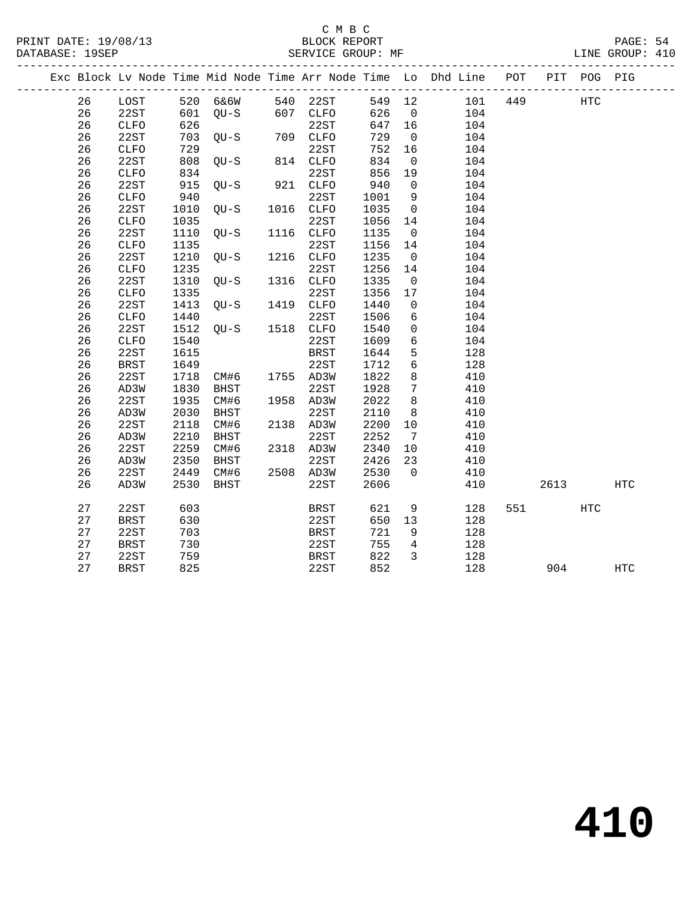C M B C
BLOCK REPORT
SERVICE GROUP: MF

PRINT DATE: 19/08/13
DATABASE: 19SEP
LINE GROUP: 410

| Exc | Block | Lv | Node | Time | Mid Node | Time | Arr Node | Time | Lo | Dhd Line | POT | PIT | POG | PIG |
|---|---|---|---|---|---|---|---|---|---|---|---|---|---|---|
| | 26 | | LOST | 520 | 6&6W | 540 | 22ST | 549 | 12 | 101 | 449 | | HTC | |
| | 26 | | 22ST | 601 | QU-S | 607 | CLFO | 626 | 0 | 104 | | | | |
| | 26 | | CLFO | 626 | | | 22ST | 647 | 16 | 104 | | | | |
| | 26 | | 22ST | 703 | QU-S | 709 | CLFO | 729 | 0 | 104 | | | | |
| | 26 | | CLFO | 729 | | | 22ST | 752 | 16 | 104 | | | | |
| | 26 | | 22ST | 808 | QU-S | 814 | CLFO | 834 | 0 | 104 | | | | |
| | 26 | | CLFO | 834 | | | 22ST | 856 | 19 | 104 | | | | |
| | 26 | | 22ST | 915 | QU-S | 921 | CLFO | 940 | 0 | 104 | | | | |
| | 26 | | CLFO | 940 | | | 22ST | 1001 | 9 | 104 | | | | |
| | 26 | | 22ST | 1010 | QU-S | 1016 | CLFO | 1035 | 0 | 104 | | | | |
| | 26 | | CLFO | 1035 | | | 22ST | 1056 | 14 | 104 | | | | |
| | 26 | | 22ST | 1110 | QU-S | 1116 | CLFO | 1135 | 0 | 104 | | | | |
| | 26 | | CLFO | 1135 | | | 22ST | 1156 | 14 | 104 | | | | |
| | 26 | | 22ST | 1210 | QU-S | 1216 | CLFO | 1235 | 0 | 104 | | | | |
| | 26 | | CLFO | 1235 | | | 22ST | 1256 | 14 | 104 | | | | |
| | 26 | | 22ST | 1310 | QU-S | 1316 | CLFO | 1335 | 0 | 104 | | | | |
| | 26 | | CLFO | 1335 | | | 22ST | 1356 | 17 | 104 | | | | |
| | 26 | | 22ST | 1413 | QU-S | 1419 | CLFO | 1440 | 0 | 104 | | | | |
| | 26 | | CLFO | 1440 | | | 22ST | 1506 | 6 | 104 | | | | |
| | 26 | | 22ST | 1512 | QU-S | 1518 | CLFO | 1540 | 0 | 104 | | | | |
| | 26 | | CLFO | 1540 | | | 22ST | 1609 | 6 | 104 | | | | |
| | 26 | | 22ST | 1615 | | | BRST | 1644 | 5 | 128 | | | | |
| | 26 | | BRST | 1649 | | | 22ST | 1712 | 6 | 128 | | | | |
| | 26 | | 22ST | 1718 | CM#6 | 1755 | AD3W | 1822 | 8 | 410 | | | | |
| | 26 | | AD3W | 1830 | BHST | | 22ST | 1928 | 7 | 410 | | | | |
| | 26 | | 22ST | 1935 | CM#6 | 1958 | AD3W | 2022 | 8 | 410 | | | | |
| | 26 | | AD3W | 2030 | BHST | | 22ST | 2110 | 8 | 410 | | | | |
| | 26 | | 22ST | 2118 | CM#6 | 2138 | AD3W | 2200 | 10 | 410 | | | | |
| | 26 | | AD3W | 2210 | BHST | | 22ST | 2252 | 7 | 410 | | | | |
| | 26 | | 22ST | 2259 | CM#6 | 2318 | AD3W | 2340 | 10 | 410 | | | | |
| | 26 | | AD3W | 2350 | BHST | | 22ST | 2426 | 23 | 410 | | | | |
| | 26 | | 22ST | 2449 | CM#6 | 2508 | AD3W | 2530 | 0 | 410 | | | | |
| | 26 | | AD3W | 2530 | BHST | | 22ST | 2606 | | 410 | | 2613 | | HTC |
| | 27 | | 22ST | 603 | | | BRST | 621 | 9 | 128 | 551 | | HTC | |
| | 27 | | BRST | 630 | | | 22ST | 650 | 13 | 128 | | | | |
| | 27 | | 22ST | 703 | | | BRST | 721 | 9 | 128 | | | | |
| | 27 | | BRST | 730 | | | 22ST | 755 | 4 | 128 | | | | |
| | 27 | | 22ST | 759 | | | BRST | 822 | 3 | 128 | | | | |
| | 27 | | BRST | 825 | | | 22ST | 852 | | 128 | | 904 | | HTC |

# 410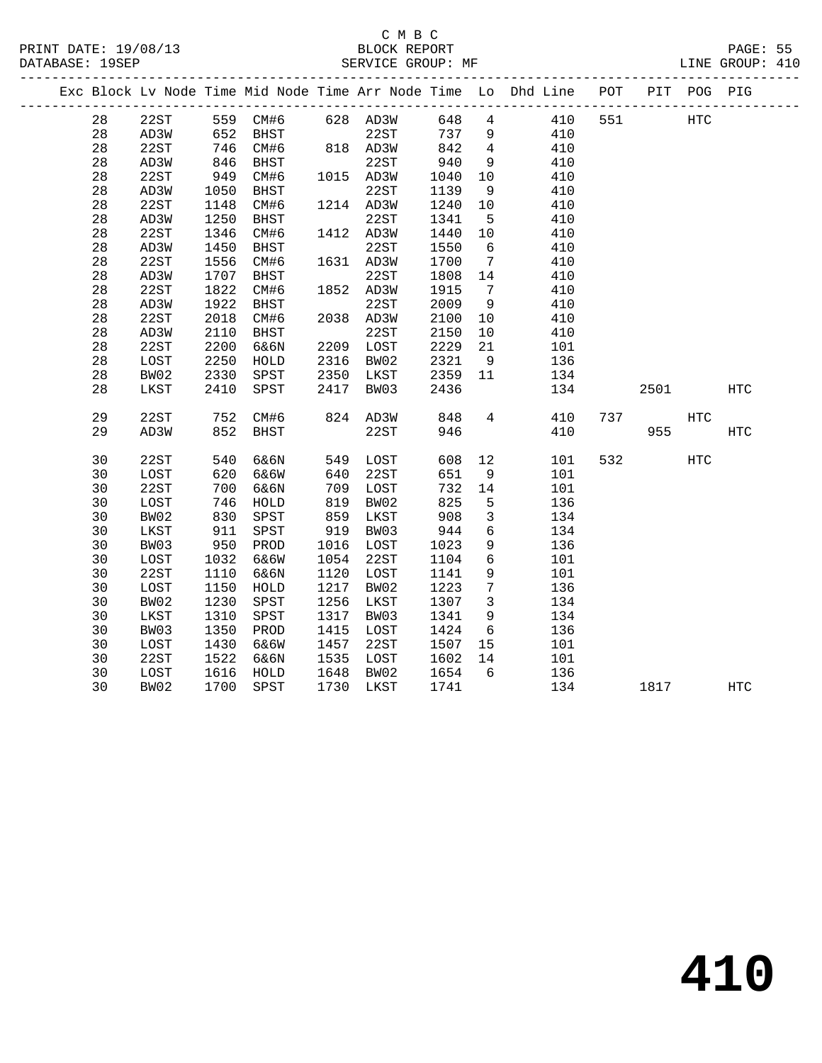C M B C

BLOCK REPORT

SERVICE GROUP: MF

PRINT DATE: 19/08/13
DATABASE: 19SEP

LINE GROUP: 410

| Exc | Block | Lv Node | Time | Mid Node | Time | Arr Node | Time | Lo | Dhd Line | POT | PIT | POG | PIG |
|---|---|---|---|---|---|---|---|---|---|---|---|---|---|
| | 28 | 22ST | 559 | CM#6 | 628 | AD3W | 648 | 4 | 410 | 551 | | HTC | |
| | 28 | AD3W | 652 | BHST | | 22ST | 737 | 9 | 410 | | | | |
| | 28 | 22ST | 746 | CM#6 | 818 | AD3W | 842 | 4 | 410 | | | | |
| | 28 | AD3W | 846 | BHST | | 22ST | 940 | 9 | 410 | | | | |
| | 28 | 22ST | 949 | CM#6 | 1015 | AD3W | 1040 | 10 | 410 | | | | |
| | 28 | AD3W | 1050 | BHST | | 22ST | 1139 | 9 | 410 | | | | |
| | 28 | 22ST | 1148 | CM#6 | 1214 | AD3W | 1240 | 10 | 410 | | | | |
| | 28 | AD3W | 1250 | BHST | | 22ST | 1341 | 5 | 410 | | | | |
| | 28 | 22ST | 1346 | CM#6 | 1412 | AD3W | 1440 | 10 | 410 | | | | |
| | 28 | AD3W | 1450 | BHST | | 22ST | 1550 | 6 | 410 | | | | |
| | 28 | 22ST | 1556 | CM#6 | 1631 | AD3W | 1700 | 7 | 410 | | | | |
| | 28 | AD3W | 1707 | BHST | | 22ST | 1808 | 14 | 410 | | | | |
| | 28 | 22ST | 1822 | CM#6 | 1852 | AD3W | 1915 | 7 | 410 | | | | |
| | 28 | AD3W | 1922 | BHST | | 22ST | 2009 | 9 | 410 | | | | |
| | 28 | 22ST | 2018 | CM#6 | 2038 | AD3W | 2100 | 10 | 410 | | | | |
| | 28 | AD3W | 2110 | BHST | | 22ST | 2150 | 10 | 410 | | | | |
| | 28 | 22ST | 2200 | 6&6N | 2209 | LOST | 2229 | 21 | 101 | | | | |
| | 28 | LOST | 2250 | HOLD | 2316 | BW02 | 2321 | 9 | 136 | | | | |
| | 28 | BW02 | 2330 | SPST | 2350 | LKST | 2359 | 11 | 134 | | | | |
| | 28 | LKST | 2410 | SPST | 2417 | BW03 | 2436 | | 134 | | 2501 | | HTC |
| | 29 | 22ST | 752 | CM#6 | 824 | AD3W | 848 | 4 | 410 | 737 | | HTC | |
| | 29 | AD3W | 852 | BHST | | 22ST | 946 | | 410 | | 955 | | HTC |
| | 30 | 22ST | 540 | 6&6N | 549 | LOST | 608 | 12 | 101 | 532 | | HTC | |
| | 30 | LOST | 620 | 6&6W | 640 | 22ST | 651 | 9 | 101 | | | | |
| | 30 | 22ST | 700 | 6&6N | 709 | LOST | 732 | 14 | 101 | | | | |
| | 30 | LOST | 746 | HOLD | 819 | BW02 | 825 | 5 | 136 | | | | |
| | 30 | BW02 | 830 | SPST | 859 | LKST | 908 | 3 | 134 | | | | |
| | 30 | LKST | 911 | SPST | 919 | BW03 | 944 | 6 | 134 | | | | |
| | 30 | BW03 | 950 | PROD | 1016 | LOST | 1023 | 9 | 136 | | | | |
| | 30 | LOST | 1032 | 6&6W | 1054 | 22ST | 1104 | 6 | 101 | | | | |
| | 30 | 22ST | 1110 | 6&6N | 1120 | LOST | 1141 | 9 | 101 | | | | |
| | 30 | LOST | 1150 | HOLD | 1217 | BW02 | 1223 | 7 | 136 | | | | |
| | 30 | BW02 | 1230 | SPST | 1256 | LKST | 1307 | 3 | 134 | | | | |
| | 30 | LKST | 1310 | SPST | 1317 | BW03 | 1341 | 9 | 134 | | | | |
| | 30 | BW03 | 1350 | PROD | 1415 | LOST | 1424 | 6 | 136 | | | | |
| | 30 | LOST | 1430 | 6&6W | 1457 | 22ST | 1507 | 15 | 101 | | | | |
| | 30 | 22ST | 1522 | 6&6N | 1535 | LOST | 1602 | 14 | 101 | | | | |
| | 30 | LOST | 1616 | HOLD | 1648 | BW02 | 1654 | 6 | 136 | | | | |
| | 30 | BW02 | 1700 | SPST | 1730 | LKST | 1741 | | 134 | | 1817 | | HTC |

# 410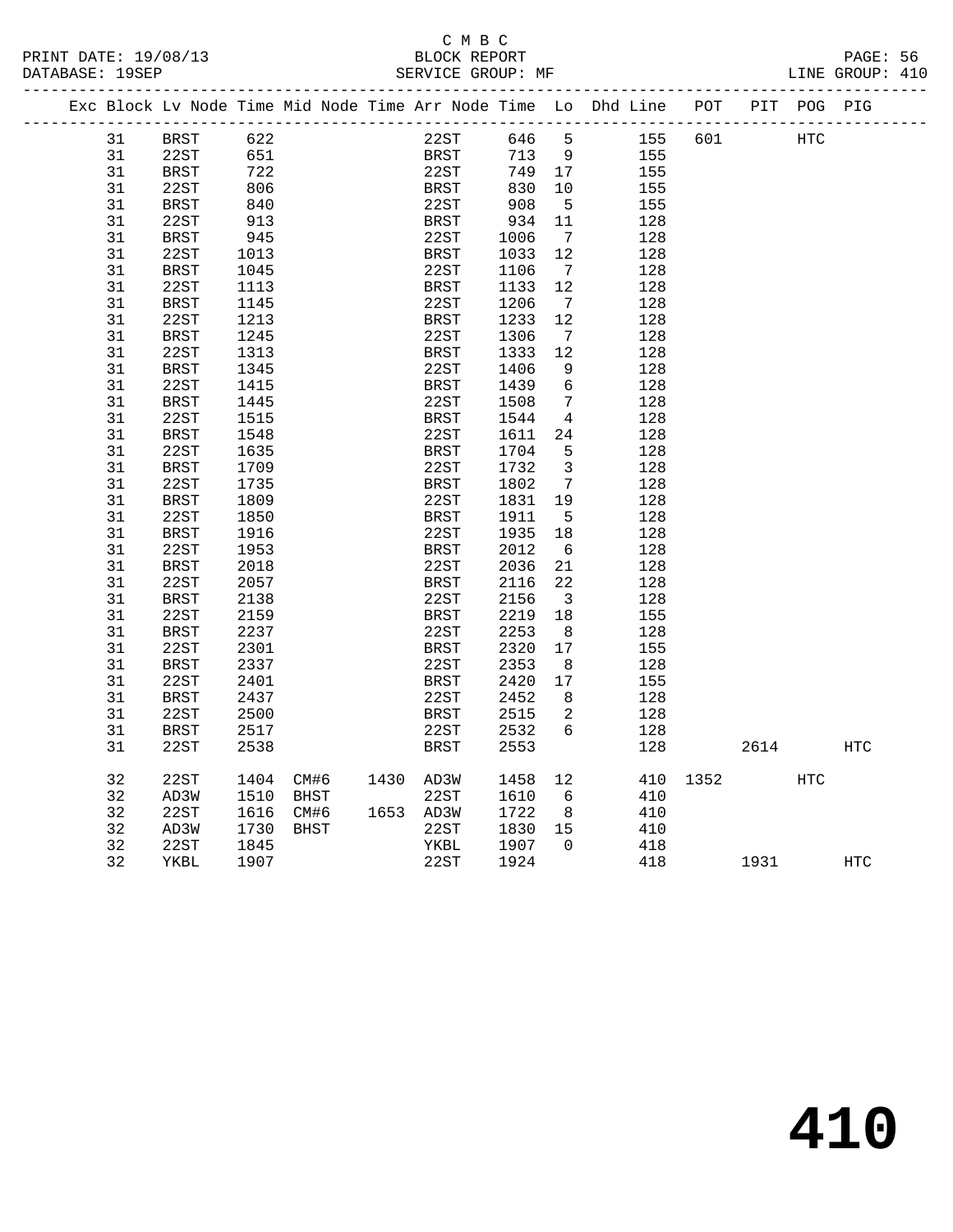C M B C

BLOCK REPORT

PRINT DATE: 19/08/13 DATABASE: 19SEP SERVICE GROUP: MF LINE GROUP: 410

| Exc | Block | Lv Node | Time | Mid Node | Time | Arr Node | Time | Lo | Dhd Line | POT | PIT | POG | PIG |
|---|---|---|---|---|---|---|---|---|---|---|---|---|---|
| | 31 | BRST | 622 | | | 22ST | 646 | 5 | 155 | 601 | | HTC | |
| | 31 | 22ST | 651 | | | BRST | 713 | 9 | 155 | | | | |
| | 31 | BRST | 722 | | | 22ST | 749 | 17 | 155 | | | | |
| | 31 | 22ST | 806 | | | BRST | 830 | 10 | 155 | | | | |
| | 31 | BRST | 840 | | | 22ST | 908 | 5 | 155 | | | | |
| | 31 | 22ST | 913 | | | BRST | 934 | 11 | 128 | | | | |
| | 31 | BRST | 945 | | | 22ST | 1006 | 7 | 128 | | | | |
| | 31 | 22ST | 1013 | | | BRST | 1033 | 12 | 128 | | | | |
| | 31 | BRST | 1045 | | | 22ST | 1106 | 7 | 128 | | | | |
| | 31 | 22ST | 1113 | | | BRST | 1133 | 12 | 128 | | | | |
| | 31 | BRST | 1145 | | | 22ST | 1206 | 7 | 128 | | | | |
| | 31 | 22ST | 1213 | | | BRST | 1233 | 12 | 128 | | | | |
| | 31 | BRST | 1245 | | | 22ST | 1306 | 7 | 128 | | | | |
| | 31 | 22ST | 1313 | | | BRST | 1333 | 12 | 128 | | | | |
| | 31 | BRST | 1345 | | | 22ST | 1406 | 9 | 128 | | | | |
| | 31 | 22ST | 1415 | | | BRST | 1439 | 6 | 128 | | | | |
| | 31 | BRST | 1445 | | | 22ST | 1508 | 7 | 128 | | | | |
| | 31 | 22ST | 1515 | | | BRST | 1544 | 4 | 128 | | | | |
| | 31 | BRST | 1548 | | | 22ST | 1611 | 24 | 128 | | | | |
| | 31 | 22ST | 1635 | | | BRST | 1704 | 5 | 128 | | | | |
| | 31 | BRST | 1709 | | | 22ST | 1732 | 3 | 128 | | | | |
| | 31 | 22ST | 1735 | | | BRST | 1802 | 7 | 128 | | | | |
| | 31 | BRST | 1809 | | | 22ST | 1831 | 19 | 128 | | | | |
| | 31 | 22ST | 1850 | | | BRST | 1911 | 5 | 128 | | | | |
| | 31 | BRST | 1916 | | | 22ST | 1935 | 18 | 128 | | | | |
| | 31 | 22ST | 1953 | | | BRST | 2012 | 6 | 128 | | | | |
| | 31 | BRST | 2018 | | | 22ST | 2036 | 21 | 128 | | | | |
| | 31 | 22ST | 2057 | | | BRST | 2116 | 22 | 128 | | | | |
| | 31 | BRST | 2138 | | | 22ST | 2156 | 3 | 128 | | | | |
| | 31 | 22ST | 2159 | | | BRST | 2219 | 18 | 155 | | | | |
| | 31 | BRST | 2237 | | | 22ST | 2253 | 8 | 128 | | | | |
| | 31 | 22ST | 2301 | | | BRST | 2320 | 17 | 155 | | | | |
| | 31 | BRST | 2337 | | | 22ST | 2353 | 8 | 128 | | | | |
| | 31 | 22ST | 2401 | | | BRST | 2420 | 17 | 155 | | | | |
| | 31 | BRST | 2437 | | | 22ST | 2452 | 8 | 128 | | | | |
| | 31 | 22ST | 2500 | | | BRST | 2515 | 2 | 128 | | | | |
| | 31 | BRST | 2517 | | | 22ST | 2532 | 6 | 128 | | | | |
| | 31 | 22ST | 2538 | | | BRST | 2553 | | 128 | | 2614 | | HTC |
| | 32 | 22ST | 1404 | CM#6 | 1430 | AD3W | 1458 | 12 | 410 | 1352 | | HTC | |
| | 32 | AD3W | 1510 | BHST | | 22ST | 1610 | 6 | 410 | | | | |
| | 32 | 22ST | 1616 | CM#6 | 1653 | AD3W | 1722 | 8 | 410 | | | | |
| | 32 | AD3W | 1730 | BHST | | 22ST | 1830 | 15 | 410 | | | | |
| | 32 | 22ST | 1845 | | | YKBL | 1907 | 0 | 418 | | | | |
| | 32 | YKBL | 1907 | | | 22ST | 1924 | | 418 | | 1931 | | HTC |

# 410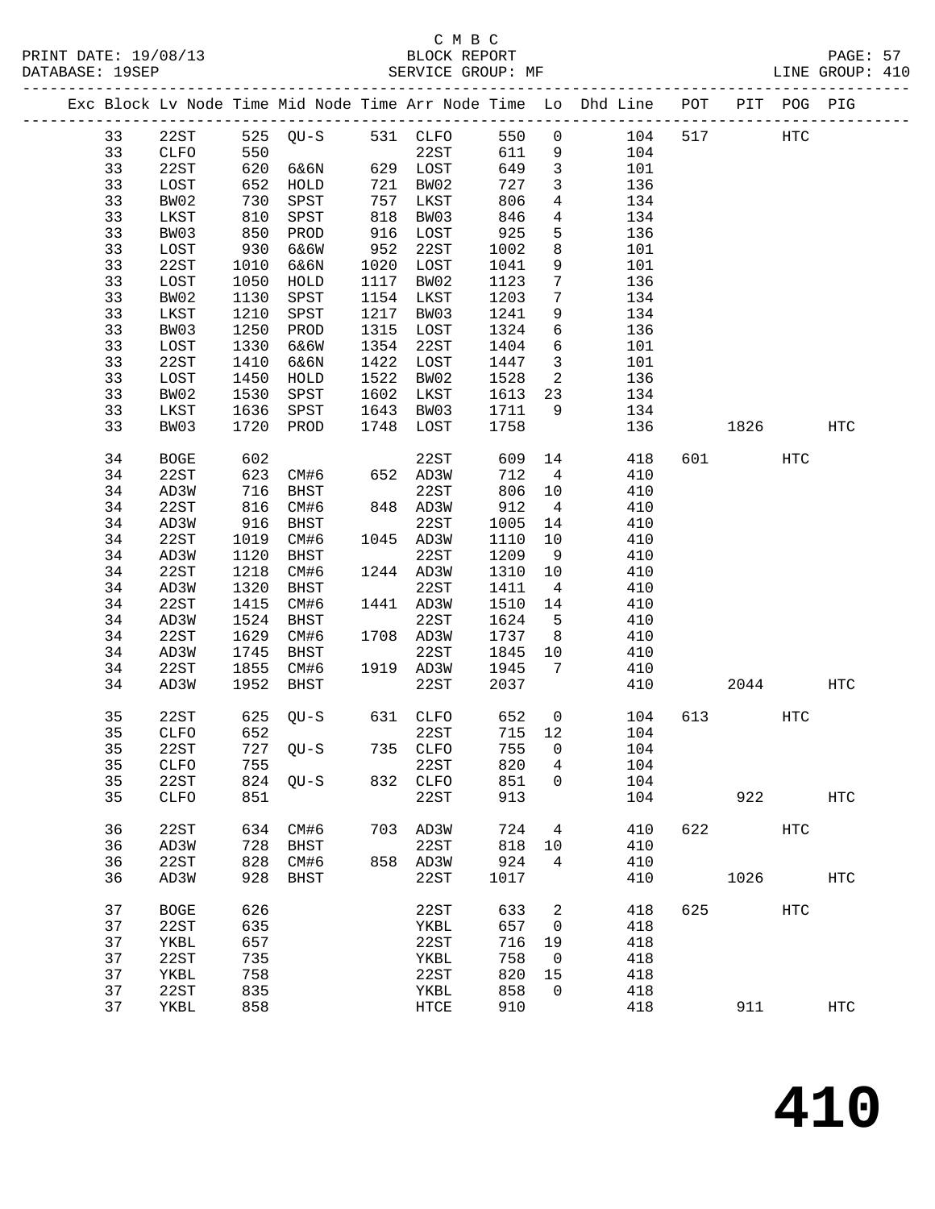C M B C
PRINT DATE: 19/08/13 BLOCK REPORT
DATABASE: 19SEP SERVICE GROUP: MF LINE GROUP: 410

| Exc | Block | Lv Node | Time | Mid Node | Time | Arr Node | Time | Lo | Dhd Line | POT | PIT | POG | PIG |
|---|---|---|---|---|---|---|---|---|---|---|---|---|---|
| | 33 | 22ST | 525 | QU-S | 531 | CLFO | 550 | 0 | 104 | 517 | | HTC | |
| | 33 | CLFO | 550 | | | 22ST | 611 | 9 | 104 | | | | |
| | 33 | 22ST | 620 | 6&6N | 629 | LOST | 649 | 3 | 101 | | | | |
| | 33 | LOST | 652 | HOLD | 721 | BW02 | 727 | 3 | 136 | | | | |
| | 33 | BW02 | 730 | SPST | 757 | LKST | 806 | 4 | 134 | | | | |
| | 33 | LKST | 810 | SPST | 818 | BW03 | 846 | 4 | 134 | | | | |
| | 33 | BW03 | 850 | PROD | 916 | LOST | 925 | 5 | 136 | | | | |
| | 33 | LOST | 930 | 6&6W | 952 | 22ST | 1002 | 8 | 101 | | | | |
| | 33 | 22ST | 1010 | 6&6N | 1020 | LOST | 1041 | 9 | 101 | | | | |
| | 33 | LOST | 1050 | HOLD | 1117 | BW02 | 1123 | 7 | 136 | | | | |
| | 33 | BW02 | 1130 | SPST | 1154 | LKST | 1203 | 7 | 134 | | | | |
| | 33 | LKST | 1210 | SPST | 1217 | BW03 | 1241 | 9 | 134 | | | | |
| | 33 | BW03 | 1250 | PROD | 1315 | LOST | 1324 | 6 | 136 | | | | |
| | 33 | LOST | 1330 | 6&6W | 1354 | 22ST | 1404 | 6 | 101 | | | | |
| | 33 | 22ST | 1410 | 6&6N | 1422 | LOST | 1447 | 3 | 101 | | | | |
| | 33 | LOST | 1450 | HOLD | 1522 | BW02 | 1528 | 2 | 136 | | | | |
| | 33 | BW02 | 1530 | SPST | 1602 | LKST | 1613 | 23 | 134 | | | | |
| | 33 | LKST | 1636 | SPST | 1643 | BW03 | 1711 | 9 | 134 | | | | |
| | 33 | BW03 | 1720 | PROD | 1748 | LOST | 1758 | | 136 | | 1826 | | HTC |
| | 34 | BOGE | 602 | | | 22ST | 609 | 14 | 418 | 601 | | HTC | |
| | 34 | 22ST | 623 | CM#6 | 652 | AD3W | 712 | 4 | 410 | | | | |
| | 34 | AD3W | 716 | BHST | | 22ST | 806 | 10 | 410 | | | | |
| | 34 | 22ST | 816 | CM#6 | 848 | AD3W | 912 | 4 | 410 | | | | |
| | 34 | AD3W | 916 | BHST | | 22ST | 1005 | 14 | 410 | | | | |
| | 34 | 22ST | 1019 | CM#6 | 1045 | AD3W | 1110 | 10 | 410 | | | | |
| | 34 | AD3W | 1120 | BHST | | 22ST | 1209 | 9 | 410 | | | | |
| | 34 | 22ST | 1218 | CM#6 | 1244 | AD3W | 1310 | 10 | 410 | | | | |
| | 34 | AD3W | 1320 | BHST | | 22ST | 1411 | 4 | 410 | | | | |
| | 34 | 22ST | 1415 | CM#6 | 1441 | AD3W | 1510 | 14 | 410 | | | | |
| | 34 | AD3W | 1524 | BHST | | 22ST | 1624 | 5 | 410 | | | | |
| | 34 | 22ST | 1629 | CM#6 | 1708 | AD3W | 1737 | 8 | 410 | | | | |
| | 34 | AD3W | 1745 | BHST | | 22ST | 1845 | 10 | 410 | | | | |
| | 34 | 22ST | 1855 | CM#6 | 1919 | AD3W | 1945 | 7 | 410 | | | | |
| | 34 | AD3W | 1952 | BHST | | 22ST | 2037 | | 410 | | 2044 | | HTC |
| | 35 | 22ST | 625 | QU-S | 631 | CLFO | 652 | 0 | 104 | 613 | | HTC | |
| | 35 | CLFO | 652 | | | 22ST | 715 | 12 | 104 | | | | |
| | 35 | 22ST | 727 | QU-S | 735 | CLFO | 755 | 0 | 104 | | | | |
| | 35 | CLFO | 755 | | | 22ST | 820 | 4 | 104 | | | | |
| | 35 | 22ST | 824 | QU-S | 832 | CLFO | 851 | 0 | 104 | | | | |
| | 35 | CLFO | 851 | | | 22ST | 913 | | 104 | | 922 | | HTC |
| | 36 | 22ST | 634 | CM#6 | 703 | AD3W | 724 | 4 | 410 | 622 | | HTC | |
| | 36 | AD3W | 728 | BHST | | 22ST | 818 | 10 | 410 | | | | |
| | 36 | 22ST | 828 | CM#6 | 858 | AD3W | 924 | 4 | 410 | | | | |
| | 36 | AD3W | 928 | BHST | | 22ST | 1017 | | 410 | | 1026 | | HTC |
| | 37 | BOGE | 626 | | | 22ST | 633 | 2 | 418 | 625 | | HTC | |
| | 37 | 22ST | 635 | | | YKBL | 657 | 0 | 418 | | | | |
| | 37 | YKBL | 657 | | | 22ST | 716 | 19 | 418 | | | | |
| | 37 | 22ST | 735 | | | YKBL | 758 | 0 | 418 | | | | |
| | 37 | YKBL | 758 | | | 22ST | 820 | 15 | 418 | | | | |
| | 37 | 22ST | 835 | | | YKBL | 858 | 0 | 418 | | | | |
| | 37 | YKBL | 858 | | | HTCE | 910 | | 418 | | 911 | | HTC |

# 410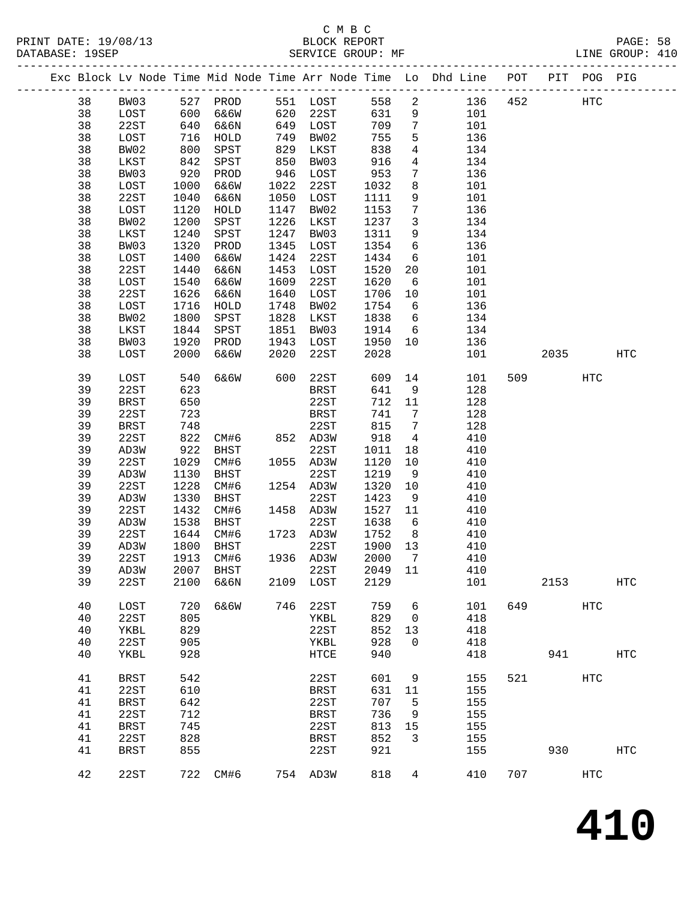C M B C
BLOCK REPORT
SERVICE GROUP: MF

PRINT DATE: 19/08/13
DATABASE: 19SEP
LINE GROUP: 410

| Exc | Block | Lv Node | Time | Mid Node | Time | Arr Node | Time | Lo | Dhd Line | POT | PIT | POG | PIG |
|---|---|---|---|---|---|---|---|---|---|---|---|---|---|
| | 38 | BW03 | 527 | PROD | 551 | LOST | 558 | 2 | 136 | 452 | | HTC | |
| | 38 | LOST | 600 | 6&6W | 620 | 22ST | 631 | 9 | 101 | | | | |
| | 38 | 22ST | 640 | 6&6N | 649 | LOST | 709 | 7 | 101 | | | | |
| | 38 | LOST | 716 | HOLD | 749 | BW02 | 755 | 5 | 136 | | | | |
| | 38 | BW02 | 800 | SPST | 829 | LKST | 838 | 4 | 134 | | | | |
| | 38 | LKST | 842 | SPST | 850 | BW03 | 916 | 4 | 134 | | | | |
| | 38 | BW03 | 920 | PROD | 946 | LOST | 953 | 7 | 136 | | | | |
| | 38 | LOST | 1000 | 6&6W | 1022 | 22ST | 1032 | 8 | 101 | | | | |
| | 38 | 22ST | 1040 | 6&6N | 1050 | LOST | 1111 | 9 | 101 | | | | |
| | 38 | LOST | 1120 | HOLD | 1147 | BW02 | 1153 | 7 | 136 | | | | |
| | 38 | BW02 | 1200 | SPST | 1226 | LKST | 1237 | 3 | 134 | | | | |
| | 38 | LKST | 1240 | SPST | 1247 | BW03 | 1311 | 9 | 134 | | | | |
| | 38 | BW03 | 1320 | PROD | 1345 | LOST | 1354 | 6 | 136 | | | | |
| | 38 | LOST | 1400 | 6&6W | 1424 | 22ST | 1434 | 6 | 101 | | | | |
| | 38 | 22ST | 1440 | 6&6N | 1453 | LOST | 1520 | 20 | 101 | | | | |
| | 38 | LOST | 1540 | 6&6W | 1609 | 22ST | 1620 | 6 | 101 | | | | |
| | 38 | 22ST | 1626 | 6&6N | 1640 | LOST | 1706 | 10 | 101 | | | | |
| | 38 | LOST | 1716 | HOLD | 1748 | BW02 | 1754 | 6 | 136 | | | | |
| | 38 | BW02 | 1800 | SPST | 1828 | LKST | 1838 | 6 | 134 | | | | |
| | 38 | LKST | 1844 | SPST | 1851 | BW03 | 1914 | 6 | 134 | | | | |
| | 38 | BW03 | 1920 | PROD | 1943 | LOST | 1950 | 10 | 136 | | | | |
| | 38 | LOST | 2000 | 6&6W | 2020 | 22ST | 2028 | | 101 | | 2035 | | HTC |
| | 39 | LOST | 540 | 6&6W | 600 | 22ST | 609 | 14 | 101 | 509 | | HTC | |
| | 39 | 22ST | 623 | | | BRST | 641 | 9 | 128 | | | | |
| | 39 | BRST | 650 | | | 22ST | 712 | 11 | 128 | | | | |
| | 39 | 22ST | 723 | | | BRST | 741 | 7 | 128 | | | | |
| | 39 | BRST | 748 | | | 22ST | 815 | 7 | 128 | | | | |
| | 39 | 22ST | 822 | CM#6 | 852 | AD3W | 918 | 4 | 410 | | | | |
| | 39 | AD3W | 922 | BHST | | 22ST | 1011 | 18 | 410 | | | | |
| | 39 | 22ST | 1029 | CM#6 | 1055 | AD3W | 1120 | 10 | 410 | | | | |
| | 39 | AD3W | 1130 | BHST | | 22ST | 1219 | 9 | 410 | | | | |
| | 39 | 22ST | 1228 | CM#6 | 1254 | AD3W | 1320 | 10 | 410 | | | | |
| | 39 | AD3W | 1330 | BHST | | 22ST | 1423 | 9 | 410 | | | | |
| | 39 | 22ST | 1432 | CM#6 | 1458 | AD3W | 1527 | 11 | 410 | | | | |
| | 39 | AD3W | 1538 | BHST | | 22ST | 1638 | 6 | 410 | | | | |
| | 39 | 22ST | 1644 | CM#6 | 1723 | AD3W | 1752 | 8 | 410 | | | | |
| | 39 | AD3W | 1800 | BHST | | 22ST | 1900 | 13 | 410 | | | | |
| | 39 | 22ST | 1913 | CM#6 | 1936 | AD3W | 2000 | 7 | 410 | | | | |
| | 39 | AD3W | 2007 | BHST | | 22ST | 2049 | 11 | 410 | | | | |
| | 39 | 22ST | 2100 | 6&6N | 2109 | LOST | 2129 | | 101 | | 2153 | | HTC |
| | 40 | LOST | 720 | 6&6W | 746 | 22ST | 759 | 6 | 101 | 649 | | HTC | |
| | 40 | 22ST | 805 | | | YKBL | 829 | 0 | 418 | | | | |
| | 40 | YKBL | 829 | | | 22ST | 852 | 13 | 418 | | | | |
| | 40 | 22ST | 905 | | | YKBL | 928 | 0 | 418 | | | | |
| | 40 | YKBL | 928 | | | HTCE | 940 | | 418 | | 941 | | HTC |
| | 41 | BRST | 542 | | | 22ST | 601 | 9 | 155 | 521 | | HTC | |
| | 41 | 22ST | 610 | | | BRST | 631 | 11 | 155 | | | | |
| | 41 | BRST | 642 | | | 22ST | 707 | 5 | 155 | | | | |
| | 41 | 22ST | 712 | | | BRST | 736 | 9 | 155 | | | | |
| | 41 | BRST | 745 | | | 22ST | 813 | 15 | 155 | | | | |
| | 41 | 22ST | 828 | | | BRST | 852 | 3 | 155 | | | | |
| | 41 | BRST | 855 | | | 22ST | 921 | | 155 | | 930 | | HTC |
| | 42 | 22ST | 722 | CM#6 | 754 | AD3W | 818 | 4 | 410 | 707 | | HTC | |

# 410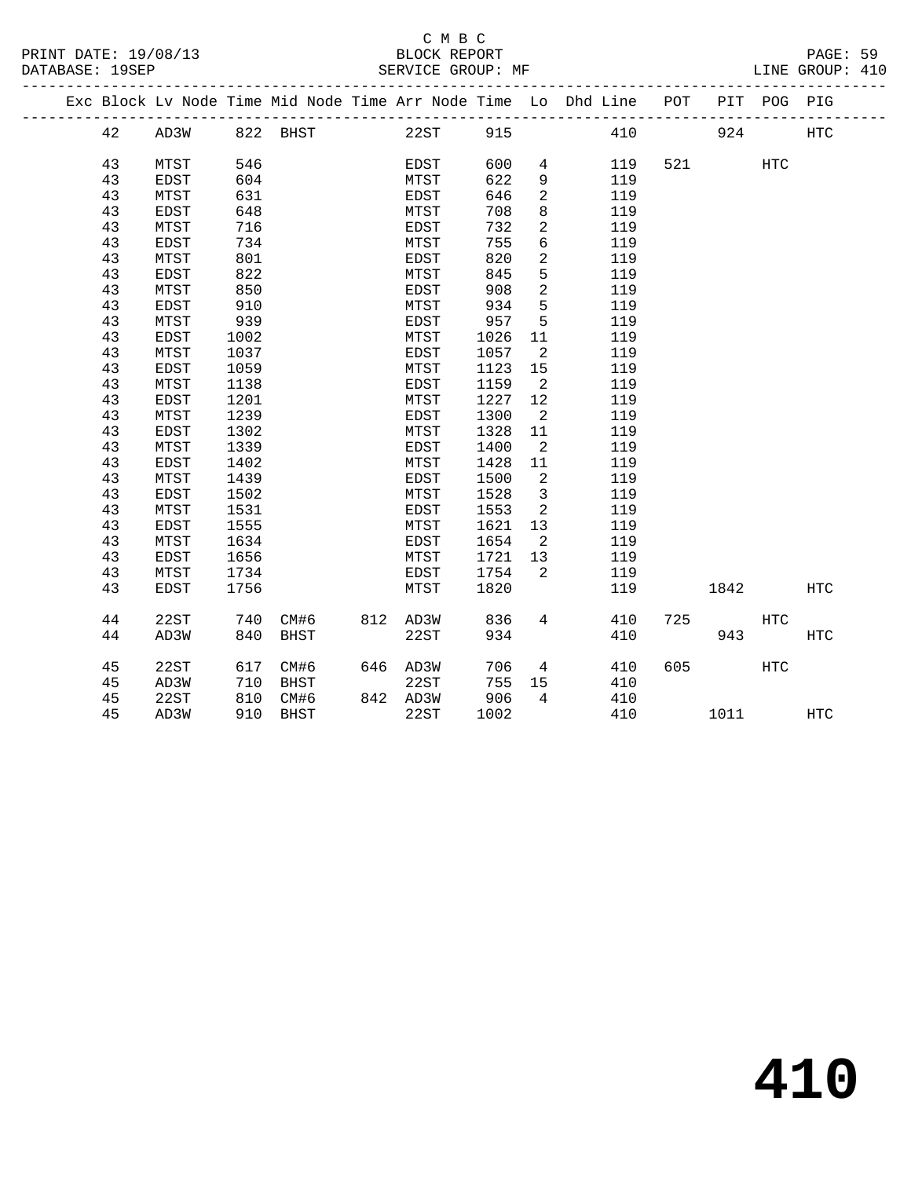C M B C

BLOCK REPORT

SERVICE GROUP: MF

| Exc | Block | Lv Node | Time | Mid Node | Time | Arr Node | Time | Lo | Dhd Line | POT | PIT | POG | PIG |
|---|---|---|---|---|---|---|---|---|---|---|---|---|---|
| | 42 | AD3W | 822 | BHST | | 22ST | 915 | | 410 | | 924 | | HTC |
| | 43 | MTST | 546 | | | EDST | 600 | 4 | 119 | 521 | | HTC | |
| | 43 | EDST | 604 | | | MTST | 622 | 9 | 119 | | | | |
| | 43 | MTST | 631 | | | EDST | 646 | 2 | 119 | | | | |
| | 43 | EDST | 648 | | | MTST | 708 | 8 | 119 | | | | |
| | 43 | MTST | 716 | | | EDST | 732 | 2 | 119 | | | | |
| | 43 | EDST | 734 | | | MTST | 755 | 6 | 119 | | | | |
| | 43 | MTST | 801 | | | EDST | 820 | 2 | 119 | | | | |
| | 43 | EDST | 822 | | | MTST | 845 | 5 | 119 | | | | |
| | 43 | MTST | 850 | | | EDST | 908 | 2 | 119 | | | | |
| | 43 | EDST | 910 | | | MTST | 934 | 5 | 119 | | | | |
| | 43 | MTST | 939 | | | EDST | 957 | 5 | 119 | | | | |
| | 43 | EDST | 1002 | | | MTST | 1026 | 11 | 119 | | | | |
| | 43 | MTST | 1037 | | | EDST | 1057 | 2 | 119 | | | | |
| | 43 | EDST | 1059 | | | MTST | 1123 | 15 | 119 | | | | |
| | 43 | MTST | 1138 | | | EDST | 1159 | 2 | 119 | | | | |
| | 43 | EDST | 1201 | | | MTST | 1227 | 12 | 119 | | | | |
| | 43 | MTST | 1239 | | | EDST | 1300 | 2 | 119 | | | | |
| | 43 | EDST | 1302 | | | MTST | 1328 | 11 | 119 | | | | |
| | 43 | MTST | 1339 | | | EDST | 1400 | 2 | 119 | | | | |
| | 43 | EDST | 1402 | | | MTST | 1428 | 11 | 119 | | | | |
| | 43 | MTST | 1439 | | | EDST | 1500 | 2 | 119 | | | | |
| | 43 | EDST | 1502 | | | MTST | 1528 | 3 | 119 | | | | |
| | 43 | MTST | 1531 | | | EDST | 1553 | 2 | 119 | | | | |
| | 43 | EDST | 1555 | | | MTST | 1621 | 13 | 119 | | | | |
| | 43 | MTST | 1634 | | | EDST | 1654 | 2 | 119 | | | | |
| | 43 | EDST | 1656 | | | MTST | 1721 | 13 | 119 | | | | |
| | 43 | MTST | 1734 | | | EDST | 1754 | 2 | 119 | | | | |
| | 43 | EDST | 1756 | | | MTST | 1820 | | 119 | | 1842 | | HTC |
| | 44 | 22ST | 740 | CM#6 | 812 | AD3W | 836 | 4 | 410 | 725 | | HTC | |
| | 44 | AD3W | 840 | BHST | | 22ST | 934 | | 410 | | 943 | | HTC |
| | 45 | 22ST | 617 | CM#6 | 646 | AD3W | 706 | 4 | 410 | 605 | | HTC | |
| | 45 | AD3W | 710 | BHST | | 22ST | 755 | 15 | 410 | | | | |
| | 45 | 22ST | 810 | CM#6 | 842 | AD3W | 906 | 4 | 410 | | | | |
| | 45 | AD3W | 910 | BHST | | 22ST | 1002 | | 410 | | 1011 | | HTC |

# 410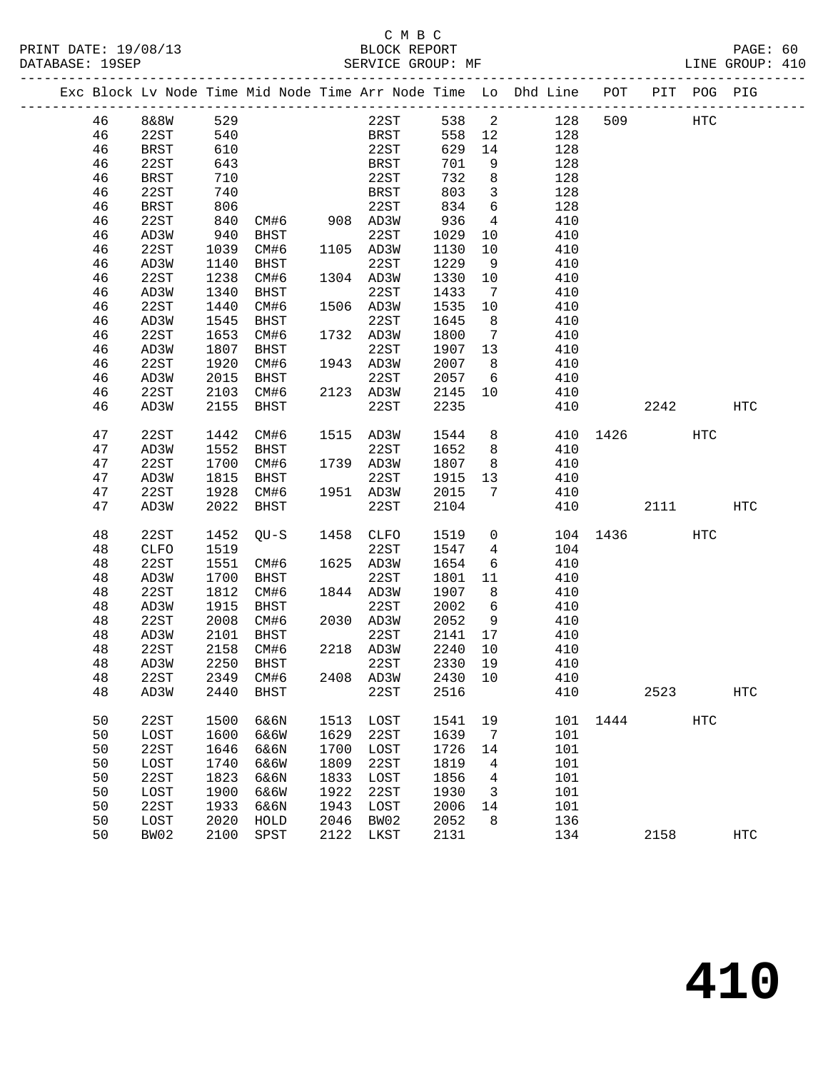C M B C

BLOCK REPORT

SERVICE GROUP: MF

LINE GROUP: 410

| Exc | Block | Lv | Node | Time | Mid Node | Time | Arr Node | Time | Lo | Dhd Line | POT | PIT | POG | PIG |
|---|---|---|---|---|---|---|---|---|---|---|---|---|---|---|
| | 46 | | 8&8W | 529 | | | 22ST | 538 | 2 | 128 | 509 | | HTC | |
| | 46 | | 22ST | 540 | | | BRST | 558 | 12 | 128 | | | | |
| | 46 | | BRST | 610 | | | 22ST | 629 | 14 | 128 | | | | |
| | 46 | | 22ST | 643 | | | BRST | 701 | 9 | 128 | | | | |
| | 46 | | BRST | 710 | | | 22ST | 732 | 8 | 128 | | | | |
| | 46 | | 22ST | 740 | | | BRST | 803 | 3 | 128 | | | | |
| | 46 | | BRST | 806 | | | 22ST | 834 | 6 | 128 | | | | |
| | 46 | | 22ST | 840 | CM#6 | 908 | AD3W | 936 | 4 | 410 | | | | |
| | 46 | | AD3W | 940 | BHST | | 22ST | 1029 | 10 | 410 | | | | |
| | 46 | | 22ST | 1039 | CM#6 | 1105 | AD3W | 1130 | 10 | 410 | | | | |
| | 46 | | AD3W | 1140 | BHST | | 22ST | 1229 | 9 | 410 | | | | |
| | 46 | | 22ST | 1238 | CM#6 | 1304 | AD3W | 1330 | 10 | 410 | | | | |
| | 46 | | AD3W | 1340 | BHST | | 22ST | 1433 | 7 | 410 | | | | |
| | 46 | | 22ST | 1440 | CM#6 | 1506 | AD3W | 1535 | 10 | 410 | | | | |
| | 46 | | AD3W | 1545 | BHST | | 22ST | 1645 | 8 | 410 | | | | |
| | 46 | | 22ST | 1653 | CM#6 | 1732 | AD3W | 1800 | 7 | 410 | | | | |
| | 46 | | AD3W | 1807 | BHST | | 22ST | 1907 | 13 | 410 | | | | |
| | 46 | | 22ST | 1920 | CM#6 | 1943 | AD3W | 2007 | 8 | 410 | | | | |
| | 46 | | AD3W | 2015 | BHST | | 22ST | 2057 | 6 | 410 | | | | |
| | 46 | | 22ST | 2103 | CM#6 | 2123 | AD3W | 2145 | 10 | 410 | | | | |
| | 46 | | AD3W | 2155 | BHST | | 22ST | 2235 | | 410 | | 2242 | | HTC |
| | 47 | | 22ST | 1442 | CM#6 | 1515 | AD3W | 1544 | 8 | 410 | 1426 | | HTC | |
| | 47 | | AD3W | 1552 | BHST | | 22ST | 1652 | 8 | 410 | | | | |
| | 47 | | 22ST | 1700 | CM#6 | 1739 | AD3W | 1807 | 8 | 410 | | | | |
| | 47 | | AD3W | 1815 | BHST | | 22ST | 1915 | 13 | 410 | | | | |
| | 47 | | 22ST | 1928 | CM#6 | 1951 | AD3W | 2015 | 7 | 410 | | | | |
| | 47 | | AD3W | 2022 | BHST | | 22ST | 2104 | | 410 | | 2111 | | HTC |
| | 48 | | 22ST | 1452 | QU-S | 1458 | CLFO | 1519 | 0 | 104 | 1436 | | HTC | |
| | 48 | | CLFO | 1519 | | | 22ST | 1547 | 4 | 104 | | | | |
| | 48 | | 22ST | 1551 | CM#6 | 1625 | AD3W | 1654 | 6 | 410 | | | | |
| | 48 | | AD3W | 1700 | BHST | | 22ST | 1801 | 11 | 410 | | | | |
| | 48 | | 22ST | 1812 | CM#6 | 1844 | AD3W | 1907 | 8 | 410 | | | | |
| | 48 | | AD3W | 1915 | BHST | | 22ST | 2002 | 6 | 410 | | | | |
| | 48 | | 22ST | 2008 | CM#6 | 2030 | AD3W | 2052 | 9 | 410 | | | | |
| | 48 | | AD3W | 2101 | BHST | | 22ST | 2141 | 17 | 410 | | | | |
| | 48 | | 22ST | 2158 | CM#6 | 2218 | AD3W | 2240 | 10 | 410 | | | | |
| | 48 | | AD3W | 2250 | BHST | | 22ST | 2330 | 19 | 410 | | | | |
| | 48 | | 22ST | 2349 | CM#6 | 2408 | AD3W | 2430 | 10 | 410 | | | | |
| | 48 | | AD3W | 2440 | BHST | | 22ST | 2516 | | 410 | | 2523 | | HTC |
| | 50 | | 22ST | 1500 | 6&6N | 1513 | LOST | 1541 | 19 | 101 | 1444 | | HTC | |
| | 50 | | LOST | 1600 | 6&6W | 1629 | 22ST | 1639 | 7 | 101 | | | | |
| | 50 | | 22ST | 1646 | 6&6N | 1700 | LOST | 1726 | 14 | 101 | | | | |
| | 50 | | LOST | 1740 | 6&6W | 1809 | 22ST | 1819 | 4 | 101 | | | | |
| | 50 | | 22ST | 1823 | 6&6N | 1833 | LOST | 1856 | 4 | 101 | | | | |
| | 50 | | LOST | 1900 | 6&6W | 1922 | 22ST | 1930 | 3 | 101 | | | | |
| | 50 | | 22ST | 1933 | 6&6N | 1943 | LOST | 2006 | 14 | 101 | | | | |
| | 50 | | LOST | 2020 | HOLD | 2046 | BW02 | 2052 | 8 | 136 | | | | |
| | 50 | | BW02 | 2100 | SPST | 2122 | LKST | 2131 | | 134 | | 2158 | | HTC |

410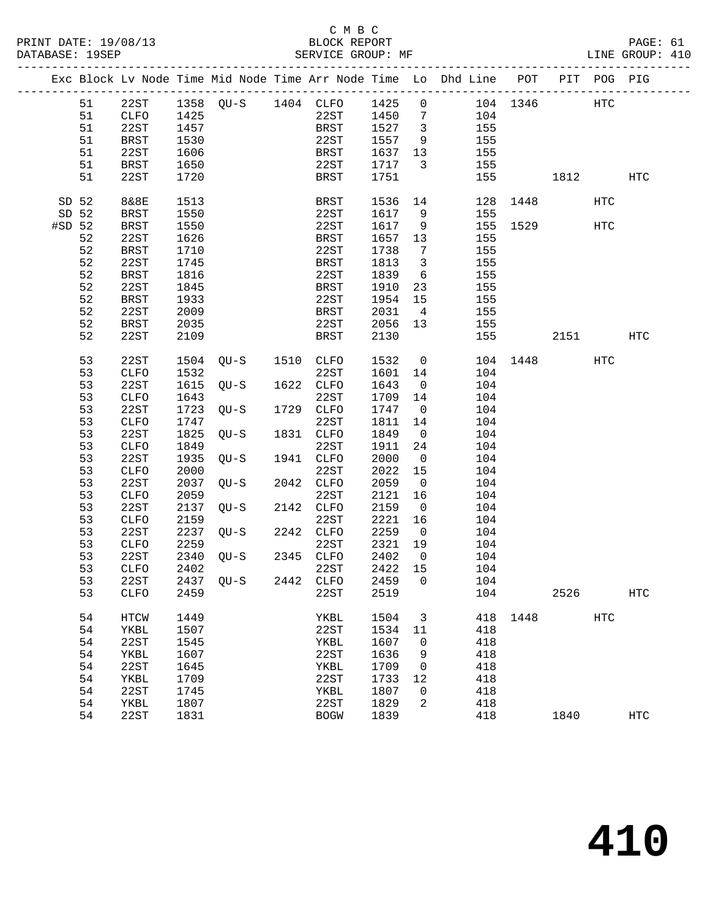C M B C

PRINT DATE: 19/08/13 BLOCK REPORT

DATABASE: 19SEP SERVICE GROUP: MF LINE GROUP: 410

| Exc | Block | Lv Node | Time | Mid Node | Time | Arr Node | Time | Lo | Dhd Line | POT | PIT | POG | PIG |
|---|---|---|---|---|---|---|---|---|---|---|---|---|---|
| | 51 | 22ST | 1358 | QU-S | 1404 | CLFO | 1425 | 0 | 104 | 1346 | | HTC | |
| | 51 | CLFO | 1425 | | | 22ST | 1450 | 7 | 104 | | | | |
| | 51 | 22ST | 1457 | | | BRST | 1527 | 3 | 155 | | | | |
| | 51 | BRST | 1530 | | | 22ST | 1557 | 9 | 155 | | | | |
| | 51 | 22ST | 1606 | | | BRST | 1637 | 13 | 155 | | | | |
| | 51 | BRST | 1650 | | | 22ST | 1717 | 3 | 155 | | | | |
| | 51 | 22ST | 1720 | | | BRST | 1751 | | 155 | | 1812 | | HTC |
| SD | 52 | 8&8E | 1513 | | | BRST | 1536 | 14 | 128 | 1448 | | HTC | |
| SD | 52 | BRST | 1550 | | | 22ST | 1617 | 9 | 155 | | | | |
| #SD | 52 | BRST | 1550 | | | 22ST | 1617 | 9 | 155 | 1529 | | HTC | |
| | 52 | 22ST | 1626 | | | BRST | 1657 | 13 | 155 | | | | |
| | 52 | BRST | 1710 | | | 22ST | 1738 | 7 | 155 | | | | |
| | 52 | 22ST | 1745 | | | BRST | 1813 | 3 | 155 | | | | |
| | 52 | BRST | 1816 | | | 22ST | 1839 | 6 | 155 | | | | |
| | 52 | 22ST | 1845 | | | BRST | 1910 | 23 | 155 | | | | |
| | 52 | BRST | 1933 | | | 22ST | 1954 | 15 | 155 | | | | |
| | 52 | 22ST | 2009 | | | BRST | 2031 | 4 | 155 | | | | |
| | 52 | BRST | 2035 | | | 22ST | 2056 | 13 | 155 | | | | |
| | 52 | 22ST | 2109 | | | BRST | 2130 | | 155 | | 2151 | | HTC |
| | 53 | 22ST | 1504 | QU-S | 1510 | CLFO | 1532 | 0 | 104 | 1448 | | HTC | |
| | 53 | CLFO | 1532 | | | 22ST | 1601 | 14 | 104 | | | | |
| | 53 | 22ST | 1615 | QU-S | 1622 | CLFO | 1643 | 0 | 104 | | | | |
| | 53 | CLFO | 1643 | | | 22ST | 1709 | 14 | 104 | | | | |
| | 53 | 22ST | 1723 | QU-S | 1729 | CLFO | 1747 | 0 | 104 | | | | |
| | 53 | CLFO | 1747 | | | 22ST | 1811 | 14 | 104 | | | | |
| | 53 | 22ST | 1825 | QU-S | 1831 | CLFO | 1849 | 0 | 104 | | | | |
| | 53 | CLFO | 1849 | | | 22ST | 1911 | 24 | 104 | | | | |
| | 53 | 22ST | 1935 | QU-S | 1941 | CLFO | 2000 | 0 | 104 | | | | |
| | 53 | CLFO | 2000 | | | 22ST | 2022 | 15 | 104 | | | | |
| | 53 | 22ST | 2037 | QU-S | 2042 | CLFO | 2059 | 0 | 104 | | | | |
| | 53 | CLFO | 2059 | | | 22ST | 2121 | 16 | 104 | | | | |
| | 53 | 22ST | 2137 | QU-S | 2142 | CLFO | 2159 | 0 | 104 | | | | |
| | 53 | CLFO | 2159 | | | 22ST | 2221 | 16 | 104 | | | | |
| | 53 | 22ST | 2237 | QU-S | 2242 | CLFO | 2259 | 0 | 104 | | | | |
| | 53 | CLFO | 2259 | | | 22ST | 2321 | 19 | 104 | | | | |
| | 53 | 22ST | 2340 | QU-S | 2345 | CLFO | 2402 | 0 | 104 | | | | |
| | 53 | CLFO | 2402 | | | 22ST | 2422 | 15 | 104 | | | | |
| | 53 | 22ST | 2437 | QU-S | 2442 | CLFO | 2459 | 0 | 104 | | | | |
| | 53 | CLFO | 2459 | | | 22ST | 2519 | | 104 | | 2526 | | HTC |
| | 54 | HTCW | 1449 | | | YKBL | 1504 | 3 | 418 | 1448 | | HTC | |
| | 54 | YKBL | 1507 | | | 22ST | 1534 | 11 | 418 | | | | |
| | 54 | 22ST | 1545 | | | YKBL | 1607 | 0 | 418 | | | | |
| | 54 | YKBL | 1607 | | | 22ST | 1636 | 9 | 418 | | | | |
| | 54 | 22ST | 1645 | | | YKBL | 1709 | 0 | 418 | | | | |
| | 54 | YKBL | 1709 | | | 22ST | 1733 | 12 | 418 | | | | |
| | 54 | 22ST | 1745 | | | YKBL | 1807 | 0 | 418 | | | | |
| | 54 | YKBL | 1807 | | | 22ST | 1829 | 2 | 418 | | | | |
| | 54 | 22ST | 1831 | | | BOGW | 1839 | | 418 | | 1840 | | HTC |

# 410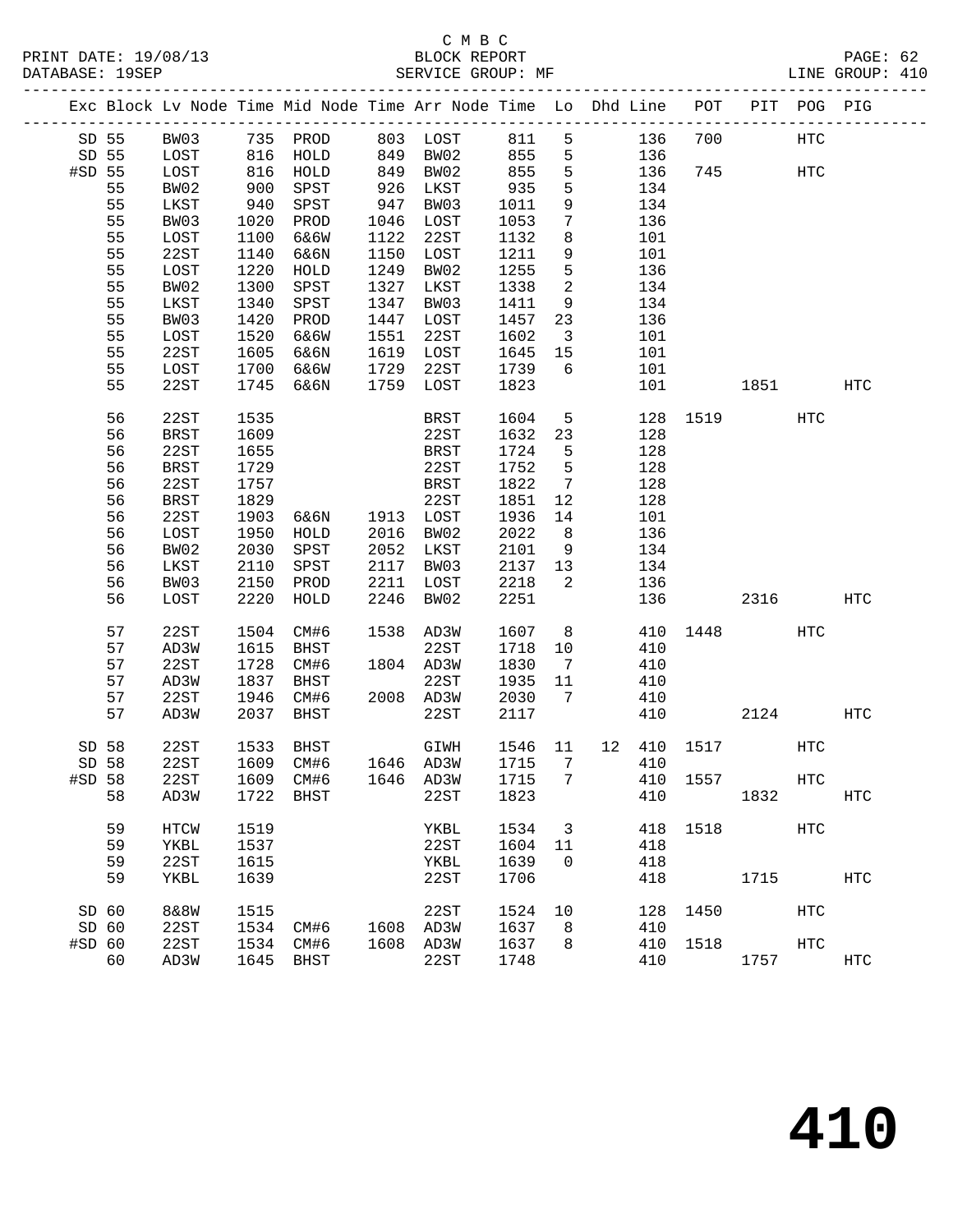C M B C
BLOCK REPORT
SERVICE GROUP: MF

PRINT DATE: 19/08/13
DATABASE: 19SEP

LINE GROUP: 410

| Exc | Block | Lv Node | Time | Mid Node | Time | Arr Node | Time | Lo | Dhd | Line | POT | PIT | POG | PIG |
|---|---|---|---|---|---|---|---|---|---|---|---|---|---|---|
| SD | 55 | BW03 | 735 | PROD | 803 | LOST | 811 | 5 | | 136 | 700 | | HTC | |
| SD | 55 | LOST | 816 | HOLD | 849 | BW02 | 855 | 5 | | 136 | | | | |
| #SD | 55 | LOST | 816 | HOLD | 849 | BW02 | 855 | 5 | | 136 | 745 | | HTC | |
| | 55 | BW02 | 900 | SPST | 926 | LKST | 935 | 5 | | 134 | | | | |
| | 55 | LKST | 940 | SPST | 947 | BW03 | 1011 | 9 | | 134 | | | | |
| | 55 | BW03 | 1020 | PROD | 1046 | LOST | 1053 | 7 | | 136 | | | | |
| | 55 | LOST | 1100 | 6&6W | 1122 | 22ST | 1132 | 8 | | 101 | | | | |
| | 55 | 22ST | 1140 | 6&6N | 1150 | LOST | 1211 | 9 | | 101 | | | | |
| | 55 | LOST | 1220 | HOLD | 1249 | BW02 | 1255 | 5 | | 136 | | | | |
| | 55 | BW02 | 1300 | SPST | 1327 | LKST | 1338 | 2 | | 134 | | | | |
| | 55 | LKST | 1340 | SPST | 1347 | BW03 | 1411 | 9 | | 134 | | | | |
| | 55 | BW03 | 1420 | PROD | 1447 | LOST | 1457 | 23 | | 136 | | | | |
| | 55 | LOST | 1520 | 6&6W | 1551 | 22ST | 1602 | 3 | | 101 | | | | |
| | 55 | 22ST | 1605 | 6&6N | 1619 | LOST | 1645 | 15 | | 101 | | | | |
| | 55 | LOST | 1700 | 6&6W | 1729 | 22ST | 1739 | 6 | | 101 | | | | |
| | 55 | 22ST | 1745 | 6&6N | 1759 | LOST | 1823 | | | 101 | | 1851 | | HTC |
| | 56 | 22ST | 1535 | | | BRST | 1604 | 5 | | 128 | 1519 | | HTC | |
| | 56 | BRST | 1609 | | | 22ST | 1632 | 23 | | 128 | | | | |
| | 56 | 22ST | 1655 | | | BRST | 1724 | 5 | | 128 | | | | |
| | 56 | BRST | 1729 | | | 22ST | 1752 | 5 | | 128 | | | | |
| | 56 | 22ST | 1757 | | | BRST | 1822 | 7 | | 128 | | | | |
| | 56 | BRST | 1829 | | | 22ST | 1851 | 12 | | 128 | | | | |
| | 56 | 22ST | 1903 | 6&6N | 1913 | LOST | 1936 | 14 | | 101 | | | | |
| | 56 | LOST | 1950 | HOLD | 2016 | BW02 | 2022 | 8 | | 136 | | | | |
| | 56 | BW02 | 2030 | SPST | 2052 | LKST | 2101 | 9 | | 134 | | | | |
| | 56 | LKST | 2110 | SPST | 2117 | BW03 | 2137 | 13 | | 134 | | | | |
| | 56 | BW03 | 2150 | PROD | 2211 | LOST | 2218 | 2 | | 136 | | | | |
| | 56 | LOST | 2220 | HOLD | 2246 | BW02 | 2251 | | | 136 | | 2316 | | HTC |
| | 57 | 22ST | 1504 | CM#6 | 1538 | AD3W | 1607 | 8 | | 410 | 1448 | | HTC | |
| | 57 | AD3W | 1615 | BHST | | 22ST | 1718 | 10 | | 410 | | | | |
| | 57 | 22ST | 1728 | CM#6 | 1804 | AD3W | 1830 | 7 | | 410 | | | | |
| | 57 | AD3W | 1837 | BHST | | 22ST | 1935 | 11 | | 410 | | | | |
| | 57 | 22ST | 1946 | CM#6 | 2008 | AD3W | 2030 | 7 | | 410 | | | | |
| | 57 | AD3W | 2037 | BHST | | 22ST | 2117 | | | 410 | | 2124 | | HTC |
| SD | 58 | 22ST | 1533 | BHST | | GIWH | 1546 | 11 | 12 | 410 | 1517 | | HTC | |
| SD | 58 | 22ST | 1609 | CM#6 | 1646 | AD3W | 1715 | 7 | | 410 | | | | |
| #SD | 58 | 22ST | 1609 | CM#6 | 1646 | AD3W | 1715 | 7 | | 410 | 1557 | | HTC | |
| | 58 | AD3W | 1722 | BHST | | 22ST | 1823 | | | 410 | | 1832 | | HTC |
| | 59 | HTCW | 1519 | | | YKBL | 1534 | 3 | | 418 | 1518 | | HTC | |
| | 59 | YKBL | 1537 | | | 22ST | 1604 | 11 | | 418 | | | | |
| | 59 | 22ST | 1615 | | | YKBL | 1639 | 0 | | 418 | | | | |
| | 59 | YKBL | 1639 | | | 22ST | 1706 | | | 418 | | 1715 | | HTC |
| SD | 60 | 8&8W | 1515 | | | 22ST | 1524 | 10 | | 128 | 1450 | | HTC | |
| SD | 60 | 22ST | 1534 | CM#6 | 1608 | AD3W | 1637 | 8 | | 410 | | | | |
| #SD | 60 | 22ST | 1534 | CM#6 | 1608 | AD3W | 1637 | 8 | | 410 | 1518 | | HTC | |
| | 60 | AD3W | 1645 | BHST | | 22ST | 1748 | | | 410 | | 1757 | | HTC |

# 410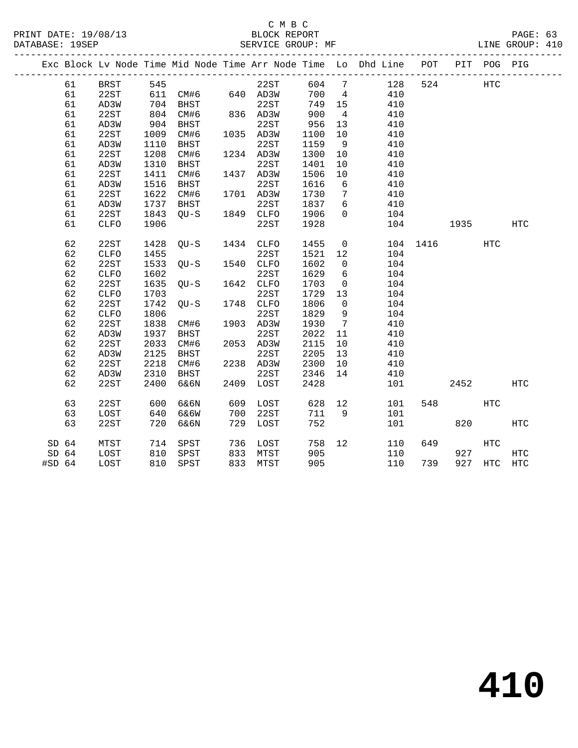C M B C
BLOCK REPORT
SERVICE GROUP: MF

PRINT DATE: 19/08/13
DATABASE: 19SEP
LINE GROUP: 410

| Exc | Block | Lv Node | Time | Mid Node | Time | Arr Node | Time | Lo | Dhd Line | POT | PIT | POG | PIG |
|---|---|---|---|---|---|---|---|---|---|---|---|---|---|
| | 61 | BRST | 545 | | | 22ST | 604 | 7 | 128 | 524 | | HTC | |
| | 61 | 22ST | 611 | CM#6 | 640 | AD3W | 700 | 4 | 410 | | | | |
| | 61 | AD3W | 704 | BHST | | 22ST | 749 | 15 | 410 | | | | |
| | 61 | 22ST | 804 | CM#6 | 836 | AD3W | 900 | 4 | 410 | | | | |
| | 61 | AD3W | 904 | BHST | | 22ST | 956 | 13 | 410 | | | | |
| | 61 | 22ST | 1009 | CM#6 | 1035 | AD3W | 1100 | 10 | 410 | | | | |
| | 61 | AD3W | 1110 | BHST | | 22ST | 1159 | 9 | 410 | | | | |
| | 61 | 22ST | 1208 | CM#6 | 1234 | AD3W | 1300 | 10 | 410 | | | | |
| | 61 | AD3W | 1310 | BHST | | 22ST | 1401 | 10 | 410 | | | | |
| | 61 | 22ST | 1411 | CM#6 | 1437 | AD3W | 1506 | 10 | 410 | | | | |
| | 61 | AD3W | 1516 | BHST | | 22ST | 1616 | 6 | 410 | | | | |
| | 61 | 22ST | 1622 | CM#6 | 1701 | AD3W | 1730 | 7 | 410 | | | | |
| | 61 | AD3W | 1737 | BHST | | 22ST | 1837 | 6 | 410 | | | | |
| | 61 | 22ST | 1843 | QU-S | 1849 | CLFO | 1906 | 0 | 104 | | | | |
| | 61 | CLFO | 1906 | | | 22ST | 1928 | | 104 | | 1935 | | HTC |
| | 62 | 22ST | 1428 | QU-S | 1434 | CLFO | 1455 | 0 | 104 | 1416 | | HTC | |
| | 62 | CLFO | 1455 | | | 22ST | 1521 | 12 | 104 | | | | |
| | 62 | 22ST | 1533 | QU-S | 1540 | CLFO | 1602 | 0 | 104 | | | | |
| | 62 | CLFO | 1602 | | | 22ST | 1629 | 6 | 104 | | | | |
| | 62 | 22ST | 1635 | QU-S | 1642 | CLFO | 1703 | 0 | 104 | | | | |
| | 62 | CLFO | 1703 | | | 22ST | 1729 | 13 | 104 | | | | |
| | 62 | 22ST | 1742 | QU-S | 1748 | CLFO | 1806 | 0 | 104 | | | | |
| | 62 | CLFO | 1806 | | | 22ST | 1829 | 9 | 104 | | | | |
| | 62 | 22ST | 1838 | CM#6 | 1903 | AD3W | 1930 | 7 | 410 | | | | |
| | 62 | AD3W | 1937 | BHST | | 22ST | 2022 | 11 | 410 | | | | |
| | 62 | 22ST | 2033 | CM#6 | 2053 | AD3W | 2115 | 10 | 410 | | | | |
| | 62 | AD3W | 2125 | BHST | | 22ST | 2205 | 13 | 410 | | | | |
| | 62 | 22ST | 2218 | CM#6 | 2238 | AD3W | 2300 | 10 | 410 | | | | |
| | 62 | AD3W | 2310 | BHST | | 22ST | 2346 | 14 | 410 | | | | |
| | 62 | 22ST | 2400 | 6&6N | 2409 | LOST | 2428 | | 101 | | 2452 | | HTC |
| | 63 | 22ST | 600 | 6&6N | 609 | LOST | 628 | 12 | 101 | 548 | | HTC | |
| | 63 | LOST | 640 | 6&6W | 700 | 22ST | 711 | 9 | 101 | | | | |
| | 63 | 22ST | 720 | 6&6N | 729 | LOST | 752 | | 101 | | 820 | | HTC |
| SD | 64 | MTST | 714 | SPST | 736 | LOST | 758 | 12 | 110 | 649 | | HTC | |
| SD | 64 | LOST | 810 | SPST | 833 | MTST | 905 | | 110 | | 927 | | HTC |
| #SD | 64 | LOST | 810 | SPST | 833 | MTST | 905 | | 110 | 739 | 927 | HTC | HTC |

# 410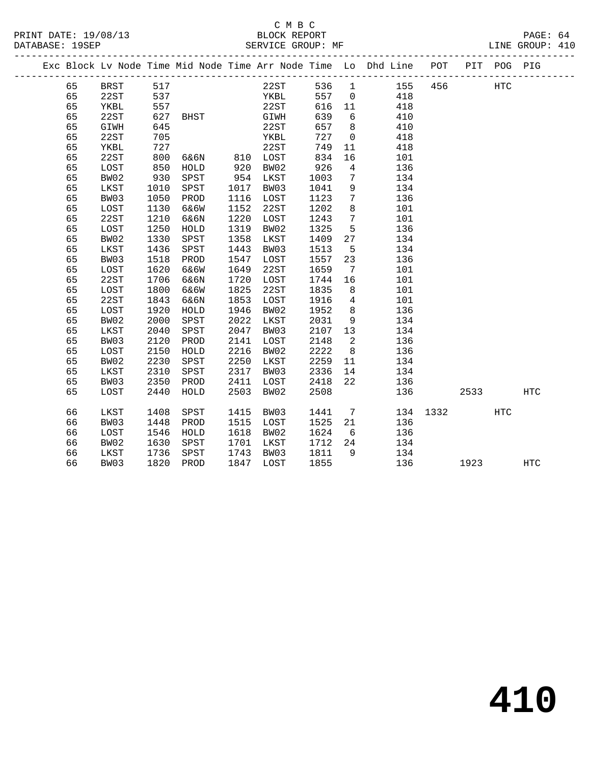C M B C

PRINT DATE: 19/08/13 BLOCK REPORT
DATABASE: 19SEP SERVICE GROUP: MF LINE GROUP: 410

| Exc | Block | Lv | Node | Time | Mid Node | Time | Arr Node | Time | Lo | Dhd Line | POT | PIT | POG | PIG |
|---|---|---|---|---|---|---|---|---|---|---|---|---|---|---|
| | 65 | | BRST | 517 | | | 22ST | 536 | 1 | 155 | 456 | | HTC | |
| | 65 | | 22ST | 537 | | | YKBL | 557 | 0 | 418 | | | | |
| | 65 | | YKBL | 557 | | | 22ST | 616 | 11 | 418 | | | | |
| | 65 | | 22ST | 627 | BHST | | GIWH | 639 | 6 | 410 | | | | |
| | 65 | | GIWH | 645 | | | 22ST | 657 | 8 | 410 | | | | |
| | 65 | | 22ST | 705 | | | YKBL | 727 | 0 | 418 | | | | |
| | 65 | | YKBL | 727 | | | 22ST | 749 | 11 | 418 | | | | |
| | 65 | | 22ST | 800 | 6&6N | 810 | LOST | 834 | 16 | 101 | | | | |
| | 65 | | LOST | 850 | HOLD | 920 | BW02 | 926 | 4 | 136 | | | | |
| | 65 | | BW02 | 930 | SPST | 954 | LKST | 1003 | 7 | 134 | | | | |
| | 65 | | LKST | 1010 | SPST | 1017 | BW03 | 1041 | 9 | 134 | | | | |
| | 65 | | BW03 | 1050 | PROD | 1116 | LOST | 1123 | 7 | 136 | | | | |
| | 65 | | LOST | 1130 | 6&6W | 1152 | 22ST | 1202 | 8 | 101 | | | | |
| | 65 | | 22ST | 1210 | 6&6N | 1220 | LOST | 1243 | 7 | 101 | | | | |
| | 65 | | LOST | 1250 | HOLD | 1319 | BW02 | 1325 | 5 | 136 | | | | |
| | 65 | | BW02 | 1330 | SPST | 1358 | LKST | 1409 | 27 | 134 | | | | |
| | 65 | | LKST | 1436 | SPST | 1443 | BW03 | 1513 | 5 | 134 | | | | |
| | 65 | | BW03 | 1518 | PROD | 1547 | LOST | 1557 | 23 | 136 | | | | |
| | 65 | | LOST | 1620 | 6&6W | 1649 | 22ST | 1659 | 7 | 101 | | | | |
| | 65 | | 22ST | 1706 | 6&6N | 1720 | LOST | 1744 | 16 | 101 | | | | |
| | 65 | | LOST | 1800 | 6&6W | 1825 | 22ST | 1835 | 8 | 101 | | | | |
| | 65 | | 22ST | 1843 | 6&6N | 1853 | LOST | 1916 | 4 | 101 | | | | |
| | 65 | | LOST | 1920 | HOLD | 1946 | BW02 | 1952 | 8 | 136 | | | | |
| | 65 | | BW02 | 2000 | SPST | 2022 | LKST | 2031 | 9 | 134 | | | | |
| | 65 | | LKST | 2040 | SPST | 2047 | BW03 | 2107 | 13 | 134 | | | | |
| | 65 | | BW03 | 2120 | PROD | 2141 | LOST | 2148 | 2 | 136 | | | | |
| | 65 | | LOST | 2150 | HOLD | 2216 | BW02 | 2222 | 8 | 136 | | | | |
| | 65 | | BW02 | 2230 | SPST | 2250 | LKST | 2259 | 11 | 134 | | | | |
| | 65 | | LKST | 2310 | SPST | 2317 | BW03 | 2336 | 14 | 134 | | | | |
| | 65 | | BW03 | 2350 | PROD | 2411 | LOST | 2418 | 22 | 136 | | | | |
| | 65 | | LOST | 2440 | HOLD | 2503 | BW02 | 2508 | | 136 | | 2533 | | HTC |
| | 66 | | LKST | 1408 | SPST | 1415 | BW03 | 1441 | 7 | 134 | 1332 | | HTC | |
| | 66 | | BW03 | 1448 | PROD | 1515 | LOST | 1525 | 21 | 136 | | | | |
| | 66 | | LOST | 1546 | HOLD | 1618 | BW02 | 1624 | 6 | 136 | | | | |
| | 66 | | BW02 | 1630 | SPST | 1701 | LKST | 1712 | 24 | 134 | | | | |
| | 66 | | LKST | 1736 | SPST | 1743 | BW03 | 1811 | 9 | 134 | | | | |
| | 66 | | BW03 | 1820 | PROD | 1847 | LOST | 1855 | | 136 | | 1923 | | HTC |

# 410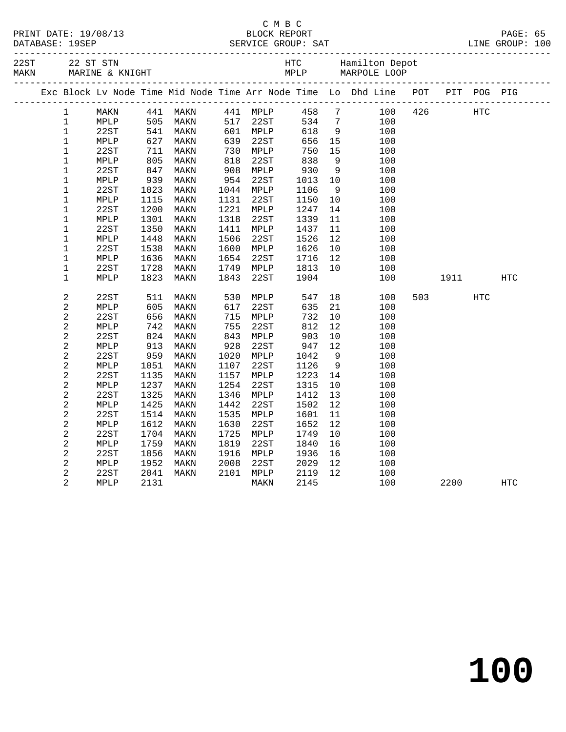C M B C

PRINT DATE: 19/08/13 BLOCK REPORT

DATABASE: 19SEP SERVICE GROUP: SAT LINE GROUP: 100

22ST 22 ST STN HTC Hamilton Depot
MAKN MARINE & KNIGHT MPLP MARPOLE LOOP

| Exc | Block | Lv | Node | Time | Mid | Node | Time | Arr | Node | Time | Lo | Dhd | Line | POT | PIT | POG | PIG |
|---|---|---|---|---|---|---|---|---|---|---|---|---|---|---|---|---|---|
| | 1 | | MAKN | 441 | | MAKN | 441 | | MPLP | 458 | 7 | | 100 | 426 | | HTC | |
| | 1 | | MPLP | 505 | | MAKN | 517 | | 22ST | 534 | 7 | | 100 | | | | |
| | 1 | | 22ST | 541 | | MAKN | 601 | | MPLP | 618 | 9 | | 100 | | | | |
| | 1 | | MPLP | 627 | | MAKN | 639 | | 22ST | 656 | 15 | | 100 | | | | |
| | 1 | | 22ST | 711 | | MAKN | 730 | | MPLP | 750 | 15 | | 100 | | | | |
| | 1 | | MPLP | 805 | | MAKN | 818 | | 22ST | 838 | 9 | | 100 | | | | |
| | 1 | | 22ST | 847 | | MAKN | 908 | | MPLP | 930 | 9 | | 100 | | | | |
| | 1 | | MPLP | 939 | | MAKN | 954 | | 22ST | 1013 | 10 | | 100 | | | | |
| | 1 | | 22ST | 1023 | | MAKN | 1044 | | MPLP | 1106 | 9 | | 100 | | | | |
| | 1 | | MPLP | 1115 | | MAKN | 1131 | | 22ST | 1150 | 10 | | 100 | | | | |
| | 1 | | 22ST | 1200 | | MAKN | 1221 | | MPLP | 1247 | 14 | | 100 | | | | |
| | 1 | | MPLP | 1301 | | MAKN | 1318 | | 22ST | 1339 | 11 | | 100 | | | | |
| | 1 | | 22ST | 1350 | | MAKN | 1411 | | MPLP | 1437 | 11 | | 100 | | | | |
| | 1 | | MPLP | 1448 | | MAKN | 1506 | | 22ST | 1526 | 12 | | 100 | | | | |
| | 1 | | 22ST | 1538 | | MAKN | 1600 | | MPLP | 1626 | 10 | | 100 | | | | |
| | 1 | | MPLP | 1636 | | MAKN | 1654 | | 22ST | 1716 | 12 | | 100 | | | | |
| | 1 | | 22ST | 1728 | | MAKN | 1749 | | MPLP | 1813 | 10 | | 100 | | | | |
| | 1 | | MPLP | 1823 | | MAKN | 1843 | | 22ST | 1904 | | | 100 | | 1911 | | HTC |
| | 2 | | 22ST | 511 | | MAKN | 530 | | MPLP | 547 | 18 | | 100 | 503 | | HTC | |
| | 2 | | MPLP | 605 | | MAKN | 617 | | 22ST | 635 | 21 | | 100 | | | | |
| | 2 | | 22ST | 656 | | MAKN | 715 | | MPLP | 732 | 10 | | 100 | | | | |
| | 2 | | MPLP | 742 | | MAKN | 755 | | 22ST | 812 | 12 | | 100 | | | | |
| | 2 | | 22ST | 824 | | MAKN | 843 | | MPLP | 903 | 10 | | 100 | | | | |
| | 2 | | MPLP | 913 | | MAKN | 928 | | 22ST | 947 | 12 | | 100 | | | | |
| | 2 | | 22ST | 959 | | MAKN | 1020 | | MPLP | 1042 | 9 | | 100 | | | | |
| | 2 | | MPLP | 1051 | | MAKN | 1107 | | 22ST | 1126 | 9 | | 100 | | | | |
| | 2 | | 22ST | 1135 | | MAKN | 1157 | | MPLP | 1223 | 14 | | 100 | | | | |
| | 2 | | MPLP | 1237 | | MAKN | 1254 | | 22ST | 1315 | 10 | | 100 | | | | |
| | 2 | | 22ST | 1325 | | MAKN | 1346 | | MPLP | 1412 | 13 | | 100 | | | | |
| | 2 | | MPLP | 1425 | | MAKN | 1442 | | 22ST | 1502 | 12 | | 100 | | | | |
| | 2 | | 22ST | 1514 | | MAKN | 1535 | | MPLP | 1601 | 11 | | 100 | | | | |
| | 2 | | MPLP | 1612 | | MAKN | 1630 | | 22ST | 1652 | 12 | | 100 | | | | |
| | 2 | | 22ST | 1704 | | MAKN | 1725 | | MPLP | 1749 | 10 | | 100 | | | | |
| | 2 | | MPLP | 1759 | | MAKN | 1819 | | 22ST | 1840 | 16 | | 100 | | | | |
| | 2 | | 22ST | 1856 | | MAKN | 1916 | | MPLP | 1936 | 16 | | 100 | | | | |
| | 2 | | MPLP | 1952 | | MAKN | 2008 | | 22ST | 2029 | 12 | | 100 | | | | |
| | 2 | | 22ST | 2041 | | MAKN | 2101 | | MPLP | 2119 | 12 | | 100 | | | | |
| | 2 | | MPLP | 2131 | | | | | MAKN | 2145 | | | 100 | | 2200 | | HTC |

# 100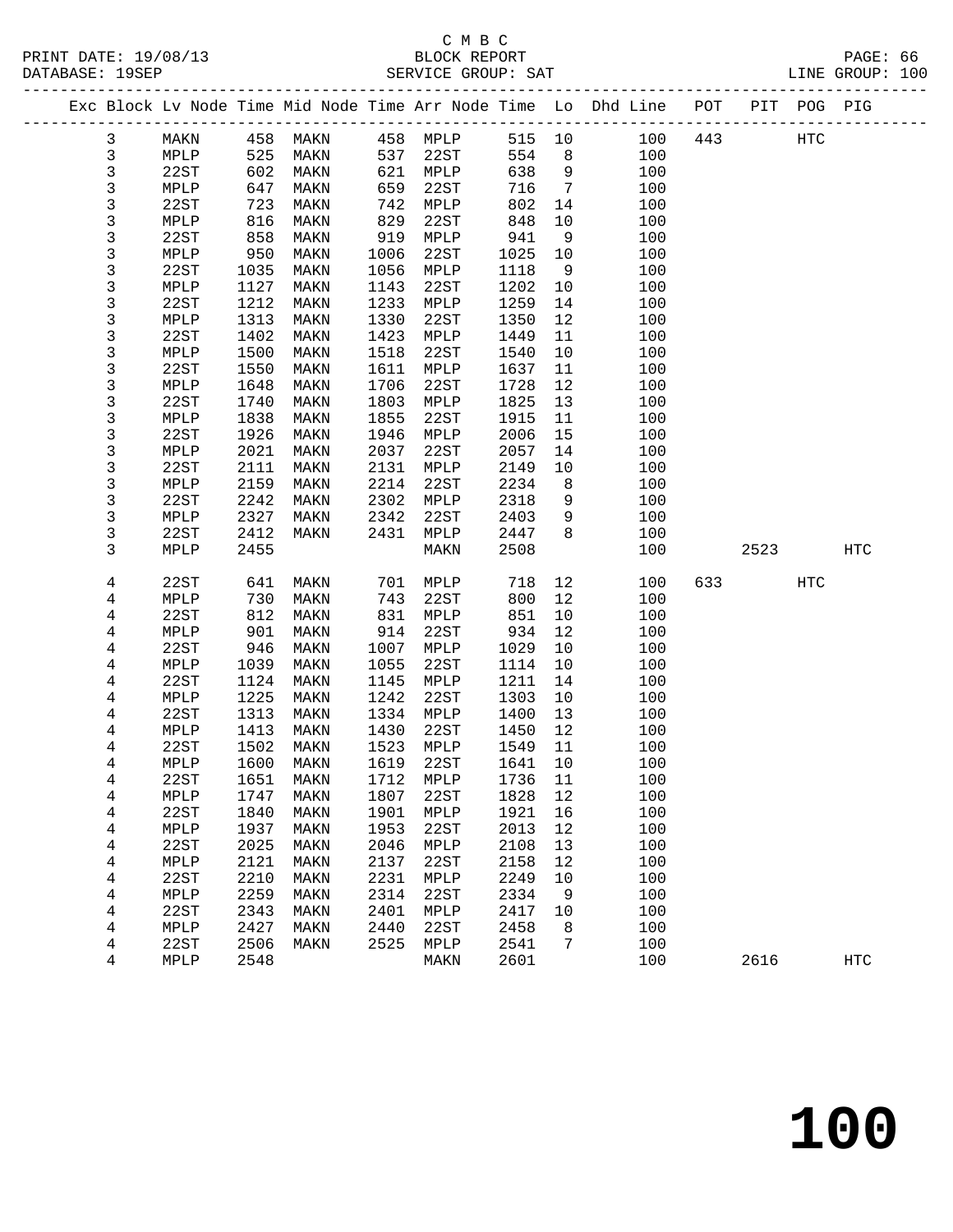C M B C

PRINT DATE: 19/08/13 BLOCK REPORT

DATABASE: 19SEP SERVICE GROUP: SAT LINE GROUP: 100

| Exc | Block | Lv | Node | Time | Mid Node | Time | Arr Node | Time | Lo | Dhd Line | POT | PIT | POG | PIG |
|---|---|---|---|---|---|---|---|---|---|---|---|---|---|---|
| | 3 | | MAKN | 458 | MAKN | 458 | MPLP | 515 | 10 | 100 | 443 | | HTC | |
| | 3 | | MPLP | 525 | MAKN | 537 | 22ST | 554 | 8 | 100 | | | | |
| | 3 | | 22ST | 602 | MAKN | 621 | MPLP | 638 | 9 | 100 | | | | |
| | 3 | | MPLP | 647 | MAKN | 659 | 22ST | 716 | 7 | 100 | | | | |
| | 3 | | 22ST | 723 | MAKN | 742 | MPLP | 802 | 14 | 100 | | | | |
| | 3 | | MPLP | 816 | MAKN | 829 | 22ST | 848 | 10 | 100 | | | | |
| | 3 | | 22ST | 858 | MAKN | 919 | MPLP | 941 | 9 | 100 | | | | |
| | 3 | | MPLP | 950 | MAKN | 1006 | 22ST | 1025 | 10 | 100 | | | | |
| | 3 | | 22ST | 1035 | MAKN | 1056 | MPLP | 1118 | 9 | 100 | | | | |
| | 3 | | MPLP | 1127 | MAKN | 1143 | 22ST | 1202 | 10 | 100 | | | | |
| | 3 | | 22ST | 1212 | MAKN | 1233 | MPLP | 1259 | 14 | 100 | | | | |
| | 3 | | MPLP | 1313 | MAKN | 1330 | 22ST | 1350 | 12 | 100 | | | | |
| | 3 | | 22ST | 1402 | MAKN | 1423 | MPLP | 1449 | 11 | 100 | | | | |
| | 3 | | MPLP | 1500 | MAKN | 1518 | 22ST | 1540 | 10 | 100 | | | | |
| | 3 | | 22ST | 1550 | MAKN | 1611 | MPLP | 1637 | 11 | 100 | | | | |
| | 3 | | MPLP | 1648 | MAKN | 1706 | 22ST | 1728 | 12 | 100 | | | | |
| | 3 | | 22ST | 1740 | MAKN | 1803 | MPLP | 1825 | 13 | 100 | | | | |
| | 3 | | MPLP | 1838 | MAKN | 1855 | 22ST | 1915 | 11 | 100 | | | | |
| | 3 | | 22ST | 1926 | MAKN | 1946 | MPLP | 2006 | 15 | 100 | | | | |
| | 3 | | MPLP | 2021 | MAKN | 2037 | 22ST | 2057 | 14 | 100 | | | | |
| | 3 | | 22ST | 2111 | MAKN | 2131 | MPLP | 2149 | 10 | 100 | | | | |
| | 3 | | MPLP | 2159 | MAKN | 2214 | 22ST | 2234 | 8 | 100 | | | | |
| | 3 | | 22ST | 2242 | MAKN | 2302 | MPLP | 2318 | 9 | 100 | | | | |
| | 3 | | MPLP | 2327 | MAKN | 2342 | 22ST | 2403 | 9 | 100 | | | | |
| | 3 | | 22ST | 2412 | MAKN | 2431 | MPLP | 2447 | 8 | 100 | | | | |
| | 3 | | MPLP | 2455 | | | MAKN | 2508 | | 100 | | 2523 | | HTC |
| | 4 | | 22ST | 641 | MAKN | 701 | MPLP | 718 | 12 | 100 | 633 | | HTC | |
| | 4 | | MPLP | 730 | MAKN | 743 | 22ST | 800 | 12 | 100 | | | | |
| | 4 | | 22ST | 812 | MAKN | 831 | MPLP | 851 | 10 | 100 | | | | |
| | 4 | | MPLP | 901 | MAKN | 914 | 22ST | 934 | 12 | 100 | | | | |
| | 4 | | 22ST | 946 | MAKN | 1007 | MPLP | 1029 | 10 | 100 | | | | |
| | 4 | | MPLP | 1039 | MAKN | 1055 | 22ST | 1114 | 10 | 100 | | | | |
| | 4 | | 22ST | 1124 | MAKN | 1145 | MPLP | 1211 | 14 | 100 | | | | |
| | 4 | | MPLP | 1225 | MAKN | 1242 | 22ST | 1303 | 10 | 100 | | | | |
| | 4 | | 22ST | 1313 | MAKN | 1334 | MPLP | 1400 | 13 | 100 | | | | |
| | 4 | | MPLP | 1413 | MAKN | 1430 | 22ST | 1450 | 12 | 100 | | | | |
| | 4 | | 22ST | 1502 | MAKN | 1523 | MPLP | 1549 | 11 | 100 | | | | |
| | 4 | | MPLP | 1600 | MAKN | 1619 | 22ST | 1641 | 10 | 100 | | | | |
| | 4 | | 22ST | 1651 | MAKN | 1712 | MPLP | 1736 | 11 | 100 | | | | |
| | 4 | | MPLP | 1747 | MAKN | 1807 | 22ST | 1828 | 12 | 100 | | | | |
| | 4 | | 22ST | 1840 | MAKN | 1901 | MPLP | 1921 | 16 | 100 | | | | |
| | 4 | | MPLP | 1937 | MAKN | 1953 | 22ST | 2013 | 12 | 100 | | | | |
| | 4 | | 22ST | 2025 | MAKN | 2046 | MPLP | 2108 | 13 | 100 | | | | |
| | 4 | | MPLP | 2121 | MAKN | 2137 | 22ST | 2158 | 12 | 100 | | | | |
| | 4 | | 22ST | 2210 | MAKN | 2231 | MPLP | 2249 | 10 | 100 | | | | |
| | 4 | | MPLP | 2259 | MAKN | 2314 | 22ST | 2334 | 9 | 100 | | | | |
| | 4 | | 22ST | 2343 | MAKN | 2401 | MPLP | 2417 | 10 | 100 | | | | |
| | 4 | | MPLP | 2427 | MAKN | 2440 | 22ST | 2458 | 8 | 100 | | | | |
| | 4 | | 22ST | 2506 | MAKN | 2525 | MPLP | 2541 | 7 | 100 | | | | |
| | 4 | | MPLP | 2548 | | | MAKN | 2601 | | 100 | | 2616 | | HTC |

100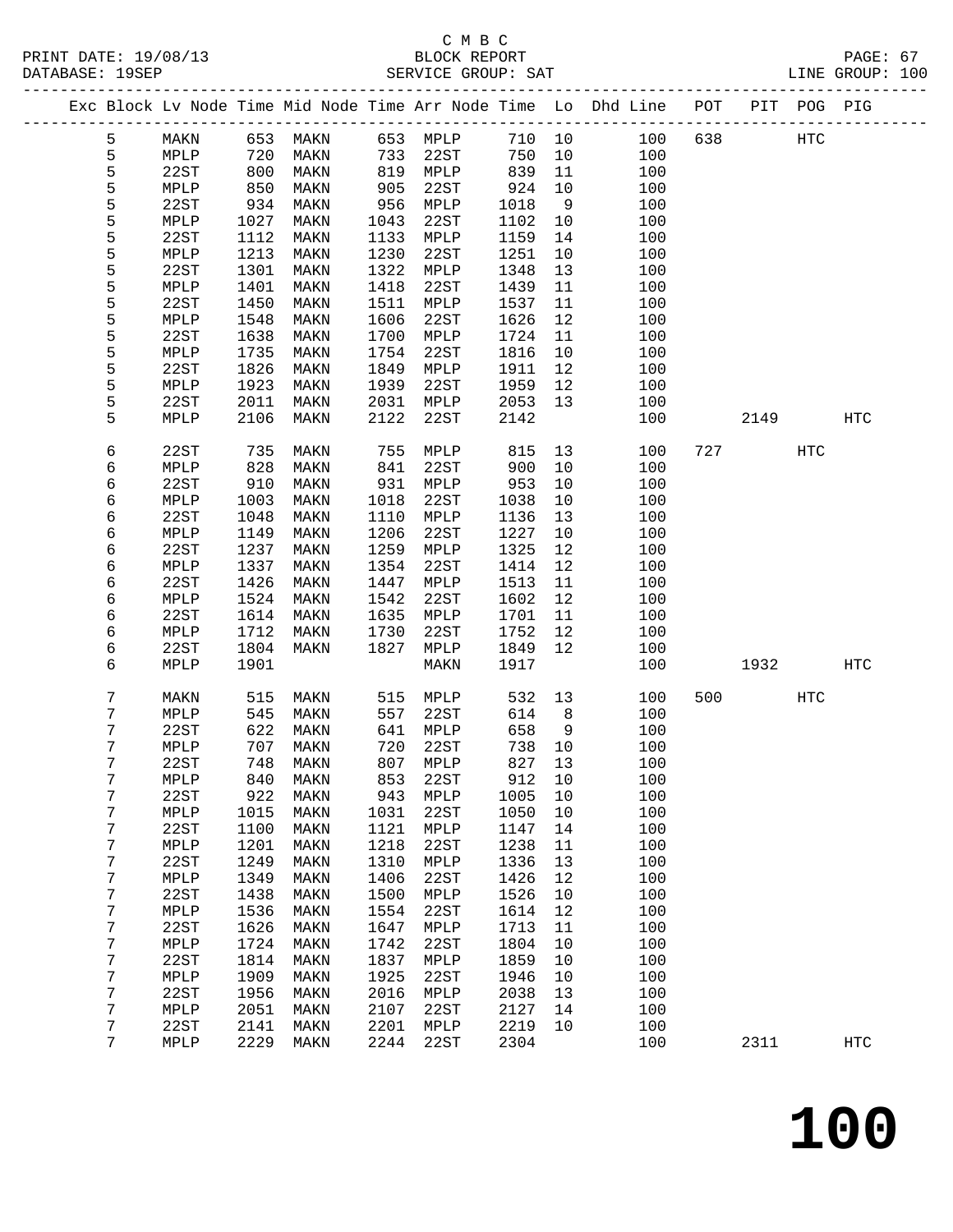C M B C

BLOCK REPORT

SERVICE GROUP: SAT

PRINT DATE: 19/08/13
DATABASE: 19SEP
LINE GROUP: 100

| Exc | Block | Lv | Node | Time | Mid Node | Time | Arr Node | Time | Lo | Dhd Line | POT | PIT | POG | PIG |
|---|---|---|---|---|---|---|---|---|---|---|---|---|---|---|
| | 5 | | MAKN | 653 | MAKN | 653 | MPLP | 710 | 10 | 100 | 638 | | HTC | |
| | 5 | | MPLP | 720 | MAKN | 733 | 22ST | 750 | 10 | 100 | | | | |
| | 5 | | 22ST | 800 | MAKN | 819 | MPLP | 839 | 11 | 100 | | | | |
| | 5 | | MPLP | 850 | MAKN | 905 | 22ST | 924 | 10 | 100 | | | | |
| | 5 | | 22ST | 934 | MAKN | 956 | MPLP | 1018 | 9 | 100 | | | | |
| | 5 | | MPLP | 1027 | MAKN | 1043 | 22ST | 1102 | 10 | 100 | | | | |
| | 5 | | 22ST | 1112 | MAKN | 1133 | MPLP | 1159 | 14 | 100 | | | | |
| | 5 | | MPLP | 1213 | MAKN | 1230 | 22ST | 1251 | 10 | 100 | | | | |
| | 5 | | 22ST | 1301 | MAKN | 1322 | MPLP | 1348 | 13 | 100 | | | | |
| | 5 | | MPLP | 1401 | MAKN | 1418 | 22ST | 1439 | 11 | 100 | | | | |
| | 5 | | 22ST | 1450 | MAKN | 1511 | MPLP | 1537 | 11 | 100 | | | | |
| | 5 | | MPLP | 1548 | MAKN | 1606 | 22ST | 1626 | 12 | 100 | | | | |
| | 5 | | 22ST | 1638 | MAKN | 1700 | MPLP | 1724 | 11 | 100 | | | | |
| | 5 | | MPLP | 1735 | MAKN | 1754 | 22ST | 1816 | 10 | 100 | | | | |
| | 5 | | 22ST | 1826 | MAKN | 1849 | MPLP | 1911 | 12 | 100 | | | | |
| | 5 | | MPLP | 1923 | MAKN | 1939 | 22ST | 1959 | 12 | 100 | | | | |
| | 5 | | 22ST | 2011 | MAKN | 2031 | MPLP | 2053 | 13 | 100 | | | | |
| | 5 | | MPLP | 2106 | MAKN | 2122 | 22ST | 2142 | | 100 | | 2149 | | HTC |
| | 6 | | 22ST | 735 | MAKN | 755 | MPLP | 815 | 13 | 100 | 727 | | HTC | |
| | 6 | | MPLP | 828 | MAKN | 841 | 22ST | 900 | 10 | 100 | | | | |
| | 6 | | 22ST | 910 | MAKN | 931 | MPLP | 953 | 10 | 100 | | | | |
| | 6 | | MPLP | 1003 | MAKN | 1018 | 22ST | 1038 | 10 | 100 | | | | |
| | 6 | | 22ST | 1048 | MAKN | 1110 | MPLP | 1136 | 13 | 100 | | | | |
| | 6 | | MPLP | 1149 | MAKN | 1206 | 22ST | 1227 | 10 | 100 | | | | |
| | 6 | | 22ST | 1237 | MAKN | 1259 | MPLP | 1325 | 12 | 100 | | | | |
| | 6 | | MPLP | 1337 | MAKN | 1354 | 22ST | 1414 | 12 | 100 | | | | |
| | 6 | | 22ST | 1426 | MAKN | 1447 | MPLP | 1513 | 11 | 100 | | | | |
| | 6 | | MPLP | 1524 | MAKN | 1542 | 22ST | 1602 | 12 | 100 | | | | |
| | 6 | | 22ST | 1614 | MAKN | 1635 | MPLP | 1701 | 11 | 100 | | | | |
| | 6 | | MPLP | 1712 | MAKN | 1730 | 22ST | 1752 | 12 | 100 | | | | |
| | 6 | | 22ST | 1804 | MAKN | 1827 | MPLP | 1849 | 12 | 100 | | | | |
| | 6 | | MPLP | 1901 | | | MAKN | 1917 | | 100 | | 1932 | | HTC |
| | 7 | | MAKN | 515 | MAKN | 515 | MPLP | 532 | 13 | 100 | 500 | | HTC | |
| | 7 | | MPLP | 545 | MAKN | 557 | 22ST | 614 | 8 | 100 | | | | |
| | 7 | | 22ST | 622 | MAKN | 641 | MPLP | 658 | 9 | 100 | | | | |
| | 7 | | MPLP | 707 | MAKN | 720 | 22ST | 738 | 10 | 100 | | | | |
| | 7 | | 22ST | 748 | MAKN | 807 | MPLP | 827 | 13 | 100 | | | | |
| | 7 | | MPLP | 840 | MAKN | 853 | 22ST | 912 | 10 | 100 | | | | |
| | 7 | | 22ST | 922 | MAKN | 943 | MPLP | 1005 | 10 | 100 | | | | |
| | 7 | | MPLP | 1015 | MAKN | 1031 | 22ST | 1050 | 10 | 100 | | | | |
| | 7 | | 22ST | 1100 | MAKN | 1121 | MPLP | 1147 | 14 | 100 | | | | |
| | 7 | | MPLP | 1201 | MAKN | 1218 | 22ST | 1238 | 11 | 100 | | | | |
| | 7 | | 22ST | 1249 | MAKN | 1310 | MPLP | 1336 | 13 | 100 | | | | |
| | 7 | | MPLP | 1349 | MAKN | 1406 | 22ST | 1426 | 12 | 100 | | | | |
| | 7 | | 22ST | 1438 | MAKN | 1500 | MPLP | 1526 | 10 | 100 | | | | |
| | 7 | | MPLP | 1536 | MAKN | 1554 | 22ST | 1614 | 12 | 100 | | | | |
| | 7 | | 22ST | 1626 | MAKN | 1647 | MPLP | 1713 | 11 | 100 | | | | |
| | 7 | | MPLP | 1724 | MAKN | 1742 | 22ST | 1804 | 10 | 100 | | | | |
| | 7 | | 22ST | 1814 | MAKN | 1837 | MPLP | 1859 | 10 | 100 | | | | |
| | 7 | | MPLP | 1909 | MAKN | 1925 | 22ST | 1946 | 10 | 100 | | | | |
| | 7 | | 22ST | 1956 | MAKN | 2016 | MPLP | 2038 | 13 | 100 | | | | |
| | 7 | | MPLP | 2051 | MAKN | 2107 | 22ST | 2127 | 14 | 100 | | | | |
| | 7 | | 22ST | 2141 | MAKN | 2201 | MPLP | 2219 | 10 | 100 | | | | |
| | 7 | | MPLP | 2229 | MAKN | 2244 | 22ST | 2304 | | 100 | | 2311 | | HTC |

100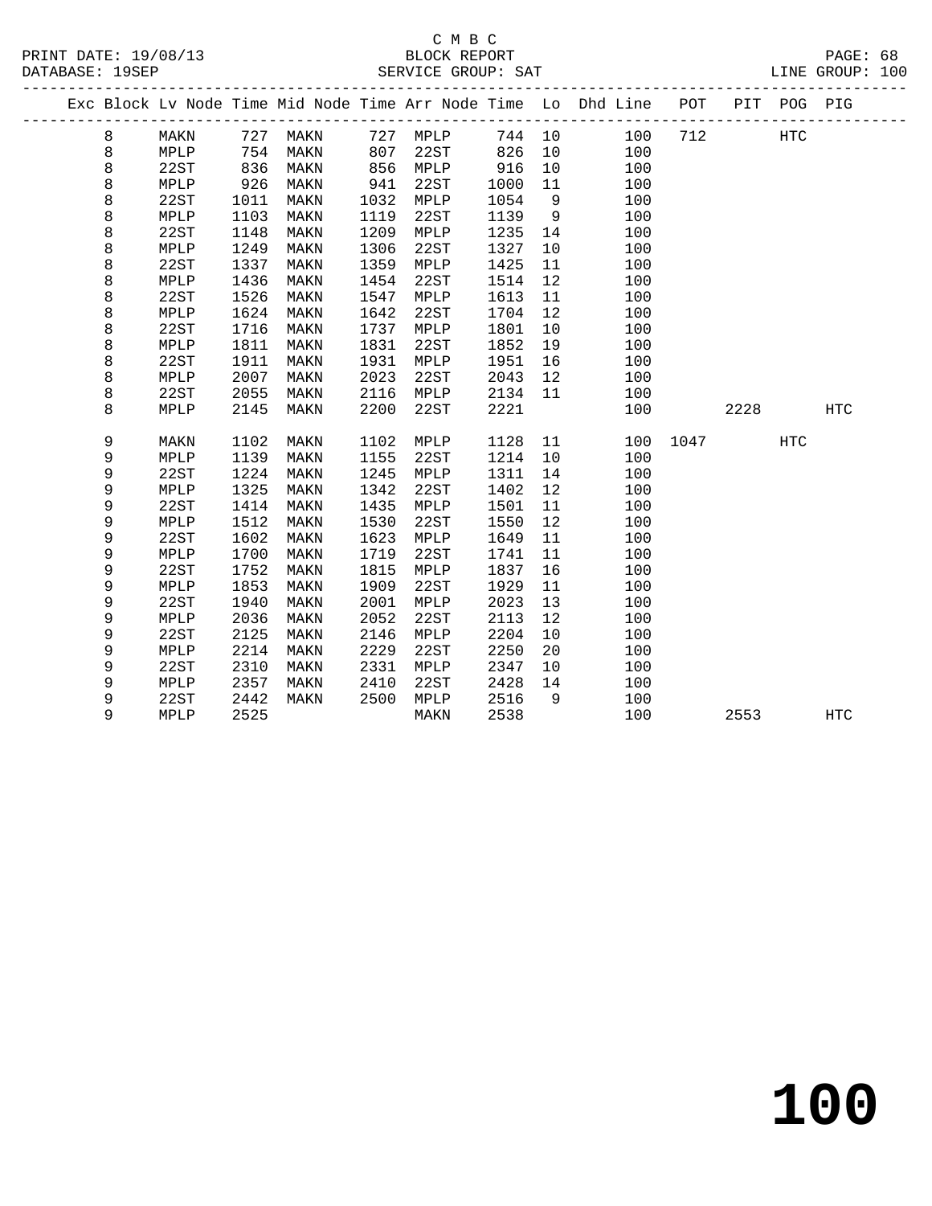C M B C
BLOCK REPORT
SERVICE GROUP: SAT

PRINT DATE: 19/08/13
DATABASE: 19SEP
LINE GROUP: 100

| Exc | Block | Lv | Node | Time | Mid Node | Time | Arr Node | Time | Lo | Dhd Line | POT | PIT | POG | PIG |
|---|---|---|---|---|---|---|---|---|---|---|---|---|---|---|
| | 8 | | MAKN | 727 | MAKN | 727 | MPLP | 744 | 10 | 100 | 712 | | HTC | |
| | 8 | | MPLP | 754 | MAKN | 807 | 22ST | 826 | 10 | 100 | | | | |
| | 8 | | 22ST | 836 | MAKN | 856 | MPLP | 916 | 10 | 100 | | | | |
| | 8 | | MPLP | 926 | MAKN | 941 | 22ST | 1000 | 11 | 100 | | | | |
| | 8 | | 22ST | 1011 | MAKN | 1032 | MPLP | 1054 | 9 | 100 | | | | |
| | 8 | | MPLP | 1103 | MAKN | 1119 | 22ST | 1139 | 9 | 100 | | | | |
| | 8 | | 22ST | 1148 | MAKN | 1209 | MPLP | 1235 | 14 | 100 | | | | |
| | 8 | | MPLP | 1249 | MAKN | 1306 | 22ST | 1327 | 10 | 100 | | | | |
| | 8 | | 22ST | 1337 | MAKN | 1359 | MPLP | 1425 | 11 | 100 | | | | |
| | 8 | | MPLP | 1436 | MAKN | 1454 | 22ST | 1514 | 12 | 100 | | | | |
| | 8 | | 22ST | 1526 | MAKN | 1547 | MPLP | 1613 | 11 | 100 | | | | |
| | 8 | | MPLP | 1624 | MAKN | 1642 | 22ST | 1704 | 12 | 100 | | | | |
| | 8 | | 22ST | 1716 | MAKN | 1737 | MPLP | 1801 | 10 | 100 | | | | |
| | 8 | | MPLP | 1811 | MAKN | 1831 | 22ST | 1852 | 19 | 100 | | | | |
| | 8 | | 22ST | 1911 | MAKN | 1931 | MPLP | 1951 | 16 | 100 | | | | |
| | 8 | | MPLP | 2007 | MAKN | 2023 | 22ST | 2043 | 12 | 100 | | | | |
| | 8 | | 22ST | 2055 | MAKN | 2116 | MPLP | 2134 | 11 | 100 | | | | |
| | 8 | | MPLP | 2145 | MAKN | 2200 | 22ST | 2221 | | 100 | | 2228 | | HTC |
| | 9 | | MAKN | 1102 | MAKN | 1102 | MPLP | 1128 | 11 | 100 | 1047 | | HTC | |
| | 9 | | MPLP | 1139 | MAKN | 1155 | 22ST | 1214 | 10 | 100 | | | | |
| | 9 | | 22ST | 1224 | MAKN | 1245 | MPLP | 1311 | 14 | 100 | | | | |
| | 9 | | MPLP | 1325 | MAKN | 1342 | 22ST | 1402 | 12 | 100 | | | | |
| | 9 | | 22ST | 1414 | MAKN | 1435 | MPLP | 1501 | 11 | 100 | | | | |
| | 9 | | MPLP | 1512 | MAKN | 1530 | 22ST | 1550 | 12 | 100 | | | | |
| | 9 | | 22ST | 1602 | MAKN | 1623 | MPLP | 1649 | 11 | 100 | | | | |
| | 9 | | MPLP | 1700 | MAKN | 1719 | 22ST | 1741 | 11 | 100 | | | | |
| | 9 | | 22ST | 1752 | MAKN | 1815 | MPLP | 1837 | 16 | 100 | | | | |
| | 9 | | MPLP | 1853 | MAKN | 1909 | 22ST | 1929 | 11 | 100 | | | | |
| | 9 | | 22ST | 1940 | MAKN | 2001 | MPLP | 2023 | 13 | 100 | | | | |
| | 9 | | MPLP | 2036 | MAKN | 2052 | 22ST | 2113 | 12 | 100 | | | | |
| | 9 | | 22ST | 2125 | MAKN | 2146 | MPLP | 2204 | 10 | 100 | | | | |
| | 9 | | MPLP | 2214 | MAKN | 2229 | 22ST | 2250 | 20 | 100 | | | | |
| | 9 | | 22ST | 2310 | MAKN | 2331 | MPLP | 2347 | 10 | 100 | | | | |
| | 9 | | MPLP | 2357 | MAKN | 2410 | 22ST | 2428 | 14 | 100 | | | | |
| | 9 | | 22ST | 2442 | MAKN | 2500 | MPLP | 2516 | 9 | 100 | | | | |
| | 9 | | MPLP | 2525 | | | MAKN | 2538 | | 100 | | 2553 | | HTC |

# 100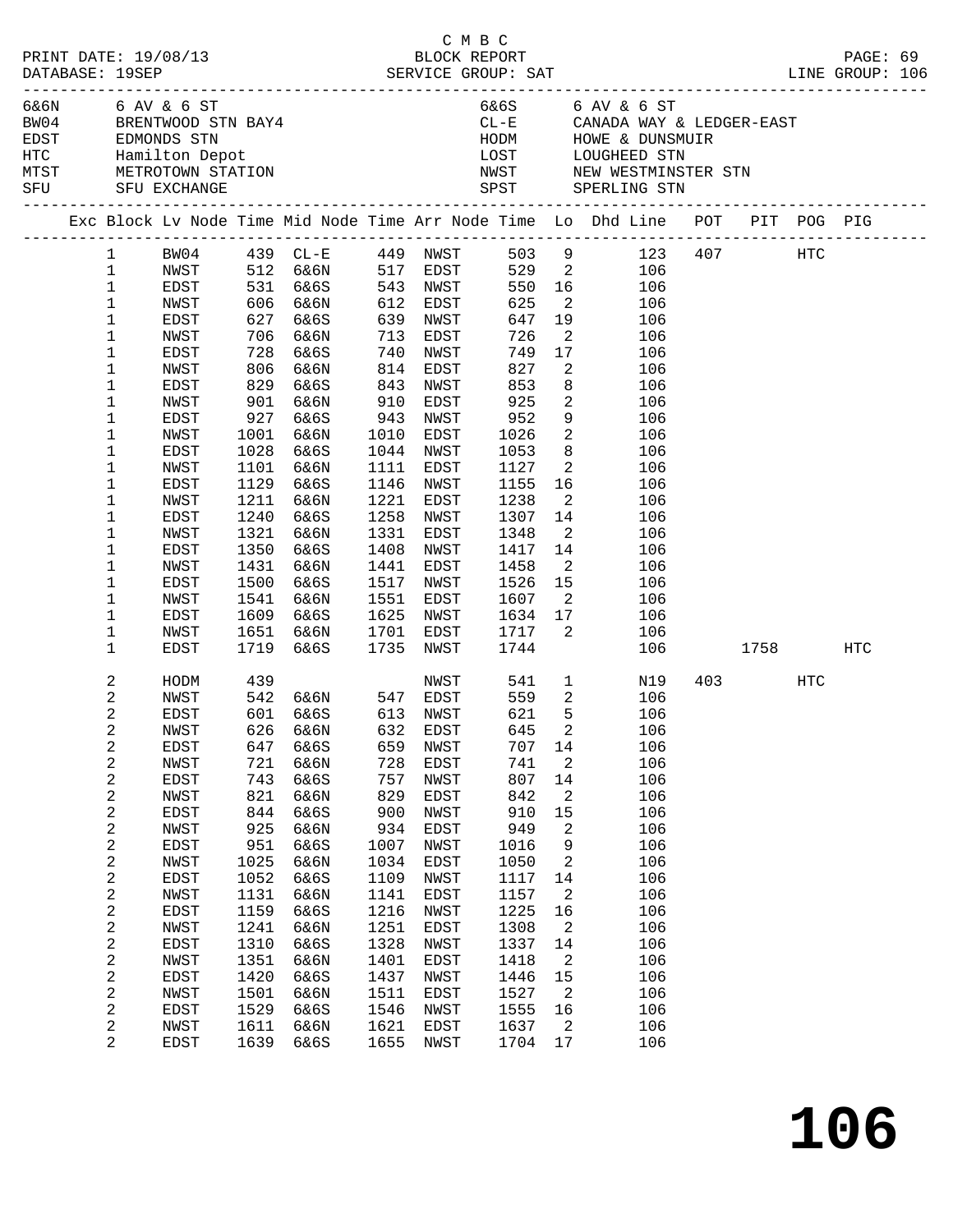C M B C

PRINT DATE: 19/08/13 BLOCK REPORT
DATABASE: 19SEP SERVICE GROUP: SAT LINE GROUP: 106

| | | | |
|---|---|---|---|
| 6&6N | 6 AV & 6 ST | 6&6S | 6 AV & 6 ST |
| BW04 | BRENTWOOD STN BAY4 | CL-E | CANADA WAY & LEDGER-EAST |
| EDST | EDMONDS STN | HODM | HOWE & DUNSMUIR |
| HTC | Hamilton Depot | LOST | LOUGHEED STN |
| MTST | METROTOWN STATION | NWST | NEW WESTMINSTER STN |
| SFU | SFU EXCHANGE | SPST | SPERLING STN |

| Exc | Block | Lv Node | Time | Mid Node | Time | Arr Node | Time | Lo | Dhd Line | POT | PIT | POG | PIG |
|---|---|---|---|---|---|---|---|---|---|---|---|---|---|
| | 1 | BW04 | 439 | CL-E | 449 | NWST | 503 | 9 | 123 | 407 | | HTC | |
| | 1 | NWST | 512 | 6&6N | 517 | EDST | 529 | 2 | 106 | | | | |
| | 1 | EDST | 531 | 6&6S | 543 | NWST | 550 | 16 | 106 | | | | |
| | 1 | NWST | 606 | 6&6N | 612 | EDST | 625 | 2 | 106 | | | | |
| | 1 | EDST | 627 | 6&6S | 639 | NWST | 647 | 19 | 106 | | | | |
| | 1 | NWST | 706 | 6&6N | 713 | EDST | 726 | 2 | 106 | | | | |
| | 1 | EDST | 728 | 6&6S | 740 | NWST | 749 | 17 | 106 | | | | |
| | 1 | NWST | 806 | 6&6N | 814 | EDST | 827 | 2 | 106 | | | | |
| | 1 | EDST | 829 | 6&6S | 843 | NWST | 853 | 8 | 106 | | | | |
| | 1 | NWST | 901 | 6&6N | 910 | EDST | 925 | 2 | 106 | | | | |
| | 1 | EDST | 927 | 6&6S | 943 | NWST | 952 | 9 | 106 | | | | |
| | 1 | NWST | 1001 | 6&6N | 1010 | EDST | 1026 | 2 | 106 | | | | |
| | 1 | EDST | 1028 | 6&6S | 1044 | NWST | 1053 | 8 | 106 | | | | |
| | 1 | NWST | 1101 | 6&6N | 1111 | EDST | 1127 | 2 | 106 | | | | |
| | 1 | EDST | 1129 | 6&6S | 1146 | NWST | 1155 | 16 | 106 | | | | |
| | 1 | NWST | 1211 | 6&6N | 1221 | EDST | 1238 | 2 | 106 | | | | |
| | 1 | EDST | 1240 | 6&6S | 1258 | NWST | 1307 | 14 | 106 | | | | |
| | 1 | NWST | 1321 | 6&6N | 1331 | EDST | 1348 | 2 | 106 | | | | |
| | 1 | EDST | 1350 | 6&6S | 1408 | NWST | 1417 | 14 | 106 | | | | |
| | 1 | NWST | 1431 | 6&6N | 1441 | EDST | 1458 | 2 | 106 | | | | |
| | 1 | EDST | 1500 | 6&6S | 1517 | NWST | 1526 | 15 | 106 | | | | |
| | 1 | NWST | 1541 | 6&6N | 1551 | EDST | 1607 | 2 | 106 | | | | |
| | 1 | EDST | 1609 | 6&6S | 1625 | NWST | 1634 | 17 | 106 | | | | |
| | 1 | NWST | 1651 | 6&6N | 1701 | EDST | 1717 | 2 | 106 | | | | |
| | 1 | EDST | 1719 | 6&6S | 1735 | NWST | 1744 | | 106 | | 1758 | | HTC |
| | 2 | HODM | 439 | | | NWST | 541 | 1 | N19 | 403 | | HTC | |
| | 2 | NWST | 542 | 6&6N | 547 | EDST | 559 | 2 | 106 | | | | |
| | 2 | EDST | 601 | 6&6S | 613 | NWST | 621 | 5 | 106 | | | | |
| | 2 | NWST | 626 | 6&6N | 632 | EDST | 645 | 2 | 106 | | | | |
| | 2 | EDST | 647 | 6&6S | 659 | NWST | 707 | 14 | 106 | | | | |
| | 2 | NWST | 721 | 6&6N | 728 | EDST | 741 | 2 | 106 | | | | |
| | 2 | EDST | 743 | 6&6S | 757 | NWST | 807 | 14 | 106 | | | | |
| | 2 | NWST | 821 | 6&6N | 829 | EDST | 842 | 2 | 106 | | | | |
| | 2 | EDST | 844 | 6&6S | 900 | NWST | 910 | 15 | 106 | | | | |
| | 2 | NWST | 925 | 6&6N | 934 | EDST | 949 | 2 | 106 | | | | |
| | 2 | EDST | 951 | 6&6S | 1007 | NWST | 1016 | 9 | 106 | | | | |
| | 2 | NWST | 1025 | 6&6N | 1034 | EDST | 1050 | 2 | 106 | | | | |
| | 2 | EDST | 1052 | 6&6S | 1109 | NWST | 1117 | 14 | 106 | | | | |
| | 2 | NWST | 1131 | 6&6N | 1141 | EDST | 1157 | 2 | 106 | | | | |
| | 2 | EDST | 1159 | 6&6S | 1216 | NWST | 1225 | 16 | 106 | | | | |
| | 2 | NWST | 1241 | 6&6N | 1251 | EDST | 1308 | 2 | 106 | | | | |
| | 2 | EDST | 1310 | 6&6S | 1328 | NWST | 1337 | 14 | 106 | | | | |
| | 2 | NWST | 1351 | 6&6N | 1401 | EDST | 1418 | 2 | 106 | | | | |
| | 2 | EDST | 1420 | 6&6S | 1437 | NWST | 1446 | 15 | 106 | | | | |
| | 2 | NWST | 1501 | 6&6N | 1511 | EDST | 1527 | 2 | 106 | | | | |
| | 2 | EDST | 1529 | 6&6S | 1546 | NWST | 1555 | 16 | 106 | | | | |
| | 2 | NWST | 1611 | 6&6N | 1621 | EDST | 1637 | 2 | 106 | | | | |
| | 2 | EDST | 1639 | 6&6S | 1655 | NWST | 1704 | 17 | 106 | | | | |

# 106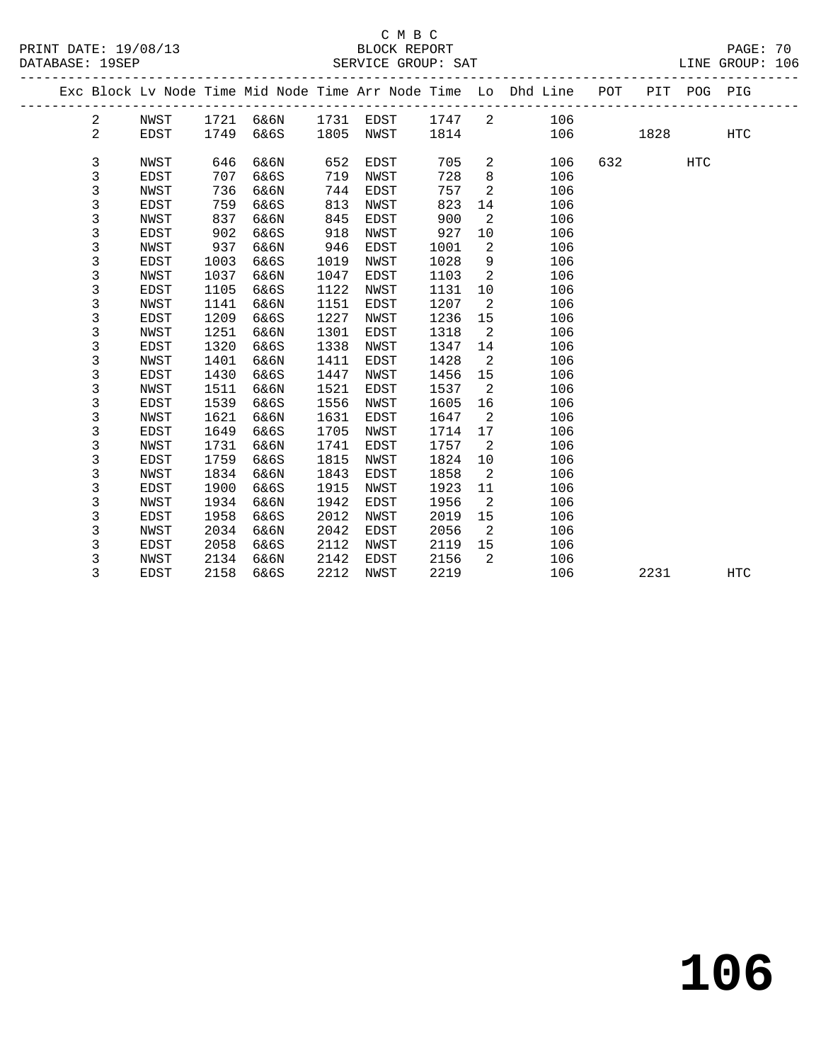C M B C
BLOCK REPORT
SERVICE GROUP: SAT

PRINT DATE: 19/08/13
DATABASE: 19SEP
LINE GROUP: 106

| Exc | Block | Lv Node | Time | Mid Node | Time | Arr Node | Time | Lo | Dhd Line | POT | PIT | POG | PIG |
|---|---|---|---|---|---|---|---|---|---|---|---|---|---|
| | 2 | NWST | 1721 | 6&6N | 1731 | EDST | 1747 | 2 | 106 | | | | |
| | 2 | EDST | 1749 | 6&6S | 1805 | NWST | 1814 | | 106 | | 1828 | | HTC |
| | 3 | NWST | 646 | 6&6N | 652 | EDST | 705 | 2 | 106 | 632 | | HTC | |
| | 3 | EDST | 707 | 6&6S | 719 | NWST | 728 | 8 | 106 | | | | |
| | 3 | NWST | 736 | 6&6N | 744 | EDST | 757 | 2 | 106 | | | | |
| | 3 | EDST | 759 | 6&6S | 813 | NWST | 823 | 14 | 106 | | | | |
| | 3 | NWST | 837 | 6&6N | 845 | EDST | 900 | 2 | 106 | | | | |
| | 3 | EDST | 902 | 6&6S | 918 | NWST | 927 | 10 | 106 | | | | |
| | 3 | NWST | 937 | 6&6N | 946 | EDST | 1001 | 2 | 106 | | | | |
| | 3 | EDST | 1003 | 6&6S | 1019 | NWST | 1028 | 9 | 106 | | | | |
| | 3 | NWST | 1037 | 6&6N | 1047 | EDST | 1103 | 2 | 106 | | | | |
| | 3 | EDST | 1105 | 6&6S | 1122 | NWST | 1131 | 10 | 106 | | | | |
| | 3 | NWST | 1141 | 6&6N | 1151 | EDST | 1207 | 2 | 106 | | | | |
| | 3 | EDST | 1209 | 6&6S | 1227 | NWST | 1236 | 15 | 106 | | | | |
| | 3 | NWST | 1251 | 6&6N | 1301 | EDST | 1318 | 2 | 106 | | | | |
| | 3 | EDST | 1320 | 6&6S | 1338 | NWST | 1347 | 14 | 106 | | | | |
| | 3 | NWST | 1401 | 6&6N | 1411 | EDST | 1428 | 2 | 106 | | | | |
| | 3 | EDST | 1430 | 6&6S | 1447 | NWST | 1456 | 15 | 106 | | | | |
| | 3 | NWST | 1511 | 6&6N | 1521 | EDST | 1537 | 2 | 106 | | | | |
| | 3 | EDST | 1539 | 6&6S | 1556 | NWST | 1605 | 16 | 106 | | | | |
| | 3 | NWST | 1621 | 6&6N | 1631 | EDST | 1647 | 2 | 106 | | | | |
| | 3 | EDST | 1649 | 6&6S | 1705 | NWST | 1714 | 17 | 106 | | | | |
| | 3 | NWST | 1731 | 6&6N | 1741 | EDST | 1757 | 2 | 106 | | | | |
| | 3 | EDST | 1759 | 6&6S | 1815 | NWST | 1824 | 10 | 106 | | | | |
| | 3 | NWST | 1834 | 6&6N | 1843 | EDST | 1858 | 2 | 106 | | | | |
| | 3 | EDST | 1900 | 6&6S | 1915 | NWST | 1923 | 11 | 106 | | | | |
| | 3 | NWST | 1934 | 6&6N | 1942 | EDST | 1956 | 2 | 106 | | | | |
| | 3 | EDST | 1958 | 6&6S | 2012 | NWST | 2019 | 15 | 106 | | | | |
| | 3 | NWST | 2034 | 6&6N | 2042 | EDST | 2056 | 2 | 106 | | | | |
| | 3 | EDST | 2058 | 6&6S | 2112 | NWST | 2119 | 15 | 106 | | | | |
| | 3 | NWST | 2134 | 6&6N | 2142 | EDST | 2156 | 2 | 106 | | | | |
| | 3 | EDST | 2158 | 6&6S | 2212 | NWST | 2219 | | 106 | | 2231 | | HTC |

106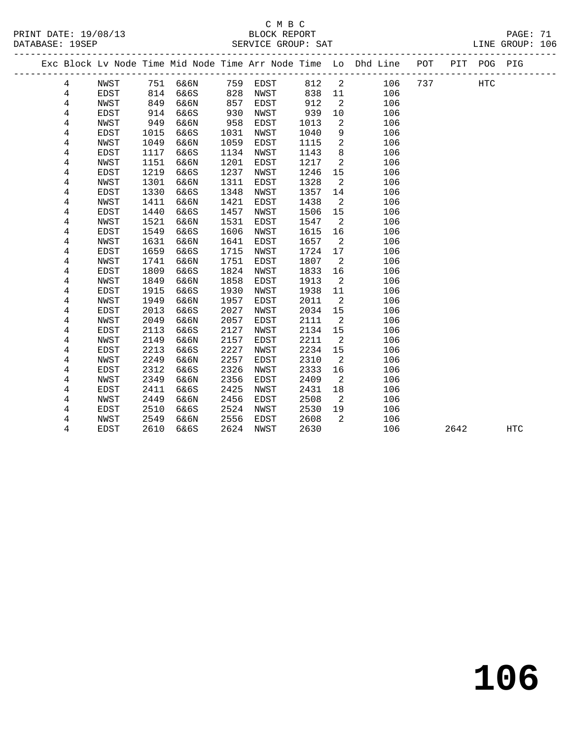C M B C

BLOCK REPORT

SERVICE GROUP: SAT

LINE GROUP: 106

| Exc | Block | Lv | Node | Time | Mid Node | Time | Arr Node | Time | Lo | Dhd Line | POT | PIT | POG | PIG |
|---|---|---|---|---|---|---|---|---|---|---|---|---|---|---|
| | 4 | | NWST | 751 | 6&6N | 759 | EDST | 812 | 2 | 106 | 737 | | HTC | |
| | 4 | | EDST | 814 | 6&6S | 828 | NWST | 838 | 11 | 106 | | | | |
| | 4 | | NWST | 849 | 6&6N | 857 | EDST | 912 | 2 | 106 | | | | |
| | 4 | | EDST | 914 | 6&6S | 930 | NWST | 939 | 10 | 106 | | | | |
| | 4 | | NWST | 949 | 6&6N | 958 | EDST | 1013 | 2 | 106 | | | | |
| | 4 | | EDST | 1015 | 6&6S | 1031 | NWST | 1040 | 9 | 106 | | | | |
| | 4 | | NWST | 1049 | 6&6N | 1059 | EDST | 1115 | 2 | 106 | | | | |
| | 4 | | EDST | 1117 | 6&6S | 1134 | NWST | 1143 | 8 | 106 | | | | |
| | 4 | | NWST | 1151 | 6&6N | 1201 | EDST | 1217 | 2 | 106 | | | | |
| | 4 | | EDST | 1219 | 6&6S | 1237 | NWST | 1246 | 15 | 106 | | | | |
| | 4 | | NWST | 1301 | 6&6N | 1311 | EDST | 1328 | 2 | 106 | | | | |
| | 4 | | EDST | 1330 | 6&6S | 1348 | NWST | 1357 | 14 | 106 | | | | |
| | 4 | | NWST | 1411 | 6&6N | 1421 | EDST | 1438 | 2 | 106 | | | | |
| | 4 | | EDST | 1440 | 6&6S | 1457 | NWST | 1506 | 15 | 106 | | | | |
| | 4 | | NWST | 1521 | 6&6N | 1531 | EDST | 1547 | 2 | 106 | | | | |
| | 4 | | EDST | 1549 | 6&6S | 1606 | NWST | 1615 | 16 | 106 | | | | |
| | 4 | | NWST | 1631 | 6&6N | 1641 | EDST | 1657 | 2 | 106 | | | | |
| | 4 | | EDST | 1659 | 6&6S | 1715 | NWST | 1724 | 17 | 106 | | | | |
| | 4 | | NWST | 1741 | 6&6N | 1751 | EDST | 1807 | 2 | 106 | | | | |
| | 4 | | EDST | 1809 | 6&6S | 1824 | NWST | 1833 | 16 | 106 | | | | |
| | 4 | | NWST | 1849 | 6&6N | 1858 | EDST | 1913 | 2 | 106 | | | | |
| | 4 | | EDST | 1915 | 6&6S | 1930 | NWST | 1938 | 11 | 106 | | | | |
| | 4 | | NWST | 1949 | 6&6N | 1957 | EDST | 2011 | 2 | 106 | | | | |
| | 4 | | EDST | 2013 | 6&6S | 2027 | NWST | 2034 | 15 | 106 | | | | |
| | 4 | | NWST | 2049 | 6&6N | 2057 | EDST | 2111 | 2 | 106 | | | | |
| | 4 | | EDST | 2113 | 6&6S | 2127 | NWST | 2134 | 15 | 106 | | | | |
| | 4 | | NWST | 2149 | 6&6N | 2157 | EDST | 2211 | 2 | 106 | | | | |
| | 4 | | EDST | 2213 | 6&6S | 2227 | NWST | 2234 | 15 | 106 | | | | |
| | 4 | | NWST | 2249 | 6&6N | 2257 | EDST | 2310 | 2 | 106 | | | | |
| | 4 | | EDST | 2312 | 6&6S | 2326 | NWST | 2333 | 16 | 106 | | | | |
| | 4 | | NWST | 2349 | 6&6N | 2356 | EDST | 2409 | 2 | 106 | | | | |
| | 4 | | EDST | 2411 | 6&6S | 2425 | NWST | 2431 | 18 | 106 | | | | |
| | 4 | | NWST | 2449 | 6&6N | 2456 | EDST | 2508 | 2 | 106 | | | | |
| | 4 | | EDST | 2510 | 6&6S | 2524 | NWST | 2530 | 19 | 106 | | | | |
| | 4 | | NWST | 2549 | 6&6N | 2556 | EDST | 2608 | 2 | 106 | | | | |
| | 4 | | EDST | 2610 | 6&6S | 2624 | NWST | 2630 | | 106 | | 2642 | | HTC |

# 106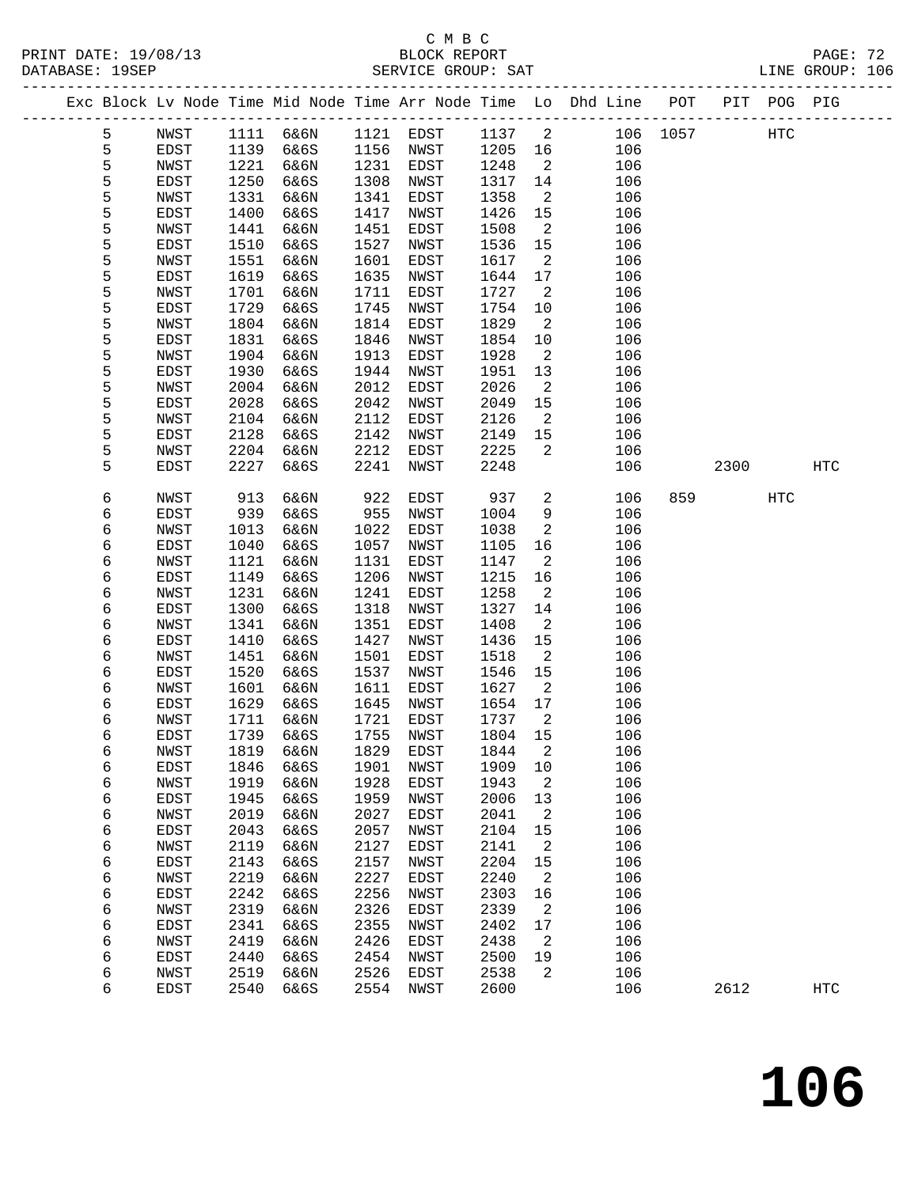C M B C
BLOCK REPORT
SERVICE GROUP: SAT

PRINT DATE: 19/08/13
DATABASE: 19SEP
LINE GROUP: 106

| Exc | Block | Lv | Node | Time | Mid Node | Time | Arr Node | Time | Lo | Dhd Line | POT | PIT | POG | PIG |
|---|---|---|---|---|---|---|---|---|---|---|---|---|---|---|
| | 5 | | NWST | 1111 | 6&6N | 1121 | EDST | 1137 | 2 | 106 | 1057 | | HTC | |
| | 5 | | EDST | 1139 | 6&6S | 1156 | NWST | 1205 | 16 | 106 | | | | |
| | 5 | | NWST | 1221 | 6&6N | 1231 | EDST | 1248 | 2 | 106 | | | | |
| | 5 | | EDST | 1250 | 6&6S | 1308 | NWST | 1317 | 14 | 106 | | | | |
| | 5 | | NWST | 1331 | 6&6N | 1341 | EDST | 1358 | 2 | 106 | | | | |
| | 5 | | EDST | 1400 | 6&6S | 1417 | NWST | 1426 | 15 | 106 | | | | |
| | 5 | | NWST | 1441 | 6&6N | 1451 | EDST | 1508 | 2 | 106 | | | | |
| | 5 | | EDST | 1510 | 6&6S | 1527 | NWST | 1536 | 15 | 106 | | | | |
| | 5 | | NWST | 1551 | 6&6N | 1601 | EDST | 1617 | 2 | 106 | | | | |
| | 5 | | EDST | 1619 | 6&6S | 1635 | NWST | 1644 | 17 | 106 | | | | |
| | 5 | | NWST | 1701 | 6&6N | 1711 | EDST | 1727 | 2 | 106 | | | | |
| | 5 | | EDST | 1729 | 6&6S | 1745 | NWST | 1754 | 10 | 106 | | | | |
| | 5 | | NWST | 1804 | 6&6N | 1814 | EDST | 1829 | 2 | 106 | | | | |
| | 5 | | EDST | 1831 | 6&6S | 1846 | NWST | 1854 | 10 | 106 | | | | |
| | 5 | | NWST | 1904 | 6&6N | 1913 | EDST | 1928 | 2 | 106 | | | | |
| | 5 | | EDST | 1930 | 6&6S | 1944 | NWST | 1951 | 13 | 106 | | | | |
| | 5 | | NWST | 2004 | 6&6N | 2012 | EDST | 2026 | 2 | 106 | | | | |
| | 5 | | EDST | 2028 | 6&6S | 2042 | NWST | 2049 | 15 | 106 | | | | |
| | 5 | | NWST | 2104 | 6&6N | 2112 | EDST | 2126 | 2 | 106 | | | | |
| | 5 | | EDST | 2128 | 6&6S | 2142 | NWST | 2149 | 15 | 106 | | | | |
| | 5 | | NWST | 2204 | 6&6N | 2212 | EDST | 2225 | 2 | 106 | | | | |
| | 5 | | EDST | 2227 | 6&6S | 2241 | NWST | 2248 | | 106 | | 2300 | | HTC |
| | 6 | | NWST | 913 | 6&6N | 922 | EDST | 937 | 2 | 106 | 859 | | HTC | |
| | 6 | | EDST | 939 | 6&6S | 955 | NWST | 1004 | 9 | 106 | | | | |
| | 6 | | NWST | 1013 | 6&6N | 1022 | EDST | 1038 | 2 | 106 | | | | |
| | 6 | | EDST | 1040 | 6&6S | 1057 | NWST | 1105 | 16 | 106 | | | | |
| | 6 | | NWST | 1121 | 6&6N | 1131 | EDST | 1147 | 2 | 106 | | | | |
| | 6 | | EDST | 1149 | 6&6S | 1206 | NWST | 1215 | 16 | 106 | | | | |
| | 6 | | NWST | 1231 | 6&6N | 1241 | EDST | 1258 | 2 | 106 | | | | |
| | 6 | | EDST | 1300 | 6&6S | 1318 | NWST | 1327 | 14 | 106 | | | | |
| | 6 | | NWST | 1341 | 6&6N | 1351 | EDST | 1408 | 2 | 106 | | | | |
| | 6 | | EDST | 1410 | 6&6S | 1427 | NWST | 1436 | 15 | 106 | | | | |
| | 6 | | NWST | 1451 | 6&6N | 1501 | EDST | 1518 | 2 | 106 | | | | |
| | 6 | | EDST | 1520 | 6&6S | 1537 | NWST | 1546 | 15 | 106 | | | | |
| | 6 | | NWST | 1601 | 6&6N | 1611 | EDST | 1627 | 2 | 106 | | | | |
| | 6 | | EDST | 1629 | 6&6S | 1645 | NWST | 1654 | 17 | 106 | | | | |
| | 6 | | NWST | 1711 | 6&6N | 1721 | EDST | 1737 | 2 | 106 | | | | |
| | 6 | | EDST | 1739 | 6&6S | 1755 | NWST | 1804 | 15 | 106 | | | | |
| | 6 | | NWST | 1819 | 6&6N | 1829 | EDST | 1844 | 2 | 106 | | | | |
| | 6 | | EDST | 1846 | 6&6S | 1901 | NWST | 1909 | 10 | 106 | | | | |
| | 6 | | NWST | 1919 | 6&6N | 1928 | EDST | 1943 | 2 | 106 | | | | |
| | 6 | | EDST | 1945 | 6&6S | 1959 | NWST | 2006 | 13 | 106 | | | | |
| | 6 | | NWST | 2019 | 6&6N | 2027 | EDST | 2041 | 2 | 106 | | | | |
| | 6 | | EDST | 2043 | 6&6S | 2057 | NWST | 2104 | 15 | 106 | | | | |
| | 6 | | NWST | 2119 | 6&6N | 2127 | EDST | 2141 | 2 | 106 | | | | |
| | 6 | | EDST | 2143 | 6&6S | 2157 | NWST | 2204 | 15 | 106 | | | | |
| | 6 | | NWST | 2219 | 6&6N | 2227 | EDST | 2240 | 2 | 106 | | | | |
| | 6 | | EDST | 2242 | 6&6S | 2256 | NWST | 2303 | 16 | 106 | | | | |
| | 6 | | NWST | 2319 | 6&6N | 2326 | EDST | 2339 | 2 | 106 | | | | |
| | 6 | | EDST | 2341 | 6&6S | 2355 | NWST | 2402 | 17 | 106 | | | | |
| | 6 | | NWST | 2419 | 6&6N | 2426 | EDST | 2438 | 2 | 106 | | | | |
| | 6 | | EDST | 2440 | 6&6S | 2454 | NWST | 2500 | 19 | 106 | | | | |
| | 6 | | NWST | 2519 | 6&6N | 2526 | EDST | 2538 | 2 | 106 | | | | |
| | 6 | | EDST | 2540 | 6&6S | 2554 | NWST | 2600 | | 106 | | 2612 | | HTC |

**106**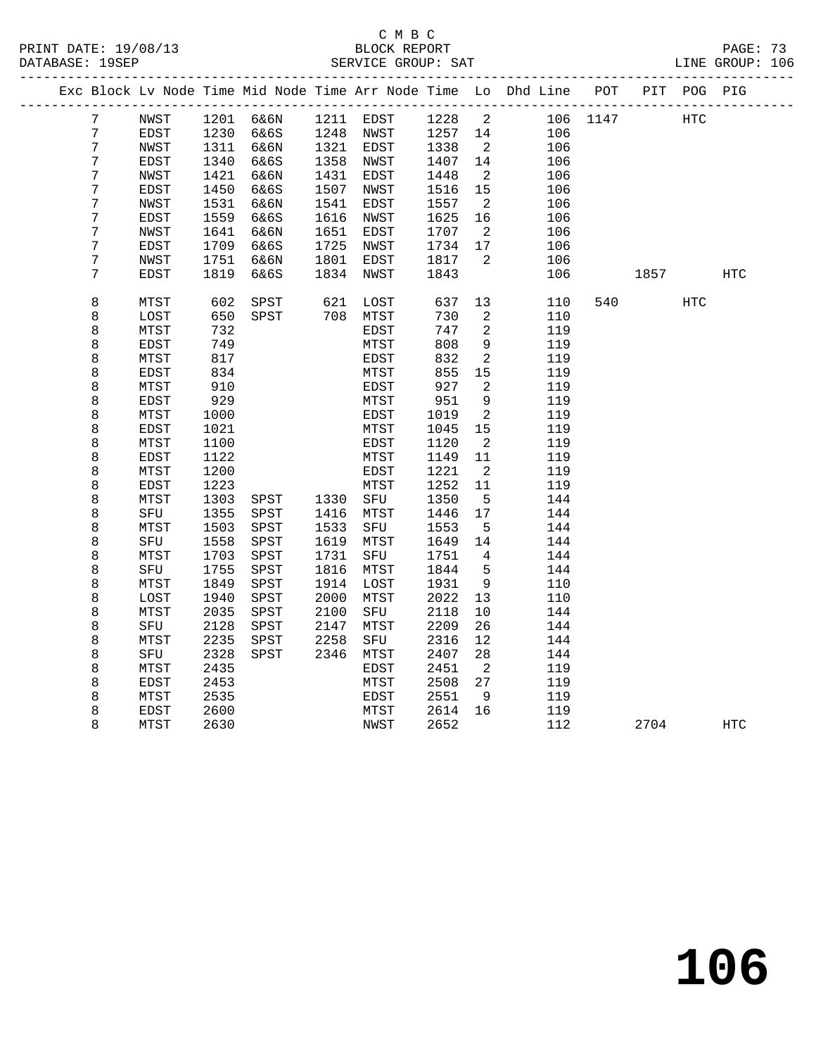C M B C
BLOCK REPORT
SERVICE GROUP: SAT

PRINT DATE: 19/08/13
DATABASE: 19SEP
LINE GROUP: 106

| Exc | Block | Lv | Node | Time | Mid Node | Time | Arr Node | Time | Lo | Dhd Line | POT | PIT | POG | PIG |
|---|---|---|---|---|---|---|---|---|---|---|---|---|---|---|
| | 7 | | NWST | 1201 | 6&6N | 1211 | EDST | 1228 | 2 | 106 | 1147 | | HTC | |
| | 7 | | EDST | 1230 | 6&6S | 1248 | NWST | 1257 | 14 | 106 | | | | |
| | 7 | | NWST | 1311 | 6&6N | 1321 | EDST | 1338 | 2 | 106 | | | | |
| | 7 | | EDST | 1340 | 6&6S | 1358 | NWST | 1407 | 14 | 106 | | | | |
| | 7 | | NWST | 1421 | 6&6N | 1431 | EDST | 1448 | 2 | 106 | | | | |
| | 7 | | EDST | 1450 | 6&6S | 1507 | NWST | 1516 | 15 | 106 | | | | |
| | 7 | | NWST | 1531 | 6&6N | 1541 | EDST | 1557 | 2 | 106 | | | | |
| | 7 | | EDST | 1559 | 6&6S | 1616 | NWST | 1625 | 16 | 106 | | | | |
| | 7 | | NWST | 1641 | 6&6N | 1651 | EDST | 1707 | 2 | 106 | | | | |
| | 7 | | EDST | 1709 | 6&6S | 1725 | NWST | 1734 | 17 | 106 | | | | |
| | 7 | | NWST | 1751 | 6&6N | 1801 | EDST | 1817 | 2 | 106 | | | | |
| | 7 | | EDST | 1819 | 6&6S | 1834 | NWST | 1843 | | 106 | | 1857 | | HTC |
| | 8 | | MTST | 602 | SPST | 621 | LOST | 637 | 13 | 110 | 540 | | HTC | |
| | 8 | | LOST | 650 | SPST | 708 | MTST | 730 | 2 | 110 | | | | |
| | 8 | | MTST | 732 | | | EDST | 747 | 2 | 119 | | | | |
| | 8 | | EDST | 749 | | | MTST | 808 | 9 | 119 | | | | |
| | 8 | | MTST | 817 | | | EDST | 832 | 2 | 119 | | | | |
| | 8 | | EDST | 834 | | | MTST | 855 | 15 | 119 | | | | |
| | 8 | | MTST | 910 | | | EDST | 927 | 2 | 119 | | | | |
| | 8 | | EDST | 929 | | | MTST | 951 | 9 | 119 | | | | |
| | 8 | | MTST | 1000 | | | EDST | 1019 | 2 | 119 | | | | |
| | 8 | | EDST | 1021 | | | MTST | 1045 | 15 | 119 | | | | |
| | 8 | | MTST | 1100 | | | EDST | 1120 | 2 | 119 | | | | |
| | 8 | | EDST | 1122 | | | MTST | 1149 | 11 | 119 | | | | |
| | 8 | | MTST | 1200 | | | EDST | 1221 | 2 | 119 | | | | |
| | 8 | | EDST | 1223 | | | MTST | 1252 | 11 | 119 | | | | |
| | 8 | | MTST | 1303 | SPST | 1330 | SFU | 1350 | 5 | 144 | | | | |
| | 8 | | SFU | 1355 | SPST | 1416 | MTST | 1446 | 17 | 144 | | | | |
| | 8 | | MTST | 1503 | SPST | 1533 | SFU | 1553 | 5 | 144 | | | | |
| | 8 | | SFU | 1558 | SPST | 1619 | MTST | 1649 | 14 | 144 | | | | |
| | 8 | | MTST | 1703 | SPST | 1731 | SFU | 1751 | 4 | 144 | | | | |
| | 8 | | SFU | 1755 | SPST | 1816 | MTST | 1844 | 5 | 144 | | | | |
| | 8 | | MTST | 1849 | SPST | 1914 | LOST | 1931 | 9 | 110 | | | | |
| | 8 | | LOST | 1940 | SPST | 2000 | MTST | 2022 | 13 | 110 | | | | |
| | 8 | | MTST | 2035 | SPST | 2100 | SFU | 2118 | 10 | 144 | | | | |
| | 8 | | SFU | 2128 | SPST | 2147 | MTST | 2209 | 26 | 144 | | | | |
| | 8 | | MTST | 2235 | SPST | 2258 | SFU | 2316 | 12 | 144 | | | | |
| | 8 | | SFU | 2328 | SPST | 2346 | MTST | 2407 | 28 | 144 | | | | |
| | 8 | | MTST | 2435 | | | EDST | 2451 | 2 | 119 | | | | |
| | 8 | | EDST | 2453 | | | MTST | 2508 | 27 | 119 | | | | |
| | 8 | | MTST | 2535 | | | EDST | 2551 | 9 | 119 | | | | |
| | 8 | | EDST | 2600 | | | MTST | 2614 | 16 | 119 | | | | |
| | 8 | | MTST | 2630 | | | NWST | 2652 | | 112 | | 2704 | | HTC |

106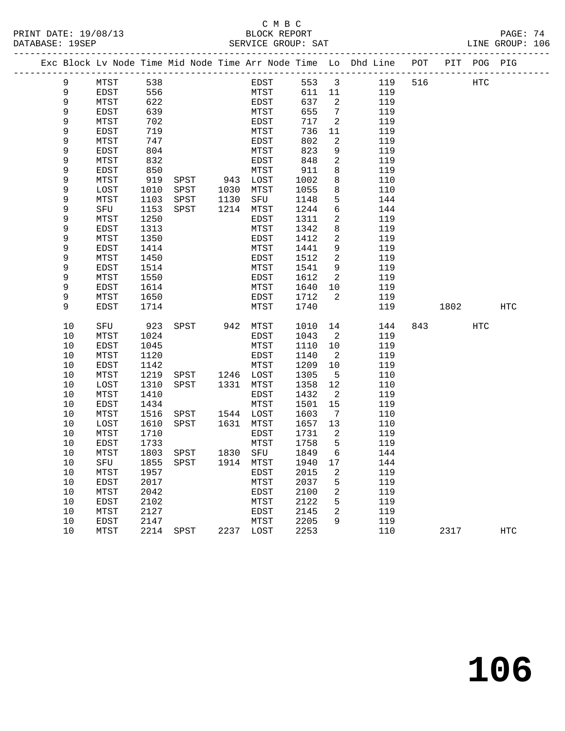C M B C
BLOCK REPORT
SERVICE GROUP: SAT

PRINT DATE: 19/08/13
DATABASE: 19SEP
LINE GROUP: 106

| Exc | Block | Lv Node | Time | Mid Node | Time | Arr Node | Time | Lo | Dhd Line | POT | PIT | POG | PIG |
|---|---|---|---|---|---|---|---|---|---|---|---|---|---|
| | 9 | MTST | 538 | | | EDST | 553 | 3 | 119 | 516 | | HTC | |
| | 9 | EDST | 556 | | | MTST | 611 | 11 | 119 | | | | |
| | 9 | MTST | 622 | | | EDST | 637 | 2 | 119 | | | | |
| | 9 | EDST | 639 | | | MTST | 655 | 7 | 119 | | | | |
| | 9 | MTST | 702 | | | EDST | 717 | 2 | 119 | | | | |
| | 9 | EDST | 719 | | | MTST | 736 | 11 | 119 | | | | |
| | 9 | MTST | 747 | | | EDST | 802 | 2 | 119 | | | | |
| | 9 | EDST | 804 | | | MTST | 823 | 9 | 119 | | | | |
| | 9 | MTST | 832 | | | EDST | 848 | 2 | 119 | | | | |
| | 9 | EDST | 850 | | | MTST | 911 | 8 | 119 | | | | |
| | 9 | MTST | 919 | SPST | 943 | LOST | 1002 | 8 | 110 | | | | |
| | 9 | LOST | 1010 | SPST | 1030 | MTST | 1055 | 8 | 110 | | | | |
| | 9 | MTST | 1103 | SPST | 1130 | SFU | 1148 | 5 | 144 | | | | |
| | 9 | SFU | 1153 | SPST | 1214 | MTST | 1244 | 6 | 144 | | | | |
| | 9 | MTST | 1250 | | | EDST | 1311 | 2 | 119 | | | | |
| | 9 | EDST | 1313 | | | MTST | 1342 | 8 | 119 | | | | |
| | 9 | MTST | 1350 | | | EDST | 1412 | 2 | 119 | | | | |
| | 9 | EDST | 1414 | | | MTST | 1441 | 9 | 119 | | | | |
| | 9 | MTST | 1450 | | | EDST | 1512 | 2 | 119 | | | | |
| | 9 | EDST | 1514 | | | MTST | 1541 | 9 | 119 | | | | |
| | 9 | MTST | 1550 | | | EDST | 1612 | 2 | 119 | | | | |
| | 9 | EDST | 1614 | | | MTST | 1640 | 10 | 119 | | | | |
| | 9 | MTST | 1650 | | | EDST | 1712 | 2 | 119 | | | | |
| | 9 | EDST | 1714 | | | MTST | 1740 | | 119 | | 1802 | | HTC |
| | 10 | SFU | 923 | SPST | 942 | MTST | 1010 | 14 | 144 | 843 | | HTC | |
| | 10 | MTST | 1024 | | | EDST | 1043 | 2 | 119 | | | | |
| | 10 | EDST | 1045 | | | MTST | 1110 | 10 | 119 | | | | |
| | 10 | MTST | 1120 | | | EDST | 1140 | 2 | 119 | | | | |
| | 10 | EDST | 1142 | | | MTST | 1209 | 10 | 119 | | | | |
| | 10 | MTST | 1219 | SPST | 1246 | LOST | 1305 | 5 | 110 | | | | |
| | 10 | LOST | 1310 | SPST | 1331 | MTST | 1358 | 12 | 110 | | | | |
| | 10 | MTST | 1410 | | | EDST | 1432 | 2 | 119 | | | | |
| | 10 | EDST | 1434 | | | MTST | 1501 | 15 | 119 | | | | |
| | 10 | MTST | 1516 | SPST | 1544 | LOST | 1603 | 7 | 110 | | | | |
| | 10 | LOST | 1610 | SPST | 1631 | MTST | 1657 | 13 | 110 | | | | |
| | 10 | MTST | 1710 | | | EDST | 1731 | 2 | 119 | | | | |
| | 10 | EDST | 1733 | | | MTST | 1758 | 5 | 119 | | | | |
| | 10 | MTST | 1803 | SPST | 1830 | SFU | 1849 | 6 | 144 | | | | |
| | 10 | SFU | 1855 | SPST | 1914 | MTST | 1940 | 17 | 144 | | | | |
| | 10 | MTST | 1957 | | | EDST | 2015 | 2 | 119 | | | | |
| | 10 | EDST | 2017 | | | MTST | 2037 | 5 | 119 | | | | |
| | 10 | MTST | 2042 | | | EDST | 2100 | 2 | 119 | | | | |
| | 10 | EDST | 2102 | | | MTST | 2122 | 5 | 119 | | | | |
| | 10 | MTST | 2127 | | | EDST | 2145 | 2 | 119 | | | | |
| | 10 | EDST | 2147 | | | MTST | 2205 | 9 | 119 | | | | |
| | 10 | MTST | 2214 | SPST | 2237 | LOST | 2253 | | 110 | | 2317 | | HTC |

106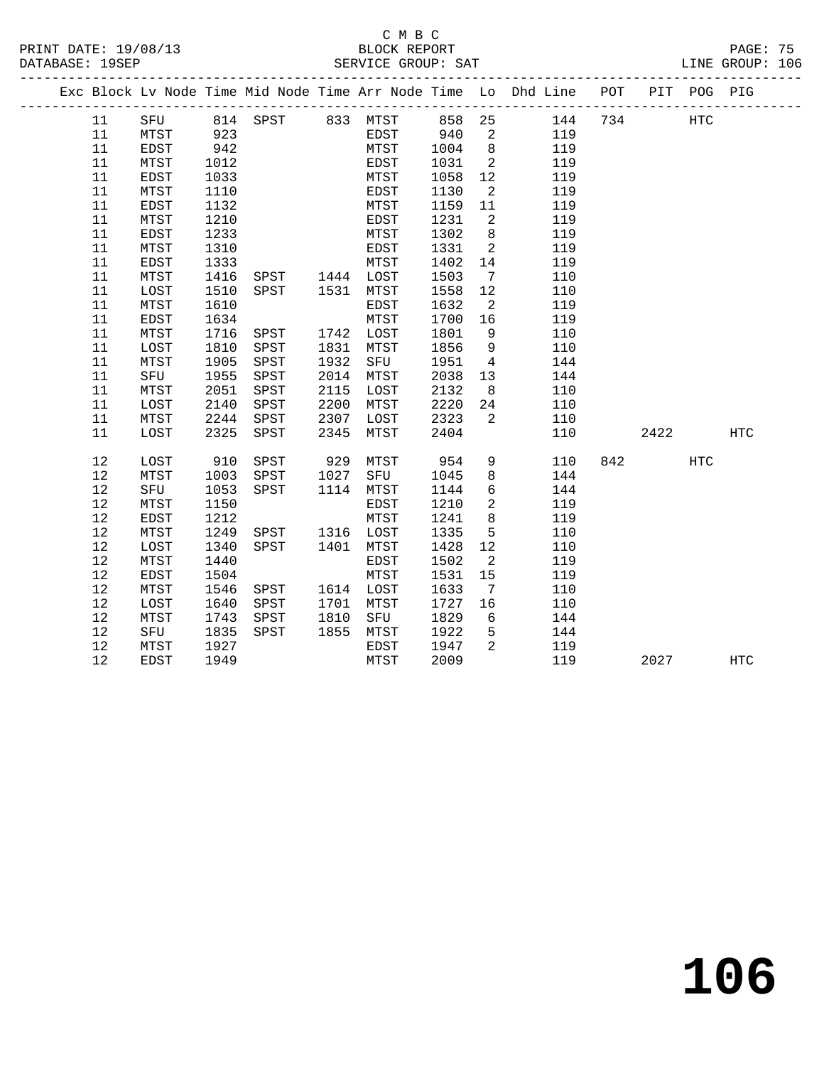C M B C

BLOCK REPORT

SERVICE GROUP: SAT

| Exc | Block | Lv Node | Time | Mid Node | Time | Arr Node | Time | Lo | Dhd Line | POT | PIT | POG | PIG |
|---|---|---|---|---|---|---|---|---|---|---|---|---|---|
| | 11 | SFU | 814 | SPST | 833 | MTST | 858 | 25 | 144 | 734 | | HTC | |
| | 11 | MTST | 923 | | | EDST | 940 | 2 | 119 | | | | |
| | 11 | EDST | 942 | | | MTST | 1004 | 8 | 119 | | | | |
| | 11 | MTST | 1012 | | | EDST | 1031 | 2 | 119 | | | | |
| | 11 | EDST | 1033 | | | MTST | 1058 | 12 | 119 | | | | |
| | 11 | MTST | 1110 | | | EDST | 1130 | 2 | 119 | | | | |
| | 11 | EDST | 1132 | | | MTST | 1159 | 11 | 119 | | | | |
| | 11 | MTST | 1210 | | | EDST | 1231 | 2 | 119 | | | | |
| | 11 | EDST | 1233 | | | MTST | 1302 | 8 | 119 | | | | |
| | 11 | MTST | 1310 | | | EDST | 1331 | 2 | 119 | | | | |
| | 11 | EDST | 1333 | | | MTST | 1402 | 14 | 119 | | | | |
| | 11 | MTST | 1416 | SPST | 1444 | LOST | 1503 | 7 | 110 | | | | |
| | 11 | LOST | 1510 | SPST | 1531 | MTST | 1558 | 12 | 110 | | | | |
| | 11 | MTST | 1610 | | | EDST | 1632 | 2 | 119 | | | | |
| | 11 | EDST | 1634 | | | MTST | 1700 | 16 | 119 | | | | |
| | 11 | MTST | 1716 | SPST | 1742 | LOST | 1801 | 9 | 110 | | | | |
| | 11 | LOST | 1810 | SPST | 1831 | MTST | 1856 | 9 | 110 | | | | |
| | 11 | MTST | 1905 | SPST | 1932 | SFU | 1951 | 4 | 144 | | | | |
| | 11 | SFU | 1955 | SPST | 2014 | MTST | 2038 | 13 | 144 | | | | |
| | 11 | MTST | 2051 | SPST | 2115 | LOST | 2132 | 8 | 110 | | | | |
| | 11 | LOST | 2140 | SPST | 2200 | MTST | 2220 | 24 | 110 | | | | |
| | 11 | MTST | 2244 | SPST | 2307 | LOST | 2323 | 2 | 110 | | | | |
| | 11 | LOST | 2325 | SPST | 2345 | MTST | 2404 | | 110 | | 2422 | | HTC |
| | 12 | LOST | 910 | SPST | 929 | MTST | 954 | 9 | 110 | 842 | | HTC | |
| | 12 | MTST | 1003 | SPST | 1027 | SFU | 1045 | 8 | 144 | | | | |
| | 12 | SFU | 1053 | SPST | 1114 | MTST | 1144 | 6 | 144 | | | | |
| | 12 | MTST | 1150 | | | EDST | 1210 | 2 | 119 | | | | |
| | 12 | EDST | 1212 | | | MTST | 1241 | 8 | 119 | | | | |
| | 12 | MTST | 1249 | SPST | 1316 | LOST | 1335 | 5 | 110 | | | | |
| | 12 | LOST | 1340 | SPST | 1401 | MTST | 1428 | 12 | 110 | | | | |
| | 12 | MTST | 1440 | | | EDST | 1502 | 2 | 119 | | | | |
| | 12 | EDST | 1504 | | | MTST | 1531 | 15 | 119 | | | | |
| | 12 | MTST | 1546 | SPST | 1614 | LOST | 1633 | 7 | 110 | | | | |
| | 12 | LOST | 1640 | SPST | 1701 | MTST | 1727 | 16 | 110 | | | | |
| | 12 | MTST | 1743 | SPST | 1810 | SFU | 1829 | 6 | 144 | | | | |
| | 12 | SFU | 1835 | SPST | 1855 | MTST | 1922 | 5 | 144 | | | | |
| | 12 | MTST | 1927 | | | EDST | 1947 | 2 | 119 | | | | |
| | 12 | EDST | 1949 | | | MTST | 2009 | | 119 | | 2027 | | HTC |

# 106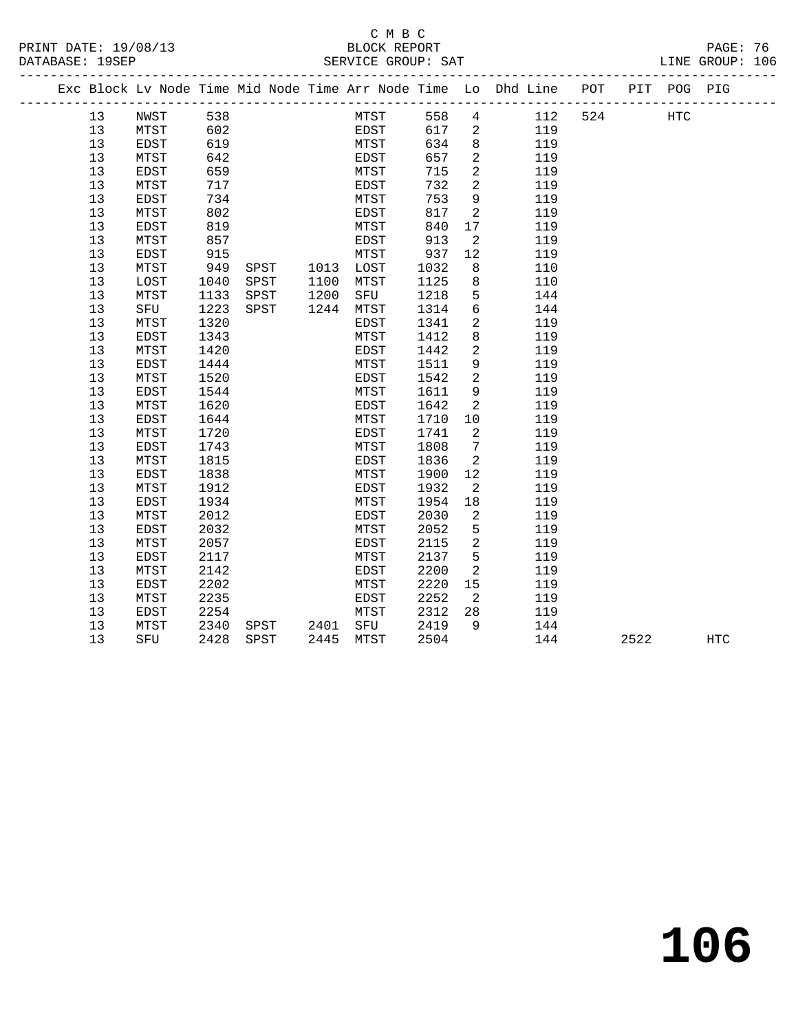C M B C
BLOCK REPORT
SERVICE GROUP: SAT

PRINT DATE: 19/08/13
DATABASE: 19SEP
LINE GROUP: 106

| Exc | Block | Lv Node | Time | Mid Node | Time | Arr Node | Time | Lo | Dhd Line | POT | PIT | POG | PIG |
|---|---|---|---|---|---|---|---|---|---|---|---|---|---|
| | 13 | NWST | 538 | | | MTST | 558 | 4 | 112 | 524 | | HTC | |
| | 13 | MTST | 602 | | | EDST | 617 | 2 | 119 | | | | |
| | 13 | EDST | 619 | | | MTST | 634 | 8 | 119 | | | | |
| | 13 | MTST | 642 | | | EDST | 657 | 2 | 119 | | | | |
| | 13 | EDST | 659 | | | MTST | 715 | 2 | 119 | | | | |
| | 13 | MTST | 717 | | | EDST | 732 | 2 | 119 | | | | |
| | 13 | EDST | 734 | | | MTST | 753 | 9 | 119 | | | | |
| | 13 | MTST | 802 | | | EDST | 817 | 2 | 119 | | | | |
| | 13 | EDST | 819 | | | MTST | 840 | 17 | 119 | | | | |
| | 13 | MTST | 857 | | | EDST | 913 | 2 | 119 | | | | |
| | 13 | EDST | 915 | | | MTST | 937 | 12 | 119 | | | | |
| | 13 | MTST | 949 | SPST | 1013 | LOST | 1032 | 8 | 110 | | | | |
| | 13 | LOST | 1040 | SPST | 1100 | MTST | 1125 | 8 | 110 | | | | |
| | 13 | MTST | 1133 | SPST | 1200 | SFU | 1218 | 5 | 144 | | | | |
| | 13 | SFU | 1223 | SPST | 1244 | MTST | 1314 | 6 | 144 | | | | |
| | 13 | MTST | 1320 | | | EDST | 1341 | 2 | 119 | | | | |
| | 13 | EDST | 1343 | | | MTST | 1412 | 8 | 119 | | | | |
| | 13 | MTST | 1420 | | | EDST | 1442 | 2 | 119 | | | | |
| | 13 | EDST | 1444 | | | MTST | 1511 | 9 | 119 | | | | |
| | 13 | MTST | 1520 | | | EDST | 1542 | 2 | 119 | | | | |
| | 13 | EDST | 1544 | | | MTST | 1611 | 9 | 119 | | | | |
| | 13 | MTST | 1620 | | | EDST | 1642 | 2 | 119 | | | | |
| | 13 | EDST | 1644 | | | MTST | 1710 | 10 | 119 | | | | |
| | 13 | MTST | 1720 | | | EDST | 1741 | 2 | 119 | | | | |
| | 13 | EDST | 1743 | | | MTST | 1808 | 7 | 119 | | | | |
| | 13 | MTST | 1815 | | | EDST | 1836 | 2 | 119 | | | | |
| | 13 | EDST | 1838 | | | MTST | 1900 | 12 | 119 | | | | |
| | 13 | MTST | 1912 | | | EDST | 1932 | 2 | 119 | | | | |
| | 13 | EDST | 1934 | | | MTST | 1954 | 18 | 119 | | | | |
| | 13 | MTST | 2012 | | | EDST | 2030 | 2 | 119 | | | | |
| | 13 | EDST | 2032 | | | MTST | 2052 | 5 | 119 | | | | |
| | 13 | MTST | 2057 | | | EDST | 2115 | 2 | 119 | | | | |
| | 13 | EDST | 2117 | | | MTST | 2137 | 5 | 119 | | | | |
| | 13 | MTST | 2142 | | | EDST | 2200 | 2 | 119 | | | | |
| | 13 | EDST | 2202 | | | MTST | 2220 | 15 | 119 | | | | |
| | 13 | MTST | 2235 | | | EDST | 2252 | 2 | 119 | | | | |
| | 13 | EDST | 2254 | | | MTST | 2312 | 28 | 119 | | | | |
| | 13 | MTST | 2340 | SPST | 2401 | SFU | 2419 | 9 | 144 | | | | |
| | 13 | SFU | 2428 | SPST | 2445 | MTST | 2504 | | 144 | | 2522 | | HTC |

106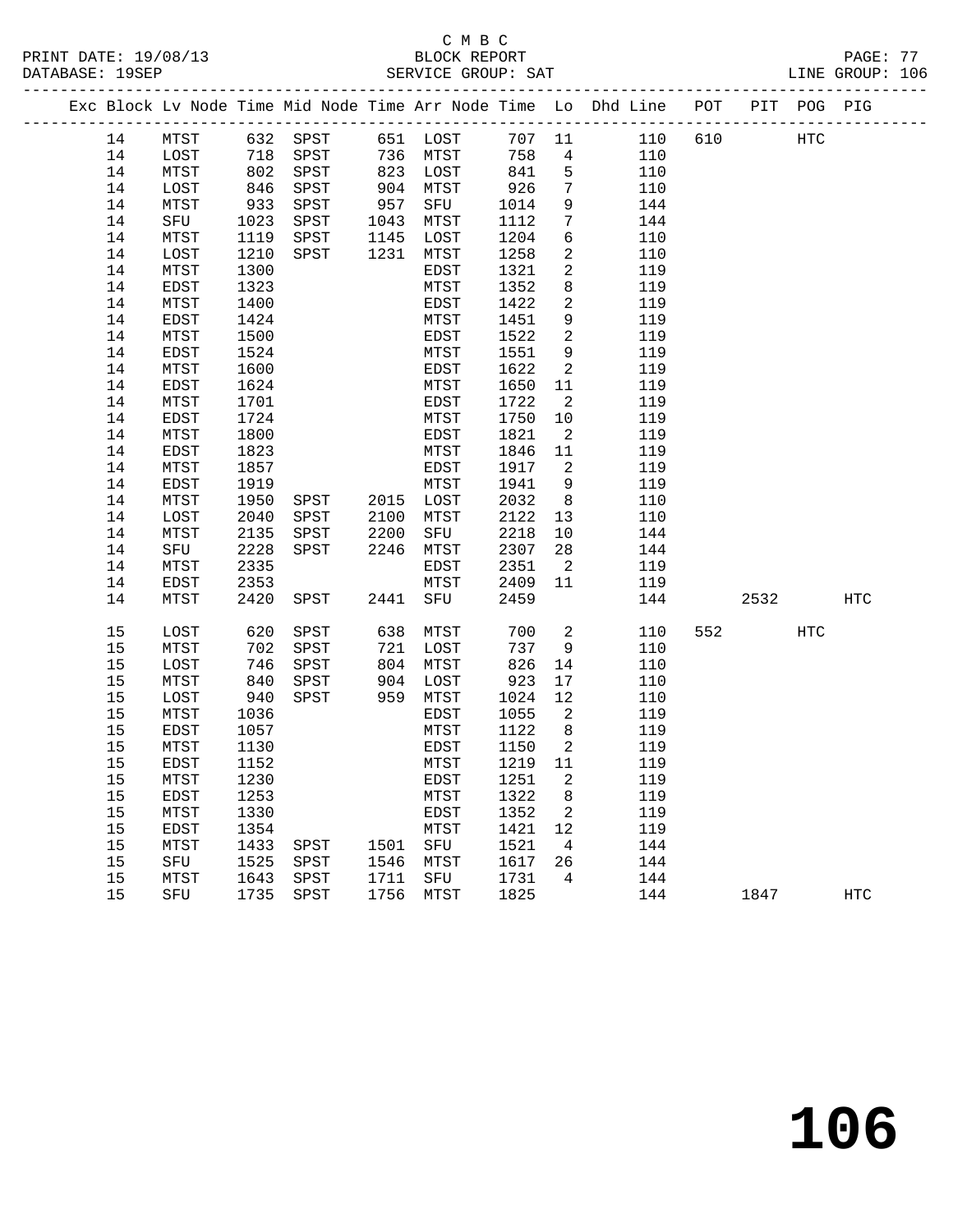C M B C
PRINT DATE: 19/08/13 BLOCK REPORT
DATABASE: 19SEP SERVICE GROUP: SAT LINE GROUP: 106

| Exc | Block | Lv Node | Time | Mid Node | Time | Arr Node | Time | Lo | Dhd Line | POT | PIT | POG | PIG |
|---|---|---|---|---|---|---|---|---|---|---|---|---|---|
| | 14 | MTST | 632 | SPST | 651 | LOST | 707 | 11 | 110 | 610 | | HTC | |
| | 14 | LOST | 718 | SPST | 736 | MTST | 758 | 4 | 110 | | | | |
| | 14 | MTST | 802 | SPST | 823 | LOST | 841 | 5 | 110 | | | | |
| | 14 | LOST | 846 | SPST | 904 | MTST | 926 | 7 | 110 | | | | |
| | 14 | MTST | 933 | SPST | 957 | SFU | 1014 | 9 | 144 | | | | |
| | 14 | SFU | 1023 | SPST | 1043 | MTST | 1112 | 7 | 144 | | | | |
| | 14 | MTST | 1119 | SPST | 1145 | LOST | 1204 | 6 | 110 | | | | |
| | 14 | LOST | 1210 | SPST | 1231 | MTST | 1258 | 2 | 110 | | | | |
| | 14 | MTST | 1300 | | | EDST | 1321 | 2 | 119 | | | | |
| | 14 | EDST | 1323 | | | MTST | 1352 | 8 | 119 | | | | |
| | 14 | MTST | 1400 | | | EDST | 1422 | 2 | 119 | | | | |
| | 14 | EDST | 1424 | | | MTST | 1451 | 9 | 119 | | | | |
| | 14 | MTST | 1500 | | | EDST | 1522 | 2 | 119 | | | | |
| | 14 | EDST | 1524 | | | MTST | 1551 | 9 | 119 | | | | |
| | 14 | MTST | 1600 | | | EDST | 1622 | 2 | 119 | | | | |
| | 14 | EDST | 1624 | | | MTST | 1650 | 11 | 119 | | | | |
| | 14 | MTST | 1701 | | | EDST | 1722 | 2 | 119 | | | | |
| | 14 | EDST | 1724 | | | MTST | 1750 | 10 | 119 | | | | |
| | 14 | MTST | 1800 | | | EDST | 1821 | 2 | 119 | | | | |
| | 14 | EDST | 1823 | | | MTST | 1846 | 11 | 119 | | | | |
| | 14 | MTST | 1857 | | | EDST | 1917 | 2 | 119 | | | | |
| | 14 | EDST | 1919 | | | MTST | 1941 | 9 | 119 | | | | |
| | 14 | MTST | 1950 | SPST | 2015 | LOST | 2032 | 8 | 110 | | | | |
| | 14 | LOST | 2040 | SPST | 2100 | MTST | 2122 | 13 | 110 | | | | |
| | 14 | MTST | 2135 | SPST | 2200 | SFU | 2218 | 10 | 144 | | | | |
| | 14 | SFU | 2228 | SPST | 2246 | MTST | 2307 | 28 | 144 | | | | |
| | 14 | MTST | 2335 | | | EDST | 2351 | 2 | 119 | | | | |
| | 14 | EDST | 2353 | | | MTST | 2409 | 11 | 119 | | | | |
| | 14 | MTST | 2420 | SPST | 2441 | SFU | 2459 | | 144 | | 2532 | | HTC |
| | 15 | LOST | 620 | SPST | 638 | MTST | 700 | 2 | 110 | 552 | | HTC | |
| | 15 | MTST | 702 | SPST | 721 | LOST | 737 | 9 | 110 | | | | |
| | 15 | LOST | 746 | SPST | 804 | MTST | 826 | 14 | 110 | | | | |
| | 15 | MTST | 840 | SPST | 904 | LOST | 923 | 17 | 110 | | | | |
| | 15 | LOST | 940 | SPST | 959 | MTST | 1024 | 12 | 110 | | | | |
| | 15 | MTST | 1036 | | | EDST | 1055 | 2 | 119 | | | | |
| | 15 | EDST | 1057 | | | MTST | 1122 | 8 | 119 | | | | |
| | 15 | MTST | 1130 | | | EDST | 1150 | 2 | 119 | | | | |
| | 15 | EDST | 1152 | | | MTST | 1219 | 11 | 119 | | | | |
| | 15 | MTST | 1230 | | | EDST | 1251 | 2 | 119 | | | | |
| | 15 | EDST | 1253 | | | MTST | 1322 | 8 | 119 | | | | |
| | 15 | MTST | 1330 | | | EDST | 1352 | 2 | 119 | | | | |
| | 15 | EDST | 1354 | | | MTST | 1421 | 12 | 119 | | | | |
| | 15 | MTST | 1433 | SPST | 1501 | SFU | 1521 | 4 | 144 | | | | |
| | 15 | SFU | 1525 | SPST | 1546 | MTST | 1617 | 26 | 144 | | | | |
| | 15 | MTST | 1643 | SPST | 1711 | SFU | 1731 | 4 | 144 | | | | |
| | 15 | SFU | 1735 | SPST | 1756 | MTST | 1825 | | 144 | | 1847 | | HTC |

# 106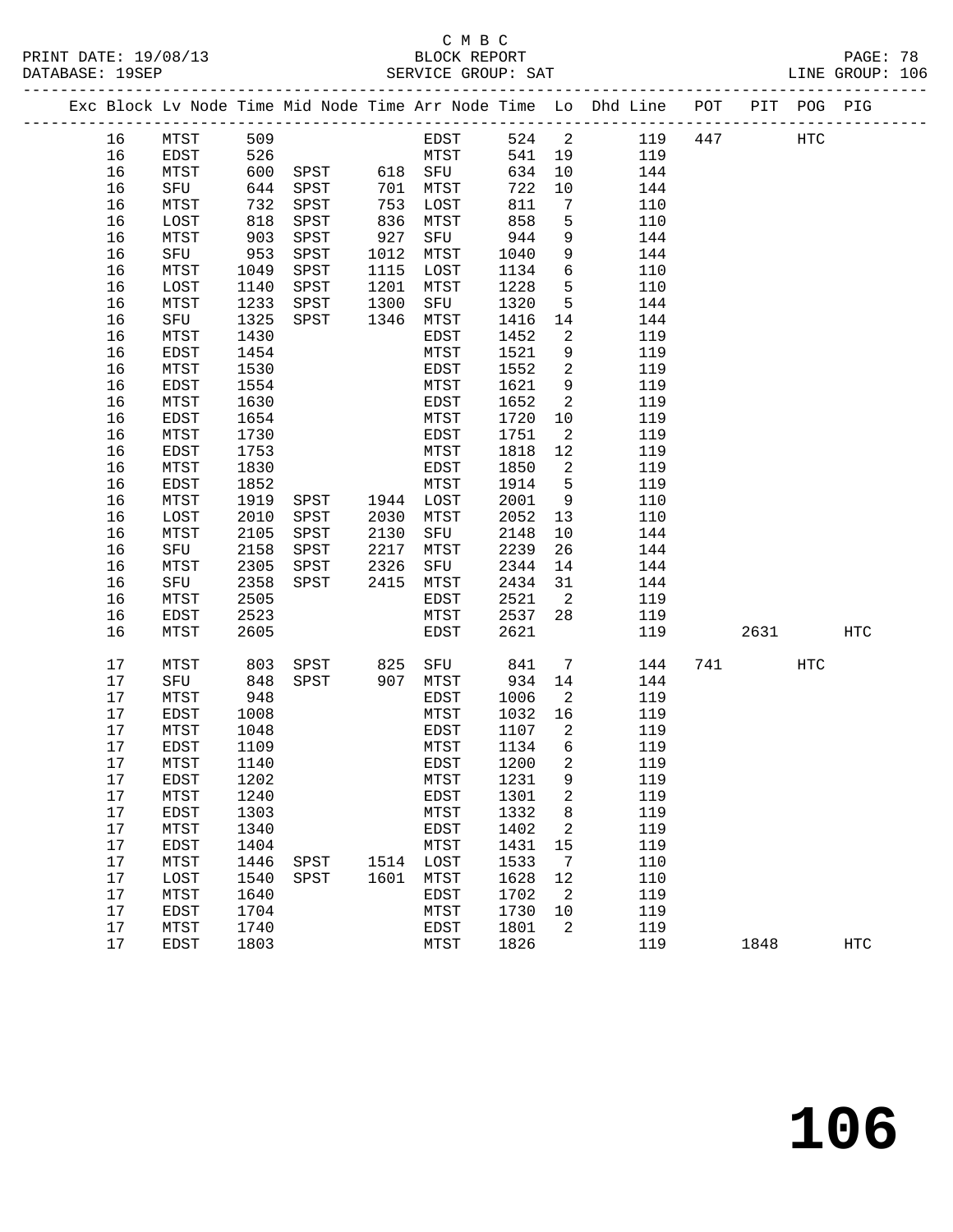C M B C
PRINT DATE: 19/08/13 BLOCK REPORT
DATABASE: 19SEP SERVICE GROUP: SAT LINE GROUP: 106

| Exc | Block | Lv | Node | Time | Mid Node | Time | Arr Node | Time | Lo | Dhd Line | POT | PIT | POG | PIG |
|---|---|---|---|---|---|---|---|---|---|---|---|---|---|---|
| | 16 | | MTST | 509 | | | EDST | 524 | 2 | 119 | 447 | | HTC | |
| | 16 | | EDST | 526 | | | MTST | 541 | 19 | 119 | | | | |
| | 16 | | MTST | 600 | SPST | 618 | SFU | 634 | 10 | 144 | | | | |
| | 16 | | SFU | 644 | SPST | 701 | MTST | 722 | 10 | 144 | | | | |
| | 16 | | MTST | 732 | SPST | 753 | LOST | 811 | 7 | 110 | | | | |
| | 16 | | LOST | 818 | SPST | 836 | MTST | 858 | 5 | 110 | | | | |
| | 16 | | MTST | 903 | SPST | 927 | SFU | 944 | 9 | 144 | | | | |
| | 16 | | SFU | 953 | SPST | 1012 | MTST | 1040 | 9 | 144 | | | | |
| | 16 | | MTST | 1049 | SPST | 1115 | LOST | 1134 | 6 | 110 | | | | |
| | 16 | | LOST | 1140 | SPST | 1201 | MTST | 1228 | 5 | 110 | | | | |
| | 16 | | MTST | 1233 | SPST | 1300 | SFU | 1320 | 5 | 144 | | | | |
| | 16 | | SFU | 1325 | SPST | 1346 | MTST | 1416 | 14 | 144 | | | | |
| | 16 | | MTST | 1430 | | | EDST | 1452 | 2 | 119 | | | | |
| | 16 | | EDST | 1454 | | | MTST | 1521 | 9 | 119 | | | | |
| | 16 | | MTST | 1530 | | | EDST | 1552 | 2 | 119 | | | | |
| | 16 | | EDST | 1554 | | | MTST | 1621 | 9 | 119 | | | | |
| | 16 | | MTST | 1630 | | | EDST | 1652 | 2 | 119 | | | | |
| | 16 | | EDST | 1654 | | | MTST | 1720 | 10 | 119 | | | | |
| | 16 | | MTST | 1730 | | | EDST | 1751 | 2 | 119 | | | | |
| | 16 | | EDST | 1753 | | | MTST | 1818 | 12 | 119 | | | | |
| | 16 | | MTST | 1830 | | | EDST | 1850 | 2 | 119 | | | | |
| | 16 | | EDST | 1852 | | | MTST | 1914 | 5 | 119 | | | | |
| | 16 | | MTST | 1919 | SPST | 1944 | LOST | 2001 | 9 | 110 | | | | |
| | 16 | | LOST | 2010 | SPST | 2030 | MTST | 2052 | 13 | 110 | | | | |
| | 16 | | MTST | 2105 | SPST | 2130 | SFU | 2148 | 10 | 144 | | | | |
| | 16 | | SFU | 2158 | SPST | 2217 | MTST | 2239 | 26 | 144 | | | | |
| | 16 | | MTST | 2305 | SPST | 2326 | SFU | 2344 | 14 | 144 | | | | |
| | 16 | | SFU | 2358 | SPST | 2415 | MTST | 2434 | 31 | 144 | | | | |
| | 16 | | MTST | 2505 | | | EDST | 2521 | 2 | 119 | | | | |
| | 16 | | EDST | 2523 | | | MTST | 2537 | 28 | 119 | | | | |
| | 16 | | MTST | 2605 | | | EDST | 2621 | | 119 | | 2631 | | HTC |
| | 17 | | MTST | 803 | SPST | 825 | SFU | 841 | 7 | 144 | 741 | | HTC | |
| | 17 | | SFU | 848 | SPST | 907 | MTST | 934 | 14 | 144 | | | | |
| | 17 | | MTST | 948 | | | EDST | 1006 | 2 | 119 | | | | |
| | 17 | | EDST | 1008 | | | MTST | 1032 | 16 | 119 | | | | |
| | 17 | | MTST | 1048 | | | EDST | 1107 | 2 | 119 | | | | |
| | 17 | | EDST | 1109 | | | MTST | 1134 | 6 | 119 | | | | |
| | 17 | | MTST | 1140 | | | EDST | 1200 | 2 | 119 | | | | |
| | 17 | | EDST | 1202 | | | MTST | 1231 | 9 | 119 | | | | |
| | 17 | | MTST | 1240 | | | EDST | 1301 | 2 | 119 | | | | |
| | 17 | | EDST | 1303 | | | MTST | 1332 | 8 | 119 | | | | |
| | 17 | | MTST | 1340 | | | EDST | 1402 | 2 | 119 | | | | |
| | 17 | | EDST | 1404 | | | MTST | 1431 | 15 | 119 | | | | |
| | 17 | | MTST | 1446 | SPST | 1514 | LOST | 1533 | 7 | 110 | | | | |
| | 17 | | LOST | 1540 | SPST | 1601 | MTST | 1628 | 12 | 110 | | | | |
| | 17 | | MTST | 1640 | | | EDST | 1702 | 2 | 119 | | | | |
| | 17 | | EDST | 1704 | | | MTST | 1730 | 10 | 119 | | | | |
| | 17 | | MTST | 1740 | | | EDST | 1801 | 2 | 119 | | | | |
| | 17 | | EDST | 1803 | | | MTST | 1826 | | 119 | | 1848 | | HTC |

106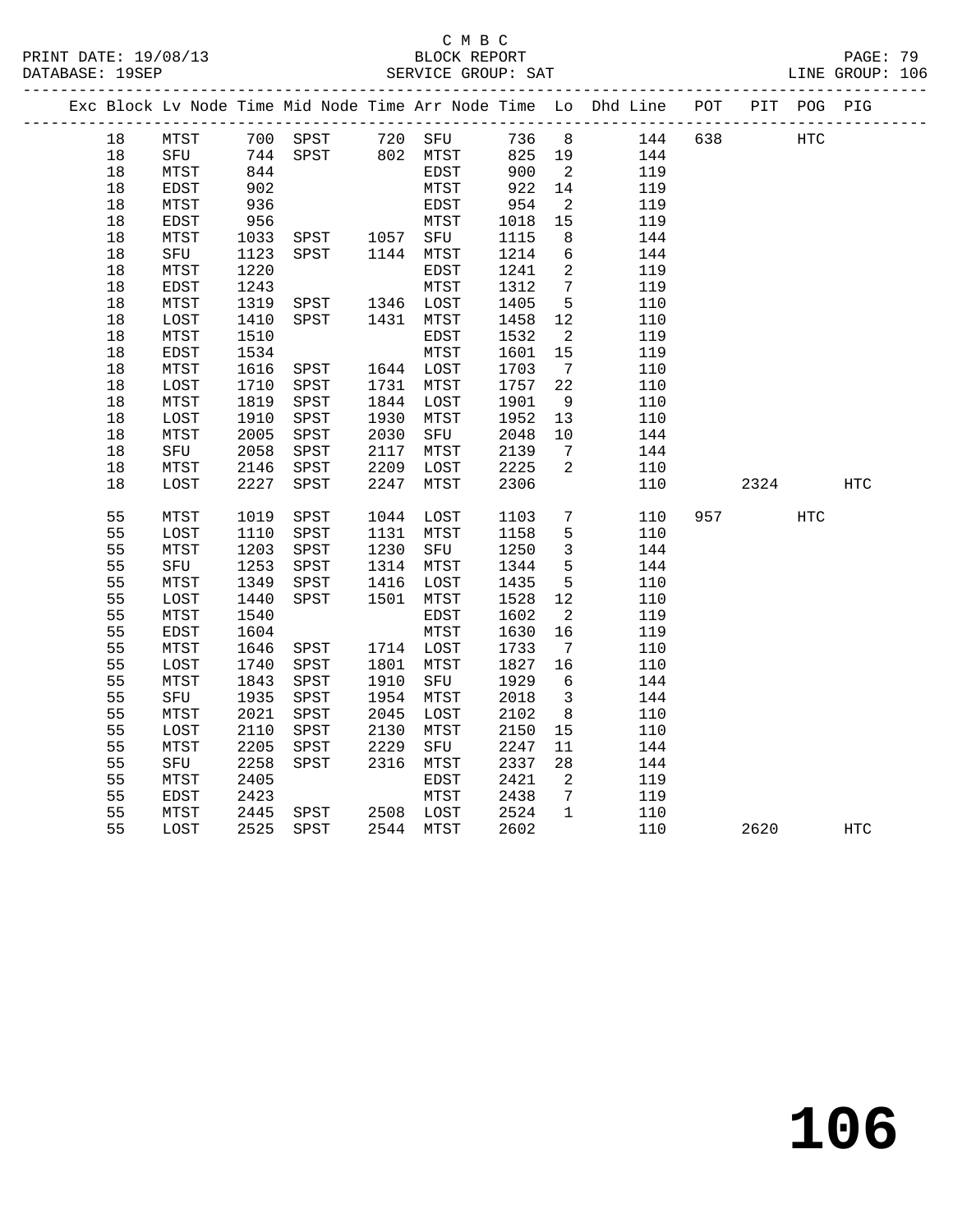C M B C

BLOCK REPORT

SERVICE GROUP: SAT

LINE GROUP: 106

| Exc | Block | Lv | Node | Time | Mid Node | Time | Arr Node | Time | Lo | Dhd Line | POT | PIT | POG | PIG |
|---|---|---|---|---|---|---|---|---|---|---|---|---|---|---|
| | 18 | | MTST | 700 | SPST | 720 | SFU | 736 | 8 | 144 | 638 | | HTC | |
| | 18 | | SFU | 744 | SPST | 802 | MTST | 825 | 19 | 144 | | | | |
| | 18 | | MTST | 844 | | | EDST | 900 | 2 | 119 | | | | |
| | 18 | | EDST | 902 | | | MTST | 922 | 14 | 119 | | | | |
| | 18 | | MTST | 936 | | | EDST | 954 | 2 | 119 | | | | |
| | 18 | | EDST | 956 | | | MTST | 1018 | 15 | 119 | | | | |
| | 18 | | MTST | 1033 | SPST | 1057 | SFU | 1115 | 8 | 144 | | | | |
| | 18 | | SFU | 1123 | SPST | 1144 | MTST | 1214 | 6 | 144 | | | | |
| | 18 | | MTST | 1220 | | | EDST | 1241 | 2 | 119 | | | | |
| | 18 | | EDST | 1243 | | | MTST | 1312 | 7 | 119 | | | | |
| | 18 | | MTST | 1319 | SPST | 1346 | LOST | 1405 | 5 | 110 | | | | |
| | 18 | | LOST | 1410 | SPST | 1431 | MTST | 1458 | 12 | 110 | | | | |
| | 18 | | MTST | 1510 | | | EDST | 1532 | 2 | 119 | | | | |
| | 18 | | EDST | 1534 | | | MTST | 1601 | 15 | 119 | | | | |
| | 18 | | MTST | 1616 | SPST | 1644 | LOST | 1703 | 7 | 110 | | | | |
| | 18 | | LOST | 1710 | SPST | 1731 | MTST | 1757 | 22 | 110 | | | | |
| | 18 | | MTST | 1819 | SPST | 1844 | LOST | 1901 | 9 | 110 | | | | |
| | 18 | | LOST | 1910 | SPST | 1930 | MTST | 1952 | 13 | 110 | | | | |
| | 18 | | MTST | 2005 | SPST | 2030 | SFU | 2048 | 10 | 144 | | | | |
| | 18 | | SFU | 2058 | SPST | 2117 | MTST | 2139 | 7 | 144 | | | | |
| | 18 | | MTST | 2146 | SPST | 2209 | LOST | 2225 | 2 | 110 | | | | |
| | 18 | | LOST | 2227 | SPST | 2247 | MTST | 2306 | | 110 | | 2324 | | HTC |
| | 55 | | MTST | 1019 | SPST | 1044 | LOST | 1103 | 7 | 110 | 957 | | HTC | |
| | 55 | | LOST | 1110 | SPST | 1131 | MTST | 1158 | 5 | 110 | | | | |
| | 55 | | MTST | 1203 | SPST | 1230 | SFU | 1250 | 3 | 144 | | | | |
| | 55 | | SFU | 1253 | SPST | 1314 | MTST | 1344 | 5 | 144 | | | | |
| | 55 | | MTST | 1349 | SPST | 1416 | LOST | 1435 | 5 | 110 | | | | |
| | 55 | | LOST | 1440 | SPST | 1501 | MTST | 1528 | 12 | 110 | | | | |
| | 55 | | MTST | 1540 | | | EDST | 1602 | 2 | 119 | | | | |
| | 55 | | EDST | 1604 | | | MTST | 1630 | 16 | 119 | | | | |
| | 55 | | MTST | 1646 | SPST | 1714 | LOST | 1733 | 7 | 110 | | | | |
| | 55 | | LOST | 1740 | SPST | 1801 | MTST | 1827 | 16 | 110 | | | | |
| | 55 | | MTST | 1843 | SPST | 1910 | SFU | 1929 | 6 | 144 | | | | |
| | 55 | | SFU | 1935 | SPST | 1954 | MTST | 2018 | 3 | 144 | | | | |
| | 55 | | MTST | 2021 | SPST | 2045 | LOST | 2102 | 8 | 110 | | | | |
| | 55 | | LOST | 2110 | SPST | 2130 | MTST | 2150 | 15 | 110 | | | | |
| | 55 | | MTST | 2205 | SPST | 2229 | SFU | 2247 | 11 | 144 | | | | |
| | 55 | | SFU | 2258 | SPST | 2316 | MTST | 2337 | 28 | 144 | | | | |
| | 55 | | MTST | 2405 | | | EDST | 2421 | 2 | 119 | | | | |
| | 55 | | EDST | 2423 | | | MTST | 2438 | 7 | 119 | | | | |
| | 55 | | MTST | 2445 | SPST | 2508 | LOST | 2524 | 1 | 110 | | | | |
| | 55 | | LOST | 2525 | SPST | 2544 | MTST | 2602 | | 110 | | 2620 | | HTC |

# 106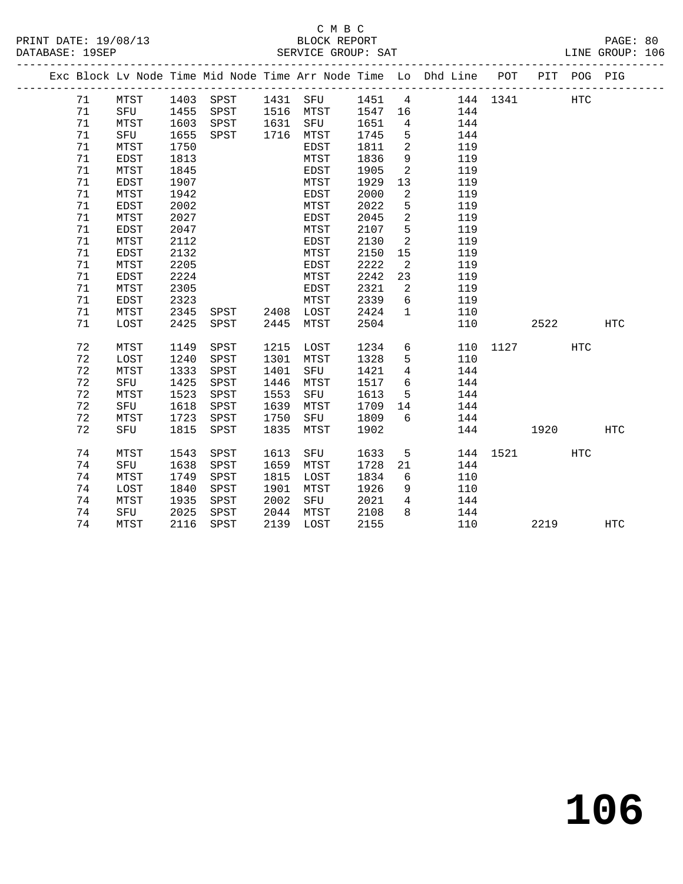C M B C

BLOCK REPORT

SERVICE GROUP: SAT

PRINT DATE: 19/08/13
DATABASE: 19SEP
LINE GROUP: 106

| Exc | Block | Lv Node | Time | Mid Node | Time | Arr Node | Time | Lo | Dhd Line | POT | PIT | POG | PIG |
|---|---|---|---|---|---|---|---|---|---|---|---|---|---|
| | 71 | MTST | 1403 | SPST | 1431 | SFU | 1451 | 4 | 144 | 1341 | | HTC | |
| | 71 | SFU | 1455 | SPST | 1516 | MTST | 1547 | 16 | 144 | | | | |
| | 71 | MTST | 1603 | SPST | 1631 | SFU | 1651 | 4 | 144 | | | | |
| | 71 | SFU | 1655 | SPST | 1716 | MTST | 1745 | 5 | 144 | | | | |
| | 71 | MTST | 1750 | | | EDST | 1811 | 2 | 119 | | | | |
| | 71 | EDST | 1813 | | | MTST | 1836 | 9 | 119 | | | | |
| | 71 | MTST | 1845 | | | EDST | 1905 | 2 | 119 | | | | |
| | 71 | EDST | 1907 | | | MTST | 1929 | 13 | 119 | | | | |
| | 71 | MTST | 1942 | | | EDST | 2000 | 2 | 119 | | | | |
| | 71 | EDST | 2002 | | | MTST | 2022 | 5 | 119 | | | | |
| | 71 | MTST | 2027 | | | EDST | 2045 | 2 | 119 | | | | |
| | 71 | EDST | 2047 | | | MTST | 2107 | 5 | 119 | | | | |
| | 71 | MTST | 2112 | | | EDST | 2130 | 2 | 119 | | | | |
| | 71 | EDST | 2132 | | | MTST | 2150 | 15 | 119 | | | | |
| | 71 | MTST | 2205 | | | EDST | 2222 | 2 | 119 | | | | |
| | 71 | EDST | 2224 | | | MTST | 2242 | 23 | 119 | | | | |
| | 71 | MTST | 2305 | | | EDST | 2321 | 2 | 119 | | | | |
| | 71 | EDST | 2323 | | | MTST | 2339 | 6 | 119 | | | | |
| | 71 | MTST | 2345 | SPST | 2408 | LOST | 2424 | 1 | 110 | | | | |
| | 71 | LOST | 2425 | SPST | 2445 | MTST | 2504 | | 110 | | 2522 | | HTC |
| | 72 | MTST | 1149 | SPST | 1215 | LOST | 1234 | 6 | 110 | 1127 | | HTC | |
| | 72 | LOST | 1240 | SPST | 1301 | MTST | 1328 | 5 | 110 | | | | |
| | 72 | MTST | 1333 | SPST | 1401 | SFU | 1421 | 4 | 144 | | | | |
| | 72 | SFU | 1425 | SPST | 1446 | MTST | 1517 | 6 | 144 | | | | |
| | 72 | MTST | 1523 | SPST | 1553 | SFU | 1613 | 5 | 144 | | | | |
| | 72 | SFU | 1618 | SPST | 1639 | MTST | 1709 | 14 | 144 | | | | |
| | 72 | MTST | 1723 | SPST | 1750 | SFU | 1809 | 6 | 144 | | | | |
| | 72 | SFU | 1815 | SPST | 1835 | MTST | 1902 | | 144 | | 1920 | | HTC |
| | 74 | MTST | 1543 | SPST | 1613 | SFU | 1633 | 5 | 144 | 1521 | | HTC | |
| | 74 | SFU | 1638 | SPST | 1659 | MTST | 1728 | 21 | 144 | | | | |
| | 74 | MTST | 1749 | SPST | 1815 | LOST | 1834 | 6 | 110 | | | | |
| | 74 | LOST | 1840 | SPST | 1901 | MTST | 1926 | 9 | 110 | | | | |
| | 74 | MTST | 1935 | SPST | 2002 | SFU | 2021 | 4 | 144 | | | | |
| | 74 | SFU | 2025 | SPST | 2044 | MTST | 2108 | 8 | 144 | | | | |
| | 74 | MTST | 2116 | SPST | 2139 | LOST | 2155 | | 110 | | 2219 | | HTC |

**106**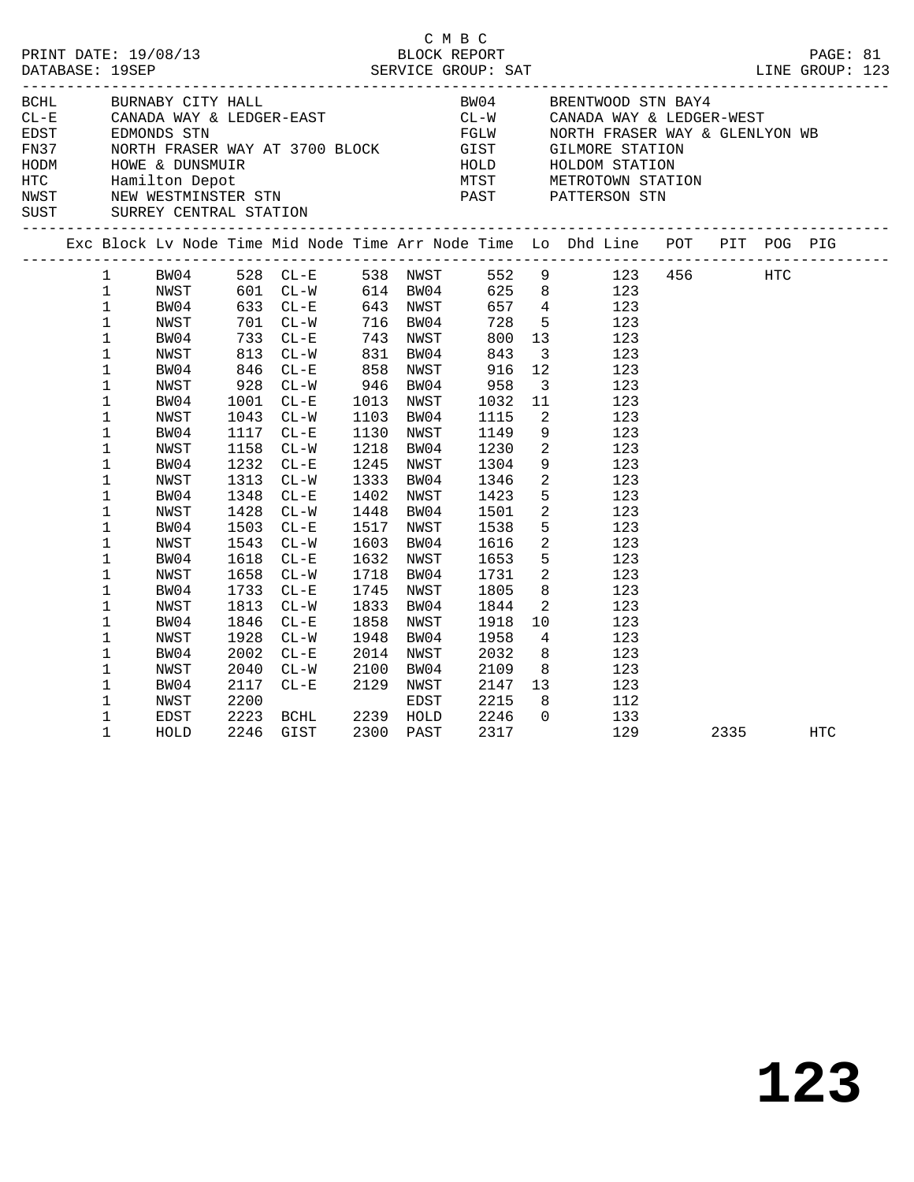C M B C
PRINT DATE: 19/08/13 BLOCK REPORT
DATABASE: 19SEP SERVICE GROUP: SAT LINE GROUP: 123

| Code | Name | Code | Name |
|---|---|---|---|
| BCHL | BURNABY CITY HALL | BW04 | BRENTWOOD STN BAY4 |
| CL-E | CANADA WAY & LEDGER-EAST | CL-W | CANADA WAY & LEDGER-WEST |
| EDST | EDMONDS STN | FGLW | NORTH FRASER WAY & GLENLYON WB |
| FN37 | NORTH FRASER WAY AT 3700 BLOCK | GIST | GILMORE STATION |
| HODM | HOWE & DUNSMUIR | HOLD | HOLDOM STATION |
| HTC | Hamilton Depot | MTST | METROTOWN STATION |
| NWST | NEW WESTMINSTER STN | PAST | PATTERSON STN |
| SUST | SURREY CENTRAL STATION | | |

| Exc | Block | Lv Node | Time | Mid Node | Time | Arr Node | Time | Lo | Dhd Line | POT | PIT | POG | PIG |
|---|---|---|---|---|---|---|---|---|---|---|---|---|---|
| | 1 | BW04 | 528 | CL-E | 538 | NWST | 552 | 9 | 123 | 456 | | HTC | |
| | 1 | NWST | 601 | CL-W | 614 | BW04 | 625 | 8 | 123 | | | | |
| | 1 | BW04 | 633 | CL-E | 643 | NWST | 657 | 4 | 123 | | | | |
| | 1 | NWST | 701 | CL-W | 716 | BW04 | 728 | 5 | 123 | | | | |
| | 1 | BW04 | 733 | CL-E | 743 | NWST | 800 | 13 | 123 | | | | |
| | 1 | NWST | 813 | CL-W | 831 | BW04 | 843 | 3 | 123 | | | | |
| | 1 | BW04 | 846 | CL-E | 858 | NWST | 916 | 12 | 123 | | | | |
| | 1 | NWST | 928 | CL-W | 946 | BW04 | 958 | 3 | 123 | | | | |
| | 1 | BW04 | 1001 | CL-E | 1013 | NWST | 1032 | 11 | 123 | | | | |
| | 1 | NWST | 1043 | CL-W | 1103 | BW04 | 1115 | 2 | 123 | | | | |
| | 1 | BW04 | 1117 | CL-E | 1130 | NWST | 1149 | 9 | 123 | | | | |
| | 1 | NWST | 1158 | CL-W | 1218 | BW04 | 1230 | 2 | 123 | | | | |
| | 1 | BW04 | 1232 | CL-E | 1245 | NWST | 1304 | 9 | 123 | | | | |
| | 1 | NWST | 1313 | CL-W | 1333 | BW04 | 1346 | 2 | 123 | | | | |
| | 1 | BW04 | 1348 | CL-E | 1402 | NWST | 1423 | 5 | 123 | | | | |
| | 1 | NWST | 1428 | CL-W | 1448 | BW04 | 1501 | 2 | 123 | | | | |
| | 1 | BW04 | 1503 | CL-E | 1517 | NWST | 1538 | 5 | 123 | | | | |
| | 1 | NWST | 1543 | CL-W | 1603 | BW04 | 1616 | 2 | 123 | | | | |
| | 1 | BW04 | 1618 | CL-E | 1632 | NWST | 1653 | 5 | 123 | | | | |
| | 1 | NWST | 1658 | CL-W | 1718 | BW04 | 1731 | 2 | 123 | | | | |
| | 1 | BW04 | 1733 | CL-E | 1745 | NWST | 1805 | 8 | 123 | | | | |
| | 1 | NWST | 1813 | CL-W | 1833 | BW04 | 1844 | 2 | 123 | | | | |
| | 1 | BW04 | 1846 | CL-E | 1858 | NWST | 1918 | 10 | 123 | | | | |
| | 1 | NWST | 1928 | CL-W | 1948 | BW04 | 1958 | 4 | 123 | | | | |
| | 1 | BW04 | 2002 | CL-E | 2014 | NWST | 2032 | 8 | 123 | | | | |
| | 1 | NWST | 2040 | CL-W | 2100 | BW04 | 2109 | 8 | 123 | | | | |
| | 1 | BW04 | 2117 | CL-E | 2129 | NWST | 2147 | 13 | 123 | | | | |
| | 1 | NWST | 2200 | | | EDST | 2215 | 8 | 112 | | | | |
| | 1 | EDST | 2223 | BCHL | 2239 | HOLD | 2246 | 0 | 133 | | | | |
| | 1 | HOLD | 2246 | GIST | 2300 | PAST | 2317 | | 129 | | 2335 | | HTC |

# 123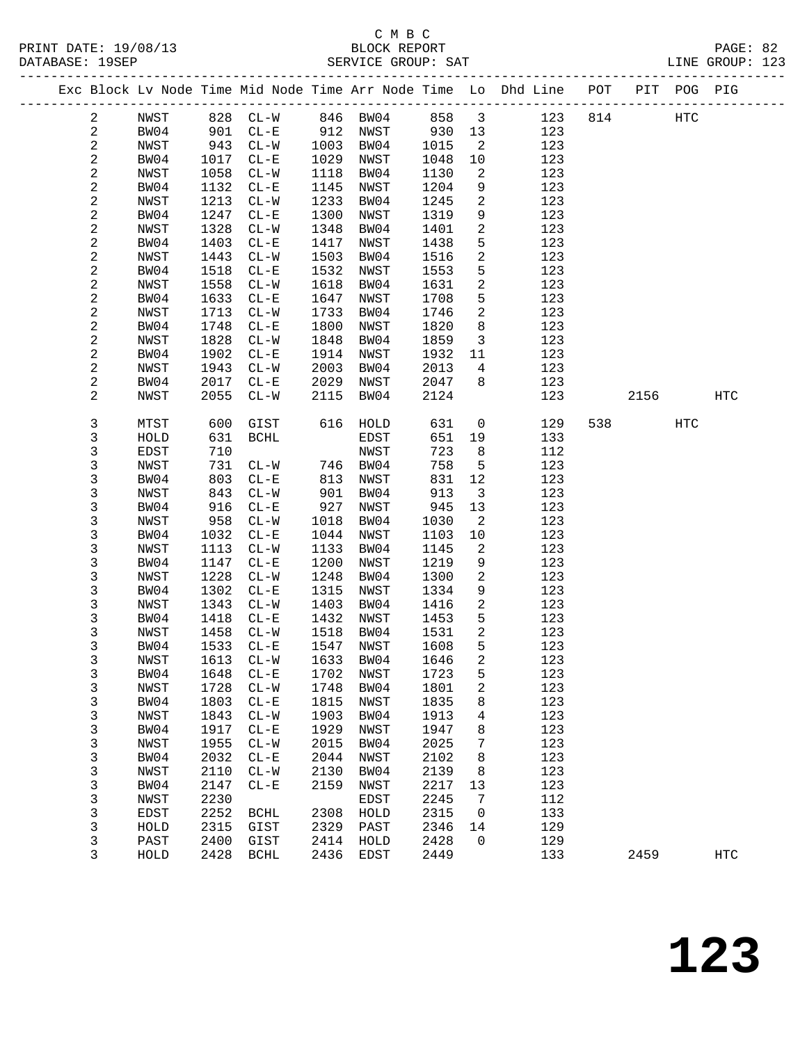C M B C
PRINT DATE: 19/08/13 BLOCK REPORT
DATABASE: 19SEP SERVICE GROUP: SAT LINE GROUP: 123

| Exc | Block | Lv | Node | Time | Mid Node | Time | Arr Node | Time | Lo | Dhd Line | POT | PIT | POG | PIG |
|---|---|---|---|---|---|---|---|---|---|---|---|---|---|---|
| | 2 | | NWST | 828 | CL-W | 846 | BW04 | 858 | 3 | 123 | 814 | | HTC | |
| | 2 | | BW04 | 901 | CL-E | 912 | NWST | 930 | 13 | 123 | | | | |
| | 2 | | NWST | 943 | CL-W | 1003 | BW04 | 1015 | 2 | 123 | | | | |
| | 2 | | BW04 | 1017 | CL-E | 1029 | NWST | 1048 | 10 | 123 | | | | |
| | 2 | | NWST | 1058 | CL-W | 1118 | BW04 | 1130 | 2 | 123 | | | | |
| | 2 | | BW04 | 1132 | CL-E | 1145 | NWST | 1204 | 9 | 123 | | | | |
| | 2 | | NWST | 1213 | CL-W | 1233 | BW04 | 1245 | 2 | 123 | | | | |
| | 2 | | BW04 | 1247 | CL-E | 1300 | NWST | 1319 | 9 | 123 | | | | |
| | 2 | | NWST | 1328 | CL-W | 1348 | BW04 | 1401 | 2 | 123 | | | | |
| | 2 | | BW04 | 1403 | CL-E | 1417 | NWST | 1438 | 5 | 123 | | | | |
| | 2 | | NWST | 1443 | CL-W | 1503 | BW04 | 1516 | 2 | 123 | | | | |
| | 2 | | BW04 | 1518 | CL-E | 1532 | NWST | 1553 | 5 | 123 | | | | |
| | 2 | | NWST | 1558 | CL-W | 1618 | BW04 | 1631 | 2 | 123 | | | | |
| | 2 | | BW04 | 1633 | CL-E | 1647 | NWST | 1708 | 5 | 123 | | | | |
| | 2 | | NWST | 1713 | CL-W | 1733 | BW04 | 1746 | 2 | 123 | | | | |
| | 2 | | BW04 | 1748 | CL-E | 1800 | NWST | 1820 | 8 | 123 | | | | |
| | 2 | | NWST | 1828 | CL-W | 1848 | BW04 | 1859 | 3 | 123 | | | | |
| | 2 | | BW04 | 1902 | CL-E | 1914 | NWST | 1932 | 11 | 123 | | | | |
| | 2 | | NWST | 1943 | CL-W | 2003 | BW04 | 2013 | 4 | 123 | | | | |
| | 2 | | BW04 | 2017 | CL-E | 2029 | NWST | 2047 | 8 | 123 | | | | |
| | 2 | | NWST | 2055 | CL-W | 2115 | BW04 | 2124 | | 123 | | 2156 | | HTC |
| | 3 | | MTST | 600 | GIST | 616 | HOLD | 631 | 0 | 129 | 538 | | HTC | |
| | 3 | | HOLD | 631 | BCHL | | EDST | 651 | 19 | 133 | | | | |
| | 3 | | EDST | 710 | | | NWST | 723 | 8 | 112 | | | | |
| | 3 | | NWST | 731 | CL-W | 746 | BW04 | 758 | 5 | 123 | | | | |
| | 3 | | BW04 | 803 | CL-E | 813 | NWST | 831 | 12 | 123 | | | | |
| | 3 | | NWST | 843 | CL-W | 901 | BW04 | 913 | 3 | 123 | | | | |
| | 3 | | BW04 | 916 | CL-E | 927 | NWST | 945 | 13 | 123 | | | | |
| | 3 | | NWST | 958 | CL-W | 1018 | BW04 | 1030 | 2 | 123 | | | | |
| | 3 | | BW04 | 1032 | CL-E | 1044 | NWST | 1103 | 10 | 123 | | | | |
| | 3 | | NWST | 1113 | CL-W | 1133 | BW04 | 1145 | 2 | 123 | | | | |
| | 3 | | BW04 | 1147 | CL-E | 1200 | NWST | 1219 | 9 | 123 | | | | |
| | 3 | | NWST | 1228 | CL-W | 1248 | BW04 | 1300 | 2 | 123 | | | | |
| | 3 | | BW04 | 1302 | CL-E | 1315 | NWST | 1334 | 9 | 123 | | | | |
| | 3 | | NWST | 1343 | CL-W | 1403 | BW04 | 1416 | 2 | 123 | | | | |
| | 3 | | BW04 | 1418 | CL-E | 1432 | NWST | 1453 | 5 | 123 | | | | |
| | 3 | | NWST | 1458 | CL-W | 1518 | BW04 | 1531 | 2 | 123 | | | | |
| | 3 | | BW04 | 1533 | CL-E | 1547 | NWST | 1608 | 5 | 123 | | | | |
| | 3 | | NWST | 1613 | CL-W | 1633 | BW04 | 1646 | 2 | 123 | | | | |
| | 3 | | BW04 | 1648 | CL-E | 1702 | NWST | 1723 | 5 | 123 | | | | |
| | 3 | | NWST | 1728 | CL-W | 1748 | BW04 | 1801 | 2 | 123 | | | | |
| | 3 | | BW04 | 1803 | CL-E | 1815 | NWST | 1835 | 8 | 123 | | | | |
| | 3 | | NWST | 1843 | CL-W | 1903 | BW04 | 1913 | 4 | 123 | | | | |
| | 3 | | BW04 | 1917 | CL-E | 1929 | NWST | 1947 | 8 | 123 | | | | |
| | 3 | | NWST | 1955 | CL-W | 2015 | BW04 | 2025 | 7 | 123 | | | | |
| | 3 | | BW04 | 2032 | CL-E | 2044 | NWST | 2102 | 8 | 123 | | | | |
| | 3 | | NWST | 2110 | CL-W | 2130 | BW04 | 2139 | 8 | 123 | | | | |
| | 3 | | BW04 | 2147 | CL-E | 2159 | NWST | 2217 | 13 | 123 | | | | |
| | 3 | | NWST | 2230 | | | EDST | 2245 | 7 | 112 | | | | |
| | 3 | | EDST | 2252 | BCHL | 2308 | HOLD | 2315 | 0 | 133 | | | | |
| | 3 | | HOLD | 2315 | GIST | 2329 | PAST | 2346 | 14 | 129 | | | | |
| | 3 | | PAST | 2400 | GIST | 2414 | HOLD | 2428 | 0 | 129 | | | | |
| | 3 | | HOLD | 2428 | BCHL | 2436 | EDST | 2449 | | 133 | | 2459 | | HTC |

# 123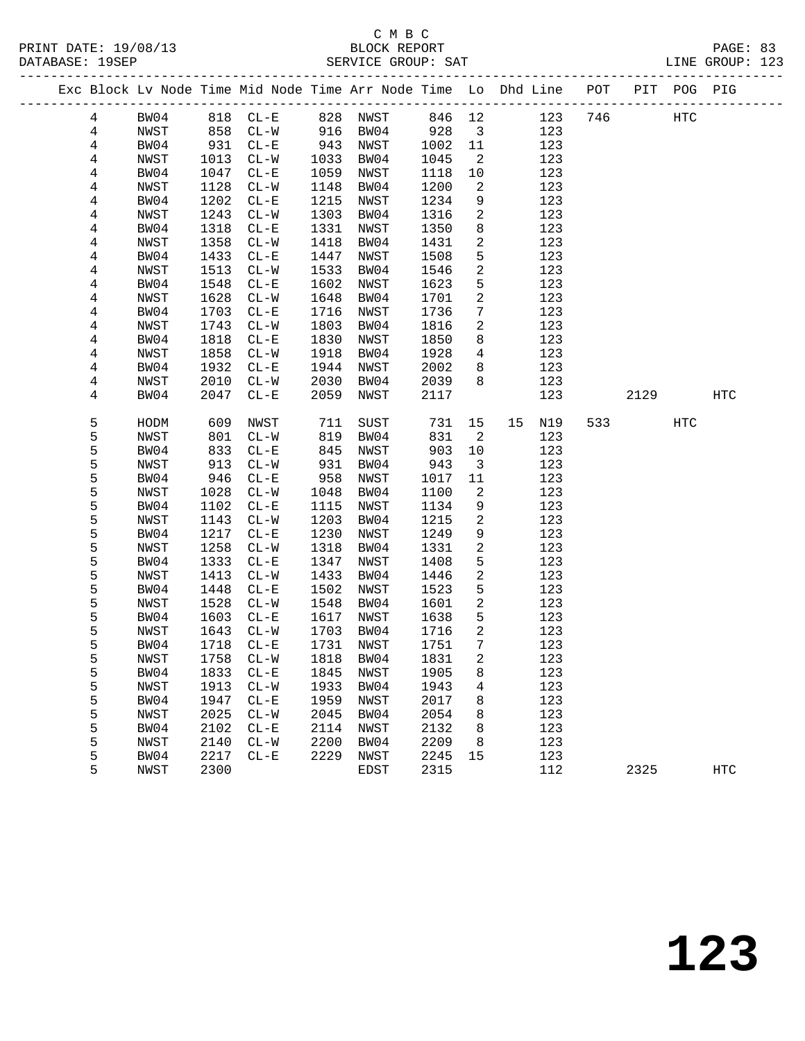C M B C

BLOCK REPORT

SERVICE GROUP: SAT

LINE GROUP: 123

| Exc | Block | Lv | Node | Time | Mid Node | Time | Arr Node | Time | Lo | Dhd | Line | POT | PIT | POG | PIG |
|---|---|---|---|---|---|---|---|---|---|---|---|---|---|---|---|
| | 4 | | BW04 | 818 | CL-E | 828 | NWST | 846 | 12 | | 123 | 746 | | HTC | |
| | 4 | | NWST | 858 | CL-W | 916 | BW04 | 928 | 3 | | 123 | | | | |
| | 4 | | BW04 | 931 | CL-E | 943 | NWST | 1002 | 11 | | 123 | | | | |
| | 4 | | NWST | 1013 | CL-W | 1033 | BW04 | 1045 | 2 | | 123 | | | | |
| | 4 | | BW04 | 1047 | CL-E | 1059 | NWST | 1118 | 10 | | 123 | | | | |
| | 4 | | NWST | 1128 | CL-W | 1148 | BW04 | 1200 | 2 | | 123 | | | | |
| | 4 | | BW04 | 1202 | CL-E | 1215 | NWST | 1234 | 9 | | 123 | | | | |
| | 4 | | NWST | 1243 | CL-W | 1303 | BW04 | 1316 | 2 | | 123 | | | | |
| | 4 | | BW04 | 1318 | CL-E | 1331 | NWST | 1350 | 8 | | 123 | | | | |
| | 4 | | NWST | 1358 | CL-W | 1418 | BW04 | 1431 | 2 | | 123 | | | | |
| | 4 | | BW04 | 1433 | CL-E | 1447 | NWST | 1508 | 5 | | 123 | | | | |
| | 4 | | NWST | 1513 | CL-W | 1533 | BW04 | 1546 | 2 | | 123 | | | | |
| | 4 | | BW04 | 1548 | CL-E | 1602 | NWST | 1623 | 5 | | 123 | | | | |
| | 4 | | NWST | 1628 | CL-W | 1648 | BW04 | 1701 | 2 | | 123 | | | | |
| | 4 | | BW04 | 1703 | CL-E | 1716 | NWST | 1736 | 7 | | 123 | | | | |
| | 4 | | NWST | 1743 | CL-W | 1803 | BW04 | 1816 | 2 | | 123 | | | | |
| | 4 | | BW04 | 1818 | CL-E | 1830 | NWST | 1850 | 8 | | 123 | | | | |
| | 4 | | NWST | 1858 | CL-W | 1918 | BW04 | 1928 | 4 | | 123 | | | | |
| | 4 | | BW04 | 1932 | CL-E | 1944 | NWST | 2002 | 8 | | 123 | | | | |
| | 4 | | NWST | 2010 | CL-W | 2030 | BW04 | 2039 | 8 | | 123 | | | | |
| | 4 | | BW04 | 2047 | CL-E | 2059 | NWST | 2117 | | | 123 | | 2129 | | HTC |
| | 5 | | HODM | 609 | NWST | 711 | SUST | 731 | 15 | 15 | N19 | 533 | | HTC | |
| | 5 | | NWST | 801 | CL-W | 819 | BW04 | 831 | 2 | | 123 | | | | |
| | 5 | | BW04 | 833 | CL-E | 845 | NWST | 903 | 10 | | 123 | | | | |
| | 5 | | NWST | 913 | CL-W | 931 | BW04 | 943 | 3 | | 123 | | | | |
| | 5 | | BW04 | 946 | CL-E | 958 | NWST | 1017 | 11 | | 123 | | | | |
| | 5 | | NWST | 1028 | CL-W | 1048 | BW04 | 1100 | 2 | | 123 | | | | |
| | 5 | | BW04 | 1102 | CL-E | 1115 | NWST | 1134 | 9 | | 123 | | | | |
| | 5 | | NWST | 1143 | CL-W | 1203 | BW04 | 1215 | 2 | | 123 | | | | |
| | 5 | | BW04 | 1217 | CL-E | 1230 | NWST | 1249 | 9 | | 123 | | | | |
| | 5 | | NWST | 1258 | CL-W | 1318 | BW04 | 1331 | 2 | | 123 | | | | |
| | 5 | | BW04 | 1333 | CL-E | 1347 | NWST | 1408 | 5 | | 123 | | | | |
| | 5 | | NWST | 1413 | CL-W | 1433 | BW04 | 1446 | 2 | | 123 | | | | |
| | 5 | | BW04 | 1448 | CL-E | 1502 | NWST | 1523 | 5 | | 123 | | | | |
| | 5 | | NWST | 1528 | CL-W | 1548 | BW04 | 1601 | 2 | | 123 | | | | |
| | 5 | | BW04 | 1603 | CL-E | 1617 | NWST | 1638 | 5 | | 123 | | | | |
| | 5 | | NWST | 1643 | CL-W | 1703 | BW04 | 1716 | 2 | | 123 | | | | |
| | 5 | | BW04 | 1718 | CL-E | 1731 | NWST | 1751 | 7 | | 123 | | | | |
| | 5 | | NWST | 1758 | CL-W | 1818 | BW04 | 1831 | 2 | | 123 | | | | |
| | 5 | | BW04 | 1833 | CL-E | 1845 | NWST | 1905 | 8 | | 123 | | | | |
| | 5 | | NWST | 1913 | CL-W | 1933 | BW04 | 1943 | 4 | | 123 | | | | |
| | 5 | | BW04 | 1947 | CL-E | 1959 | NWST | 2017 | 8 | | 123 | | | | |
| | 5 | | NWST | 2025 | CL-W | 2045 | BW04 | 2054 | 8 | | 123 | | | | |
| | 5 | | BW04 | 2102 | CL-E | 2114 | NWST | 2132 | 8 | | 123 | | | | |
| | 5 | | NWST | 2140 | CL-W | 2200 | BW04 | 2209 | 8 | | 123 | | | | |
| | 5 | | BW04 | 2217 | CL-E | 2229 | NWST | 2245 | 15 | | 123 | | | | |
| | 5 | | NWST | 2300 | | | EDST | 2315 | | | 112 | | 2325 | | HTC |

# 123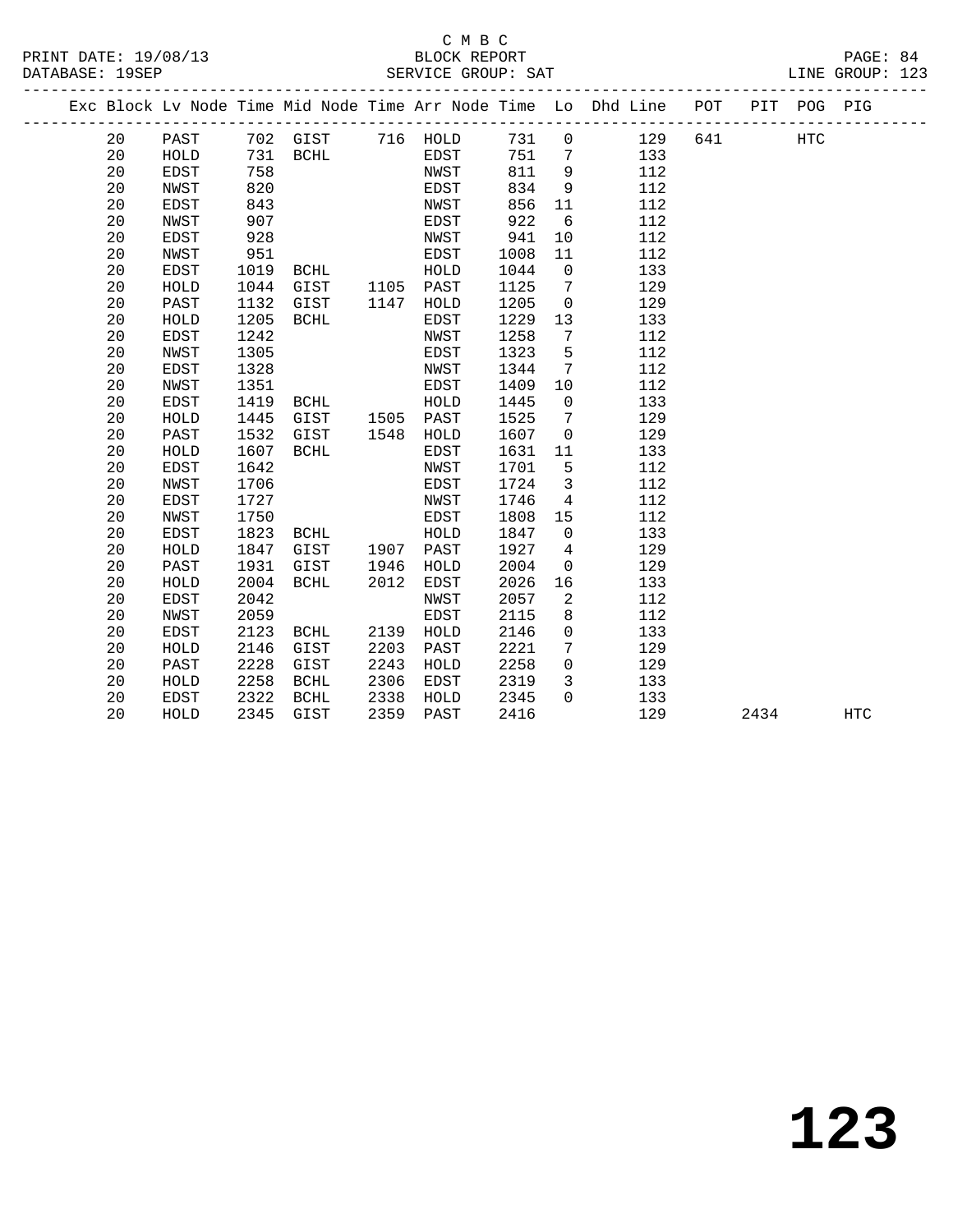C M B C

BLOCK REPORT

SERVICE GROUP: SAT

LINE GROUP: 123

| Exc | Block | Lv | Node | Time | Mid Node | Time | Arr Node | Time | Lo | Dhd Line | POT | PIT | POG | PIG |
|---|---|---|---|---|---|---|---|---|---|---|---|---|---|---|
| | 20 | | PAST | 702 | GIST | 716 | HOLD | 731 | 0 | 129 | 641 | | HTC | |
| | 20 | | HOLD | 731 | BCHL | | EDST | 751 | 7 | 133 | | | | |
| | 20 | | EDST | 758 | | | NWST | 811 | 9 | 112 | | | | |
| | 20 | | NWST | 820 | | | EDST | 834 | 9 | 112 | | | | |
| | 20 | | EDST | 843 | | | NWST | 856 | 11 | 112 | | | | |
| | 20 | | NWST | 907 | | | EDST | 922 | 6 | 112 | | | | |
| | 20 | | EDST | 928 | | | NWST | 941 | 10 | 112 | | | | |
| | 20 | | NWST | 951 | | | EDST | 1008 | 11 | 112 | | | | |
| | 20 | | EDST | 1019 | BCHL | | HOLD | 1044 | 0 | 133 | | | | |
| | 20 | | HOLD | 1044 | GIST | 1105 | PAST | 1125 | 7 | 129 | | | | |
| | 20 | | PAST | 1132 | GIST | 1147 | HOLD | 1205 | 0 | 129 | | | | |
| | 20 | | HOLD | 1205 | BCHL | | EDST | 1229 | 13 | 133 | | | | |
| | 20 | | EDST | 1242 | | | NWST | 1258 | 7 | 112 | | | | |
| | 20 | | NWST | 1305 | | | EDST | 1323 | 5 | 112 | | | | |
| | 20 | | EDST | 1328 | | | NWST | 1344 | 7 | 112 | | | | |
| | 20 | | NWST | 1351 | | | EDST | 1409 | 10 | 112 | | | | |
| | 20 | | EDST | 1419 | BCHL | | HOLD | 1445 | 0 | 133 | | | | |
| | 20 | | HOLD | 1445 | GIST | 1505 | PAST | 1525 | 7 | 129 | | | | |
| | 20 | | PAST | 1532 | GIST | 1548 | HOLD | 1607 | 0 | 129 | | | | |
| | 20 | | HOLD | 1607 | BCHL | | EDST | 1631 | 11 | 133 | | | | |
| | 20 | | EDST | 1642 | | | NWST | 1701 | 5 | 112 | | | | |
| | 20 | | NWST | 1706 | | | EDST | 1724 | 3 | 112 | | | | |
| | 20 | | EDST | 1727 | | | NWST | 1746 | 4 | 112 | | | | |
| | 20 | | NWST | 1750 | | | EDST | 1808 | 15 | 112 | | | | |
| | 20 | | EDST | 1823 | BCHL | | HOLD | 1847 | 0 | 133 | | | | |
| | 20 | | HOLD | 1847 | GIST | 1907 | PAST | 1927 | 4 | 129 | | | | |
| | 20 | | PAST | 1931 | GIST | 1946 | HOLD | 2004 | 0 | 129 | | | | |
| | 20 | | HOLD | 2004 | BCHL | 2012 | EDST | 2026 | 16 | 133 | | | | |
| | 20 | | EDST | 2042 | | | NWST | 2057 | 2 | 112 | | | | |
| | 20 | | NWST | 2059 | | | EDST | 2115 | 8 | 112 | | | | |
| | 20 | | EDST | 2123 | BCHL | 2139 | HOLD | 2146 | 0 | 133 | | | | |
| | 20 | | HOLD | 2146 | GIST | 2203 | PAST | 2221 | 7 | 129 | | | | |
| | 20 | | PAST | 2228 | GIST | 2243 | HOLD | 2258 | 0 | 129 | | | | |
| | 20 | | HOLD | 2258 | BCHL | 2306 | EDST | 2319 | 3 | 133 | | | | |
| | 20 | | EDST | 2322 | BCHL | 2338 | HOLD | 2345 | 0 | 133 | | | | |
| | 20 | | HOLD | 2345 | GIST | 2359 | PAST | 2416 | | 129 | | 2434 | | HTC |

# 123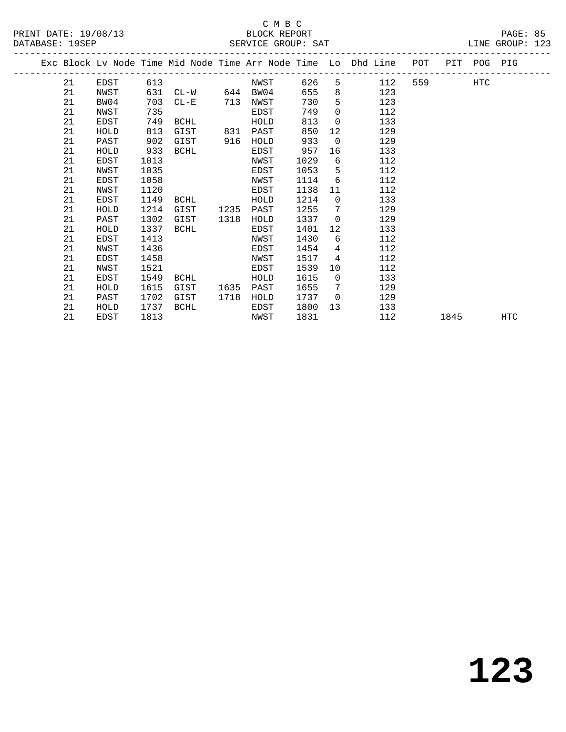C M B C
BLOCK REPORT
SERVICE GROUP: SAT

| Exc | Block | Lv Node | Time | Mid Node | Time | Arr Node | Time | Lo | Dhd Line | POT | PIT | POG | PIG |
|---|---|---|---|---|---|---|---|---|---|---|---|---|---|
| | 21 | EDST | 613 | | | NWST | 626 | 5 | 112 | 559 | | HTC | |
| | 21 | NWST | 631 | CL-W | 644 | BW04 | 655 | 8 | 123 | | | | |
| | 21 | BW04 | 703 | CL-E | 713 | NWST | 730 | 5 | 123 | | | | |
| | 21 | NWST | 735 | | | EDST | 749 | 0 | 112 | | | | |
| | 21 | EDST | 749 | BCHL | | HOLD | 813 | 0 | 133 | | | | |
| | 21 | HOLD | 813 | GIST | 831 | PAST | 850 | 12 | 129 | | | | |
| | 21 | PAST | 902 | GIST | 916 | HOLD | 933 | 0 | 129 | | | | |
| | 21 | HOLD | 933 | BCHL | | EDST | 957 | 16 | 133 | | | | |
| | 21 | EDST | 1013 | | | NWST | 1029 | 6 | 112 | | | | |
| | 21 | NWST | 1035 | | | EDST | 1053 | 5 | 112 | | | | |
| | 21 | EDST | 1058 | | | NWST | 1114 | 6 | 112 | | | | |
| | 21 | NWST | 1120 | | | EDST | 1138 | 11 | 112 | | | | |
| | 21 | EDST | 1149 | BCHL | | HOLD | 1214 | 0 | 133 | | | | |
| | 21 | HOLD | 1214 | GIST | 1235 | PAST | 1255 | 7 | 129 | | | | |
| | 21 | PAST | 1302 | GIST | 1318 | HOLD | 1337 | 0 | 129 | | | | |
| | 21 | HOLD | 1337 | BCHL | | EDST | 1401 | 12 | 133 | | | | |
| | 21 | EDST | 1413 | | | NWST | 1430 | 6 | 112 | | | | |
| | 21 | NWST | 1436 | | | EDST | 1454 | 4 | 112 | | | | |
| | 21 | EDST | 1458 | | | NWST | 1517 | 4 | 112 | | | | |
| | 21 | NWST | 1521 | | | EDST | 1539 | 10 | 112 | | | | |
| | 21 | EDST | 1549 | BCHL | | HOLD | 1615 | 0 | 133 | | | | |
| | 21 | HOLD | 1615 | GIST | 1635 | PAST | 1655 | 7 | 129 | | | | |
| | 21 | PAST | 1702 | GIST | 1718 | HOLD | 1737 | 0 | 129 | | | | |
| | 21 | HOLD | 1737 | BCHL | | EDST | 1800 | 13 | 133 | | | | |
| | 21 | EDST | 1813 | | | NWST | 1831 | | 112 | | 1845 | | HTC |

# 123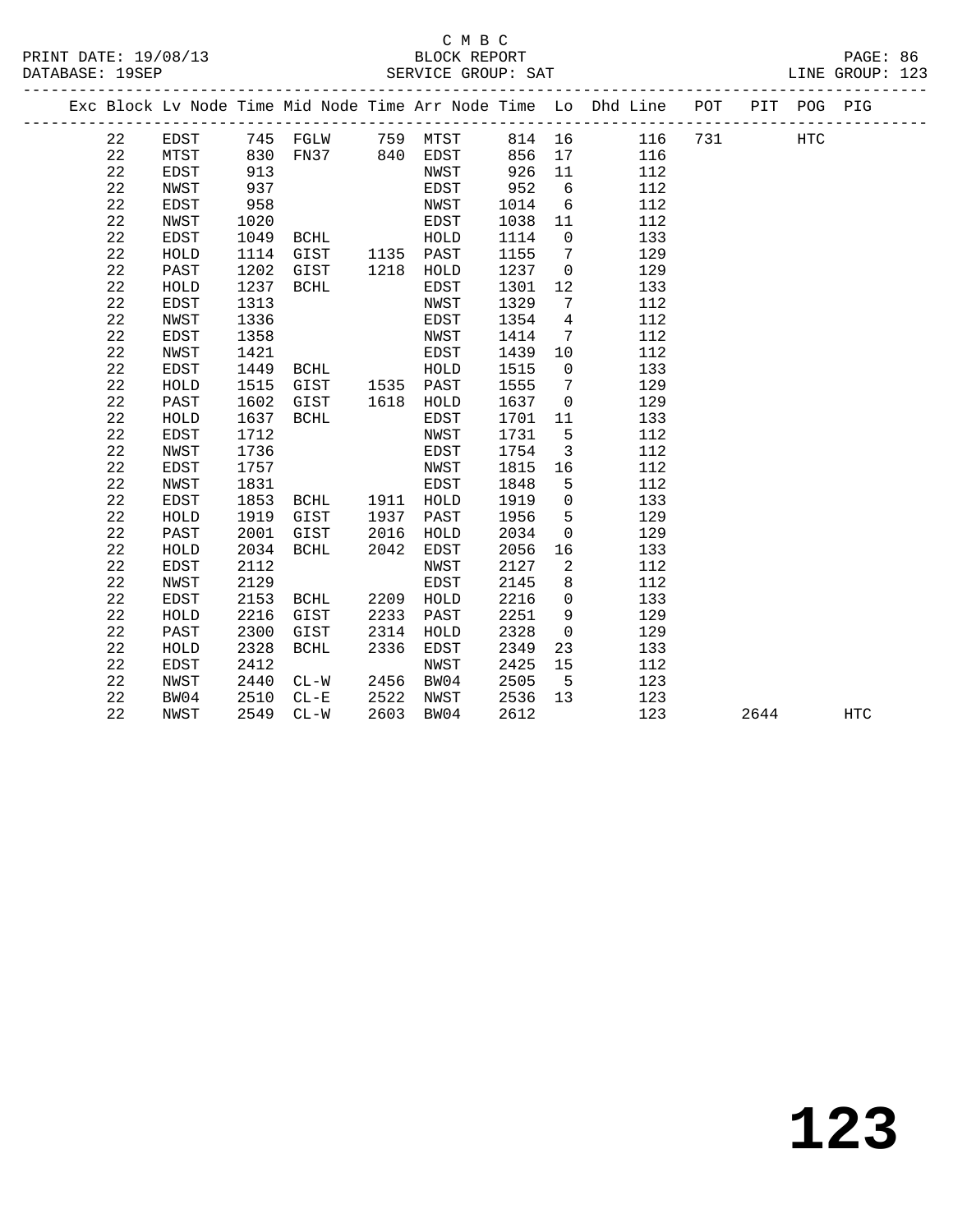C M B C
BLOCK REPORT
SERVICE GROUP: SAT

PRINT DATE: 19/08/13
DATABASE: 19SEP
LINE GROUP: 123

| Exc | Block | Lv | Node | Time | Mid Node | Time | Arr Node | Time | Lo | Dhd Line | POT | PIT | POG | PIG |
|---|---|---|---|---|---|---|---|---|---|---|---|---|---|---|
| | 22 | | EDST | 745 | FGLW | 759 | MTST | 814 | 16 | 116 | 731 | | HTC | |
| | 22 | | MTST | 830 | FN37 | 840 | EDST | 856 | 17 | 116 | | | | |
| | 22 | | EDST | 913 | | | NWST | 926 | 11 | 112 | | | | |
| | 22 | | NWST | 937 | | | EDST | 952 | 6 | 112 | | | | |
| | 22 | | EDST | 958 | | | NWST | 1014 | 6 | 112 | | | | |
| | 22 | | NWST | 1020 | | | EDST | 1038 | 11 | 112 | | | | |
| | 22 | | EDST | 1049 | BCHL | | HOLD | 1114 | 0 | 133 | | | | |
| | 22 | | HOLD | 1114 | GIST | 1135 | PAST | 1155 | 7 | 129 | | | | |
| | 22 | | PAST | 1202 | GIST | 1218 | HOLD | 1237 | 0 | 129 | | | | |
| | 22 | | HOLD | 1237 | BCHL | | EDST | 1301 | 12 | 133 | | | | |
| | 22 | | EDST | 1313 | | | NWST | 1329 | 7 | 112 | | | | |
| | 22 | | NWST | 1336 | | | EDST | 1354 | 4 | 112 | | | | |
| | 22 | | EDST | 1358 | | | NWST | 1414 | 7 | 112 | | | | |
| | 22 | | NWST | 1421 | | | EDST | 1439 | 10 | 112 | | | | |
| | 22 | | EDST | 1449 | BCHL | | HOLD | 1515 | 0 | 133 | | | | |
| | 22 | | HOLD | 1515 | GIST | 1535 | PAST | 1555 | 7 | 129 | | | | |
| | 22 | | PAST | 1602 | GIST | 1618 | HOLD | 1637 | 0 | 129 | | | | |
| | 22 | | HOLD | 1637 | BCHL | | EDST | 1701 | 11 | 133 | | | | |
| | 22 | | EDST | 1712 | | | NWST | 1731 | 5 | 112 | | | | |
| | 22 | | NWST | 1736 | | | EDST | 1754 | 3 | 112 | | | | |
| | 22 | | EDST | 1757 | | | NWST | 1815 | 16 | 112 | | | | |
| | 22 | | NWST | 1831 | | | EDST | 1848 | 5 | 112 | | | | |
| | 22 | | EDST | 1853 | BCHL | 1911 | HOLD | 1919 | 0 | 133 | | | | |
| | 22 | | HOLD | 1919 | GIST | 1937 | PAST | 1956 | 5 | 129 | | | | |
| | 22 | | PAST | 2001 | GIST | 2016 | HOLD | 2034 | 0 | 129 | | | | |
| | 22 | | HOLD | 2034 | BCHL | 2042 | EDST | 2056 | 16 | 133 | | | | |
| | 22 | | EDST | 2112 | | | NWST | 2127 | 2 | 112 | | | | |
| | 22 | | NWST | 2129 | | | EDST | 2145 | 8 | 112 | | | | |
| | 22 | | EDST | 2153 | BCHL | 2209 | HOLD | 2216 | 0 | 133 | | | | |
| | 22 | | HOLD | 2216 | GIST | 2233 | PAST | 2251 | 9 | 129 | | | | |
| | 22 | | PAST | 2300 | GIST | 2314 | HOLD | 2328 | 0 | 129 | | | | |
| | 22 | | HOLD | 2328 | BCHL | 2336 | EDST | 2349 | 23 | 133 | | | | |
| | 22 | | EDST | 2412 | | | NWST | 2425 | 15 | 112 | | | | |
| | 22 | | NWST | 2440 | CL-W | 2456 | BW04 | 2505 | 5 | 123 | | | | |
| | 22 | | BW04 | 2510 | CL-E | 2522 | NWST | 2536 | 13 | 123 | | | | |
| | 22 | | NWST | 2549 | CL-W | 2603 | BW04 | 2612 | | 123 | | 2644 | | HTC |

# 123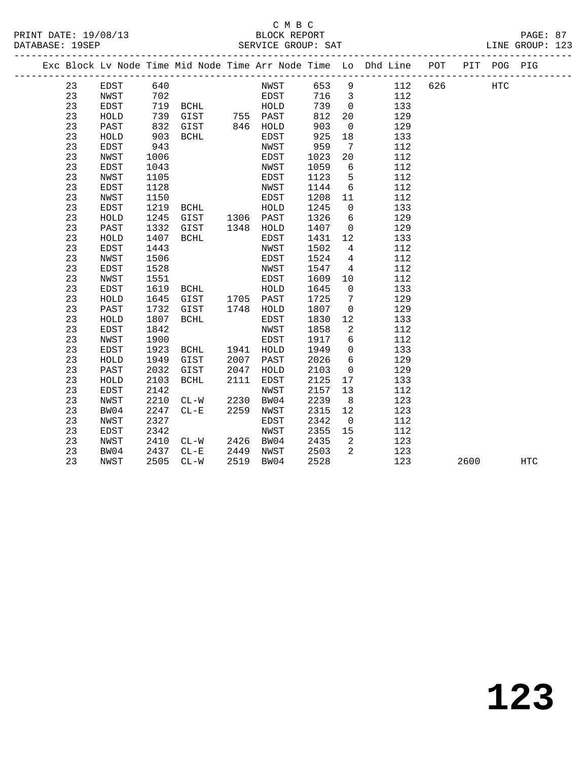C M B C

BLOCK REPORT

SERVICE GROUP: SAT

LINE GROUP: 123

PRINT DATE: 19/08/13

DATABASE: 19SEP

| Exc | Block | Lv | Node | Time | Mid Node | Time | Arr Node | Time | Lo | Dhd Line | POT | PIT | POG | PIG |
|---|---|---|---|---|---|---|---|---|---|---|---|---|---|---|
| | 23 | | EDST | 640 | | | NWST | 653 | 9 | 112 | 626 | | HTC | |
| | 23 | | NWST | 702 | | | EDST | 716 | 3 | 112 | | | | |
| | 23 | | EDST | 719 | BCHL | | HOLD | 739 | 0 | 133 | | | | |
| | 23 | | HOLD | 739 | GIST | 755 | PAST | 812 | 20 | 129 | | | | |
| | 23 | | PAST | 832 | GIST | 846 | HOLD | 903 | 0 | 129 | | | | |
| | 23 | | HOLD | 903 | BCHL | | EDST | 925 | 18 | 133 | | | | |
| | 23 | | EDST | 943 | | | NWST | 959 | 7 | 112 | | | | |
| | 23 | | NWST | 1006 | | | EDST | 1023 | 20 | 112 | | | | |
| | 23 | | EDST | 1043 | | | NWST | 1059 | 6 | 112 | | | | |
| | 23 | | NWST | 1105 | | | EDST | 1123 | 5 | 112 | | | | |
| | 23 | | EDST | 1128 | | | NWST | 1144 | 6 | 112 | | | | |
| | 23 | | NWST | 1150 | | | EDST | 1208 | 11 | 112 | | | | |
| | 23 | | EDST | 1219 | BCHL | | HOLD | 1245 | 0 | 133 | | | | |
| | 23 | | HOLD | 1245 | GIST | 1306 | PAST | 1326 | 6 | 129 | | | | |
| | 23 | | PAST | 1332 | GIST | 1348 | HOLD | 1407 | 0 | 129 | | | | |
| | 23 | | HOLD | 1407 | BCHL | | EDST | 1431 | 12 | 133 | | | | |
| | 23 | | EDST | 1443 | | | NWST | 1502 | 4 | 112 | | | | |
| | 23 | | NWST | 1506 | | | EDST | 1524 | 4 | 112 | | | | |
| | 23 | | EDST | 1528 | | | NWST | 1547 | 4 | 112 | | | | |
| | 23 | | NWST | 1551 | | | EDST | 1609 | 10 | 112 | | | | |
| | 23 | | EDST | 1619 | BCHL | | HOLD | 1645 | 0 | 133 | | | | |
| | 23 | | HOLD | 1645 | GIST | 1705 | PAST | 1725 | 7 | 129 | | | | |
| | 23 | | PAST | 1732 | GIST | 1748 | HOLD | 1807 | 0 | 129 | | | | |
| | 23 | | HOLD | 1807 | BCHL | | EDST | 1830 | 12 | 133 | | | | |
| | 23 | | EDST | 1842 | | | NWST | 1858 | 2 | 112 | | | | |
| | 23 | | NWST | 1900 | | | EDST | 1917 | 6 | 112 | | | | |
| | 23 | | EDST | 1923 | BCHL | 1941 | HOLD | 1949 | 0 | 133 | | | | |
| | 23 | | HOLD | 1949 | GIST | 2007 | PAST | 2026 | 6 | 129 | | | | |
| | 23 | | PAST | 2032 | GIST | 2047 | HOLD | 2103 | 0 | 129 | | | | |
| | 23 | | HOLD | 2103 | BCHL | 2111 | EDST | 2125 | 17 | 133 | | | | |
| | 23 | | EDST | 2142 | | | NWST | 2157 | 13 | 112 | | | | |
| | 23 | | NWST | 2210 | CL-W | 2230 | BW04 | 2239 | 8 | 123 | | | | |
| | 23 | | BW04 | 2247 | CL-E | 2259 | NWST | 2315 | 12 | 123 | | | | |
| | 23 | | NWST | 2327 | | | EDST | 2342 | 0 | 112 | | | | |
| | 23 | | EDST | 2342 | | | NWST | 2355 | 15 | 112 | | | | |
| | 23 | | NWST | 2410 | CL-W | 2426 | BW04 | 2435 | 2 | 123 | | | | |
| | 23 | | BW04 | 2437 | CL-E | 2449 | NWST | 2503 | 2 | 123 | | | | |
| | 23 | | NWST | 2505 | CL-W | 2519 | BW04 | 2528 | | 123 | | 2600 | | HTC |

# 123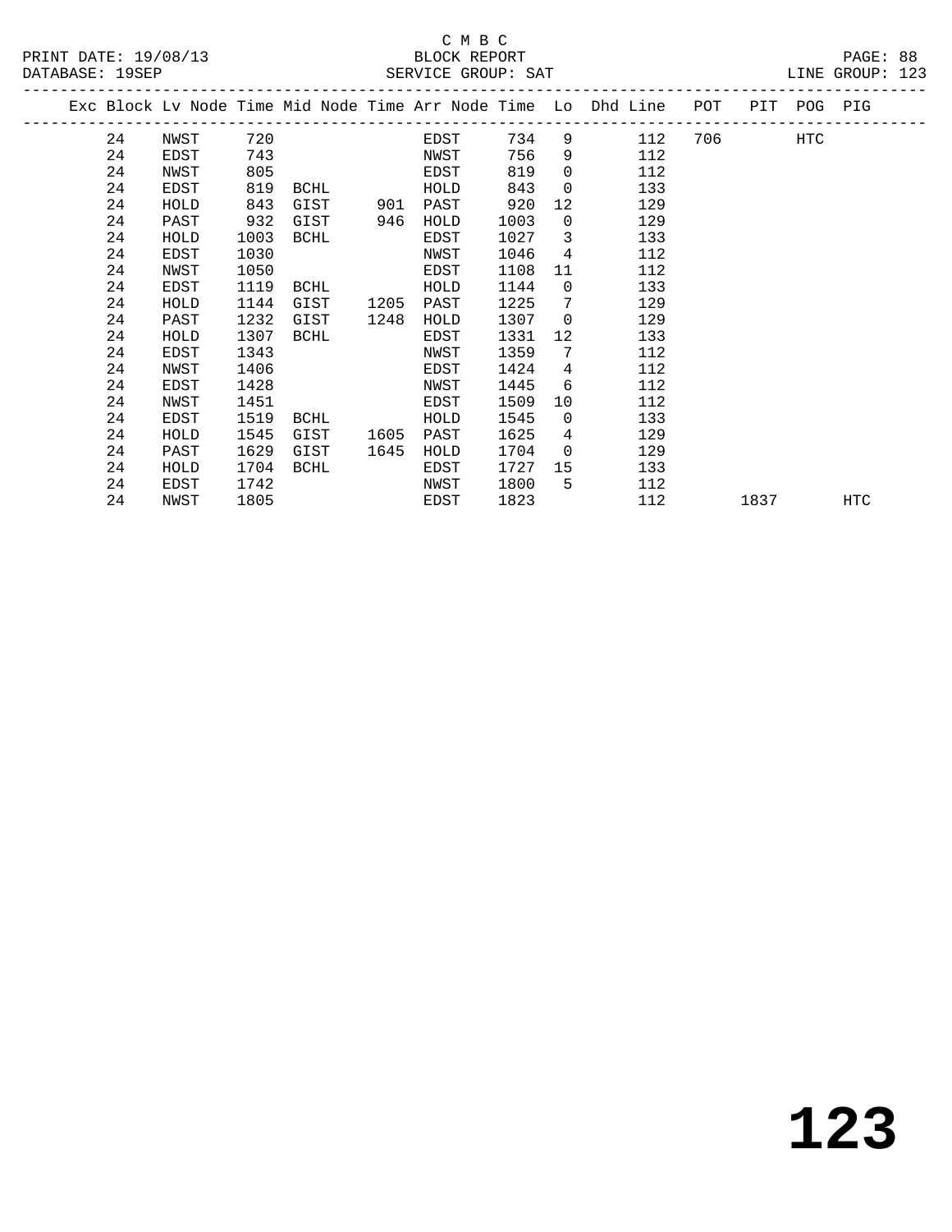C M B C

BLOCK REPORT

SERVICE GROUP: SAT

| Exc | Block | Lv | Node | Time | Mid Node | Time | Arr Node | Time | Lo | Dhd Line | POT | PIT | POG | PIG |
|---|---|---|---|---|---|---|---|---|---|---|---|---|---|---|
| | 24 | | NWST | 720 | | | EDST | 734 | 9 | 112 | 706 | | HTC | |
| | 24 | | EDST | 743 | | | NWST | 756 | 9 | 112 | | | | |
| | 24 | | NWST | 805 | | | EDST | 819 | 0 | 112 | | | | |
| | 24 | | EDST | 819 | BCHL | | HOLD | 843 | 0 | 133 | | | | |
| | 24 | | HOLD | 843 | GIST | 901 | PAST | 920 | 12 | 129 | | | | |
| | 24 | | PAST | 932 | GIST | 946 | HOLD | 1003 | 0 | 129 | | | | |
| | 24 | | HOLD | 1003 | BCHL | | EDST | 1027 | 3 | 133 | | | | |
| | 24 | | EDST | 1030 | | | NWST | 1046 | 4 | 112 | | | | |
| | 24 | | NWST | 1050 | | | EDST | 1108 | 11 | 112 | | | | |
| | 24 | | EDST | 1119 | BCHL | | HOLD | 1144 | 0 | 133 | | | | |
| | 24 | | HOLD | 1144 | GIST | 1205 | PAST | 1225 | 7 | 129 | | | | |
| | 24 | | PAST | 1232 | GIST | 1248 | HOLD | 1307 | 0 | 129 | | | | |
| | 24 | | HOLD | 1307 | BCHL | | EDST | 1331 | 12 | 133 | | | | |
| | 24 | | EDST | 1343 | | | NWST | 1359 | 7 | 112 | | | | |
| | 24 | | NWST | 1406 | | | EDST | 1424 | 4 | 112 | | | | |
| | 24 | | EDST | 1428 | | | NWST | 1445 | 6 | 112 | | | | |
| | 24 | | NWST | 1451 | | | EDST | 1509 | 10 | 112 | | | | |
| | 24 | | EDST | 1519 | BCHL | | HOLD | 1545 | 0 | 133 | | | | |
| | 24 | | HOLD | 1545 | GIST | 1605 | PAST | 1625 | 4 | 129 | | | | |
| | 24 | | PAST | 1629 | GIST | 1645 | HOLD | 1704 | 0 | 129 | | | | |
| | 24 | | HOLD | 1704 | BCHL | | EDST | 1727 | 15 | 133 | | | | |
| | 24 | | EDST | 1742 | | | NWST | 1800 | 5 | 112 | | | | |
| | 24 | | NWST | 1805 | | | EDST | 1823 | | 112 | | 1837 | | HTC |

# 123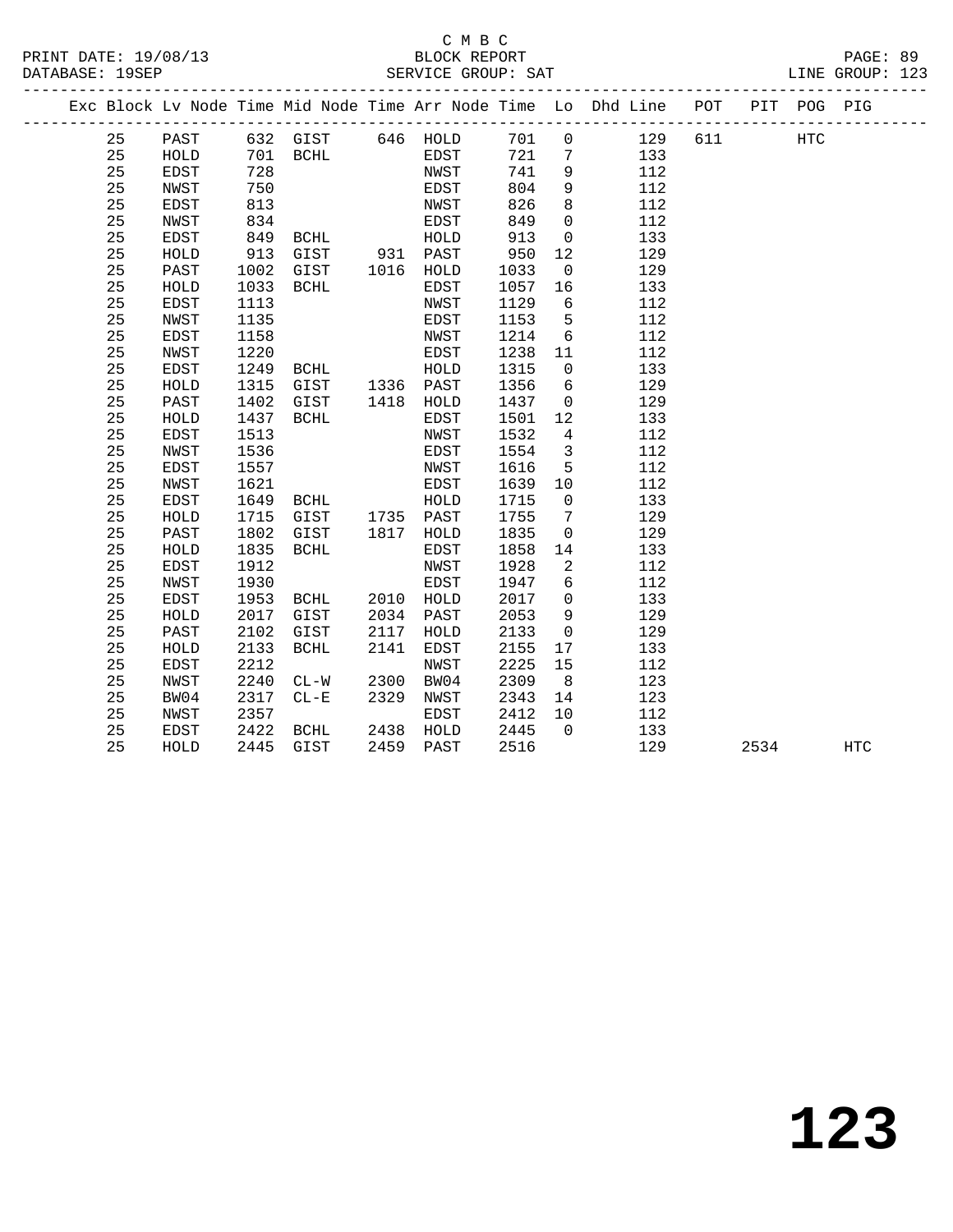C M B C

BLOCK REPORT

SERVICE GROUP: SAT

| Exc | Block | Lv | Node | Time | Mid Node | Time | Arr Node | Time | Lo | Dhd Line | POT | PIT | POG | PIG |
|---|---|---|---|---|---|---|---|---|---|---|---|---|---|---|
| | 25 | | PAST | 632 | GIST | 646 | HOLD | 701 | 0 | 129 | 611 | | HTC | |
| | 25 | | HOLD | 701 | BCHL | | EDST | 721 | 7 | 133 | | | | |
| | 25 | | EDST | 728 | | | NWST | 741 | 9 | 112 | | | | |
| | 25 | | NWST | 750 | | | EDST | 804 | 9 | 112 | | | | |
| | 25 | | EDST | 813 | | | NWST | 826 | 8 | 112 | | | | |
| | 25 | | NWST | 834 | | | EDST | 849 | 0 | 112 | | | | |
| | 25 | | EDST | 849 | BCHL | | HOLD | 913 | 0 | 133 | | | | |
| | 25 | | HOLD | 913 | GIST | 931 | PAST | 950 | 12 | 129 | | | | |
| | 25 | | PAST | 1002 | GIST | 1016 | HOLD | 1033 | 0 | 129 | | | | |
| | 25 | | HOLD | 1033 | BCHL | | EDST | 1057 | 16 | 133 | | | | |
| | 25 | | EDST | 1113 | | | NWST | 1129 | 6 | 112 | | | | |
| | 25 | | NWST | 1135 | | | EDST | 1153 | 5 | 112 | | | | |
| | 25 | | EDST | 1158 | | | NWST | 1214 | 6 | 112 | | | | |
| | 25 | | NWST | 1220 | | | EDST | 1238 | 11 | 112 | | | | |
| | 25 | | EDST | 1249 | BCHL | | HOLD | 1315 | 0 | 133 | | | | |
| | 25 | | HOLD | 1315 | GIST | 1336 | PAST | 1356 | 6 | 129 | | | | |
| | 25 | | PAST | 1402 | GIST | 1418 | HOLD | 1437 | 0 | 129 | | | | |
| | 25 | | HOLD | 1437 | BCHL | | EDST | 1501 | 12 | 133 | | | | |
| | 25 | | EDST | 1513 | | | NWST | 1532 | 4 | 112 | | | | |
| | 25 | | NWST | 1536 | | | EDST | 1554 | 3 | 112 | | | | |
| | 25 | | EDST | 1557 | | | NWST | 1616 | 5 | 112 | | | | |
| | 25 | | NWST | 1621 | | | EDST | 1639 | 10 | 112 | | | | |
| | 25 | | EDST | 1649 | BCHL | | HOLD | 1715 | 0 | 133 | | | | |
| | 25 | | HOLD | 1715 | GIST | 1735 | PAST | 1755 | 7 | 129 | | | | |
| | 25 | | PAST | 1802 | GIST | 1817 | HOLD | 1835 | 0 | 129 | | | | |
| | 25 | | HOLD | 1835 | BCHL | | EDST | 1858 | 14 | 133 | | | | |
| | 25 | | EDST | 1912 | | | NWST | 1928 | 2 | 112 | | | | |
| | 25 | | NWST | 1930 | | | EDST | 1947 | 6 | 112 | | | | |
| | 25 | | EDST | 1953 | BCHL | 2010 | HOLD | 2017 | 0 | 133 | | | | |
| | 25 | | HOLD | 2017 | GIST | 2034 | PAST | 2053 | 9 | 129 | | | | |
| | 25 | | PAST | 2102 | GIST | 2117 | HOLD | 2133 | 0 | 129 | | | | |
| | 25 | | HOLD | 2133 | BCHL | 2141 | EDST | 2155 | 17 | 133 | | | | |
| | 25 | | EDST | 2212 | | | NWST | 2225 | 15 | 112 | | | | |
| | 25 | | NWST | 2240 | CL-W | 2300 | BW04 | 2309 | 8 | 123 | | | | |
| | 25 | | BW04 | 2317 | CL-E | 2329 | NWST | 2343 | 14 | 123 | | | | |
| | 25 | | NWST | 2357 | | | EDST | 2412 | 10 | 112 | | | | |
| | 25 | | EDST | 2422 | BCHL | 2438 | HOLD | 2445 | 0 | 133 | | | | |
| | 25 | | HOLD | 2445 | GIST | 2459 | PAST | 2516 | | 129 | | 2534 | | HTC |

**123**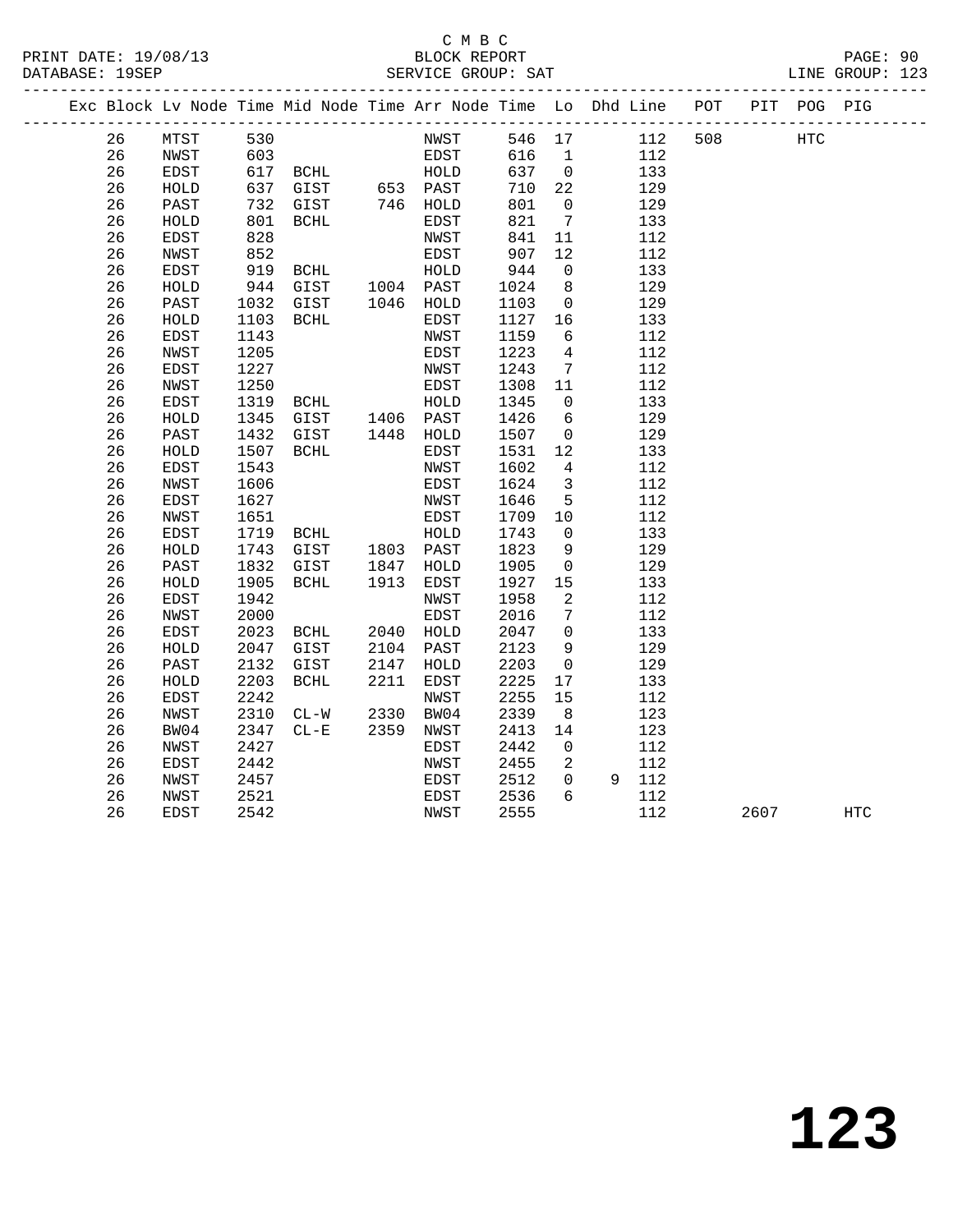C M B C
BLOCK REPORT
SERVICE GROUP: SAT

PRINT DATE: 19/08/13
DATABASE: 19SEP
LINE GROUP: 123

| Exc | Block | Lv | Node | Time | Mid Node | Time | Arr Node | Time | Lo | Dhd | Line | POT | PIT | POG | PIG |
|---|---|---|---|---|---|---|---|---|---|---|---|---|---|---|---|
| | 26 | | MTST | 530 | | | NWST | 546 | 17 | | 112 | 508 | | HTC | |
| | 26 | | NWST | 603 | | | EDST | 616 | 1 | | 112 | | | | |
| | 26 | | EDST | 617 | BCHL | | HOLD | 637 | 0 | | 133 | | | | |
| | 26 | | HOLD | 637 | GIST | 653 | PAST | 710 | 22 | | 129 | | | | |
| | 26 | | PAST | 732 | GIST | 746 | HOLD | 801 | 0 | | 129 | | | | |
| | 26 | | HOLD | 801 | BCHL | | EDST | 821 | 7 | | 133 | | | | |
| | 26 | | EDST | 828 | | | NWST | 841 | 11 | | 112 | | | | |
| | 26 | | NWST | 852 | | | EDST | 907 | 12 | | 112 | | | | |
| | 26 | | EDST | 919 | BCHL | | HOLD | 944 | 0 | | 133 | | | | |
| | 26 | | HOLD | 944 | GIST | 1004 | PAST | 1024 | 8 | | 129 | | | | |
| | 26 | | PAST | 1032 | GIST | 1046 | HOLD | 1103 | 0 | | 129 | | | | |
| | 26 | | HOLD | 1103 | BCHL | | EDST | 1127 | 16 | | 133 | | | | |
| | 26 | | EDST | 1143 | | | NWST | 1159 | 6 | | 112 | | | | |
| | 26 | | NWST | 1205 | | | EDST | 1223 | 4 | | 112 | | | | |
| | 26 | | EDST | 1227 | | | NWST | 1243 | 7 | | 112 | | | | |
| | 26 | | NWST | 1250 | | | EDST | 1308 | 11 | | 112 | | | | |
| | 26 | | EDST | 1319 | BCHL | | HOLD | 1345 | 0 | | 133 | | | | |
| | 26 | | HOLD | 1345 | GIST | 1406 | PAST | 1426 | 6 | | 129 | | | | |
| | 26 | | PAST | 1432 | GIST | 1448 | HOLD | 1507 | 0 | | 129 | | | | |
| | 26 | | HOLD | 1507 | BCHL | | EDST | 1531 | 12 | | 133 | | | | |
| | 26 | | EDST | 1543 | | | NWST | 1602 | 4 | | 112 | | | | |
| | 26 | | NWST | 1606 | | | EDST | 1624 | 3 | | 112 | | | | |
| | 26 | | EDST | 1627 | | | NWST | 1646 | 5 | | 112 | | | | |
| | 26 | | NWST | 1651 | | | EDST | 1709 | 10 | | 112 | | | | |
| | 26 | | EDST | 1719 | BCHL | | HOLD | 1743 | 0 | | 133 | | | | |
| | 26 | | HOLD | 1743 | GIST | 1803 | PAST | 1823 | 9 | | 129 | | | | |
| | 26 | | PAST | 1832 | GIST | 1847 | HOLD | 1905 | 0 | | 129 | | | | |
| | 26 | | HOLD | 1905 | BCHL | 1913 | EDST | 1927 | 15 | | 133 | | | | |
| | 26 | | EDST | 1942 | | | NWST | 1958 | 2 | | 112 | | | | |
| | 26 | | NWST | 2000 | | | EDST | 2016 | 7 | | 112 | | | | |
| | 26 | | EDST | 2023 | BCHL | 2040 | HOLD | 2047 | 0 | | 133 | | | | |
| | 26 | | HOLD | 2047 | GIST | 2104 | PAST | 2123 | 9 | | 129 | | | | |
| | 26 | | PAST | 2132 | GIST | 2147 | HOLD | 2203 | 0 | | 129 | | | | |
| | 26 | | HOLD | 2203 | BCHL | 2211 | EDST | 2225 | 17 | | 133 | | | | |
| | 26 | | EDST | 2242 | | | NWST | 2255 | 15 | | 112 | | | | |
| | 26 | | NWST | 2310 | CL-W | 2330 | BW04 | 2339 | 8 | | 123 | | | | |
| | 26 | | BW04 | 2347 | CL-E | 2359 | NWST | 2413 | 14 | | 123 | | | | |
| | 26 | | NWST | 2427 | | | EDST | 2442 | 0 | | 112 | | | | |
| | 26 | | EDST | 2442 | | | NWST | 2455 | 2 | | 112 | | | | |
| | 26 | | NWST | 2457 | | | EDST | 2512 | 0 | 9 | 112 | | | | |
| | 26 | | NWST | 2521 | | | EDST | 2536 | 6 | | 112 | | | | |
| | 26 | | EDST | 2542 | | | NWST | 2555 | | | 112 | | 2607 | | HTC |

# 123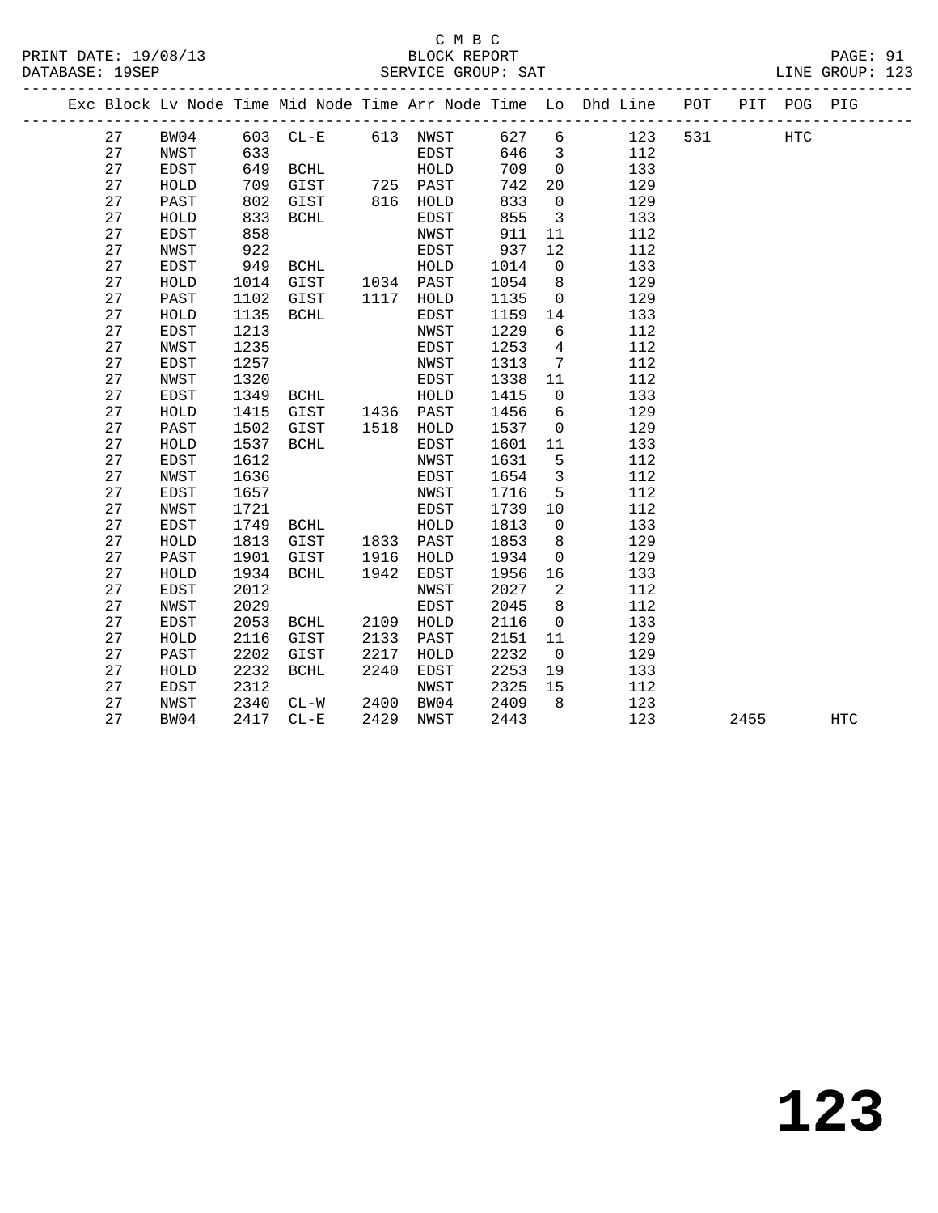C M B C
PRINT DATE: 19/08/13 BLOCK REPORT
DATABASE: 19SEP SERVICE GROUP: SAT LINE GROUP: 123

| Exc | Block | Lv | Node | Time | Mid Node | Time | Arr Node | Time | Lo | Dhd Line | POT | PIT | POG | PIG |
|---|---|---|---|---|---|---|---|---|---|---|---|---|---|---|
| | 27 | | BW04 | 603 | CL-E | 613 | NWST | 627 | 6 | 123 | 531 | | HTC | |
| | 27 | | NWST | 633 | | | EDST | 646 | 3 | 112 | | | | |
| | 27 | | EDST | 649 | BCHL | | HOLD | 709 | 0 | 133 | | | | |
| | 27 | | HOLD | 709 | GIST | 725 | PAST | 742 | 20 | 129 | | | | |
| | 27 | | PAST | 802 | GIST | 816 | HOLD | 833 | 0 | 129 | | | | |
| | 27 | | HOLD | 833 | BCHL | | EDST | 855 | 3 | 133 | | | | |
| | 27 | | EDST | 858 | | | NWST | 911 | 11 | 112 | | | | |
| | 27 | | NWST | 922 | | | EDST | 937 | 12 | 112 | | | | |
| | 27 | | EDST | 949 | BCHL | | HOLD | 1014 | 0 | 133 | | | | |
| | 27 | | HOLD | 1014 | GIST | 1034 | PAST | 1054 | 8 | 129 | | | | |
| | 27 | | PAST | 1102 | GIST | 1117 | HOLD | 1135 | 0 | 129 | | | | |
| | 27 | | HOLD | 1135 | BCHL | | EDST | 1159 | 14 | 133 | | | | |
| | 27 | | EDST | 1213 | | | NWST | 1229 | 6 | 112 | | | | |
| | 27 | | NWST | 1235 | | | EDST | 1253 | 4 | 112 | | | | |
| | 27 | | EDST | 1257 | | | NWST | 1313 | 7 | 112 | | | | |
| | 27 | | NWST | 1320 | | | EDST | 1338 | 11 | 112 | | | | |
| | 27 | | EDST | 1349 | BCHL | | HOLD | 1415 | 0 | 133 | | | | |
| | 27 | | HOLD | 1415 | GIST | 1436 | PAST | 1456 | 6 | 129 | | | | |
| | 27 | | PAST | 1502 | GIST | 1518 | HOLD | 1537 | 0 | 129 | | | | |
| | 27 | | HOLD | 1537 | BCHL | | EDST | 1601 | 11 | 133 | | | | |
| | 27 | | EDST | 1612 | | | NWST | 1631 | 5 | 112 | | | | |
| | 27 | | NWST | 1636 | | | EDST | 1654 | 3 | 112 | | | | |
| | 27 | | EDST | 1657 | | | NWST | 1716 | 5 | 112 | | | | |
| | 27 | | NWST | 1721 | | | EDST | 1739 | 10 | 112 | | | | |
| | 27 | | EDST | 1749 | BCHL | | HOLD | 1813 | 0 | 133 | | | | |
| | 27 | | HOLD | 1813 | GIST | 1833 | PAST | 1853 | 8 | 129 | | | | |
| | 27 | | PAST | 1901 | GIST | 1916 | HOLD | 1934 | 0 | 129 | | | | |
| | 27 | | HOLD | 1934 | BCHL | 1942 | EDST | 1956 | 16 | 133 | | | | |
| | 27 | | EDST | 2012 | | | NWST | 2027 | 2 | 112 | | | | |
| | 27 | | NWST | 2029 | | | EDST | 2045 | 8 | 112 | | | | |
| | 27 | | EDST | 2053 | BCHL | 2109 | HOLD | 2116 | 0 | 133 | | | | |
| | 27 | | HOLD | 2116 | GIST | 2133 | PAST | 2151 | 11 | 129 | | | | |
| | 27 | | PAST | 2202 | GIST | 2217 | HOLD | 2232 | 0 | 129 | | | | |
| | 27 | | HOLD | 2232 | BCHL | 2240 | EDST | 2253 | 19 | 133 | | | | |
| | 27 | | EDST | 2312 | | | NWST | 2325 | 15 | 112 | | | | |
| | 27 | | NWST | 2340 | CL-W | 2400 | BW04 | 2409 | 8 | 123 | | | | |
| | 27 | | BW04 | 2417 | CL-E | 2429 | NWST | 2443 | | 123 | | 2455 | | HTC |

# 123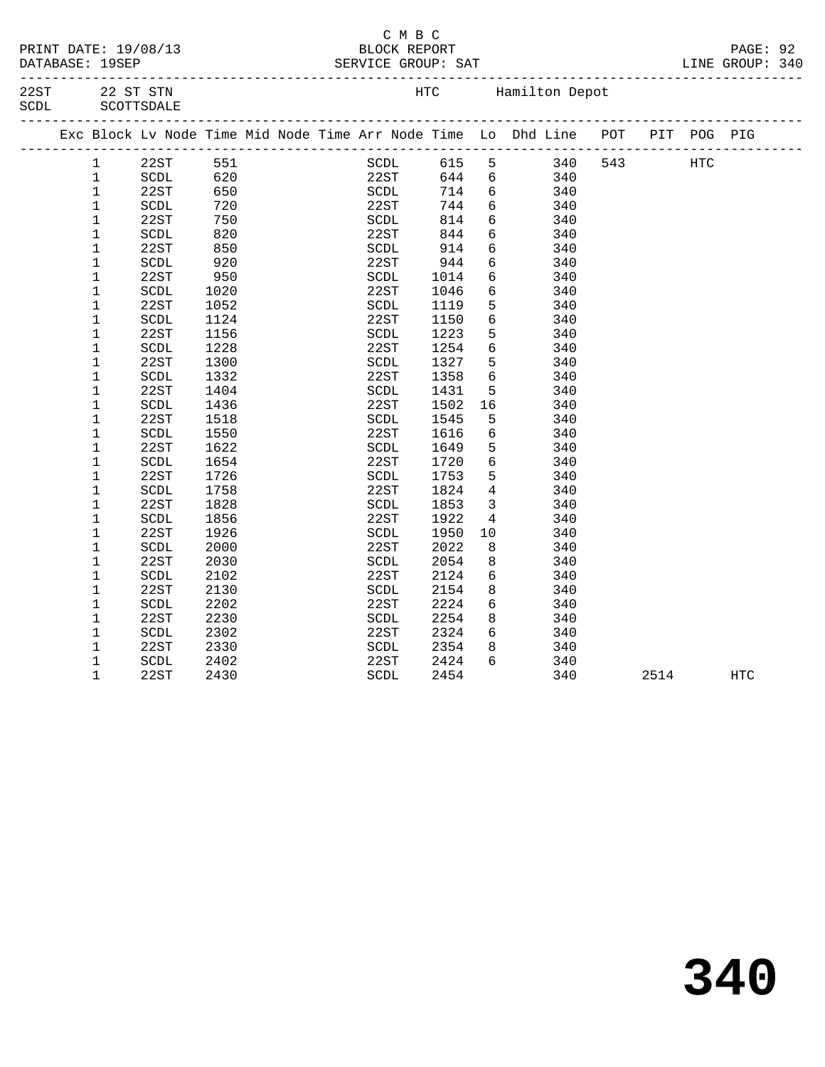C M B C

PRINT DATE: 19/08/13 BLOCK REPORT
DATABASE: 19SEP SERVICE GROUP: SAT LINE GROUP: 340

22ST 22 ST STN HTC Hamilton Depot
SCDL SCOTTSDALE

| Exc | Block | Lv Node | Time | Mid Node | Time | Arr Node | Time | Lo | Dhd Line | POT | PIT | POG | PIG |
|---|---|---|---|---|---|---|---|---|---|---|---|---|---|
| | 1 | 22ST | 551 | | | SCDL | 615 | 5 | 340 | 543 | | HTC | |
| | 1 | SCDL | 620 | | | 22ST | 644 | 6 | 340 | | | | |
| | 1 | 22ST | 650 | | | SCDL | 714 | 6 | 340 | | | | |
| | 1 | SCDL | 720 | | | 22ST | 744 | 6 | 340 | | | | |
| | 1 | 22ST | 750 | | | SCDL | 814 | 6 | 340 | | | | |
| | 1 | SCDL | 820 | | | 22ST | 844 | 6 | 340 | | | | |
| | 1 | 22ST | 850 | | | SCDL | 914 | 6 | 340 | | | | |
| | 1 | SCDL | 920 | | | 22ST | 944 | 6 | 340 | | | | |
| | 1 | 22ST | 950 | | | SCDL | 1014 | 6 | 340 | | | | |
| | 1 | SCDL | 1020 | | | 22ST | 1046 | 6 | 340 | | | | |
| | 1 | 22ST | 1052 | | | SCDL | 1119 | 5 | 340 | | | | |
| | 1 | SCDL | 1124 | | | 22ST | 1150 | 6 | 340 | | | | |
| | 1 | 22ST | 1156 | | | SCDL | 1223 | 5 | 340 | | | | |
| | 1 | SCDL | 1228 | | | 22ST | 1254 | 6 | 340 | | | | |
| | 1 | 22ST | 1300 | | | SCDL | 1327 | 5 | 340 | | | | |
| | 1 | SCDL | 1332 | | | 22ST | 1358 | 6 | 340 | | | | |
| | 1 | 22ST | 1404 | | | SCDL | 1431 | 5 | 340 | | | | |
| | 1 | SCDL | 1436 | | | 22ST | 1502 | 16 | 340 | | | | |
| | 1 | 22ST | 1518 | | | SCDL | 1545 | 5 | 340 | | | | |
| | 1 | SCDL | 1550 | | | 22ST | 1616 | 6 | 340 | | | | |
| | 1 | 22ST | 1622 | | | SCDL | 1649 | 5 | 340 | | | | |
| | 1 | SCDL | 1654 | | | 22ST | 1720 | 6 | 340 | | | | |
| | 1 | 22ST | 1726 | | | SCDL | 1753 | 5 | 340 | | | | |
| | 1 | SCDL | 1758 | | | 22ST | 1824 | 4 | 340 | | | | |
| | 1 | 22ST | 1828 | | | SCDL | 1853 | 3 | 340 | | | | |
| | 1 | SCDL | 1856 | | | 22ST | 1922 | 4 | 340 | | | | |
| | 1 | 22ST | 1926 | | | SCDL | 1950 | 10 | 340 | | | | |
| | 1 | SCDL | 2000 | | | 22ST | 2022 | 8 | 340 | | | | |
| | 1 | 22ST | 2030 | | | SCDL | 2054 | 8 | 340 | | | | |
| | 1 | SCDL | 2102 | | | 22ST | 2124 | 6 | 340 | | | | |
| | 1 | 22ST | 2130 | | | SCDL | 2154 | 8 | 340 | | | | |
| | 1 | SCDL | 2202 | | | 22ST | 2224 | 6 | 340 | | | | |
| | 1 | 22ST | 2230 | | | SCDL | 2254 | 8 | 340 | | | | |
| | 1 | SCDL | 2302 | | | 22ST | 2324 | 6 | 340 | | | | |
| | 1 | 22ST | 2330 | | | SCDL | 2354 | 8 | 340 | | | | |
| | 1 | SCDL | 2402 | | | 22ST | 2424 | 6 | 340 | | | | |
| | 1 | 22ST | 2430 | | | SCDL | 2454 | | 340 | | 2514 | | HTC |

**340**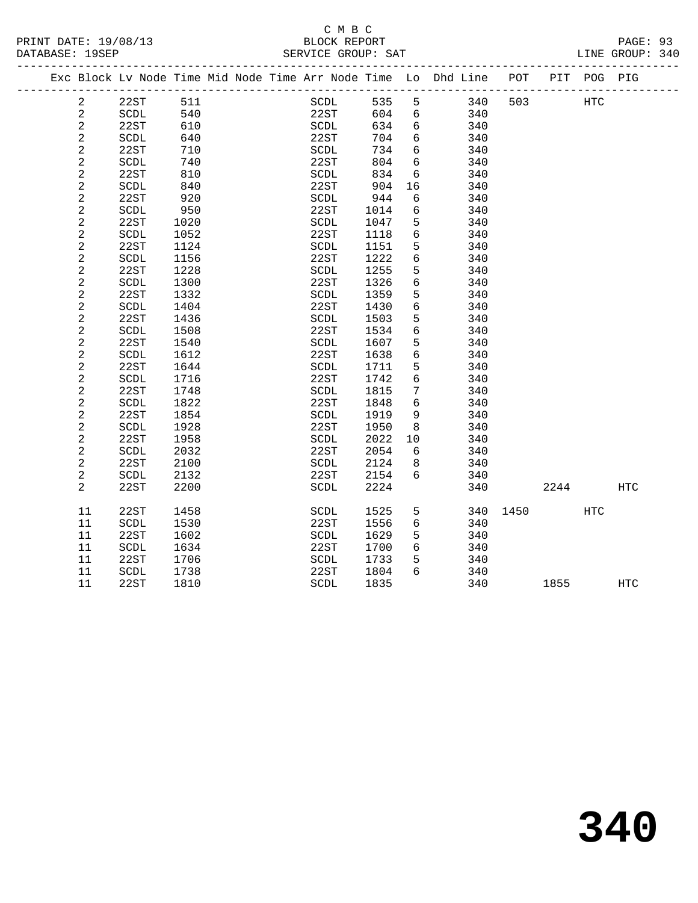C M B C
BLOCK REPORT
SERVICE GROUP: SAT

PRINT DATE: 19/08/13
DATABASE: 19SEP
LINE GROUP: 340

| Exc | Block | Lv Node | Time | Mid Node | Time | Arr Node | Time | Lo | Dhd Line | POT | PIT | POG | PIG |
|---|---|---|---|---|---|---|---|---|---|---|---|---|---|
| | 2 | 22ST | 511 | | | SCDL | 535 | 5 | 340 | 503 | | HTC | |
| | 2 | SCDL | 540 | | | 22ST | 604 | 6 | 340 | | | | |
| | 2 | 22ST | 610 | | | SCDL | 634 | 6 | 340 | | | | |
| | 2 | SCDL | 640 | | | 22ST | 704 | 6 | 340 | | | | |
| | 2 | 22ST | 710 | | | SCDL | 734 | 6 | 340 | | | | |
| | 2 | SCDL | 740 | | | 22ST | 804 | 6 | 340 | | | | |
| | 2 | 22ST | 810 | | | SCDL | 834 | 6 | 340 | | | | |
| | 2 | SCDL | 840 | | | 22ST | 904 | 16 | 340 | | | | |
| | 2 | 22ST | 920 | | | SCDL | 944 | 6 | 340 | | | | |
| | 2 | SCDL | 950 | | | 22ST | 1014 | 6 | 340 | | | | |
| | 2 | 22ST | 1020 | | | SCDL | 1047 | 5 | 340 | | | | |
| | 2 | SCDL | 1052 | | | 22ST | 1118 | 6 | 340 | | | | |
| | 2 | 22ST | 1124 | | | SCDL | 1151 | 5 | 340 | | | | |
| | 2 | SCDL | 1156 | | | 22ST | 1222 | 6 | 340 | | | | |
| | 2 | 22ST | 1228 | | | SCDL | 1255 | 5 | 340 | | | | |
| | 2 | SCDL | 1300 | | | 22ST | 1326 | 6 | 340 | | | | |
| | 2 | 22ST | 1332 | | | SCDL | 1359 | 5 | 340 | | | | |
| | 2 | SCDL | 1404 | | | 22ST | 1430 | 6 | 340 | | | | |
| | 2 | 22ST | 1436 | | | SCDL | 1503 | 5 | 340 | | | | |
| | 2 | SCDL | 1508 | | | 22ST | 1534 | 6 | 340 | | | | |
| | 2 | 22ST | 1540 | | | SCDL | 1607 | 5 | 340 | | | | |
| | 2 | SCDL | 1612 | | | 22ST | 1638 | 6 | 340 | | | | |
| | 2 | 22ST | 1644 | | | SCDL | 1711 | 5 | 340 | | | | |
| | 2 | SCDL | 1716 | | | 22ST | 1742 | 6 | 340 | | | | |
| | 2 | 22ST | 1748 | | | SCDL | 1815 | 7 | 340 | | | | |
| | 2 | SCDL | 1822 | | | 22ST | 1848 | 6 | 340 | | | | |
| | 2 | 22ST | 1854 | | | SCDL | 1919 | 9 | 340 | | | | |
| | 2 | SCDL | 1928 | | | 22ST | 1950 | 8 | 340 | | | | |
| | 2 | 22ST | 1958 | | | SCDL | 2022 | 10 | 340 | | | | |
| | 2 | SCDL | 2032 | | | 22ST | 2054 | 6 | 340 | | | | |
| | 2 | 22ST | 2100 | | | SCDL | 2124 | 8 | 340 | | | | |
| | 2 | SCDL | 2132 | | | 22ST | 2154 | 6 | 340 | | | | |
| | 2 | 22ST | 2200 | | | SCDL | 2224 | | 340 | | 2244 | | HTC |
| | 11 | 22ST | 1458 | | | SCDL | 1525 | 5 | 340 | 1450 | | HTC | |
| | 11 | SCDL | 1530 | | | 22ST | 1556 | 6 | 340 | | | | |
| | 11 | 22ST | 1602 | | | SCDL | 1629 | 5 | 340 | | | | |
| | 11 | SCDL | 1634 | | | 22ST | 1700 | 6 | 340 | | | | |
| | 11 | 22ST | 1706 | | | SCDL | 1733 | 5 | 340 | | | | |
| | 11 | SCDL | 1738 | | | 22ST | 1804 | 6 | 340 | | | | |
| | 11 | 22ST | 1810 | | | SCDL | 1835 | | 340 | | 1855 | | HTC |

# 340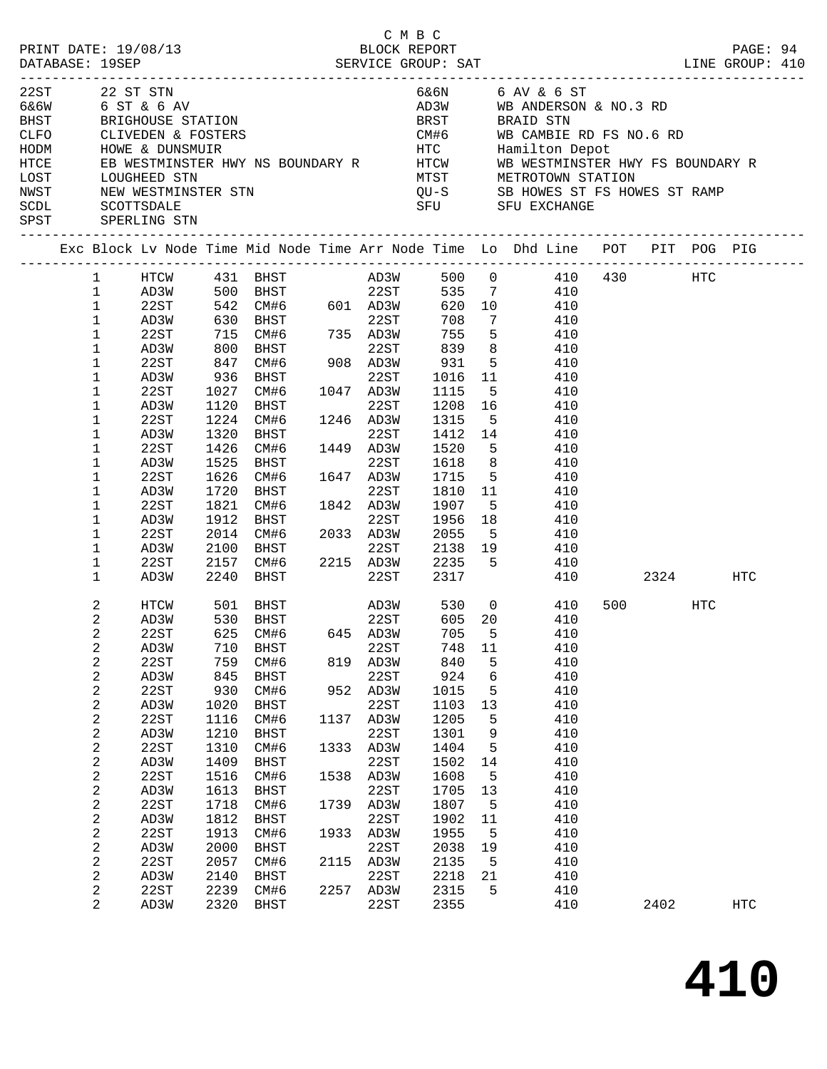C M B C

PRINT DATE: 19/08/13 BLOCK REPORT PAGE: 94
DATABASE: 19SEP SERVICE GROUP: SAT LINE GROUP: 410

| Code | Description | Code | Description |
|---|---|---|---|
| 22ST | 22 ST STN | 6&6N | 6 AV & 6 ST |
| 6&6W | 6 ST & 6 AV | AD3W | WB ANDERSON & NO.3 RD |
| BHST | BRIGHOUSE STATION | BRST | BRAID STN |
| CLFO | CLIVEDEN & FOSTERS | CM#6 | WB CAMBIE RD FS NO.6 RD |
| HODM | HOWE & DUNSMUIR | HTC | Hamilton Depot |
| HTCE | EB WESTMINSTER HWY NS BOUNDARY R | HTCW | WB WESTMINSTER HWY FS BOUNDARY R |
| LOST | LOUGHEED STN | MTST | METROTOWN STATION |
| NWST | NEW WESTMINSTER STN | QU-S | SB HOWES ST FS HOWES ST RAMP |
| SCDL | SCOTTSDALE | SFU | SFU EXCHANGE |
| SPST | SPERLING STN | | |

| Exc | Block | Lv Node | Time | Mid Node | Time | Arr Node | Time | Lo | Dhd Line | POT | PIT | POG | PIG |
|---|---|---|---|---|---|---|---|---|---|---|---|---|---|
| | 1 | HTCW | 431 | BHST | | AD3W | 500 | 0 | 410 | 430 | | HTC | |
| | 1 | AD3W | 500 | BHST | | 22ST | 535 | 7 | 410 | | | | |
| | 1 | 22ST | 542 | CM#6 | 601 | AD3W | 620 | 10 | 410 | | | | |
| | 1 | AD3W | 630 | BHST | | 22ST | 708 | 7 | 410 | | | | |
| | 1 | 22ST | 715 | CM#6 | 735 | AD3W | 755 | 5 | 410 | | | | |
| | 1 | AD3W | 800 | BHST | | 22ST | 839 | 8 | 410 | | | | |
| | 1 | 22ST | 847 | CM#6 | 908 | AD3W | 931 | 5 | 410 | | | | |
| | 1 | AD3W | 936 | BHST | | 22ST | 1016 | 11 | 410 | | | | |
| | 1 | 22ST | 1027 | CM#6 | 1047 | AD3W | 1115 | 5 | 410 | | | | |
| | 1 | AD3W | 1120 | BHST | | 22ST | 1208 | 16 | 410 | | | | |
| | 1 | 22ST | 1224 | CM#6 | 1246 | AD3W | 1315 | 5 | 410 | | | | |
| | 1 | AD3W | 1320 | BHST | | 22ST | 1412 | 14 | 410 | | | | |
| | 1 | 22ST | 1426 | CM#6 | 1449 | AD3W | 1520 | 5 | 410 | | | | |
| | 1 | AD3W | 1525 | BHST | | 22ST | 1618 | 8 | 410 | | | | |
| | 1 | 22ST | 1626 | CM#6 | 1647 | AD3W | 1715 | 5 | 410 | | | | |
| | 1 | AD3W | 1720 | BHST | | 22ST | 1810 | 11 | 410 | | | | |
| | 1 | 22ST | 1821 | CM#6 | 1842 | AD3W | 1907 | 5 | 410 | | | | |
| | 1 | AD3W | 1912 | BHST | | 22ST | 1956 | 18 | 410 | | | | |
| | 1 | 22ST | 2014 | CM#6 | 2033 | AD3W | 2055 | 5 | 410 | | | | |
| | 1 | AD3W | 2100 | BHST | | 22ST | 2138 | 19 | 410 | | | | |
| | 1 | 22ST | 2157 | CM#6 | 2215 | AD3W | 2235 | 5 | 410 | | | | |
| | 1 | AD3W | 2240 | BHST | | 22ST | 2317 | | 410 | | 2324 | | HTC |
| | 2 | HTCW | 501 | BHST | | AD3W | 530 | 0 | 410 | 500 | | HTC | |
| | 2 | AD3W | 530 | BHST | | 22ST | 605 | 20 | 410 | | | | |
| | 2 | 22ST | 625 | CM#6 | 645 | AD3W | 705 | 5 | 410 | | | | |
| | 2 | AD3W | 710 | BHST | | 22ST | 748 | 11 | 410 | | | | |
| | 2 | 22ST | 759 | CM#6 | 819 | AD3W | 840 | 5 | 410 | | | | |
| | 2 | AD3W | 845 | BHST | | 22ST | 924 | 6 | 410 | | | | |
| | 2 | 22ST | 930 | CM#6 | 952 | AD3W | 1015 | 5 | 410 | | | | |
| | 2 | AD3W | 1020 | BHST | | 22ST | 1103 | 13 | 410 | | | | |
| | 2 | 22ST | 1116 | CM#6 | 1137 | AD3W | 1205 | 5 | 410 | | | | |
| | 2 | AD3W | 1210 | BHST | | 22ST | 1301 | 9 | 410 | | | | |
| | 2 | 22ST | 1310 | CM#6 | 1333 | AD3W | 1404 | 5 | 410 | | | | |
| | 2 | AD3W | 1409 | BHST | | 22ST | 1502 | 14 | 410 | | | | |
| | 2 | 22ST | 1516 | CM#6 | 1538 | AD3W | 1608 | 5 | 410 | | | | |
| | 2 | AD3W | 1613 | BHST | | 22ST | 1705 | 13 | 410 | | | | |
| | 2 | 22ST | 1718 | CM#6 | 1739 | AD3W | 1807 | 5 | 410 | | | | |
| | 2 | AD3W | 1812 | BHST | | 22ST | 1902 | 11 | 410 | | | | |
| | 2 | 22ST | 1913 | CM#6 | 1933 | AD3W | 1955 | 5 | 410 | | | | |
| | 2 | AD3W | 2000 | BHST | | 22ST | 2038 | 19 | 410 | | | | |
| | 2 | 22ST | 2057 | CM#6 | 2115 | AD3W | 2135 | 5 | 410 | | | | |
| | 2 | AD3W | 2140 | BHST | | 22ST | 2218 | 21 | 410 | | | | |
| | 2 | 22ST | 2239 | CM#6 | 2257 | AD3W | 2315 | 5 | 410 | | | | |
| | 2 | AD3W | 2320 | BHST | | 22ST | 2355 | | 410 | | 2402 | | HTC |

# 410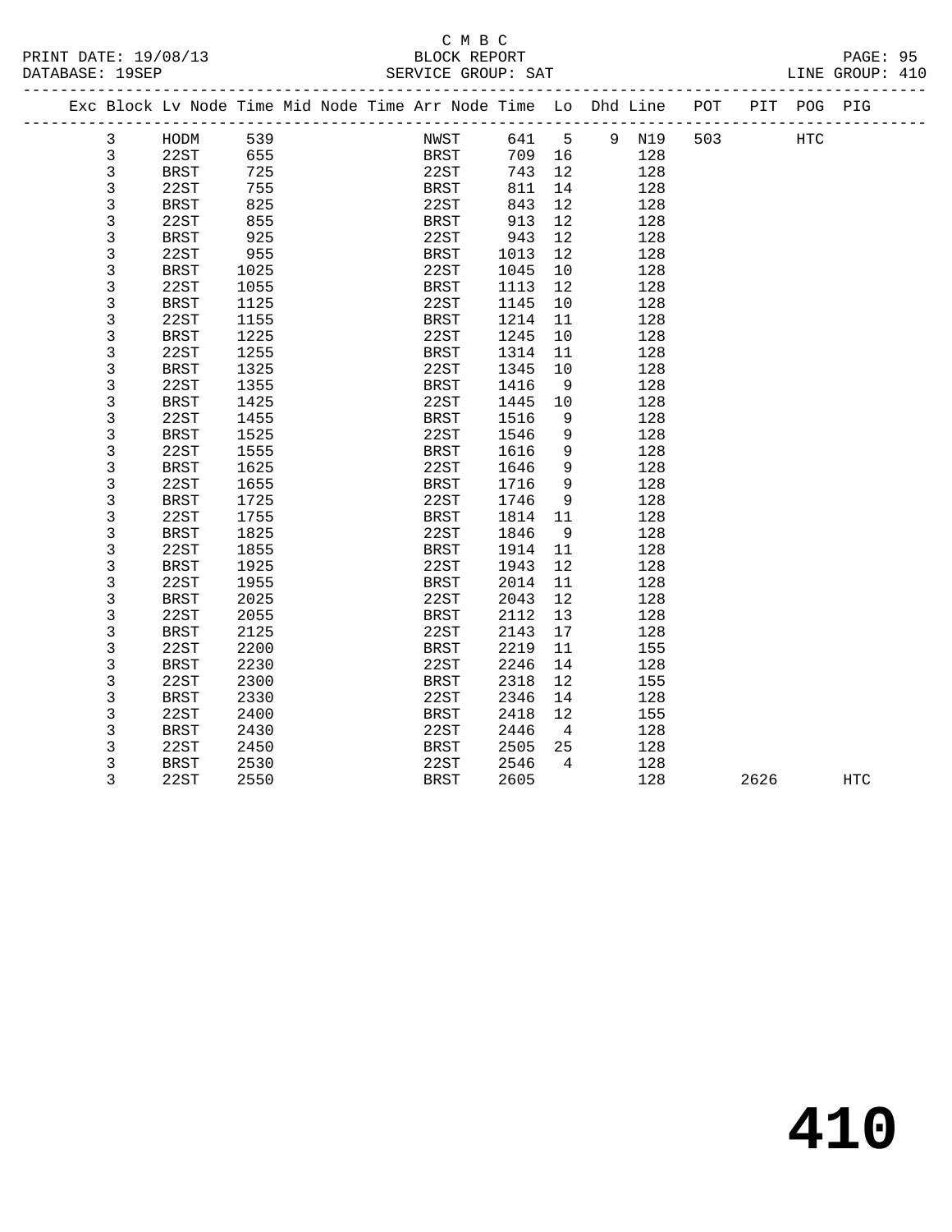C M B C
BLOCK REPORT
SERVICE GROUP: SAT

PRINT DATE: 19/08/13
DATABASE: 19SEP
LINE GROUP: 410

| Exc | Block | Lv Node | Time | Mid Node | Time | Arr Node | Time | Lo | Dhd | Line | POT | PIT | POG | PIG |
|---|---|---|---|---|---|---|---|---|---|---|---|---|---|---|
| | 3 | HODM | 539 | | | NWST | 641 | 5 | 9 | N19 | 503 | | HTC | |
| | 3 | 22ST | 655 | | | BRST | 709 | 16 | | 128 | | | | |
| | 3 | BRST | 725 | | | 22ST | 743 | 12 | | 128 | | | | |
| | 3 | 22ST | 755 | | | BRST | 811 | 14 | | 128 | | | | |
| | 3 | BRST | 825 | | | 22ST | 843 | 12 | | 128 | | | | |
| | 3 | 22ST | 855 | | | BRST | 913 | 12 | | 128 | | | | |
| | 3 | BRST | 925 | | | 22ST | 943 | 12 | | 128 | | | | |
| | 3 | 22ST | 955 | | | BRST | 1013 | 12 | | 128 | | | | |
| | 3 | BRST | 1025 | | | 22ST | 1045 | 10 | | 128 | | | | |
| | 3 | 22ST | 1055 | | | BRST | 1113 | 12 | | 128 | | | | |
| | 3 | BRST | 1125 | | | 22ST | 1145 | 10 | | 128 | | | | |
| | 3 | 22ST | 1155 | | | BRST | 1214 | 11 | | 128 | | | | |
| | 3 | BRST | 1225 | | | 22ST | 1245 | 10 | | 128 | | | | |
| | 3 | 22ST | 1255 | | | BRST | 1314 | 11 | | 128 | | | | |
| | 3 | BRST | 1325 | | | 22ST | 1345 | 10 | | 128 | | | | |
| | 3 | 22ST | 1355 | | | BRST | 1416 | 9 | | 128 | | | | |
| | 3 | BRST | 1425 | | | 22ST | 1445 | 10 | | 128 | | | | |
| | 3 | 22ST | 1455 | | | BRST | 1516 | 9 | | 128 | | | | |
| | 3 | BRST | 1525 | | | 22ST | 1546 | 9 | | 128 | | | | |
| | 3 | 22ST | 1555 | | | BRST | 1616 | 9 | | 128 | | | | |
| | 3 | BRST | 1625 | | | 22ST | 1646 | 9 | | 128 | | | | |
| | 3 | 22ST | 1655 | | | BRST | 1716 | 9 | | 128 | | | | |
| | 3 | BRST | 1725 | | | 22ST | 1746 | 9 | | 128 | | | | |
| | 3 | 22ST | 1755 | | | BRST | 1814 | 11 | | 128 | | | | |
| | 3 | BRST | 1825 | | | 22ST | 1846 | 9 | | 128 | | | | |
| | 3 | 22ST | 1855 | | | BRST | 1914 | 11 | | 128 | | | | |
| | 3 | BRST | 1925 | | | 22ST | 1943 | 12 | | 128 | | | | |
| | 3 | 22ST | 1955 | | | BRST | 2014 | 11 | | 128 | | | | |
| | 3 | BRST | 2025 | | | 22ST | 2043 | 12 | | 128 | | | | |
| | 3 | 22ST | 2055 | | | BRST | 2112 | 13 | | 128 | | | | |
| | 3 | BRST | 2125 | | | 22ST | 2143 | 17 | | 128 | | | | |
| | 3 | 22ST | 2200 | | | BRST | 2219 | 11 | | 155 | | | | |
| | 3 | BRST | 2230 | | | 22ST | 2246 | 14 | | 128 | | | | |
| | 3 | 22ST | 2300 | | | BRST | 2318 | 12 | | 155 | | | | |
| | 3 | BRST | 2330 | | | 22ST | 2346 | 14 | | 128 | | | | |
| | 3 | 22ST | 2400 | | | BRST | 2418 | 12 | | 155 | | | | |
| | 3 | BRST | 2430 | | | 22ST | 2446 | 4 | | 128 | | | | |
| | 3 | 22ST | 2450 | | | BRST | 2505 | 25 | | 128 | | | | |
| | 3 | BRST | 2530 | | | 22ST | 2546 | 4 | | 128 | | | | |
| | 3 | 22ST | 2550 | | | BRST | 2605 | | | 128 | | 2626 | | HTC |

410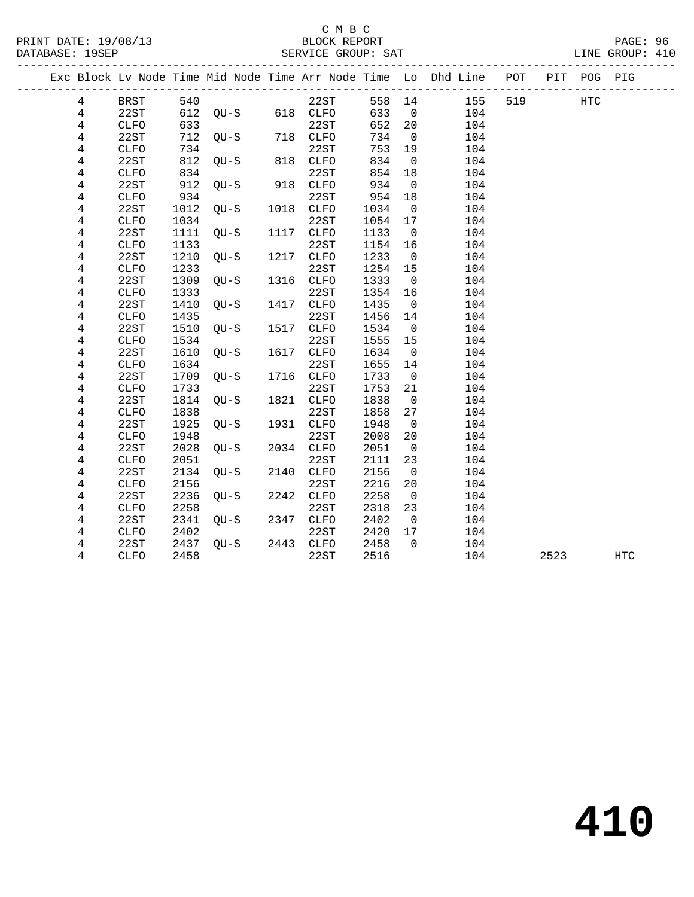C M B C
BLOCK REPORT
SERVICE GROUP: SAT

PRINT DATE: 19/08/13
DATABASE: 19SEP
LINE GROUP: 410

| Exc | Block | Lv | Node | Time | Mid Node | Time | Arr Node | Time | Lo | Dhd Line | POT | PIT | POG | PIG |
|---|---|---|---|---|---|---|---|---|---|---|---|---|---|---|
| | 4 | | BRST | 540 | | | 22ST | 558 | 14 | 155 | 519 | | HTC | |
| | 4 | | 22ST | 612 | QU-S | 618 | CLFO | 633 | 0 | 104 | | | | |
| | 4 | | CLFO | 633 | | | 22ST | 652 | 20 | 104 | | | | |
| | 4 | | 22ST | 712 | QU-S | 718 | CLFO | 734 | 0 | 104 | | | | |
| | 4 | | CLFO | 734 | | | 22ST | 753 | 19 | 104 | | | | |
| | 4 | | 22ST | 812 | QU-S | 818 | CLFO | 834 | 0 | 104 | | | | |
| | 4 | | CLFO | 834 | | | 22ST | 854 | 18 | 104 | | | | |
| | 4 | | 22ST | 912 | QU-S | 918 | CLFO | 934 | 0 | 104 | | | | |
| | 4 | | CLFO | 934 | | | 22ST | 954 | 18 | 104 | | | | |
| | 4 | | 22ST | 1012 | QU-S | 1018 | CLFO | 1034 | 0 | 104 | | | | |
| | 4 | | CLFO | 1034 | | | 22ST | 1054 | 17 | 104 | | | | |
| | 4 | | 22ST | 1111 | QU-S | 1117 | CLFO | 1133 | 0 | 104 | | | | |
| | 4 | | CLFO | 1133 | | | 22ST | 1154 | 16 | 104 | | | | |
| | 4 | | 22ST | 1210 | QU-S | 1217 | CLFO | 1233 | 0 | 104 | | | | |
| | 4 | | CLFO | 1233 | | | 22ST | 1254 | 15 | 104 | | | | |
| | 4 | | 22ST | 1309 | QU-S | 1316 | CLFO | 1333 | 0 | 104 | | | | |
| | 4 | | CLFO | 1333 | | | 22ST | 1354 | 16 | 104 | | | | |
| | 4 | | 22ST | 1410 | QU-S | 1417 | CLFO | 1435 | 0 | 104 | | | | |
| | 4 | | CLFO | 1435 | | | 22ST | 1456 | 14 | 104 | | | | |
| | 4 | | 22ST | 1510 | QU-S | 1517 | CLFO | 1534 | 0 | 104 | | | | |
| | 4 | | CLFO | 1534 | | | 22ST | 1555 | 15 | 104 | | | | |
| | 4 | | 22ST | 1610 | QU-S | 1617 | CLFO | 1634 | 0 | 104 | | | | |
| | 4 | | CLFO | 1634 | | | 22ST | 1655 | 14 | 104 | | | | |
| | 4 | | 22ST | 1709 | QU-S | 1716 | CLFO | 1733 | 0 | 104 | | | | |
| | 4 | | CLFO | 1733 | | | 22ST | 1753 | 21 | 104 | | | | |
| | 4 | | 22ST | 1814 | QU-S | 1821 | CLFO | 1838 | 0 | 104 | | | | |
| | 4 | | CLFO | 1838 | | | 22ST | 1858 | 27 | 104 | | | | |
| | 4 | | 22ST | 1925 | QU-S | 1931 | CLFO | 1948 | 0 | 104 | | | | |
| | 4 | | CLFO | 1948 | | | 22ST | 2008 | 20 | 104 | | | | |
| | 4 | | 22ST | 2028 | QU-S | 2034 | CLFO | 2051 | 0 | 104 | | | | |
| | 4 | | CLFO | 2051 | | | 22ST | 2111 | 23 | 104 | | | | |
| | 4 | | 22ST | 2134 | QU-S | 2140 | CLFO | 2156 | 0 | 104 | | | | |
| | 4 | | CLFO | 2156 | | | 22ST | 2216 | 20 | 104 | | | | |
| | 4 | | 22ST | 2236 | QU-S | 2242 | CLFO | 2258 | 0 | 104 | | | | |
| | 4 | | CLFO | 2258 | | | 22ST | 2318 | 23 | 104 | | | | |
| | 4 | | 22ST | 2341 | QU-S | 2347 | CLFO | 2402 | 0 | 104 | | | | |
| | 4 | | CLFO | 2402 | | | 22ST | 2420 | 17 | 104 | | | | |
| | 4 | | 22ST | 2437 | QU-S | 2443 | CLFO | 2458 | 0 | 104 | | | | |
| | 4 | | CLFO | 2458 | | | 22ST | 2516 | | 104 | | 2523 | | HTC |

# 410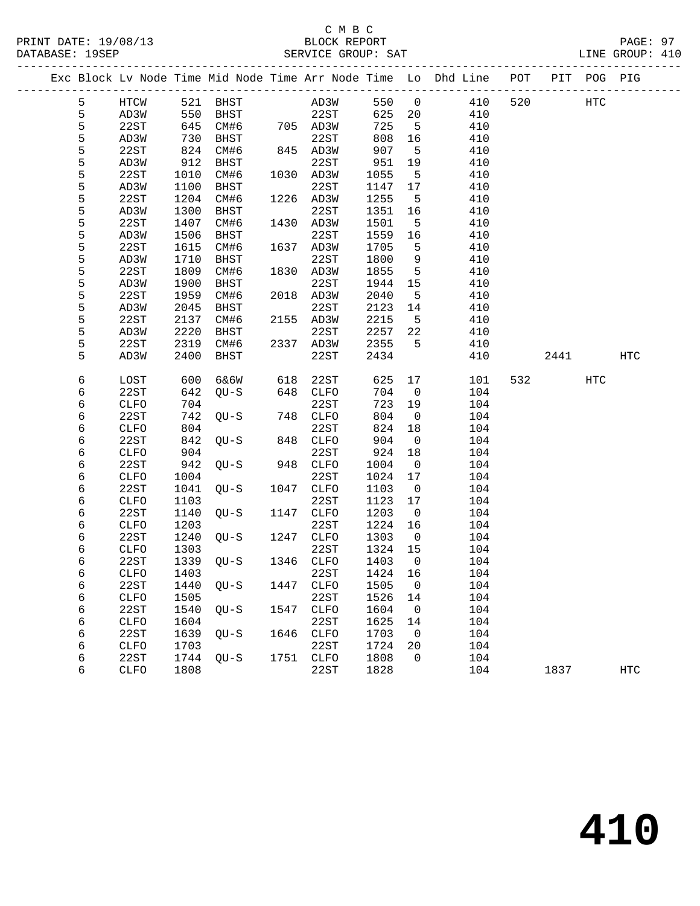C M B C

BLOCK REPORT

PRINT DATE: 19/08/13 — DATABASE: 19SEP — SERVICE GROUP: SAT — LINE GROUP: 410

| Exc | Block | Lv Node | Time | Mid Node | Time | Arr Node | Time | Lo | Dhd Line | POT | PIT | POG | PIG |
|---|---|---|---|---|---|---|---|---|---|---|---|---|---|
| | 5 | HTCW | 521 | BHST | | AD3W | 550 | 0 | 410 | 520 | | HTC | |
| | 5 | AD3W | 550 | BHST | | 22ST | 625 | 20 | 410 | | | | |
| | 5 | 22ST | 645 | CM#6 | 705 | AD3W | 725 | 5 | 410 | | | | |
| | 5 | AD3W | 730 | BHST | | 22ST | 808 | 16 | 410 | | | | |
| | 5 | 22ST | 824 | CM#6 | 845 | AD3W | 907 | 5 | 410 | | | | |
| | 5 | AD3W | 912 | BHST | | 22ST | 951 | 19 | 410 | | | | |
| | 5 | 22ST | 1010 | CM#6 | 1030 | AD3W | 1055 | 5 | 410 | | | | |
| | 5 | AD3W | 1100 | BHST | | 22ST | 1147 | 17 | 410 | | | | |
| | 5 | 22ST | 1204 | CM#6 | 1226 | AD3W | 1255 | 5 | 410 | | | | |
| | 5 | AD3W | 1300 | BHST | | 22ST | 1351 | 16 | 410 | | | | |
| | 5 | 22ST | 1407 | CM#6 | 1430 | AD3W | 1501 | 5 | 410 | | | | |
| | 5 | AD3W | 1506 | BHST | | 22ST | 1559 | 16 | 410 | | | | |
| | 5 | 22ST | 1615 | CM#6 | 1637 | AD3W | 1705 | 5 | 410 | | | | |
| | 5 | AD3W | 1710 | BHST | | 22ST | 1800 | 9 | 410 | | | | |
| | 5 | 22ST | 1809 | CM#6 | 1830 | AD3W | 1855 | 5 | 410 | | | | |
| | 5 | AD3W | 1900 | BHST | | 22ST | 1944 | 15 | 410 | | | | |
| | 5 | 22ST | 1959 | CM#6 | 2018 | AD3W | 2040 | 5 | 410 | | | | |
| | 5 | AD3W | 2045 | BHST | | 22ST | 2123 | 14 | 410 | | | | |
| | 5 | 22ST | 2137 | CM#6 | 2155 | AD3W | 2215 | 5 | 410 | | | | |
| | 5 | AD3W | 2220 | BHST | | 22ST | 2257 | 22 | 410 | | | | |
| | 5 | 22ST | 2319 | CM#6 | 2337 | AD3W | 2355 | 5 | 410 | | | | |
| | 5 | AD3W | 2400 | BHST | | 22ST | 2434 | | 410 | | 2441 | | HTC |
| | 6 | LOST | 600 | 6&6W | 618 | 22ST | 625 | 17 | 101 | 532 | | HTC | |
| | 6 | 22ST | 642 | QU-S | 648 | CLFO | 704 | 0 | 104 | | | | |
| | 6 | CLFO | 704 | | | 22ST | 723 | 19 | 104 | | | | |
| | 6 | 22ST | 742 | QU-S | 748 | CLFO | 804 | 0 | 104 | | | | |
| | 6 | CLFO | 804 | | | 22ST | 824 | 18 | 104 | | | | |
| | 6 | 22ST | 842 | QU-S | 848 | CLFO | 904 | 0 | 104 | | | | |
| | 6 | CLFO | 904 | | | 22ST | 924 | 18 | 104 | | | | |
| | 6 | 22ST | 942 | QU-S | 948 | CLFO | 1004 | 0 | 104 | | | | |
| | 6 | CLFO | 1004 | | | 22ST | 1024 | 17 | 104 | | | | |
| | 6 | 22ST | 1041 | QU-S | 1047 | CLFO | 1103 | 0 | 104 | | | | |
| | 6 | CLFO | 1103 | | | 22ST | 1123 | 17 | 104 | | | | |
| | 6 | 22ST | 1140 | QU-S | 1147 | CLFO | 1203 | 0 | 104 | | | | |
| | 6 | CLFO | 1203 | | | 22ST | 1224 | 16 | 104 | | | | |
| | 6 | 22ST | 1240 | QU-S | 1247 | CLFO | 1303 | 0 | 104 | | | | |
| | 6 | CLFO | 1303 | | | 22ST | 1324 | 15 | 104 | | | | |
| | 6 | 22ST | 1339 | QU-S | 1346 | CLFO | 1403 | 0 | 104 | | | | |
| | 6 | CLFO | 1403 | | | 22ST | 1424 | 16 | 104 | | | | |
| | 6 | 22ST | 1440 | QU-S | 1447 | CLFO | 1505 | 0 | 104 | | | | |
| | 6 | CLFO | 1505 | | | 22ST | 1526 | 14 | 104 | | | | |
| | 6 | 22ST | 1540 | QU-S | 1547 | CLFO | 1604 | 0 | 104 | | | | |
| | 6 | CLFO | 1604 | | | 22ST | 1625 | 14 | 104 | | | | |
| | 6 | 22ST | 1639 | QU-S | 1646 | CLFO | 1703 | 0 | 104 | | | | |
| | 6 | CLFO | 1703 | | | 22ST | 1724 | 20 | 104 | | | | |
| | 6 | 22ST | 1744 | QU-S | 1751 | CLFO | 1808 | 0 | 104 | | | | |
| | 6 | CLFO | 1808 | | | 22ST | 1828 | | 104 | | 1837 | | HTC |

# 410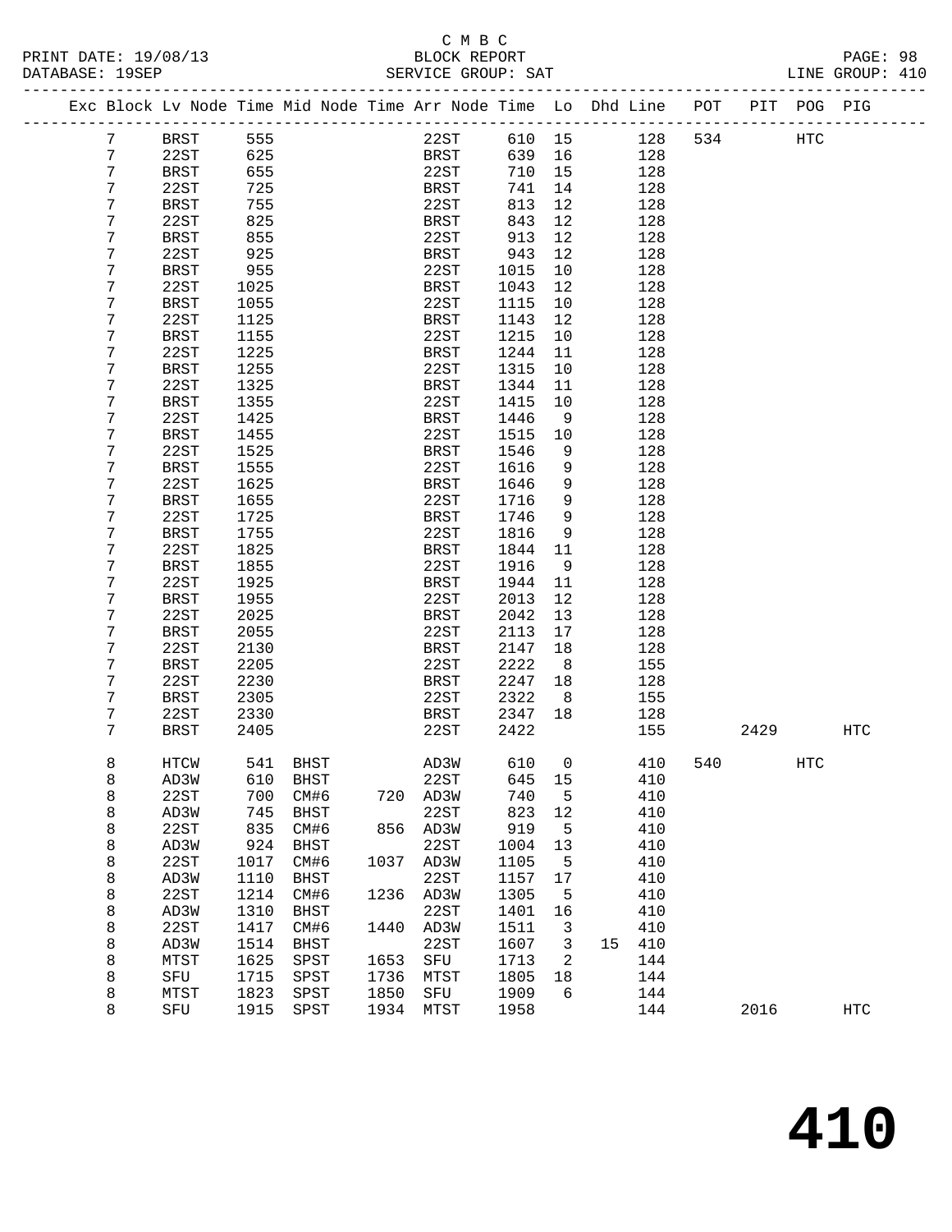C M B C

BLOCK REPORT

SERVICE GROUP: SAT

PRINT DATE: 19/08/13
DATABASE: 19SEP

LINE GROUP: 410

| Exc | Block | Lv Node | Time | Mid Node | Time | Arr Node | Time | Lo | Dhd | Line | POT | PIT | POG | PIG |
|---|---|---|---|---|---|---|---|---|---|---|---|---|---|---|
| | 7 | BRST | 555 | | | 22ST | 610 | 15 | | 128 | 534 | | HTC | |
| | 7 | 22ST | 625 | | | BRST | 639 | 16 | | 128 | | | | |
| | 7 | BRST | 655 | | | 22ST | 710 | 15 | | 128 | | | | |
| | 7 | 22ST | 725 | | | BRST | 741 | 14 | | 128 | | | | |
| | 7 | BRST | 755 | | | 22ST | 813 | 12 | | 128 | | | | |
| | 7 | 22ST | 825 | | | BRST | 843 | 12 | | 128 | | | | |
| | 7 | BRST | 855 | | | 22ST | 913 | 12 | | 128 | | | | |
| | 7 | 22ST | 925 | | | BRST | 943 | 12 | | 128 | | | | |
| | 7 | BRST | 955 | | | 22ST | 1015 | 10 | | 128 | | | | |
| | 7 | 22ST | 1025 | | | BRST | 1043 | 12 | | 128 | | | | |
| | 7 | BRST | 1055 | | | 22ST | 1115 | 10 | | 128 | | | | |
| | 7 | 22ST | 1125 | | | BRST | 1143 | 12 | | 128 | | | | |
| | 7 | BRST | 1155 | | | 22ST | 1215 | 10 | | 128 | | | | |
| | 7 | 22ST | 1225 | | | BRST | 1244 | 11 | | 128 | | | | |
| | 7 | BRST | 1255 | | | 22ST | 1315 | 10 | | 128 | | | | |
| | 7 | 22ST | 1325 | | | BRST | 1344 | 11 | | 128 | | | | |
| | 7 | BRST | 1355 | | | 22ST | 1415 | 10 | | 128 | | | | |
| | 7 | 22ST | 1425 | | | BRST | 1446 | 9 | | 128 | | | | |
| | 7 | BRST | 1455 | | | 22ST | 1515 | 10 | | 128 | | | | |
| | 7 | 22ST | 1525 | | | BRST | 1546 | 9 | | 128 | | | | |
| | 7 | BRST | 1555 | | | 22ST | 1616 | 9 | | 128 | | | | |
| | 7 | 22ST | 1625 | | | BRST | 1646 | 9 | | 128 | | | | |
| | 7 | BRST | 1655 | | | 22ST | 1716 | 9 | | 128 | | | | |
| | 7 | 22ST | 1725 | | | BRST | 1746 | 9 | | 128 | | | | |
| | 7 | BRST | 1755 | | | 22ST | 1816 | 9 | | 128 | | | | |
| | 7 | 22ST | 1825 | | | BRST | 1844 | 11 | | 128 | | | | |
| | 7 | BRST | 1855 | | | 22ST | 1916 | 9 | | 128 | | | | |
| | 7 | 22ST | 1925 | | | BRST | 1944 | 11 | | 128 | | | | |
| | 7 | BRST | 1955 | | | 22ST | 2013 | 12 | | 128 | | | | |
| | 7 | 22ST | 2025 | | | BRST | 2042 | 13 | | 128 | | | | |
| | 7 | BRST | 2055 | | | 22ST | 2113 | 17 | | 128 | | | | |
| | 7 | 22ST | 2130 | | | BRST | 2147 | 18 | | 128 | | | | |
| | 7 | BRST | 2205 | | | 22ST | 2222 | 8 | | 155 | | | | |
| | 7 | 22ST | 2230 | | | BRST | 2247 | 18 | | 128 | | | | |
| | 7 | BRST | 2305 | | | 22ST | 2322 | 8 | | 155 | | | | |
| | 7 | 22ST | 2330 | | | BRST | 2347 | 18 | | 128 | | | | |
| | 7 | BRST | 2405 | | | 22ST | 2422 | | | 155 | | 2429 | | HTC |
| | 8 | HTCW | 541 | BHST | | AD3W | 610 | 0 | | 410 | 540 | | HTC | |
| | 8 | AD3W | 610 | BHST | | 22ST | 645 | 15 | | 410 | | | | |
| | 8 | 22ST | 700 | CM#6 | 720 | AD3W | 740 | 5 | | 410 | | | | |
| | 8 | AD3W | 745 | BHST | | 22ST | 823 | 12 | | 410 | | | | |
| | 8 | 22ST | 835 | CM#6 | 856 | AD3W | 919 | 5 | | 410 | | | | |
| | 8 | AD3W | 924 | BHST | | 22ST | 1004 | 13 | | 410 | | | | |
| | 8 | 22ST | 1017 | CM#6 | 1037 | AD3W | 1105 | 5 | | 410 | | | | |
| | 8 | AD3W | 1110 | BHST | | 22ST | 1157 | 17 | | 410 | | | | |
| | 8 | 22ST | 1214 | CM#6 | 1236 | AD3W | 1305 | 5 | | 410 | | | | |
| | 8 | AD3W | 1310 | BHST | | 22ST | 1401 | 16 | | 410 | | | | |
| | 8 | 22ST | 1417 | CM#6 | 1440 | AD3W | 1511 | 3 | | 410 | | | | |
| | 8 | AD3W | 1514 | BHST | | 22ST | 1607 | 3 | 15 | 410 | | | | |
| | 8 | MTST | 1625 | SPST | 1653 | SFU | 1713 | 2 | | 144 | | | | |
| | 8 | SFU | 1715 | SPST | 1736 | MTST | 1805 | 18 | | 144 | | | | |
| | 8 | MTST | 1823 | SPST | 1850 | SFU | 1909 | 6 | | 144 | | | | |
| | 8 | SFU | 1915 | SPST | 1934 | MTST | 1958 | | | 144 | | 2016 | | HTC |

# 410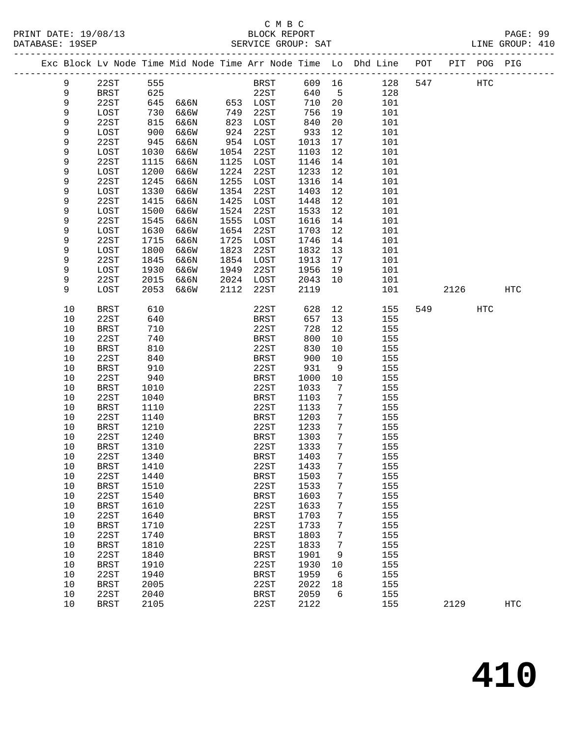C M B C
BLOCK REPORT
SERVICE GROUP: SAT

PRINT DATE: 19/08/13
DATABASE: 19SEP
LINE GROUP: 410

| Exc | Block | Lv Node | Time | Mid Node | Time | Arr Node | Time | Lo | Dhd Line | POT | PIT | POG | PIG |
|---|---|---|---|---|---|---|---|---|---|---|---|---|---|
| | 9 | 22ST | 555 | | | BRST | 609 | 16 | 128 | 547 | | HTC | |
| | 9 | BRST | 625 | | | 22ST | 640 | 5 | 128 | | | | |
| | 9 | 22ST | 645 | 6&6N | 653 | LOST | 710 | 20 | 101 | | | | |
| | 9 | LOST | 730 | 6&6W | 749 | 22ST | 756 | 19 | 101 | | | | |
| | 9 | 22ST | 815 | 6&6N | 823 | LOST | 840 | 20 | 101 | | | | |
| | 9 | LOST | 900 | 6&6W | 924 | 22ST | 933 | 12 | 101 | | | | |
| | 9 | 22ST | 945 | 6&6N | 954 | LOST | 1013 | 17 | 101 | | | | |
| | 9 | LOST | 1030 | 6&6W | 1054 | 22ST | 1103 | 12 | 101 | | | | |
| | 9 | 22ST | 1115 | 6&6N | 1125 | LOST | 1146 | 14 | 101 | | | | |
| | 9 | LOST | 1200 | 6&6W | 1224 | 22ST | 1233 | 12 | 101 | | | | |
| | 9 | 22ST | 1245 | 6&6N | 1255 | LOST | 1316 | 14 | 101 | | | | |
| | 9 | LOST | 1330 | 6&6W | 1354 | 22ST | 1403 | 12 | 101 | | | | |
| | 9 | 22ST | 1415 | 6&6N | 1425 | LOST | 1448 | 12 | 101 | | | | |
| | 9 | LOST | 1500 | 6&6W | 1524 | 22ST | 1533 | 12 | 101 | | | | |
| | 9 | 22ST | 1545 | 6&6N | 1555 | LOST | 1616 | 14 | 101 | | | | |
| | 9 | LOST | 1630 | 6&6W | 1654 | 22ST | 1703 | 12 | 101 | | | | |
| | 9 | 22ST | 1715 | 6&6N | 1725 | LOST | 1746 | 14 | 101 | | | | |
| | 9 | LOST | 1800 | 6&6W | 1823 | 22ST | 1832 | 13 | 101 | | | | |
| | 9 | 22ST | 1845 | 6&6N | 1854 | LOST | 1913 | 17 | 101 | | | | |
| | 9 | LOST | 1930 | 6&6W | 1949 | 22ST | 1956 | 19 | 101 | | | | |
| | 9 | 22ST | 2015 | 6&6N | 2024 | LOST | 2043 | 10 | 101 | | | | |
| | 9 | LOST | 2053 | 6&6W | 2112 | 22ST | 2119 | | 101 | | 2126 | | HTC |
| | 10 | BRST | 610 | | | 22ST | 628 | 12 | 155 | 549 | | HTC | |
| | 10 | 22ST | 640 | | | BRST | 657 | 13 | 155 | | | | |
| | 10 | BRST | 710 | | | 22ST | 728 | 12 | 155 | | | | |
| | 10 | 22ST | 740 | | | BRST | 800 | 10 | 155 | | | | |
| | 10 | BRST | 810 | | | 22ST | 830 | 10 | 155 | | | | |
| | 10 | 22ST | 840 | | | BRST | 900 | 10 | 155 | | | | |
| | 10 | BRST | 910 | | | 22ST | 931 | 9 | 155 | | | | |
| | 10 | 22ST | 940 | | | BRST | 1000 | 10 | 155 | | | | |
| | 10 | BRST | 1010 | | | 22ST | 1033 | 7 | 155 | | | | |
| | 10 | 22ST | 1040 | | | BRST | 1103 | 7 | 155 | | | | |
| | 10 | BRST | 1110 | | | 22ST | 1133 | 7 | 155 | | | | |
| | 10 | 22ST | 1140 | | | BRST | 1203 | 7 | 155 | | | | |
| | 10 | BRST | 1210 | | | 22ST | 1233 | 7 | 155 | | | | |
| | 10 | 22ST | 1240 | | | BRST | 1303 | 7 | 155 | | | | |
| | 10 | BRST | 1310 | | | 22ST | 1333 | 7 | 155 | | | | |
| | 10 | 22ST | 1340 | | | BRST | 1403 | 7 | 155 | | | | |
| | 10 | BRST | 1410 | | | 22ST | 1433 | 7 | 155 | | | | |
| | 10 | 22ST | 1440 | | | BRST | 1503 | 7 | 155 | | | | |
| | 10 | BRST | 1510 | | | 22ST | 1533 | 7 | 155 | | | | |
| | 10 | 22ST | 1540 | | | BRST | 1603 | 7 | 155 | | | | |
| | 10 | BRST | 1610 | | | 22ST | 1633 | 7 | 155 | | | | |
| | 10 | 22ST | 1640 | | | BRST | 1703 | 7 | 155 | | | | |
| | 10 | BRST | 1710 | | | 22ST | 1733 | 7 | 155 | | | | |
| | 10 | 22ST | 1740 | | | BRST | 1803 | 7 | 155 | | | | |
| | 10 | BRST | 1810 | | | 22ST | 1833 | 7 | 155 | | | | |
| | 10 | 22ST | 1840 | | | BRST | 1901 | 9 | 155 | | | | |
| | 10 | BRST | 1910 | | | 22ST | 1930 | 10 | 155 | | | | |
| | 10 | 22ST | 1940 | | | BRST | 1959 | 6 | 155 | | | | |
| | 10 | BRST | 2005 | | | 22ST | 2022 | 18 | 155 | | | | |
| | 10 | 22ST | 2040 | | | BRST | 2059 | 6 | 155 | | | | |
| | 10 | BRST | 2105 | | | 22ST | 2122 | | 155 | | 2129 | | HTC |

# 410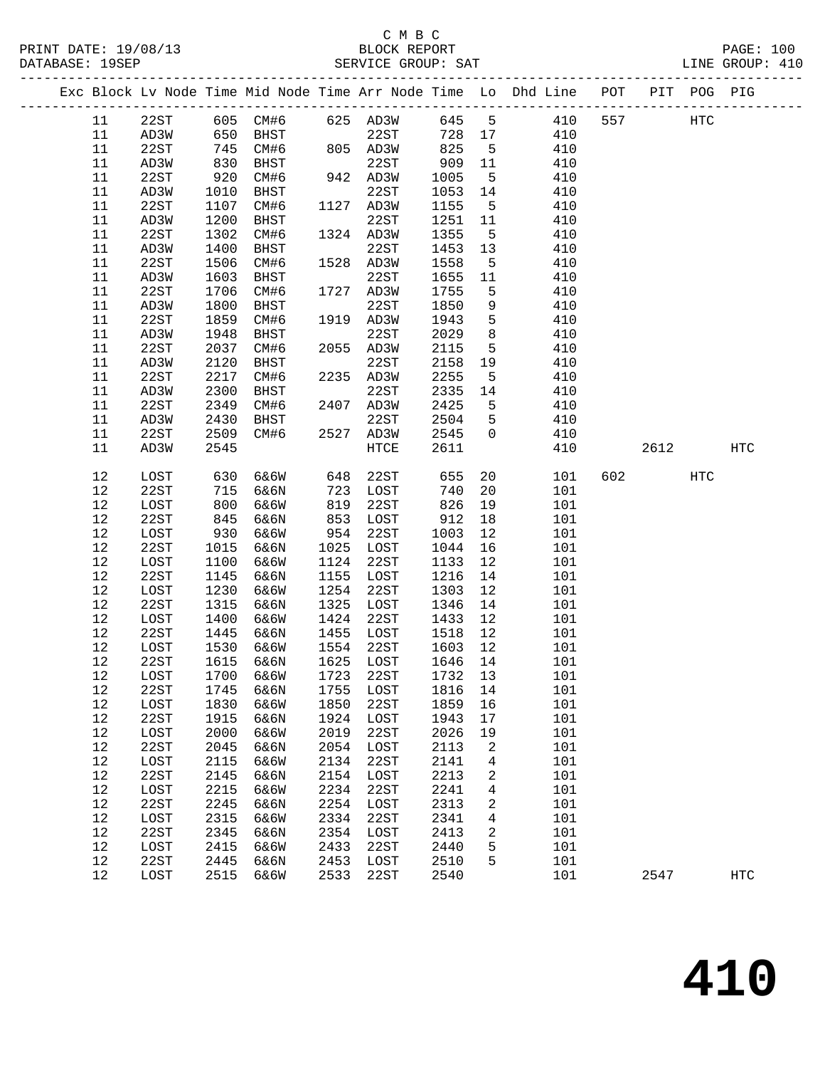C M B C

PRINT DATE: 19/08/13 BLOCK REPORT PAGE: 100
DATABASE: 19SEP SERVICE GROUP: SAT LINE GROUP: 410

| Exc | Block | Lv Node | Time | Mid Node | Time | Arr Node | Time | Lo | Dhd Line | POT | PIT | POG | PIG |
|---|---|---|---|---|---|---|---|---|---|---|---|---|---|
| | 11 | 22ST | 605 | CM#6 | 625 | AD3W | 645 | 5 | 410 | 557 | | HTC | |
| | 11 | AD3W | 650 | BHST | | 22ST | 728 | 17 | 410 | | | | |
| | 11 | 22ST | 745 | CM#6 | 805 | AD3W | 825 | 5 | 410 | | | | |
| | 11 | AD3W | 830 | BHST | | 22ST | 909 | 11 | 410 | | | | |
| | 11 | 22ST | 920 | CM#6 | 942 | AD3W | 1005 | 5 | 410 | | | | |
| | 11 | AD3W | 1010 | BHST | | 22ST | 1053 | 14 | 410 | | | | |
| | 11 | 22ST | 1107 | CM#6 | 1127 | AD3W | 1155 | 5 | 410 | | | | |
| | 11 | AD3W | 1200 | BHST | | 22ST | 1251 | 11 | 410 | | | | |
| | 11 | 22ST | 1302 | CM#6 | 1324 | AD3W | 1355 | 5 | 410 | | | | |
| | 11 | AD3W | 1400 | BHST | | 22ST | 1453 | 13 | 410 | | | | |
| | 11 | 22ST | 1506 | CM#6 | 1528 | AD3W | 1558 | 5 | 410 | | | | |
| | 11 | AD3W | 1603 | BHST | | 22ST | 1655 | 11 | 410 | | | | |
| | 11 | 22ST | 1706 | CM#6 | 1727 | AD3W | 1755 | 5 | 410 | | | | |
| | 11 | AD3W | 1800 | BHST | | 22ST | 1850 | 9 | 410 | | | | |
| | 11 | 22ST | 1859 | CM#6 | 1919 | AD3W | 1943 | 5 | 410 | | | | |
| | 11 | AD3W | 1948 | BHST | | 22ST | 2029 | 8 | 410 | | | | |
| | 11 | 22ST | 2037 | CM#6 | 2055 | AD3W | 2115 | 5 | 410 | | | | |
| | 11 | AD3W | 2120 | BHST | | 22ST | 2158 | 19 | 410 | | | | |
| | 11 | 22ST | 2217 | CM#6 | 2235 | AD3W | 2255 | 5 | 410 | | | | |
| | 11 | AD3W | 2300 | BHST | | 22ST | 2335 | 14 | 410 | | | | |
| | 11 | 22ST | 2349 | CM#6 | 2407 | AD3W | 2425 | 5 | 410 | | | | |
| | 11 | AD3W | 2430 | BHST | | 22ST | 2504 | 5 | 410 | | | | |
| | 11 | 22ST | 2509 | CM#6 | 2527 | AD3W | 2545 | 0 | 410 | | | | |
| | 11 | AD3W | 2545 | | | HTCE | 2611 | | 410 | | 2612 | | HTC |
| | 12 | LOST | 630 | 6&6W | 648 | 22ST | 655 | 20 | 101 | 602 | | HTC | |
| | 12 | 22ST | 715 | 6&6N | 723 | LOST | 740 | 20 | 101 | | | | |
| | 12 | LOST | 800 | 6&6W | 819 | 22ST | 826 | 19 | 101 | | | | |
| | 12 | 22ST | 845 | 6&6N | 853 | LOST | 912 | 18 | 101 | | | | |
| | 12 | LOST | 930 | 6&6W | 954 | 22ST | 1003 | 12 | 101 | | | | |
| | 12 | 22ST | 1015 | 6&6N | 1025 | LOST | 1044 | 16 | 101 | | | | |
| | 12 | LOST | 1100 | 6&6W | 1124 | 22ST | 1133 | 12 | 101 | | | | |
| | 12 | 22ST | 1145 | 6&6N | 1155 | LOST | 1216 | 14 | 101 | | | | |
| | 12 | LOST | 1230 | 6&6W | 1254 | 22ST | 1303 | 12 | 101 | | | | |
| | 12 | 22ST | 1315 | 6&6N | 1325 | LOST | 1346 | 14 | 101 | | | | |
| | 12 | LOST | 1400 | 6&6W | 1424 | 22ST | 1433 | 12 | 101 | | | | |
| | 12 | 22ST | 1445 | 6&6N | 1455 | LOST | 1518 | 12 | 101 | | | | |
| | 12 | LOST | 1530 | 6&6W | 1554 | 22ST | 1603 | 12 | 101 | | | | |
| | 12 | 22ST | 1615 | 6&6N | 1625 | LOST | 1646 | 14 | 101 | | | | |
| | 12 | LOST | 1700 | 6&6W | 1723 | 22ST | 1732 | 13 | 101 | | | | |
| | 12 | 22ST | 1745 | 6&6N | 1755 | LOST | 1816 | 14 | 101 | | | | |
| | 12 | LOST | 1830 | 6&6W | 1850 | 22ST | 1859 | 16 | 101 | | | | |
| | 12 | 22ST | 1915 | 6&6N | 1924 | LOST | 1943 | 17 | 101 | | | | |
| | 12 | LOST | 2000 | 6&6W | 2019 | 22ST | 2026 | 19 | 101 | | | | |
| | 12 | 22ST | 2045 | 6&6N | 2054 | LOST | 2113 | 2 | 101 | | | | |
| | 12 | LOST | 2115 | 6&6W | 2134 | 22ST | 2141 | 4 | 101 | | | | |
| | 12 | 22ST | 2145 | 6&6N | 2154 | LOST | 2213 | 2 | 101 | | | | |
| | 12 | LOST | 2215 | 6&6W | 2234 | 22ST | 2241 | 4 | 101 | | | | |
| | 12 | 22ST | 2245 | 6&6N | 2254 | LOST | 2313 | 2 | 101 | | | | |
| | 12 | LOST | 2315 | 6&6W | 2334 | 22ST | 2341 | 4 | 101 | | | | |
| | 12 | 22ST | 2345 | 6&6N | 2354 | LOST | 2413 | 2 | 101 | | | | |
| | 12 | LOST | 2415 | 6&6W | 2433 | 22ST | 2440 | 5 | 101 | | | | |
| | 12 | 22ST | 2445 | 6&6N | 2453 | LOST | 2510 | 5 | 101 | | | | |
| | 12 | LOST | 2515 | 6&6W | 2533 | 22ST | 2540 | | 101 | | 2547 | | HTC |

# 410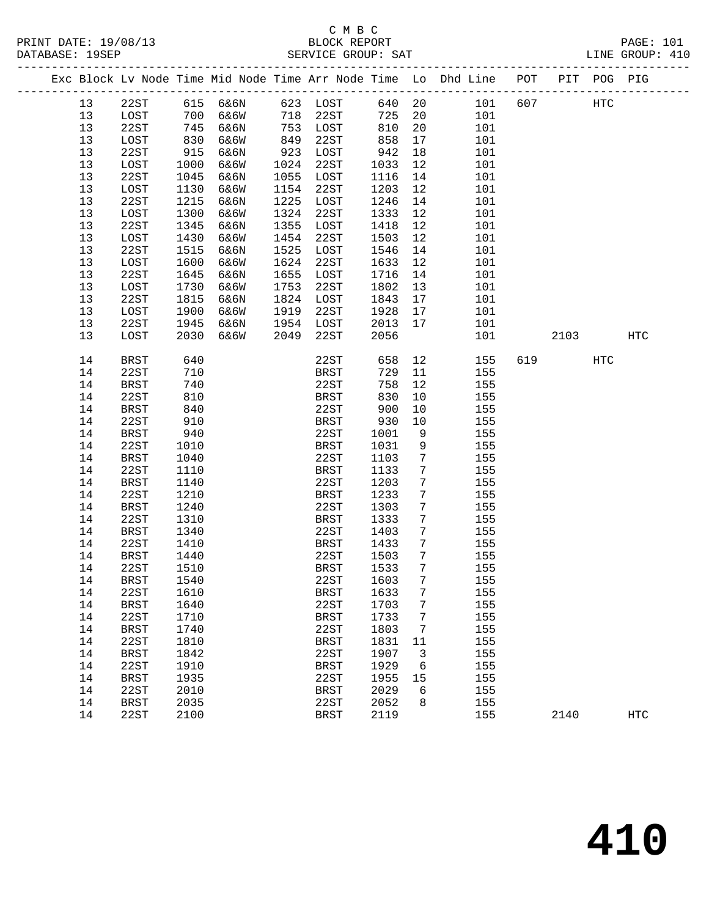C M B C

PRINT DATE: 19/08/13 BLOCK REPORT PAGE: 101
DATABASE: 19SEP SERVICE GROUP: SAT LINE GROUP: 410

| Exc | Block | Lv Node | Time | Mid Node | Time | Arr Node | Time | Lo | Dhd Line | POT | PIT | POG | PIG |
|---|---|---|---|---|---|---|---|---|---|---|---|---|---|
| | 13 | 22ST | 615 | 6&6N | 623 | LOST | 640 | 20 | 101 | 607 | | HTC | |
| | 13 | LOST | 700 | 6&6W | 718 | 22ST | 725 | 20 | 101 | | | | |
| | 13 | 22ST | 745 | 6&6N | 753 | LOST | 810 | 20 | 101 | | | | |
| | 13 | LOST | 830 | 6&6W | 849 | 22ST | 858 | 17 | 101 | | | | |
| | 13 | 22ST | 915 | 6&6N | 923 | LOST | 942 | 18 | 101 | | | | |
| | 13 | LOST | 1000 | 6&6W | 1024 | 22ST | 1033 | 12 | 101 | | | | |
| | 13 | 22ST | 1045 | 6&6N | 1055 | LOST | 1116 | 14 | 101 | | | | |
| | 13 | LOST | 1130 | 6&6W | 1154 | 22ST | 1203 | 12 | 101 | | | | |
| | 13 | 22ST | 1215 | 6&6N | 1225 | LOST | 1246 | 14 | 101 | | | | |
| | 13 | LOST | 1300 | 6&6W | 1324 | 22ST | 1333 | 12 | 101 | | | | |
| | 13 | 22ST | 1345 | 6&6N | 1355 | LOST | 1418 | 12 | 101 | | | | |
| | 13 | LOST | 1430 | 6&6W | 1454 | 22ST | 1503 | 12 | 101 | | | | |
| | 13 | 22ST | 1515 | 6&6N | 1525 | LOST | 1546 | 14 | 101 | | | | |
| | 13 | LOST | 1600 | 6&6W | 1624 | 22ST | 1633 | 12 | 101 | | | | |
| | 13 | 22ST | 1645 | 6&6N | 1655 | LOST | 1716 | 14 | 101 | | | | |
| | 13 | LOST | 1730 | 6&6W | 1753 | 22ST | 1802 | 13 | 101 | | | | |
| | 13 | 22ST | 1815 | 6&6N | 1824 | LOST | 1843 | 17 | 101 | | | | |
| | 13 | LOST | 1900 | 6&6W | 1919 | 22ST | 1928 | 17 | 101 | | | | |
| | 13 | 22ST | 1945 | 6&6N | 1954 | LOST | 2013 | 17 | 101 | | | | |
| | 13 | LOST | 2030 | 6&6W | 2049 | 22ST | 2056 | | 101 | | 2103 | | HTC |
| | 14 | BRST | 640 | | | 22ST | 658 | 12 | 155 | 619 | | HTC | |
| | 14 | 22ST | 710 | | | BRST | 729 | 11 | 155 | | | | |
| | 14 | BRST | 740 | | | 22ST | 758 | 12 | 155 | | | | |
| | 14 | 22ST | 810 | | | BRST | 830 | 10 | 155 | | | | |
| | 14 | BRST | 840 | | | 22ST | 900 | 10 | 155 | | | | |
| | 14 | 22ST | 910 | | | BRST | 930 | 10 | 155 | | | | |
| | 14 | BRST | 940 | | | 22ST | 1001 | 9 | 155 | | | | |
| | 14 | 22ST | 1010 | | | BRST | 1031 | 9 | 155 | | | | |
| | 14 | BRST | 1040 | | | 22ST | 1103 | 7 | 155 | | | | |
| | 14 | 22ST | 1110 | | | BRST | 1133 | 7 | 155 | | | | |
| | 14 | BRST | 1140 | | | 22ST | 1203 | 7 | 155 | | | | |
| | 14 | 22ST | 1210 | | | BRST | 1233 | 7 | 155 | | | | |
| | 14 | BRST | 1240 | | | 22ST | 1303 | 7 | 155 | | | | |
| | 14 | 22ST | 1310 | | | BRST | 1333 | 7 | 155 | | | | |
| | 14 | BRST | 1340 | | | 22ST | 1403 | 7 | 155 | | | | |
| | 14 | 22ST | 1410 | | | BRST | 1433 | 7 | 155 | | | | |
| | 14 | BRST | 1440 | | | 22ST | 1503 | 7 | 155 | | | | |
| | 14 | 22ST | 1510 | | | BRST | 1533 | 7 | 155 | | | | |
| | 14 | BRST | 1540 | | | 22ST | 1603 | 7 | 155 | | | | |
| | 14 | 22ST | 1610 | | | BRST | 1633 | 7 | 155 | | | | |
| | 14 | BRST | 1640 | | | 22ST | 1703 | 7 | 155 | | | | |
| | 14 | 22ST | 1710 | | | BRST | 1733 | 7 | 155 | | | | |
| | 14 | BRST | 1740 | | | 22ST | 1803 | 7 | 155 | | | | |
| | 14 | 22ST | 1810 | | | BRST | 1831 | 11 | 155 | | | | |
| | 14 | BRST | 1842 | | | 22ST | 1907 | 3 | 155 | | | | |
| | 14 | 22ST | 1910 | | | BRST | 1929 | 6 | 155 | | | | |
| | 14 | BRST | 1935 | | | 22ST | 1955 | 15 | 155 | | | | |
| | 14 | 22ST | 2010 | | | BRST | 2029 | 6 | 155 | | | | |
| | 14 | BRST | 2035 | | | 22ST | 2052 | 8 | 155 | | | | |
| | 14 | 22ST | 2100 | | | BRST | 2119 | | 155 | | 2140 | | HTC |

# 410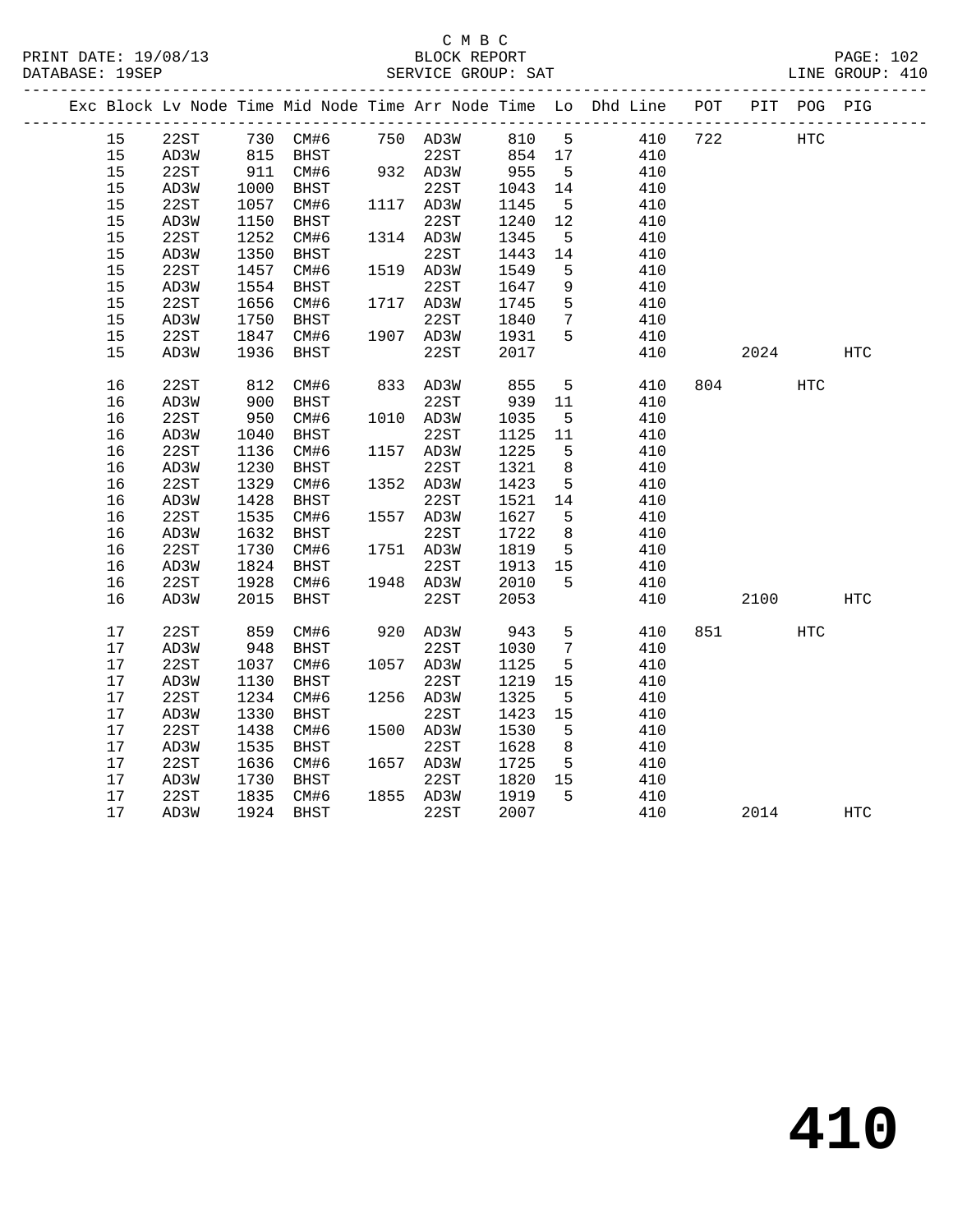C M B C
BLOCK REPORT
SERVICE GROUP: SAT

PRINT DATE: 19/08/13
DATABASE: 19SEP

LINE GROUP: 410

| Exc | Block | Lv Node | Time | Mid Node | Time | Arr Node | Time | Lo | Dhd Line | POT | PIT | POG | PIG |
|---|---|---|---|---|---|---|---|---|---|---|---|---|---|
| | 15 | 22ST | 730 | CM#6 | 750 | AD3W | 810 | 5 | 410 | 722 | | HTC | |
| | 15 | AD3W | 815 | BHST | | 22ST | 854 | 17 | 410 | | | | |
| | 15 | 22ST | 911 | CM#6 | 932 | AD3W | 955 | 5 | 410 | | | | |
| | 15 | AD3W | 1000 | BHST | | 22ST | 1043 | 14 | 410 | | | | |
| | 15 | 22ST | 1057 | CM#6 | 1117 | AD3W | 1145 | 5 | 410 | | | | |
| | 15 | AD3W | 1150 | BHST | | 22ST | 1240 | 12 | 410 | | | | |
| | 15 | 22ST | 1252 | CM#6 | 1314 | AD3W | 1345 | 5 | 410 | | | | |
| | 15 | AD3W | 1350 | BHST | | 22ST | 1443 | 14 | 410 | | | | |
| | 15 | 22ST | 1457 | CM#6 | 1519 | AD3W | 1549 | 5 | 410 | | | | |
| | 15 | AD3W | 1554 | BHST | | 22ST | 1647 | 9 | 410 | | | | |
| | 15 | 22ST | 1656 | CM#6 | 1717 | AD3W | 1745 | 5 | 410 | | | | |
| | 15 | AD3W | 1750 | BHST | | 22ST | 1840 | 7 | 410 | | | | |
| | 15 | 22ST | 1847 | CM#6 | 1907 | AD3W | 1931 | 5 | 410 | | | | |
| | 15 | AD3W | 1936 | BHST | | 22ST | 2017 | | 410 | | 2024 | | HTC |
| | 16 | 22ST | 812 | CM#6 | 833 | AD3W | 855 | 5 | 410 | 804 | | HTC | |
| | 16 | AD3W | 900 | BHST | | 22ST | 939 | 11 | 410 | | | | |
| | 16 | 22ST | 950 | CM#6 | 1010 | AD3W | 1035 | 5 | 410 | | | | |
| | 16 | AD3W | 1040 | BHST | | 22ST | 1125 | 11 | 410 | | | | |
| | 16 | 22ST | 1136 | CM#6 | 1157 | AD3W | 1225 | 5 | 410 | | | | |
| | 16 | AD3W | 1230 | BHST | | 22ST | 1321 | 8 | 410 | | | | |
| | 16 | 22ST | 1329 | CM#6 | 1352 | AD3W | 1423 | 5 | 410 | | | | |
| | 16 | AD3W | 1428 | BHST | | 22ST | 1521 | 14 | 410 | | | | |
| | 16 | 22ST | 1535 | CM#6 | 1557 | AD3W | 1627 | 5 | 410 | | | | |
| | 16 | AD3W | 1632 | BHST | | 22ST | 1722 | 8 | 410 | | | | |
| | 16 | 22ST | 1730 | CM#6 | 1751 | AD3W | 1819 | 5 | 410 | | | | |
| | 16 | AD3W | 1824 | BHST | | 22ST | 1913 | 15 | 410 | | | | |
| | 16 | 22ST | 1928 | CM#6 | 1948 | AD3W | 2010 | 5 | 410 | | | | |
| | 16 | AD3W | 2015 | BHST | | 22ST | 2053 | | 410 | | 2100 | | HTC |
| | 17 | 22ST | 859 | CM#6 | 920 | AD3W | 943 | 5 | 410 | 851 | | HTC | |
| | 17 | AD3W | 948 | BHST | | 22ST | 1030 | 7 | 410 | | | | |
| | 17 | 22ST | 1037 | CM#6 | 1057 | AD3W | 1125 | 5 | 410 | | | | |
| | 17 | AD3W | 1130 | BHST | | 22ST | 1219 | 15 | 410 | | | | |
| | 17 | 22ST | 1234 | CM#6 | 1256 | AD3W | 1325 | 5 | 410 | | | | |
| | 17 | AD3W | 1330 | BHST | | 22ST | 1423 | 15 | 410 | | | | |
| | 17 | 22ST | 1438 | CM#6 | 1500 | AD3W | 1530 | 5 | 410 | | | | |
| | 17 | AD3W | 1535 | BHST | | 22ST | 1628 | 8 | 410 | | | | |
| | 17 | 22ST | 1636 | CM#6 | 1657 | AD3W | 1725 | 5 | 410 | | | | |
| | 17 | AD3W | 1730 | BHST | | 22ST | 1820 | 15 | 410 | | | | |
| | 17 | 22ST | 1835 | CM#6 | 1855 | AD3W | 1919 | 5 | 410 | | | | |
| | 17 | AD3W | 1924 | BHST | | 22ST | 2007 | | 410 | | 2014 | | HTC |

# 410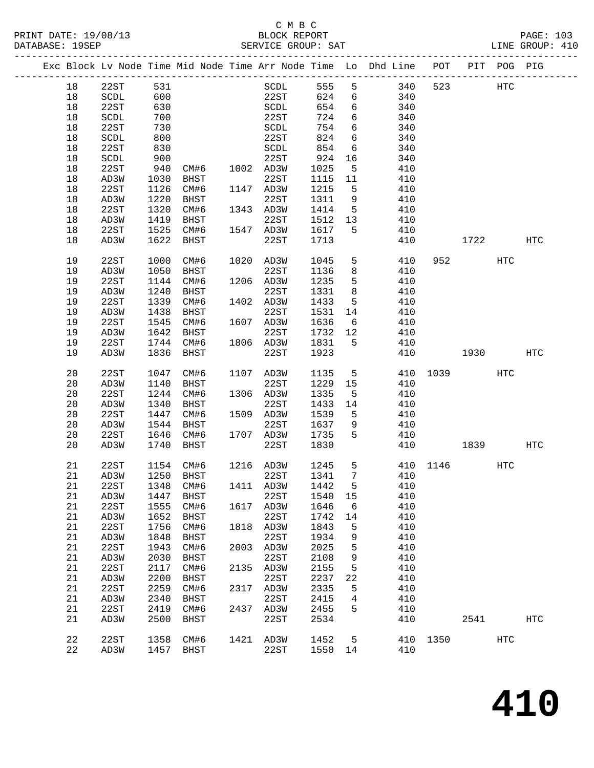C M B C

PRINT DATE: 19/08/13 BLOCK REPORT PAGE: 103
DATABASE: 19SEP SERVICE GROUP: SAT LINE GROUP: 410

| Exc | Block | Lv | Node | Time | Mid Node | Time | Arr Node | Time | Lo | Dhd Line | POT | PIT | POG | PIG |
|---|---|---|---|---|---|---|---|---|---|---|---|---|---|---|
| | 18 | | 22ST | 531 | | | SCDL | 555 | 5 | 340 | 523 | | HTC | |
| | 18 | | SCDL | 600 | | | 22ST | 624 | 6 | 340 | | | | |
| | 18 | | 22ST | 630 | | | SCDL | 654 | 6 | 340 | | | | |
| | 18 | | SCDL | 700 | | | 22ST | 724 | 6 | 340 | | | | |
| | 18 | | 22ST | 730 | | | SCDL | 754 | 6 | 340 | | | | |
| | 18 | | SCDL | 800 | | | 22ST | 824 | 6 | 340 | | | | |
| | 18 | | 22ST | 830 | | | SCDL | 854 | 6 | 340 | | | | |
| | 18 | | SCDL | 900 | | | 22ST | 924 | 16 | 340 | | | | |
| | 18 | | 22ST | 940 | CM#6 | 1002 | AD3W | 1025 | 5 | 410 | | | | |
| | 18 | | AD3W | 1030 | BHST | | 22ST | 1115 | 11 | 410 | | | | |
| | 18 | | 22ST | 1126 | CM#6 | 1147 | AD3W | 1215 | 5 | 410 | | | | |
| | 18 | | AD3W | 1220 | BHST | | 22ST | 1311 | 9 | 410 | | | | |
| | 18 | | 22ST | 1320 | CM#6 | 1343 | AD3W | 1414 | 5 | 410 | | | | |
| | 18 | | AD3W | 1419 | BHST | | 22ST | 1512 | 13 | 410 | | | | |
| | 18 | | 22ST | 1525 | CM#6 | 1547 | AD3W | 1617 | 5 | 410 | | | | |
| | 18 | | AD3W | 1622 | BHST | | 22ST | 1713 | | 410 | | 1722 | | HTC |
| | 19 | | 22ST | 1000 | CM#6 | 1020 | AD3W | 1045 | 5 | 410 | 952 | | HTC | |
| | 19 | | AD3W | 1050 | BHST | | 22ST | 1136 | 8 | 410 | | | | |
| | 19 | | 22ST | 1144 | CM#6 | 1206 | AD3W | 1235 | 5 | 410 | | | | |
| | 19 | | AD3W | 1240 | BHST | | 22ST | 1331 | 8 | 410 | | | | |
| | 19 | | 22ST | 1339 | CM#6 | 1402 | AD3W | 1433 | 5 | 410 | | | | |
| | 19 | | AD3W | 1438 | BHST | | 22ST | 1531 | 14 | 410 | | | | |
| | 19 | | 22ST | 1545 | CM#6 | 1607 | AD3W | 1636 | 6 | 410 | | | | |
| | 19 | | AD3W | 1642 | BHST | | 22ST | 1732 | 12 | 410 | | | | |
| | 19 | | 22ST | 1744 | CM#6 | 1806 | AD3W | 1831 | 5 | 410 | | | | |
| | 19 | | AD3W | 1836 | BHST | | 22ST | 1923 | | 410 | | 1930 | | HTC |
| | 20 | | 22ST | 1047 | CM#6 | 1107 | AD3W | 1135 | 5 | 410 | 1039 | | HTC | |
| | 20 | | AD3W | 1140 | BHST | | 22ST | 1229 | 15 | 410 | | | | |
| | 20 | | 22ST | 1244 | CM#6 | 1306 | AD3W | 1335 | 5 | 410 | | | | |
| | 20 | | AD3W | 1340 | BHST | | 22ST | 1433 | 14 | 410 | | | | |
| | 20 | | 22ST | 1447 | CM#6 | 1509 | AD3W | 1539 | 5 | 410 | | | | |
| | 20 | | AD3W | 1544 | BHST | | 22ST | 1637 | 9 | 410 | | | | |
| | 20 | | 22ST | 1646 | CM#6 | 1707 | AD3W | 1735 | 5 | 410 | | | | |
| | 20 | | AD3W | 1740 | BHST | | 22ST | 1830 | | 410 | | 1839 | | HTC |
| | 21 | | 22ST | 1154 | CM#6 | 1216 | AD3W | 1245 | 5 | 410 | 1146 | | HTC | |
| | 21 | | AD3W | 1250 | BHST | | 22ST | 1341 | 7 | 410 | | | | |
| | 21 | | 22ST | 1348 | CM#6 | 1411 | AD3W | 1442 | 5 | 410 | | | | |
| | 21 | | AD3W | 1447 | BHST | | 22ST | 1540 | 15 | 410 | | | | |
| | 21 | | 22ST | 1555 | CM#6 | 1617 | AD3W | 1646 | 6 | 410 | | | | |
| | 21 | | AD3W | 1652 | BHST | | 22ST | 1742 | 14 | 410 | | | | |
| | 21 | | 22ST | 1756 | CM#6 | 1818 | AD3W | 1843 | 5 | 410 | | | | |
| | 21 | | AD3W | 1848 | BHST | | 22ST | 1934 | 9 | 410 | | | | |
| | 21 | | 22ST | 1943 | CM#6 | 2003 | AD3W | 2025 | 5 | 410 | | | | |
| | 21 | | AD3W | 2030 | BHST | | 22ST | 2108 | 9 | 410 | | | | |
| | 21 | | 22ST | 2117 | CM#6 | 2135 | AD3W | 2155 | 5 | 410 | | | | |
| | 21 | | AD3W | 2200 | BHST | | 22ST | 2237 | 22 | 410 | | | | |
| | 21 | | 22ST | 2259 | CM#6 | 2317 | AD3W | 2335 | 5 | 410 | | | | |
| | 21 | | AD3W | 2340 | BHST | | 22ST | 2415 | 4 | 410 | | | | |
| | 21 | | 22ST | 2419 | CM#6 | 2437 | AD3W | 2455 | 5 | 410 | | | | |
| | 21 | | AD3W | 2500 | BHST | | 22ST | 2534 | | 410 | | 2541 | | HTC |
| | 22 | | 22ST | 1358 | CM#6 | 1421 | AD3W | 1452 | 5 | 410 | 1350 | | HTC | |
| | 22 | | AD3W | 1457 | BHST | | 22ST | 1550 | 14 | 410 | | | | |

# 410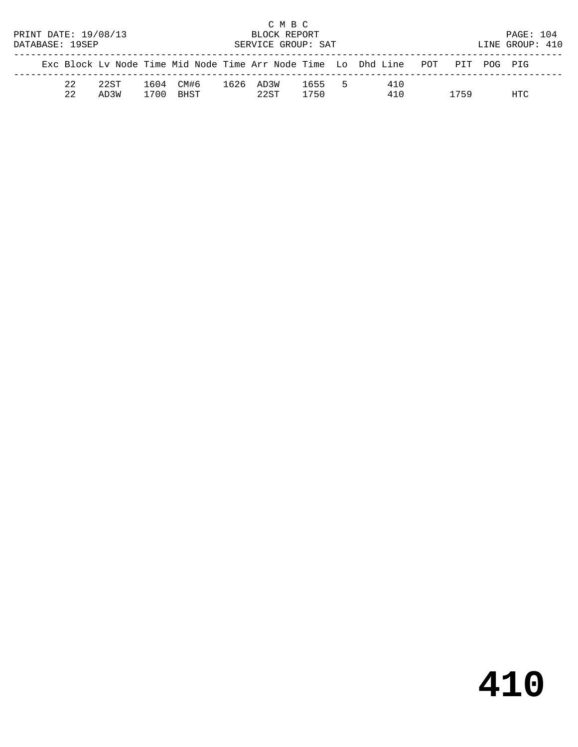C M B C
PRINT DATE: 19/08/13 BLOCK REPORT
DATABASE: 19SEP SERVICE GROUP: SAT LINE GROUP: 410

| Exc | Block | Lv | Node | Time | Mid Node | Time | Arr Node | Time | Lo | Dhd | Line | POT | PIT | POG | PIG |
|---|---|---|---|---|---|---|---|---|---|---|---|---|---|---|---|
| | 22 | | 22ST | 1604 | CM#6 | 1626 | AD3W | 1655 | 5 | | 410 | | | | |
| | 22 | | AD3W | 1700 | BHST | | 22ST | 1750 | | | 410 | | 1759 | | HTC |

# 410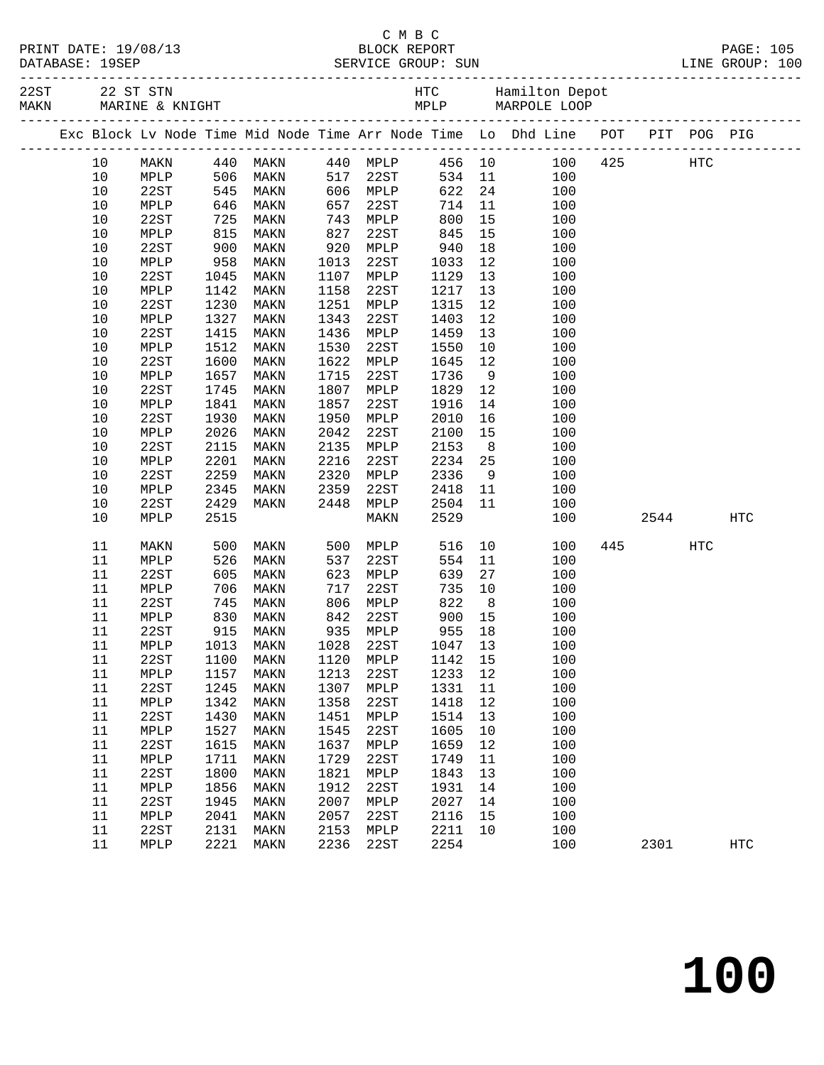C M B C

PRINT DATE: 19/08/13 BLOCK REPORT PAGE: 105
DATABASE: 19SEP SERVICE GROUP: SUN LINE GROUP: 100

22ST 22 ST STN HTC Hamilton Depot
MAKN MARINE & KNIGHT MPLP MARPOLE LOOP

| Exc | Block | Lv Node | Time | Mid Node | Time | Arr Node | Time | Lo | Dhd Line | POT | PIT | POG | PIG |
|---|---|---|---|---|---|---|---|---|---|---|---|---|---|
| | 10 | MAKN | 440 | MAKN | 440 | MPLP | 456 | 10 | 100 | 425 | | HTC | |
| | 10 | MPLP | 506 | MAKN | 517 | 22ST | 534 | 11 | 100 | | | | |
| | 10 | 22ST | 545 | MAKN | 606 | MPLP | 622 | 24 | 100 | | | | |
| | 10 | MPLP | 646 | MAKN | 657 | 22ST | 714 | 11 | 100 | | | | |
| | 10 | 22ST | 725 | MAKN | 743 | MPLP | 800 | 15 | 100 | | | | |
| | 10 | MPLP | 815 | MAKN | 827 | 22ST | 845 | 15 | 100 | | | | |
| | 10 | 22ST | 900 | MAKN | 920 | MPLP | 940 | 18 | 100 | | | | |
| | 10 | MPLP | 958 | MAKN | 1013 | 22ST | 1033 | 12 | 100 | | | | |
| | 10 | 22ST | 1045 | MAKN | 1107 | MPLP | 1129 | 13 | 100 | | | | |
| | 10 | MPLP | 1142 | MAKN | 1158 | 22ST | 1217 | 13 | 100 | | | | |
| | 10 | 22ST | 1230 | MAKN | 1251 | MPLP | 1315 | 12 | 100 | | | | |
| | 10 | MPLP | 1327 | MAKN | 1343 | 22ST | 1403 | 12 | 100 | | | | |
| | 10 | 22ST | 1415 | MAKN | 1436 | MPLP | 1459 | 13 | 100 | | | | |
| | 10 | MPLP | 1512 | MAKN | 1530 | 22ST | 1550 | 10 | 100 | | | | |
| | 10 | 22ST | 1600 | MAKN | 1622 | MPLP | 1645 | 12 | 100 | | | | |
| | 10 | MPLP | 1657 | MAKN | 1715 | 22ST | 1736 | 9 | 100 | | | | |
| | 10 | 22ST | 1745 | MAKN | 1807 | MPLP | 1829 | 12 | 100 | | | | |
| | 10 | MPLP | 1841 | MAKN | 1857 | 22ST | 1916 | 14 | 100 | | | | |
| | 10 | 22ST | 1930 | MAKN | 1950 | MPLP | 2010 | 16 | 100 | | | | |
| | 10 | MPLP | 2026 | MAKN | 2042 | 22ST | 2100 | 15 | 100 | | | | |
| | 10 | 22ST | 2115 | MAKN | 2135 | MPLP | 2153 | 8 | 100 | | | | |
| | 10 | MPLP | 2201 | MAKN | 2216 | 22ST | 2234 | 25 | 100 | | | | |
| | 10 | 22ST | 2259 | MAKN | 2320 | MPLP | 2336 | 9 | 100 | | | | |
| | 10 | MPLP | 2345 | MAKN | 2359 | 22ST | 2418 | 11 | 100 | | | | |
| | 10 | 22ST | 2429 | MAKN | 2448 | MPLP | 2504 | 11 | 100 | | | | |
| | 10 | MPLP | 2515 | | | MAKN | 2529 | | 100 | | 2544 | | HTC |
| | 11 | MAKN | 500 | MAKN | 500 | MPLP | 516 | 10 | 100 | 445 | | HTC | |
| | 11 | MPLP | 526 | MAKN | 537 | 22ST | 554 | 11 | 100 | | | | |
| | 11 | 22ST | 605 | MAKN | 623 | MPLP | 639 | 27 | 100 | | | | |
| | 11 | MPLP | 706 | MAKN | 717 | 22ST | 735 | 10 | 100 | | | | |
| | 11 | 22ST | 745 | MAKN | 806 | MPLP | 822 | 8 | 100 | | | | |
| | 11 | MPLP | 830 | MAKN | 842 | 22ST | 900 | 15 | 100 | | | | |
| | 11 | 22ST | 915 | MAKN | 935 | MPLP | 955 | 18 | 100 | | | | |
| | 11 | MPLP | 1013 | MAKN | 1028 | 22ST | 1047 | 13 | 100 | | | | |
| | 11 | 22ST | 1100 | MAKN | 1120 | MPLP | 1142 | 15 | 100 | | | | |
| | 11 | MPLP | 1157 | MAKN | 1213 | 22ST | 1233 | 12 | 100 | | | | |
| | 11 | 22ST | 1245 | MAKN | 1307 | MPLP | 1331 | 11 | 100 | | | | |
| | 11 | MPLP | 1342 | MAKN | 1358 | 22ST | 1418 | 12 | 100 | | | | |
| | 11 | 22ST | 1430 | MAKN | 1451 | MPLP | 1514 | 13 | 100 | | | | |
| | 11 | MPLP | 1527 | MAKN | 1545 | 22ST | 1605 | 10 | 100 | | | | |
| | 11 | 22ST | 1615 | MAKN | 1637 | MPLP | 1659 | 12 | 100 | | | | |
| | 11 | MPLP | 1711 | MAKN | 1729 | 22ST | 1749 | 11 | 100 | | | | |
| | 11 | 22ST | 1800 | MAKN | 1821 | MPLP | 1843 | 13 | 100 | | | | |
| | 11 | MPLP | 1856 | MAKN | 1912 | 22ST | 1931 | 14 | 100 | | | | |
| | 11 | 22ST | 1945 | MAKN | 2007 | MPLP | 2027 | 14 | 100 | | | | |
| | 11 | MPLP | 2041 | MAKN | 2057 | 22ST | 2116 | 15 | 100 | | | | |
| | 11 | 22ST | 2131 | MAKN | 2153 | MPLP | 2211 | 10 | 100 | | | | |
| | 11 | MPLP | 2221 | MAKN | 2236 | 22ST | 2254 | | 100 | | 2301 | | HTC |

# 100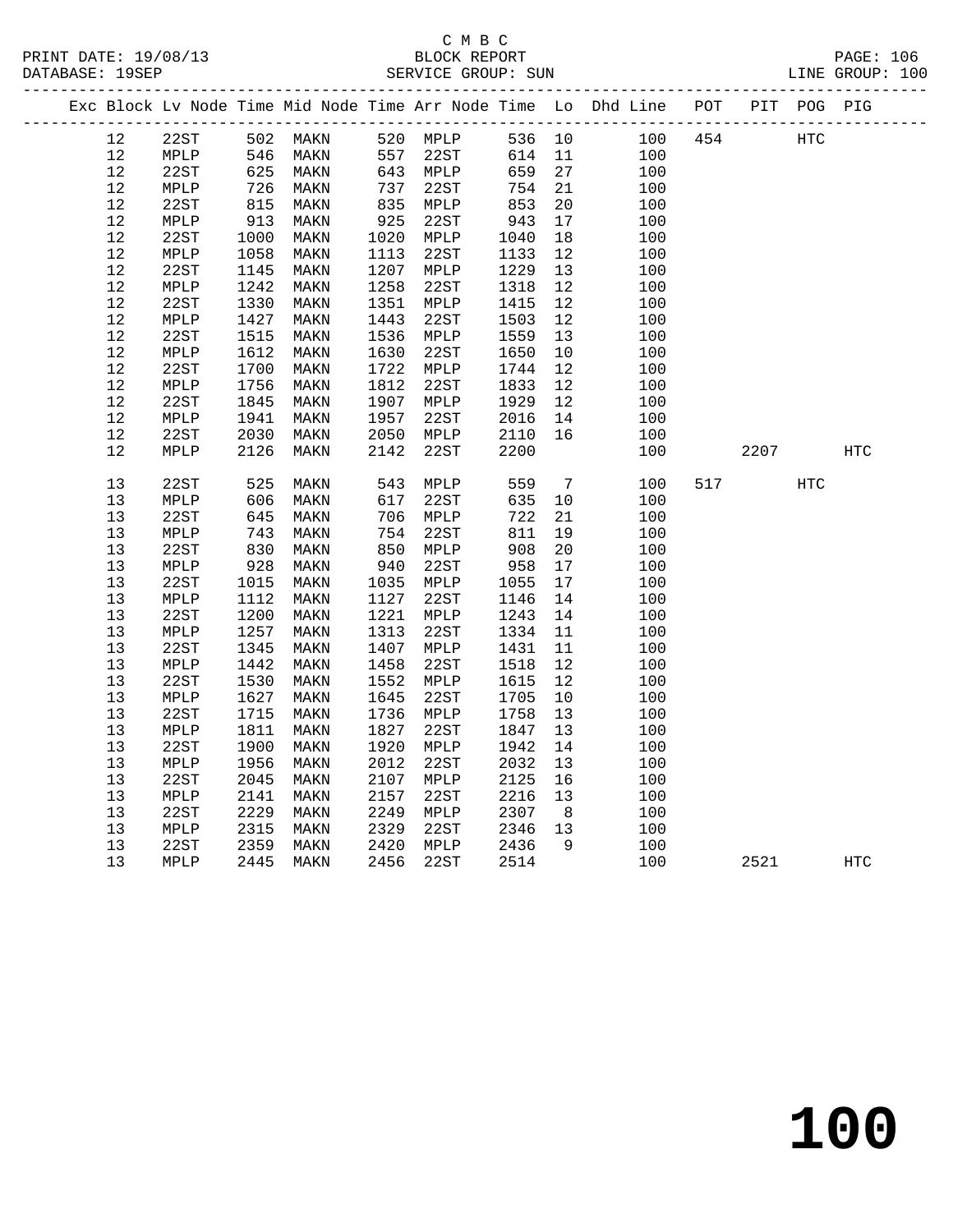C M B C
BLOCK REPORT
SERVICE GROUP: SUN

PRINT DATE: 19/08/13
DATABASE: 19SEP
LINE GROUP: 100

| Exc | Block | Lv | Node | Time | Mid Node | Time | Arr Node | Time | Lo | Dhd Line | POT | PIT | POG | PIG |
|---|---|---|---|---|---|---|---|---|---|---|---|---|---|---|
| | 12 | | 22ST | 502 | MAKN | 520 | MPLP | 536 | 10 | 100 | 454 | | HTC | |
| | 12 | | MPLP | 546 | MAKN | 557 | 22ST | 614 | 11 | 100 | | | | |
| | 12 | | 22ST | 625 | MAKN | 643 | MPLP | 659 | 27 | 100 | | | | |
| | 12 | | MPLP | 726 | MAKN | 737 | 22ST | 754 | 21 | 100 | | | | |
| | 12 | | 22ST | 815 | MAKN | 835 | MPLP | 853 | 20 | 100 | | | | |
| | 12 | | MPLP | 913 | MAKN | 925 | 22ST | 943 | 17 | 100 | | | | |
| | 12 | | 22ST | 1000 | MAKN | 1020 | MPLP | 1040 | 18 | 100 | | | | |
| | 12 | | MPLP | 1058 | MAKN | 1113 | 22ST | 1133 | 12 | 100 | | | | |
| | 12 | | 22ST | 1145 | MAKN | 1207 | MPLP | 1229 | 13 | 100 | | | | |
| | 12 | | MPLP | 1242 | MAKN | 1258 | 22ST | 1318 | 12 | 100 | | | | |
| | 12 | | 22ST | 1330 | MAKN | 1351 | MPLP | 1415 | 12 | 100 | | | | |
| | 12 | | MPLP | 1427 | MAKN | 1443 | 22ST | 1503 | 12 | 100 | | | | |
| | 12 | | 22ST | 1515 | MAKN | 1536 | MPLP | 1559 | 13 | 100 | | | | |
| | 12 | | MPLP | 1612 | MAKN | 1630 | 22ST | 1650 | 10 | 100 | | | | |
| | 12 | | 22ST | 1700 | MAKN | 1722 | MPLP | 1744 | 12 | 100 | | | | |
| | 12 | | MPLP | 1756 | MAKN | 1812 | 22ST | 1833 | 12 | 100 | | | | |
| | 12 | | 22ST | 1845 | MAKN | 1907 | MPLP | 1929 | 12 | 100 | | | | |
| | 12 | | MPLP | 1941 | MAKN | 1957 | 22ST | 2016 | 14 | 100 | | | | |
| | 12 | | 22ST | 2030 | MAKN | 2050 | MPLP | 2110 | 16 | 100 | | | | |
| | 12 | | MPLP | 2126 | MAKN | 2142 | 22ST | 2200 | | 100 | | 2207 | | HTC |
| | 13 | | 22ST | 525 | MAKN | 543 | MPLP | 559 | 7 | 100 | 517 | | HTC | |
| | 13 | | MPLP | 606 | MAKN | 617 | 22ST | 635 | 10 | 100 | | | | |
| | 13 | | 22ST | 645 | MAKN | 706 | MPLP | 722 | 21 | 100 | | | | |
| | 13 | | MPLP | 743 | MAKN | 754 | 22ST | 811 | 19 | 100 | | | | |
| | 13 | | 22ST | 830 | MAKN | 850 | MPLP | 908 | 20 | 100 | | | | |
| | 13 | | MPLP | 928 | MAKN | 940 | 22ST | 958 | 17 | 100 | | | | |
| | 13 | | 22ST | 1015 | MAKN | 1035 | MPLP | 1055 | 17 | 100 | | | | |
| | 13 | | MPLP | 1112 | MAKN | 1127 | 22ST | 1146 | 14 | 100 | | | | |
| | 13 | | 22ST | 1200 | MAKN | 1221 | MPLP | 1243 | 14 | 100 | | | | |
| | 13 | | MPLP | 1257 | MAKN | 1313 | 22ST | 1334 | 11 | 100 | | | | |
| | 13 | | 22ST | 1345 | MAKN | 1407 | MPLP | 1431 | 11 | 100 | | | | |
| | 13 | | MPLP | 1442 | MAKN | 1458 | 22ST | 1518 | 12 | 100 | | | | |
| | 13 | | 22ST | 1530 | MAKN | 1552 | MPLP | 1615 | 12 | 100 | | | | |
| | 13 | | MPLP | 1627 | MAKN | 1645 | 22ST | 1705 | 10 | 100 | | | | |
| | 13 | | 22ST | 1715 | MAKN | 1736 | MPLP | 1758 | 13 | 100 | | | | |
| | 13 | | MPLP | 1811 | MAKN | 1827 | 22ST | 1847 | 13 | 100 | | | | |
| | 13 | | 22ST | 1900 | MAKN | 1920 | MPLP | 1942 | 14 | 100 | | | | |
| | 13 | | MPLP | 1956 | MAKN | 2012 | 22ST | 2032 | 13 | 100 | | | | |
| | 13 | | 22ST | 2045 | MAKN | 2107 | MPLP | 2125 | 16 | 100 | | | | |
| | 13 | | MPLP | 2141 | MAKN | 2157 | 22ST | 2216 | 13 | 100 | | | | |
| | 13 | | 22ST | 2229 | MAKN | 2249 | MPLP | 2307 | 8 | 100 | | | | |
| | 13 | | MPLP | 2315 | MAKN | 2329 | 22ST | 2346 | 13 | 100 | | | | |
| | 13 | | 22ST | 2359 | MAKN | 2420 | MPLP | 2436 | 9 | 100 | | | | |
| | 13 | | MPLP | 2445 | MAKN | 2456 | 22ST | 2514 | | 100 | | 2521 | | HTC |

# 100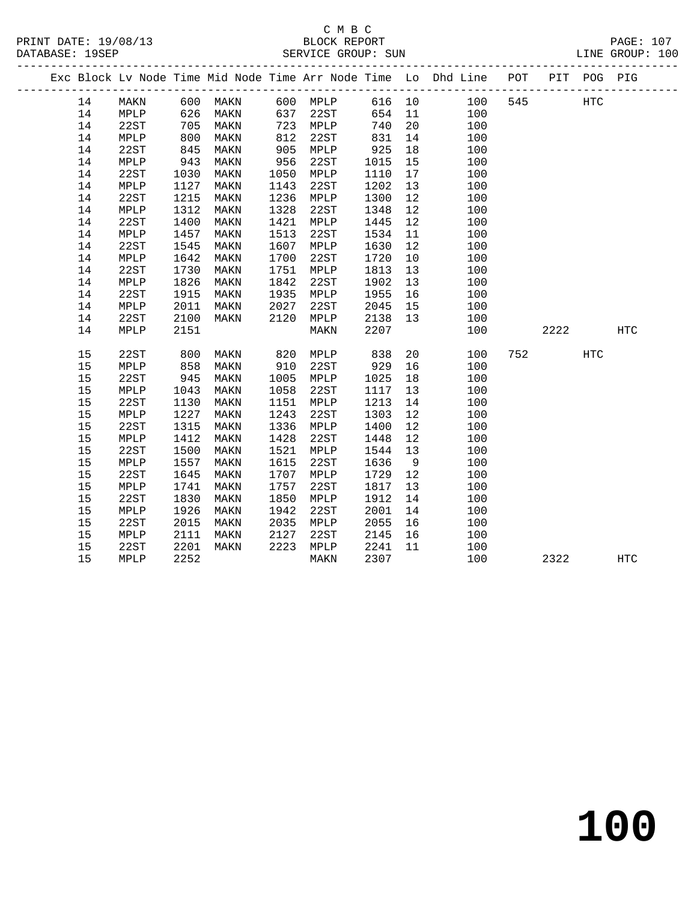C M B C
BLOCK REPORT
SERVICE GROUP: SUN

PRINT DATE: 19/08/13
DATABASE: 19SEP
LINE GROUP: 100

| Exc | Block | Lv | Node | Time | Mid Node | Time | Arr Node | Time | Lo | Dhd Line | POT | PIT | POG | PIG |
|---|---|---|---|---|---|---|---|---|---|---|---|---|---|---|
| | 14 | | MAKN | 600 | MAKN | 600 | MPLP | 616 | 10 | 100 | 545 | | HTC | |
| | 14 | | MPLP | 626 | MAKN | 637 | 22ST | 654 | 11 | 100 | | | | |
| | 14 | | 22ST | 705 | MAKN | 723 | MPLP | 740 | 20 | 100 | | | | |
| | 14 | | MPLP | 800 | MAKN | 812 | 22ST | 831 | 14 | 100 | | | | |
| | 14 | | 22ST | 845 | MAKN | 905 | MPLP | 925 | 18 | 100 | | | | |
| | 14 | | MPLP | 943 | MAKN | 956 | 22ST | 1015 | 15 | 100 | | | | |
| | 14 | | 22ST | 1030 | MAKN | 1050 | MPLP | 1110 | 17 | 100 | | | | |
| | 14 | | MPLP | 1127 | MAKN | 1143 | 22ST | 1202 | 13 | 100 | | | | |
| | 14 | | 22ST | 1215 | MAKN | 1236 | MPLP | 1300 | 12 | 100 | | | | |
| | 14 | | MPLP | 1312 | MAKN | 1328 | 22ST | 1348 | 12 | 100 | | | | |
| | 14 | | 22ST | 1400 | MAKN | 1421 | MPLP | 1445 | 12 | 100 | | | | |
| | 14 | | MPLP | 1457 | MAKN | 1513 | 22ST | 1534 | 11 | 100 | | | | |
| | 14 | | 22ST | 1545 | MAKN | 1607 | MPLP | 1630 | 12 | 100 | | | | |
| | 14 | | MPLP | 1642 | MAKN | 1700 | 22ST | 1720 | 10 | 100 | | | | |
| | 14 | | 22ST | 1730 | MAKN | 1751 | MPLP | 1813 | 13 | 100 | | | | |
| | 14 | | MPLP | 1826 | MAKN | 1842 | 22ST | 1902 | 13 | 100 | | | | |
| | 14 | | 22ST | 1915 | MAKN | 1935 | MPLP | 1955 | 16 | 100 | | | | |
| | 14 | | MPLP | 2011 | MAKN | 2027 | 22ST | 2045 | 15 | 100 | | | | |
| | 14 | | 22ST | 2100 | MAKN | 2120 | MPLP | 2138 | 13 | 100 | | | | |
| | 14 | | MPLP | 2151 | | | MAKN | 2207 | | 100 | | 2222 | | HTC |
| | 15 | | 22ST | 800 | MAKN | 820 | MPLP | 838 | 20 | 100 | 752 | | HTC | |
| | 15 | | MPLP | 858 | MAKN | 910 | 22ST | 929 | 16 | 100 | | | | |
| | 15 | | 22ST | 945 | MAKN | 1005 | MPLP | 1025 | 18 | 100 | | | | |
| | 15 | | MPLP | 1043 | MAKN | 1058 | 22ST | 1117 | 13 | 100 | | | | |
| | 15 | | 22ST | 1130 | MAKN | 1151 | MPLP | 1213 | 14 | 100 | | | | |
| | 15 | | MPLP | 1227 | MAKN | 1243 | 22ST | 1303 | 12 | 100 | | | | |
| | 15 | | 22ST | 1315 | MAKN | 1336 | MPLP | 1400 | 12 | 100 | | | | |
| | 15 | | MPLP | 1412 | MAKN | 1428 | 22ST | 1448 | 12 | 100 | | | | |
| | 15 | | 22ST | 1500 | MAKN | 1521 | MPLP | 1544 | 13 | 100 | | | | |
| | 15 | | MPLP | 1557 | MAKN | 1615 | 22ST | 1636 | 9 | 100 | | | | |
| | 15 | | 22ST | 1645 | MAKN | 1707 | MPLP | 1729 | 12 | 100 | | | | |
| | 15 | | MPLP | 1741 | MAKN | 1757 | 22ST | 1817 | 13 | 100 | | | | |
| | 15 | | 22ST | 1830 | MAKN | 1850 | MPLP | 1912 | 14 | 100 | | | | |
| | 15 | | MPLP | 1926 | MAKN | 1942 | 22ST | 2001 | 14 | 100 | | | | |
| | 15 | | 22ST | 2015 | MAKN | 2035 | MPLP | 2055 | 16 | 100 | | | | |
| | 15 | | MPLP | 2111 | MAKN | 2127 | 22ST | 2145 | 16 | 100 | | | | |
| | 15 | | 22ST | 2201 | MAKN | 2223 | MPLP | 2241 | 11 | 100 | | | | |
| | 15 | | MPLP | 2252 | | | MAKN | 2307 | | 100 | | 2322 | | HTC |

# 100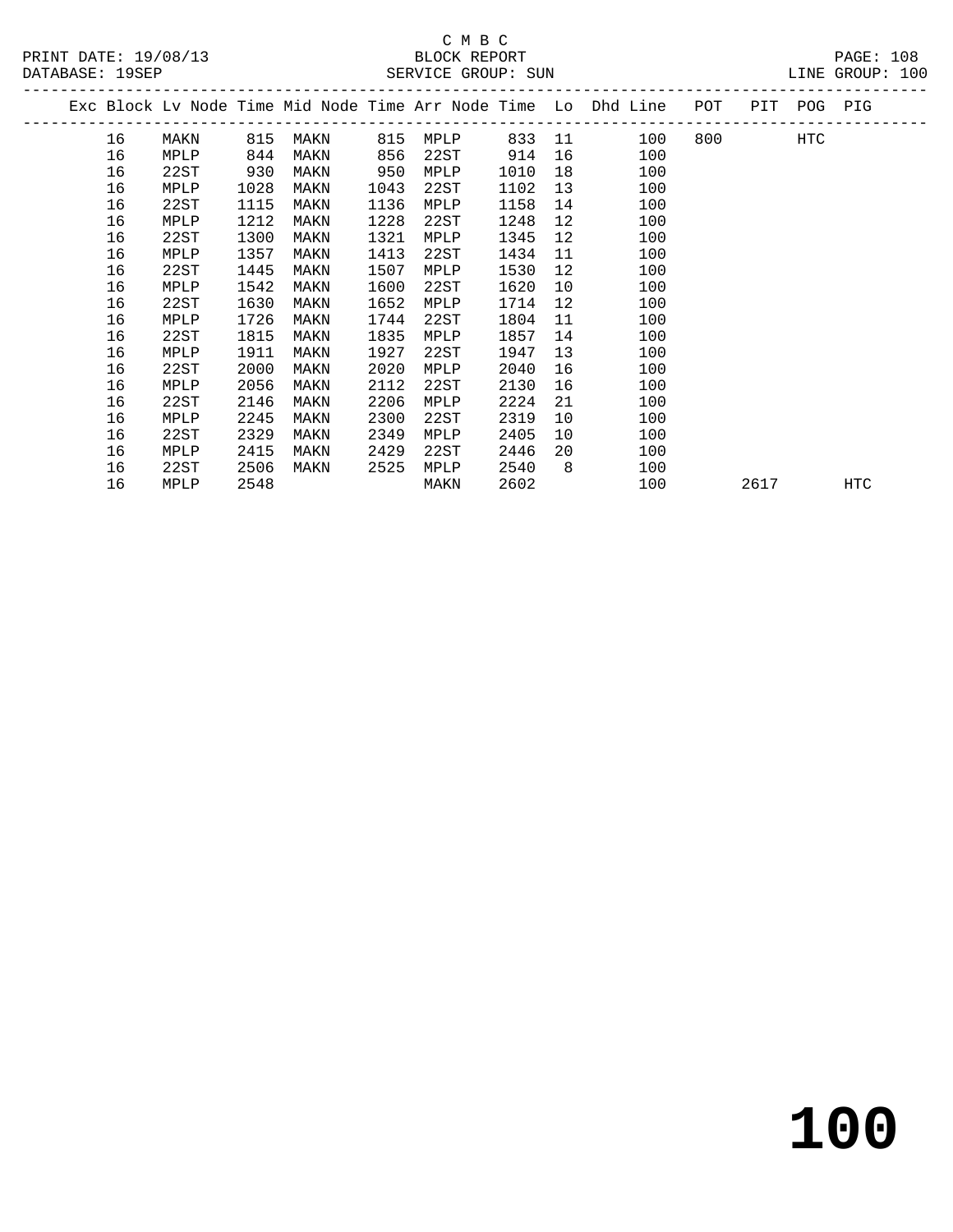C M B C
PRINT DATE: 19/08/13 BLOCK REPORT
DATABASE: 19SEP SERVICE GROUP: SUN LINE GROUP: 100

| Exc | Block | Lv Node | Time | Mid Node | Time | Arr Node | Time | Lo | Dhd Line | POT | PIT | POG | PIG |
|---|---|---|---|---|---|---|---|---|---|---|---|---|---|
| | 16 | MAKN | 815 | MAKN | 815 | MPLP | 833 | 11 | 100 | 800 | | HTC | |
| | 16 | MPLP | 844 | MAKN | 856 | 22ST | 914 | 16 | 100 | | | | |
| | 16 | 22ST | 930 | MAKN | 950 | MPLP | 1010 | 18 | 100 | | | | |
| | 16 | MPLP | 1028 | MAKN | 1043 | 22ST | 1102 | 13 | 100 | | | | |
| | 16 | 22ST | 1115 | MAKN | 1136 | MPLP | 1158 | 14 | 100 | | | | |
| | 16 | MPLP | 1212 | MAKN | 1228 | 22ST | 1248 | 12 | 100 | | | | |
| | 16 | 22ST | 1300 | MAKN | 1321 | MPLP | 1345 | 12 | 100 | | | | |
| | 16 | MPLP | 1357 | MAKN | 1413 | 22ST | 1434 | 11 | 100 | | | | |
| | 16 | 22ST | 1445 | MAKN | 1507 | MPLP | 1530 | 12 | 100 | | | | |
| | 16 | MPLP | 1542 | MAKN | 1600 | 22ST | 1620 | 10 | 100 | | | | |
| | 16 | 22ST | 1630 | MAKN | 1652 | MPLP | 1714 | 12 | 100 | | | | |
| | 16 | MPLP | 1726 | MAKN | 1744 | 22ST | 1804 | 11 | 100 | | | | |
| | 16 | 22ST | 1815 | MAKN | 1835 | MPLP | 1857 | 14 | 100 | | | | |
| | 16 | MPLP | 1911 | MAKN | 1927 | 22ST | 1947 | 13 | 100 | | | | |
| | 16 | 22ST | 2000 | MAKN | 2020 | MPLP | 2040 | 16 | 100 | | | | |
| | 16 | MPLP | 2056 | MAKN | 2112 | 22ST | 2130 | 16 | 100 | | | | |
| | 16 | 22ST | 2146 | MAKN | 2206 | MPLP | 2224 | 21 | 100 | | | | |
| | 16 | MPLP | 2245 | MAKN | 2300 | 22ST | 2319 | 10 | 100 | | | | |
| | 16 | 22ST | 2329 | MAKN | 2349 | MPLP | 2405 | 10 | 100 | | | | |
| | 16 | MPLP | 2415 | MAKN | 2429 | 22ST | 2446 | 20 | 100 | | | | |
| | 16 | 22ST | 2506 | MAKN | 2525 | MPLP | 2540 | 8 | 100 | | | | |
| | 16 | MPLP | 2548 | | | MAKN | 2602 | | 100 | | 2617 | | HTC |

# 100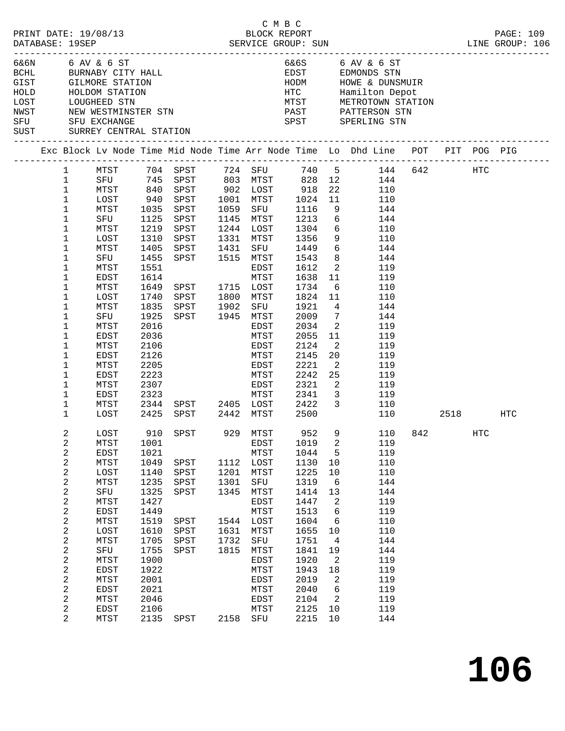C M B C

PRINT DATE: 19/08/13 BLOCK REPORT

DATABASE: 19SEP SERVICE GROUP: SUN LINE GROUP: 106

| Code | Location | Code | Location |
|---|---|---|---|
| 6&6N | 6 AV & 6 ST | 6&6S | 6 AV & 6 ST |
| BCHL | BURNABY CITY HALL | EDST | EDMONDS STN |
| GIST | GILMORE STATION | HODM | HOWE & DUNSMUIR |
| HOLD | HOLDOM STATION | HTC | Hamilton Depot |
| LOST | LOUGHEED STN | MTST | METROTOWN STATION |
| NWST | NEW WESTMINSTER STN | PAST | PATTERSON STN |
| SFU | SFU EXCHANGE | SPST | SPERLING STN |
| SUST | SURREY CENTRAL STATION | | |

| Exc | Block | Lv Node | Time | Mid Node | Time | Arr Node | Time | Lo | Dhd Line | POT | PIT | POG | PIG |
|---|---|---|---|---|---|---|---|---|---|---|---|---|---|
| | 1 | MTST | 704 | SPST | 724 | SFU | 740 | 5 | 144 | 642 | | HTC | |
| | 1 | SFU | 745 | SPST | 803 | MTST | 828 | 12 | 144 | | | | |
| | 1 | MTST | 840 | SPST | 902 | LOST | 918 | 22 | 110 | | | | |
| | 1 | LOST | 940 | SPST | 1001 | MTST | 1024 | 11 | 110 | | | | |
| | 1 | MTST | 1035 | SPST | 1059 | SFU | 1116 | 9 | 144 | | | | |
| | 1 | SFU | 1125 | SPST | 1145 | MTST | 1213 | 6 | 144 | | | | |
| | 1 | MTST | 1219 | SPST | 1244 | LOST | 1304 | 6 | 110 | | | | |
| | 1 | LOST | 1310 | SPST | 1331 | MTST | 1356 | 9 | 110 | | | | |
| | 1 | MTST | 1405 | SPST | 1431 | SFU | 1449 | 6 | 144 | | | | |
| | 1 | SFU | 1455 | SPST | 1515 | MTST | 1543 | 8 | 144 | | | | |
| | 1 | MTST | 1551 | | | EDST | 1612 | 2 | 119 | | | | |
| | 1 | EDST | 1614 | | | MTST | 1638 | 11 | 119 | | | | |
| | 1 | MTST | 1649 | SPST | 1715 | LOST | 1734 | 6 | 110 | | | | |
| | 1 | LOST | 1740 | SPST | 1800 | MTST | 1824 | 11 | 110 | | | | |
| | 1 | MTST | 1835 | SPST | 1902 | SFU | 1921 | 4 | 144 | | | | |
| | 1 | SFU | 1925 | SPST | 1945 | MTST | 2009 | 7 | 144 | | | | |
| | 1 | MTST | 2016 | | | EDST | 2034 | 2 | 119 | | | | |
| | 1 | EDST | 2036 | | | MTST | 2055 | 11 | 119 | | | | |
| | 1 | MTST | 2106 | | | EDST | 2124 | 2 | 119 | | | | |
| | 1 | EDST | 2126 | | | MTST | 2145 | 20 | 119 | | | | |
| | 1 | MTST | 2205 | | | EDST | 2221 | 2 | 119 | | | | |
| | 1 | EDST | 2223 | | | MTST | 2242 | 25 | 119 | | | | |
| | 1 | MTST | 2307 | | | EDST | 2321 | 2 | 119 | | | | |
| | 1 | EDST | 2323 | | | MTST | 2341 | 3 | 119 | | | | |
| | 1 | MTST | 2344 | SPST | 2405 | LOST | 2422 | 3 | 110 | | | | |
| | 1 | LOST | 2425 | SPST | 2442 | MTST | 2500 | | 110 | | 2518 | | HTC |
| | 2 | LOST | 910 | SPST | 929 | MTST | 952 | 9 | 110 | 842 | | HTC | |
| | 2 | MTST | 1001 | | | EDST | 1019 | 2 | 119 | | | | |
| | 2 | EDST | 1021 | | | MTST | 1044 | 5 | 119 | | | | |
| | 2 | MTST | 1049 | SPST | 1112 | LOST | 1130 | 10 | 110 | | | | |
| | 2 | LOST | 1140 | SPST | 1201 | MTST | 1225 | 10 | 110 | | | | |
| | 2 | MTST | 1235 | SPST | 1301 | SFU | 1319 | 6 | 144 | | | | |
| | 2 | SFU | 1325 | SPST | 1345 | MTST | 1414 | 13 | 144 | | | | |
| | 2 | MTST | 1427 | | | EDST | 1447 | 2 | 119 | | | | |
| | 2 | EDST | 1449 | | | MTST | 1513 | 6 | 119 | | | | |
| | 2 | MTST | 1519 | SPST | 1544 | LOST | 1604 | 6 | 110 | | | | |
| | 2 | LOST | 1610 | SPST | 1631 | MTST | 1655 | 10 | 110 | | | | |
| | 2 | MTST | 1705 | SPST | 1732 | SFU | 1751 | 4 | 144 | | | | |
| | 2 | SFU | 1755 | SPST | 1815 | MTST | 1841 | 19 | 144 | | | | |
| | 2 | MTST | 1900 | | | EDST | 1920 | 2 | 119 | | | | |
| | 2 | EDST | 1922 | | | MTST | 1943 | 18 | 119 | | | | |
| | 2 | MTST | 2001 | | | EDST | 2019 | 2 | 119 | | | | |
| | 2 | EDST | 2021 | | | MTST | 2040 | 6 | 119 | | | | |
| | 2 | MTST | 2046 | | | EDST | 2104 | 2 | 119 | | | | |
| | 2 | EDST | 2106 | | | MTST | 2125 | 10 | 119 | | | | |
| | 2 | MTST | 2135 | SPST | 2158 | SFU | 2215 | 10 | 144 | | | | |

**106**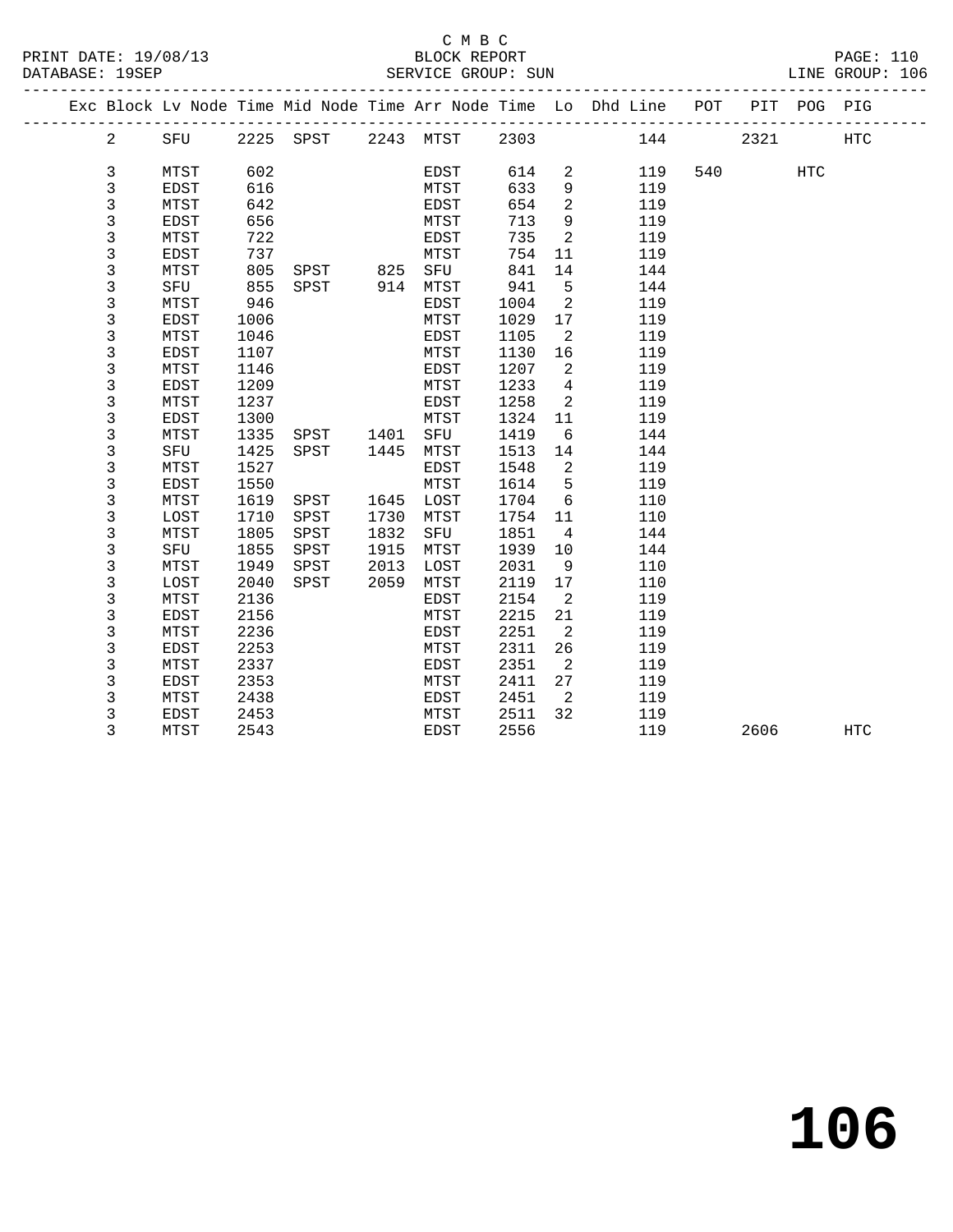C M B C

PRINT DATE: 19/08/13 BLOCK REPORT

DATABASE: 19SEP SERVICE GROUP: SUN LINE GROUP: 106

| Exc | Block | Lv Node | Time | Mid Node | Time | Arr Node | Time | Lo | Dhd Line | POT | PIT | POG | PIG |
|---|---|---|---|---|---|---|---|---|---|---|---|---|---|
| | 2 | SFU | 2225 | SPST | 2243 | MTST | 2303 | | 144 | | 2321 | | HTC |
| | 3 | MTST | 602 | | | EDST | 614 | 2 | 119 | 540 | | HTC | |
| | 3 | EDST | 616 | | | MTST | 633 | 9 | 119 | | | | |
| | 3 | MTST | 642 | | | EDST | 654 | 2 | 119 | | | | |
| | 3 | EDST | 656 | | | MTST | 713 | 9 | 119 | | | | |
| | 3 | MTST | 722 | | | EDST | 735 | 2 | 119 | | | | |
| | 3 | EDST | 737 | | | MTST | 754 | 11 | 119 | | | | |
| | 3 | MTST | 805 | SPST | 825 | SFU | 841 | 14 | 144 | | | | |
| | 3 | SFU | 855 | SPST | 914 | MTST | 941 | 5 | 144 | | | | |
| | 3 | MTST | 946 | | | EDST | 1004 | 2 | 119 | | | | |
| | 3 | EDST | 1006 | | | MTST | 1029 | 17 | 119 | | | | |
| | 3 | MTST | 1046 | | | EDST | 1105 | 2 | 119 | | | | |
| | 3 | EDST | 1107 | | | MTST | 1130 | 16 | 119 | | | | |
| | 3 | MTST | 1146 | | | EDST | 1207 | 2 | 119 | | | | |
| | 3 | EDST | 1209 | | | MTST | 1233 | 4 | 119 | | | | |
| | 3 | MTST | 1237 | | | EDST | 1258 | 2 | 119 | | | | |
| | 3 | EDST | 1300 | | | MTST | 1324 | 11 | 119 | | | | |
| | 3 | MTST | 1335 | SPST | 1401 | SFU | 1419 | 6 | 144 | | | | |
| | 3 | SFU | 1425 | SPST | 1445 | MTST | 1513 | 14 | 144 | | | | |
| | 3 | MTST | 1527 | | | EDST | 1548 | 2 | 119 | | | | |
| | 3 | EDST | 1550 | | | MTST | 1614 | 5 | 119 | | | | |
| | 3 | MTST | 1619 | SPST | 1645 | LOST | 1704 | 6 | 110 | | | | |
| | 3 | LOST | 1710 | SPST | 1730 | MTST | 1754 | 11 | 110 | | | | |
| | 3 | MTST | 1805 | SPST | 1832 | SFU | 1851 | 4 | 144 | | | | |
| | 3 | SFU | 1855 | SPST | 1915 | MTST | 1939 | 10 | 144 | | | | |
| | 3 | MTST | 1949 | SPST | 2013 | LOST | 2031 | 9 | 110 | | | | |
| | 3 | LOST | 2040 | SPST | 2059 | MTST | 2119 | 17 | 110 | | | | |
| | 3 | MTST | 2136 | | | EDST | 2154 | 2 | 119 | | | | |
| | 3 | EDST | 2156 | | | MTST | 2215 | 21 | 119 | | | | |
| | 3 | MTST | 2236 | | | EDST | 2251 | 2 | 119 | | | | |
| | 3 | EDST | 2253 | | | MTST | 2311 | 26 | 119 | | | | |
| | 3 | MTST | 2337 | | | EDST | 2351 | 2 | 119 | | | | |
| | 3 | EDST | 2353 | | | MTST | 2411 | 27 | 119 | | | | |
| | 3 | MTST | 2438 | | | EDST | 2451 | 2 | 119 | | | | |
| | 3 | EDST | 2453 | | | MTST | 2511 | 32 | 119 | | | | |
| | 3 | MTST | 2543 | | | EDST | 2556 | | 119 | | 2606 | | HTC |

106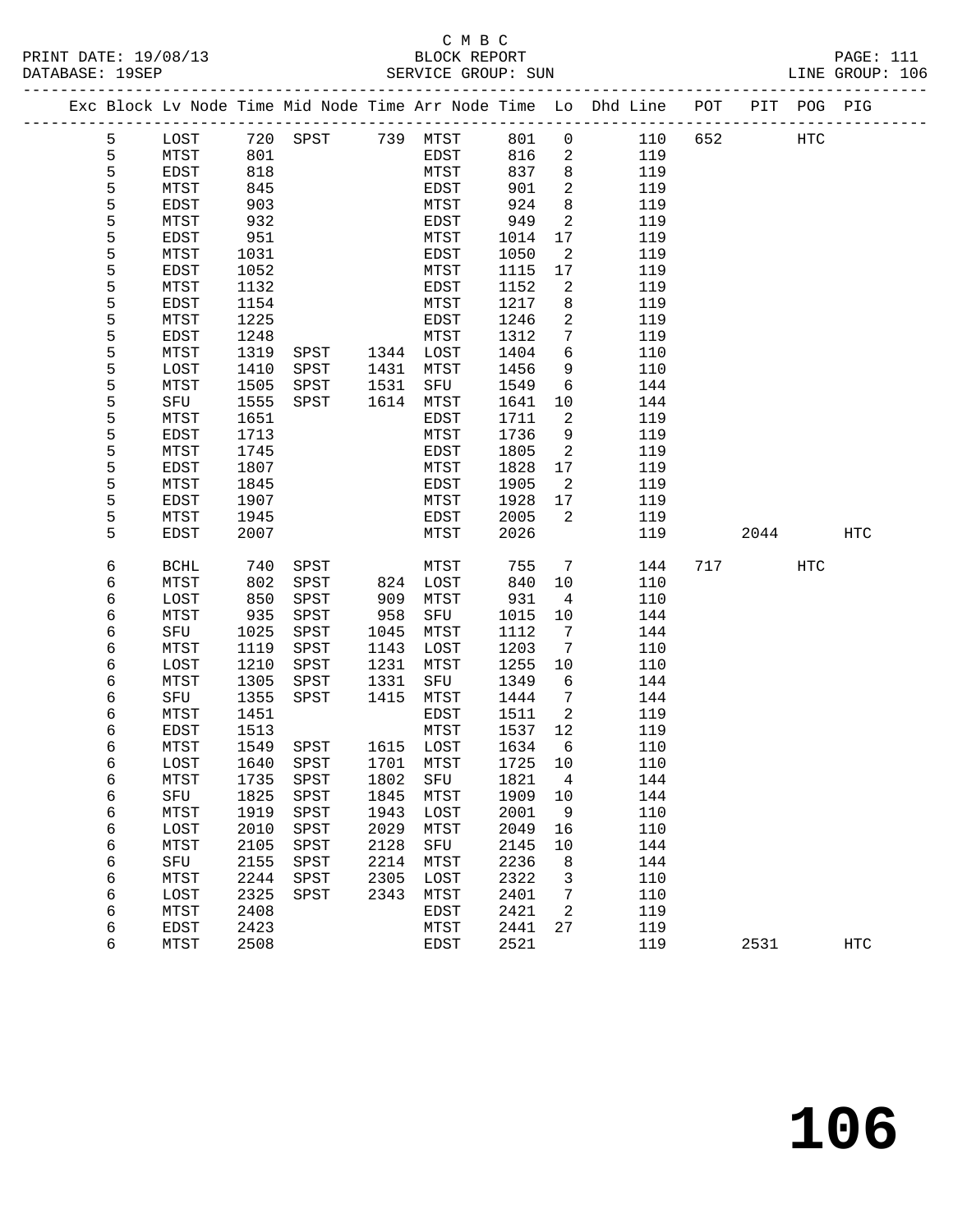C M B C
PRINT DATE: 19/08/13 BLOCK REPORT
DATABASE: 19SEP SERVICE GROUP: SUN LINE GROUP: 106

| Exc | Block | Lv Node | Time | Mid Node | Time | Arr Node | Time | Lo | Dhd Line | POT | PIT | POG | PIG |
|---|---|---|---|---|---|---|---|---|---|---|---|---|---|
| | 5 | LOST | 720 | SPST | 739 | MTST | 801 | 0 | 110 | 652 | | HTC | |
| | 5 | MTST | 801 | | | EDST | 816 | 2 | 119 | | | | |
| | 5 | EDST | 818 | | | MTST | 837 | 8 | 119 | | | | |
| | 5 | MTST | 845 | | | EDST | 901 | 2 | 119 | | | | |
| | 5 | EDST | 903 | | | MTST | 924 | 8 | 119 | | | | |
| | 5 | MTST | 932 | | | EDST | 949 | 2 | 119 | | | | |
| | 5 | EDST | 951 | | | MTST | 1014 | 17 | 119 | | | | |
| | 5 | MTST | 1031 | | | EDST | 1050 | 2 | 119 | | | | |
| | 5 | EDST | 1052 | | | MTST | 1115 | 17 | 119 | | | | |
| | 5 | MTST | 1132 | | | EDST | 1152 | 2 | 119 | | | | |
| | 5 | EDST | 1154 | | | MTST | 1217 | 8 | 119 | | | | |
| | 5 | MTST | 1225 | | | EDST | 1246 | 2 | 119 | | | | |
| | 5 | EDST | 1248 | | | MTST | 1312 | 7 | 119 | | | | |
| | 5 | MTST | 1319 | SPST | 1344 | LOST | 1404 | 6 | 110 | | | | |
| | 5 | LOST | 1410 | SPST | 1431 | MTST | 1456 | 9 | 110 | | | | |
| | 5 | MTST | 1505 | SPST | 1531 | SFU | 1549 | 6 | 144 | | | | |
| | 5 | SFU | 1555 | SPST | 1614 | MTST | 1641 | 10 | 144 | | | | |
| | 5 | MTST | 1651 | | | EDST | 1711 | 2 | 119 | | | | |
| | 5 | EDST | 1713 | | | MTST | 1736 | 9 | 119 | | | | |
| | 5 | MTST | 1745 | | | EDST | 1805 | 2 | 119 | | | | |
| | 5 | EDST | 1807 | | | MTST | 1828 | 17 | 119 | | | | |
| | 5 | MTST | 1845 | | | EDST | 1905 | 2 | 119 | | | | |
| | 5 | EDST | 1907 | | | MTST | 1928 | 17 | 119 | | | | |
| | 5 | MTST | 1945 | | | EDST | 2005 | 2 | 119 | | | | |
| | 5 | EDST | 2007 | | | MTST | 2026 | | 119 | | 2044 | | HTC |
| | 6 | BCHL | 740 | SPST | | MTST | 755 | 7 | 144 | 717 | | HTC | |
| | 6 | MTST | 802 | SPST | 824 | LOST | 840 | 10 | 110 | | | | |
| | 6 | LOST | 850 | SPST | 909 | MTST | 931 | 4 | 110 | | | | |
| | 6 | MTST | 935 | SPST | 958 | SFU | 1015 | 10 | 144 | | | | |
| | 6 | SFU | 1025 | SPST | 1045 | MTST | 1112 | 7 | 144 | | | | |
| | 6 | MTST | 1119 | SPST | 1143 | LOST | 1203 | 7 | 110 | | | | |
| | 6 | LOST | 1210 | SPST | 1231 | MTST | 1255 | 10 | 110 | | | | |
| | 6 | MTST | 1305 | SPST | 1331 | SFU | 1349 | 6 | 144 | | | | |
| | 6 | SFU | 1355 | SPST | 1415 | MTST | 1444 | 7 | 144 | | | | |
| | 6 | MTST | 1451 | | | EDST | 1511 | 2 | 119 | | | | |
| | 6 | EDST | 1513 | | | MTST | 1537 | 12 | 119 | | | | |
| | 6 | MTST | 1549 | SPST | 1615 | LOST | 1634 | 6 | 110 | | | | |
| | 6 | LOST | 1640 | SPST | 1701 | MTST | 1725 | 10 | 110 | | | | |
| | 6 | MTST | 1735 | SPST | 1802 | SFU | 1821 | 4 | 144 | | | | |
| | 6 | SFU | 1825 | SPST | 1845 | MTST | 1909 | 10 | 144 | | | | |
| | 6 | MTST | 1919 | SPST | 1943 | LOST | 2001 | 9 | 110 | | | | |
| | 6 | LOST | 2010 | SPST | 2029 | MTST | 2049 | 16 | 110 | | | | |
| | 6 | MTST | 2105 | SPST | 2128 | SFU | 2145 | 10 | 144 | | | | |
| | 6 | SFU | 2155 | SPST | 2214 | MTST | 2236 | 8 | 144 | | | | |
| | 6 | MTST | 2244 | SPST | 2305 | LOST | 2322 | 3 | 110 | | | | |
| | 6 | LOST | 2325 | SPST | 2343 | MTST | 2401 | 7 | 110 | | | | |
| | 6 | MTST | 2408 | | | EDST | 2421 | 2 | 119 | | | | |
| | 6 | EDST | 2423 | | | MTST | 2441 | 27 | 119 | | | | |
| | 6 | MTST | 2508 | | | EDST | 2521 | | 119 | | 2531 | | HTC |

# 106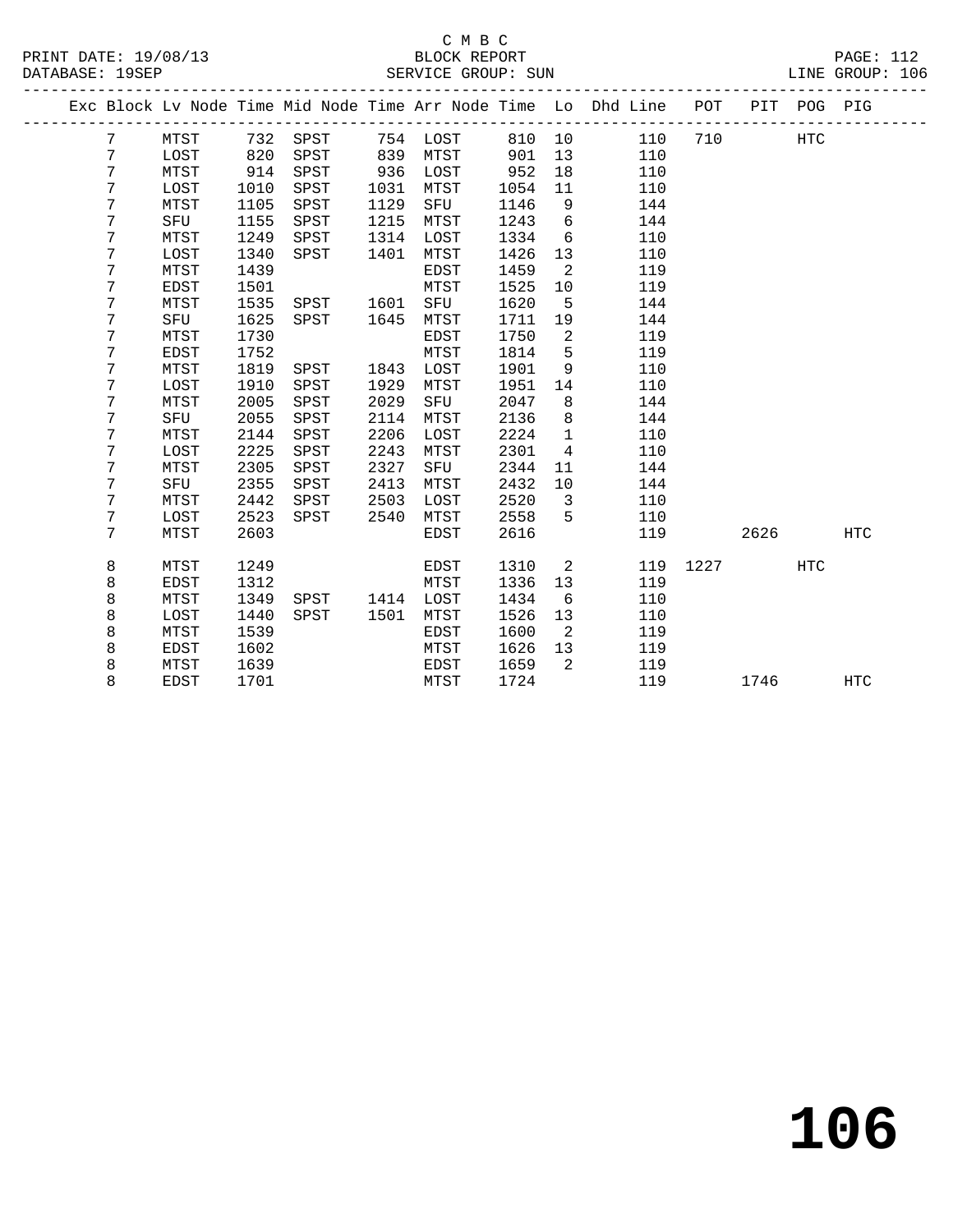C M B C

BLOCK REPORT

SERVICE GROUP: SUN

LINE GROUP: 106

| Exc | Block | Lv Node | Time | Mid Node | Time | Arr Node | Time | Lo | Dhd Line | POT | PIT | POG | PIG |
|---|---|---|---|---|---|---|---|---|---|---|---|---|---|
| | 7 | MTST | 732 | SPST | 754 | LOST | 810 | 10 | 110 | 710 | | HTC | |
| | 7 | LOST | 820 | SPST | 839 | MTST | 901 | 13 | 110 | | | | |
| | 7 | MTST | 914 | SPST | 936 | LOST | 952 | 18 | 110 | | | | |
| | 7 | LOST | 1010 | SPST | 1031 | MTST | 1054 | 11 | 110 | | | | |
| | 7 | MTST | 1105 | SPST | 1129 | SFU | 1146 | 9 | 144 | | | | |
| | 7 | SFU | 1155 | SPST | 1215 | MTST | 1243 | 6 | 144 | | | | |
| | 7 | MTST | 1249 | SPST | 1314 | LOST | 1334 | 6 | 110 | | | | |
| | 7 | LOST | 1340 | SPST | 1401 | MTST | 1426 | 13 | 110 | | | | |
| | 7 | MTST | 1439 | | | EDST | 1459 | 2 | 119 | | | | |
| | 7 | EDST | 1501 | | | MTST | 1525 | 10 | 119 | | | | |
| | 7 | MTST | 1535 | SPST | 1601 | SFU | 1620 | 5 | 144 | | | | |
| | 7 | SFU | 1625 | SPST | 1645 | MTST | 1711 | 19 | 144 | | | | |
| | 7 | MTST | 1730 | | | EDST | 1750 | 2 | 119 | | | | |
| | 7 | EDST | 1752 | | | MTST | 1814 | 5 | 119 | | | | |
| | 7 | MTST | 1819 | SPST | 1843 | LOST | 1901 | 9 | 110 | | | | |
| | 7 | LOST | 1910 | SPST | 1929 | MTST | 1951 | 14 | 110 | | | | |
| | 7 | MTST | 2005 | SPST | 2029 | SFU | 2047 | 8 | 144 | | | | |
| | 7 | SFU | 2055 | SPST | 2114 | MTST | 2136 | 8 | 144 | | | | |
| | 7 | MTST | 2144 | SPST | 2206 | LOST | 2224 | 1 | 110 | | | | |
| | 7 | LOST | 2225 | SPST | 2243 | MTST | 2301 | 4 | 110 | | | | |
| | 7 | MTST | 2305 | SPST | 2327 | SFU | 2344 | 11 | 144 | | | | |
| | 7 | SFU | 2355 | SPST | 2413 | MTST | 2432 | 10 | 144 | | | | |
| | 7 | MTST | 2442 | SPST | 2503 | LOST | 2520 | 3 | 110 | | | | |
| | 7 | LOST | 2523 | SPST | 2540 | MTST | 2558 | 5 | 110 | | | | |
| | 7 | MTST | 2603 | | | EDST | 2616 | | 119 | | 2626 | | HTC |
| | 8 | MTST | 1249 | | | EDST | 1310 | 2 | 119 | 1227 | | HTC | |
| | 8 | EDST | 1312 | | | MTST | 1336 | 13 | 119 | | | | |
| | 8 | MTST | 1349 | SPST | 1414 | LOST | 1434 | 6 | 110 | | | | |
| | 8 | LOST | 1440 | SPST | 1501 | MTST | 1526 | 13 | 110 | | | | |
| | 8 | MTST | 1539 | | | EDST | 1600 | 2 | 119 | | | | |
| | 8 | EDST | 1602 | | | MTST | 1626 | 13 | 119 | | | | |
| | 8 | MTST | 1639 | | | EDST | 1659 | 2 | 119 | | | | |
| | 8 | EDST | 1701 | | | MTST | 1724 | | 119 | | 1746 | | HTC |

**106**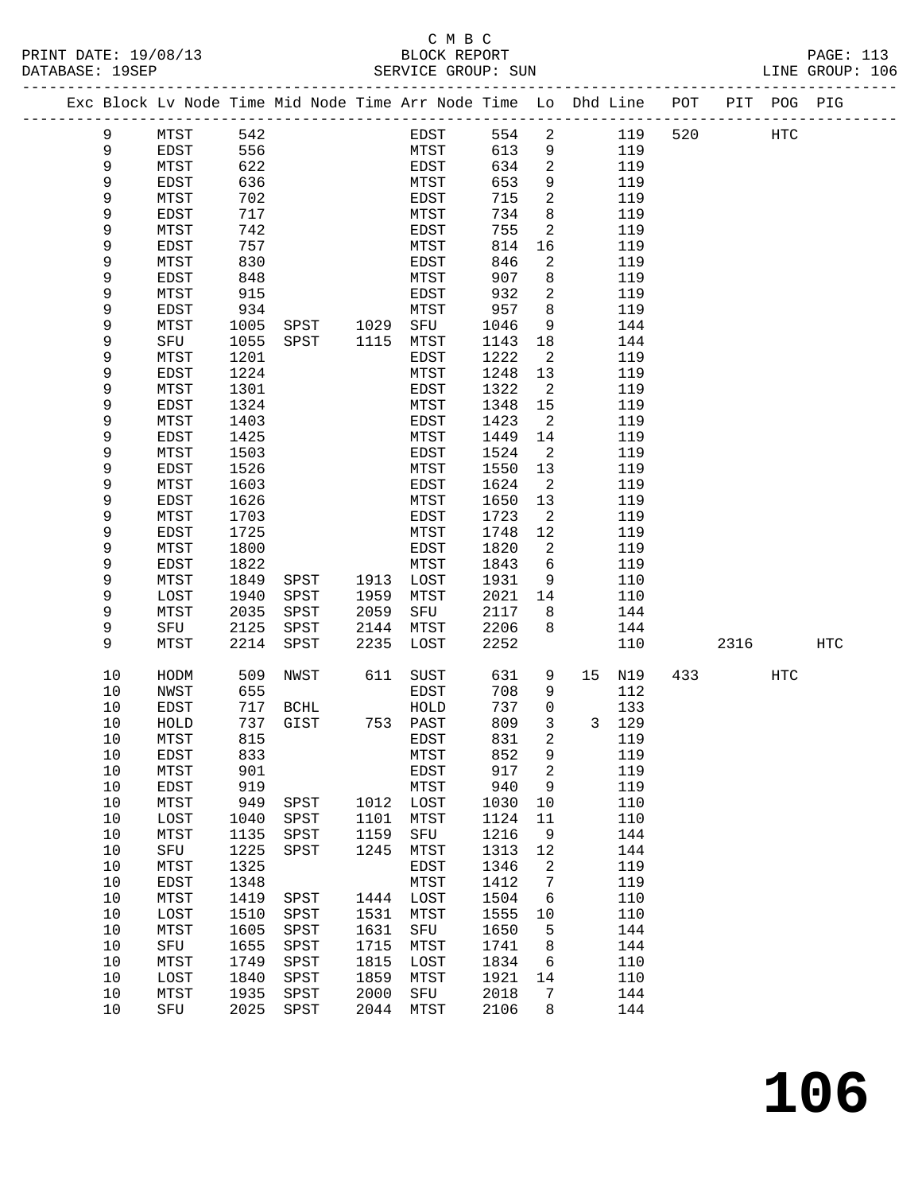C M B C
BLOCK REPORT
SERVICE GROUP: SUN

PRINT DATE: 19/08/13
DATABASE: 19SEP
LINE GROUP: 106

| Exc | Block | Lv | Node | Time | Mid Node | Time | Arr Node | Time | Lo | Dhd | Line | POT | PIT | POG | PIG |
|---|---|---|---|---|---|---|---|---|---|---|---|---|---|---|---|
| | 9 | | MTST | 542 | | | EDST | 554 | 2 | | 119 | 520 | | HTC | |
| | 9 | | EDST | 556 | | | MTST | 613 | 9 | | 119 | | | | |
| | 9 | | MTST | 622 | | | EDST | 634 | 2 | | 119 | | | | |
| | 9 | | EDST | 636 | | | MTST | 653 | 9 | | 119 | | | | |
| | 9 | | MTST | 702 | | | EDST | 715 | 2 | | 119 | | | | |
| | 9 | | EDST | 717 | | | MTST | 734 | 8 | | 119 | | | | |
| | 9 | | MTST | 742 | | | EDST | 755 | 2 | | 119 | | | | |
| | 9 | | EDST | 757 | | | MTST | 814 | 16 | | 119 | | | | |
| | 9 | | MTST | 830 | | | EDST | 846 | 2 | | 119 | | | | |
| | 9 | | EDST | 848 | | | MTST | 907 | 8 | | 119 | | | | |
| | 9 | | MTST | 915 | | | EDST | 932 | 2 | | 119 | | | | |
| | 9 | | EDST | 934 | | | MTST | 957 | 8 | | 119 | | | | |
| | 9 | | MTST | 1005 | SPST | 1029 | SFU | 1046 | 9 | | 144 | | | | |
| | 9 | | SFU | 1055 | SPST | 1115 | MTST | 1143 | 18 | | 144 | | | | |
| | 9 | | MTST | 1201 | | | EDST | 1222 | 2 | | 119 | | | | |
| | 9 | | EDST | 1224 | | | MTST | 1248 | 13 | | 119 | | | | |
| | 9 | | MTST | 1301 | | | EDST | 1322 | 2 | | 119 | | | | |
| | 9 | | EDST | 1324 | | | MTST | 1348 | 15 | | 119 | | | | |
| | 9 | | MTST | 1403 | | | EDST | 1423 | 2 | | 119 | | | | |
| | 9 | | EDST | 1425 | | | MTST | 1449 | 14 | | 119 | | | | |
| | 9 | | MTST | 1503 | | | EDST | 1524 | 2 | | 119 | | | | |
| | 9 | | EDST | 1526 | | | MTST | 1550 | 13 | | 119 | | | | |
| | 9 | | MTST | 1603 | | | EDST | 1624 | 2 | | 119 | | | | |
| | 9 | | EDST | 1626 | | | MTST | 1650 | 13 | | 119 | | | | |
| | 9 | | MTST | 1703 | | | EDST | 1723 | 2 | | 119 | | | | |
| | 9 | | EDST | 1725 | | | MTST | 1748 | 12 | | 119 | | | | |
| | 9 | | MTST | 1800 | | | EDST | 1820 | 2 | | 119 | | | | |
| | 9 | | EDST | 1822 | | | MTST | 1843 | 6 | | 119 | | | | |
| | 9 | | MTST | 1849 | SPST | 1913 | LOST | 1931 | 9 | | 110 | | | | |
| | 9 | | LOST | 1940 | SPST | 1959 | MTST | 2021 | 14 | | 110 | | | | |
| | 9 | | MTST | 2035 | SPST | 2059 | SFU | 2117 | 8 | | 144 | | | | |
| | 9 | | SFU | 2125 | SPST | 2144 | MTST | 2206 | 8 | | 144 | | | | |
| | 9 | | MTST | 2214 | SPST | 2235 | LOST | 2252 | | | 110 | | 2316 | | HTC |
| | 10 | | HODM | 509 | NWST | 611 | SUST | 631 | 9 | 15 | N19 | 433 | | HTC | |
| | 10 | | NWST | 655 | | | EDST | 708 | 9 | | 112 | | | | |
| | 10 | | EDST | 717 | BCHL | | HOLD | 737 | 0 | | 133 | | | | |
| | 10 | | HOLD | 737 | GIST | 753 | PAST | 809 | 3 | 3 | 129 | | | | |
| | 10 | | MTST | 815 | | | EDST | 831 | 2 | | 119 | | | | |
| | 10 | | EDST | 833 | | | MTST | 852 | 9 | | 119 | | | | |
| | 10 | | MTST | 901 | | | EDST | 917 | 2 | | 119 | | | | |
| | 10 | | EDST | 919 | | | MTST | 940 | 9 | | 119 | | | | |
| | 10 | | MTST | 949 | SPST | 1012 | LOST | 1030 | 10 | | 110 | | | | |
| | 10 | | LOST | 1040 | SPST | 1101 | MTST | 1124 | 11 | | 110 | | | | |
| | 10 | | MTST | 1135 | SPST | 1159 | SFU | 1216 | 9 | | 144 | | | | |
| | 10 | | SFU | 1225 | SPST | 1245 | MTST | 1313 | 12 | | 144 | | | | |
| | 10 | | MTST | 1325 | | | EDST | 1346 | 2 | | 119 | | | | |
| | 10 | | EDST | 1348 | | | MTST | 1412 | 7 | | 119 | | | | |
| | 10 | | MTST | 1419 | SPST | 1444 | LOST | 1504 | 6 | | 110 | | | | |
| | 10 | | LOST | 1510 | SPST | 1531 | MTST | 1555 | 10 | | 110 | | | | |
| | 10 | | MTST | 1605 | SPST | 1631 | SFU | 1650 | 5 | | 144 | | | | |
| | 10 | | SFU | 1655 | SPST | 1715 | MTST | 1741 | 8 | | 144 | | | | |
| | 10 | | MTST | 1749 | SPST | 1815 | LOST | 1834 | 6 | | 110 | | | | |
| | 10 | | LOST | 1840 | SPST | 1859 | MTST | 1921 | 14 | | 110 | | | | |
| | 10 | | MTST | 1935 | SPST | 2000 | SFU | 2018 | 7 | | 144 | | | | |
| | 10 | | SFU | 2025 | SPST | 2044 | MTST | 2106 | 8 | | 144 | | | | |

**106**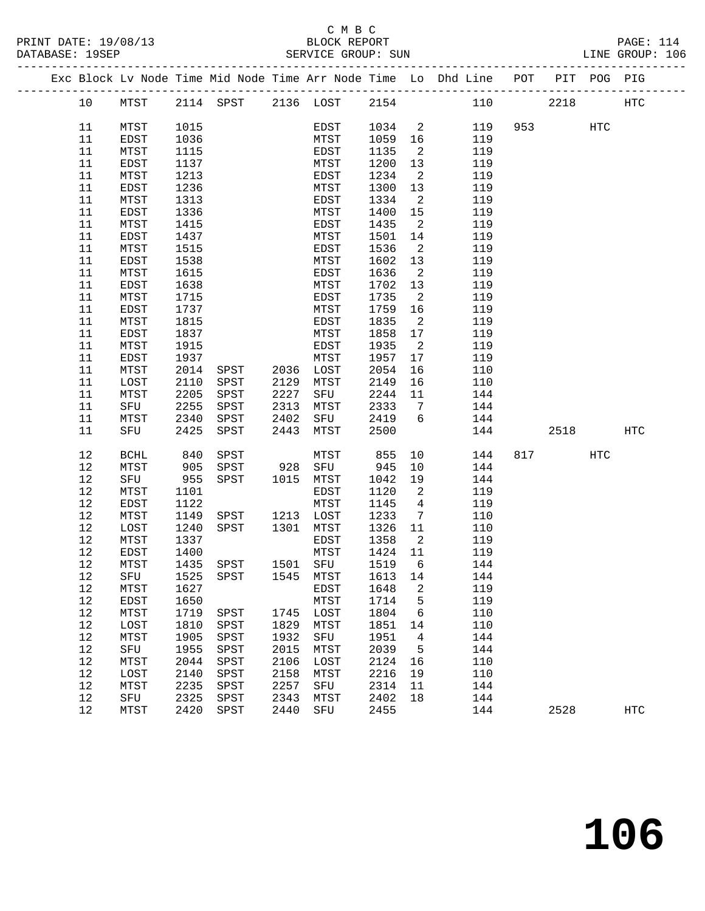C M B C
PRINT DATE: 19/08/13 BLOCK REPORT
DATABASE: 19SEP SERVICE GROUP: SUN LINE GROUP: 106

| Exc | Block | Lv Node | Time | Mid Node | Time | Arr Node | Time | Lo | Dhd Line | POT | PIT | POG | PIG |
|---|---|---|---|---|---|---|---|---|---|---|---|---|---|
| | 10 | MTST | 2114 | SPST | 2136 | LOST | 2154 | | 110 | | 2218 | | HTC |
| | 11 | MTST | 1015 | | | EDST | 1034 | 2 | 119 | 953 | | HTC | |
| | 11 | EDST | 1036 | | | MTST | 1059 | 16 | 119 | | | | |
| | 11 | MTST | 1115 | | | EDST | 1135 | 2 | 119 | | | | |
| | 11 | EDST | 1137 | | | MTST | 1200 | 13 | 119 | | | | |
| | 11 | MTST | 1213 | | | EDST | 1234 | 2 | 119 | | | | |
| | 11 | EDST | 1236 | | | MTST | 1300 | 13 | 119 | | | | |
| | 11 | MTST | 1313 | | | EDST | 1334 | 2 | 119 | | | | |
| | 11 | EDST | 1336 | | | MTST | 1400 | 15 | 119 | | | | |
| | 11 | MTST | 1415 | | | EDST | 1435 | 2 | 119 | | | | |
| | 11 | EDST | 1437 | | | MTST | 1501 | 14 | 119 | | | | |
| | 11 | MTST | 1515 | | | EDST | 1536 | 2 | 119 | | | | |
| | 11 | EDST | 1538 | | | MTST | 1602 | 13 | 119 | | | | |
| | 11 | MTST | 1615 | | | EDST | 1636 | 2 | 119 | | | | |
| | 11 | EDST | 1638 | | | MTST | 1702 | 13 | 119 | | | | |
| | 11 | MTST | 1715 | | | EDST | 1735 | 2 | 119 | | | | |
| | 11 | EDST | 1737 | | | MTST | 1759 | 16 | 119 | | | | |
| | 11 | MTST | 1815 | | | EDST | 1835 | 2 | 119 | | | | |
| | 11 | EDST | 1837 | | | MTST | 1858 | 17 | 119 | | | | |
| | 11 | MTST | 1915 | | | EDST | 1935 | 2 | 119 | | | | |
| | 11 | EDST | 1937 | | | MTST | 1957 | 17 | 119 | | | | |
| | 11 | MTST | 2014 | SPST | 2036 | LOST | 2054 | 16 | 110 | | | | |
| | 11 | LOST | 2110 | SPST | 2129 | MTST | 2149 | 16 | 110 | | | | |
| | 11 | MTST | 2205 | SPST | 2227 | SFU | 2244 | 11 | 144 | | | | |
| | 11 | SFU | 2255 | SPST | 2313 | MTST | 2333 | 7 | 144 | | | | |
| | 11 | MTST | 2340 | SPST | 2402 | SFU | 2419 | 6 | 144 | | | | |
| | 11 | SFU | 2425 | SPST | 2443 | MTST | 2500 | | 144 | | 2518 | | HTC |
| | 12 | BCHL | 840 | SPST | | MTST | 855 | 10 | 144 | 817 | | HTC | |
| | 12 | MTST | 905 | SPST | 928 | SFU | 945 | 10 | 144 | | | | |
| | 12 | SFU | 955 | SPST | 1015 | MTST | 1042 | 19 | 144 | | | | |
| | 12 | MTST | 1101 | | | EDST | 1120 | 2 | 119 | | | | |
| | 12 | EDST | 1122 | | | MTST | 1145 | 4 | 119 | | | | |
| | 12 | MTST | 1149 | SPST | 1213 | LOST | 1233 | 7 | 110 | | | | |
| | 12 | LOST | 1240 | SPST | 1301 | MTST | 1326 | 11 | 110 | | | | |
| | 12 | MTST | 1337 | | | EDST | 1358 | 2 | 119 | | | | |
| | 12 | EDST | 1400 | | | MTST | 1424 | 11 | 119 | | | | |
| | 12 | MTST | 1435 | SPST | 1501 | SFU | 1519 | 6 | 144 | | | | |
| | 12 | SFU | 1525 | SPST | 1545 | MTST | 1613 | 14 | 144 | | | | |
| | 12 | MTST | 1627 | | | EDST | 1648 | 2 | 119 | | | | |
| | 12 | EDST | 1650 | | | MTST | 1714 | 5 | 119 | | | | |
| | 12 | MTST | 1719 | SPST | 1745 | LOST | 1804 | 6 | 110 | | | | |
| | 12 | LOST | 1810 | SPST | 1829 | MTST | 1851 | 14 | 110 | | | | |
| | 12 | MTST | 1905 | SPST | 1932 | SFU | 1951 | 4 | 144 | | | | |
| | 12 | SFU | 1955 | SPST | 2015 | MTST | 2039 | 5 | 144 | | | | |
| | 12 | MTST | 2044 | SPST | 2106 | LOST | 2124 | 16 | 110 | | | | |
| | 12 | LOST | 2140 | SPST | 2158 | MTST | 2216 | 19 | 110 | | | | |
| | 12 | MTST | 2235 | SPST | 2257 | SFU | 2314 | 11 | 144 | | | | |
| | 12 | SFU | 2325 | SPST | 2343 | MTST | 2402 | 18 | 144 | | | | |
| | 12 | MTST | 2420 | SPST | 2440 | SFU | 2455 | | 144 | | 2528 | | HTC |

# 106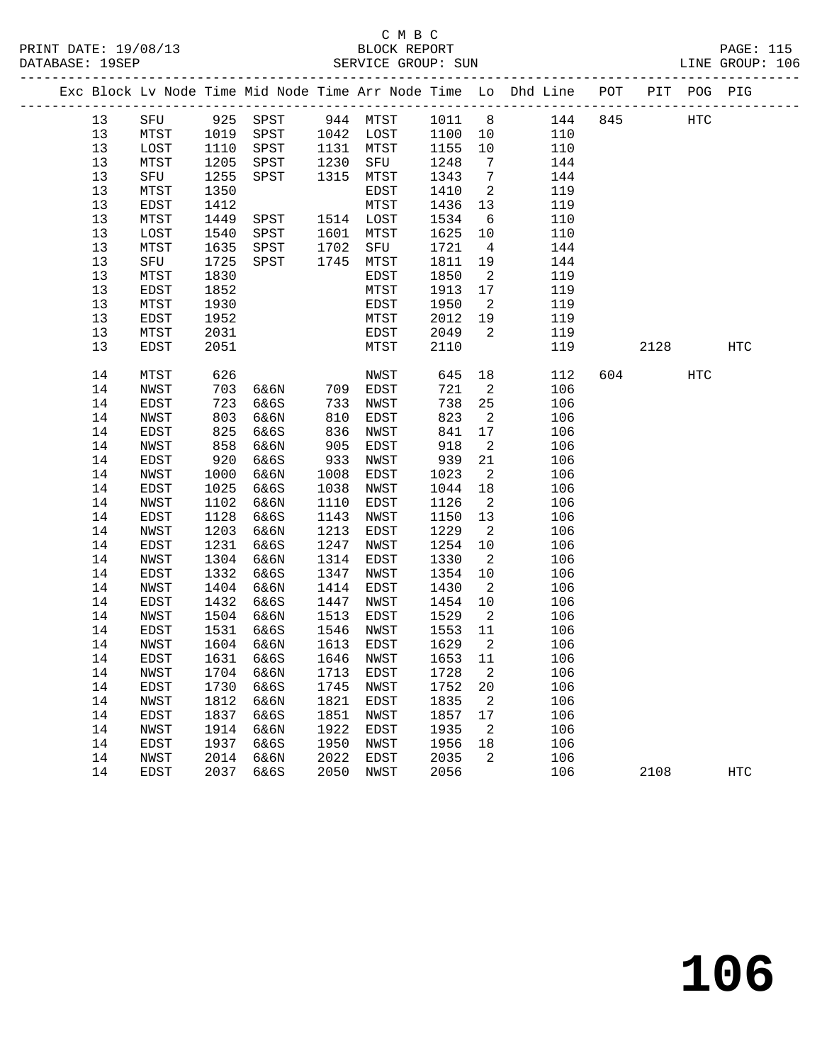C M B C

BLOCK REPORT

SERVICE GROUP: SUN

| Exc | Block | Lv Node | Time | Mid Node | Time | Arr Node | Time | Lo | Dhd Line | POT | PIT | POG | PIG |
|---|---|---|---|---|---|---|---|---|---|---|---|---|---|
| | 13 | SFU | 925 | SPST | 944 | MTST | 1011 | 8 | 144 | 845 | | HTC | |
| | 13 | MTST | 1019 | SPST | 1042 | LOST | 1100 | 10 | 110 | | | | |
| | 13 | LOST | 1110 | SPST | 1131 | MTST | 1155 | 10 | 110 | | | | |
| | 13 | MTST | 1205 | SPST | 1230 | SFU | 1248 | 7 | 144 | | | | |
| | 13 | SFU | 1255 | SPST | 1315 | MTST | 1343 | 7 | 144 | | | | |
| | 13 | MTST | 1350 | | | EDST | 1410 | 2 | 119 | | | | |
| | 13 | EDST | 1412 | | | MTST | 1436 | 13 | 119 | | | | |
| | 13 | MTST | 1449 | SPST | 1514 | LOST | 1534 | 6 | 110 | | | | |
| | 13 | LOST | 1540 | SPST | 1601 | MTST | 1625 | 10 | 110 | | | | |
| | 13 | MTST | 1635 | SPST | 1702 | SFU | 1721 | 4 | 144 | | | | |
| | 13 | SFU | 1725 | SPST | 1745 | MTST | 1811 | 19 | 144 | | | | |
| | 13 | MTST | 1830 | | | EDST | 1850 | 2 | 119 | | | | |
| | 13 | EDST | 1852 | | | MTST | 1913 | 17 | 119 | | | | |
| | 13 | MTST | 1930 | | | EDST | 1950 | 2 | 119 | | | | |
| | 13 | EDST | 1952 | | | MTST | 2012 | 19 | 119 | | | | |
| | 13 | MTST | 2031 | | | EDST | 2049 | 2 | 119 | | | | |
| | 13 | EDST | 2051 | | | MTST | 2110 | | 119 | | 2128 | | HTC |
| | 14 | MTST | 626 | | | NWST | 645 | 18 | 112 | 604 | | HTC | |
| | 14 | NWST | 703 | 6&6N | 709 | EDST | 721 | 2 | 106 | | | | |
| | 14 | EDST | 723 | 6&6S | 733 | NWST | 738 | 25 | 106 | | | | |
| | 14 | NWST | 803 | 6&6N | 810 | EDST | 823 | 2 | 106 | | | | |
| | 14 | EDST | 825 | 6&6S | 836 | NWST | 841 | 17 | 106 | | | | |
| | 14 | NWST | 858 | 6&6N | 905 | EDST | 918 | 2 | 106 | | | | |
| | 14 | EDST | 920 | 6&6S | 933 | NWST | 939 | 21 | 106 | | | | |
| | 14 | NWST | 1000 | 6&6N | 1008 | EDST | 1023 | 2 | 106 | | | | |
| | 14 | EDST | 1025 | 6&6S | 1038 | NWST | 1044 | 18 | 106 | | | | |
| | 14 | NWST | 1102 | 6&6N | 1110 | EDST | 1126 | 2 | 106 | | | | |
| | 14 | EDST | 1128 | 6&6S | 1143 | NWST | 1150 | 13 | 106 | | | | |
| | 14 | NWST | 1203 | 6&6N | 1213 | EDST | 1229 | 2 | 106 | | | | |
| | 14 | EDST | 1231 | 6&6S | 1247 | NWST | 1254 | 10 | 106 | | | | |
| | 14 | NWST | 1304 | 6&6N | 1314 | EDST | 1330 | 2 | 106 | | | | |
| | 14 | EDST | 1332 | 6&6S | 1347 | NWST | 1354 | 10 | 106 | | | | |
| | 14 | NWST | 1404 | 6&6N | 1414 | EDST | 1430 | 2 | 106 | | | | |
| | 14 | EDST | 1432 | 6&6S | 1447 | NWST | 1454 | 10 | 106 | | | | |
| | 14 | NWST | 1504 | 6&6N | 1513 | EDST | 1529 | 2 | 106 | | | | |
| | 14 | EDST | 1531 | 6&6S | 1546 | NWST | 1553 | 11 | 106 | | | | |
| | 14 | NWST | 1604 | 6&6N | 1613 | EDST | 1629 | 2 | 106 | | | | |
| | 14 | EDST | 1631 | 6&6S | 1646 | NWST | 1653 | 11 | 106 | | | | |
| | 14 | NWST | 1704 | 6&6N | 1713 | EDST | 1728 | 2 | 106 | | | | |
| | 14 | EDST | 1730 | 6&6S | 1745 | NWST | 1752 | 20 | 106 | | | | |
| | 14 | NWST | 1812 | 6&6N | 1821 | EDST | 1835 | 2 | 106 | | | | |
| | 14 | EDST | 1837 | 6&6S | 1851 | NWST | 1857 | 17 | 106 | | | | |
| | 14 | NWST | 1914 | 6&6N | 1922 | EDST | 1935 | 2 | 106 | | | | |
| | 14 | EDST | 1937 | 6&6S | 1950 | NWST | 1956 | 18 | 106 | | | | |
| | 14 | NWST | 2014 | 6&6N | 2022 | EDST | 2035 | 2 | 106 | | | | |
| | 14 | EDST | 2037 | 6&6S | 2050 | NWST | 2056 | | 106 | | 2108 | | HTC |

106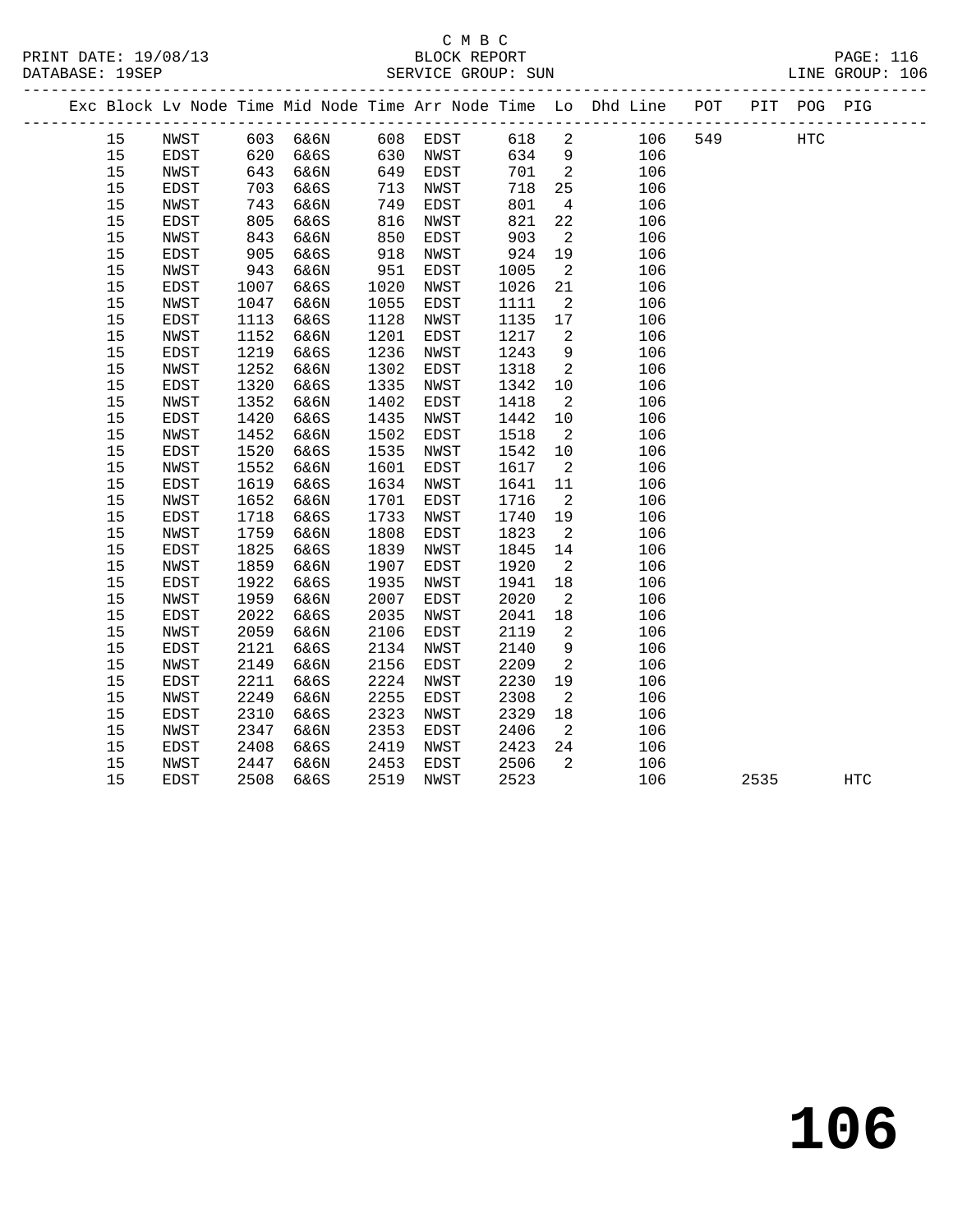C M B C

BLOCK REPORT

SERVICE GROUP: SUN

PRINT DATE: 19/08/13
DATABASE: 19SEP
LINE GROUP: 106

| Exc | Block | Lv | Node | Time | Mid Node | Time | Arr Node | Time | Lo | Dhd Line | POT | PIT | POG | PIG |
|---|---|---|---|---|---|---|---|---|---|---|---|---|---|---|
| | 15 | | NWST | 603 | 6&6N | 608 | EDST | 618 | 2 | 106 | 549 | | HTC | |
| | 15 | | EDST | 620 | 6&6S | 630 | NWST | 634 | 9 | 106 | | | | |
| | 15 | | NWST | 643 | 6&6N | 649 | EDST | 701 | 2 | 106 | | | | |
| | 15 | | EDST | 703 | 6&6S | 713 | NWST | 718 | 25 | 106 | | | | |
| | 15 | | NWST | 743 | 6&6N | 749 | EDST | 801 | 4 | 106 | | | | |
| | 15 | | EDST | 805 | 6&6S | 816 | NWST | 821 | 22 | 106 | | | | |
| | 15 | | NWST | 843 | 6&6N | 850 | EDST | 903 | 2 | 106 | | | | |
| | 15 | | EDST | 905 | 6&6S | 918 | NWST | 924 | 19 | 106 | | | | |
| | 15 | | NWST | 943 | 6&6N | 951 | EDST | 1005 | 2 | 106 | | | | |
| | 15 | | EDST | 1007 | 6&6S | 1020 | NWST | 1026 | 21 | 106 | | | | |
| | 15 | | NWST | 1047 | 6&6N | 1055 | EDST | 1111 | 2 | 106 | | | | |
| | 15 | | EDST | 1113 | 6&6S | 1128 | NWST | 1135 | 17 | 106 | | | | |
| | 15 | | NWST | 1152 | 6&6N | 1201 | EDST | 1217 | 2 | 106 | | | | |
| | 15 | | EDST | 1219 | 6&6S | 1236 | NWST | 1243 | 9 | 106 | | | | |
| | 15 | | NWST | 1252 | 6&6N | 1302 | EDST | 1318 | 2 | 106 | | | | |
| | 15 | | EDST | 1320 | 6&6S | 1335 | NWST | 1342 | 10 | 106 | | | | |
| | 15 | | NWST | 1352 | 6&6N | 1402 | EDST | 1418 | 2 | 106 | | | | |
| | 15 | | EDST | 1420 | 6&6S | 1435 | NWST | 1442 | 10 | 106 | | | | |
| | 15 | | NWST | 1452 | 6&6N | 1502 | EDST | 1518 | 2 | 106 | | | | |
| | 15 | | EDST | 1520 | 6&6S | 1535 | NWST | 1542 | 10 | 106 | | | | |
| | 15 | | NWST | 1552 | 6&6N | 1601 | EDST | 1617 | 2 | 106 | | | | |
| | 15 | | EDST | 1619 | 6&6S | 1634 | NWST | 1641 | 11 | 106 | | | | |
| | 15 | | NWST | 1652 | 6&6N | 1701 | EDST | 1716 | 2 | 106 | | | | |
| | 15 | | EDST | 1718 | 6&6S | 1733 | NWST | 1740 | 19 | 106 | | | | |
| | 15 | | NWST | 1759 | 6&6N | 1808 | EDST | 1823 | 2 | 106 | | | | |
| | 15 | | EDST | 1825 | 6&6S | 1839 | NWST | 1845 | 14 | 106 | | | | |
| | 15 | | NWST | 1859 | 6&6N | 1907 | EDST | 1920 | 2 | 106 | | | | |
| | 15 | | EDST | 1922 | 6&6S | 1935 | NWST | 1941 | 18 | 106 | | | | |
| | 15 | | NWST | 1959 | 6&6N | 2007 | EDST | 2020 | 2 | 106 | | | | |
| | 15 | | EDST | 2022 | 6&6S | 2035 | NWST | 2041 | 18 | 106 | | | | |
| | 15 | | NWST | 2059 | 6&6N | 2106 | EDST | 2119 | 2 | 106 | | | | |
| | 15 | | EDST | 2121 | 6&6S | 2134 | NWST | 2140 | 9 | 106 | | | | |
| | 15 | | NWST | 2149 | 6&6N | 2156 | EDST | 2209 | 2 | 106 | | | | |
| | 15 | | EDST | 2211 | 6&6S | 2224 | NWST | 2230 | 19 | 106 | | | | |
| | 15 | | NWST | 2249 | 6&6N | 2255 | EDST | 2308 | 2 | 106 | | | | |
| | 15 | | EDST | 2310 | 6&6S | 2323 | NWST | 2329 | 18 | 106 | | | | |
| | 15 | | NWST | 2347 | 6&6N | 2353 | EDST | 2406 | 2 | 106 | | | | |
| | 15 | | EDST | 2408 | 6&6S | 2419 | NWST | 2423 | 24 | 106 | | | | |
| | 15 | | NWST | 2447 | 6&6N | 2453 | EDST | 2506 | 2 | 106 | | | | |
| | 15 | | EDST | 2508 | 6&6S | 2519 | NWST | 2523 | | 106 | | 2535 | | HTC |

# 106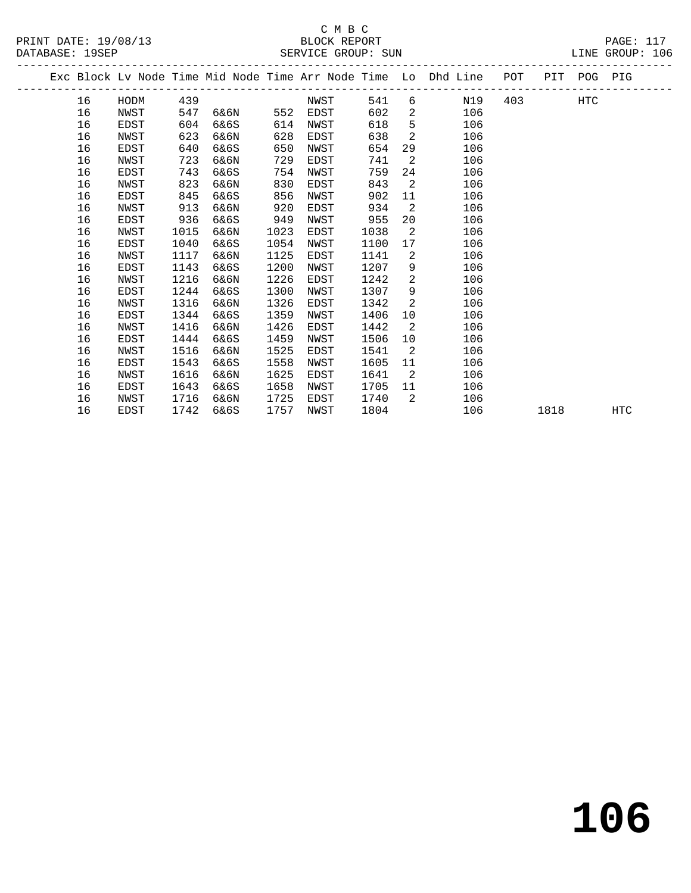C M B C

BLOCK REPORT

SERVICE GROUP: SUN

| Exc | Block | Lv Node | Time | Mid Node | Time | Arr Node | Time | Lo | Dhd Line | POT | PIT | POG | PIG |
|---|---|---|---|---|---|---|---|---|---|---|---|---|---|
| | 16 | HODM | 439 | | | NWST | 541 | 6 | N19 | 403 | | HTC | |
| | 16 | NWST | 547 | 6&6N | 552 | EDST | 602 | 2 | 106 | | | | |
| | 16 | EDST | 604 | 6&6S | 614 | NWST | 618 | 5 | 106 | | | | |
| | 16 | NWST | 623 | 6&6N | 628 | EDST | 638 | 2 | 106 | | | | |
| | 16 | EDST | 640 | 6&6S | 650 | NWST | 654 | 29 | 106 | | | | |
| | 16 | NWST | 723 | 6&6N | 729 | EDST | 741 | 2 | 106 | | | | |
| | 16 | EDST | 743 | 6&6S | 754 | NWST | 759 | 24 | 106 | | | | |
| | 16 | NWST | 823 | 6&6N | 830 | EDST | 843 | 2 | 106 | | | | |
| | 16 | EDST | 845 | 6&6S | 856 | NWST | 902 | 11 | 106 | | | | |
| | 16 | NWST | 913 | 6&6N | 920 | EDST | 934 | 2 | 106 | | | | |
| | 16 | EDST | 936 | 6&6S | 949 | NWST | 955 | 20 | 106 | | | | |
| | 16 | NWST | 1015 | 6&6N | 1023 | EDST | 1038 | 2 | 106 | | | | |
| | 16 | EDST | 1040 | 6&6S | 1054 | NWST | 1100 | 17 | 106 | | | | |
| | 16 | NWST | 1117 | 6&6N | 1125 | EDST | 1141 | 2 | 106 | | | | |
| | 16 | EDST | 1143 | 6&6S | 1200 | NWST | 1207 | 9 | 106 | | | | |
| | 16 | NWST | 1216 | 6&6N | 1226 | EDST | 1242 | 2 | 106 | | | | |
| | 16 | EDST | 1244 | 6&6S | 1300 | NWST | 1307 | 9 | 106 | | | | |
| | 16 | NWST | 1316 | 6&6N | 1326 | EDST | 1342 | 2 | 106 | | | | |
| | 16 | EDST | 1344 | 6&6S | 1359 | NWST | 1406 | 10 | 106 | | | | |
| | 16 | NWST | 1416 | 6&6N | 1426 | EDST | 1442 | 2 | 106 | | | | |
| | 16 | EDST | 1444 | 6&6S | 1459 | NWST | 1506 | 10 | 106 | | | | |
| | 16 | NWST | 1516 | 6&6N | 1525 | EDST | 1541 | 2 | 106 | | | | |
| | 16 | EDST | 1543 | 6&6S | 1558 | NWST | 1605 | 11 | 106 | | | | |
| | 16 | NWST | 1616 | 6&6N | 1625 | EDST | 1641 | 2 | 106 | | | | |
| | 16 | EDST | 1643 | 6&6S | 1658 | NWST | 1705 | 11 | 106 | | | | |
| | 16 | NWST | 1716 | 6&6N | 1725 | EDST | 1740 | 2 | 106 | | | | |
| | 16 | EDST | 1742 | 6&6S | 1757 | NWST | 1804 | | 106 | | 1818 | | HTC |

# 106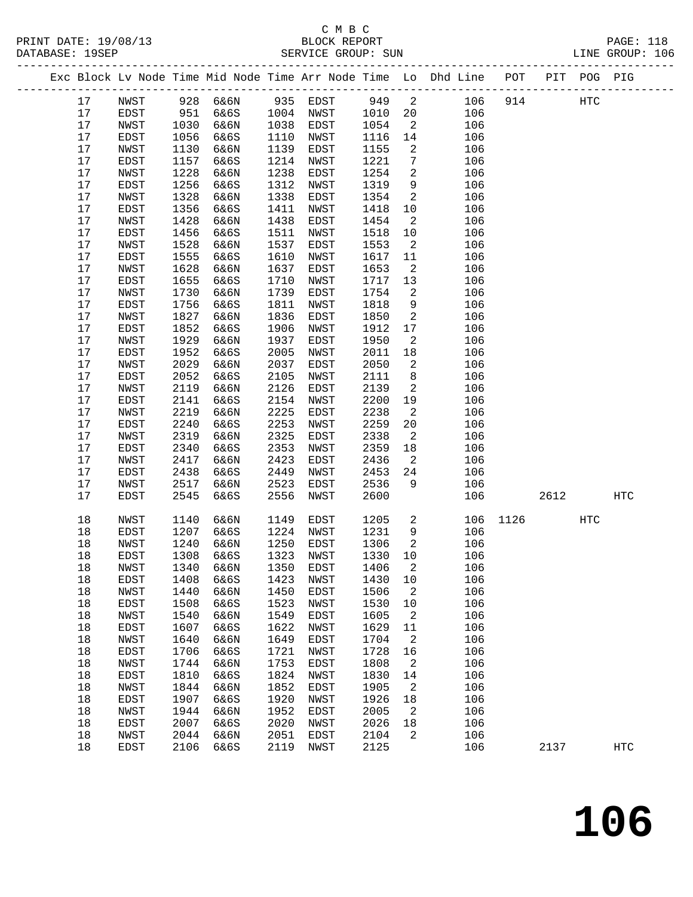C M B C
BLOCK REPORT
SERVICE GROUP: SUN

PRINT DATE: 19/08/13
DATABASE: 19SEP
LINE GROUP: 106

| Exc | Block | Lv Node | Time | Mid Node | Time | Arr Node | Time | Lo | Dhd Line | POT | PIT | POG | PIG |
|---|---|---|---|---|---|---|---|---|---|---|---|---|---|
| | 17 | NWST | 928 | 6&6N | 935 | EDST | 949 | 2 | 106 | 914 | | HTC | |
| | 17 | EDST | 951 | 6&6S | 1004 | NWST | 1010 | 20 | 106 | | | | |
| | 17 | NWST | 1030 | 6&6N | 1038 | EDST | 1054 | 2 | 106 | | | | |
| | 17 | EDST | 1056 | 6&6S | 1110 | NWST | 1116 | 14 | 106 | | | | |
| | 17 | NWST | 1130 | 6&6N | 1139 | EDST | 1155 | 2 | 106 | | | | |
| | 17 | EDST | 1157 | 6&6S | 1214 | NWST | 1221 | 7 | 106 | | | | |
| | 17 | NWST | 1228 | 6&6N | 1238 | EDST | 1254 | 2 | 106 | | | | |
| | 17 | EDST | 1256 | 6&6S | 1312 | NWST | 1319 | 9 | 106 | | | | |
| | 17 | NWST | 1328 | 6&6N | 1338 | EDST | 1354 | 2 | 106 | | | | |
| | 17 | EDST | 1356 | 6&6S | 1411 | NWST | 1418 | 10 | 106 | | | | |
| | 17 | NWST | 1428 | 6&6N | 1438 | EDST | 1454 | 2 | 106 | | | | |
| | 17 | EDST | 1456 | 6&6S | 1511 | NWST | 1518 | 10 | 106 | | | | |
| | 17 | NWST | 1528 | 6&6N | 1537 | EDST | 1553 | 2 | 106 | | | | |
| | 17 | EDST | 1555 | 6&6S | 1610 | NWST | 1617 | 11 | 106 | | | | |
| | 17 | NWST | 1628 | 6&6N | 1637 | EDST | 1653 | 2 | 106 | | | | |
| | 17 | EDST | 1655 | 6&6S | 1710 | NWST | 1717 | 13 | 106 | | | | |
| | 17 | NWST | 1730 | 6&6N | 1739 | EDST | 1754 | 2 | 106 | | | | |
| | 17 | EDST | 1756 | 6&6S | 1811 | NWST | 1818 | 9 | 106 | | | | |
| | 17 | NWST | 1827 | 6&6N | 1836 | EDST | 1850 | 2 | 106 | | | | |
| | 17 | EDST | 1852 | 6&6S | 1906 | NWST | 1912 | 17 | 106 | | | | |
| | 17 | NWST | 1929 | 6&6N | 1937 | EDST | 1950 | 2 | 106 | | | | |
| | 17 | EDST | 1952 | 6&6S | 2005 | NWST | 2011 | 18 | 106 | | | | |
| | 17 | NWST | 2029 | 6&6N | 2037 | EDST | 2050 | 2 | 106 | | | | |
| | 17 | EDST | 2052 | 6&6S | 2105 | NWST | 2111 | 8 | 106 | | | | |
| | 17 | NWST | 2119 | 6&6N | 2126 | EDST | 2139 | 2 | 106 | | | | |
| | 17 | EDST | 2141 | 6&6S | 2154 | NWST | 2200 | 19 | 106 | | | | |
| | 17 | NWST | 2219 | 6&6N | 2225 | EDST | 2238 | 2 | 106 | | | | |
| | 17 | EDST | 2240 | 6&6S | 2253 | NWST | 2259 | 20 | 106 | | | | |
| | 17 | NWST | 2319 | 6&6N | 2325 | EDST | 2338 | 2 | 106 | | | | |
| | 17 | EDST | 2340 | 6&6S | 2353 | NWST | 2359 | 18 | 106 | | | | |
| | 17 | NWST | 2417 | 6&6N | 2423 | EDST | 2436 | 2 | 106 | | | | |
| | 17 | EDST | 2438 | 6&6S | 2449 | NWST | 2453 | 24 | 106 | | | | |
| | 17 | NWST | 2517 | 6&6N | 2523 | EDST | 2536 | 9 | 106 | | | | |
| | 17 | EDST | 2545 | 6&6S | 2556 | NWST | 2600 | | 106 | | 2612 | | HTC |
| | 18 | NWST | 1140 | 6&6N | 1149 | EDST | 1205 | 2 | 106 | 1126 | | HTC | |
| | 18 | EDST | 1207 | 6&6S | 1224 | NWST | 1231 | 9 | 106 | | | | |
| | 18 | NWST | 1240 | 6&6N | 1250 | EDST | 1306 | 2 | 106 | | | | |
| | 18 | EDST | 1308 | 6&6S | 1323 | NWST | 1330 | 10 | 106 | | | | |
| | 18 | NWST | 1340 | 6&6N | 1350 | EDST | 1406 | 2 | 106 | | | | |
| | 18 | EDST | 1408 | 6&6S | 1423 | NWST | 1430 | 10 | 106 | | | | |
| | 18 | NWST | 1440 | 6&6N | 1450 | EDST | 1506 | 2 | 106 | | | | |
| | 18 | EDST | 1508 | 6&6S | 1523 | NWST | 1530 | 10 | 106 | | | | |
| | 18 | NWST | 1540 | 6&6N | 1549 | EDST | 1605 | 2 | 106 | | | | |
| | 18 | EDST | 1607 | 6&6S | 1622 | NWST | 1629 | 11 | 106 | | | | |
| | 18 | NWST | 1640 | 6&6N | 1649 | EDST | 1704 | 2 | 106 | | | | |
| | 18 | EDST | 1706 | 6&6S | 1721 | NWST | 1728 | 16 | 106 | | | | |
| | 18 | NWST | 1744 | 6&6N | 1753 | EDST | 1808 | 2 | 106 | | | | |
| | 18 | EDST | 1810 | 6&6S | 1824 | NWST | 1830 | 14 | 106 | | | | |
| | 18 | NWST | 1844 | 6&6N | 1852 | EDST | 1905 | 2 | 106 | | | | |
| | 18 | EDST | 1907 | 6&6S | 1920 | NWST | 1926 | 18 | 106 | | | | |
| | 18 | NWST | 1944 | 6&6N | 1952 | EDST | 2005 | 2 | 106 | | | | |
| | 18 | EDST | 2007 | 6&6S | 2020 | NWST | 2026 | 18 | 106 | | | | |
| | 18 | NWST | 2044 | 6&6N | 2051 | EDST | 2104 | 2 | 106 | | | | |
| | 18 | EDST | 2106 | 6&6S | 2119 | NWST | 2125 | | 106 | | 2137 | | HTC |

# 106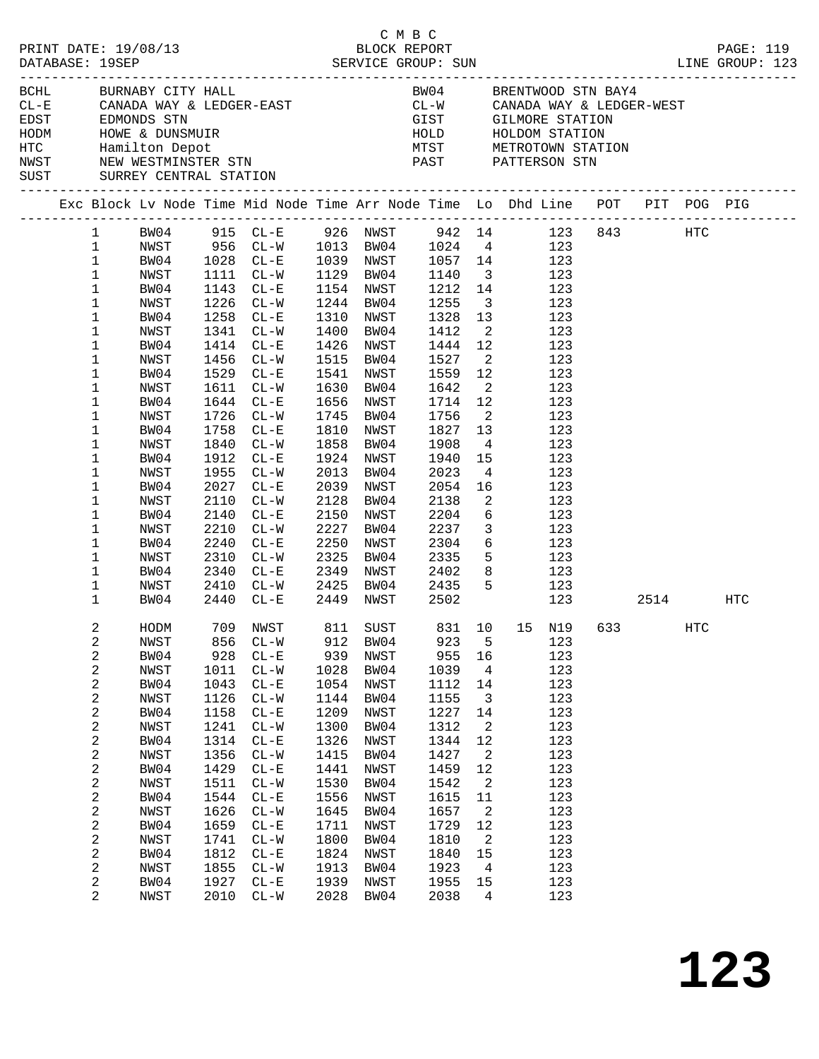C M B C

PRINT DATE: 19/08/13 BLOCK REPORT PAGE: 119
DATABASE: 19SEP SERVICE GROUP: SUN LINE GROUP: 123

| Code | Name | Code | Name |
|---|---|---|---|
| BCHL | BURNABY CITY HALL | BW04 | BRENTWOOD STN BAY4 |
| CL-E | CANADA WAY & LEDGER-EAST | CL-W | CANADA WAY & LEDGER-WEST |
| EDST | EDMONDS STN | GIST | GILMORE STATION |
| HODM | HOWE & DUNSMUIR | HOLD | HOLDOM STATION |
| HTC | Hamilton Depot | MTST | METROTOWN STATION |
| NWST | NEW WESTMINSTER STN | PAST | PATTERSON STN |
| SUST | SURREY CENTRAL STATION | | |

| Exc | Block | Lv Node | Time | Mid Node | Time | Arr Node | Time | Lo | Dhd | Line | POT | PIT | POG | PIG |
|---|---|---|---|---|---|---|---|---|---|---|---|---|---|---|
| | 1 | BW04 | 915 | CL-E | 926 | NWST | 942 | 14 | | 123 | 843 | | HTC | |
| | 1 | NWST | 956 | CL-W | 1013 | BW04 | 1024 | 4 | | 123 | | | | |
| | 1 | BW04 | 1028 | CL-E | 1039 | NWST | 1057 | 14 | | 123 | | | | |
| | 1 | NWST | 1111 | CL-W | 1129 | BW04 | 1140 | 3 | | 123 | | | | |
| | 1 | BW04 | 1143 | CL-E | 1154 | NWST | 1212 | 14 | | 123 | | | | |
| | 1 | NWST | 1226 | CL-W | 1244 | BW04 | 1255 | 3 | | 123 | | | | |
| | 1 | BW04 | 1258 | CL-E | 1310 | NWST | 1328 | 13 | | 123 | | | | |
| | 1 | NWST | 1341 | CL-W | 1400 | BW04 | 1412 | 2 | | 123 | | | | |
| | 1 | BW04 | 1414 | CL-E | 1426 | NWST | 1444 | 12 | | 123 | | | | |
| | 1 | NWST | 1456 | CL-W | 1515 | BW04 | 1527 | 2 | | 123 | | | | |
| | 1 | BW04 | 1529 | CL-E | 1541 | NWST | 1559 | 12 | | 123 | | | | |
| | 1 | NWST | 1611 | CL-W | 1630 | BW04 | 1642 | 2 | | 123 | | | | |
| | 1 | BW04 | 1644 | CL-E | 1656 | NWST | 1714 | 12 | | 123 | | | | |
| | 1 | NWST | 1726 | CL-W | 1745 | BW04 | 1756 | 2 | | 123 | | | | |
| | 1 | BW04 | 1758 | CL-E | 1810 | NWST | 1827 | 13 | | 123 | | | | |
| | 1 | NWST | 1840 | CL-W | 1858 | BW04 | 1908 | 4 | | 123 | | | | |
| | 1 | BW04 | 1912 | CL-E | 1924 | NWST | 1940 | 15 | | 123 | | | | |
| | 1 | NWST | 1955 | CL-W | 2013 | BW04 | 2023 | 4 | | 123 | | | | |
| | 1 | BW04 | 2027 | CL-E | 2039 | NWST | 2054 | 16 | | 123 | | | | |
| | 1 | NWST | 2110 | CL-W | 2128 | BW04 | 2138 | 2 | | 123 | | | | |
| | 1 | BW04 | 2140 | CL-E | 2150 | NWST | 2204 | 6 | | 123 | | | | |
| | 1 | NWST | 2210 | CL-W | 2227 | BW04 | 2237 | 3 | | 123 | | | | |
| | 1 | BW04 | 2240 | CL-E | 2250 | NWST | 2304 | 6 | | 123 | | | | |
| | 1 | NWST | 2310 | CL-W | 2325 | BW04 | 2335 | 5 | | 123 | | | | |
| | 1 | BW04 | 2340 | CL-E | 2349 | NWST | 2402 | 8 | | 123 | | | | |
| | 1 | NWST | 2410 | CL-W | 2425 | BW04 | 2435 | 5 | | 123 | | | | |
| | 1 | BW04 | 2440 | CL-E | 2449 | NWST | 2502 | | | 123 | | 2514 | | HTC |
| | 2 | HODM | 709 | NWST | 811 | SUST | 831 | 10 | 15 | N19 | 633 | | HTC | |
| | 2 | NWST | 856 | CL-W | 912 | BW04 | 923 | 5 | | 123 | | | | |
| | 2 | BW04 | 928 | CL-E | 939 | NWST | 955 | 16 | | 123 | | | | |
| | 2 | NWST | 1011 | CL-W | 1028 | BW04 | 1039 | 4 | | 123 | | | | |
| | 2 | BW04 | 1043 | CL-E | 1054 | NWST | 1112 | 14 | | 123 | | | | |
| | 2 | NWST | 1126 | CL-W | 1144 | BW04 | 1155 | 3 | | 123 | | | | |
| | 2 | BW04 | 1158 | CL-E | 1209 | NWST | 1227 | 14 | | 123 | | | | |
| | 2 | NWST | 1241 | CL-W | 1300 | BW04 | 1312 | 2 | | 123 | | | | |
| | 2 | BW04 | 1314 | CL-E | 1326 | NWST | 1344 | 12 | | 123 | | | | |
| | 2 | NWST | 1356 | CL-W | 1415 | BW04 | 1427 | 2 | | 123 | | | | |
| | 2 | BW04 | 1429 | CL-E | 1441 | NWST | 1459 | 12 | | 123 | | | | |
| | 2 | NWST | 1511 | CL-W | 1530 | BW04 | 1542 | 2 | | 123 | | | | |
| | 2 | BW04 | 1544 | CL-E | 1556 | NWST | 1615 | 11 | | 123 | | | | |
| | 2 | NWST | 1626 | CL-W | 1645 | BW04 | 1657 | 2 | | 123 | | | | |
| | 2 | BW04 | 1659 | CL-E | 1711 | NWST | 1729 | 12 | | 123 | | | | |
| | 2 | NWST | 1741 | CL-W | 1800 | BW04 | 1810 | 2 | | 123 | | | | |
| | 2 | BW04 | 1812 | CL-E | 1824 | NWST | 1840 | 15 | | 123 | | | | |
| | 2 | NWST | 1855 | CL-W | 1913 | BW04 | 1923 | 4 | | 123 | | | | |
| | 2 | BW04 | 1927 | CL-E | 1939 | NWST | 1955 | 15 | | 123 | | | | |
| | 2 | NWST | 2010 | CL-W | 2028 | BW04 | 2038 | 4 | | 123 | | | | |

123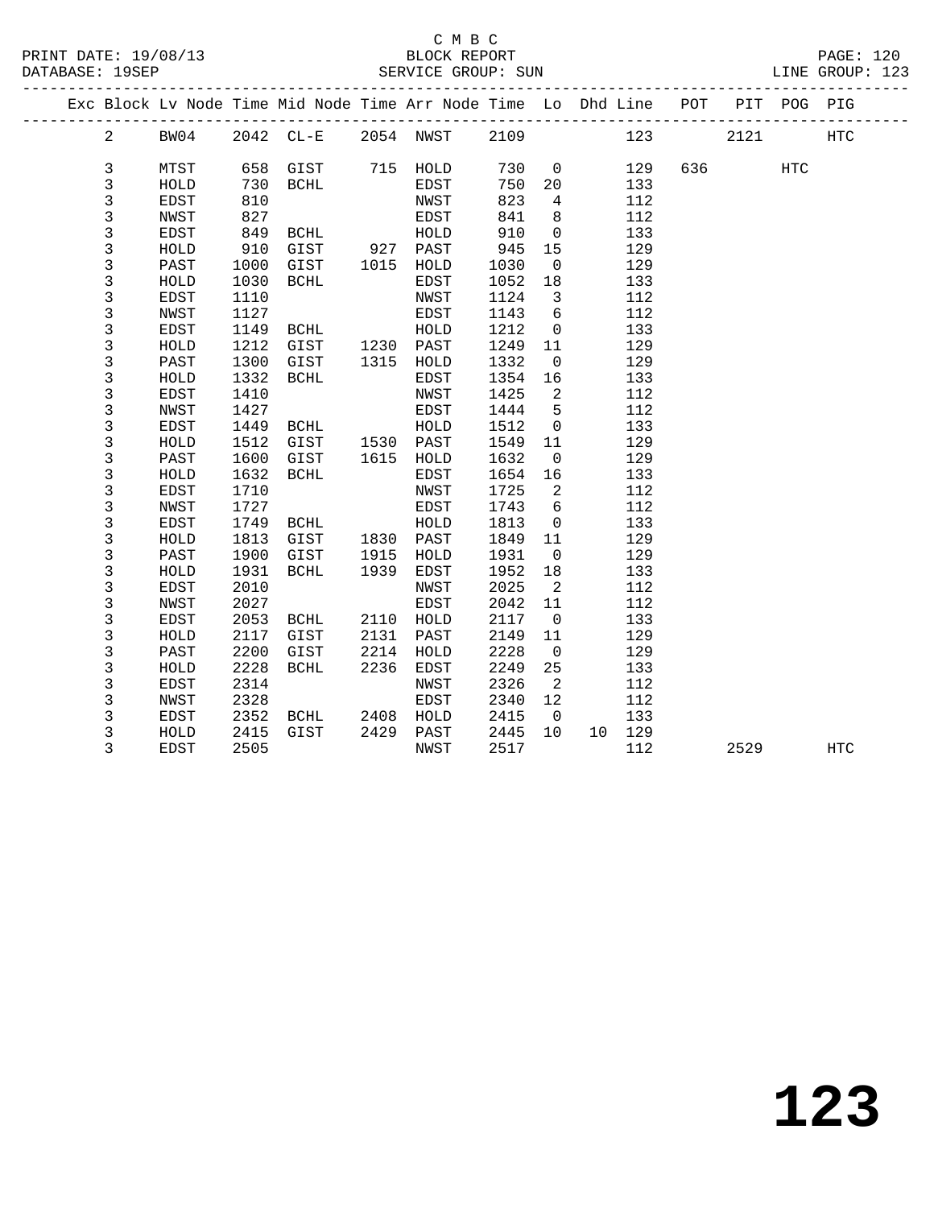C M B C
BLOCK REPORT
SERVICE GROUP: SUN

PRINT DATE: 19/08/13
DATABASE: 19SEP
LINE GROUP: 123

| Exc | Block | Lv | Node | Time | Mid Node | Time | Arr Node | Time | Lo | Dhd | Line | POT | PIT | POG | PIG |
|---|---|---|---|---|---|---|---|---|---|---|---|---|---|---|---|
| | 2 | | BW04 | 2042 | CL-E | 2054 | NWST | 2109 | | | 123 | | 2121 | | HTC |
| | 3 | | MTST | 658 | GIST | 715 | HOLD | 730 | 0 | | 129 | 636 | | HTC | |
| | 3 | | HOLD | 730 | BCHL | | EDST | 750 | 20 | | 133 | | | | |
| | 3 | | EDST | 810 | | | NWST | 823 | 4 | | 112 | | | | |
| | 3 | | NWST | 827 | | | EDST | 841 | 8 | | 112 | | | | |
| | 3 | | EDST | 849 | BCHL | | HOLD | 910 | 0 | | 133 | | | | |
| | 3 | | HOLD | 910 | GIST | 927 | PAST | 945 | 15 | | 129 | | | | |
| | 3 | | PAST | 1000 | GIST | 1015 | HOLD | 1030 | 0 | | 129 | | | | |
| | 3 | | HOLD | 1030 | BCHL | | EDST | 1052 | 18 | | 133 | | | | |
| | 3 | | EDST | 1110 | | | NWST | 1124 | 3 | | 112 | | | | |
| | 3 | | NWST | 1127 | | | EDST | 1143 | 6 | | 112 | | | | |
| | 3 | | EDST | 1149 | BCHL | | HOLD | 1212 | 0 | | 133 | | | | |
| | 3 | | HOLD | 1212 | GIST | 1230 | PAST | 1249 | 11 | | 129 | | | | |
| | 3 | | PAST | 1300 | GIST | 1315 | HOLD | 1332 | 0 | | 129 | | | | |
| | 3 | | HOLD | 1332 | BCHL | | EDST | 1354 | 16 | | 133 | | | | |
| | 3 | | EDST | 1410 | | | NWST | 1425 | 2 | | 112 | | | | |
| | 3 | | NWST | 1427 | | | EDST | 1444 | 5 | | 112 | | | | |
| | 3 | | EDST | 1449 | BCHL | | HOLD | 1512 | 0 | | 133 | | | | |
| | 3 | | HOLD | 1512 | GIST | 1530 | PAST | 1549 | 11 | | 129 | | | | |
| | 3 | | PAST | 1600 | GIST | 1615 | HOLD | 1632 | 0 | | 129 | | | | |
| | 3 | | HOLD | 1632 | BCHL | | EDST | 1654 | 16 | | 133 | | | | |
| | 3 | | EDST | 1710 | | | NWST | 1725 | 2 | | 112 | | | | |
| | 3 | | NWST | 1727 | | | EDST | 1743 | 6 | | 112 | | | | |
| | 3 | | EDST | 1749 | BCHL | | HOLD | 1813 | 0 | | 133 | | | | |
| | 3 | | HOLD | 1813 | GIST | 1830 | PAST | 1849 | 11 | | 129 | | | | |
| | 3 | | PAST | 1900 | GIST | 1915 | HOLD | 1931 | 0 | | 129 | | | | |
| | 3 | | HOLD | 1931 | BCHL | 1939 | EDST | 1952 | 18 | | 133 | | | | |
| | 3 | | EDST | 2010 | | | NWST | 2025 | 2 | | 112 | | | | |
| | 3 | | NWST | 2027 | | | EDST | 2042 | 11 | | 112 | | | | |
| | 3 | | EDST | 2053 | BCHL | 2110 | HOLD | 2117 | 0 | | 133 | | | | |
| | 3 | | HOLD | 2117 | GIST | 2131 | PAST | 2149 | 11 | | 129 | | | | |
| | 3 | | PAST | 2200 | GIST | 2214 | HOLD | 2228 | 0 | | 129 | | | | |
| | 3 | | HOLD | 2228 | BCHL | 2236 | EDST | 2249 | 25 | | 133 | | | | |
| | 3 | | EDST | 2314 | | | NWST | 2326 | 2 | | 112 | | | | |
| | 3 | | NWST | 2328 | | | EDST | 2340 | 12 | | 112 | | | | |
| | 3 | | EDST | 2352 | BCHL | 2408 | HOLD | 2415 | 0 | | 133 | | | | |
| | 3 | | HOLD | 2415 | GIST | 2429 | PAST | 2445 | 10 | 10 | 129 | | | | |
| | 3 | | EDST | 2505 | | | NWST | 2517 | | | 112 | | 2529 | | HTC |

# 123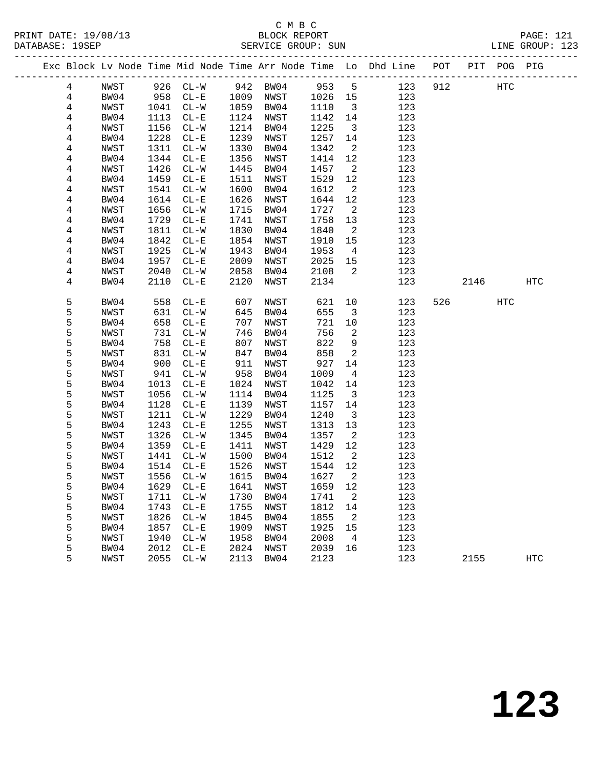C M B C
PRINT DATE: 19/08/13 BLOCK REPORT
DATABASE: 19SEP SERVICE GROUP: SUN LINE GROUP: 123

| Exc | Block | Lv | Node | Time | Mid Node | Time | Arr Node | Time | Lo | Dhd Line | POT | PIT | POG | PIG |
|---|---|---|---|---|---|---|---|---|---|---|---|---|---|---|
| | 4 | | NWST | 926 | CL-W | 942 | BW04 | 953 | 5 | 123 | 912 | | HTC | |
| | 4 | | BW04 | 958 | CL-E | 1009 | NWST | 1026 | 15 | 123 | | | | |
| | 4 | | NWST | 1041 | CL-W | 1059 | BW04 | 1110 | 3 | 123 | | | | |
| | 4 | | BW04 | 1113 | CL-E | 1124 | NWST | 1142 | 14 | 123 | | | | |
| | 4 | | NWST | 1156 | CL-W | 1214 | BW04 | 1225 | 3 | 123 | | | | |
| | 4 | | BW04 | 1228 | CL-E | 1239 | NWST | 1257 | 14 | 123 | | | | |
| | 4 | | NWST | 1311 | CL-W | 1330 | BW04 | 1342 | 2 | 123 | | | | |
| | 4 | | BW04 | 1344 | CL-E | 1356 | NWST | 1414 | 12 | 123 | | | | |
| | 4 | | NWST | 1426 | CL-W | 1445 | BW04 | 1457 | 2 | 123 | | | | |
| | 4 | | BW04 | 1459 | CL-E | 1511 | NWST | 1529 | 12 | 123 | | | | |
| | 4 | | NWST | 1541 | CL-W | 1600 | BW04 | 1612 | 2 | 123 | | | | |
| | 4 | | BW04 | 1614 | CL-E | 1626 | NWST | 1644 | 12 | 123 | | | | |
| | 4 | | NWST | 1656 | CL-W | 1715 | BW04 | 1727 | 2 | 123 | | | | |
| | 4 | | BW04 | 1729 | CL-E | 1741 | NWST | 1758 | 13 | 123 | | | | |
| | 4 | | NWST | 1811 | CL-W | 1830 | BW04 | 1840 | 2 | 123 | | | | |
| | 4 | | BW04 | 1842 | CL-E | 1854 | NWST | 1910 | 15 | 123 | | | | |
| | 4 | | NWST | 1925 | CL-W | 1943 | BW04 | 1953 | 4 | 123 | | | | |
| | 4 | | BW04 | 1957 | CL-E | 2009 | NWST | 2025 | 15 | 123 | | | | |
| | 4 | | NWST | 2040 | CL-W | 2058 | BW04 | 2108 | 2 | 123 | | | | |
| | 4 | | BW04 | 2110 | CL-E | 2120 | NWST | 2134 | | 123 | | 2146 | | HTC |
| | 5 | | BW04 | 558 | CL-E | 607 | NWST | 621 | 10 | 123 | 526 | | HTC | |
| | 5 | | NWST | 631 | CL-W | 645 | BW04 | 655 | 3 | 123 | | | | |
| | 5 | | BW04 | 658 | CL-E | 707 | NWST | 721 | 10 | 123 | | | | |
| | 5 | | NWST | 731 | CL-W | 746 | BW04 | 756 | 2 | 123 | | | | |
| | 5 | | BW04 | 758 | CL-E | 807 | NWST | 822 | 9 | 123 | | | | |
| | 5 | | NWST | 831 | CL-W | 847 | BW04 | 858 | 2 | 123 | | | | |
| | 5 | | BW04 | 900 | CL-E | 911 | NWST | 927 | 14 | 123 | | | | |
| | 5 | | NWST | 941 | CL-W | 958 | BW04 | 1009 | 4 | 123 | | | | |
| | 5 | | BW04 | 1013 | CL-E | 1024 | NWST | 1042 | 14 | 123 | | | | |
| | 5 | | NWST | 1056 | CL-W | 1114 | BW04 | 1125 | 3 | 123 | | | | |
| | 5 | | BW04 | 1128 | CL-E | 1139 | NWST | 1157 | 14 | 123 | | | | |
| | 5 | | NWST | 1211 | CL-W | 1229 | BW04 | 1240 | 3 | 123 | | | | |
| | 5 | | BW04 | 1243 | CL-E | 1255 | NWST | 1313 | 13 | 123 | | | | |
| | 5 | | NWST | 1326 | CL-W | 1345 | BW04 | 1357 | 2 | 123 | | | | |
| | 5 | | BW04 | 1359 | CL-E | 1411 | NWST | 1429 | 12 | 123 | | | | |
| | 5 | | NWST | 1441 | CL-W | 1500 | BW04 | 1512 | 2 | 123 | | | | |
| | 5 | | BW04 | 1514 | CL-E | 1526 | NWST | 1544 | 12 | 123 | | | | |
| | 5 | | NWST | 1556 | CL-W | 1615 | BW04 | 1627 | 2 | 123 | | | | |
| | 5 | | BW04 | 1629 | CL-E | 1641 | NWST | 1659 | 12 | 123 | | | | |
| | 5 | | NWST | 1711 | CL-W | 1730 | BW04 | 1741 | 2 | 123 | | | | |
| | 5 | | BW04 | 1743 | CL-E | 1755 | NWST | 1812 | 14 | 123 | | | | |
| | 5 | | NWST | 1826 | CL-W | 1845 | BW04 | 1855 | 2 | 123 | | | | |
| | 5 | | BW04 | 1857 | CL-E | 1909 | NWST | 1925 | 15 | 123 | | | | |
| | 5 | | NWST | 1940 | CL-W | 1958 | BW04 | 2008 | 4 | 123 | | | | |
| | 5 | | BW04 | 2012 | CL-E | 2024 | NWST | 2039 | 16 | 123 | | | | |
| | 5 | | NWST | 2055 | CL-W | 2113 | BW04 | 2123 | | 123 | | 2155 | | HTC |

123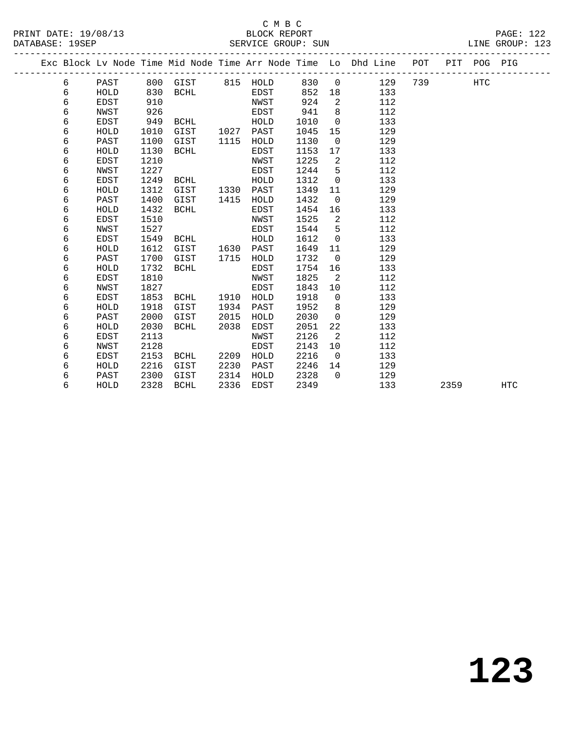C M B C

BLOCK REPORT

SERVICE GROUP: SUN

PRINT DATE: 19/08/13
DATABASE: 19SEP
LINE GROUP: 123

| Exc | Block | Lv Node | Time | Mid Node | Time | Arr Node | Time | Lo | Dhd Line | POT | PIT | POG | PIG |
|---|---|---|---|---|---|---|---|---|---|---|---|---|---|
| | 6 | PAST | 800 | GIST | 815 | HOLD | 830 | 0 | 129 | 739 | | HTC | |
| | 6 | HOLD | 830 | BCHL | | EDST | 852 | 18 | 133 | | | | |
| | 6 | EDST | 910 | | | NWST | 924 | 2 | 112 | | | | |
| | 6 | NWST | 926 | | | EDST | 941 | 8 | 112 | | | | |
| | 6 | EDST | 949 | BCHL | | HOLD | 1010 | 0 | 133 | | | | |
| | 6 | HOLD | 1010 | GIST | 1027 | PAST | 1045 | 15 | 129 | | | | |
| | 6 | PAST | 1100 | GIST | 1115 | HOLD | 1130 | 0 | 129 | | | | |
| | 6 | HOLD | 1130 | BCHL | | EDST | 1153 | 17 | 133 | | | | |
| | 6 | EDST | 1210 | | | NWST | 1225 | 2 | 112 | | | | |
| | 6 | NWST | 1227 | | | EDST | 1244 | 5 | 112 | | | | |
| | 6 | EDST | 1249 | BCHL | | HOLD | 1312 | 0 | 133 | | | | |
| | 6 | HOLD | 1312 | GIST | 1330 | PAST | 1349 | 11 | 129 | | | | |
| | 6 | PAST | 1400 | GIST | 1415 | HOLD | 1432 | 0 | 129 | | | | |
| | 6 | HOLD | 1432 | BCHL | | EDST | 1454 | 16 | 133 | | | | |
| | 6 | EDST | 1510 | | | NWST | 1525 | 2 | 112 | | | | |
| | 6 | NWST | 1527 | | | EDST | 1544 | 5 | 112 | | | | |
| | 6 | EDST | 1549 | BCHL | | HOLD | 1612 | 0 | 133 | | | | |
| | 6 | HOLD | 1612 | GIST | 1630 | PAST | 1649 | 11 | 129 | | | | |
| | 6 | PAST | 1700 | GIST | 1715 | HOLD | 1732 | 0 | 129 | | | | |
| | 6 | HOLD | 1732 | BCHL | | EDST | 1754 | 16 | 133 | | | | |
| | 6 | EDST | 1810 | | | NWST | 1825 | 2 | 112 | | | | |
| | 6 | NWST | 1827 | | | EDST | 1843 | 10 | 112 | | | | |
| | 6 | EDST | 1853 | BCHL | 1910 | HOLD | 1918 | 0 | 133 | | | | |
| | 6 | HOLD | 1918 | GIST | 1934 | PAST | 1952 | 8 | 129 | | | | |
| | 6 | PAST | 2000 | GIST | 2015 | HOLD | 2030 | 0 | 129 | | | | |
| | 6 | HOLD | 2030 | BCHL | 2038 | EDST | 2051 | 22 | 133 | | | | |
| | 6 | EDST | 2113 | | | NWST | 2126 | 2 | 112 | | | | |
| | 6 | NWST | 2128 | | | EDST | 2143 | 10 | 112 | | | | |
| | 6 | EDST | 2153 | BCHL | 2209 | HOLD | 2216 | 0 | 133 | | | | |
| | 6 | HOLD | 2216 | GIST | 2230 | PAST | 2246 | 14 | 129 | | | | |
| | 6 | PAST | 2300 | GIST | 2314 | HOLD | 2328 | 0 | 129 | | | | |
| | 6 | HOLD | 2328 | BCHL | 2336 | EDST | 2349 | | 133 | | 2359 | | HTC |

# 123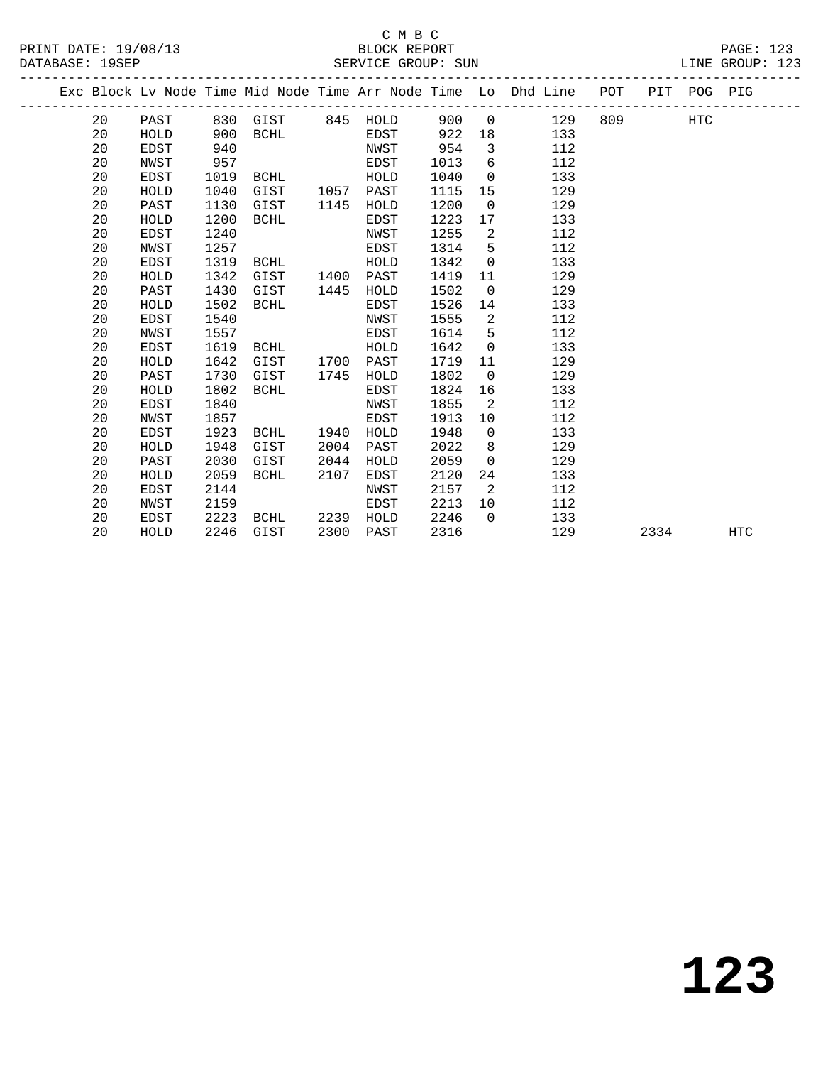C M B C
BLOCK REPORT
SERVICE GROUP: SUN

PRINT DATE: 19/08/13
DATABASE: 19SEP
LINE GROUP: 123

| Exc | Block | Lv Node | Time | Mid Node | Time | Arr Node | Time | Lo | Dhd Line | POT | PIT | POG | PIG |
|---|---|---|---|---|---|---|---|---|---|---|---|---|---|
| | 20 | PAST | 830 | GIST | 845 | HOLD | 900 | 0 | 129 | 809 | | HTC | |
| | 20 | HOLD | 900 | BCHL | | EDST | 922 | 18 | 133 | | | | |
| | 20 | EDST | 940 | | | NWST | 954 | 3 | 112 | | | | |
| | 20 | NWST | 957 | | | EDST | 1013 | 6 | 112 | | | | |
| | 20 | EDST | 1019 | BCHL | | HOLD | 1040 | 0 | 133 | | | | |
| | 20 | HOLD | 1040 | GIST | 1057 | PAST | 1115 | 15 | 129 | | | | |
| | 20 | PAST | 1130 | GIST | 1145 | HOLD | 1200 | 0 | 129 | | | | |
| | 20 | HOLD | 1200 | BCHL | | EDST | 1223 | 17 | 133 | | | | |
| | 20 | EDST | 1240 | | | NWST | 1255 | 2 | 112 | | | | |
| | 20 | NWST | 1257 | | | EDST | 1314 | 5 | 112 | | | | |
| | 20 | EDST | 1319 | BCHL | | HOLD | 1342 | 0 | 133 | | | | |
| | 20 | HOLD | 1342 | GIST | 1400 | PAST | 1419 | 11 | 129 | | | | |
| | 20 | PAST | 1430 | GIST | 1445 | HOLD | 1502 | 0 | 129 | | | | |
| | 20 | HOLD | 1502 | BCHL | | EDST | 1526 | 14 | 133 | | | | |
| | 20 | EDST | 1540 | | | NWST | 1555 | 2 | 112 | | | | |
| | 20 | NWST | 1557 | | | EDST | 1614 | 5 | 112 | | | | |
| | 20 | EDST | 1619 | BCHL | | HOLD | 1642 | 0 | 133 | | | | |
| | 20 | HOLD | 1642 | GIST | 1700 | PAST | 1719 | 11 | 129 | | | | |
| | 20 | PAST | 1730 | GIST | 1745 | HOLD | 1802 | 0 | 129 | | | | |
| | 20 | HOLD | 1802 | BCHL | | EDST | 1824 | 16 | 133 | | | | |
| | 20 | EDST | 1840 | | | NWST | 1855 | 2 | 112 | | | | |
| | 20 | NWST | 1857 | | | EDST | 1913 | 10 | 112 | | | | |
| | 20 | EDST | 1923 | BCHL | 1940 | HOLD | 1948 | 0 | 133 | | | | |
| | 20 | HOLD | 1948 | GIST | 2004 | PAST | 2022 | 8 | 129 | | | | |
| | 20 | PAST | 2030 | GIST | 2044 | HOLD | 2059 | 0 | 129 | | | | |
| | 20 | HOLD | 2059 | BCHL | 2107 | EDST | 2120 | 24 | 133 | | | | |
| | 20 | EDST | 2144 | | | NWST | 2157 | 2 | 112 | | | | |
| | 20 | NWST | 2159 | | | EDST | 2213 | 10 | 112 | | | | |
| | 20 | EDST | 2223 | BCHL | 2239 | HOLD | 2246 | 0 | 133 | | | | |
| | 20 | HOLD | 2246 | GIST | 2300 | PAST | 2316 | | 129 | | 2334 | | HTC |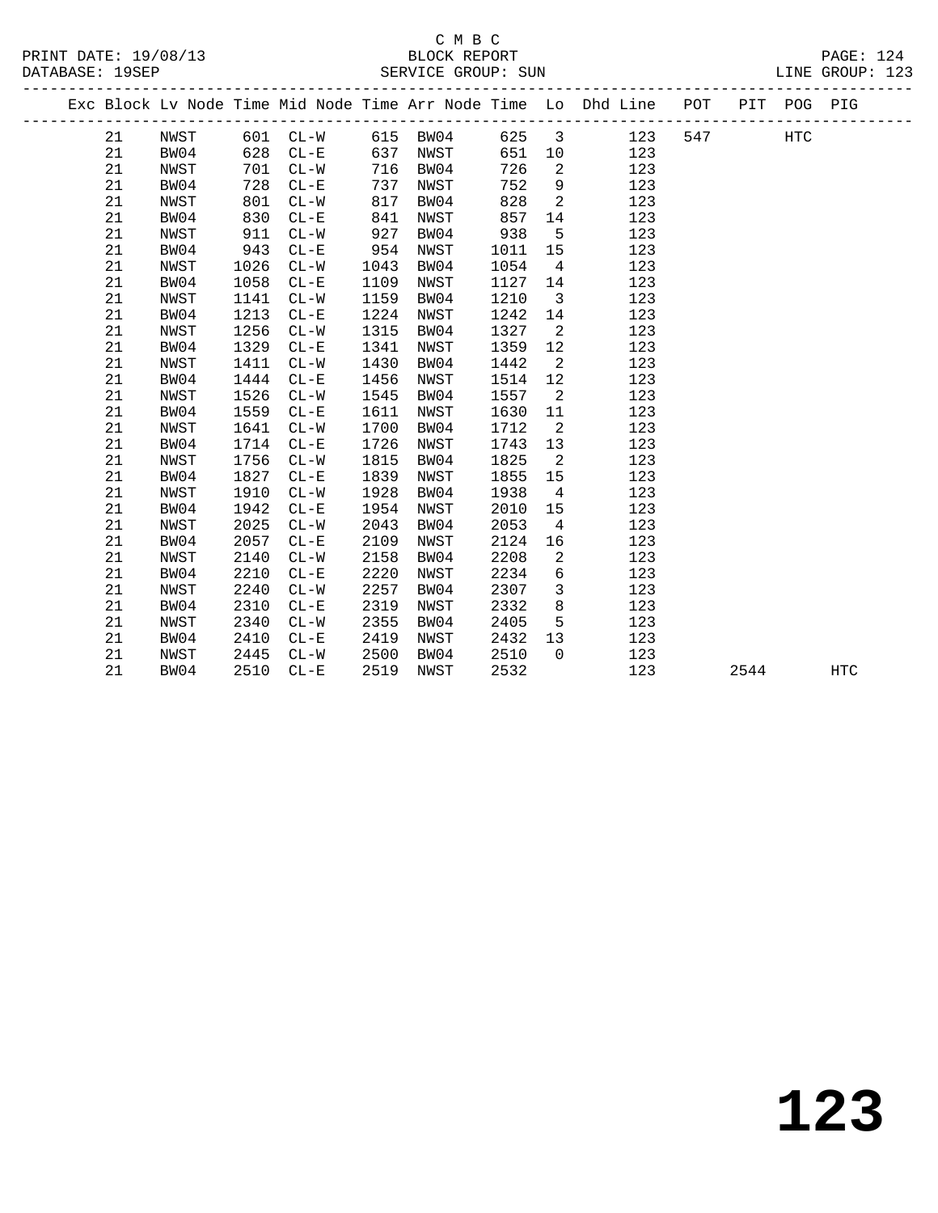C M B C
BLOCK REPORT
SERVICE GROUP: SUN

PRINT DATE: 19/08/13
DATABASE: 19SEP
LINE GROUP: 123

| Exc | Block | Lv | Node | Time | Mid Node | Time | Arr Node | Time | Lo | Dhd Line | POT | PIT | POG | PIG |
|---|---|---|---|---|---|---|---|---|---|---|---|---|---|---|
| | 21 | | NWST | 601 | CL-W | 615 | BW04 | 625 | 3 | 123 | 547 | | HTC | |
| | 21 | | BW04 | 628 | CL-E | 637 | NWST | 651 | 10 | 123 | | | | |
| | 21 | | NWST | 701 | CL-W | 716 | BW04 | 726 | 2 | 123 | | | | |
| | 21 | | BW04 | 728 | CL-E | 737 | NWST | 752 | 9 | 123 | | | | |
| | 21 | | NWST | 801 | CL-W | 817 | BW04 | 828 | 2 | 123 | | | | |
| | 21 | | BW04 | 830 | CL-E | 841 | NWST | 857 | 14 | 123 | | | | |
| | 21 | | NWST | 911 | CL-W | 927 | BW04 | 938 | 5 | 123 | | | | |
| | 21 | | BW04 | 943 | CL-E | 954 | NWST | 1011 | 15 | 123 | | | | |
| | 21 | | NWST | 1026 | CL-W | 1043 | BW04 | 1054 | 4 | 123 | | | | |
| | 21 | | BW04 | 1058 | CL-E | 1109 | NWST | 1127 | 14 | 123 | | | | |
| | 21 | | NWST | 1141 | CL-W | 1159 | BW04 | 1210 | 3 | 123 | | | | |
| | 21 | | BW04 | 1213 | CL-E | 1224 | NWST | 1242 | 14 | 123 | | | | |
| | 21 | | NWST | 1256 | CL-W | 1315 | BW04 | 1327 | 2 | 123 | | | | |
| | 21 | | BW04 | 1329 | CL-E | 1341 | NWST | 1359 | 12 | 123 | | | | |
| | 21 | | NWST | 1411 | CL-W | 1430 | BW04 | 1442 | 2 | 123 | | | | |
| | 21 | | BW04 | 1444 | CL-E | 1456 | NWST | 1514 | 12 | 123 | | | | |
| | 21 | | NWST | 1526 | CL-W | 1545 | BW04 | 1557 | 2 | 123 | | | | |
| | 21 | | BW04 | 1559 | CL-E | 1611 | NWST | 1630 | 11 | 123 | | | | |
| | 21 | | NWST | 1641 | CL-W | 1700 | BW04 | 1712 | 2 | 123 | | | | |
| | 21 | | BW04 | 1714 | CL-E | 1726 | NWST | 1743 | 13 | 123 | | | | |
| | 21 | | NWST | 1756 | CL-W | 1815 | BW04 | 1825 | 2 | 123 | | | | |
| | 21 | | BW04 | 1827 | CL-E | 1839 | NWST | 1855 | 15 | 123 | | | | |
| | 21 | | NWST | 1910 | CL-W | 1928 | BW04 | 1938 | 4 | 123 | | | | |
| | 21 | | BW04 | 1942 | CL-E | 1954 | NWST | 2010 | 15 | 123 | | | | |
| | 21 | | NWST | 2025 | CL-W | 2043 | BW04 | 2053 | 4 | 123 | | | | |
| | 21 | | BW04 | 2057 | CL-E | 2109 | NWST | 2124 | 16 | 123 | | | | |
| | 21 | | NWST | 2140 | CL-W | 2158 | BW04 | 2208 | 2 | 123 | | | | |
| | 21 | | BW04 | 2210 | CL-E | 2220 | NWST | 2234 | 6 | 123 | | | | |
| | 21 | | NWST | 2240 | CL-W | 2257 | BW04 | 2307 | 3 | 123 | | | | |
| | 21 | | BW04 | 2310 | CL-E | 2319 | NWST | 2332 | 8 | 123 | | | | |
| | 21 | | NWST | 2340 | CL-W | 2355 | BW04 | 2405 | 5 | 123 | | | | |
| | 21 | | BW04 | 2410 | CL-E | 2419 | NWST | 2432 | 13 | 123 | | | | |
| | 21 | | NWST | 2445 | CL-W | 2500 | BW04 | 2510 | 0 | 123 | | | | |
| | 21 | | BW04 | 2510 | CL-E | 2519 | NWST | 2532 | | 123 | | 2544 | | HTC |

# 123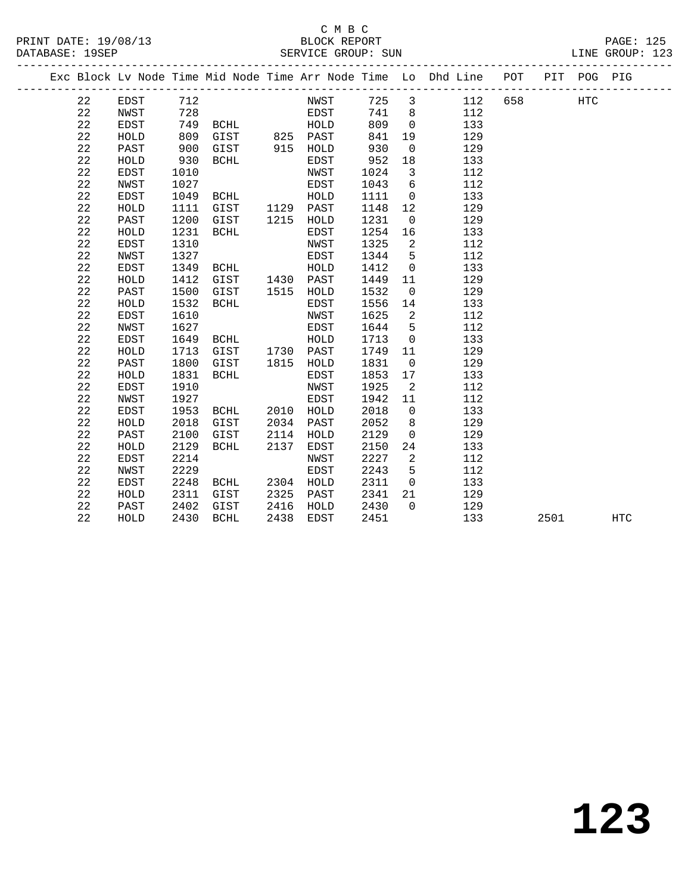C M B C
BLOCK REPORT
SERVICE GROUP: SUN

PRINT DATE: 19/08/13
DATABASE: 19SEP

PAGE: 125
LINE GROUP: 123

| Exc | Block | Lv | Node | Time | Mid Node | Time | Arr Node | Time | Lo | Dhd Line | POT | PIT | POG | PIG |
|---|---|---|---|---|---|---|---|---|---|---|---|---|---|---|
| | 22 | | EDST | 712 | | | NWST | 725 | 3 | 112 | 658 | | HTC | |
| | 22 | | NWST | 728 | | | EDST | 741 | 8 | 112 | | | | |
| | 22 | | EDST | 749 | BCHL | | HOLD | 809 | 0 | 133 | | | | |
| | 22 | | HOLD | 809 | GIST | 825 | PAST | 841 | 19 | 129 | | | | |
| | 22 | | PAST | 900 | GIST | 915 | HOLD | 930 | 0 | 129 | | | | |
| | 22 | | HOLD | 930 | BCHL | | EDST | 952 | 18 | 133 | | | | |
| | 22 | | EDST | 1010 | | | NWST | 1024 | 3 | 112 | | | | |
| | 22 | | NWST | 1027 | | | EDST | 1043 | 6 | 112 | | | | |
| | 22 | | EDST | 1049 | BCHL | | HOLD | 1111 | 0 | 133 | | | | |
| | 22 | | HOLD | 1111 | GIST | 1129 | PAST | 1148 | 12 | 129 | | | | |
| | 22 | | PAST | 1200 | GIST | 1215 | HOLD | 1231 | 0 | 129 | | | | |
| | 22 | | HOLD | 1231 | BCHL | | EDST | 1254 | 16 | 133 | | | | |
| | 22 | | EDST | 1310 | | | NWST | 1325 | 2 | 112 | | | | |
| | 22 | | NWST | 1327 | | | EDST | 1344 | 5 | 112 | | | | |
| | 22 | | EDST | 1349 | BCHL | | HOLD | 1412 | 0 | 133 | | | | |
| | 22 | | HOLD | 1412 | GIST | 1430 | PAST | 1449 | 11 | 129 | | | | |
| | 22 | | PAST | 1500 | GIST | 1515 | HOLD | 1532 | 0 | 129 | | | | |
| | 22 | | HOLD | 1532 | BCHL | | EDST | 1556 | 14 | 133 | | | | |
| | 22 | | EDST | 1610 | | | NWST | 1625 | 2 | 112 | | | | |
| | 22 | | NWST | 1627 | | | EDST | 1644 | 5 | 112 | | | | |
| | 22 | | EDST | 1649 | BCHL | | HOLD | 1713 | 0 | 133 | | | | |
| | 22 | | HOLD | 1713 | GIST | 1730 | PAST | 1749 | 11 | 129 | | | | |
| | 22 | | PAST | 1800 | GIST | 1815 | HOLD | 1831 | 0 | 129 | | | | |
| | 22 | | HOLD | 1831 | BCHL | | EDST | 1853 | 17 | 133 | | | | |
| | 22 | | EDST | 1910 | | | NWST | 1925 | 2 | 112 | | | | |
| | 22 | | NWST | 1927 | | | EDST | 1942 | 11 | 112 | | | | |
| | 22 | | EDST | 1953 | BCHL | 2010 | HOLD | 2018 | 0 | 133 | | | | |
| | 22 | | HOLD | 2018 | GIST | 2034 | PAST | 2052 | 8 | 129 | | | | |
| | 22 | | PAST | 2100 | GIST | 2114 | HOLD | 2129 | 0 | 129 | | | | |
| | 22 | | HOLD | 2129 | BCHL | 2137 | EDST | 2150 | 24 | 133 | | | | |
| | 22 | | EDST | 2214 | | | NWST | 2227 | 2 | 112 | | | | |
| | 22 | | NWST | 2229 | | | EDST | 2243 | 5 | 112 | | | | |
| | 22 | | EDST | 2248 | BCHL | 2304 | HOLD | 2311 | 0 | 133 | | | | |
| | 22 | | HOLD | 2311 | GIST | 2325 | PAST | 2341 | 21 | 129 | | | | |
| | 22 | | PAST | 2402 | GIST | 2416 | HOLD | 2430 | 0 | 129 | | | | |
| | 22 | | HOLD | 2430 | BCHL | 2438 | EDST | 2451 | | 133 | | 2501 | | HTC |

# 123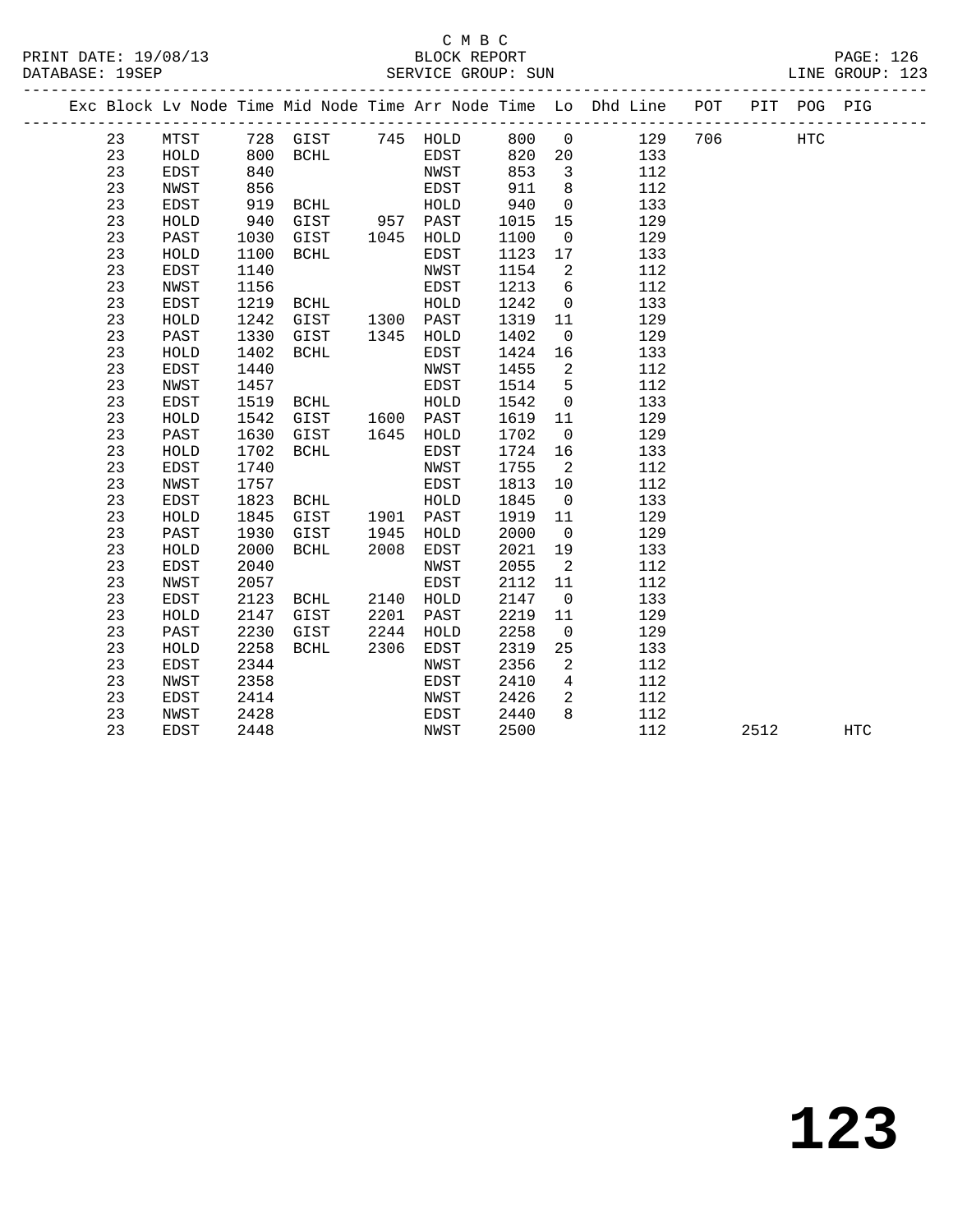C M B C
BLOCK REPORT
SERVICE GROUP: SUN

PRINT DATE: 19/08/13
DATABASE: 19SEP
LINE GROUP: 123

| Exc | Block | Lv Node | Time | Mid Node | Time | Arr Node | Time | Lo | Dhd Line | POT | PIT | POG | PIG |
|---|---|---|---|---|---|---|---|---|---|---|---|---|---|
| | 23 | MTST | 728 | GIST | 745 | HOLD | 800 | 0 | 129 | 706 | | HTC | |
| | 23 | HOLD | 800 | BCHL | | EDST | 820 | 20 | 133 | | | | |
| | 23 | EDST | 840 | | | NWST | 853 | 3 | 112 | | | | |
| | 23 | NWST | 856 | | | EDST | 911 | 8 | 112 | | | | |
| | 23 | EDST | 919 | BCHL | | HOLD | 940 | 0 | 133 | | | | |
| | 23 | HOLD | 940 | GIST | 957 | PAST | 1015 | 15 | 129 | | | | |
| | 23 | PAST | 1030 | GIST | 1045 | HOLD | 1100 | 0 | 129 | | | | |
| | 23 | HOLD | 1100 | BCHL | | EDST | 1123 | 17 | 133 | | | | |
| | 23 | EDST | 1140 | | | NWST | 1154 | 2 | 112 | | | | |
| | 23 | NWST | 1156 | | | EDST | 1213 | 6 | 112 | | | | |
| | 23 | EDST | 1219 | BCHL | | HOLD | 1242 | 0 | 133 | | | | |
| | 23 | HOLD | 1242 | GIST | 1300 | PAST | 1319 | 11 | 129 | | | | |
| | 23 | PAST | 1330 | GIST | 1345 | HOLD | 1402 | 0 | 129 | | | | |
| | 23 | HOLD | 1402 | BCHL | | EDST | 1424 | 16 | 133 | | | | |
| | 23 | EDST | 1440 | | | NWST | 1455 | 2 | 112 | | | | |
| | 23 | NWST | 1457 | | | EDST | 1514 | 5 | 112 | | | | |
| | 23 | EDST | 1519 | BCHL | | HOLD | 1542 | 0 | 133 | | | | |
| | 23 | HOLD | 1542 | GIST | 1600 | PAST | 1619 | 11 | 129 | | | | |
| | 23 | PAST | 1630 | GIST | 1645 | HOLD | 1702 | 0 | 129 | | | | |
| | 23 | HOLD | 1702 | BCHL | | EDST | 1724 | 16 | 133 | | | | |
| | 23 | EDST | 1740 | | | NWST | 1755 | 2 | 112 | | | | |
| | 23 | NWST | 1757 | | | EDST | 1813 | 10 | 112 | | | | |
| | 23 | EDST | 1823 | BCHL | | HOLD | 1845 | 0 | 133 | | | | |
| | 23 | HOLD | 1845 | GIST | 1901 | PAST | 1919 | 11 | 129 | | | | |
| | 23 | PAST | 1930 | GIST | 1945 | HOLD | 2000 | 0 | 129 | | | | |
| | 23 | HOLD | 2000 | BCHL | 2008 | EDST | 2021 | 19 | 133 | | | | |
| | 23 | EDST | 2040 | | | NWST | 2055 | 2 | 112 | | | | |
| | 23 | NWST | 2057 | | | EDST | 2112 | 11 | 112 | | | | |
| | 23 | EDST | 2123 | BCHL | 2140 | HOLD | 2147 | 0 | 133 | | | | |
| | 23 | HOLD | 2147 | GIST | 2201 | PAST | 2219 | 11 | 129 | | | | |
| | 23 | PAST | 2230 | GIST | 2244 | HOLD | 2258 | 0 | 129 | | | | |
| | 23 | HOLD | 2258 | BCHL | 2306 | EDST | 2319 | 25 | 133 | | | | |
| | 23 | EDST | 2344 | | | NWST | 2356 | 2 | 112 | | | | |
| | 23 | NWST | 2358 | | | EDST | 2410 | 4 | 112 | | | | |
| | 23 | EDST | 2414 | | | NWST | 2426 | 2 | 112 | | | | |
| | 23 | NWST | 2428 | | | EDST | 2440 | 8 | 112 | | | | |
| | 23 | EDST | 2448 | | | NWST | 2500 | | 112 | | 2512 | | HTC |

# 123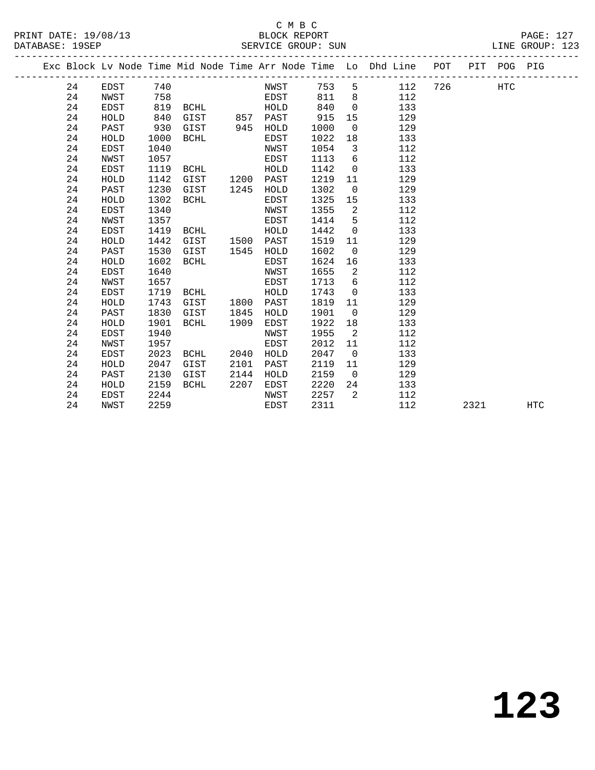C M B C
BLOCK REPORT
SERVICE GROUP: SUN

PRINT DATE: 19/08/13
DATABASE: 19SEP
LINE GROUP: 123

| Exc | Block | Lv Node | Time | Mid Node | Time | Arr Node | Time | Lo | Dhd Line | POT | PIT | POG | PIG |
|---|---|---|---|---|---|---|---|---|---|---|---|---|---|
| | 24 | EDST | 740 | | | NWST | 753 | 5 | 112 | 726 | | HTC | |
| | 24 | NWST | 758 | | | EDST | 811 | 8 | 112 | | | | |
| | 24 | EDST | 819 | BCHL | | HOLD | 840 | 0 | 133 | | | | |
| | 24 | HOLD | 840 | GIST | 857 | PAST | 915 | 15 | 129 | | | | |
| | 24 | PAST | 930 | GIST | 945 | HOLD | 1000 | 0 | 129 | | | | |
| | 24 | HOLD | 1000 | BCHL | | EDST | 1022 | 18 | 133 | | | | |
| | 24 | EDST | 1040 | | | NWST | 1054 | 3 | 112 | | | | |
| | 24 | NWST | 1057 | | | EDST | 1113 | 6 | 112 | | | | |
| | 24 | EDST | 1119 | BCHL | | HOLD | 1142 | 0 | 133 | | | | |
| | 24 | HOLD | 1142 | GIST | 1200 | PAST | 1219 | 11 | 129 | | | | |
| | 24 | PAST | 1230 | GIST | 1245 | HOLD | 1302 | 0 | 129 | | | | |
| | 24 | HOLD | 1302 | BCHL | | EDST | 1325 | 15 | 133 | | | | |
| | 24 | EDST | 1340 | | | NWST | 1355 | 2 | 112 | | | | |
| | 24 | NWST | 1357 | | | EDST | 1414 | 5 | 112 | | | | |
| | 24 | EDST | 1419 | BCHL | | HOLD | 1442 | 0 | 133 | | | | |
| | 24 | HOLD | 1442 | GIST | 1500 | PAST | 1519 | 11 | 129 | | | | |
| | 24 | PAST | 1530 | GIST | 1545 | HOLD | 1602 | 0 | 129 | | | | |
| | 24 | HOLD | 1602 | BCHL | | EDST | 1624 | 16 | 133 | | | | |
| | 24 | EDST | 1640 | | | NWST | 1655 | 2 | 112 | | | | |
| | 24 | NWST | 1657 | | | EDST | 1713 | 6 | 112 | | | | |
| | 24 | EDST | 1719 | BCHL | | HOLD | 1743 | 0 | 133 | | | | |
| | 24 | HOLD | 1743 | GIST | 1800 | PAST | 1819 | 11 | 129 | | | | |
| | 24 | PAST | 1830 | GIST | 1845 | HOLD | 1901 | 0 | 129 | | | | |
| | 24 | HOLD | 1901 | BCHL | 1909 | EDST | 1922 | 18 | 133 | | | | |
| | 24 | EDST | 1940 | | | NWST | 1955 | 2 | 112 | | | | |
| | 24 | NWST | 1957 | | | EDST | 2012 | 11 | 112 | | | | |
| | 24 | EDST | 2023 | BCHL | 2040 | HOLD | 2047 | 0 | 133 | | | | |
| | 24 | HOLD | 2047 | GIST | 2101 | PAST | 2119 | 11 | 129 | | | | |
| | 24 | PAST | 2130 | GIST | 2144 | HOLD | 2159 | 0 | 129 | | | | |
| | 24 | HOLD | 2159 | BCHL | 2207 | EDST | 2220 | 24 | 133 | | | | |
| | 24 | EDST | 2244 | | | NWST | 2257 | 2 | 112 | | | | |
| | 24 | NWST | 2259 | | | EDST | 2311 | | 112 | | 2321 | | HTC |

# 123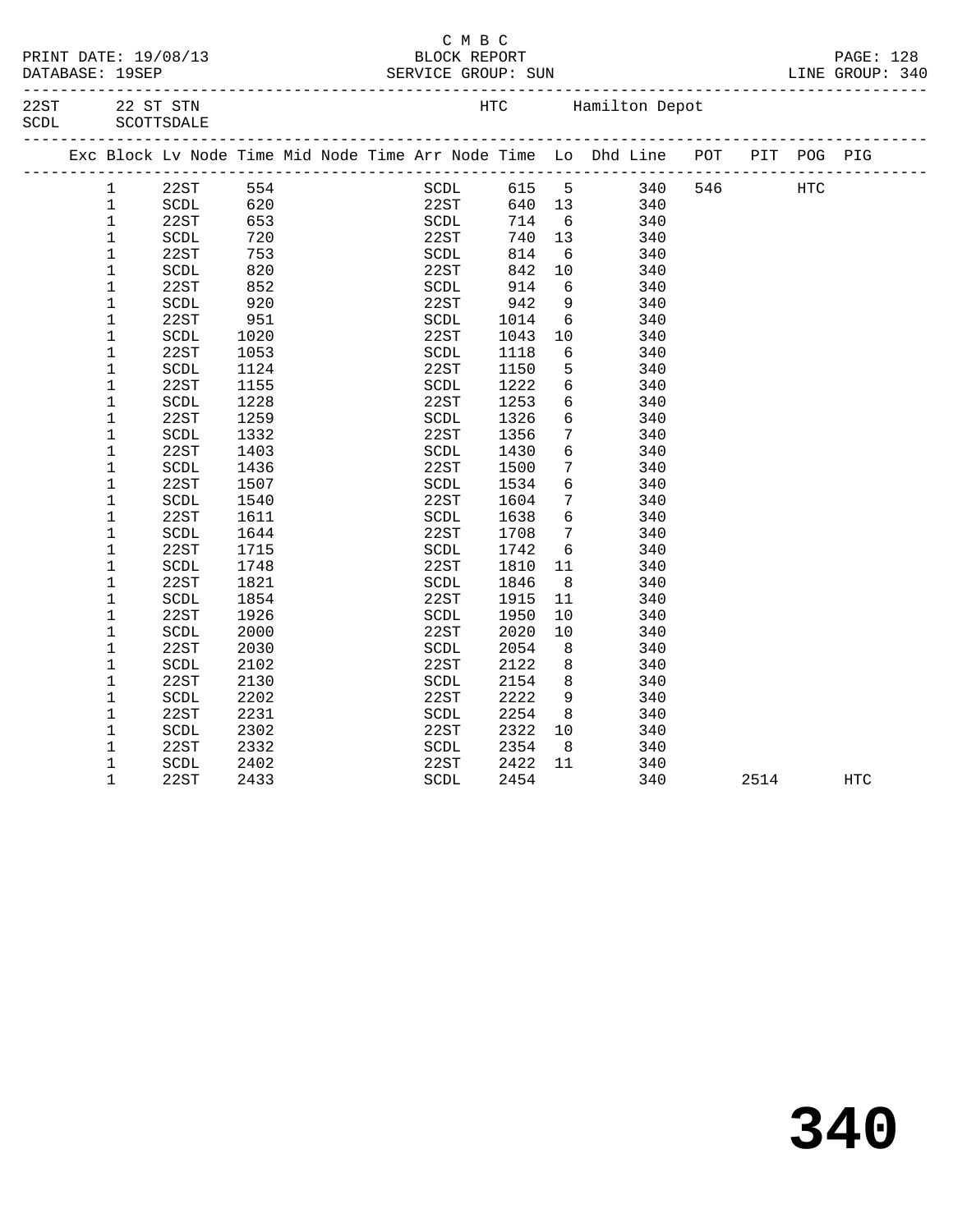C M B C

PRINT DATE: 19/08/13 BLOCK REPORT PAGE: 128
DATABASE: 19SEP SERVICE GROUP: SUN LINE GROUP: 340

22ST 22 ST STN HTC Hamilton Depot
SCDL SCOTTSDALE

| Exc | Block | Lv Node | Time | Mid Node | Time | Arr Node | Time | Lo | Dhd Line | POT | PIT | POG | PIG |
|---|---|---|---|---|---|---|---|---|---|---|---|---|---|
| | 1 | 22ST | 554 | | | SCDL | 615 | 5 | 340 | 546 | | HTC | |
| | 1 | SCDL | 620 | | | 22ST | 640 | 13 | 340 | | | | |
| | 1 | 22ST | 653 | | | SCDL | 714 | 6 | 340 | | | | |
| | 1 | SCDL | 720 | | | 22ST | 740 | 13 | 340 | | | | |
| | 1 | 22ST | 753 | | | SCDL | 814 | 6 | 340 | | | | |
| | 1 | SCDL | 820 | | | 22ST | 842 | 10 | 340 | | | | |
| | 1 | 22ST | 852 | | | SCDL | 914 | 6 | 340 | | | | |
| | 1 | SCDL | 920 | | | 22ST | 942 | 9 | 340 | | | | |
| | 1 | 22ST | 951 | | | SCDL | 1014 | 6 | 340 | | | | |
| | 1 | SCDL | 1020 | | | 22ST | 1043 | 10 | 340 | | | | |
| | 1 | 22ST | 1053 | | | SCDL | 1118 | 6 | 340 | | | | |
| | 1 | SCDL | 1124 | | | 22ST | 1150 | 5 | 340 | | | | |
| | 1 | 22ST | 1155 | | | SCDL | 1222 | 6 | 340 | | | | |
| | 1 | SCDL | 1228 | | | 22ST | 1253 | 6 | 340 | | | | |
| | 1 | 22ST | 1259 | | | SCDL | 1326 | 6 | 340 | | | | |
| | 1 | SCDL | 1332 | | | 22ST | 1356 | 7 | 340 | | | | |
| | 1 | 22ST | 1403 | | | SCDL | 1430 | 6 | 340 | | | | |
| | 1 | SCDL | 1436 | | | 22ST | 1500 | 7 | 340 | | | | |
| | 1 | 22ST | 1507 | | | SCDL | 1534 | 6 | 340 | | | | |
| | 1 | SCDL | 1540 | | | 22ST | 1604 | 7 | 340 | | | | |
| | 1 | 22ST | 1611 | | | SCDL | 1638 | 6 | 340 | | | | |
| | 1 | SCDL | 1644 | | | 22ST | 1708 | 7 | 340 | | | | |
| | 1 | 22ST | 1715 | | | SCDL | 1742 | 6 | 340 | | | | |
| | 1 | SCDL | 1748 | | | 22ST | 1810 | 11 | 340 | | | | |
| | 1 | 22ST | 1821 | | | SCDL | 1846 | 8 | 340 | | | | |
| | 1 | SCDL | 1854 | | | 22ST | 1915 | 11 | 340 | | | | |
| | 1 | 22ST | 1926 | | | SCDL | 1950 | 10 | 340 | | | | |
| | 1 | SCDL | 2000 | | | 22ST | 2020 | 10 | 340 | | | | |
| | 1 | 22ST | 2030 | | | SCDL | 2054 | 8 | 340 | | | | |
| | 1 | SCDL | 2102 | | | 22ST | 2122 | 8 | 340 | | | | |
| | 1 | 22ST | 2130 | | | SCDL | 2154 | 8 | 340 | | | | |
| | 1 | SCDL | 2202 | | | 22ST | 2222 | 9 | 340 | | | | |
| | 1 | 22ST | 2231 | | | SCDL | 2254 | 8 | 340 | | | | |
| | 1 | SCDL | 2302 | | | 22ST | 2322 | 10 | 340 | | | | |
| | 1 | 22ST | 2332 | | | SCDL | 2354 | 8 | 340 | | | | |
| | 1 | SCDL | 2402 | | | 22ST | 2422 | 11 | 340 | | | | |
| | 1 | 22ST | 2433 | | | SCDL | 2454 | | 340 | | 2514 | | HTC |

# 340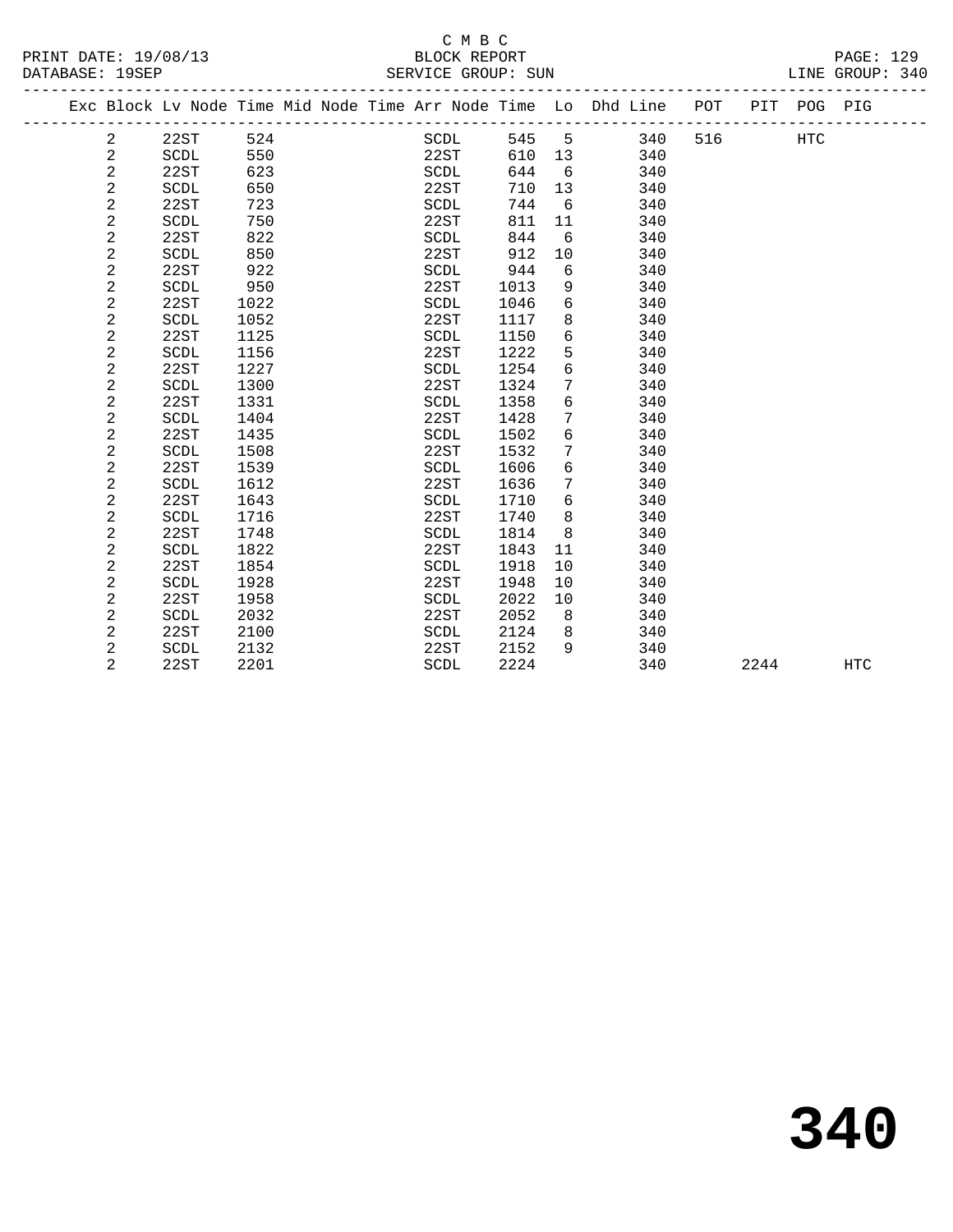C M B C

BLOCK REPORT

SERVICE GROUP: SUN

LINE GROUP: 340

PRINT DATE: 19/08/13

DATABASE: 19SEP

| Exc | Block | Lv Node | Time | Mid Node | Time | Arr Node | Time | Lo | Dhd Line | POT | PIT | POG | PIG |
|---|---|---|---|---|---|---|---|---|---|---|---|---|---|
| | 2 | 22ST | 524 | | | SCDL | 545 | 5 | 340 | 516 | | HTC | |
| | 2 | SCDL | 550 | | | 22ST | 610 | 13 | 340 | | | | |
| | 2 | 22ST | 623 | | | SCDL | 644 | 6 | 340 | | | | |
| | 2 | SCDL | 650 | | | 22ST | 710 | 13 | 340 | | | | |
| | 2 | 22ST | 723 | | | SCDL | 744 | 6 | 340 | | | | |
| | 2 | SCDL | 750 | | | 22ST | 811 | 11 | 340 | | | | |
| | 2 | 22ST | 822 | | | SCDL | 844 | 6 | 340 | | | | |
| | 2 | SCDL | 850 | | | 22ST | 912 | 10 | 340 | | | | |
| | 2 | 22ST | 922 | | | SCDL | 944 | 6 | 340 | | | | |
| | 2 | SCDL | 950 | | | 22ST | 1013 | 9 | 340 | | | | |
| | 2 | 22ST | 1022 | | | SCDL | 1046 | 6 | 340 | | | | |
| | 2 | SCDL | 1052 | | | 22ST | 1117 | 8 | 340 | | | | |
| | 2 | 22ST | 1125 | | | SCDL | 1150 | 6 | 340 | | | | |
| | 2 | SCDL | 1156 | | | 22ST | 1222 | 5 | 340 | | | | |
| | 2 | 22ST | 1227 | | | SCDL | 1254 | 6 | 340 | | | | |
| | 2 | SCDL | 1300 | | | 22ST | 1324 | 7 | 340 | | | | |
| | 2 | 22ST | 1331 | | | SCDL | 1358 | 6 | 340 | | | | |
| | 2 | SCDL | 1404 | | | 22ST | 1428 | 7 | 340 | | | | |
| | 2 | 22ST | 1435 | | | SCDL | 1502 | 6 | 340 | | | | |
| | 2 | SCDL | 1508 | | | 22ST | 1532 | 7 | 340 | | | | |
| | 2 | 22ST | 1539 | | | SCDL | 1606 | 6 | 340 | | | | |
| | 2 | SCDL | 1612 | | | 22ST | 1636 | 7 | 340 | | | | |
| | 2 | 22ST | 1643 | | | SCDL | 1710 | 6 | 340 | | | | |
| | 2 | SCDL | 1716 | | | 22ST | 1740 | 8 | 340 | | | | |
| | 2 | 22ST | 1748 | | | SCDL | 1814 | 8 | 340 | | | | |
| | 2 | SCDL | 1822 | | | 22ST | 1843 | 11 | 340 | | | | |
| | 2 | 22ST | 1854 | | | SCDL | 1918 | 10 | 340 | | | | |
| | 2 | SCDL | 1928 | | | 22ST | 1948 | 10 | 340 | | | | |
| | 2 | 22ST | 1958 | | | SCDL | 2022 | 10 | 340 | | | | |
| | 2 | SCDL | 2032 | | | 22ST | 2052 | 8 | 340 | | | | |
| | 2 | 22ST | 2100 | | | SCDL | 2124 | 8 | 340 | | | | |
| | 2 | SCDL | 2132 | | | 22ST | 2152 | 9 | 340 | | | | |
| | 2 | 22ST | 2201 | | | SCDL | 2224 | | 340 | | 2244 | | HTC |

# 340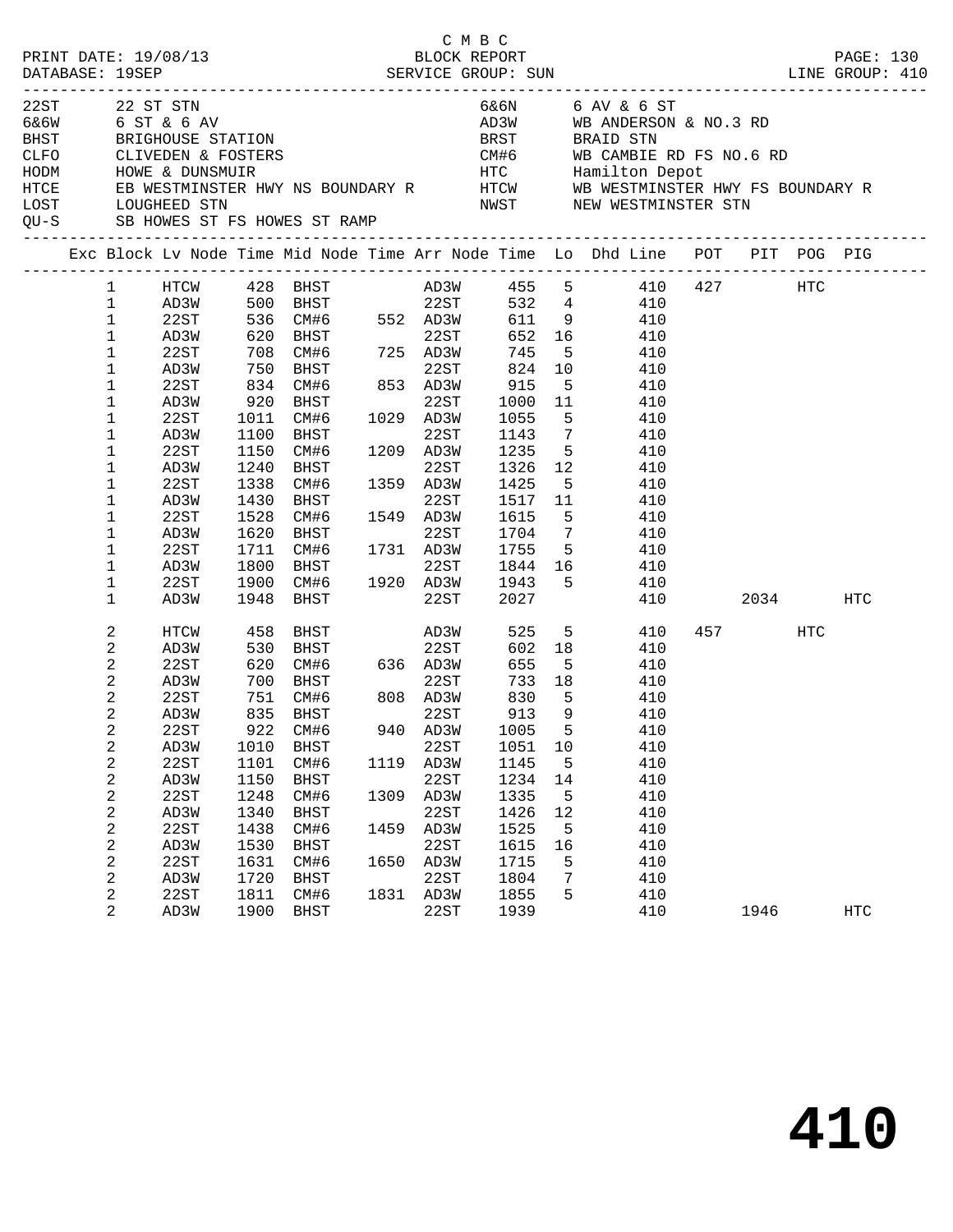C M B C
PRINT DATE: 19/08/13 BLOCK REPORT PAGE: 130
DATABASE: 19SEP SERVICE GROUP: SUN LINE GROUP: 410

| Code | Name | Code | Name |
|---|---|---|---|
| 22ST | 22 ST STN | 6&6N | 6 AV & 6 ST |
| 6&6W | 6 ST & 6 AV | AD3W | WB ANDERSON & NO.3 RD |
| BHST | BRIGHOUSE STATION | BRST | BRAID STN |
| CLFO | CLIVEDEN & FOSTERS | CM#6 | WB CAMBIE RD FS NO.6 RD |
| HODM | HOWE & DUNSMUIR | HTC | Hamilton Depot |
| HTCE | EB WESTMINSTER HWY NS BOUNDARY R | HTCW | WB WESTMINSTER HWY FS BOUNDARY R |
| LOST | LOUGHEED STN | NWST | NEW WESTMINSTER STN |
| QU-S | SB HOWES ST FS HOWES ST RAMP | | |

| Exc | Block | Lv Node | Time | Mid Node | Time | Arr Node | Time | Lo | Dhd Line | POT | PIT | POG | PIG |
|---|---|---|---|---|---|---|---|---|---|---|---|---|---|
| | 1 | HTCW | 428 | BHST | | AD3W | 455 | 5 | 410 | 427 | | HTC | |
| | 1 | AD3W | 500 | BHST | | 22ST | 532 | 4 | 410 | | | | |
| | 1 | 22ST | 536 | CM#6 | 552 | AD3W | 611 | 9 | 410 | | | | |
| | 1 | AD3W | 620 | BHST | | 22ST | 652 | 16 | 410 | | | | |
| | 1 | 22ST | 708 | CM#6 | 725 | AD3W | 745 | 5 | 410 | | | | |
| | 1 | AD3W | 750 | BHST | | 22ST | 824 | 10 | 410 | | | | |
| | 1 | 22ST | 834 | CM#6 | 853 | AD3W | 915 | 5 | 410 | | | | |
| | 1 | AD3W | 920 | BHST | | 22ST | 1000 | 11 | 410 | | | | |
| | 1 | 22ST | 1011 | CM#6 | 1029 | AD3W | 1055 | 5 | 410 | | | | |
| | 1 | AD3W | 1100 | BHST | | 22ST | 1143 | 7 | 410 | | | | |
| | 1 | 22ST | 1150 | CM#6 | 1209 | AD3W | 1235 | 5 | 410 | | | | |
| | 1 | AD3W | 1240 | BHST | | 22ST | 1326 | 12 | 410 | | | | |
| | 1 | 22ST | 1338 | CM#6 | 1359 | AD3W | 1425 | 5 | 410 | | | | |
| | 1 | AD3W | 1430 | BHST | | 22ST | 1517 | 11 | 410 | | | | |
| | 1 | 22ST | 1528 | CM#6 | 1549 | AD3W | 1615 | 5 | 410 | | | | |
| | 1 | AD3W | 1620 | BHST | | 22ST | 1704 | 7 | 410 | | | | |
| | 1 | 22ST | 1711 | CM#6 | 1731 | AD3W | 1755 | 5 | 410 | | | | |
| | 1 | AD3W | 1800 | BHST | | 22ST | 1844 | 16 | 410 | | | | |
| | 1 | 22ST | 1900 | CM#6 | 1920 | AD3W | 1943 | 5 | 410 | | | | |
| | 1 | AD3W | 1948 | BHST | | 22ST | 2027 | | 410 | | 2034 | | HTC |
| | 2 | HTCW | 458 | BHST | | AD3W | 525 | 5 | 410 | 457 | | HTC | |
| | 2 | AD3W | 530 | BHST | | 22ST | 602 | 18 | 410 | | | | |
| | 2 | 22ST | 620 | CM#6 | 636 | AD3W | 655 | 5 | 410 | | | | |
| | 2 | AD3W | 700 | BHST | | 22ST | 733 | 18 | 410 | | | | |
| | 2 | 22ST | 751 | CM#6 | 808 | AD3W | 830 | 5 | 410 | | | | |
| | 2 | AD3W | 835 | BHST | | 22ST | 913 | 9 | 410 | | | | |
| | 2 | 22ST | 922 | CM#6 | 940 | AD3W | 1005 | 5 | 410 | | | | |
| | 2 | AD3W | 1010 | BHST | | 22ST | 1051 | 10 | 410 | | | | |
| | 2 | 22ST | 1101 | CM#6 | 1119 | AD3W | 1145 | 5 | 410 | | | | |
| | 2 | AD3W | 1150 | BHST | | 22ST | 1234 | 14 | 410 | | | | |
| | 2 | 22ST | 1248 | CM#6 | 1309 | AD3W | 1335 | 5 | 410 | | | | |
| | 2 | AD3W | 1340 | BHST | | 22ST | 1426 | 12 | 410 | | | | |
| | 2 | 22ST | 1438 | CM#6 | 1459 | AD3W | 1525 | 5 | 410 | | | | |
| | 2 | AD3W | 1530 | BHST | | 22ST | 1615 | 16 | 410 | | | | |
| | 2 | 22ST | 1631 | CM#6 | 1650 | AD3W | 1715 | 5 | 410 | | | | |
| | 2 | AD3W | 1720 | BHST | | 22ST | 1804 | 7 | 410 | | | | |
| | 2 | 22ST | 1811 | CM#6 | 1831 | AD3W | 1855 | 5 | 410 | | | | |
| | 2 | AD3W | 1900 | BHST | | 22ST | 1939 | | 410 | | 1946 | | HTC |

# 410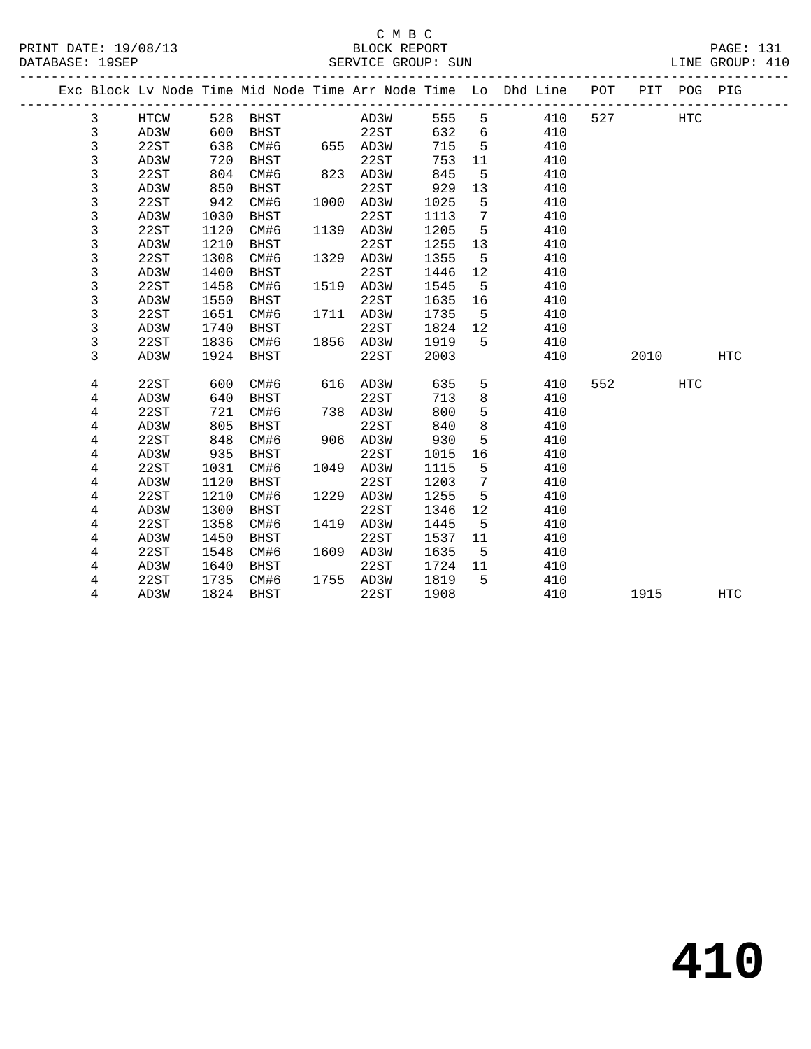C M B C
BLOCK REPORT
SERVICE GROUP: SUN

PRINT DATE: 19/08/13
DATABASE: 19SEP
LINE GROUP: 410

| Exc | Block | Lv Node | Time | Mid Node | Time | Arr Node | Time | Lo | Dhd Line | POT | PIT | POG | PIG |
|---|---|---|---|---|---|---|---|---|---|---|---|---|---|
| | 3 | HTCW | 528 | BHST | | AD3W | 555 | 5 | 410 | 527 | | HTC | |
| | 3 | AD3W | 600 | BHST | | 22ST | 632 | 6 | 410 | | | | |
| | 3 | 22ST | 638 | CM#6 | 655 | AD3W | 715 | 5 | 410 | | | | |
| | 3 | AD3W | 720 | BHST | | 22ST | 753 | 11 | 410 | | | | |
| | 3 | 22ST | 804 | CM#6 | 823 | AD3W | 845 | 5 | 410 | | | | |
| | 3 | AD3W | 850 | BHST | | 22ST | 929 | 13 | 410 | | | | |
| | 3 | 22ST | 942 | CM#6 | 1000 | AD3W | 1025 | 5 | 410 | | | | |
| | 3 | AD3W | 1030 | BHST | | 22ST | 1113 | 7 | 410 | | | | |
| | 3 | 22ST | 1120 | CM#6 | 1139 | AD3W | 1205 | 5 | 410 | | | | |
| | 3 | AD3W | 1210 | BHST | | 22ST | 1255 | 13 | 410 | | | | |
| | 3 | 22ST | 1308 | CM#6 | 1329 | AD3W | 1355 | 5 | 410 | | | | |
| | 3 | AD3W | 1400 | BHST | | 22ST | 1446 | 12 | 410 | | | | |
| | 3 | 22ST | 1458 | CM#6 | 1519 | AD3W | 1545 | 5 | 410 | | | | |
| | 3 | AD3W | 1550 | BHST | | 22ST | 1635 | 16 | 410 | | | | |
| | 3 | 22ST | 1651 | CM#6 | 1711 | AD3W | 1735 | 5 | 410 | | | | |
| | 3 | AD3W | 1740 | BHST | | 22ST | 1824 | 12 | 410 | | | | |
| | 3 | 22ST | 1836 | CM#6 | 1856 | AD3W | 1919 | 5 | 410 | | | | |
| | 3 | AD3W | 1924 | BHST | | 22ST | 2003 | | 410 | | 2010 | | HTC |
| | 4 | 22ST | 600 | CM#6 | 616 | AD3W | 635 | 5 | 410 | 552 | | HTC | |
| | 4 | AD3W | 640 | BHST | | 22ST | 713 | 8 | 410 | | | | |
| | 4 | 22ST | 721 | CM#6 | 738 | AD3W | 800 | 5 | 410 | | | | |
| | 4 | AD3W | 805 | BHST | | 22ST | 840 | 8 | 410 | | | | |
| | 4 | 22ST | 848 | CM#6 | 906 | AD3W | 930 | 5 | 410 | | | | |
| | 4 | AD3W | 935 | BHST | | 22ST | 1015 | 16 | 410 | | | | |
| | 4 | 22ST | 1031 | CM#6 | 1049 | AD3W | 1115 | 5 | 410 | | | | |
| | 4 | AD3W | 1120 | BHST | | 22ST | 1203 | 7 | 410 | | | | |
| | 4 | 22ST | 1210 | CM#6 | 1229 | AD3W | 1255 | 5 | 410 | | | | |
| | 4 | AD3W | 1300 | BHST | | 22ST | 1346 | 12 | 410 | | | | |
| | 4 | 22ST | 1358 | CM#6 | 1419 | AD3W | 1445 | 5 | 410 | | | | |
| | 4 | AD3W | 1450 | BHST | | 22ST | 1537 | 11 | 410 | | | | |
| | 4 | 22ST | 1548 | CM#6 | 1609 | AD3W | 1635 | 5 | 410 | | | | |
| | 4 | AD3W | 1640 | BHST | | 22ST | 1724 | 11 | 410 | | | | |
| | 4 | 22ST | 1735 | CM#6 | 1755 | AD3W | 1819 | 5 | 410 | | | | |
| | 4 | AD3W | 1824 | BHST | | 22ST | 1908 | | 410 | | 1915 | | HTC |

# 410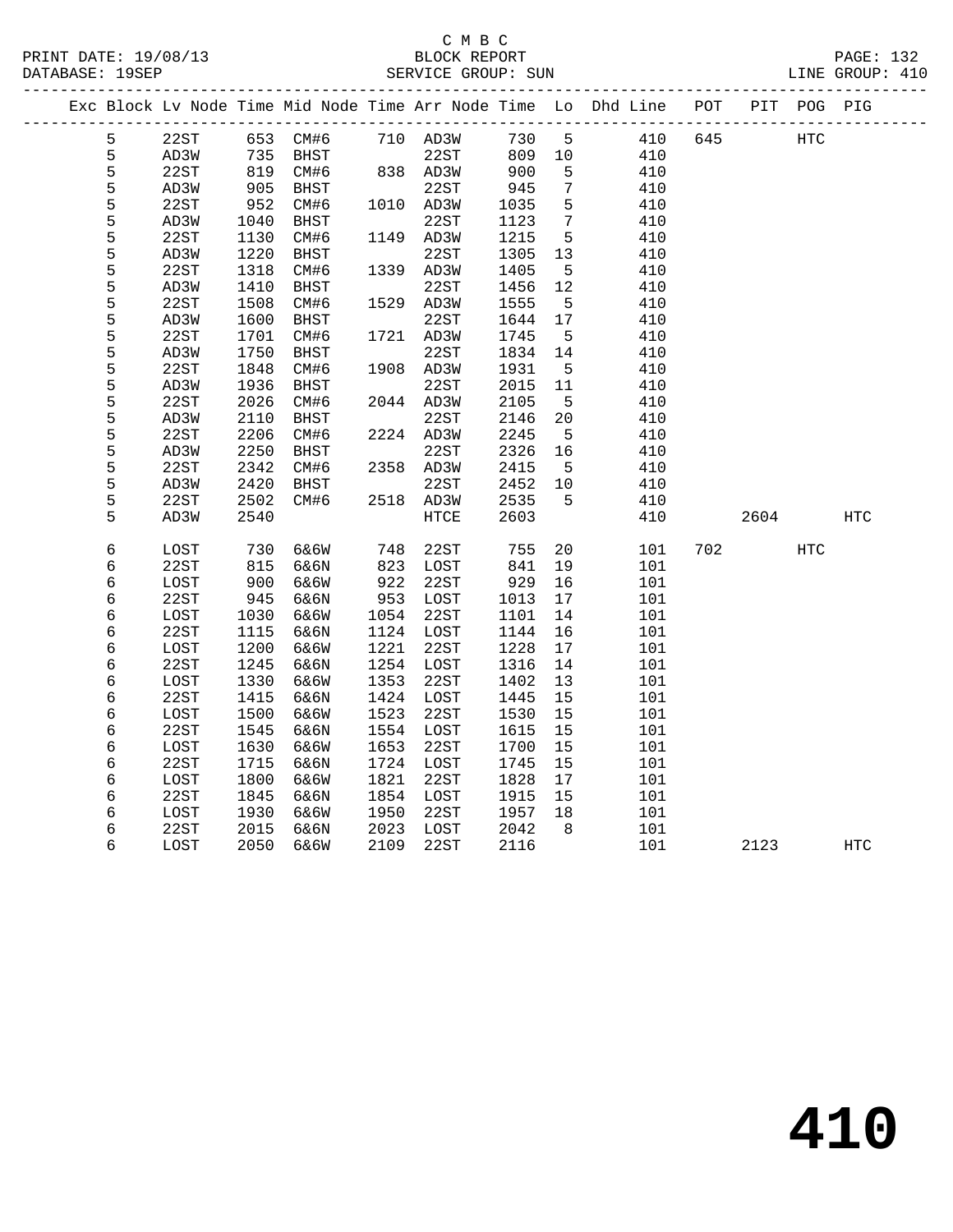C M B C

BLOCK REPORT

SERVICE GROUP: SUN

PRINT DATE: 19/08/13
DATABASE: 19SEP

LINE GROUP: 410

| Exc | Block | Lv Node | Time | Mid Node | Time | Arr Node | Time | Lo | Dhd Line | POT | PIT | POG | PIG |
|---|---|---|---|---|---|---|---|---|---|---|---|---|---|
| | 5 | 22ST | 653 | CM#6 | 710 | AD3W | 730 | 5 | 410 | 645 | | HTC | |
| | 5 | AD3W | 735 | BHST | | 22ST | 809 | 10 | 410 | | | | |
| | 5 | 22ST | 819 | CM#6 | 838 | AD3W | 900 | 5 | 410 | | | | |
| | 5 | AD3W | 905 | BHST | | 22ST | 945 | 7 | 410 | | | | |
| | 5 | 22ST | 952 | CM#6 | 1010 | AD3W | 1035 | 5 | 410 | | | | |
| | 5 | AD3W | 1040 | BHST | | 22ST | 1123 | 7 | 410 | | | | |
| | 5 | 22ST | 1130 | CM#6 | 1149 | AD3W | 1215 | 5 | 410 | | | | |
| | 5 | AD3W | 1220 | BHST | | 22ST | 1305 | 13 | 410 | | | | |
| | 5 | 22ST | 1318 | CM#6 | 1339 | AD3W | 1405 | 5 | 410 | | | | |
| | 5 | AD3W | 1410 | BHST | | 22ST | 1456 | 12 | 410 | | | | |
| | 5 | 22ST | 1508 | CM#6 | 1529 | AD3W | 1555 | 5 | 410 | | | | |
| | 5 | AD3W | 1600 | BHST | | 22ST | 1644 | 17 | 410 | | | | |
| | 5 | 22ST | 1701 | CM#6 | 1721 | AD3W | 1745 | 5 | 410 | | | | |
| | 5 | AD3W | 1750 | BHST | | 22ST | 1834 | 14 | 410 | | | | |
| | 5 | 22ST | 1848 | CM#6 | 1908 | AD3W | 1931 | 5 | 410 | | | | |
| | 5 | AD3W | 1936 | BHST | | 22ST | 2015 | 11 | 410 | | | | |
| | 5 | 22ST | 2026 | CM#6 | 2044 | AD3W | 2105 | 5 | 410 | | | | |
| | 5 | AD3W | 2110 | BHST | | 22ST | 2146 | 20 | 410 | | | | |
| | 5 | 22ST | 2206 | CM#6 | 2224 | AD3W | 2245 | 5 | 410 | | | | |
| | 5 | AD3W | 2250 | BHST | | 22ST | 2326 | 16 | 410 | | | | |
| | 5 | 22ST | 2342 | CM#6 | 2358 | AD3W | 2415 | 5 | 410 | | | | |
| | 5 | AD3W | 2420 | BHST | | 22ST | 2452 | 10 | 410 | | | | |
| | 5 | 22ST | 2502 | CM#6 | 2518 | AD3W | 2535 | 5 | 410 | | | | |
| | 5 | AD3W | 2540 | | | HTCE | 2603 | | 410 | | 2604 | | HTC |
| | 6 | LOST | 730 | 6&6W | 748 | 22ST | 755 | 20 | 101 | 702 | | HTC | |
| | 6 | 22ST | 815 | 6&6N | 823 | LOST | 841 | 19 | 101 | | | | |
| | 6 | LOST | 900 | 6&6W | 922 | 22ST | 929 | 16 | 101 | | | | |
| | 6 | 22ST | 945 | 6&6N | 953 | LOST | 1013 | 17 | 101 | | | | |
| | 6 | LOST | 1030 | 6&6W | 1054 | 22ST | 1101 | 14 | 101 | | | | |
| | 6 | 22ST | 1115 | 6&6N | 1124 | LOST | 1144 | 16 | 101 | | | | |
| | 6 | LOST | 1200 | 6&6W | 1221 | 22ST | 1228 | 17 | 101 | | | | |
| | 6 | 22ST | 1245 | 6&6N | 1254 | LOST | 1316 | 14 | 101 | | | | |
| | 6 | LOST | 1330 | 6&6W | 1353 | 22ST | 1402 | 13 | 101 | | | | |
| | 6 | 22ST | 1415 | 6&6N | 1424 | LOST | 1445 | 15 | 101 | | | | |
| | 6 | LOST | 1500 | 6&6W | 1523 | 22ST | 1530 | 15 | 101 | | | | |
| | 6 | 22ST | 1545 | 6&6N | 1554 | LOST | 1615 | 15 | 101 | | | | |
| | 6 | LOST | 1630 | 6&6W | 1653 | 22ST | 1700 | 15 | 101 | | | | |
| | 6 | 22ST | 1715 | 6&6N | 1724 | LOST | 1745 | 15 | 101 | | | | |
| | 6 | LOST | 1800 | 6&6W | 1821 | 22ST | 1828 | 17 | 101 | | | | |
| | 6 | 22ST | 1845 | 6&6N | 1854 | LOST | 1915 | 15 | 101 | | | | |
| | 6 | LOST | 1930 | 6&6W | 1950 | 22ST | 1957 | 18 | 101 | | | | |
| | 6 | 22ST | 2015 | 6&6N | 2023 | LOST | 2042 | 8 | 101 | | | | |
| | 6 | LOST | 2050 | 6&6W | 2109 | 22ST | 2116 | | 101 | | 2123 | | HTC |

# 410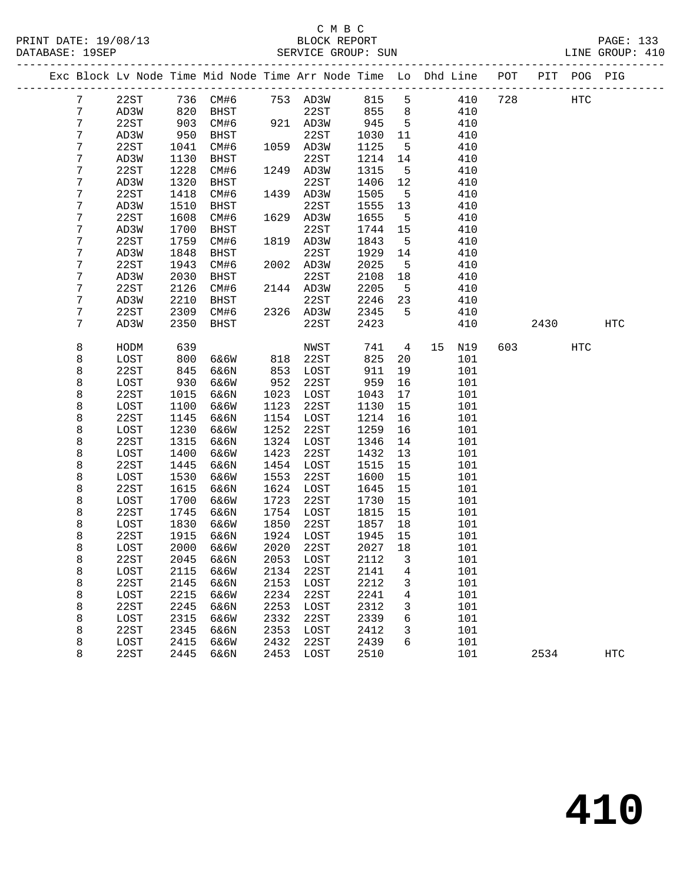C M B C
PRINT DATE: 19/08/13 BLOCK REPORT
DATABASE: 19SEP SERVICE GROUP: SUN LINE GROUP: 410

| Exc | Block | Lv Node | Time | Mid Node | Time | Arr Node | Time | Lo | Dhd | Line | POT | PIT | POG | PIG |
|---|---|---|---|---|---|---|---|---|---|---|---|---|---|---|
| | 7 | 22ST | 736 | CM#6 | 753 | AD3W | 815 | 5 | | 410 | 728 | | HTC | |
| | 7 | AD3W | 820 | BHST | | 22ST | 855 | 8 | | 410 | | | | |
| | 7 | 22ST | 903 | CM#6 | 921 | AD3W | 945 | 5 | | 410 | | | | |
| | 7 | AD3W | 950 | BHST | | 22ST | 1030 | 11 | | 410 | | | | |
| | 7 | 22ST | 1041 | CM#6 | 1059 | AD3W | 1125 | 5 | | 410 | | | | |
| | 7 | AD3W | 1130 | BHST | | 22ST | 1214 | 14 | | 410 | | | | |
| | 7 | 22ST | 1228 | CM#6 | 1249 | AD3W | 1315 | 5 | | 410 | | | | |
| | 7 | AD3W | 1320 | BHST | | 22ST | 1406 | 12 | | 410 | | | | |
| | 7 | 22ST | 1418 | CM#6 | 1439 | AD3W | 1505 | 5 | | 410 | | | | |
| | 7 | AD3W | 1510 | BHST | | 22ST | 1555 | 13 | | 410 | | | | |
| | 7 | 22ST | 1608 | CM#6 | 1629 | AD3W | 1655 | 5 | | 410 | | | | |
| | 7 | AD3W | 1700 | BHST | | 22ST | 1744 | 15 | | 410 | | | | |
| | 7 | 22ST | 1759 | CM#6 | 1819 | AD3W | 1843 | 5 | | 410 | | | | |
| | 7 | AD3W | 1848 | BHST | | 22ST | 1929 | 14 | | 410 | | | | |
| | 7 | 22ST | 1943 | CM#6 | 2002 | AD3W | 2025 | 5 | | 410 | | | | |
| | 7 | AD3W | 2030 | BHST | | 22ST | 2108 | 18 | | 410 | | | | |
| | 7 | 22ST | 2126 | CM#6 | 2144 | AD3W | 2205 | 5 | | 410 | | | | |
| | 7 | AD3W | 2210 | BHST | | 22ST | 2246 | 23 | | 410 | | | | |
| | 7 | 22ST | 2309 | CM#6 | 2326 | AD3W | 2345 | 5 | | 410 | | | | |
| | 7 | AD3W | 2350 | BHST | | 22ST | 2423 | | | 410 | | 2430 | | HTC |
| | 8 | HODM | 639 | | | NWST | 741 | 4 | 15 | N19 | 603 | | HTC | |
| | 8 | LOST | 800 | 6&6W | 818 | 22ST | 825 | 20 | | 101 | | | | |
| | 8 | 22ST | 845 | 6&6N | 853 | LOST | 911 | 19 | | 101 | | | | |
| | 8 | LOST | 930 | 6&6W | 952 | 22ST | 959 | 16 | | 101 | | | | |
| | 8 | 22ST | 1015 | 6&6N | 1023 | LOST | 1043 | 17 | | 101 | | | | |
| | 8 | LOST | 1100 | 6&6W | 1123 | 22ST | 1130 | 15 | | 101 | | | | |
| | 8 | 22ST | 1145 | 6&6N | 1154 | LOST | 1214 | 16 | | 101 | | | | |
| | 8 | LOST | 1230 | 6&6W | 1252 | 22ST | 1259 | 16 | | 101 | | | | |
| | 8 | 22ST | 1315 | 6&6N | 1324 | LOST | 1346 | 14 | | 101 | | | | |
| | 8 | LOST | 1400 | 6&6W | 1423 | 22ST | 1432 | 13 | | 101 | | | | |
| | 8 | 22ST | 1445 | 6&6N | 1454 | LOST | 1515 | 15 | | 101 | | | | |
| | 8 | LOST | 1530 | 6&6W | 1553 | 22ST | 1600 | 15 | | 101 | | | | |
| | 8 | 22ST | 1615 | 6&6N | 1624 | LOST | 1645 | 15 | | 101 | | | | |
| | 8 | LOST | 1700 | 6&6W | 1723 | 22ST | 1730 | 15 | | 101 | | | | |
| | 8 | 22ST | 1745 | 6&6N | 1754 | LOST | 1815 | 15 | | 101 | | | | |
| | 8 | LOST | 1830 | 6&6W | 1850 | 22ST | 1857 | 18 | | 101 | | | | |
| | 8 | 22ST | 1915 | 6&6N | 1924 | LOST | 1945 | 15 | | 101 | | | | |
| | 8 | LOST | 2000 | 6&6W | 2020 | 22ST | 2027 | 18 | | 101 | | | | |
| | 8 | 22ST | 2045 | 6&6N | 2053 | LOST | 2112 | 3 | | 101 | | | | |
| | 8 | LOST | 2115 | 6&6W | 2134 | 22ST | 2141 | 4 | | 101 | | | | |
| | 8 | 22ST | 2145 | 6&6N | 2153 | LOST | 2212 | 3 | | 101 | | | | |
| | 8 | LOST | 2215 | 6&6W | 2234 | 22ST | 2241 | 4 | | 101 | | | | |
| | 8 | 22ST | 2245 | 6&6N | 2253 | LOST | 2312 | 3 | | 101 | | | | |
| | 8 | LOST | 2315 | 6&6W | 2332 | 22ST | 2339 | 6 | | 101 | | | | |
| | 8 | 22ST | 2345 | 6&6N | 2353 | LOST | 2412 | 3 | | 101 | | | | |
| | 8 | LOST | 2415 | 6&6W | 2432 | 22ST | 2439 | 6 | | 101 | | | | |
| | 8 | 22ST | 2445 | 6&6N | 2453 | LOST | 2510 | | | 101 | | 2534 | | HTC |

# 410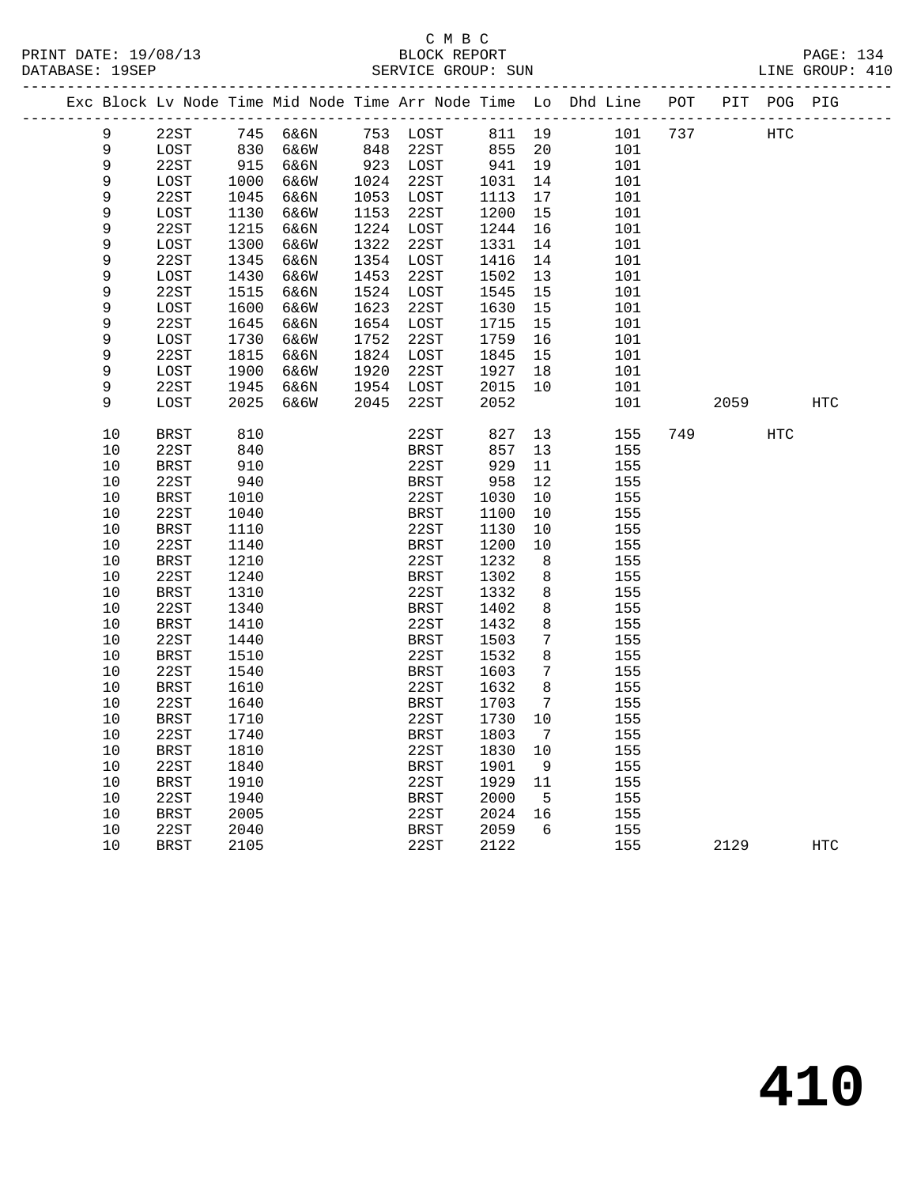C M B C
PRINT DATE: 19/08/13 BLOCK REPORT
DATABASE: 19SEP SERVICE GROUP: SUN LINE GROUP: 410

| Exc | Block | Lv Node | Time | Mid Node | Time | Arr Node | Time | Lo | Dhd Line | POT | PIT | POG | PIG |
|---|---|---|---|---|---|---|---|---|---|---|---|---|---|
| | 9 | 22ST | 745 | 6&6N | 753 | LOST | 811 | 19 | 101 | 737 | | HTC | |
| | 9 | LOST | 830 | 6&6W | 848 | 22ST | 855 | 20 | 101 | | | | |
| | 9 | 22ST | 915 | 6&6N | 923 | LOST | 941 | 19 | 101 | | | | |
| | 9 | LOST | 1000 | 6&6W | 1024 | 22ST | 1031 | 14 | 101 | | | | |
| | 9 | 22ST | 1045 | 6&6N | 1053 | LOST | 1113 | 17 | 101 | | | | |
| | 9 | LOST | 1130 | 6&6W | 1153 | 22ST | 1200 | 15 | 101 | | | | |
| | 9 | 22ST | 1215 | 6&6N | 1224 | LOST | 1244 | 16 | 101 | | | | |
| | 9 | LOST | 1300 | 6&6W | 1322 | 22ST | 1331 | 14 | 101 | | | | |
| | 9 | 22ST | 1345 | 6&6N | 1354 | LOST | 1416 | 14 | 101 | | | | |
| | 9 | LOST | 1430 | 6&6W | 1453 | 22ST | 1502 | 13 | 101 | | | | |
| | 9 | 22ST | 1515 | 6&6N | 1524 | LOST | 1545 | 15 | 101 | | | | |
| | 9 | LOST | 1600 | 6&6W | 1623 | 22ST | 1630 | 15 | 101 | | | | |
| | 9 | 22ST | 1645 | 6&6N | 1654 | LOST | 1715 | 15 | 101 | | | | |
| | 9 | LOST | 1730 | 6&6W | 1752 | 22ST | 1759 | 16 | 101 | | | | |
| | 9 | 22ST | 1815 | 6&6N | 1824 | LOST | 1845 | 15 | 101 | | | | |
| | 9 | LOST | 1900 | 6&6W | 1920 | 22ST | 1927 | 18 | 101 | | | | |
| | 9 | 22ST | 1945 | 6&6N | 1954 | LOST | 2015 | 10 | 101 | | | | |
| | 9 | LOST | 2025 | 6&6W | 2045 | 22ST | 2052 | | 101 | | 2059 | | HTC |
| | 10 | BRST | 810 | | | 22ST | 827 | 13 | 155 | 749 | | HTC | |
| | 10 | 22ST | 840 | | | BRST | 857 | 13 | 155 | | | | |
| | 10 | BRST | 910 | | | 22ST | 929 | 11 | 155 | | | | |
| | 10 | 22ST | 940 | | | BRST | 958 | 12 | 155 | | | | |
| | 10 | BRST | 1010 | | | 22ST | 1030 | 10 | 155 | | | | |
| | 10 | 22ST | 1040 | | | BRST | 1100 | 10 | 155 | | | | |
| | 10 | BRST | 1110 | | | 22ST | 1130 | 10 | 155 | | | | |
| | 10 | 22ST | 1140 | | | BRST | 1200 | 10 | 155 | | | | |
| | 10 | BRST | 1210 | | | 22ST | 1232 | 8 | 155 | | | | |
| | 10 | 22ST | 1240 | | | BRST | 1302 | 8 | 155 | | | | |
| | 10 | BRST | 1310 | | | 22ST | 1332 | 8 | 155 | | | | |
| | 10 | 22ST | 1340 | | | BRST | 1402 | 8 | 155 | | | | |
| | 10 | BRST | 1410 | | | 22ST | 1432 | 8 | 155 | | | | |
| | 10 | 22ST | 1440 | | | BRST | 1503 | 7 | 155 | | | | |
| | 10 | BRST | 1510 | | | 22ST | 1532 | 8 | 155 | | | | |
| | 10 | 22ST | 1540 | | | BRST | 1603 | 7 | 155 | | | | |
| | 10 | BRST | 1610 | | | 22ST | 1632 | 8 | 155 | | | | |
| | 10 | 22ST | 1640 | | | BRST | 1703 | 7 | 155 | | | | |
| | 10 | BRST | 1710 | | | 22ST | 1730 | 10 | 155 | | | | |
| | 10 | 22ST | 1740 | | | BRST | 1803 | 7 | 155 | | | | |
| | 10 | BRST | 1810 | | | 22ST | 1830 | 10 | 155 | | | | |
| | 10 | 22ST | 1840 | | | BRST | 1901 | 9 | 155 | | | | |
| | 10 | BRST | 1910 | | | 22ST | 1929 | 11 | 155 | | | | |
| | 10 | 22ST | 1940 | | | BRST | 2000 | 5 | 155 | | | | |
| | 10 | BRST | 2005 | | | 22ST | 2024 | 16 | 155 | | | | |
| | 10 | 22ST | 2040 | | | BRST | 2059 | 6 | 155 | | | | |
| | 10 | BRST | 2105 | | | 22ST | 2122 | | 155 | | 2129 | | HTC |

# 410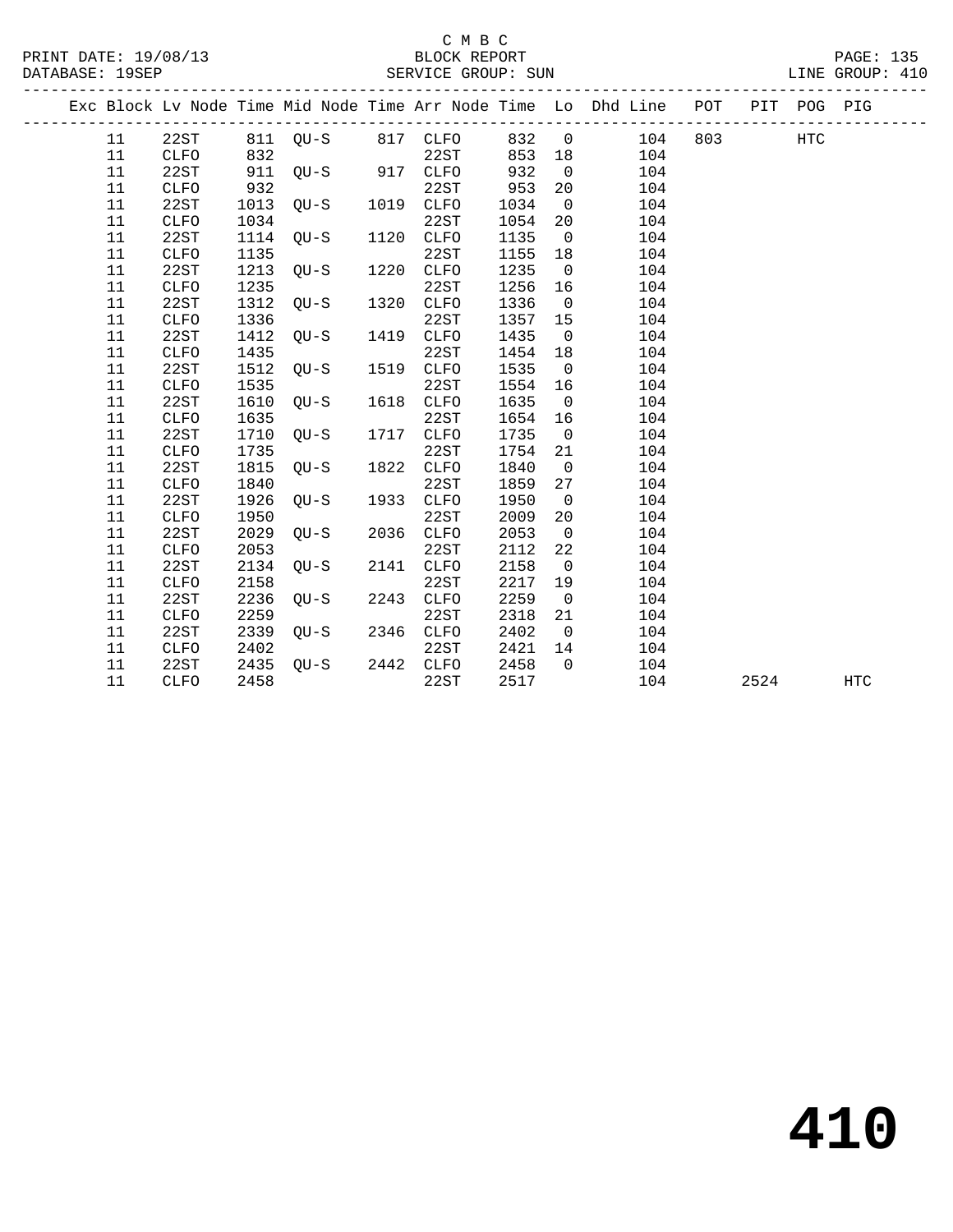C M B C

BLOCK REPORT

SERVICE GROUP: SUN

PRINT DATE: 19/08/13
DATABASE: 19SEP
LINE GROUP: 410

| Exc | Block | Lv | Node | Time | Mid Node | Time | Arr Node | Time | Lo | Dhd Line | POT | PIT | POG | PIG |
|---|---|---|---|---|---|---|---|---|---|---|---|---|---|---|
| | 11 | | 22ST | 811 | QU-S | 817 | CLFO | 832 | 0 | 104 | 803 | | HTC | |
| | 11 | | CLFO | 832 | | | 22ST | 853 | 18 | 104 | | | | |
| | 11 | | 22ST | 911 | QU-S | 917 | CLFO | 932 | 0 | 104 | | | | |
| | 11 | | CLFO | 932 | | | 22ST | 953 | 20 | 104 | | | | |
| | 11 | | 22ST | 1013 | QU-S | 1019 | CLFO | 1034 | 0 | 104 | | | | |
| | 11 | | CLFO | 1034 | | | 22ST | 1054 | 20 | 104 | | | | |
| | 11 | | 22ST | 1114 | QU-S | 1120 | CLFO | 1135 | 0 | 104 | | | | |
| | 11 | | CLFO | 1135 | | | 22ST | 1155 | 18 | 104 | | | | |
| | 11 | | 22ST | 1213 | QU-S | 1220 | CLFO | 1235 | 0 | 104 | | | | |
| | 11 | | CLFO | 1235 | | | 22ST | 1256 | 16 | 104 | | | | |
| | 11 | | 22ST | 1312 | QU-S | 1320 | CLFO | 1336 | 0 | 104 | | | | |
| | 11 | | CLFO | 1336 | | | 22ST | 1357 | 15 | 104 | | | | |
| | 11 | | 22ST | 1412 | QU-S | 1419 | CLFO | 1435 | 0 | 104 | | | | |
| | 11 | | CLFO | 1435 | | | 22ST | 1454 | 18 | 104 | | | | |
| | 11 | | 22ST | 1512 | QU-S | 1519 | CLFO | 1535 | 0 | 104 | | | | |
| | 11 | | CLFO | 1535 | | | 22ST | 1554 | 16 | 104 | | | | |
| | 11 | | 22ST | 1610 | QU-S | 1618 | CLFO | 1635 | 0 | 104 | | | | |
| | 11 | | CLFO | 1635 | | | 22ST | 1654 | 16 | 104 | | | | |
| | 11 | | 22ST | 1710 | QU-S | 1717 | CLFO | 1735 | 0 | 104 | | | | |
| | 11 | | CLFO | 1735 | | | 22ST | 1754 | 21 | 104 | | | | |
| | 11 | | 22ST | 1815 | QU-S | 1822 | CLFO | 1840 | 0 | 104 | | | | |
| | 11 | | CLFO | 1840 | | | 22ST | 1859 | 27 | 104 | | | | |
| | 11 | | 22ST | 1926 | QU-S | 1933 | CLFO | 1950 | 0 | 104 | | | | |
| | 11 | | CLFO | 1950 | | | 22ST | 2009 | 20 | 104 | | | | |
| | 11 | | 22ST | 2029 | QU-S | 2036 | CLFO | 2053 | 0 | 104 | | | | |
| | 11 | | CLFO | 2053 | | | 22ST | 2112 | 22 | 104 | | | | |
| | 11 | | 22ST | 2134 | QU-S | 2141 | CLFO | 2158 | 0 | 104 | | | | |
| | 11 | | CLFO | 2158 | | | 22ST | 2217 | 19 | 104 | | | | |
| | 11 | | 22ST | 2236 | QU-S | 2243 | CLFO | 2259 | 0 | 104 | | | | |
| | 11 | | CLFO | 2259 | | | 22ST | 2318 | 21 | 104 | | | | |
| | 11 | | 22ST | 2339 | QU-S | 2346 | CLFO | 2402 | 0 | 104 | | | | |
| | 11 | | CLFO | 2402 | | | 22ST | 2421 | 14 | 104 | | | | |
| | 11 | | 22ST | 2435 | QU-S | 2442 | CLFO | 2458 | 0 | 104 | | | | |
| | 11 | | CLFO | 2458 | | | 22ST | 2517 | | 104 | | 2524 | | HTC |

410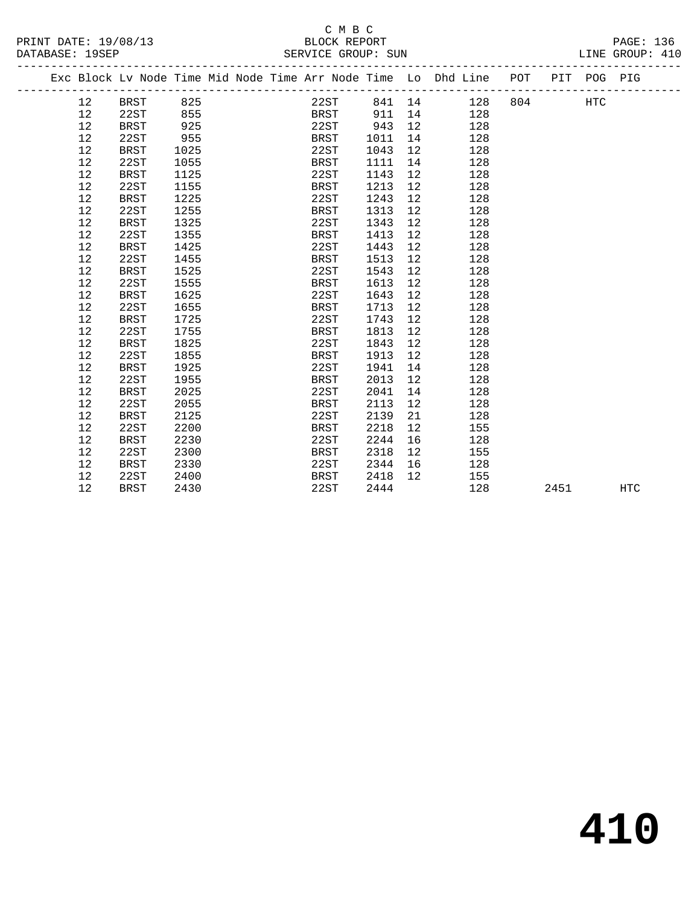C M B C

BLOCK REPORT

SERVICE GROUP: SUN

LINE GROUP: 410

PRINT DATE: 19/08/13

DATABASE: 19SEP

| Exc | Block | Lv Node | Time | Mid Node | Time | Arr Node | Time | Lo | Dhd Line | POT | PIT | POG | PIG |
|---|---|---|---|---|---|---|---|---|---|---|---|---|---|
| | 12 | BRST | 825 | | | 22ST | 841 | 14 | 128 | 804 | | HTC | |
| | 12 | 22ST | 855 | | | BRST | 911 | 14 | 128 | | | | |
| | 12 | BRST | 925 | | | 22ST | 943 | 12 | 128 | | | | |
| | 12 | 22ST | 955 | | | BRST | 1011 | 14 | 128 | | | | |
| | 12 | BRST | 1025 | | | 22ST | 1043 | 12 | 128 | | | | |
| | 12 | 22ST | 1055 | | | BRST | 1111 | 14 | 128 | | | | |
| | 12 | BRST | 1125 | | | 22ST | 1143 | 12 | 128 | | | | |
| | 12 | 22ST | 1155 | | | BRST | 1213 | 12 | 128 | | | | |
| | 12 | BRST | 1225 | | | 22ST | 1243 | 12 | 128 | | | | |
| | 12 | 22ST | 1255 | | | BRST | 1313 | 12 | 128 | | | | |
| | 12 | BRST | 1325 | | | 22ST | 1343 | 12 | 128 | | | | |
| | 12 | 22ST | 1355 | | | BRST | 1413 | 12 | 128 | | | | |
| | 12 | BRST | 1425 | | | 22ST | 1443 | 12 | 128 | | | | |
| | 12 | 22ST | 1455 | | | BRST | 1513 | 12 | 128 | | | | |
| | 12 | BRST | 1525 | | | 22ST | 1543 | 12 | 128 | | | | |
| | 12 | 22ST | 1555 | | | BRST | 1613 | 12 | 128 | | | | |
| | 12 | BRST | 1625 | | | 22ST | 1643 | 12 | 128 | | | | |
| | 12 | 22ST | 1655 | | | BRST | 1713 | 12 | 128 | | | | |
| | 12 | BRST | 1725 | | | 22ST | 1743 | 12 | 128 | | | | |
| | 12 | 22ST | 1755 | | | BRST | 1813 | 12 | 128 | | | | |
| | 12 | BRST | 1825 | | | 22ST | 1843 | 12 | 128 | | | | |
| | 12 | 22ST | 1855 | | | BRST | 1913 | 12 | 128 | | | | |
| | 12 | BRST | 1925 | | | 22ST | 1941 | 14 | 128 | | | | |
| | 12 | 22ST | 1955 | | | BRST | 2013 | 12 | 128 | | | | |
| | 12 | BRST | 2025 | | | 22ST | 2041 | 14 | 128 | | | | |
| | 12 | 22ST | 2055 | | | BRST | 2113 | 12 | 128 | | | | |
| | 12 | BRST | 2125 | | | 22ST | 2139 | 21 | 128 | | | | |
| | 12 | 22ST | 2200 | | | BRST | 2218 | 12 | 155 | | | | |
| | 12 | BRST | 2230 | | | 22ST | 2244 | 16 | 128 | | | | |
| | 12 | 22ST | 2300 | | | BRST | 2318 | 12 | 155 | | | | |
| | 12 | BRST | 2330 | | | 22ST | 2344 | 16 | 128 | | | | |
| | 12 | 22ST | 2400 | | | BRST | 2418 | 12 | 155 | | | | |
| | 12 | BRST | 2430 | | | 22ST | 2444 | | 128 | | 2451 | | HTC |

# 410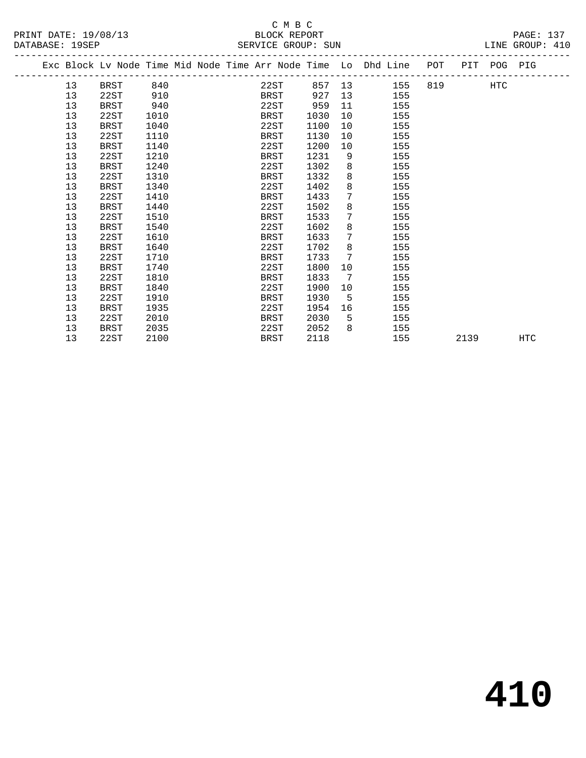C M B C
BLOCK REPORT
SERVICE GROUP: SUN

PRINT DATE: 19/08/13
DATABASE: 19SEP
LINE GROUP: 410

| Exc | Block | Lv | Node | Time | Mid | Node | Time | Arr | Node | Time | Lo | Dhd | Line | POT | PIT | POG | PIG |
|---|---|---|---|---|---|---|---|---|---|---|---|---|---|---|---|---|---|
| | 13 | | BRST | 840 | | | | | 22ST | 857 | 13 | | 155 | 819 | | HTC | |
| | 13 | | 22ST | 910 | | | | | BRST | 927 | 13 | | 155 | | | | |
| | 13 | | BRST | 940 | | | | | 22ST | 959 | 11 | | 155 | | | | |
| | 13 | | 22ST | 1010 | | | | | BRST | 1030 | 10 | | 155 | | | | |
| | 13 | | BRST | 1040 | | | | | 22ST | 1100 | 10 | | 155 | | | | |
| | 13 | | 22ST | 1110 | | | | | BRST | 1130 | 10 | | 155 | | | | |
| | 13 | | BRST | 1140 | | | | | 22ST | 1200 | 10 | | 155 | | | | |
| | 13 | | 22ST | 1210 | | | | | BRST | 1231 | 9 | | 155 | | | | |
| | 13 | | BRST | 1240 | | | | | 22ST | 1302 | 8 | | 155 | | | | |
| | 13 | | 22ST | 1310 | | | | | BRST | 1332 | 8 | | 155 | | | | |
| | 13 | | BRST | 1340 | | | | | 22ST | 1402 | 8 | | 155 | | | | |
| | 13 | | 22ST | 1410 | | | | | BRST | 1433 | 7 | | 155 | | | | |
| | 13 | | BRST | 1440 | | | | | 22ST | 1502 | 8 | | 155 | | | | |
| | 13 | | 22ST | 1510 | | | | | BRST | 1533 | 7 | | 155 | | | | |
| | 13 | | BRST | 1540 | | | | | 22ST | 1602 | 8 | | 155 | | | | |
| | 13 | | 22ST | 1610 | | | | | BRST | 1633 | 7 | | 155 | | | | |
| | 13 | | BRST | 1640 | | | | | 22ST | 1702 | 8 | | 155 | | | | |
| | 13 | | 22ST | 1710 | | | | | BRST | 1733 | 7 | | 155 | | | | |
| | 13 | | BRST | 1740 | | | | | 22ST | 1800 | 10 | | 155 | | | | |
| | 13 | | 22ST | 1810 | | | | | BRST | 1833 | 7 | | 155 | | | | |
| | 13 | | BRST | 1840 | | | | | 22ST | 1900 | 10 | | 155 | | | | |
| | 13 | | 22ST | 1910 | | | | | BRST | 1930 | 5 | | 155 | | | | |
| | 13 | | BRST | 1935 | | | | | 22ST | 1954 | 16 | | 155 | | | | |
| | 13 | | 22ST | 2010 | | | | | BRST | 2030 | 5 | | 155 | | | | |
| | 13 | | BRST | 2035 | | | | | 22ST | 2052 | 8 | | 155 | | | | |
| | 13 | | 22ST | 2100 | | | | | BRST | 2118 | | | 155 | | 2139 | | HTC |

410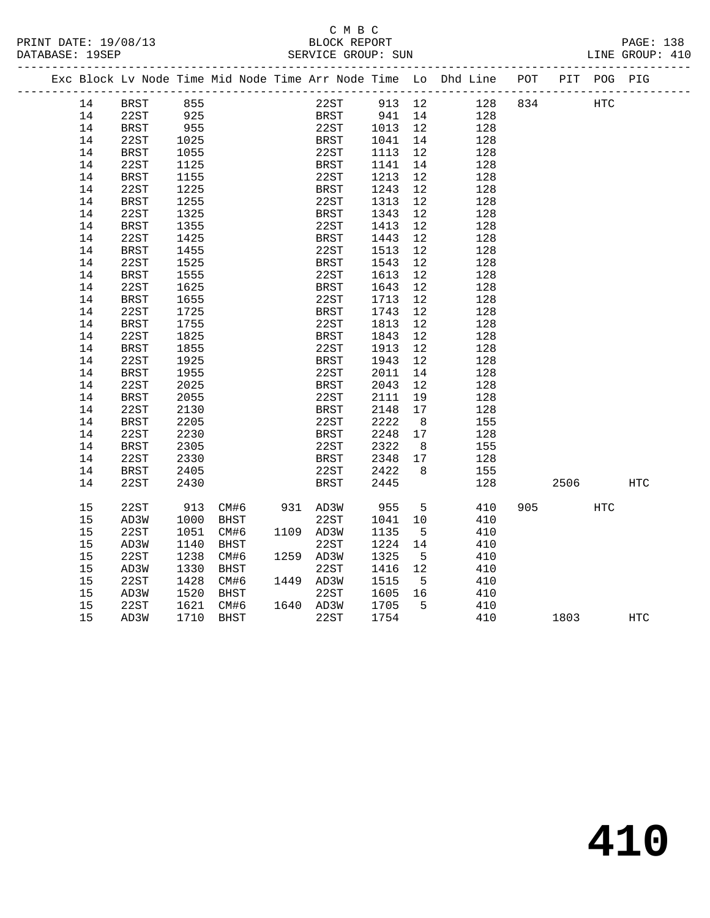C M B C

BLOCK REPORT

SERVICE GROUP: SUN

PRINT DATE: 19/08/13
DATABASE: 19SEP
LINE GROUP: 410

| Exc | Block | Lv Node | Time | Mid Node | Time | Arr Node | Time | Lo | Dhd Line | POT | PIT | POG | PIG |
|---|---|---|---|---|---|---|---|---|---|---|---|---|---|
| | 14 | BRST | 855 | | | 22ST | 913 | 12 | 128 | 834 | | HTC | |
| | 14 | 22ST | 925 | | | BRST | 941 | 14 | 128 | | | | |
| | 14 | BRST | 955 | | | 22ST | 1013 | 12 | 128 | | | | |
| | 14 | 22ST | 1025 | | | BRST | 1041 | 14 | 128 | | | | |
| | 14 | BRST | 1055 | | | 22ST | 1113 | 12 | 128 | | | | |
| | 14 | 22ST | 1125 | | | BRST | 1141 | 14 | 128 | | | | |
| | 14 | BRST | 1155 | | | 22ST | 1213 | 12 | 128 | | | | |
| | 14 | 22ST | 1225 | | | BRST | 1243 | 12 | 128 | | | | |
| | 14 | BRST | 1255 | | | 22ST | 1313 | 12 | 128 | | | | |
| | 14 | 22ST | 1325 | | | BRST | 1343 | 12 | 128 | | | | |
| | 14 | BRST | 1355 | | | 22ST | 1413 | 12 | 128 | | | | |
| | 14 | 22ST | 1425 | | | BRST | 1443 | 12 | 128 | | | | |
| | 14 | BRST | 1455 | | | 22ST | 1513 | 12 | 128 | | | | |
| | 14 | 22ST | 1525 | | | BRST | 1543 | 12 | 128 | | | | |
| | 14 | BRST | 1555 | | | 22ST | 1613 | 12 | 128 | | | | |
| | 14 | 22ST | 1625 | | | BRST | 1643 | 12 | 128 | | | | |
| | 14 | BRST | 1655 | | | 22ST | 1713 | 12 | 128 | | | | |
| | 14 | 22ST | 1725 | | | BRST | 1743 | 12 | 128 | | | | |
| | 14 | BRST | 1755 | | | 22ST | 1813 | 12 | 128 | | | | |
| | 14 | 22ST | 1825 | | | BRST | 1843 | 12 | 128 | | | | |
| | 14 | BRST | 1855 | | | 22ST | 1913 | 12 | 128 | | | | |
| | 14 | 22ST | 1925 | | | BRST | 1943 | 12 | 128 | | | | |
| | 14 | BRST | 1955 | | | 22ST | 2011 | 14 | 128 | | | | |
| | 14 | 22ST | 2025 | | | BRST | 2043 | 12 | 128 | | | | |
| | 14 | BRST | 2055 | | | 22ST | 2111 | 19 | 128 | | | | |
| | 14 | 22ST | 2130 | | | BRST | 2148 | 17 | 128 | | | | |
| | 14 | BRST | 2205 | | | 22ST | 2222 | 8 | 155 | | | | |
| | 14 | 22ST | 2230 | | | BRST | 2248 | 17 | 128 | | | | |
| | 14 | BRST | 2305 | | | 22ST | 2322 | 8 | 155 | | | | |
| | 14 | 22ST | 2330 | | | BRST | 2348 | 17 | 128 | | | | |
| | 14 | BRST | 2405 | | | 22ST | 2422 | 8 | 155 | | | | |
| | 14 | 22ST | 2430 | | | BRST | 2445 | | 128 | | 2506 | | HTC |
| | 15 | 22ST | 913 | CM#6 | 931 | AD3W | 955 | 5 | 410 | 905 | | HTC | |
| | 15 | AD3W | 1000 | BHST | | 22ST | 1041 | 10 | 410 | | | | |
| | 15 | 22ST | 1051 | CM#6 | 1109 | AD3W | 1135 | 5 | 410 | | | | |
| | 15 | AD3W | 1140 | BHST | | 22ST | 1224 | 14 | 410 | | | | |
| | 15 | 22ST | 1238 | CM#6 | 1259 | AD3W | 1325 | 5 | 410 | | | | |
| | 15 | AD3W | 1330 | BHST | | 22ST | 1416 | 12 | 410 | | | | |
| | 15 | 22ST | 1428 | CM#6 | 1449 | AD3W | 1515 | 5 | 410 | | | | |
| | 15 | AD3W | 1520 | BHST | | 22ST | 1605 | 16 | 410 | | | | |
| | 15 | 22ST | 1621 | CM#6 | 1640 | AD3W | 1705 | 5 | 410 | | | | |
| | 15 | AD3W | 1710 | BHST | | 22ST | 1754 | | 410 | | 1803 | | HTC |

# 410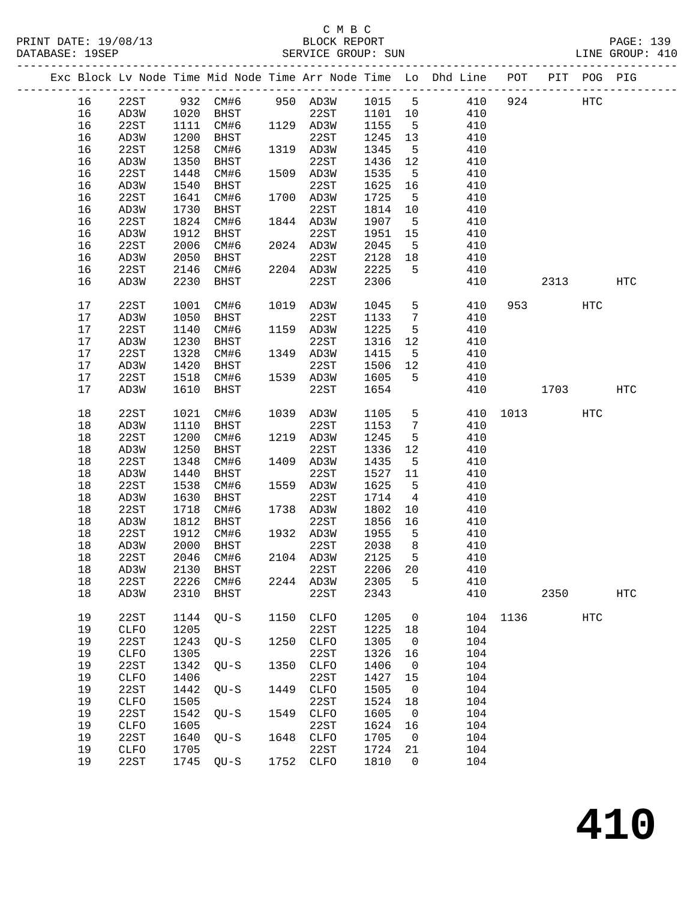C M B C
PRINT DATE: 19/08/13 BLOCK REPORT
DATABASE: 19SEP SERVICE GROUP: SUN LINE GROUP: 410

| Exc | Block | Lv Node | Time | Mid Node | Time | Arr Node | Time | Lo | Dhd Line | POT | PIT | POG | PIG |
|---|---|---|---|---|---|---|---|---|---|---|---|---|---|
| | 16 | 22ST | 932 | CM#6 | 950 | AD3W | 1015 | 5 | 410 | 924 | | HTC | |
| | 16 | AD3W | 1020 | BHST | | 22ST | 1101 | 10 | 410 | | | | |
| | 16 | 22ST | 1111 | CM#6 | 1129 | AD3W | 1155 | 5 | 410 | | | | |
| | 16 | AD3W | 1200 | BHST | | 22ST | 1245 | 13 | 410 | | | | |
| | 16 | 22ST | 1258 | CM#6 | 1319 | AD3W | 1345 | 5 | 410 | | | | |
| | 16 | AD3W | 1350 | BHST | | 22ST | 1436 | 12 | 410 | | | | |
| | 16 | 22ST | 1448 | CM#6 | 1509 | AD3W | 1535 | 5 | 410 | | | | |
| | 16 | AD3W | 1540 | BHST | | 22ST | 1625 | 16 | 410 | | | | |
| | 16 | 22ST | 1641 | CM#6 | 1700 | AD3W | 1725 | 5 | 410 | | | | |
| | 16 | AD3W | 1730 | BHST | | 22ST | 1814 | 10 | 410 | | | | |
| | 16 | 22ST | 1824 | CM#6 | 1844 | AD3W | 1907 | 5 | 410 | | | | |
| | 16 | AD3W | 1912 | BHST | | 22ST | 1951 | 15 | 410 | | | | |
| | 16 | 22ST | 2006 | CM#6 | 2024 | AD3W | 2045 | 5 | 410 | | | | |
| | 16 | AD3W | 2050 | BHST | | 22ST | 2128 | 18 | 410 | | | | |
| | 16 | 22ST | 2146 | CM#6 | 2204 | AD3W | 2225 | 5 | 410 | | | | |
| | 16 | AD3W | 2230 | BHST | | 22ST | 2306 | | 410 | | 2313 | | HTC |
| | 17 | 22ST | 1001 | CM#6 | 1019 | AD3W | 1045 | 5 | 410 | 953 | | HTC | |
| | 17 | AD3W | 1050 | BHST | | 22ST | 1133 | 7 | 410 | | | | |
| | 17 | 22ST | 1140 | CM#6 | 1159 | AD3W | 1225 | 5 | 410 | | | | |
| | 17 | AD3W | 1230 | BHST | | 22ST | 1316 | 12 | 410 | | | | |
| | 17 | 22ST | 1328 | CM#6 | 1349 | AD3W | 1415 | 5 | 410 | | | | |
| | 17 | AD3W | 1420 | BHST | | 22ST | 1506 | 12 | 410 | | | | |
| | 17 | 22ST | 1518 | CM#6 | 1539 | AD3W | 1605 | 5 | 410 | | | | |
| | 17 | AD3W | 1610 | BHST | | 22ST | 1654 | | 410 | | 1703 | | HTC |
| | 18 | 22ST | 1021 | CM#6 | 1039 | AD3W | 1105 | 5 | 410 | 1013 | | HTC | |
| | 18 | AD3W | 1110 | BHST | | 22ST | 1153 | 7 | 410 | | | | |
| | 18 | 22ST | 1200 | CM#6 | 1219 | AD3W | 1245 | 5 | 410 | | | | |
| | 18 | AD3W | 1250 | BHST | | 22ST | 1336 | 12 | 410 | | | | |
| | 18 | 22ST | 1348 | CM#6 | 1409 | AD3W | 1435 | 5 | 410 | | | | |
| | 18 | AD3W | 1440 | BHST | | 22ST | 1527 | 11 | 410 | | | | |
| | 18 | 22ST | 1538 | CM#6 | 1559 | AD3W | 1625 | 5 | 410 | | | | |
| | 18 | AD3W | 1630 | BHST | | 22ST | 1714 | 4 | 410 | | | | |
| | 18 | 22ST | 1718 | CM#6 | 1738 | AD3W | 1802 | 10 | 410 | | | | |
| | 18 | AD3W | 1812 | BHST | | 22ST | 1856 | 16 | 410 | | | | |
| | 18 | 22ST | 1912 | CM#6 | 1932 | AD3W | 1955 | 5 | 410 | | | | |
| | 18 | AD3W | 2000 | BHST | | 22ST | 2038 | 8 | 410 | | | | |
| | 18 | 22ST | 2046 | CM#6 | 2104 | AD3W | 2125 | 5 | 410 | | | | |
| | 18 | AD3W | 2130 | BHST | | 22ST | 2206 | 20 | 410 | | | | |
| | 18 | 22ST | 2226 | CM#6 | 2244 | AD3W | 2305 | 5 | 410 | | | | |
| | 18 | AD3W | 2310 | BHST | | 22ST | 2343 | | 410 | | 2350 | | HTC |
| | 19 | 22ST | 1144 | QU-S | 1150 | CLFO | 1205 | 0 | 104 | 1136 | | HTC | |
| | 19 | CLFO | 1205 | | | 22ST | 1225 | 18 | 104 | | | | |
| | 19 | 22ST | 1243 | QU-S | 1250 | CLFO | 1305 | 0 | 104 | | | | |
| | 19 | CLFO | 1305 | | | 22ST | 1326 | 16 | 104 | | | | |
| | 19 | 22ST | 1342 | QU-S | 1350 | CLFO | 1406 | 0 | 104 | | | | |
| | 19 | CLFO | 1406 | | | 22ST | 1427 | 15 | 104 | | | | |
| | 19 | 22ST | 1442 | QU-S | 1449 | CLFO | 1505 | 0 | 104 | | | | |
| | 19 | CLFO | 1505 | | | 22ST | 1524 | 18 | 104 | | | | |
| | 19 | 22ST | 1542 | QU-S | 1549 | CLFO | 1605 | 0 | 104 | | | | |
| | 19 | CLFO | 1605 | | | 22ST | 1624 | 16 | 104 | | | | |
| | 19 | 22ST | 1640 | QU-S | 1648 | CLFO | 1705 | 0 | 104 | | | | |
| | 19 | CLFO | 1705 | | | 22ST | 1724 | 21 | 104 | | | | |
| | 19 | 22ST | 1745 | QU-S | 1752 | CLFO | 1810 | 0 | 104 | | | | |

# 410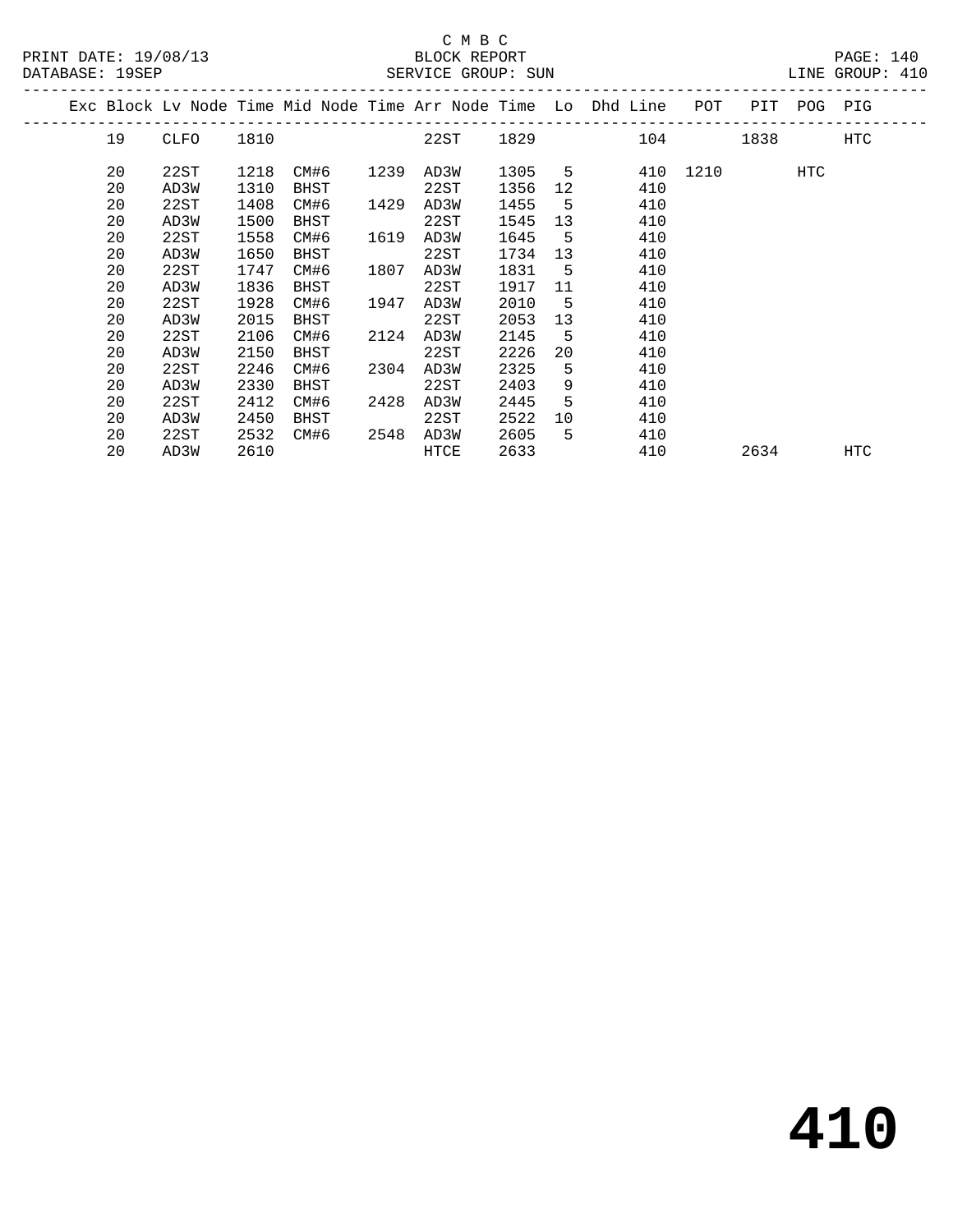C M B C
BLOCK REPORT
SERVICE GROUP: SUN

PRINT DATE: 19/08/13
DATABASE: 19SEP
LINE GROUP: 410

| Exc | Block | Lv Node | Time | Mid Node | Time | Arr Node | Time | Lo | Dhd Line | POT | PIT | POG | PIG |
|---|---|---|---|---|---|---|---|---|---|---|---|---|---|
| | 19 | CLFO | 1810 | | | 22ST | 1829 | | 104 | | 1838 | | HTC |
| | 20 | 22ST | 1218 | CM#6 | 1239 | AD3W | 1305 | 5 | 410 | 1210 | | HTC | |
| | 20 | AD3W | 1310 | BHST | | 22ST | 1356 | 12 | 410 | | | | |
| | 20 | 22ST | 1408 | CM#6 | 1429 | AD3W | 1455 | 5 | 410 | | | | |
| | 20 | AD3W | 1500 | BHST | | 22ST | 1545 | 13 | 410 | | | | |
| | 20 | 22ST | 1558 | CM#6 | 1619 | AD3W | 1645 | 5 | 410 | | | | |
| | 20 | AD3W | 1650 | BHST | | 22ST | 1734 | 13 | 410 | | | | |
| | 20 | 22ST | 1747 | CM#6 | 1807 | AD3W | 1831 | 5 | 410 | | | | |
| | 20 | AD3W | 1836 | BHST | | 22ST | 1917 | 11 | 410 | | | | |
| | 20 | 22ST | 1928 | CM#6 | 1947 | AD3W | 2010 | 5 | 410 | | | | |
| | 20 | AD3W | 2015 | BHST | | 22ST | 2053 | 13 | 410 | | | | |
| | 20 | 22ST | 2106 | CM#6 | 2124 | AD3W | 2145 | 5 | 410 | | | | |
| | 20 | AD3W | 2150 | BHST | | 22ST | 2226 | 20 | 410 | | | | |
| | 20 | 22ST | 2246 | CM#6 | 2304 | AD3W | 2325 | 5 | 410 | | | | |
| | 20 | AD3W | 2330 | BHST | | 22ST | 2403 | 9 | 410 | | | | |
| | 20 | 22ST | 2412 | CM#6 | 2428 | AD3W | 2445 | 5 | 410 | | | | |
| | 20 | AD3W | 2450 | BHST | | 22ST | 2522 | 10 | 410 | | | | |
| | 20 | 22ST | 2532 | CM#6 | 2548 | AD3W | 2605 | 5 | 410 | | | | |
| | 20 | AD3W | 2610 | | | HTCE | 2633 | | 410 | | 2634 | | HTC |

# 410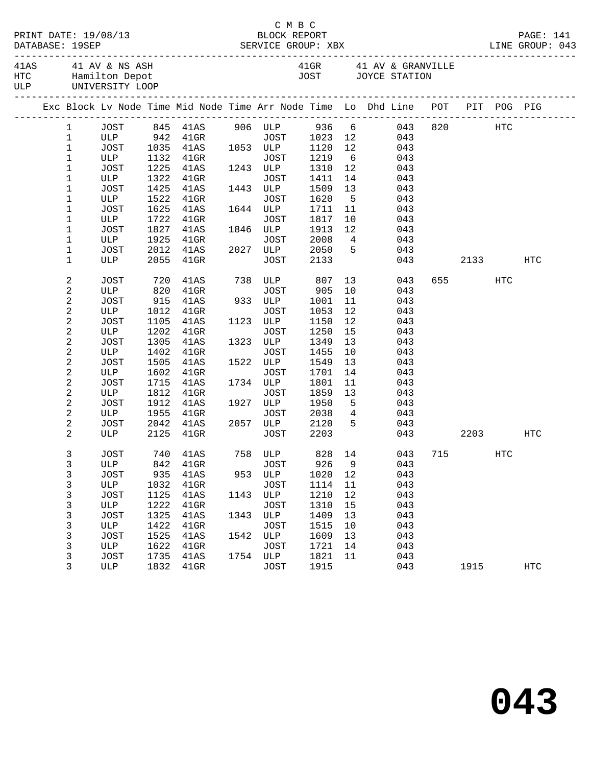C M B C
PRINT DATE: 19/08/13 BLOCK REPORT
DATABASE: 19SEP SERVICE GROUP: XBX LINE GROUP: 043

| Code | Description | Code | Description |
|---|---|---|---|
| 41AS | 41 AV & NS ASH | 41GR | 41 AV & GRANVILLE |
| HTC | Hamilton Depot | JOST | JOYCE STATION |
| ULP | UNIVERSITY LOOP | | |

| Exc | Block | Lv Node | Time | Mid Node | Time | Arr Node | Time | Lo | Dhd Line | POT | PIT | POG | PIG |
|---|---|---|---|---|---|---|---|---|---|---|---|---|---|
| | 1 | JOST | 845 | 41AS | 906 | ULP | 936 | 6 | 043 | 820 | | HTC | |
| | 1 | ULP | 942 | 41GR | | JOST | 1023 | 12 | 043 | | | | |
| | 1 | JOST | 1035 | 41AS | 1053 | ULP | 1120 | 12 | 043 | | | | |
| | 1 | ULP | 1132 | 41GR | | JOST | 1219 | 6 | 043 | | | | |
| | 1 | JOST | 1225 | 41AS | 1243 | ULP | 1310 | 12 | 043 | | | | |
| | 1 | ULP | 1322 | 41GR | | JOST | 1411 | 14 | 043 | | | | |
| | 1 | JOST | 1425 | 41AS | 1443 | ULP | 1509 | 13 | 043 | | | | |
| | 1 | ULP | 1522 | 41GR | | JOST | 1620 | 5 | 043 | | | | |
| | 1 | JOST | 1625 | 41AS | 1644 | ULP | 1711 | 11 | 043 | | | | |
| | 1 | ULP | 1722 | 41GR | | JOST | 1817 | 10 | 043 | | | | |
| | 1 | JOST | 1827 | 41AS | 1846 | ULP | 1913 | 12 | 043 | | | | |
| | 1 | ULP | 1925 | 41GR | | JOST | 2008 | 4 | 043 | | | | |
| | 1 | JOST | 2012 | 41AS | 2027 | ULP | 2050 | 5 | 043 | | | | |
| | 1 | ULP | 2055 | 41GR | | JOST | 2133 | | 043 | | 2133 | | HTC |
| | 2 | JOST | 720 | 41AS | 738 | ULP | 807 | 13 | 043 | 655 | | HTC | |
| | 2 | ULP | 820 | 41GR | | JOST | 905 | 10 | 043 | | | | |
| | 2 | JOST | 915 | 41AS | 933 | ULP | 1001 | 11 | 043 | | | | |
| | 2 | ULP | 1012 | 41GR | | JOST | 1053 | 12 | 043 | | | | |
| | 2 | JOST | 1105 | 41AS | 1123 | ULP | 1150 | 12 | 043 | | | | |
| | 2 | ULP | 1202 | 41GR | | JOST | 1250 | 15 | 043 | | | | |
| | 2 | JOST | 1305 | 41AS | 1323 | ULP | 1349 | 13 | 043 | | | | |
| | 2 | ULP | 1402 | 41GR | | JOST | 1455 | 10 | 043 | | | | |
| | 2 | JOST | 1505 | 41AS | 1522 | ULP | 1549 | 13 | 043 | | | | |
| | 2 | ULP | 1602 | 41GR | | JOST | 1701 | 14 | 043 | | | | |
| | 2 | JOST | 1715 | 41AS | 1734 | ULP | 1801 | 11 | 043 | | | | |
| | 2 | ULP | 1812 | 41GR | | JOST | 1859 | 13 | 043 | | | | |
| | 2 | JOST | 1912 | 41AS | 1927 | ULP | 1950 | 5 | 043 | | | | |
| | 2 | ULP | 1955 | 41GR | | JOST | 2038 | 4 | 043 | | | | |
| | 2 | JOST | 2042 | 41AS | 2057 | ULP | 2120 | 5 | 043 | | | | |
| | 2 | ULP | 2125 | 41GR | | JOST | 2203 | | 043 | | 2203 | | HTC |
| | 3 | JOST | 740 | 41AS | 758 | ULP | 828 | 14 | 043 | 715 | | HTC | |
| | 3 | ULP | 842 | 41GR | | JOST | 926 | 9 | 043 | | | | |
| | 3 | JOST | 935 | 41AS | 953 | ULP | 1020 | 12 | 043 | | | | |
| | 3 | ULP | 1032 | 41GR | | JOST | 1114 | 11 | 043 | | | | |
| | 3 | JOST | 1125 | 41AS | 1143 | ULP | 1210 | 12 | 043 | | | | |
| | 3 | ULP | 1222 | 41GR | | JOST | 1310 | 15 | 043 | | | | |
| | 3 | JOST | 1325 | 41AS | 1343 | ULP | 1409 | 13 | 043 | | | | |
| | 3 | ULP | 1422 | 41GR | | JOST | 1515 | 10 | 043 | | | | |
| | 3 | JOST | 1525 | 41AS | 1542 | ULP | 1609 | 13 | 043 | | | | |
| | 3 | ULP | 1622 | 41GR | | JOST | 1721 | 14 | 043 | | | | |
| | 3 | JOST | 1735 | 41AS | 1754 | ULP | 1821 | 11 | 043 | | | | |
| | 3 | ULP | 1832 | 41GR | | JOST | 1915 | | 043 | | 1915 | | HTC |

# 043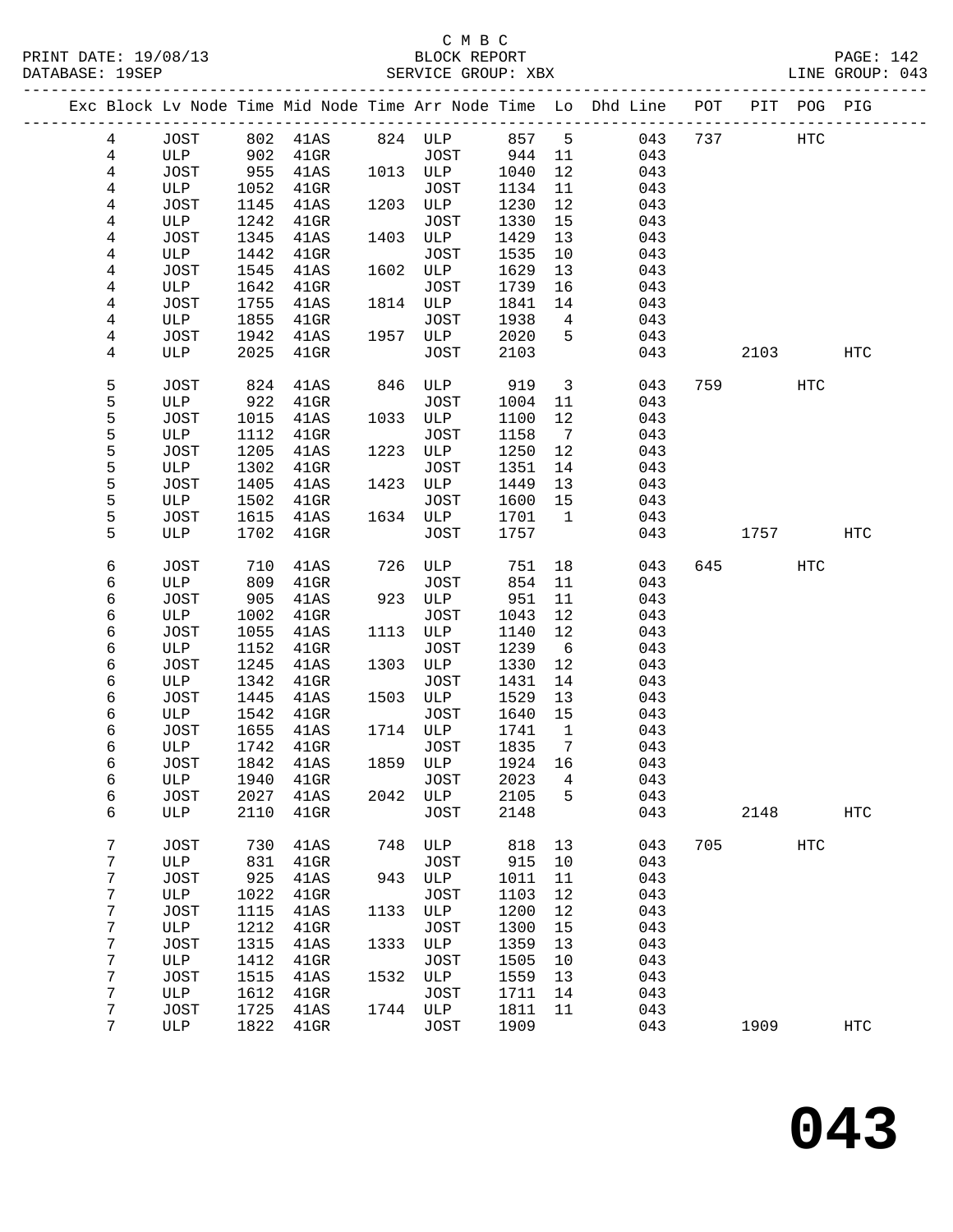C M B C
PRINT DATE: 19/08/13 BLOCK REPORT
DATABASE: 19SEP SERVICE GROUP: XBX LINE GROUP: 043

| Exc | Block | Lv | Node | Time | Mid Node | Time | Arr Node | Time | Lo | Dhd Line | POT | PIT | POG | PIG |
|---|---|---|---|---|---|---|---|---|---|---|---|---|---|---|
| | 4 | | JOST | 802 | 41AS | 824 | ULP | 857 | 5 | 043 | 737 | | HTC | |
| | 4 | | ULP | 902 | 41GR | | JOST | 944 | 11 | 043 | | | | |
| | 4 | | JOST | 955 | 41AS | 1013 | ULP | 1040 | 12 | 043 | | | | |
| | 4 | | ULP | 1052 | 41GR | | JOST | 1134 | 11 | 043 | | | | |
| | 4 | | JOST | 1145 | 41AS | 1203 | ULP | 1230 | 12 | 043 | | | | |
| | 4 | | ULP | 1242 | 41GR | | JOST | 1330 | 15 | 043 | | | | |
| | 4 | | JOST | 1345 | 41AS | 1403 | ULP | 1429 | 13 | 043 | | | | |
| | 4 | | ULP | 1442 | 41GR | | JOST | 1535 | 10 | 043 | | | | |
| | 4 | | JOST | 1545 | 41AS | 1602 | ULP | 1629 | 13 | 043 | | | | |
| | 4 | | ULP | 1642 | 41GR | | JOST | 1739 | 16 | 043 | | | | |
| | 4 | | JOST | 1755 | 41AS | 1814 | ULP | 1841 | 14 | 043 | | | | |
| | 4 | | ULP | 1855 | 41GR | | JOST | 1938 | 4 | 043 | | | | |
| | 4 | | JOST | 1942 | 41AS | 1957 | ULP | 2020 | 5 | 043 | | | | |
| | 4 | | ULP | 2025 | 41GR | | JOST | 2103 | | 043 | | 2103 | | HTC |
| | 5 | | JOST | 824 | 41AS | 846 | ULP | 919 | 3 | 043 | 759 | | HTC | |
| | 5 | | ULP | 922 | 41GR | | JOST | 1004 | 11 | 043 | | | | |
| | 5 | | JOST | 1015 | 41AS | 1033 | ULP | 1100 | 12 | 043 | | | | |
| | 5 | | ULP | 1112 | 41GR | | JOST | 1158 | 7 | 043 | | | | |
| | 5 | | JOST | 1205 | 41AS | 1223 | ULP | 1250 | 12 | 043 | | | | |
| | 5 | | ULP | 1302 | 41GR | | JOST | 1351 | 14 | 043 | | | | |
| | 5 | | JOST | 1405 | 41AS | 1423 | ULP | 1449 | 13 | 043 | | | | |
| | 5 | | ULP | 1502 | 41GR | | JOST | 1600 | 15 | 043 | | | | |
| | 5 | | JOST | 1615 | 41AS | 1634 | ULP | 1701 | 1 | 043 | | | | |
| | 5 | | ULP | 1702 | 41GR | | JOST | 1757 | | 043 | | 1757 | | HTC |
| | 6 | | JOST | 710 | 41AS | 726 | ULP | 751 | 18 | 043 | 645 | | HTC | |
| | 6 | | ULP | 809 | 41GR | | JOST | 854 | 11 | 043 | | | | |
| | 6 | | JOST | 905 | 41AS | 923 | ULP | 951 | 11 | 043 | | | | |
| | 6 | | ULP | 1002 | 41GR | | JOST | 1043 | 12 | 043 | | | | |
| | 6 | | JOST | 1055 | 41AS | 1113 | ULP | 1140 | 12 | 043 | | | | |
| | 6 | | ULP | 1152 | 41GR | | JOST | 1239 | 6 | 043 | | | | |
| | 6 | | JOST | 1245 | 41AS | 1303 | ULP | 1330 | 12 | 043 | | | | |
| | 6 | | ULP | 1342 | 41GR | | JOST | 1431 | 14 | 043 | | | | |
| | 6 | | JOST | 1445 | 41AS | 1503 | ULP | 1529 | 13 | 043 | | | | |
| | 6 | | ULP | 1542 | 41GR | | JOST | 1640 | 15 | 043 | | | | |
| | 6 | | JOST | 1655 | 41AS | 1714 | ULP | 1741 | 1 | 043 | | | | |
| | 6 | | ULP | 1742 | 41GR | | JOST | 1835 | 7 | 043 | | | | |
| | 6 | | JOST | 1842 | 41AS | 1859 | ULP | 1924 | 16 | 043 | | | | |
| | 6 | | ULP | 1940 | 41GR | | JOST | 2023 | 4 | 043 | | | | |
| | 6 | | JOST | 2027 | 41AS | 2042 | ULP | 2105 | 5 | 043 | | | | |
| | 6 | | ULP | 2110 | 41GR | | JOST | 2148 | | 043 | | 2148 | | HTC |
| | 7 | | JOST | 730 | 41AS | 748 | ULP | 818 | 13 | 043 | 705 | | HTC | |
| | 7 | | ULP | 831 | 41GR | | JOST | 915 | 10 | 043 | | | | |
| | 7 | | JOST | 925 | 41AS | 943 | ULP | 1011 | 11 | 043 | | | | |
| | 7 | | ULP | 1022 | 41GR | | JOST | 1103 | 12 | 043 | | | | |
| | 7 | | JOST | 1115 | 41AS | 1133 | ULP | 1200 | 12 | 043 | | | | |
| | 7 | | ULP | 1212 | 41GR | | JOST | 1300 | 15 | 043 | | | | |
| | 7 | | JOST | 1315 | 41AS | 1333 | ULP | 1359 | 13 | 043 | | | | |
| | 7 | | ULP | 1412 | 41GR | | JOST | 1505 | 10 | 043 | | | | |
| | 7 | | JOST | 1515 | 41AS | 1532 | ULP | 1559 | 13 | 043 | | | | |
| | 7 | | ULP | 1612 | 41GR | | JOST | 1711 | 14 | 043 | | | | |
| | 7 | | JOST | 1725 | 41AS | 1744 | ULP | 1811 | 11 | 043 | | | | |
| | 7 | | ULP | 1822 | 41GR | | JOST | 1909 | | 043 | | 1909 | | HTC |

# 043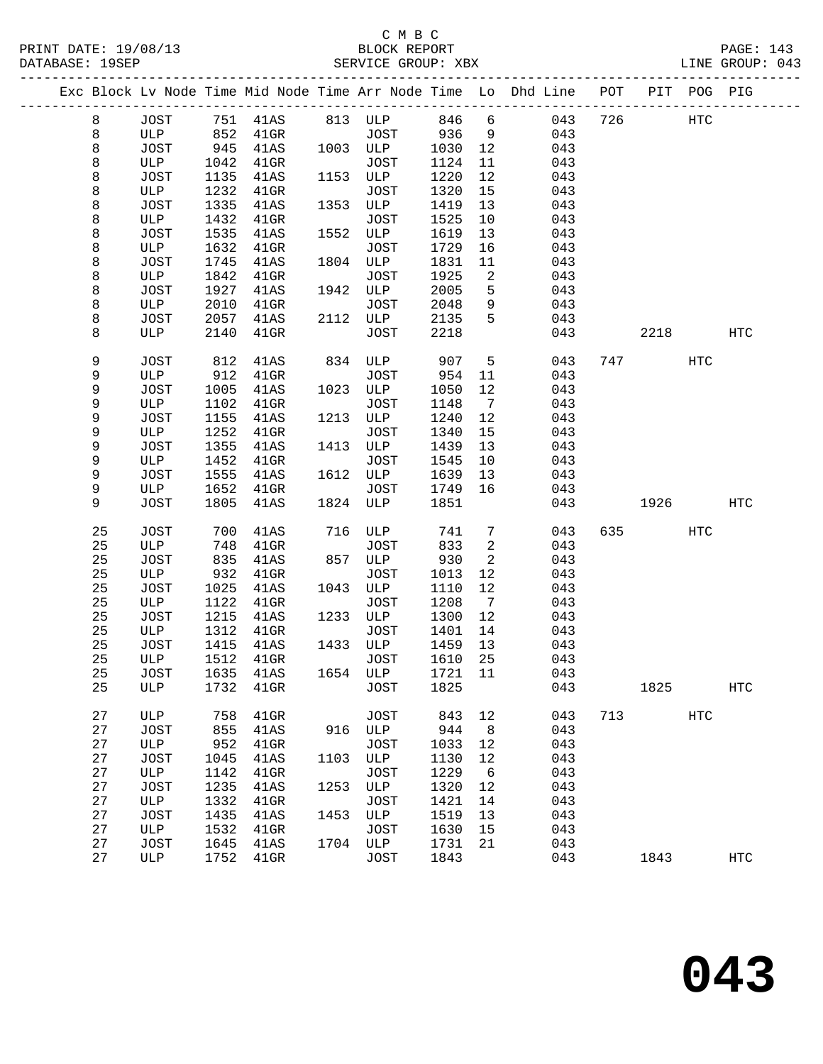C M B C
BLOCK REPORT
SERVICE GROUP: XBX

PRINT DATE: 19/08/13
DATABASE: 19SEP
PAGE: 143
LINE GROUP: 043

| Exc | Block | Lv Node | Time | Mid Node | Time | Arr Node | Time | Lo | Dhd Line | POT | PIT | POG | PIG |
|---|---|---|---|---|---|---|---|---|---|---|---|---|---|
| | 8 | JOST | 751 | 41AS | 813 | ULP | 846 | 6 | 043 | 726 | | HTC | |
| | 8 | ULP | 852 | 41GR | | JOST | 936 | 9 | 043 | | | | |
| | 8 | JOST | 945 | 41AS | 1003 | ULP | 1030 | 12 | 043 | | | | |
| | 8 | ULP | 1042 | 41GR | | JOST | 1124 | 11 | 043 | | | | |
| | 8 | JOST | 1135 | 41AS | 1153 | ULP | 1220 | 12 | 043 | | | | |
| | 8 | ULP | 1232 | 41GR | | JOST | 1320 | 15 | 043 | | | | |
| | 8 | JOST | 1335 | 41AS | 1353 | ULP | 1419 | 13 | 043 | | | | |
| | 8 | ULP | 1432 | 41GR | | JOST | 1525 | 10 | 043 | | | | |
| | 8 | JOST | 1535 | 41AS | 1552 | ULP | 1619 | 13 | 043 | | | | |
| | 8 | ULP | 1632 | 41GR | | JOST | 1729 | 16 | 043 | | | | |
| | 8 | JOST | 1745 | 41AS | 1804 | ULP | 1831 | 11 | 043 | | | | |
| | 8 | ULP | 1842 | 41GR | | JOST | 1925 | 2 | 043 | | | | |
| | 8 | JOST | 1927 | 41AS | 1942 | ULP | 2005 | 5 | 043 | | | | |
| | 8 | ULP | 2010 | 41GR | | JOST | 2048 | 9 | 043 | | | | |
| | 8 | JOST | 2057 | 41AS | 2112 | ULP | 2135 | 5 | 043 | | | | |
| | 8 | ULP | 2140 | 41GR | | JOST | 2218 | | 043 | | 2218 | | HTC |
| | 9 | JOST | 812 | 41AS | 834 | ULP | 907 | 5 | 043 | 747 | | HTC | |
| | 9 | ULP | 912 | 41GR | | JOST | 954 | 11 | 043 | | | | |
| | 9 | JOST | 1005 | 41AS | 1023 | ULP | 1050 | 12 | 043 | | | | |
| | 9 | ULP | 1102 | 41GR | | JOST | 1148 | 7 | 043 | | | | |
| | 9 | JOST | 1155 | 41AS | 1213 | ULP | 1240 | 12 | 043 | | | | |
| | 9 | ULP | 1252 | 41GR | | JOST | 1340 | 15 | 043 | | | | |
| | 9 | JOST | 1355 | 41AS | 1413 | ULP | 1439 | 13 | 043 | | | | |
| | 9 | ULP | 1452 | 41GR | | JOST | 1545 | 10 | 043 | | | | |
| | 9 | JOST | 1555 | 41AS | 1612 | ULP | 1639 | 13 | 043 | | | | |
| | 9 | ULP | 1652 | 41GR | | JOST | 1749 | 16 | 043 | | | | |
| | 9 | JOST | 1805 | 41AS | 1824 | ULP | 1851 | | 043 | | 1926 | | HTC |
| | 25 | JOST | 700 | 41AS | 716 | ULP | 741 | 7 | 043 | 635 | | HTC | |
| | 25 | ULP | 748 | 41GR | | JOST | 833 | 2 | 043 | | | | |
| | 25 | JOST | 835 | 41AS | 857 | ULP | 930 | 2 | 043 | | | | |
| | 25 | ULP | 932 | 41GR | | JOST | 1013 | 12 | 043 | | | | |
| | 25 | JOST | 1025 | 41AS | 1043 | ULP | 1110 | 12 | 043 | | | | |
| | 25 | ULP | 1122 | 41GR | | JOST | 1208 | 7 | 043 | | | | |
| | 25 | JOST | 1215 | 41AS | 1233 | ULP | 1300 | 12 | 043 | | | | |
| | 25 | ULP | 1312 | 41GR | | JOST | 1401 | 14 | 043 | | | | |
| | 25 | JOST | 1415 | 41AS | 1433 | ULP | 1459 | 13 | 043 | | | | |
| | 25 | ULP | 1512 | 41GR | | JOST | 1610 | 25 | 043 | | | | |
| | 25 | JOST | 1635 | 41AS | 1654 | ULP | 1721 | 11 | 043 | | | | |
| | 25 | ULP | 1732 | 41GR | | JOST | 1825 | | 043 | | 1825 | | HTC |
| | 27 | ULP | 758 | 41GR | | JOST | 843 | 12 | 043 | 713 | | HTC | |
| | 27 | JOST | 855 | 41AS | 916 | ULP | 944 | 8 | 043 | | | | |
| | 27 | ULP | 952 | 41GR | | JOST | 1033 | 12 | 043 | | | | |
| | 27 | JOST | 1045 | 41AS | 1103 | ULP | 1130 | 12 | 043 | | | | |
| | 27 | ULP | 1142 | 41GR | | JOST | 1229 | 6 | 043 | | | | |
| | 27 | JOST | 1235 | 41AS | 1253 | ULP | 1320 | 12 | 043 | | | | |
| | 27 | ULP | 1332 | 41GR | | JOST | 1421 | 14 | 043 | | | | |
| | 27 | JOST | 1435 | 41AS | 1453 | ULP | 1519 | 13 | 043 | | | | |
| | 27 | ULP | 1532 | 41GR | | JOST | 1630 | 15 | 043 | | | | |
| | 27 | JOST | 1645 | 41AS | 1704 | ULP | 1731 | 21 | 043 | | | | |
| | 27 | ULP | 1752 | 41GR | | JOST | 1843 | | 043 | | 1843 | | HTC |

**043**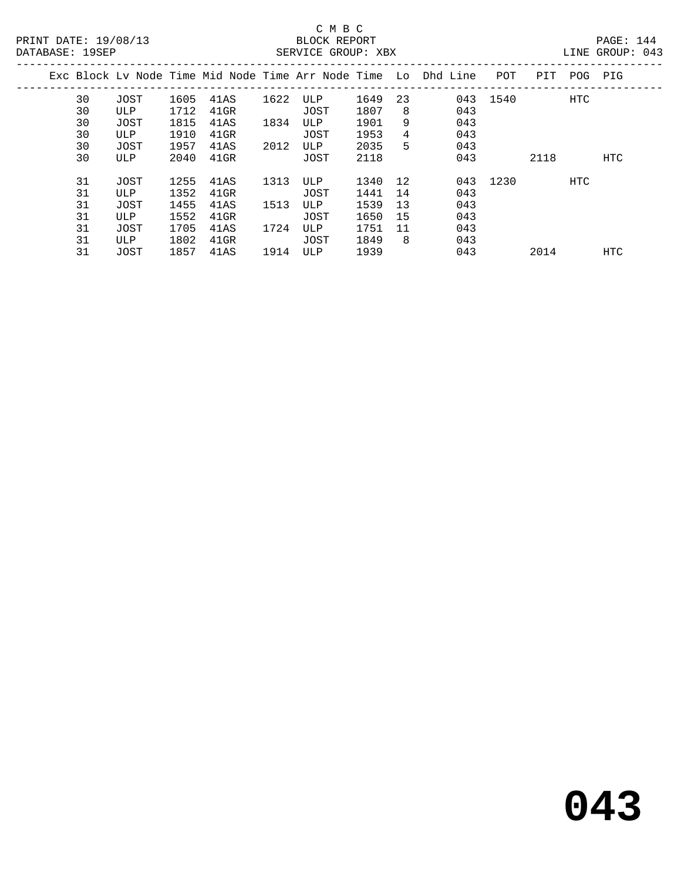C M B C

PRINT DATE: 19/08/13 BLOCK REPORT PAGE: 144
DATABASE: 19SEP SERVICE GROUP: XBX LINE GROUP: 043

| Exc | Block | Lv | Node | Time | Mid Node | Time | Arr Node | Time | Lo | Dhd Line | POT | PIT | POG | PIG |
|---|---|---|---|---|---|---|---|---|---|---|---|---|---|---|
| | 30 | | JOST | 1605 | 41AS | 1622 | ULP | 1649 | 23 | 043 | 1540 | | HTC | |
| | 30 | | ULP | 1712 | 41GR | | JOST | 1807 | 8 | 043 | | | | |
| | 30 | | JOST | 1815 | 41AS | 1834 | ULP | 1901 | 9 | 043 | | | | |
| | 30 | | ULP | 1910 | 41GR | | JOST | 1953 | 4 | 043 | | | | |
| | 30 | | JOST | 1957 | 41AS | 2012 | ULP | 2035 | 5 | 043 | | | | |
| | 30 | | ULP | 2040 | 41GR | | JOST | 2118 | | 043 | | 2118 | | HTC |
| | 31 | | JOST | 1255 | 41AS | 1313 | ULP | 1340 | 12 | 043 | 1230 | | HTC | |
| | 31 | | ULP | 1352 | 41GR | | JOST | 1441 | 14 | 043 | | | | |
| | 31 | | JOST | 1455 | 41AS | 1513 | ULP | 1539 | 13 | 043 | | | | |
| | 31 | | ULP | 1552 | 41GR | | JOST | 1650 | 15 | 043 | | | | |
| | 31 | | JOST | 1705 | 41AS | 1724 | ULP | 1751 | 11 | 043 | | | | |
| | 31 | | ULP | 1802 | 41GR | | JOST | 1849 | 8 | 043 | | | | |
| | 31 | | JOST | 1857 | 41AS | 1914 | ULP | 1939 | | 043 | | 2014 | | HTC |

**043**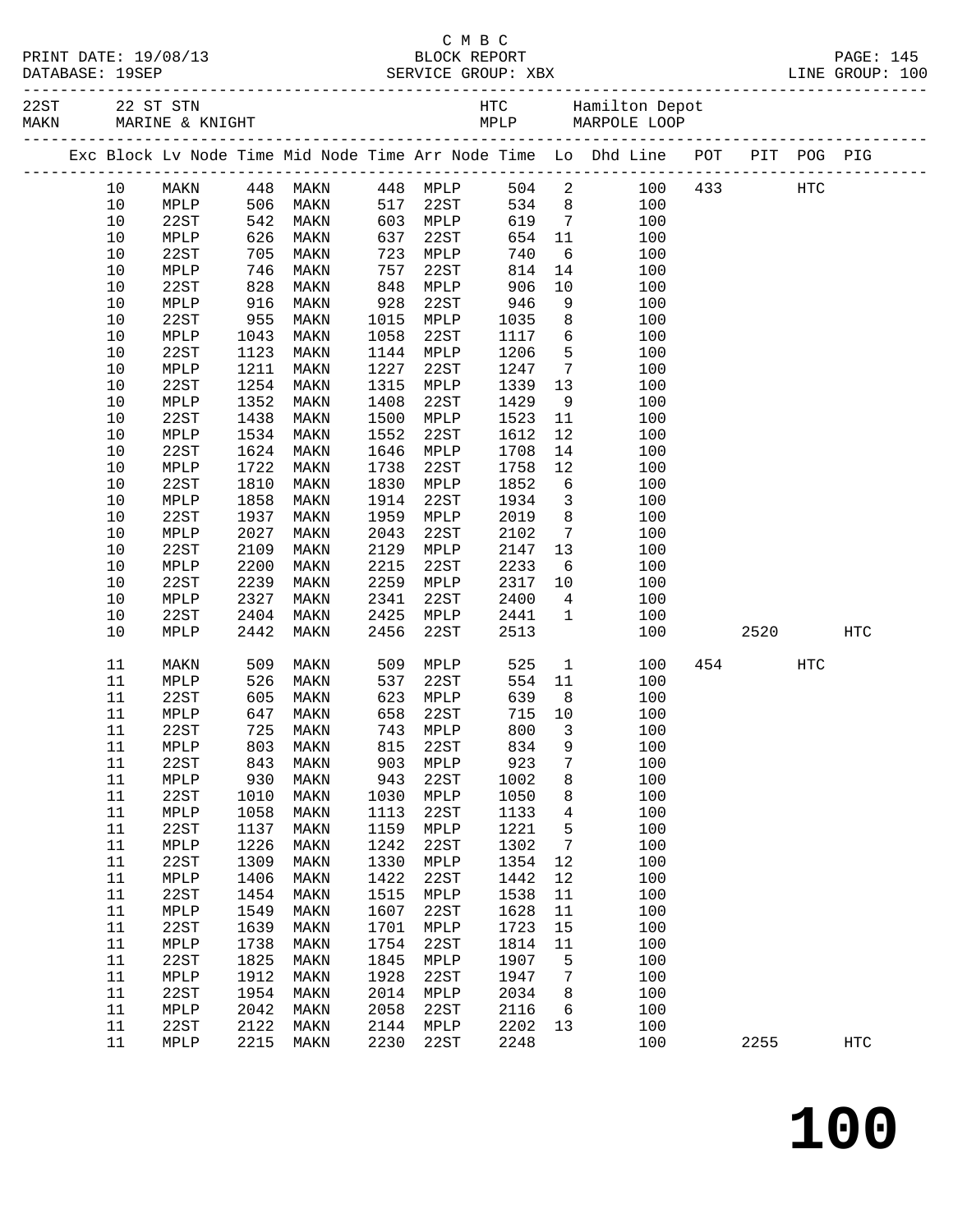C M B C

PRINT DATE: 19/08/13 BLOCK REPORT

DATABASE: 19SEP SERVICE GROUP: XBX LINE GROUP: 100

| 22ST | 22 ST STN | HTC | Hamilton Depot |
|---|---|---|---|
| MAKN | MARINE & KNIGHT | MPLP | MARPOLE LOOP |

| Exc | Block | Lv Node | Time | Mid Node | Time | Arr Node | Time | Lo | Dhd Line | POT | PIT | POG | PIG |
|---|---|---|---|---|---|---|---|---|---|---|---|---|---|
| | 10 | MAKN | 448 | MAKN | 448 | MPLP | 504 | 2 | 100 | 433 | | HTC | |
| | 10 | MPLP | 506 | MAKN | 517 | 22ST | 534 | 8 | 100 | | | | |
| | 10 | 22ST | 542 | MAKN | 603 | MPLP | 619 | 7 | 100 | | | | |
| | 10 | MPLP | 626 | MAKN | 637 | 22ST | 654 | 11 | 100 | | | | |
| | 10 | 22ST | 705 | MAKN | 723 | MPLP | 740 | 6 | 100 | | | | |
| | 10 | MPLP | 746 | MAKN | 757 | 22ST | 814 | 14 | 100 | | | | |
| | 10 | 22ST | 828 | MAKN | 848 | MPLP | 906 | 10 | 100 | | | | |
| | 10 | MPLP | 916 | MAKN | 928 | 22ST | 946 | 9 | 100 | | | | |
| | 10 | 22ST | 955 | MAKN | 1015 | MPLP | 1035 | 8 | 100 | | | | |
| | 10 | MPLP | 1043 | MAKN | 1058 | 22ST | 1117 | 6 | 100 | | | | |
| | 10 | 22ST | 1123 | MAKN | 1144 | MPLP | 1206 | 5 | 100 | | | | |
| | 10 | MPLP | 1211 | MAKN | 1227 | 22ST | 1247 | 7 | 100 | | | | |
| | 10 | 22ST | 1254 | MAKN | 1315 | MPLP | 1339 | 13 | 100 | | | | |
| | 10 | MPLP | 1352 | MAKN | 1408 | 22ST | 1429 | 9 | 100 | | | | |
| | 10 | 22ST | 1438 | MAKN | 1500 | MPLP | 1523 | 11 | 100 | | | | |
| | 10 | MPLP | 1534 | MAKN | 1552 | 22ST | 1612 | 12 | 100 | | | | |
| | 10 | 22ST | 1624 | MAKN | 1646 | MPLP | 1708 | 14 | 100 | | | | |
| | 10 | MPLP | 1722 | MAKN | 1738 | 22ST | 1758 | 12 | 100 | | | | |
| | 10 | 22ST | 1810 | MAKN | 1830 | MPLP | 1852 | 6 | 100 | | | | |
| | 10 | MPLP | 1858 | MAKN | 1914 | 22ST | 1934 | 3 | 100 | | | | |
| | 10 | 22ST | 1937 | MAKN | 1959 | MPLP | 2019 | 8 | 100 | | | | |
| | 10 | MPLP | 2027 | MAKN | 2043 | 22ST | 2102 | 7 | 100 | | | | |
| | 10 | 22ST | 2109 | MAKN | 2129 | MPLP | 2147 | 13 | 100 | | | | |
| | 10 | MPLP | 2200 | MAKN | 2215 | 22ST | 2233 | 6 | 100 | | | | |
| | 10 | 22ST | 2239 | MAKN | 2259 | MPLP | 2317 | 10 | 100 | | | | |
| | 10 | MPLP | 2327 | MAKN | 2341 | 22ST | 2400 | 4 | 100 | | | | |
| | 10 | 22ST | 2404 | MAKN | 2425 | MPLP | 2441 | 1 | 100 | | | | |
| | 10 | MPLP | 2442 | MAKN | 2456 | 22ST | 2513 | | 100 | | 2520 | | HTC |
| | 11 | MAKN | 509 | MAKN | 509 | MPLP | 525 | 1 | 100 | 454 | | HTC | |
| | 11 | MPLP | 526 | MAKN | 537 | 22ST | 554 | 11 | 100 | | | | |
| | 11 | 22ST | 605 | MAKN | 623 | MPLP | 639 | 8 | 100 | | | | |
| | 11 | MPLP | 647 | MAKN | 658 | 22ST | 715 | 10 | 100 | | | | |
| | 11 | 22ST | 725 | MAKN | 743 | MPLP | 800 | 3 | 100 | | | | |
| | 11 | MPLP | 803 | MAKN | 815 | 22ST | 834 | 9 | 100 | | | | |
| | 11 | 22ST | 843 | MAKN | 903 | MPLP | 923 | 7 | 100 | | | | |
| | 11 | MPLP | 930 | MAKN | 943 | 22ST | 1002 | 8 | 100 | | | | |
| | 11 | 22ST | 1010 | MAKN | 1030 | MPLP | 1050 | 8 | 100 | | | | |
| | 11 | MPLP | 1058 | MAKN | 1113 | 22ST | 1133 | 4 | 100 | | | | |
| | 11 | 22ST | 1137 | MAKN | 1159 | MPLP | 1221 | 5 | 100 | | | | |
| | 11 | MPLP | 1226 | MAKN | 1242 | 22ST | 1302 | 7 | 100 | | | | |
| | 11 | 22ST | 1309 | MAKN | 1330 | MPLP | 1354 | 12 | 100 | | | | |
| | 11 | MPLP | 1406 | MAKN | 1422 | 22ST | 1442 | 12 | 100 | | | | |
| | 11 | 22ST | 1454 | MAKN | 1515 | MPLP | 1538 | 11 | 100 | | | | |
| | 11 | MPLP | 1549 | MAKN | 1607 | 22ST | 1628 | 11 | 100 | | | | |
| | 11 | 22ST | 1639 | MAKN | 1701 | MPLP | 1723 | 15 | 100 | | | | |
| | 11 | MPLP | 1738 | MAKN | 1754 | 22ST | 1814 | 11 | 100 | | | | |
| | 11 | 22ST | 1825 | MAKN | 1845 | MPLP | 1907 | 5 | 100 | | | | |
| | 11 | MPLP | 1912 | MAKN | 1928 | 22ST | 1947 | 7 | 100 | | | | |
| | 11 | 22ST | 1954 | MAKN | 2014 | MPLP | 2034 | 8 | 100 | | | | |
| | 11 | MPLP | 2042 | MAKN | 2058 | 22ST | 2116 | 6 | 100 | | | | |
| | 11 | 22ST | 2122 | MAKN | 2144 | MPLP | 2202 | 13 | 100 | | | | |
| | 11 | MPLP | 2215 | MAKN | 2230 | 22ST | 2248 | | 100 | | 2255 | | HTC |

# 100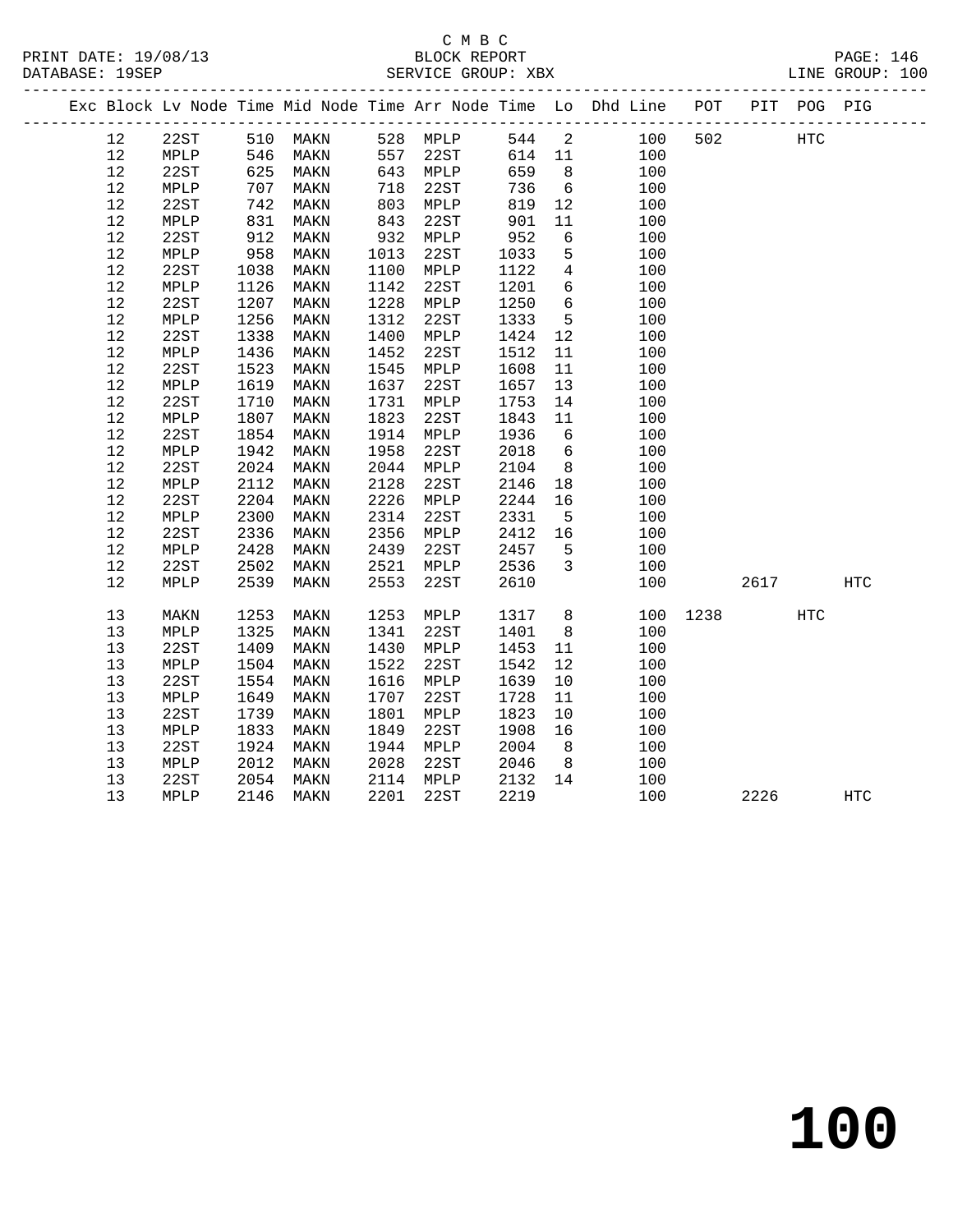C M B C
BLOCK REPORT
DATABASE: 19SEP SERVICE GROUP: XBX LINE GROUP: 100

| Exc | Block | Lv Node | Time | Mid Node | Time | Arr Node | Time | Lo | Dhd Line | POT | PIT | POG | PIG |
|---|---|---|---|---|---|---|---|---|---|---|---|---|---|
| | 12 | 22ST | 510 | MAKN | 528 | MPLP | 544 | 2 | 100 | 502 | | HTC | |
| | 12 | MPLP | 546 | MAKN | 557 | 22ST | 614 | 11 | 100 | | | | |
| | 12 | 22ST | 625 | MAKN | 643 | MPLP | 659 | 8 | 100 | | | | |
| | 12 | MPLP | 707 | MAKN | 718 | 22ST | 736 | 6 | 100 | | | | |
| | 12 | 22ST | 742 | MAKN | 803 | MPLP | 819 | 12 | 100 | | | | |
| | 12 | MPLP | 831 | MAKN | 843 | 22ST | 901 | 11 | 100 | | | | |
| | 12 | 22ST | 912 | MAKN | 932 | MPLP | 952 | 6 | 100 | | | | |
| | 12 | MPLP | 958 | MAKN | 1013 | 22ST | 1033 | 5 | 100 | | | | |
| | 12 | 22ST | 1038 | MAKN | 1100 | MPLP | 1122 | 4 | 100 | | | | |
| | 12 | MPLP | 1126 | MAKN | 1142 | 22ST | 1201 | 6 | 100 | | | | |
| | 12 | 22ST | 1207 | MAKN | 1228 | MPLP | 1250 | 6 | 100 | | | | |
| | 12 | MPLP | 1256 | MAKN | 1312 | 22ST | 1333 | 5 | 100 | | | | |
| | 12 | 22ST | 1338 | MAKN | 1400 | MPLP | 1424 | 12 | 100 | | | | |
| | 12 | MPLP | 1436 | MAKN | 1452 | 22ST | 1512 | 11 | 100 | | | | |
| | 12 | 22ST | 1523 | MAKN | 1545 | MPLP | 1608 | 11 | 100 | | | | |
| | 12 | MPLP | 1619 | MAKN | 1637 | 22ST | 1657 | 13 | 100 | | | | |
| | 12 | 22ST | 1710 | MAKN | 1731 | MPLP | 1753 | 14 | 100 | | | | |
| | 12 | MPLP | 1807 | MAKN | 1823 | 22ST | 1843 | 11 | 100 | | | | |
| | 12 | 22ST | 1854 | MAKN | 1914 | MPLP | 1936 | 6 | 100 | | | | |
| | 12 | MPLP | 1942 | MAKN | 1958 | 22ST | 2018 | 6 | 100 | | | | |
| | 12 | 22ST | 2024 | MAKN | 2044 | MPLP | 2104 | 8 | 100 | | | | |
| | 12 | MPLP | 2112 | MAKN | 2128 | 22ST | 2146 | 18 | 100 | | | | |
| | 12 | 22ST | 2204 | MAKN | 2226 | MPLP | 2244 | 16 | 100 | | | | |
| | 12 | MPLP | 2300 | MAKN | 2314 | 22ST | 2331 | 5 | 100 | | | | |
| | 12 | 22ST | 2336 | MAKN | 2356 | MPLP | 2412 | 16 | 100 | | | | |
| | 12 | MPLP | 2428 | MAKN | 2439 | 22ST | 2457 | 5 | 100 | | | | |
| | 12 | 22ST | 2502 | MAKN | 2521 | MPLP | 2536 | 3 | 100 | | | | |
| | 12 | MPLP | 2539 | MAKN | 2553 | 22ST | 2610 | | 100 | | 2617 | | HTC |
| | 13 | MAKN | 1253 | MAKN | 1253 | MPLP | 1317 | 8 | 100 | 1238 | | HTC | |
| | 13 | MPLP | 1325 | MAKN | 1341 | 22ST | 1401 | 8 | 100 | | | | |
| | 13 | 22ST | 1409 | MAKN | 1430 | MPLP | 1453 | 11 | 100 | | | | |
| | 13 | MPLP | 1504 | MAKN | 1522 | 22ST | 1542 | 12 | 100 | | | | |
| | 13 | 22ST | 1554 | MAKN | 1616 | MPLP | 1639 | 10 | 100 | | | | |
| | 13 | MPLP | 1649 | MAKN | 1707 | 22ST | 1728 | 11 | 100 | | | | |
| | 13 | 22ST | 1739 | MAKN | 1801 | MPLP | 1823 | 10 | 100 | | | | |
| | 13 | MPLP | 1833 | MAKN | 1849 | 22ST | 1908 | 16 | 100 | | | | |
| | 13 | 22ST | 1924 | MAKN | 1944 | MPLP | 2004 | 8 | 100 | | | | |
| | 13 | MPLP | 2012 | MAKN | 2028 | 22ST | 2046 | 8 | 100 | | | | |
| | 13 | 22ST | 2054 | MAKN | 2114 | MPLP | 2132 | 14 | 100 | | | | |
| | 13 | MPLP | 2146 | MAKN | 2201 | 22ST | 2219 | | 100 | | 2226 | | HTC |

100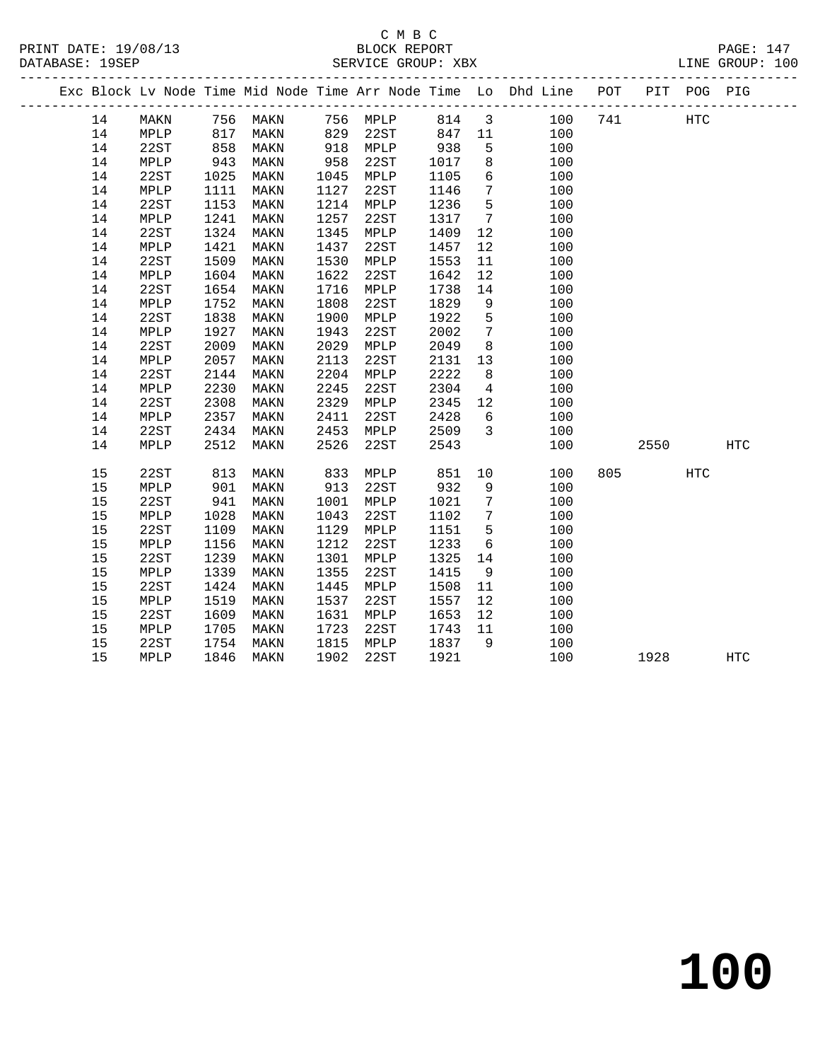C M B C
BLOCK REPORT
SERVICE GROUP: XBX

PRINT DATE: 19/08/13
DATABASE: 19SEP
LINE GROUP: 100

| Exc | Block | Lv | Node | Time | Mid Node | Time | Arr Node | Time | Lo | Dhd Line | POT | PIT | POG | PIG |
|---|---|---|---|---|---|---|---|---|---|---|---|---|---|---|
| | 14 | | MAKN | 756 | MAKN | 756 | MPLP | 814 | 3 | 100 | 741 | | HTC | |
| | 14 | | MPLP | 817 | MAKN | 829 | 22ST | 847 | 11 | 100 | | | | |
| | 14 | | 22ST | 858 | MAKN | 918 | MPLP | 938 | 5 | 100 | | | | |
| | 14 | | MPLP | 943 | MAKN | 958 | 22ST | 1017 | 8 | 100 | | | | |
| | 14 | | 22ST | 1025 | MAKN | 1045 | MPLP | 1105 | 6 | 100 | | | | |
| | 14 | | MPLP | 1111 | MAKN | 1127 | 22ST | 1146 | 7 | 100 | | | | |
| | 14 | | 22ST | 1153 | MAKN | 1214 | MPLP | 1236 | 5 | 100 | | | | |
| | 14 | | MPLP | 1241 | MAKN | 1257 | 22ST | 1317 | 7 | 100 | | | | |
| | 14 | | 22ST | 1324 | MAKN | 1345 | MPLP | 1409 | 12 | 100 | | | | |
| | 14 | | MPLP | 1421 | MAKN | 1437 | 22ST | 1457 | 12 | 100 | | | | |
| | 14 | | 22ST | 1509 | MAKN | 1530 | MPLP | 1553 | 11 | 100 | | | | |
| | 14 | | MPLP | 1604 | MAKN | 1622 | 22ST | 1642 | 12 | 100 | | | | |
| | 14 | | 22ST | 1654 | MAKN | 1716 | MPLP | 1738 | 14 | 100 | | | | |
| | 14 | | MPLP | 1752 | MAKN | 1808 | 22ST | 1829 | 9 | 100 | | | | |
| | 14 | | 22ST | 1838 | MAKN | 1900 | MPLP | 1922 | 5 | 100 | | | | |
| | 14 | | MPLP | 1927 | MAKN | 1943 | 22ST | 2002 | 7 | 100 | | | | |
| | 14 | | 22ST | 2009 | MAKN | 2029 | MPLP | 2049 | 8 | 100 | | | | |
| | 14 | | MPLP | 2057 | MAKN | 2113 | 22ST | 2131 | 13 | 100 | | | | |
| | 14 | | 22ST | 2144 | MAKN | 2204 | MPLP | 2222 | 8 | 100 | | | | |
| | 14 | | MPLP | 2230 | MAKN | 2245 | 22ST | 2304 | 4 | 100 | | | | |
| | 14 | | 22ST | 2308 | MAKN | 2329 | MPLP | 2345 | 12 | 100 | | | | |
| | 14 | | MPLP | 2357 | MAKN | 2411 | 22ST | 2428 | 6 | 100 | | | | |
| | 14 | | 22ST | 2434 | MAKN | 2453 | MPLP | 2509 | 3 | 100 | | | | |
| | 14 | | MPLP | 2512 | MAKN | 2526 | 22ST | 2543 | | 100 | | 2550 | | HTC |
| | 15 | | 22ST | 813 | MAKN | 833 | MPLP | 851 | 10 | 100 | 805 | | HTC | |
| | 15 | | MPLP | 901 | MAKN | 913 | 22ST | 932 | 9 | 100 | | | | |
| | 15 | | 22ST | 941 | MAKN | 1001 | MPLP | 1021 | 7 | 100 | | | | |
| | 15 | | MPLP | 1028 | MAKN | 1043 | 22ST | 1102 | 7 | 100 | | | | |
| | 15 | | 22ST | 1109 | MAKN | 1129 | MPLP | 1151 | 5 | 100 | | | | |
| | 15 | | MPLP | 1156 | MAKN | 1212 | 22ST | 1233 | 6 | 100 | | | | |
| | 15 | | 22ST | 1239 | MAKN | 1301 | MPLP | 1325 | 14 | 100 | | | | |
| | 15 | | MPLP | 1339 | MAKN | 1355 | 22ST | 1415 | 9 | 100 | | | | |
| | 15 | | 22ST | 1424 | MAKN | 1445 | MPLP | 1508 | 11 | 100 | | | | |
| | 15 | | MPLP | 1519 | MAKN | 1537 | 22ST | 1557 | 12 | 100 | | | | |
| | 15 | | 22ST | 1609 | MAKN | 1631 | MPLP | 1653 | 12 | 100 | | | | |
| | 15 | | MPLP | 1705 | MAKN | 1723 | 22ST | 1743 | 11 | 100 | | | | |
| | 15 | | 22ST | 1754 | MAKN | 1815 | MPLP | 1837 | 9 | 100 | | | | |
| | 15 | | MPLP | 1846 | MAKN | 1902 | 22ST | 1921 | | 100 | | 1928 | | HTC |

100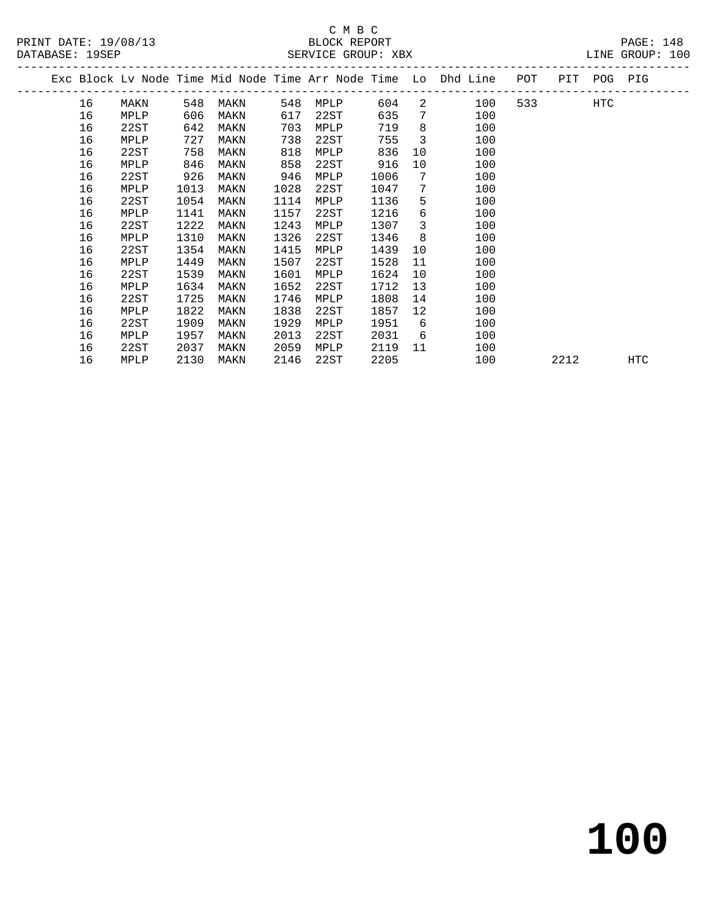C M B C
BLOCK REPORT
SERVICE GROUP: XBX

PRINT DATE: 19/08/13
DATABASE: 19SEP
LINE GROUP: 100

| Exc | Block | Lv Node | Time | Mid Node | Time | Arr Node | Time | Lo | Dhd Line | POT | PIT | POG | PIG |
|---|---|---|---|---|---|---|---|---|---|---|---|---|---|
| | 16 | MAKN | 548 | MAKN | 548 | MPLP | 604 | 2 | 100 | 533 | | HTC | |
| | 16 | MPLP | 606 | MAKN | 617 | 22ST | 635 | 7 | 100 | | | | |
| | 16 | 22ST | 642 | MAKN | 703 | MPLP | 719 | 8 | 100 | | | | |
| | 16 | MPLP | 727 | MAKN | 738 | 22ST | 755 | 3 | 100 | | | | |
| | 16 | 22ST | 758 | MAKN | 818 | MPLP | 836 | 10 | 100 | | | | |
| | 16 | MPLP | 846 | MAKN | 858 | 22ST | 916 | 10 | 100 | | | | |
| | 16 | 22ST | 926 | MAKN | 946 | MPLP | 1006 | 7 | 100 | | | | |
| | 16 | MPLP | 1013 | MAKN | 1028 | 22ST | 1047 | 7 | 100 | | | | |
| | 16 | 22ST | 1054 | MAKN | 1114 | MPLP | 1136 | 5 | 100 | | | | |
| | 16 | MPLP | 1141 | MAKN | 1157 | 22ST | 1216 | 6 | 100 | | | | |
| | 16 | 22ST | 1222 | MAKN | 1243 | MPLP | 1307 | 3 | 100 | | | | |
| | 16 | MPLP | 1310 | MAKN | 1326 | 22ST | 1346 | 8 | 100 | | | | |
| | 16 | 22ST | 1354 | MAKN | 1415 | MPLP | 1439 | 10 | 100 | | | | |
| | 16 | MPLP | 1449 | MAKN | 1507 | 22ST | 1528 | 11 | 100 | | | | |
| | 16 | 22ST | 1539 | MAKN | 1601 | MPLP | 1624 | 10 | 100 | | | | |
| | 16 | MPLP | 1634 | MAKN | 1652 | 22ST | 1712 | 13 | 100 | | | | |
| | 16 | 22ST | 1725 | MAKN | 1746 | MPLP | 1808 | 14 | 100 | | | | |
| | 16 | MPLP | 1822 | MAKN | 1838 | 22ST | 1857 | 12 | 100 | | | | |
| | 16 | 22ST | 1909 | MAKN | 1929 | MPLP | 1951 | 6 | 100 | | | | |
| | 16 | MPLP | 1957 | MAKN | 2013 | 22ST | 2031 | 6 | 100 | | | | |
| | 16 | 22ST | 2037 | MAKN | 2059 | MPLP | 2119 | 11 | 100 | | | | |
| | 16 | MPLP | 2130 | MAKN | 2146 | 22ST | 2205 | | 100 | | 2212 | | HTC |

# 100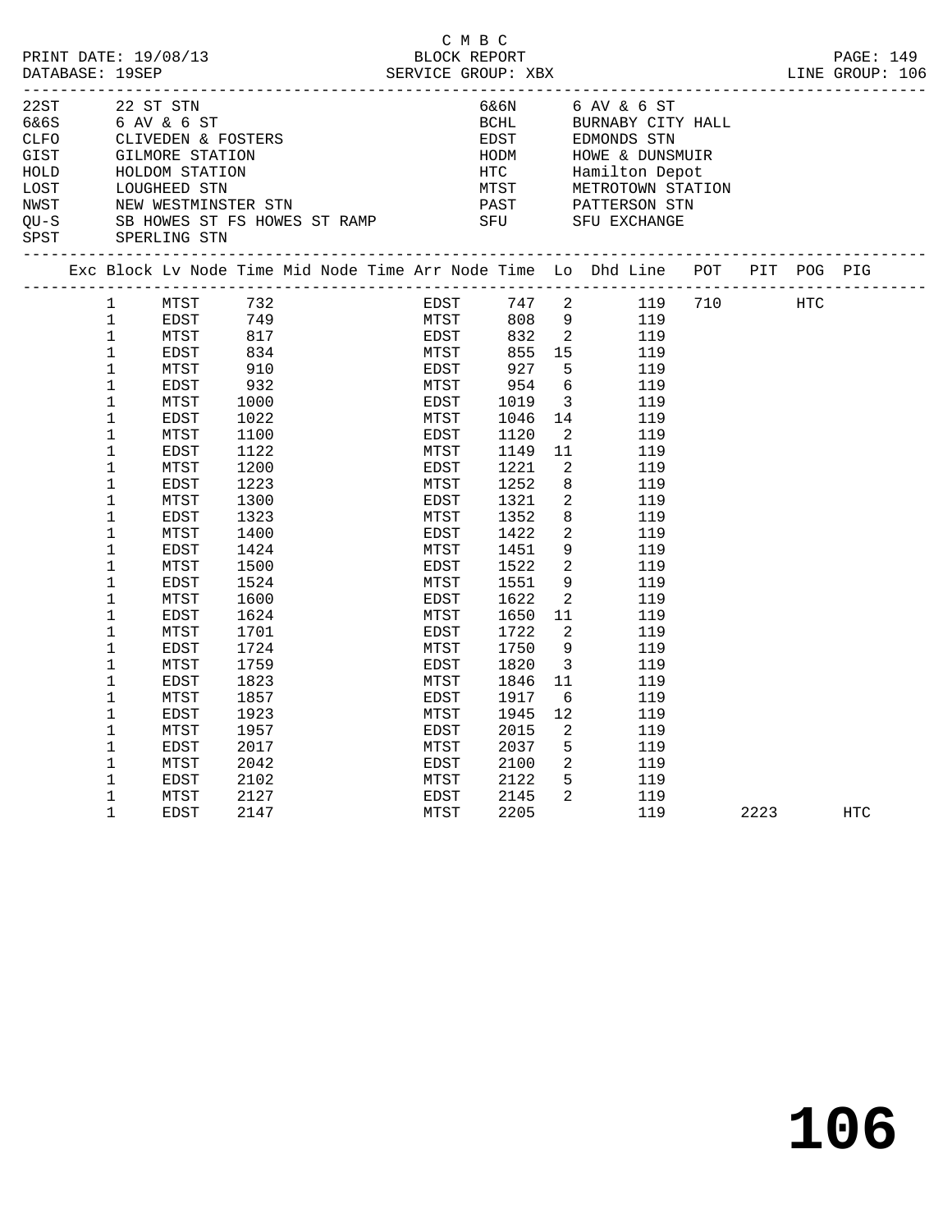C M B C

PRINT DATE: 19/08/13 BLOCK REPORT PAGE: 149
DATABASE: 19SEP SERVICE GROUP: XBX LINE GROUP: 106

| Code | Name | Code | Name |
|---|---|---|---|
| 22ST | 22 ST STN | 6&6N | 6 AV & 6 ST |
| 6&6S | 6 AV & 6 ST | BCHL | BURNABY CITY HALL |
| CLFO | CLIVEDEN & FOSTERS | EDST | EDMONDS STN |
| GIST | GILMORE STATION | HODM | HOWE & DUNSMUIR |
| HOLD | HOLDOM STATION | HTC | Hamilton Depot |
| LOST | LOUGHEED STN | MTST | METROTOWN STATION |
| NWST | NEW WESTMINSTER STN | PAST | PATTERSON STN |
| QU-S | SB HOWES ST FS HOWES ST RAMP | SFU | SFU EXCHANGE |
| SPST | SPERLING STN | | |

| Exc | Block | Lv Node | Time | Mid Node | Time | Arr Node | Time | Lo | Dhd Line | POT | PIT | POG | PIG |
|---|---|---|---|---|---|---|---|---|---|---|---|---|---|
| | 1 | MTST | 732 | | | EDST | 747 | 2 | 119 | 710 | | HTC | |
| | 1 | EDST | 749 | | | MTST | 808 | 9 | 119 | | | | |
| | 1 | MTST | 817 | | | EDST | 832 | 2 | 119 | | | | |
| | 1 | EDST | 834 | | | MTST | 855 | 15 | 119 | | | | |
| | 1 | MTST | 910 | | | EDST | 927 | 5 | 119 | | | | |
| | 1 | EDST | 932 | | | MTST | 954 | 6 | 119 | | | | |
| | 1 | MTST | 1000 | | | EDST | 1019 | 3 | 119 | | | | |
| | 1 | EDST | 1022 | | | MTST | 1046 | 14 | 119 | | | | |
| | 1 | MTST | 1100 | | | EDST | 1120 | 2 | 119 | | | | |
| | 1 | EDST | 1122 | | | MTST | 1149 | 11 | 119 | | | | |
| | 1 | MTST | 1200 | | | EDST | 1221 | 2 | 119 | | | | |
| | 1 | EDST | 1223 | | | MTST | 1252 | 8 | 119 | | | | |
| | 1 | MTST | 1300 | | | EDST | 1321 | 2 | 119 | | | | |
| | 1 | EDST | 1323 | | | MTST | 1352 | 8 | 119 | | | | |
| | 1 | MTST | 1400 | | | EDST | 1422 | 2 | 119 | | | | |
| | 1 | EDST | 1424 | | | MTST | 1451 | 9 | 119 | | | | |
| | 1 | MTST | 1500 | | | EDST | 1522 | 2 | 119 | | | | |
| | 1 | EDST | 1524 | | | MTST | 1551 | 9 | 119 | | | | |
| | 1 | MTST | 1600 | | | EDST | 1622 | 2 | 119 | | | | |
| | 1 | EDST | 1624 | | | MTST | 1650 | 11 | 119 | | | | |
| | 1 | MTST | 1701 | | | EDST | 1722 | 2 | 119 | | | | |
| | 1 | EDST | 1724 | | | MTST | 1750 | 9 | 119 | | | | |
| | 1 | MTST | 1759 | | | EDST | 1820 | 3 | 119 | | | | |
| | 1 | EDST | 1823 | | | MTST | 1846 | 11 | 119 | | | | |
| | 1 | MTST | 1857 | | | EDST | 1917 | 6 | 119 | | | | |
| | 1 | EDST | 1923 | | | MTST | 1945 | 12 | 119 | | | | |
| | 1 | MTST | 1957 | | | EDST | 2015 | 2 | 119 | | | | |
| | 1 | EDST | 2017 | | | MTST | 2037 | 5 | 119 | | | | |
| | 1 | MTST | 2042 | | | EDST | 2100 | 2 | 119 | | | | |
| | 1 | EDST | 2102 | | | MTST | 2122 | 5 | 119 | | | | |
| | 1 | MTST | 2127 | | | EDST | 2145 | 2 | 119 | | | | |
| | 1 | EDST | 2147 | | | MTST | 2205 | | 119 | | 2223 | | HTC |

**106**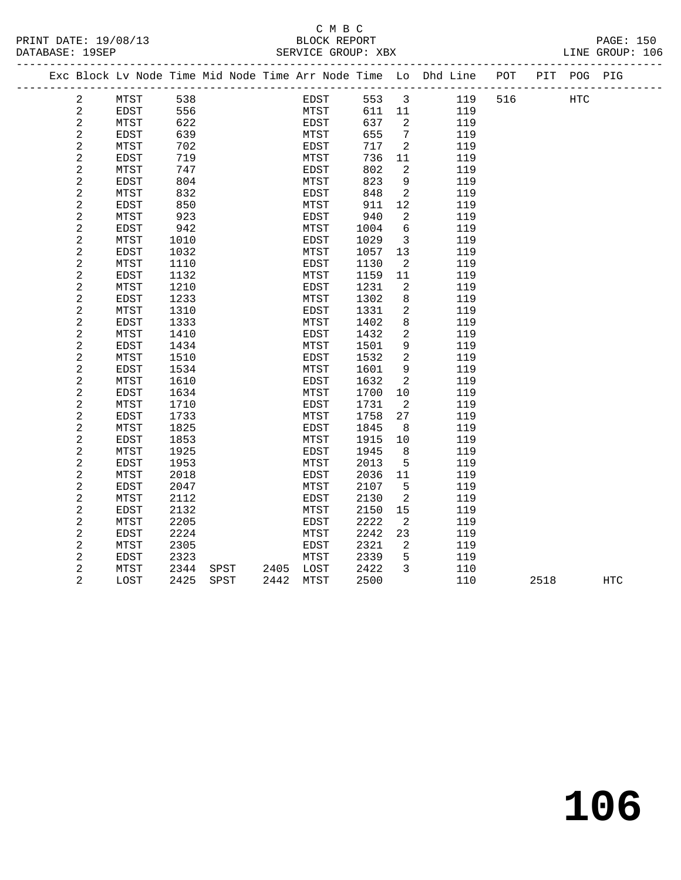C M B C
BLOCK REPORT
SERVICE GROUP: XBX

PRINT DATE: 19/08/13
DATABASE: 19SEP
LINE GROUP: 106

| Exc | Block | Lv | Node | Time | Mid | Node | Time | Arr | Node | Time | Lo | Dhd | Line | POT | PIT | POG | PIG |
|---|---|---|---|---|---|---|---|---|---|---|---|---|---|---|---|---|---|
| | 2 | | MTST | 538 | | | | | EDST | 553 | 3 | | 119 | 516 | | HTC | |
| | 2 | | EDST | 556 | | | | | MTST | 611 | 11 | | 119 | | | | |
| | 2 | | MTST | 622 | | | | | EDST | 637 | 2 | | 119 | | | | |
| | 2 | | EDST | 639 | | | | | MTST | 655 | 7 | | 119 | | | | |
| | 2 | | MTST | 702 | | | | | EDST | 717 | 2 | | 119 | | | | |
| | 2 | | EDST | 719 | | | | | MTST | 736 | 11 | | 119 | | | | |
| | 2 | | MTST | 747 | | | | | EDST | 802 | 2 | | 119 | | | | |
| | 2 | | EDST | 804 | | | | | MTST | 823 | 9 | | 119 | | | | |
| | 2 | | MTST | 832 | | | | | EDST | 848 | 2 | | 119 | | | | |
| | 2 | | EDST | 850 | | | | | MTST | 911 | 12 | | 119 | | | | |
| | 2 | | MTST | 923 | | | | | EDST | 940 | 2 | | 119 | | | | |
| | 2 | | EDST | 942 | | | | | MTST | 1004 | 6 | | 119 | | | | |
| | 2 | | MTST | 1010 | | | | | EDST | 1029 | 3 | | 119 | | | | |
| | 2 | | EDST | 1032 | | | | | MTST | 1057 | 13 | | 119 | | | | |
| | 2 | | MTST | 1110 | | | | | EDST | 1130 | 2 | | 119 | | | | |
| | 2 | | EDST | 1132 | | | | | MTST | 1159 | 11 | | 119 | | | | |
| | 2 | | MTST | 1210 | | | | | EDST | 1231 | 2 | | 119 | | | | |
| | 2 | | EDST | 1233 | | | | | MTST | 1302 | 8 | | 119 | | | | |
| | 2 | | MTST | 1310 | | | | | EDST | 1331 | 2 | | 119 | | | | |
| | 2 | | EDST | 1333 | | | | | MTST | 1402 | 8 | | 119 | | | | |
| | 2 | | MTST | 1410 | | | | | EDST | 1432 | 2 | | 119 | | | | |
| | 2 | | EDST | 1434 | | | | | MTST | 1501 | 9 | | 119 | | | | |
| | 2 | | MTST | 1510 | | | | | EDST | 1532 | 2 | | 119 | | | | |
| | 2 | | EDST | 1534 | | | | | MTST | 1601 | 9 | | 119 | | | | |
| | 2 | | MTST | 1610 | | | | | EDST | 1632 | 2 | | 119 | | | | |
| | 2 | | EDST | 1634 | | | | | MTST | 1700 | 10 | | 119 | | | | |
| | 2 | | MTST | 1710 | | | | | EDST | 1731 | 2 | | 119 | | | | |
| | 2 | | EDST | 1733 | | | | | MTST | 1758 | 27 | | 119 | | | | |
| | 2 | | MTST | 1825 | | | | | EDST | 1845 | 8 | | 119 | | | | |
| | 2 | | EDST | 1853 | | | | | MTST | 1915 | 10 | | 119 | | | | |
| | 2 | | MTST | 1925 | | | | | EDST | 1945 | 8 | | 119 | | | | |
| | 2 | | EDST | 1953 | | | | | MTST | 2013 | 5 | | 119 | | | | |
| | 2 | | MTST | 2018 | | | | | EDST | 2036 | 11 | | 119 | | | | |
| | 2 | | EDST | 2047 | | | | | MTST | 2107 | 5 | | 119 | | | | |
| | 2 | | MTST | 2112 | | | | | EDST | 2130 | 2 | | 119 | | | | |
| | 2 | | EDST | 2132 | | | | | MTST | 2150 | 15 | | 119 | | | | |
| | 2 | | MTST | 2205 | | | | | EDST | 2222 | 2 | | 119 | | | | |
| | 2 | | EDST | 2224 | | | | | MTST | 2242 | 23 | | 119 | | | | |
| | 2 | | MTST | 2305 | | | | | EDST | 2321 | 2 | | 119 | | | | |
| | 2 | | EDST | 2323 | | | | | MTST | 2339 | 5 | | 119 | | | | |
| | 2 | | MTST | 2344 | | SPST | 2405 | | LOST | 2422 | 3 | | 110 | | | | |
| | 2 | | LOST | 2425 | | SPST | 2442 | | MTST | 2500 | | | 110 | | 2518 | | HTC |

106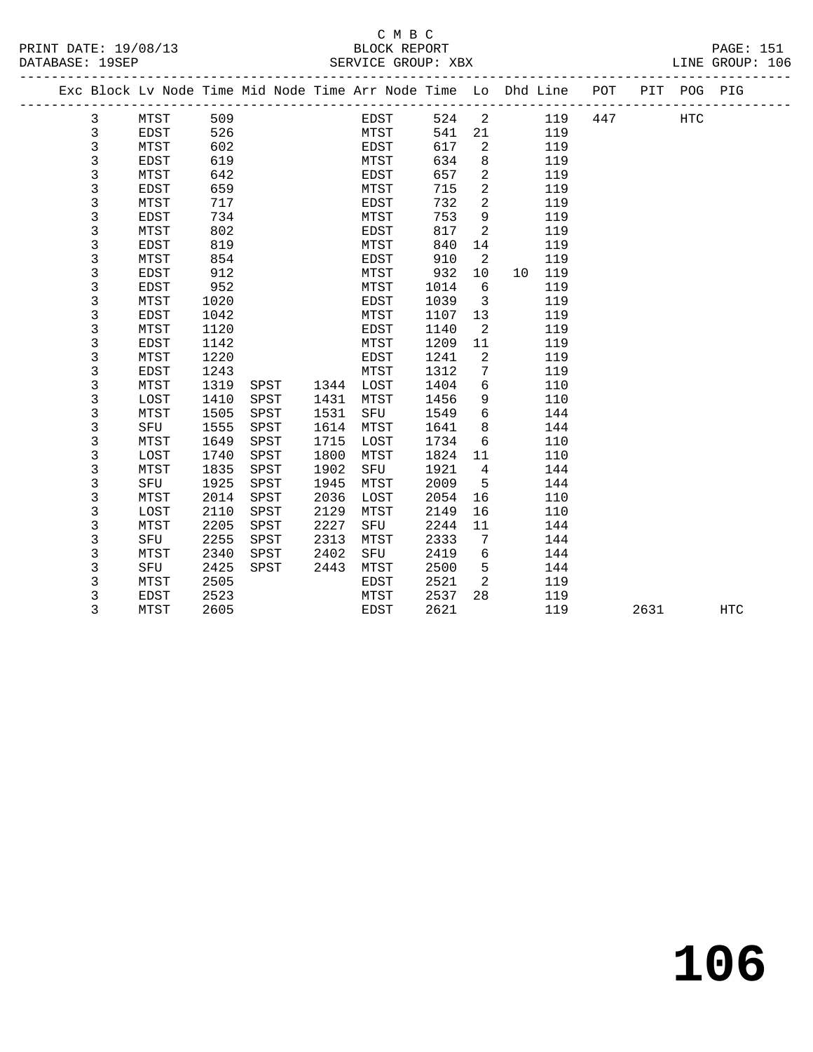C M B C

BLOCK REPORT

SERVICE GROUP: XBX

PRINT DATE: 19/08/13
DATABASE: 19SEP
LINE GROUP: 106

| Exc | Block | Lv Node | Time | Mid Node | Time | Arr Node | Time | Lo | Dhd | Line | POT | PIT | POG | PIG |
|---|---|---|---|---|---|---|---|---|---|---|---|---|---|---|
| | 3 | MTST | 509 | | | EDST | 524 | 2 | | 119 | 447 | | HTC | |
| | 3 | EDST | 526 | | | MTST | 541 | 21 | | 119 | | | | |
| | 3 | MTST | 602 | | | EDST | 617 | 2 | | 119 | | | | |
| | 3 | EDST | 619 | | | MTST | 634 | 8 | | 119 | | | | |
| | 3 | MTST | 642 | | | EDST | 657 | 2 | | 119 | | | | |
| | 3 | EDST | 659 | | | MTST | 715 | 2 | | 119 | | | | |
| | 3 | MTST | 717 | | | EDST | 732 | 2 | | 119 | | | | |
| | 3 | EDST | 734 | | | MTST | 753 | 9 | | 119 | | | | |
| | 3 | MTST | 802 | | | EDST | 817 | 2 | | 119 | | | | |
| | 3 | EDST | 819 | | | MTST | 840 | 14 | | 119 | | | | |
| | 3 | MTST | 854 | | | EDST | 910 | 2 | | 119 | | | | |
| | 3 | EDST | 912 | | | MTST | 932 | 10 | 10 | 119 | | | | |
| | 3 | EDST | 952 | | | MTST | 1014 | 6 | | 119 | | | | |
| | 3 | MTST | 1020 | | | EDST | 1039 | 3 | | 119 | | | | |
| | 3 | EDST | 1042 | | | MTST | 1107 | 13 | | 119 | | | | |
| | 3 | MTST | 1120 | | | EDST | 1140 | 2 | | 119 | | | | |
| | 3 | EDST | 1142 | | | MTST | 1209 | 11 | | 119 | | | | |
| | 3 | MTST | 1220 | | | EDST | 1241 | 2 | | 119 | | | | |
| | 3 | EDST | 1243 | | | MTST | 1312 | 7 | | 119 | | | | |
| | 3 | MTST | 1319 | SPST | 1344 | LOST | 1404 | 6 | | 110 | | | | |
| | 3 | LOST | 1410 | SPST | 1431 | MTST | 1456 | 9 | | 110 | | | | |
| | 3 | MTST | 1505 | SPST | 1531 | SFU | 1549 | 6 | | 144 | | | | |
| | 3 | SFU | 1555 | SPST | 1614 | MTST | 1641 | 8 | | 144 | | | | |
| | 3 | MTST | 1649 | SPST | 1715 | LOST | 1734 | 6 | | 110 | | | | |
| | 3 | LOST | 1740 | SPST | 1800 | MTST | 1824 | 11 | | 110 | | | | |
| | 3 | MTST | 1835 | SPST | 1902 | SFU | 1921 | 4 | | 144 | | | | |
| | 3 | SFU | 1925 | SPST | 1945 | MTST | 2009 | 5 | | 144 | | | | |
| | 3 | MTST | 2014 | SPST | 2036 | LOST | 2054 | 16 | | 110 | | | | |
| | 3 | LOST | 2110 | SPST | 2129 | MTST | 2149 | 16 | | 110 | | | | |
| | 3 | MTST | 2205 | SPST | 2227 | SFU | 2244 | 11 | | 144 | | | | |
| | 3 | SFU | 2255 | SPST | 2313 | MTST | 2333 | 7 | | 144 | | | | |
| | 3 | MTST | 2340 | SPST | 2402 | SFU | 2419 | 6 | | 144 | | | | |
| | 3 | SFU | 2425 | SPST | 2443 | MTST | 2500 | 5 | | 144 | | | | |
| | 3 | MTST | 2505 | | | EDST | 2521 | 2 | | 119 | | | | |
| | 3 | EDST | 2523 | | | MTST | 2537 | 28 | | 119 | | | | |
| | 3 | MTST | 2605 | | | EDST | 2621 | | | 119 | | 2631 | | HTC |

# 106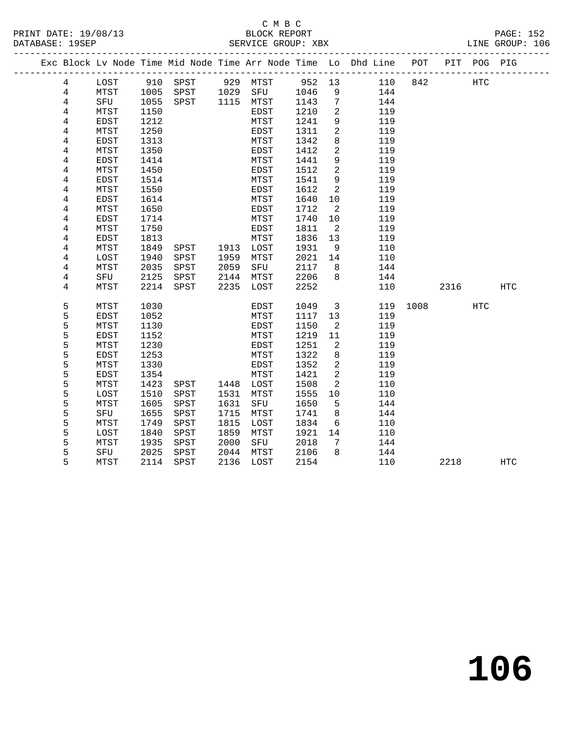C M B C

BLOCK REPORT

SERVICE GROUP: XBX

PRINT DATE: 19/08/13
DATABASE: 19SEP
LINE GROUP: 106

| Exc | Block | Lv Node | Time | Mid Node | Time | Arr Node | Time | Lo | Dhd Line | POT | PIT | POG | PIG |
|---|---|---|---|---|---|---|---|---|---|---|---|---|---|
| | 4 | LOST | 910 | SPST | 929 | MTST | 952 | 13 | 110 | 842 | | HTC | |
| | 4 | MTST | 1005 | SPST | 1029 | SFU | 1046 | 9 | 144 | | | | |
| | 4 | SFU | 1055 | SPST | 1115 | MTST | 1143 | 7 | 144 | | | | |
| | 4 | MTST | 1150 | | | EDST | 1210 | 2 | 119 | | | | |
| | 4 | EDST | 1212 | | | MTST | 1241 | 9 | 119 | | | | |
| | 4 | MTST | 1250 | | | EDST | 1311 | 2 | 119 | | | | |
| | 4 | EDST | 1313 | | | MTST | 1342 | 8 | 119 | | | | |
| | 4 | MTST | 1350 | | | EDST | 1412 | 2 | 119 | | | | |
| | 4 | EDST | 1414 | | | MTST | 1441 | 9 | 119 | | | | |
| | 4 | MTST | 1450 | | | EDST | 1512 | 2 | 119 | | | | |
| | 4 | EDST | 1514 | | | MTST | 1541 | 9 | 119 | | | | |
| | 4 | MTST | 1550 | | | EDST | 1612 | 2 | 119 | | | | |
| | 4 | EDST | 1614 | | | MTST | 1640 | 10 | 119 | | | | |
| | 4 | MTST | 1650 | | | EDST | 1712 | 2 | 119 | | | | |
| | 4 | EDST | 1714 | | | MTST | 1740 | 10 | 119 | | | | |
| | 4 | MTST | 1750 | | | EDST | 1811 | 2 | 119 | | | | |
| | 4 | EDST | 1813 | | | MTST | 1836 | 13 | 119 | | | | |
| | 4 | MTST | 1849 | SPST | 1913 | LOST | 1931 | 9 | 110 | | | | |
| | 4 | LOST | 1940 | SPST | 1959 | MTST | 2021 | 14 | 110 | | | | |
| | 4 | MTST | 2035 | SPST | 2059 | SFU | 2117 | 8 | 144 | | | | |
| | 4 | SFU | 2125 | SPST | 2144 | MTST | 2206 | 8 | 144 | | | | |
| | 4 | MTST | 2214 | SPST | 2235 | LOST | 2252 | | 110 | | 2316 | | HTC |
| | 5 | MTST | 1030 | | | EDST | 1049 | 3 | 119 | 1008 | | HTC | |
| | 5 | EDST | 1052 | | | MTST | 1117 | 13 | 119 | | | | |
| | 5 | MTST | 1130 | | | EDST | 1150 | 2 | 119 | | | | |
| | 5 | EDST | 1152 | | | MTST | 1219 | 11 | 119 | | | | |
| | 5 | MTST | 1230 | | | EDST | 1251 | 2 | 119 | | | | |
| | 5 | EDST | 1253 | | | MTST | 1322 | 8 | 119 | | | | |
| | 5 | MTST | 1330 | | | EDST | 1352 | 2 | 119 | | | | |
| | 5 | EDST | 1354 | | | MTST | 1421 | 2 | 119 | | | | |
| | 5 | MTST | 1423 | SPST | 1448 | LOST | 1508 | 2 | 110 | | | | |
| | 5 | LOST | 1510 | SPST | 1531 | MTST | 1555 | 10 | 110 | | | | |
| | 5 | MTST | 1605 | SPST | 1631 | SFU | 1650 | 5 | 144 | | | | |
| | 5 | SFU | 1655 | SPST | 1715 | MTST | 1741 | 8 | 144 | | | | |
| | 5 | MTST | 1749 | SPST | 1815 | LOST | 1834 | 6 | 110 | | | | |
| | 5 | LOST | 1840 | SPST | 1859 | MTST | 1921 | 14 | 110 | | | | |
| | 5 | MTST | 1935 | SPST | 2000 | SFU | 2018 | 7 | 144 | | | | |
| | 5 | SFU | 2025 | SPST | 2044 | MTST | 2106 | 8 | 144 | | | | |
| | 5 | MTST | 2114 | SPST | 2136 | LOST | 2154 | | 110 | | 2218 | | HTC |

106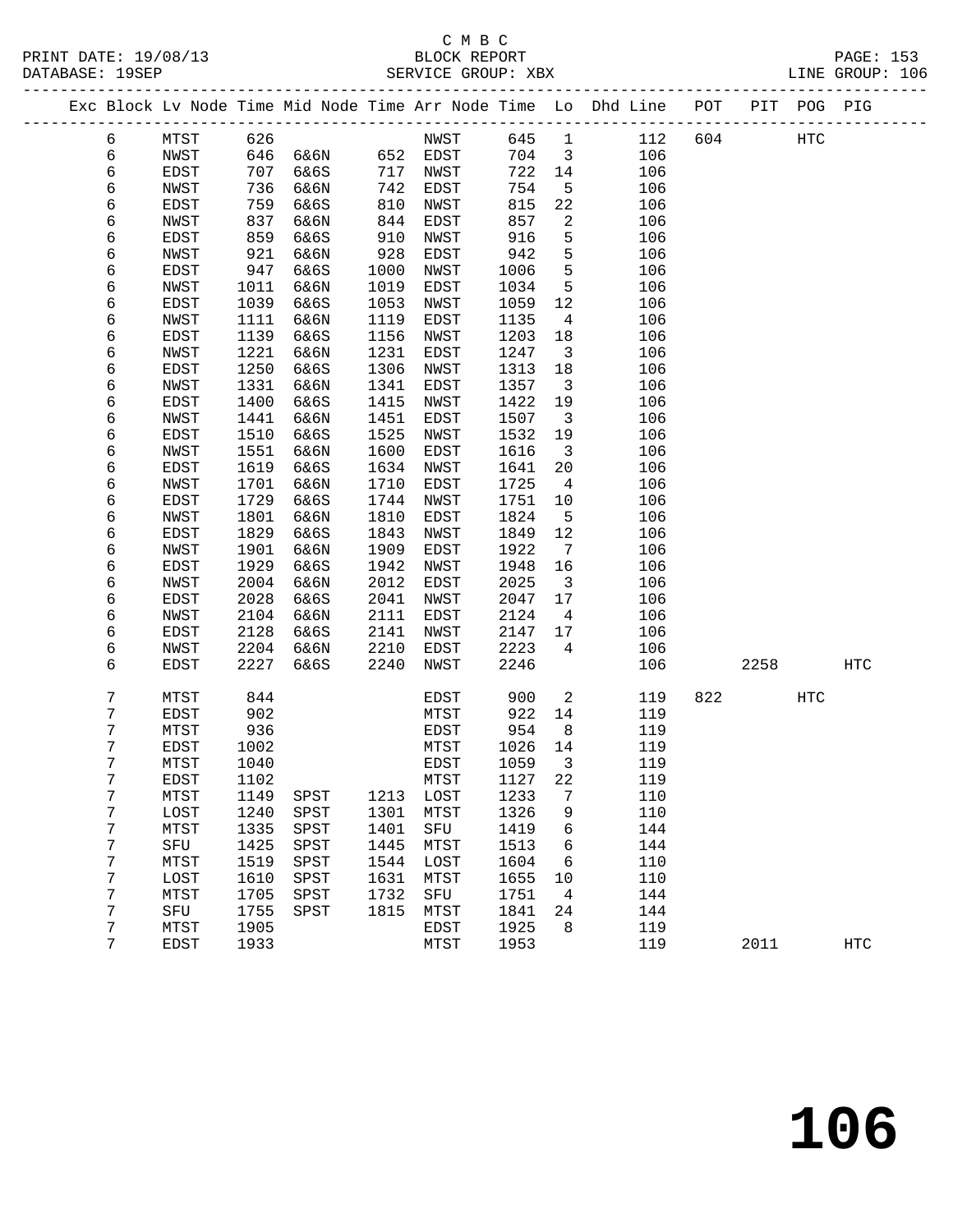C M B C
PRINT DATE: 19/08/13 BLOCK REPORT
DATABASE: 19SEP SERVICE GROUP: XBX LINE GROUP: 106

| Exc | Block | Lv Node | Time | Mid Node | Time | Arr Node | Time | Lo | Dhd Line | POT | PIT | POG | PIG |
|---|---|---|---|---|---|---|---|---|---|---|---|---|---|
| | 6 | MTST | 626 | | | NWST | 645 | 1 | 112 | 604 | | HTC | |
| | 6 | NWST | 646 | 6&6N | 652 | EDST | 704 | 3 | 106 | | | | |
| | 6 | EDST | 707 | 6&6S | 717 | NWST | 722 | 14 | 106 | | | | |
| | 6 | NWST | 736 | 6&6N | 742 | EDST | 754 | 5 | 106 | | | | |
| | 6 | EDST | 759 | 6&6S | 810 | NWST | 815 | 22 | 106 | | | | |
| | 6 | NWST | 837 | 6&6N | 844 | EDST | 857 | 2 | 106 | | | | |
| | 6 | EDST | 859 | 6&6S | 910 | NWST | 916 | 5 | 106 | | | | |
| | 6 | NWST | 921 | 6&6N | 928 | EDST | 942 | 5 | 106 | | | | |
| | 6 | EDST | 947 | 6&6S | 1000 | NWST | 1006 | 5 | 106 | | | | |
| | 6 | NWST | 1011 | 6&6N | 1019 | EDST | 1034 | 5 | 106 | | | | |
| | 6 | EDST | 1039 | 6&6S | 1053 | NWST | 1059 | 12 | 106 | | | | |
| | 6 | NWST | 1111 | 6&6N | 1119 | EDST | 1135 | 4 | 106 | | | | |
| | 6 | EDST | 1139 | 6&6S | 1156 | NWST | 1203 | 18 | 106 | | | | |
| | 6 | NWST | 1221 | 6&6N | 1231 | EDST | 1247 | 3 | 106 | | | | |
| | 6 | EDST | 1250 | 6&6S | 1306 | NWST | 1313 | 18 | 106 | | | | |
| | 6 | NWST | 1331 | 6&6N | 1341 | EDST | 1357 | 3 | 106 | | | | |
| | 6 | EDST | 1400 | 6&6S | 1415 | NWST | 1422 | 19 | 106 | | | | |
| | 6 | NWST | 1441 | 6&6N | 1451 | EDST | 1507 | 3 | 106 | | | | |
| | 6 | EDST | 1510 | 6&6S | 1525 | NWST | 1532 | 19 | 106 | | | | |
| | 6 | NWST | 1551 | 6&6N | 1600 | EDST | 1616 | 3 | 106 | | | | |
| | 6 | EDST | 1619 | 6&6S | 1634 | NWST | 1641 | 20 | 106 | | | | |
| | 6 | NWST | 1701 | 6&6N | 1710 | EDST | 1725 | 4 | 106 | | | | |
| | 6 | EDST | 1729 | 6&6S | 1744 | NWST | 1751 | 10 | 106 | | | | |
| | 6 | NWST | 1801 | 6&6N | 1810 | EDST | 1824 | 5 | 106 | | | | |
| | 6 | EDST | 1829 | 6&6S | 1843 | NWST | 1849 | 12 | 106 | | | | |
| | 6 | NWST | 1901 | 6&6N | 1909 | EDST | 1922 | 7 | 106 | | | | |
| | 6 | EDST | 1929 | 6&6S | 1942 | NWST | 1948 | 16 | 106 | | | | |
| | 6 | NWST | 2004 | 6&6N | 2012 | EDST | 2025 | 3 | 106 | | | | |
| | 6 | EDST | 2028 | 6&6S | 2041 | NWST | 2047 | 17 | 106 | | | | |
| | 6 | NWST | 2104 | 6&6N | 2111 | EDST | 2124 | 4 | 106 | | | | |
| | 6 | EDST | 2128 | 6&6S | 2141 | NWST | 2147 | 17 | 106 | | | | |
| | 6 | NWST | 2204 | 6&6N | 2210 | EDST | 2223 | 4 | 106 | | | | |
| | 6 | EDST | 2227 | 6&6S | 2240 | NWST | 2246 | | 106 | | 2258 | | HTC |
| | 7 | MTST | 844 | | | EDST | 900 | 2 | 119 | 822 | | HTC | |
| | 7 | EDST | 902 | | | MTST | 922 | 14 | 119 | | | | |
| | 7 | MTST | 936 | | | EDST | 954 | 8 | 119 | | | | |
| | 7 | EDST | 1002 | | | MTST | 1026 | 14 | 119 | | | | |
| | 7 | MTST | 1040 | | | EDST | 1059 | 3 | 119 | | | | |
| | 7 | EDST | 1102 | | | MTST | 1127 | 22 | 119 | | | | |
| | 7 | MTST | 1149 | SPST | 1213 | LOST | 1233 | 7 | 110 | | | | |
| | 7 | LOST | 1240 | SPST | 1301 | MTST | 1326 | 9 | 110 | | | | |
| | 7 | MTST | 1335 | SPST | 1401 | SFU | 1419 | 6 | 144 | | | | |
| | 7 | SFU | 1425 | SPST | 1445 | MTST | 1513 | 6 | 144 | | | | |
| | 7 | MTST | 1519 | SPST | 1544 | LOST | 1604 | 6 | 110 | | | | |
| | 7 | LOST | 1610 | SPST | 1631 | MTST | 1655 | 10 | 110 | | | | |
| | 7 | MTST | 1705 | SPST | 1732 | SFU | 1751 | 4 | 144 | | | | |
| | 7 | SFU | 1755 | SPST | 1815 | MTST | 1841 | 24 | 144 | | | | |
| | 7 | MTST | 1905 | | | EDST | 1925 | 8 | 119 | | | | |
| | 7 | EDST | 1933 | | | MTST | 1953 | | 119 | | 2011 | | HTC |

# 106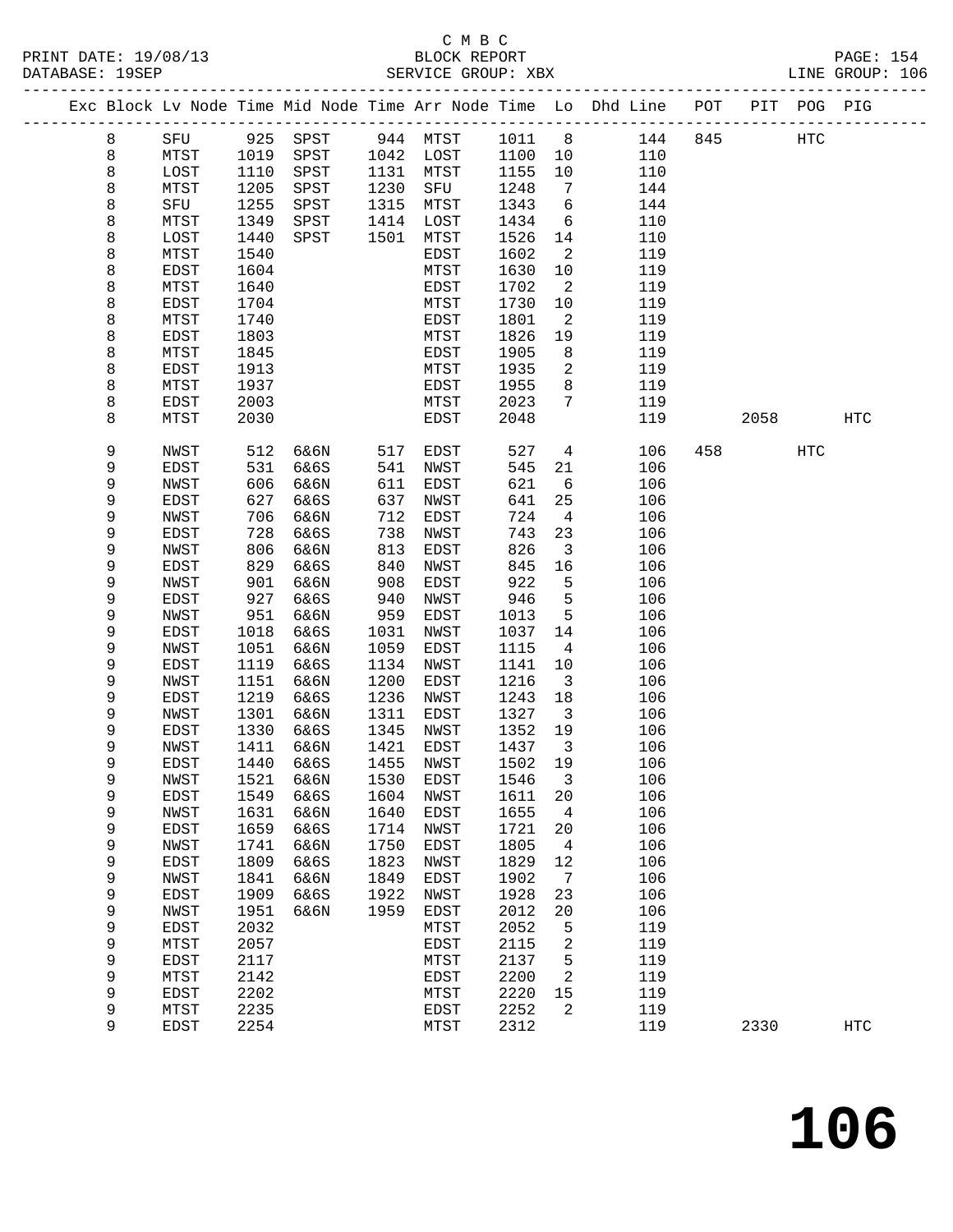C M B C
PRINT DATE: 19/08/13 BLOCK REPORT
DATABASE: 19SEP SERVICE GROUP: XBX LINE GROUP: 106

| Exc | Block | Lv | Node | Time | Mid Node | Time | Arr Node | Time | Lo | Dhd Line | POT | PIT | POG | PIG |
|---|---|---|---|---|---|---|---|---|---|---|---|---|---|---|
| | 8 | | SFU | 925 | SPST | 944 | MTST | 1011 | 8 | 144 | 845 | | HTC | |
| | 8 | | MTST | 1019 | SPST | 1042 | LOST | 1100 | 10 | 110 | | | | |
| | 8 | | LOST | 1110 | SPST | 1131 | MTST | 1155 | 10 | 110 | | | | |
| | 8 | | MTST | 1205 | SPST | 1230 | SFU | 1248 | 7 | 144 | | | | |
| | 8 | | SFU | 1255 | SPST | 1315 | MTST | 1343 | 6 | 144 | | | | |
| | 8 | | MTST | 1349 | SPST | 1414 | LOST | 1434 | 6 | 110 | | | | |
| | 8 | | LOST | 1440 | SPST | 1501 | MTST | 1526 | 14 | 110 | | | | |
| | 8 | | MTST | 1540 | | | EDST | 1602 | 2 | 119 | | | | |
| | 8 | | EDST | 1604 | | | MTST | 1630 | 10 | 119 | | | | |
| | 8 | | MTST | 1640 | | | EDST | 1702 | 2 | 119 | | | | |
| | 8 | | EDST | 1704 | | | MTST | 1730 | 10 | 119 | | | | |
| | 8 | | MTST | 1740 | | | EDST | 1801 | 2 | 119 | | | | |
| | 8 | | EDST | 1803 | | | MTST | 1826 | 19 | 119 | | | | |
| | 8 | | MTST | 1845 | | | EDST | 1905 | 8 | 119 | | | | |
| | 8 | | EDST | 1913 | | | MTST | 1935 | 2 | 119 | | | | |
| | 8 | | MTST | 1937 | | | EDST | 1955 | 8 | 119 | | | | |
| | 8 | | EDST | 2003 | | | MTST | 2023 | 7 | 119 | | | | |
| | 8 | | MTST | 2030 | | | EDST | 2048 | | 119 | | 2058 | | HTC |
| | 9 | | NWST | 512 | 6&6N | 517 | EDST | 527 | 4 | 106 | 458 | | HTC | |
| | 9 | | EDST | 531 | 6&6S | 541 | NWST | 545 | 21 | 106 | | | | |
| | 9 | | NWST | 606 | 6&6N | 611 | EDST | 621 | 6 | 106 | | | | |
| | 9 | | EDST | 627 | 6&6S | 637 | NWST | 641 | 25 | 106 | | | | |
| | 9 | | NWST | 706 | 6&6N | 712 | EDST | 724 | 4 | 106 | | | | |
| | 9 | | EDST | 728 | 6&6S | 738 | NWST | 743 | 23 | 106 | | | | |
| | 9 | | NWST | 806 | 6&6N | 813 | EDST | 826 | 3 | 106 | | | | |
| | 9 | | EDST | 829 | 6&6S | 840 | NWST | 845 | 16 | 106 | | | | |
| | 9 | | NWST | 901 | 6&6N | 908 | EDST | 922 | 5 | 106 | | | | |
| | 9 | | EDST | 927 | 6&6S | 940 | NWST | 946 | 5 | 106 | | | | |
| | 9 | | NWST | 951 | 6&6N | 959 | EDST | 1013 | 5 | 106 | | | | |
| | 9 | | EDST | 1018 | 6&6S | 1031 | NWST | 1037 | 14 | 106 | | | | |
| | 9 | | NWST | 1051 | 6&6N | 1059 | EDST | 1115 | 4 | 106 | | | | |
| | 9 | | EDST | 1119 | 6&6S | 1134 | NWST | 1141 | 10 | 106 | | | | |
| | 9 | | NWST | 1151 | 6&6N | 1200 | EDST | 1216 | 3 | 106 | | | | |
| | 9 | | EDST | 1219 | 6&6S | 1236 | NWST | 1243 | 18 | 106 | | | | |
| | 9 | | NWST | 1301 | 6&6N | 1311 | EDST | 1327 | 3 | 106 | | | | |
| | 9 | | EDST | 1330 | 6&6S | 1345 | NWST | 1352 | 19 | 106 | | | | |
| | 9 | | NWST | 1411 | 6&6N | 1421 | EDST | 1437 | 3 | 106 | | | | |
| | 9 | | EDST | 1440 | 6&6S | 1455 | NWST | 1502 | 19 | 106 | | | | |
| | 9 | | NWST | 1521 | 6&6N | 1530 | EDST | 1546 | 3 | 106 | | | | |
| | 9 | | EDST | 1549 | 6&6S | 1604 | NWST | 1611 | 20 | 106 | | | | |
| | 9 | | NWST | 1631 | 6&6N | 1640 | EDST | 1655 | 4 | 106 | | | | |
| | 9 | | EDST | 1659 | 6&6S | 1714 | NWST | 1721 | 20 | 106 | | | | |
| | 9 | | NWST | 1741 | 6&6N | 1750 | EDST | 1805 | 4 | 106 | | | | |
| | 9 | | EDST | 1809 | 6&6S | 1823 | NWST | 1829 | 12 | 106 | | | | |
| | 9 | | NWST | 1841 | 6&6N | 1849 | EDST | 1902 | 7 | 106 | | | | |
| | 9 | | EDST | 1909 | 6&6S | 1922 | NWST | 1928 | 23 | 106 | | | | |
| | 9 | | NWST | 1951 | 6&6N | 1959 | EDST | 2012 | 20 | 106 | | | | |
| | 9 | | EDST | 2032 | | | MTST | 2052 | 5 | 119 | | | | |
| | 9 | | MTST | 2057 | | | EDST | 2115 | 2 | 119 | | | | |
| | 9 | | EDST | 2117 | | | MTST | 2137 | 5 | 119 | | | | |
| | 9 | | MTST | 2142 | | | EDST | 2200 | 2 | 119 | | | | |
| | 9 | | EDST | 2202 | | | MTST | 2220 | 15 | 119 | | | | |
| | 9 | | MTST | 2235 | | | EDST | 2252 | 2 | 119 | | | | |
| | 9 | | EDST | 2254 | | | MTST | 2312 | | 119 | | 2330 | | HTC |

# 106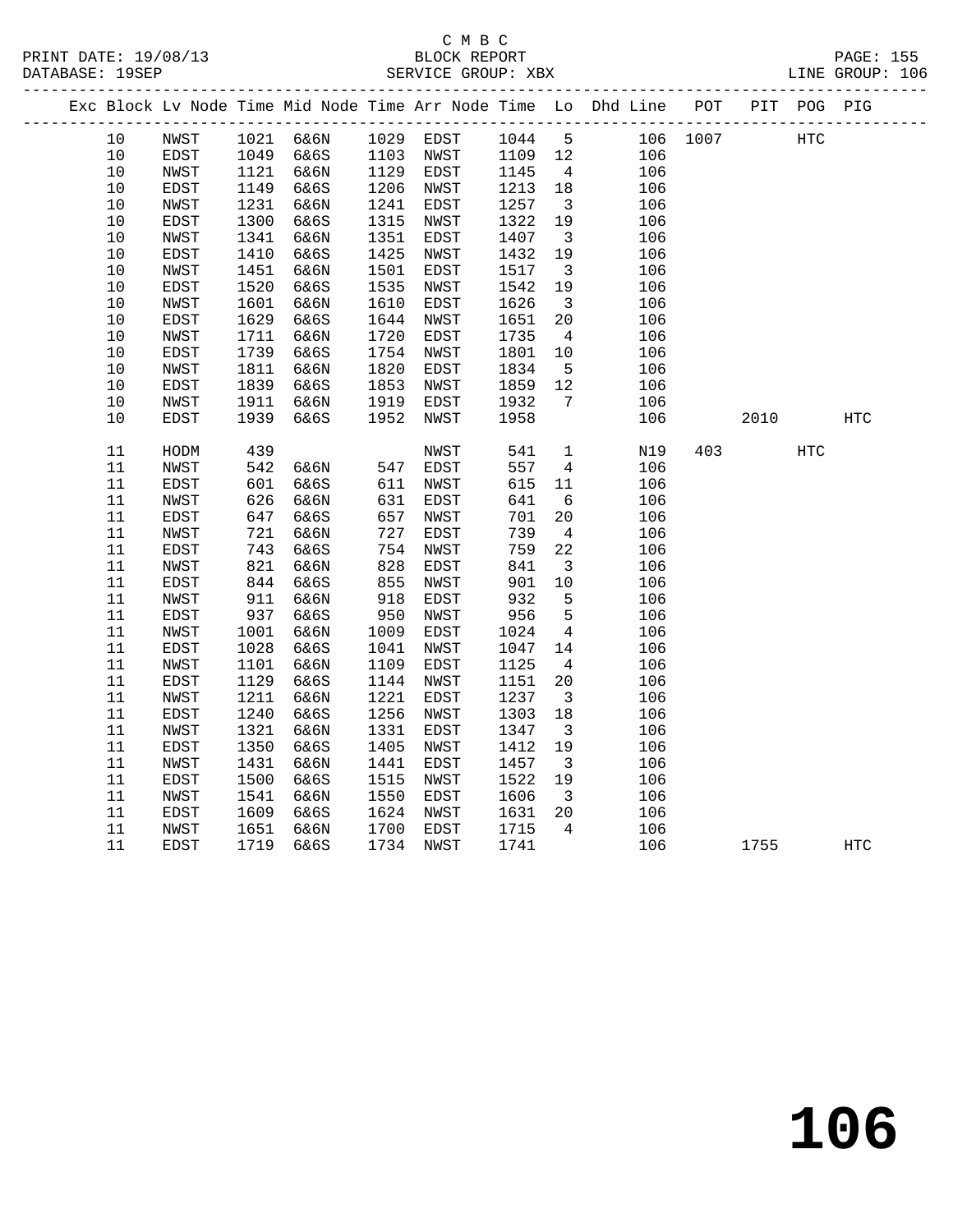C M B C

BLOCK REPORT

SERVICE GROUP: XBX

LINE GROUP: 106

| Exc | Block | Lv | Node | Time | Mid Node | Time | Arr Node | Time | Lo | Dhd Line | POT | PIT | POG | PIG |
|---|---|---|---|---|---|---|---|---|---|---|---|---|---|---|
| | 10 | | NWST | 1021 | 6&6N | 1029 | EDST | 1044 | 5 | 106 | 1007 | | HTC | |
| | 10 | | EDST | 1049 | 6&6S | 1103 | NWST | 1109 | 12 | 106 | | | | |
| | 10 | | NWST | 1121 | 6&6N | 1129 | EDST | 1145 | 4 | 106 | | | | |
| | 10 | | EDST | 1149 | 6&6S | 1206 | NWST | 1213 | 18 | 106 | | | | |
| | 10 | | NWST | 1231 | 6&6N | 1241 | EDST | 1257 | 3 | 106 | | | | |
| | 10 | | EDST | 1300 | 6&6S | 1315 | NWST | 1322 | 19 | 106 | | | | |
| | 10 | | NWST | 1341 | 6&6N | 1351 | EDST | 1407 | 3 | 106 | | | | |
| | 10 | | EDST | 1410 | 6&6S | 1425 | NWST | 1432 | 19 | 106 | | | | |
| | 10 | | NWST | 1451 | 6&6N | 1501 | EDST | 1517 | 3 | 106 | | | | |
| | 10 | | EDST | 1520 | 6&6S | 1535 | NWST | 1542 | 19 | 106 | | | | |
| | 10 | | NWST | 1601 | 6&6N | 1610 | EDST | 1626 | 3 | 106 | | | | |
| | 10 | | EDST | 1629 | 6&6S | 1644 | NWST | 1651 | 20 | 106 | | | | |
| | 10 | | NWST | 1711 | 6&6N | 1720 | EDST | 1735 | 4 | 106 | | | | |
| | 10 | | EDST | 1739 | 6&6S | 1754 | NWST | 1801 | 10 | 106 | | | | |
| | 10 | | NWST | 1811 | 6&6N | 1820 | EDST | 1834 | 5 | 106 | | | | |
| | 10 | | EDST | 1839 | 6&6S | 1853 | NWST | 1859 | 12 | 106 | | | | |
| | 10 | | NWST | 1911 | 6&6N | 1919 | EDST | 1932 | 7 | 106 | | | | |
| | 10 | | EDST | 1939 | 6&6S | 1952 | NWST | 1958 | | 106 | | 2010 | | HTC |
| | 11 | | HODM | 439 | | | NWST | 541 | 1 | N19 | 403 | | HTC | |
| | 11 | | NWST | 542 | 6&6N | 547 | EDST | 557 | 4 | 106 | | | | |
| | 11 | | EDST | 601 | 6&6S | 611 | NWST | 615 | 11 | 106 | | | | |
| | 11 | | NWST | 626 | 6&6N | 631 | EDST | 641 | 6 | 106 | | | | |
| | 11 | | EDST | 647 | 6&6S | 657 | NWST | 701 | 20 | 106 | | | | |
| | 11 | | NWST | 721 | 6&6N | 727 | EDST | 739 | 4 | 106 | | | | |
| | 11 | | EDST | 743 | 6&6S | 754 | NWST | 759 | 22 | 106 | | | | |
| | 11 | | NWST | 821 | 6&6N | 828 | EDST | 841 | 3 | 106 | | | | |
| | 11 | | EDST | 844 | 6&6S | 855 | NWST | 901 | 10 | 106 | | | | |
| | 11 | | NWST | 911 | 6&6N | 918 | EDST | 932 | 5 | 106 | | | | |
| | 11 | | EDST | 937 | 6&6S | 950 | NWST | 956 | 5 | 106 | | | | |
| | 11 | | NWST | 1001 | 6&6N | 1009 | EDST | 1024 | 4 | 106 | | | | |
| | 11 | | EDST | 1028 | 6&6S | 1041 | NWST | 1047 | 14 | 106 | | | | |
| | 11 | | NWST | 1101 | 6&6N | 1109 | EDST | 1125 | 4 | 106 | | | | |
| | 11 | | EDST | 1129 | 6&6S | 1144 | NWST | 1151 | 20 | 106 | | | | |
| | 11 | | NWST | 1211 | 6&6N | 1221 | EDST | 1237 | 3 | 106 | | | | |
| | 11 | | EDST | 1240 | 6&6S | 1256 | NWST | 1303 | 18 | 106 | | | | |
| | 11 | | NWST | 1321 | 6&6N | 1331 | EDST | 1347 | 3 | 106 | | | | |
| | 11 | | EDST | 1350 | 6&6S | 1405 | NWST | 1412 | 19 | 106 | | | | |
| | 11 | | NWST | 1431 | 6&6N | 1441 | EDST | 1457 | 3 | 106 | | | | |
| | 11 | | EDST | 1500 | 6&6S | 1515 | NWST | 1522 | 19 | 106 | | | | |
| | 11 | | NWST | 1541 | 6&6N | 1550 | EDST | 1606 | 3 | 106 | | | | |
| | 11 | | EDST | 1609 | 6&6S | 1624 | NWST | 1631 | 20 | 106 | | | | |
| | 11 | | NWST | 1651 | 6&6N | 1700 | EDST | 1715 | 4 | 106 | | | | |
| | 11 | | EDST | 1719 | 6&6S | 1734 | NWST | 1741 | | 106 | | 1755 | | HTC |

# 106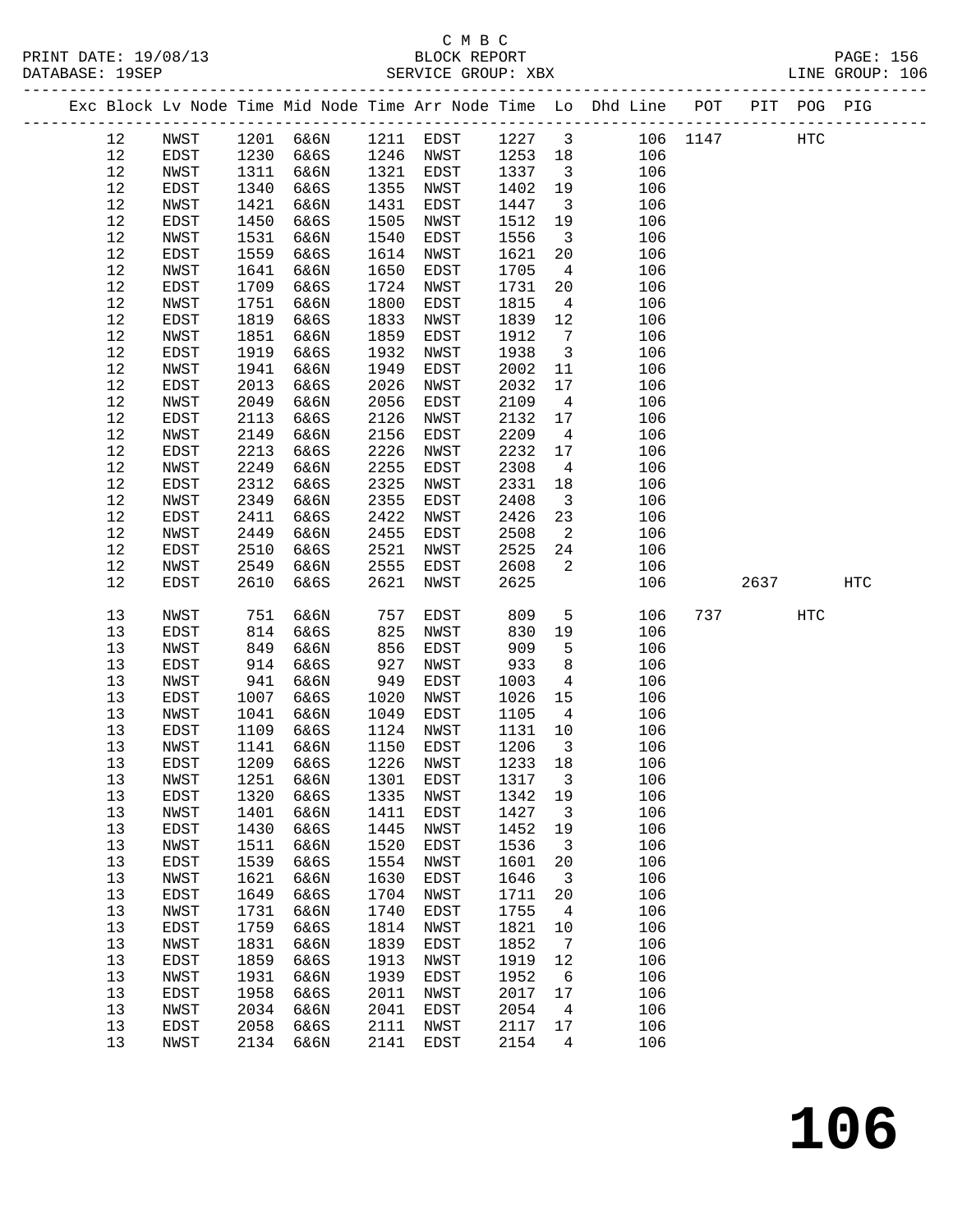C M B C
BLOCK REPORT
SERVICE GROUP: XBX

PRINT DATE: 19/08/13
DATABASE: 19SEP
PAGE: 156
LINE GROUP: 106

| Exc | Block | Lv Node | Time | Mid Node | Time | Arr Node | Time | Lo | Dhd Line | POT | PIT | POG | PIG |
|---|---|---|---|---|---|---|---|---|---|---|---|---|---|
| | 12 | NWST | 1201 | 6&6N | 1211 | EDST | 1227 | 3 | 106 | 1147 | | HTC | |
| | 12 | EDST | 1230 | 6&6S | 1246 | NWST | 1253 | 18 | 106 | | | | |
| | 12 | NWST | 1311 | 6&6N | 1321 | EDST | 1337 | 3 | 106 | | | | |
| | 12 | EDST | 1340 | 6&6S | 1355 | NWST | 1402 | 19 | 106 | | | | |
| | 12 | NWST | 1421 | 6&6N | 1431 | EDST | 1447 | 3 | 106 | | | | |
| | 12 | EDST | 1450 | 6&6S | 1505 | NWST | 1512 | 19 | 106 | | | | |
| | 12 | NWST | 1531 | 6&6N | 1540 | EDST | 1556 | 3 | 106 | | | | |
| | 12 | EDST | 1559 | 6&6S | 1614 | NWST | 1621 | 20 | 106 | | | | |
| | 12 | NWST | 1641 | 6&6N | 1650 | EDST | 1705 | 4 | 106 | | | | |
| | 12 | EDST | 1709 | 6&6S | 1724 | NWST | 1731 | 20 | 106 | | | | |
| | 12 | NWST | 1751 | 6&6N | 1800 | EDST | 1815 | 4 | 106 | | | | |
| | 12 | EDST | 1819 | 6&6S | 1833 | NWST | 1839 | 12 | 106 | | | | |
| | 12 | NWST | 1851 | 6&6N | 1859 | EDST | 1912 | 7 | 106 | | | | |
| | 12 | EDST | 1919 | 6&6S | 1932 | NWST | 1938 | 3 | 106 | | | | |
| | 12 | NWST | 1941 | 6&6N | 1949 | EDST | 2002 | 11 | 106 | | | | |
| | 12 | EDST | 2013 | 6&6S | 2026 | NWST | 2032 | 17 | 106 | | | | |
| | 12 | NWST | 2049 | 6&6N | 2056 | EDST | 2109 | 4 | 106 | | | | |
| | 12 | EDST | 2113 | 6&6S | 2126 | NWST | 2132 | 17 | 106 | | | | |
| | 12 | NWST | 2149 | 6&6N | 2156 | EDST | 2209 | 4 | 106 | | | | |
| | 12 | EDST | 2213 | 6&6S | 2226 | NWST | 2232 | 17 | 106 | | | | |
| | 12 | NWST | 2249 | 6&6N | 2255 | EDST | 2308 | 4 | 106 | | | | |
| | 12 | EDST | 2312 | 6&6S | 2325 | NWST | 2331 | 18 | 106 | | | | |
| | 12 | NWST | 2349 | 6&6N | 2355 | EDST | 2408 | 3 | 106 | | | | |
| | 12 | EDST | 2411 | 6&6S | 2422 | NWST | 2426 | 23 | 106 | | | | |
| | 12 | NWST | 2449 | 6&6N | 2455 | EDST | 2508 | 2 | 106 | | | | |
| | 12 | EDST | 2510 | 6&6S | 2521 | NWST | 2525 | 24 | 106 | | | | |
| | 12 | NWST | 2549 | 6&6N | 2555 | EDST | 2608 | 2 | 106 | | | | |
| | 12 | EDST | 2610 | 6&6S | 2621 | NWST | 2625 | | 106 | | 2637 | | HTC |
| | 13 | NWST | 751 | 6&6N | 757 | EDST | 809 | 5 | 106 | 737 | | HTC | |
| | 13 | EDST | 814 | 6&6S | 825 | NWST | 830 | 19 | 106 | | | | |
| | 13 | NWST | 849 | 6&6N | 856 | EDST | 909 | 5 | 106 | | | | |
| | 13 | EDST | 914 | 6&6S | 927 | NWST | 933 | 8 | 106 | | | | |
| | 13 | NWST | 941 | 6&6N | 949 | EDST | 1003 | 4 | 106 | | | | |
| | 13 | EDST | 1007 | 6&6S | 1020 | NWST | 1026 | 15 | 106 | | | | |
| | 13 | NWST | 1041 | 6&6N | 1049 | EDST | 1105 | 4 | 106 | | | | |
| | 13 | EDST | 1109 | 6&6S | 1124 | NWST | 1131 | 10 | 106 | | | | |
| | 13 | NWST | 1141 | 6&6N | 1150 | EDST | 1206 | 3 | 106 | | | | |
| | 13 | EDST | 1209 | 6&6S | 1226 | NWST | 1233 | 18 | 106 | | | | |
| | 13 | NWST | 1251 | 6&6N | 1301 | EDST | 1317 | 3 | 106 | | | | |
| | 13 | EDST | 1320 | 6&6S | 1335 | NWST | 1342 | 19 | 106 | | | | |
| | 13 | NWST | 1401 | 6&6N | 1411 | EDST | 1427 | 3 | 106 | | | | |
| | 13 | EDST | 1430 | 6&6S | 1445 | NWST | 1452 | 19 | 106 | | | | |
| | 13 | NWST | 1511 | 6&6N | 1520 | EDST | 1536 | 3 | 106 | | | | |
| | 13 | EDST | 1539 | 6&6S | 1554 | NWST | 1601 | 20 | 106 | | | | |
| | 13 | NWST | 1621 | 6&6N | 1630 | EDST | 1646 | 3 | 106 | | | | |
| | 13 | EDST | 1649 | 6&6S | 1704 | NWST | 1711 | 20 | 106 | | | | |
| | 13 | NWST | 1731 | 6&6N | 1740 | EDST | 1755 | 4 | 106 | | | | |
| | 13 | EDST | 1759 | 6&6S | 1814 | NWST | 1821 | 10 | 106 | | | | |
| | 13 | NWST | 1831 | 6&6N | 1839 | EDST | 1852 | 7 | 106 | | | | |
| | 13 | EDST | 1859 | 6&6S | 1913 | NWST | 1919 | 12 | 106 | | | | |
| | 13 | NWST | 1931 | 6&6N | 1939 | EDST | 1952 | 6 | 106 | | | | |
| | 13 | EDST | 1958 | 6&6S | 2011 | NWST | 2017 | 17 | 106 | | | | |
| | 13 | NWST | 2034 | 6&6N | 2041 | EDST | 2054 | 4 | 106 | | | | |
| | 13 | EDST | 2058 | 6&6S | 2111 | NWST | 2117 | 17 | 106 | | | | |
| | 13 | NWST | 2134 | 6&6N | 2141 | EDST | 2154 | 4 | 106 | | | | |

# 106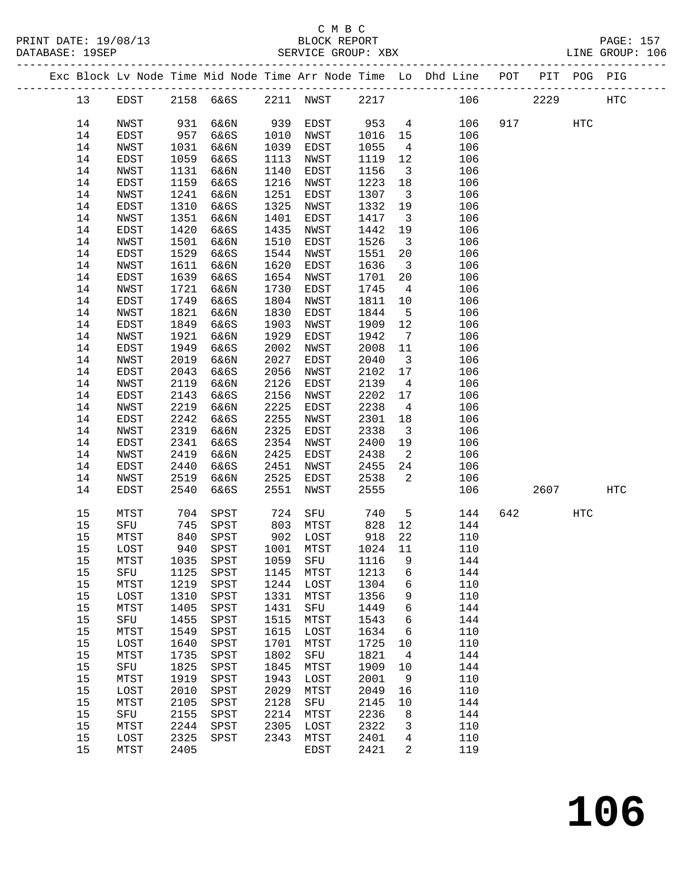C M B C
BLOCK REPORT
SERVICE GROUP: XBX

PRINT DATE: 19/08/13
DATABASE: 19SEP
LINE GROUP: 106

| Exc | Block | Lv Node | Time | Mid Node | Time | Arr Node | Time | Lo | Dhd Line | POT | PIT | POG | PIG |
|---|---|---|---|---|---|---|---|---|---|---|---|---|---|
| | 13 | EDST | 2158 | 6&6S | 2211 | NWST | 2217 | | 106 | | 2229 | | HTC |
| | 14 | NWST | 931 | 6&6N | 939 | EDST | 953 | 4 | 106 | 917 | | HTC | |
| | 14 | EDST | 957 | 6&6S | 1010 | NWST | 1016 | 15 | 106 | | | | |
| | 14 | NWST | 1031 | 6&6N | 1039 | EDST | 1055 | 4 | 106 | | | | |
| | 14 | EDST | 1059 | 6&6S | 1113 | NWST | 1119 | 12 | 106 | | | | |
| | 14 | NWST | 1131 | 6&6N | 1140 | EDST | 1156 | 3 | 106 | | | | |
| | 14 | EDST | 1159 | 6&6S | 1216 | NWST | 1223 | 18 | 106 | | | | |
| | 14 | NWST | 1241 | 6&6N | 1251 | EDST | 1307 | 3 | 106 | | | | |
| | 14 | EDST | 1310 | 6&6S | 1325 | NWST | 1332 | 19 | 106 | | | | |
| | 14 | NWST | 1351 | 6&6N | 1401 | EDST | 1417 | 3 | 106 | | | | |
| | 14 | EDST | 1420 | 6&6S | 1435 | NWST | 1442 | 19 | 106 | | | | |
| | 14 | NWST | 1501 | 6&6N | 1510 | EDST | 1526 | 3 | 106 | | | | |
| | 14 | EDST | 1529 | 6&6S | 1544 | NWST | 1551 | 20 | 106 | | | | |
| | 14 | NWST | 1611 | 6&6N | 1620 | EDST | 1636 | 3 | 106 | | | | |
| | 14 | EDST | 1639 | 6&6S | 1654 | NWST | 1701 | 20 | 106 | | | | |
| | 14 | NWST | 1721 | 6&6N | 1730 | EDST | 1745 | 4 | 106 | | | | |
| | 14 | EDST | 1749 | 6&6S | 1804 | NWST | 1811 | 10 | 106 | | | | |
| | 14 | NWST | 1821 | 6&6N | 1830 | EDST | 1844 | 5 | 106 | | | | |
| | 14 | EDST | 1849 | 6&6S | 1903 | NWST | 1909 | 12 | 106 | | | | |
| | 14 | NWST | 1921 | 6&6N | 1929 | EDST | 1942 | 7 | 106 | | | | |
| | 14 | EDST | 1949 | 6&6S | 2002 | NWST | 2008 | 11 | 106 | | | | |
| | 14 | NWST | 2019 | 6&6N | 2027 | EDST | 2040 | 3 | 106 | | | | |
| | 14 | EDST | 2043 | 6&6S | 2056 | NWST | 2102 | 17 | 106 | | | | |
| | 14 | NWST | 2119 | 6&6N | 2126 | EDST | 2139 | 4 | 106 | | | | |
| | 14 | EDST | 2143 | 6&6S | 2156 | NWST | 2202 | 17 | 106 | | | | |
| | 14 | NWST | 2219 | 6&6N | 2225 | EDST | 2238 | 4 | 106 | | | | |
| | 14 | EDST | 2242 | 6&6S | 2255 | NWST | 2301 | 18 | 106 | | | | |
| | 14 | NWST | 2319 | 6&6N | 2325 | EDST | 2338 | 3 | 106 | | | | |
| | 14 | EDST | 2341 | 6&6S | 2354 | NWST | 2400 | 19 | 106 | | | | |
| | 14 | NWST | 2419 | 6&6N | 2425 | EDST | 2438 | 2 | 106 | | | | |
| | 14 | EDST | 2440 | 6&6S | 2451 | NWST | 2455 | 24 | 106 | | | | |
| | 14 | NWST | 2519 | 6&6N | 2525 | EDST | 2538 | 2 | 106 | | | | |
| | 14 | EDST | 2540 | 6&6S | 2551 | NWST | 2555 | | 106 | | 2607 | | HTC |
| | 15 | MTST | 704 | SPST | 724 | SFU | 740 | 5 | 144 | 642 | | HTC | |
| | 15 | SFU | 745 | SPST | 803 | MTST | 828 | 12 | 144 | | | | |
| | 15 | MTST | 840 | SPST | 902 | LOST | 918 | 22 | 110 | | | | |
| | 15 | LOST | 940 | SPST | 1001 | MTST | 1024 | 11 | 110 | | | | |
| | 15 | MTST | 1035 | SPST | 1059 | SFU | 1116 | 9 | 144 | | | | |
| | 15 | SFU | 1125 | SPST | 1145 | MTST | 1213 | 6 | 144 | | | | |
| | 15 | MTST | 1219 | SPST | 1244 | LOST | 1304 | 6 | 110 | | | | |
| | 15 | LOST | 1310 | SPST | 1331 | MTST | 1356 | 9 | 110 | | | | |
| | 15 | MTST | 1405 | SPST | 1431 | SFU | 1449 | 6 | 144 | | | | |
| | 15 | SFU | 1455 | SPST | 1515 | MTST | 1543 | 6 | 144 | | | | |
| | 15 | MTST | 1549 | SPST | 1615 | LOST | 1634 | 6 | 110 | | | | |
| | 15 | LOST | 1640 | SPST | 1701 | MTST | 1725 | 10 | 110 | | | | |
| | 15 | MTST | 1735 | SPST | 1802 | SFU | 1821 | 4 | 144 | | | | |
| | 15 | SFU | 1825 | SPST | 1845 | MTST | 1909 | 10 | 144 | | | | |
| | 15 | MTST | 1919 | SPST | 1943 | LOST | 2001 | 9 | 110 | | | | |
| | 15 | LOST | 2010 | SPST | 2029 | MTST | 2049 | 16 | 110 | | | | |
| | 15 | MTST | 2105 | SPST | 2128 | SFU | 2145 | 10 | 144 | | | | |
| | 15 | SFU | 2155 | SPST | 2214 | MTST | 2236 | 8 | 144 | | | | |
| | 15 | MTST | 2244 | SPST | 2305 | LOST | 2322 | 3 | 110 | | | | |
| | 15 | LOST | 2325 | SPST | 2343 | MTST | 2401 | 4 | 110 | | | | |
| | 15 | MTST | 2405 | | | EDST | 2421 | 2 | 119 | | | | |

**106**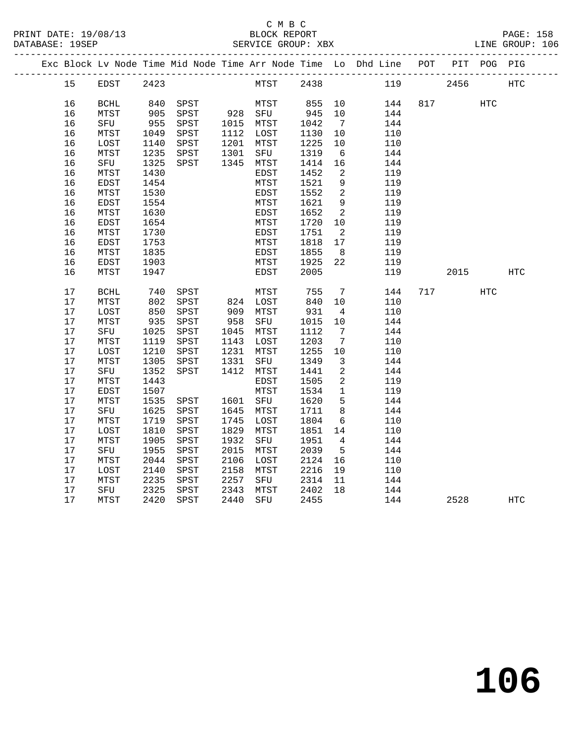C M B C
BLOCK REPORT
SERVICE GROUP: XBX

PRINT DATE: 19/08/13
DATABASE: 19SEP
LINE GROUP: 106

| Exc | Block | Lv Node | Time | Mid Node | Time | Arr Node | Time | Lo | Dhd Line | POT | PIT | POG | PIG |
|---|---|---|---|---|---|---|---|---|---|---|---|---|---|
| | 15 | EDST | 2423 | | | MTST | 2438 | | 119 | | 2456 | | HTC |
| | 16 | BCHL | 840 | SPST | | MTST | 855 | 10 | 144 | 817 | | HTC | |
| | 16 | MTST | 905 | SPST | 928 | SFU | 945 | 10 | 144 | | | | |
| | 16 | SFU | 955 | SPST | 1015 | MTST | 1042 | 7 | 144 | | | | |
| | 16 | MTST | 1049 | SPST | 1112 | LOST | 1130 | 10 | 110 | | | | |
| | 16 | LOST | 1140 | SPST | 1201 | MTST | 1225 | 10 | 110 | | | | |
| | 16 | MTST | 1235 | SPST | 1301 | SFU | 1319 | 6 | 144 | | | | |
| | 16 | SFU | 1325 | SPST | 1345 | MTST | 1414 | 16 | 144 | | | | |
| | 16 | MTST | 1430 | | | EDST | 1452 | 2 | 119 | | | | |
| | 16 | EDST | 1454 | | | MTST | 1521 | 9 | 119 | | | | |
| | 16 | MTST | 1530 | | | EDST | 1552 | 2 | 119 | | | | |
| | 16 | EDST | 1554 | | | MTST | 1621 | 9 | 119 | | | | |
| | 16 | MTST | 1630 | | | EDST | 1652 | 2 | 119 | | | | |
| | 16 | EDST | 1654 | | | MTST | 1720 | 10 | 119 | | | | |
| | 16 | MTST | 1730 | | | EDST | 1751 | 2 | 119 | | | | |
| | 16 | EDST | 1753 | | | MTST | 1818 | 17 | 119 | | | | |
| | 16 | MTST | 1835 | | | EDST | 1855 | 8 | 119 | | | | |
| | 16 | EDST | 1903 | | | MTST | 1925 | 22 | 119 | | | | |
| | 16 | MTST | 1947 | | | EDST | 2005 | | 119 | | 2015 | | HTC |
| | 17 | BCHL | 740 | SPST | | MTST | 755 | 7 | 144 | 717 | | HTC | |
| | 17 | MTST | 802 | SPST | 824 | LOST | 840 | 10 | 110 | | | | |
| | 17 | LOST | 850 | SPST | 909 | MTST | 931 | 4 | 110 | | | | |
| | 17 | MTST | 935 | SPST | 958 | SFU | 1015 | 10 | 144 | | | | |
| | 17 | SFU | 1025 | SPST | 1045 | MTST | 1112 | 7 | 144 | | | | |
| | 17 | MTST | 1119 | SPST | 1143 | LOST | 1203 | 7 | 110 | | | | |
| | 17 | LOST | 1210 | SPST | 1231 | MTST | 1255 | 10 | 110 | | | | |
| | 17 | MTST | 1305 | SPST | 1331 | SFU | 1349 | 3 | 144 | | | | |
| | 17 | SFU | 1352 | SPST | 1412 | MTST | 1441 | 2 | 144 | | | | |
| | 17 | MTST | 1443 | | | EDST | 1505 | 2 | 119 | | | | |
| | 17 | EDST | 1507 | | | MTST | 1534 | 1 | 119 | | | | |
| | 17 | MTST | 1535 | SPST | 1601 | SFU | 1620 | 5 | 144 | | | | |
| | 17 | SFU | 1625 | SPST | 1645 | MTST | 1711 | 8 | 144 | | | | |
| | 17 | MTST | 1719 | SPST | 1745 | LOST | 1804 | 6 | 110 | | | | |
| | 17 | LOST | 1810 | SPST | 1829 | MTST | 1851 | 14 | 110 | | | | |
| | 17 | MTST | 1905 | SPST | 1932 | SFU | 1951 | 4 | 144 | | | | |
| | 17 | SFU | 1955 | SPST | 2015 | MTST | 2039 | 5 | 144 | | | | |
| | 17 | MTST | 2044 | SPST | 2106 | LOST | 2124 | 16 | 110 | | | | |
| | 17 | LOST | 2140 | SPST | 2158 | MTST | 2216 | 19 | 110 | | | | |
| | 17 | MTST | 2235 | SPST | 2257 | SFU | 2314 | 11 | 144 | | | | |
| | 17 | SFU | 2325 | SPST | 2343 | MTST | 2402 | 18 | 144 | | | | |
| | 17 | MTST | 2420 | SPST | 2440 | SFU | 2455 | | 144 | | 2528 | | HTC |

**106**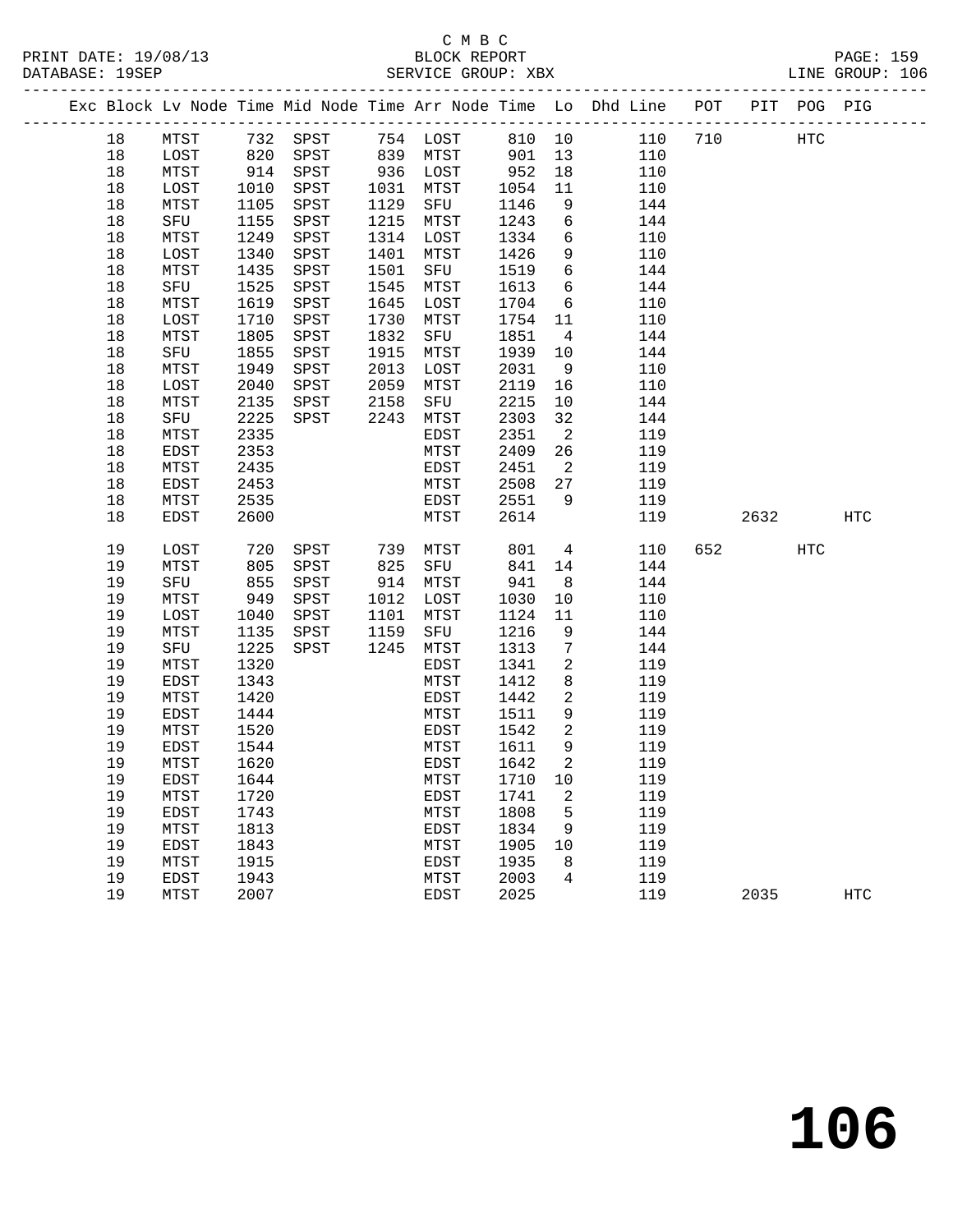C M B C
PRINT DATE: 19/08/13 BLOCK REPORT
DATABASE: 19SEP SERVICE GROUP: XBX LINE GROUP: 106

| Exc | Block | Lv Node | Time | Mid Node | Time | Arr Node | Time | Lo | Dhd Line | POT | PIT | POG | PIG |
|---|---|---|---|---|---|---|---|---|---|---|---|---|---|
| | 18 | MTST | 732 | SPST | 754 | LOST | 810 | 10 | 110 | 710 | | HTC | |
| | 18 | LOST | 820 | SPST | 839 | MTST | 901 | 13 | 110 | | | | |
| | 18 | MTST | 914 | SPST | 936 | LOST | 952 | 18 | 110 | | | | |
| | 18 | LOST | 1010 | SPST | 1031 | MTST | 1054 | 11 | 110 | | | | |
| | 18 | MTST | 1105 | SPST | 1129 | SFU | 1146 | 9 | 144 | | | | |
| | 18 | SFU | 1155 | SPST | 1215 | MTST | 1243 | 6 | 144 | | | | |
| | 18 | MTST | 1249 | SPST | 1314 | LOST | 1334 | 6 | 110 | | | | |
| | 18 | LOST | 1340 | SPST | 1401 | MTST | 1426 | 9 | 110 | | | | |
| | 18 | MTST | 1435 | SPST | 1501 | SFU | 1519 | 6 | 144 | | | | |
| | 18 | SFU | 1525 | SPST | 1545 | MTST | 1613 | 6 | 144 | | | | |
| | 18 | MTST | 1619 | SPST | 1645 | LOST | 1704 | 6 | 110 | | | | |
| | 18 | LOST | 1710 | SPST | 1730 | MTST | 1754 | 11 | 110 | | | | |
| | 18 | MTST | 1805 | SPST | 1832 | SFU | 1851 | 4 | 144 | | | | |
| | 18 | SFU | 1855 | SPST | 1915 | MTST | 1939 | 10 | 144 | | | | |
| | 18 | MTST | 1949 | SPST | 2013 | LOST | 2031 | 9 | 110 | | | | |
| | 18 | LOST | 2040 | SPST | 2059 | MTST | 2119 | 16 | 110 | | | | |
| | 18 | MTST | 2135 | SPST | 2158 | SFU | 2215 | 10 | 144 | | | | |
| | 18 | SFU | 2225 | SPST | 2243 | MTST | 2303 | 32 | 144 | | | | |
| | 18 | MTST | 2335 | | | EDST | 2351 | 2 | 119 | | | | |
| | 18 | EDST | 2353 | | | MTST | 2409 | 26 | 119 | | | | |
| | 18 | MTST | 2435 | | | EDST | 2451 | 2 | 119 | | | | |
| | 18 | EDST | 2453 | | | MTST | 2508 | 27 | 119 | | | | |
| | 18 | MTST | 2535 | | | EDST | 2551 | 9 | 119 | | | | |
| | 18 | EDST | 2600 | | | MTST | 2614 | | 119 | | 2632 | | HTC |
| | 19 | LOST | 720 | SPST | 739 | MTST | 801 | 4 | 110 | 652 | | HTC | |
| | 19 | MTST | 805 | SPST | 825 | SFU | 841 | 14 | 144 | | | | |
| | 19 | SFU | 855 | SPST | 914 | MTST | 941 | 8 | 144 | | | | |
| | 19 | MTST | 949 | SPST | 1012 | LOST | 1030 | 10 | 110 | | | | |
| | 19 | LOST | 1040 | SPST | 1101 | MTST | 1124 | 11 | 110 | | | | |
| | 19 | MTST | 1135 | SPST | 1159 | SFU | 1216 | 9 | 144 | | | | |
| | 19 | SFU | 1225 | SPST | 1245 | MTST | 1313 | 7 | 144 | | | | |
| | 19 | MTST | 1320 | | | EDST | 1341 | 2 | 119 | | | | |
| | 19 | EDST | 1343 | | | MTST | 1412 | 8 | 119 | | | | |
| | 19 | MTST | 1420 | | | EDST | 1442 | 2 | 119 | | | | |
| | 19 | EDST | 1444 | | | MTST | 1511 | 9 | 119 | | | | |
| | 19 | MTST | 1520 | | | EDST | 1542 | 2 | 119 | | | | |
| | 19 | EDST | 1544 | | | MTST | 1611 | 9 | 119 | | | | |
| | 19 | MTST | 1620 | | | EDST | 1642 | 2 | 119 | | | | |
| | 19 | EDST | 1644 | | | MTST | 1710 | 10 | 119 | | | | |
| | 19 | MTST | 1720 | | | EDST | 1741 | 2 | 119 | | | | |
| | 19 | EDST | 1743 | | | MTST | 1808 | 5 | 119 | | | | |
| | 19 | MTST | 1813 | | | EDST | 1834 | 9 | 119 | | | | |
| | 19 | EDST | 1843 | | | MTST | 1905 | 10 | 119 | | | | |
| | 19 | MTST | 1915 | | | EDST | 1935 | 8 | 119 | | | | |
| | 19 | EDST | 1943 | | | MTST | 2003 | 4 | 119 | | | | |
| | 19 | MTST | 2007 | | | EDST | 2025 | | 119 | | 2035 | | HTC |

# 106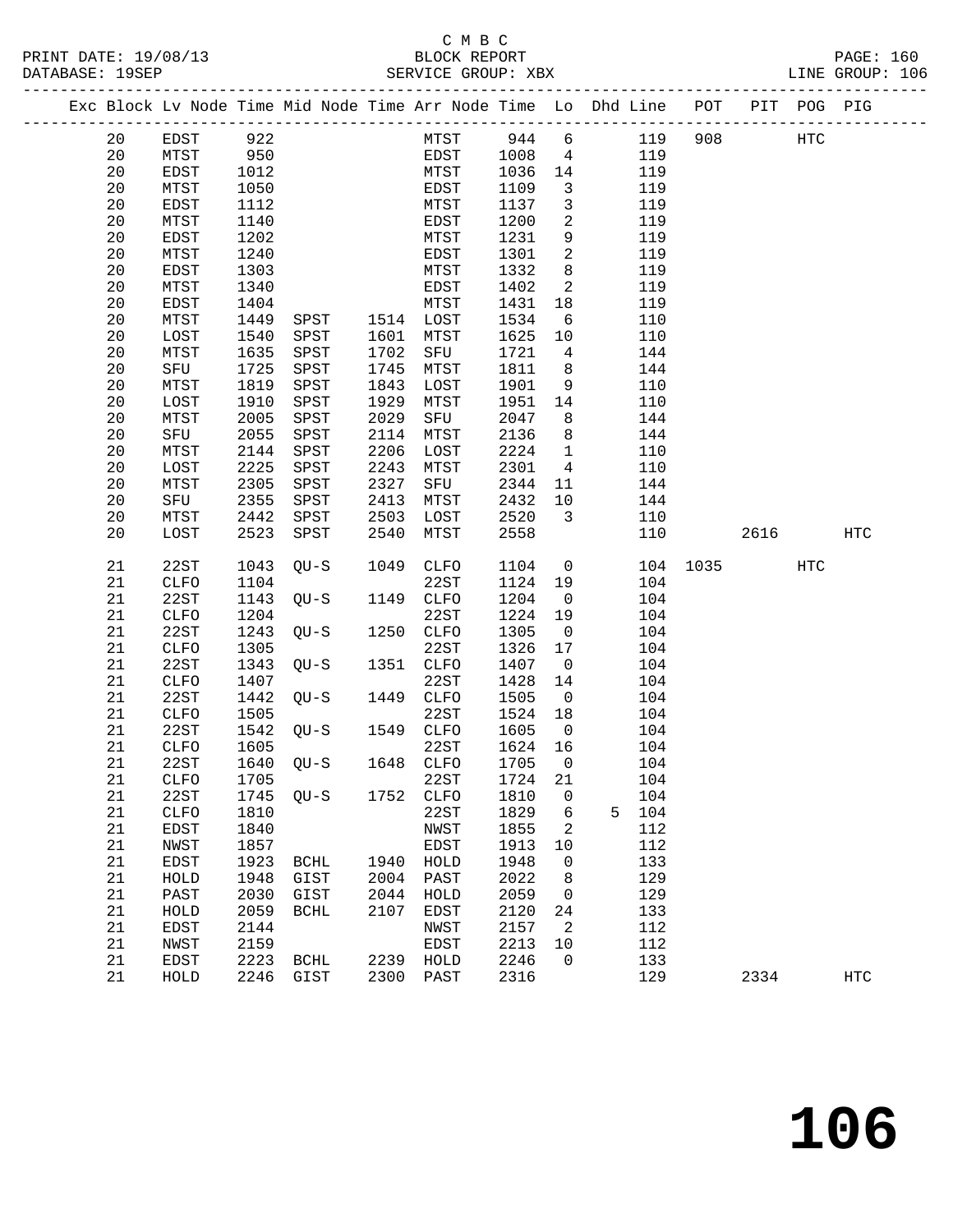C M B C
BLOCK REPORT
SERVICE GROUP: XBX

PRINT DATE: 19/08/13
DATABASE: 19SEP
LINE GROUP: 106

| Exc | Block | Lv | Node | Time | Mid Node | Time | Arr Node | Time | Lo | Dhd | Line | POT | PIT | POG | PIG |
|---|---|---|---|---|---|---|---|---|---|---|---|---|---|---|---|
| | 20 | | EDST | 922 | | | MTST | 944 | 6 | | 119 | 908 | | HTC | |
| | 20 | | MTST | 950 | | | EDST | 1008 | 4 | | 119 | | | | |
| | 20 | | EDST | 1012 | | | MTST | 1036 | 14 | | 119 | | | | |
| | 20 | | MTST | 1050 | | | EDST | 1109 | 3 | | 119 | | | | |
| | 20 | | EDST | 1112 | | | MTST | 1137 | 3 | | 119 | | | | |
| | 20 | | MTST | 1140 | | | EDST | 1200 | 2 | | 119 | | | | |
| | 20 | | EDST | 1202 | | | MTST | 1231 | 9 | | 119 | | | | |
| | 20 | | MTST | 1240 | | | EDST | 1301 | 2 | | 119 | | | | |
| | 20 | | EDST | 1303 | | | MTST | 1332 | 8 | | 119 | | | | |
| | 20 | | MTST | 1340 | | | EDST | 1402 | 2 | | 119 | | | | |
| | 20 | | EDST | 1404 | | | MTST | 1431 | 18 | | 119 | | | | |
| | 20 | | MTST | 1449 | SPST | 1514 | LOST | 1534 | 6 | | 110 | | | | |
| | 20 | | LOST | 1540 | SPST | 1601 | MTST | 1625 | 10 | | 110 | | | | |
| | 20 | | MTST | 1635 | SPST | 1702 | SFU | 1721 | 4 | | 144 | | | | |
| | 20 | | SFU | 1725 | SPST | 1745 | MTST | 1811 | 8 | | 144 | | | | |
| | 20 | | MTST | 1819 | SPST | 1843 | LOST | 1901 | 9 | | 110 | | | | |
| | 20 | | LOST | 1910 | SPST | 1929 | MTST | 1951 | 14 | | 110 | | | | |
| | 20 | | MTST | 2005 | SPST | 2029 | SFU | 2047 | 8 | | 144 | | | | |
| | 20 | | SFU | 2055 | SPST | 2114 | MTST | 2136 | 8 | | 144 | | | | |
| | 20 | | MTST | 2144 | SPST | 2206 | LOST | 2224 | 1 | | 110 | | | | |
| | 20 | | LOST | 2225 | SPST | 2243 | MTST | 2301 | 4 | | 110 | | | | |
| | 20 | | MTST | 2305 | SPST | 2327 | SFU | 2344 | 11 | | 144 | | | | |
| | 20 | | SFU | 2355 | SPST | 2413 | MTST | 2432 | 10 | | 144 | | | | |
| | 20 | | MTST | 2442 | SPST | 2503 | LOST | 2520 | 3 | | 110 | | | | |
| | 20 | | LOST | 2523 | SPST | 2540 | MTST | 2558 | | | 110 | | 2616 | | HTC |
| | 21 | | 22ST | 1043 | QU-S | 1049 | CLFO | 1104 | 0 | | 104 | 1035 | | HTC | |
| | 21 | | CLFO | 1104 | | | 22ST | 1124 | 19 | | 104 | | | | |
| | 21 | | 22ST | 1143 | QU-S | 1149 | CLFO | 1204 | 0 | | 104 | | | | |
| | 21 | | CLFO | 1204 | | | 22ST | 1224 | 19 | | 104 | | | | |
| | 21 | | 22ST | 1243 | QU-S | 1250 | CLFO | 1305 | 0 | | 104 | | | | |
| | 21 | | CLFO | 1305 | | | 22ST | 1326 | 17 | | 104 | | | | |
| | 21 | | 22ST | 1343 | QU-S | 1351 | CLFO | 1407 | 0 | | 104 | | | | |
| | 21 | | CLFO | 1407 | | | 22ST | 1428 | 14 | | 104 | | | | |
| | 21 | | 22ST | 1442 | QU-S | 1449 | CLFO | 1505 | 0 | | 104 | | | | |
| | 21 | | CLFO | 1505 | | | 22ST | 1524 | 18 | | 104 | | | | |
| | 21 | | 22ST | 1542 | QU-S | 1549 | CLFO | 1605 | 0 | | 104 | | | | |
| | 21 | | CLFO | 1605 | | | 22ST | 1624 | 16 | | 104 | | | | |
| | 21 | | 22ST | 1640 | QU-S | 1648 | CLFO | 1705 | 0 | | 104 | | | | |
| | 21 | | CLFO | 1705 | | | 22ST | 1724 | 21 | | 104 | | | | |
| | 21 | | 22ST | 1745 | QU-S | 1752 | CLFO | 1810 | 0 | | 104 | | | | |
| | 21 | | CLFO | 1810 | | | 22ST | 1829 | 6 | 5 | 104 | | | | |
| | 21 | | EDST | 1840 | | | NWST | 1855 | 2 | | 112 | | | | |
| | 21 | | NWST | 1857 | | | EDST | 1913 | 10 | | 112 | | | | |
| | 21 | | EDST | 1923 | BCHL | 1940 | HOLD | 1948 | 0 | | 133 | | | | |
| | 21 | | HOLD | 1948 | GIST | 2004 | PAST | 2022 | 8 | | 129 | | | | |
| | 21 | | PAST | 2030 | GIST | 2044 | HOLD | 2059 | 0 | | 129 | | | | |
| | 21 | | HOLD | 2059 | BCHL | 2107 | EDST | 2120 | 24 | | 133 | | | | |
| | 21 | | EDST | 2144 | | | NWST | 2157 | 2 | | 112 | | | | |
| | 21 | | NWST | 2159 | | | EDST | 2213 | 10 | | 112 | | | | |
| | 21 | | EDST | 2223 | BCHL | 2239 | HOLD | 2246 | 0 | | 133 | | | | |
| | 21 | | HOLD | 2246 | GIST | 2300 | PAST | 2316 | | | 129 | | 2334 | | HTC |

# 106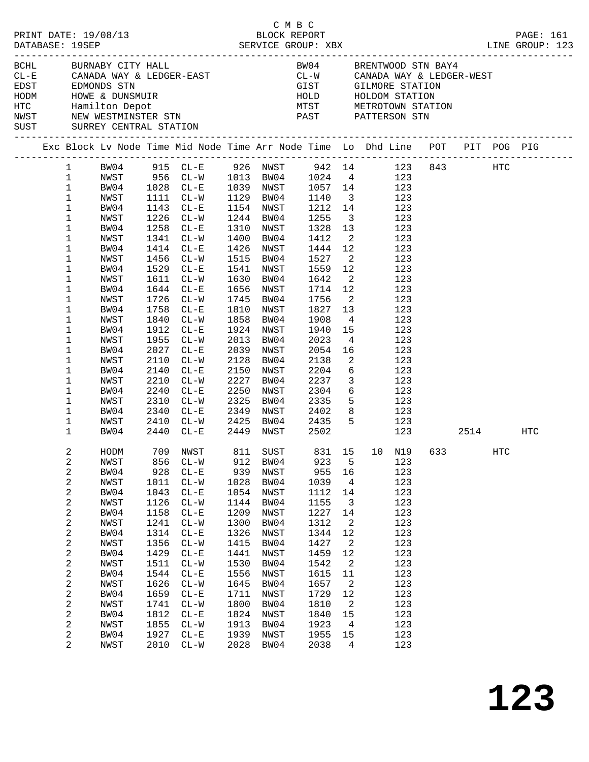C M B C
PRINT DATE: 19/08/13 BLOCK REPORT
DATABASE: 19SEP SERVICE GROUP: XBX LINE GROUP: 123

| Code | Name | Code | Name |
|---|---|---|---|
| BCHL | BURNABY CITY HALL | BW04 | BRENTWOOD STN BAY4 |
| CL-E | CANADA WAY & LEDGER-EAST | CL-W | CANADA WAY & LEDGER-WEST |
| EDST | EDMONDS STN | GIST | GILMORE STATION |
| HODM | HOWE & DUNSMUIR | HOLD | HOLDOM STATION |
| HTC | Hamilton Depot | MTST | METROTOWN STATION |
| NWST | NEW WESTMINSTER STN | PAST | PATTERSON STN |
| SUST | SURREY CENTRAL STATION | | |

| Exc | Block | Lv Node | Time | Mid Node | Time | Arr Node | Time | Lo | Dhd | Line | POT | PIT | POG | PIG |
|---|---|---|---|---|---|---|---|---|---|---|---|---|---|---|
| | 1 | BW04 | 915 | CL-E | 926 | NWST | 942 | 14 | | 123 | 843 | | HTC | |
| | 1 | NWST | 956 | CL-W | 1013 | BW04 | 1024 | 4 | | 123 | | | | |
| | 1 | BW04 | 1028 | CL-E | 1039 | NWST | 1057 | 14 | | 123 | | | | |
| | 1 | NWST | 1111 | CL-W | 1129 | BW04 | 1140 | 3 | | 123 | | | | |
| | 1 | BW04 | 1143 | CL-E | 1154 | NWST | 1212 | 14 | | 123 | | | | |
| | 1 | NWST | 1226 | CL-W | 1244 | BW04 | 1255 | 3 | | 123 | | | | |
| | 1 | BW04 | 1258 | CL-E | 1310 | NWST | 1328 | 13 | | 123 | | | | |
| | 1 | NWST | 1341 | CL-W | 1400 | BW04 | 1412 | 2 | | 123 | | | | |
| | 1 | BW04 | 1414 | CL-E | 1426 | NWST | 1444 | 12 | | 123 | | | | |
| | 1 | NWST | 1456 | CL-W | 1515 | BW04 | 1527 | 2 | | 123 | | | | |
| | 1 | BW04 | 1529 | CL-E | 1541 | NWST | 1559 | 12 | | 123 | | | | |
| | 1 | NWST | 1611 | CL-W | 1630 | BW04 | 1642 | 2 | | 123 | | | | |
| | 1 | BW04 | 1644 | CL-E | 1656 | NWST | 1714 | 12 | | 123 | | | | |
| | 1 | NWST | 1726 | CL-W | 1745 | BW04 | 1756 | 2 | | 123 | | | | |
| | 1 | BW04 | 1758 | CL-E | 1810 | NWST | 1827 | 13 | | 123 | | | | |
| | 1 | NWST | 1840 | CL-W | 1858 | BW04 | 1908 | 4 | | 123 | | | | |
| | 1 | BW04 | 1912 | CL-E | 1924 | NWST | 1940 | 15 | | 123 | | | | |
| | 1 | NWST | 1955 | CL-W | 2013 | BW04 | 2023 | 4 | | 123 | | | | |
| | 1 | BW04 | 2027 | CL-E | 2039 | NWST | 2054 | 16 | | 123 | | | | |
| | 1 | NWST | 2110 | CL-W | 2128 | BW04 | 2138 | 2 | | 123 | | | | |
| | 1 | BW04 | 2140 | CL-E | 2150 | NWST | 2204 | 6 | | 123 | | | | |
| | 1 | NWST | 2210 | CL-W | 2227 | BW04 | 2237 | 3 | | 123 | | | | |
| | 1 | BW04 | 2240 | CL-E | 2250 | NWST | 2304 | 6 | | 123 | | | | |
| | 1 | NWST | 2310 | CL-W | 2325 | BW04 | 2335 | 5 | | 123 | | | | |
| | 1 | BW04 | 2340 | CL-E | 2349 | NWST | 2402 | 8 | | 123 | | | | |
| | 1 | NWST | 2410 | CL-W | 2425 | BW04 | 2435 | 5 | | 123 | | | | |
| | 1 | BW04 | 2440 | CL-E | 2449 | NWST | 2502 | | | 123 | | 2514 | | HTC |
| | 2 | HODM | 709 | NWST | 811 | SUST | 831 | 15 | 10 | N19 | 633 | | HTC | |
| | 2 | NWST | 856 | CL-W | 912 | BW04 | 923 | 5 | | 123 | | | | |
| | 2 | BW04 | 928 | CL-E | 939 | NWST | 955 | 16 | | 123 | | | | |
| | 2 | NWST | 1011 | CL-W | 1028 | BW04 | 1039 | 4 | | 123 | | | | |
| | 2 | BW04 | 1043 | CL-E | 1054 | NWST | 1112 | 14 | | 123 | | | | |
| | 2 | NWST | 1126 | CL-W | 1144 | BW04 | 1155 | 3 | | 123 | | | | |
| | 2 | BW04 | 1158 | CL-E | 1209 | NWST | 1227 | 14 | | 123 | | | | |
| | 2 | NWST | 1241 | CL-W | 1300 | BW04 | 1312 | 2 | | 123 | | | | |
| | 2 | BW04 | 1314 | CL-E | 1326 | NWST | 1344 | 12 | | 123 | | | | |
| | 2 | NWST | 1356 | CL-W | 1415 | BW04 | 1427 | 2 | | 123 | | | | |
| | 2 | BW04 | 1429 | CL-E | 1441 | NWST | 1459 | 12 | | 123 | | | | |
| | 2 | NWST | 1511 | CL-W | 1530 | BW04 | 1542 | 2 | | 123 | | | | |
| | 2 | BW04 | 1544 | CL-E | 1556 | NWST | 1615 | 11 | | 123 | | | | |
| | 2 | NWST | 1626 | CL-W | 1645 | BW04 | 1657 | 2 | | 123 | | | | |
| | 2 | BW04 | 1659 | CL-E | 1711 | NWST | 1729 | 12 | | 123 | | | | |
| | 2 | NWST | 1741 | CL-W | 1800 | BW04 | 1810 | 2 | | 123 | | | | |
| | 2 | BW04 | 1812 | CL-E | 1824 | NWST | 1840 | 15 | | 123 | | | | |
| | 2 | NWST | 1855 | CL-W | 1913 | BW04 | 1923 | 4 | | 123 | | | | |
| | 2 | BW04 | 1927 | CL-E | 1939 | NWST | 1955 | 15 | | 123 | | | | |
| | 2 | NWST | 2010 | CL-W | 2028 | BW04 | 2038 | 4 | | 123 | | | | |

**123**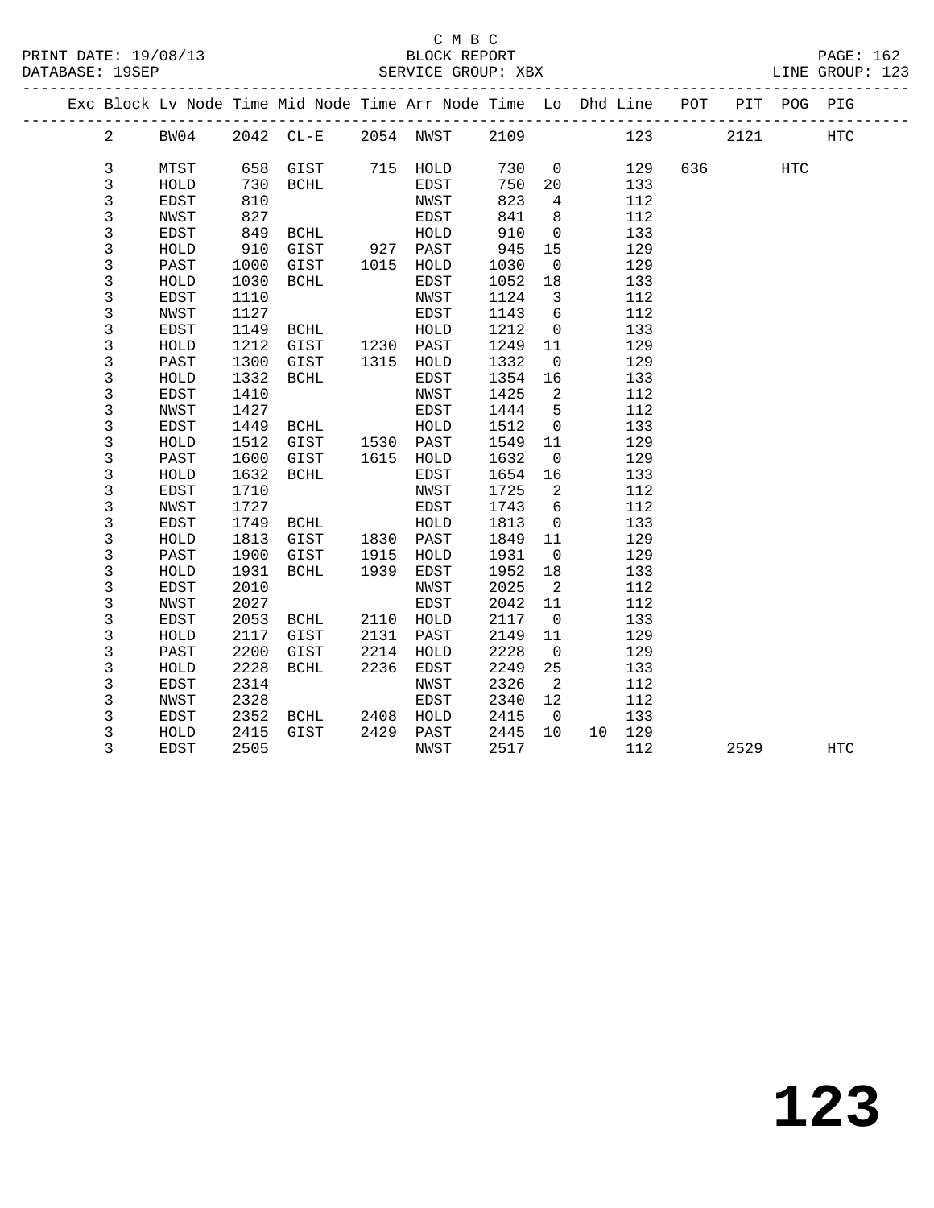C M B C
BLOCK REPORT
SERVICE GROUP: XBX

PRINT DATE: 19/08/13
DATABASE: 19SEP
LINE GROUP: 123

| Exc | Block | Lv Node | Time | Mid Node | Time | Arr Node | Time | Lo | Dhd | Line | POT | PIT | POG | PIG |
|---|---|---|---|---|---|---|---|---|---|---|---|---|---|---|
| | 2 | BW04 | 2042 | CL-E | 2054 | NWST | 2109 | | | 123 | | 2121 | | HTC |
| | 3 | MTST | 658 | GIST | 715 | HOLD | 730 | 0 | | 129 | 636 | | HTC | |
| | 3 | HOLD | 730 | BCHL | | EDST | 750 | 20 | | 133 | | | | |
| | 3 | EDST | 810 | | | NWST | 823 | 4 | | 112 | | | | |
| | 3 | NWST | 827 | | | EDST | 841 | 8 | | 112 | | | | |
| | 3 | EDST | 849 | BCHL | | HOLD | 910 | 0 | | 133 | | | | |
| | 3 | HOLD | 910 | GIST | 927 | PAST | 945 | 15 | | 129 | | | | |
| | 3 | PAST | 1000 | GIST | 1015 | HOLD | 1030 | 0 | | 129 | | | | |
| | 3 | HOLD | 1030 | BCHL | | EDST | 1052 | 18 | | 133 | | | | |
| | 3 | EDST | 1110 | | | NWST | 1124 | 3 | | 112 | | | | |
| | 3 | NWST | 1127 | | | EDST | 1143 | 6 | | 112 | | | | |
| | 3 | EDST | 1149 | BCHL | | HOLD | 1212 | 0 | | 133 | | | | |
| | 3 | HOLD | 1212 | GIST | 1230 | PAST | 1249 | 11 | | 129 | | | | |
| | 3 | PAST | 1300 | GIST | 1315 | HOLD | 1332 | 0 | | 129 | | | | |
| | 3 | HOLD | 1332 | BCHL | | EDST | 1354 | 16 | | 133 | | | | |
| | 3 | EDST | 1410 | | | NWST | 1425 | 2 | | 112 | | | | |
| | 3 | NWST | 1427 | | | EDST | 1444 | 5 | | 112 | | | | |
| | 3 | EDST | 1449 | BCHL | | HOLD | 1512 | 0 | | 133 | | | | |
| | 3 | HOLD | 1512 | GIST | 1530 | PAST | 1549 | 11 | | 129 | | | | |
| | 3 | PAST | 1600 | GIST | 1615 | HOLD | 1632 | 0 | | 129 | | | | |
| | 3 | HOLD | 1632 | BCHL | | EDST | 1654 | 16 | | 133 | | | | |
| | 3 | EDST | 1710 | | | NWST | 1725 | 2 | | 112 | | | | |
| | 3 | NWST | 1727 | | | EDST | 1743 | 6 | | 112 | | | | |
| | 3 | EDST | 1749 | BCHL | | HOLD | 1813 | 0 | | 133 | | | | |
| | 3 | HOLD | 1813 | GIST | 1830 | PAST | 1849 | 11 | | 129 | | | | |
| | 3 | PAST | 1900 | GIST | 1915 | HOLD | 1931 | 0 | | 129 | | | | |
| | 3 | HOLD | 1931 | BCHL | 1939 | EDST | 1952 | 18 | | 133 | | | | |
| | 3 | EDST | 2010 | | | NWST | 2025 | 2 | | 112 | | | | |
| | 3 | NWST | 2027 | | | EDST | 2042 | 11 | | 112 | | | | |
| | 3 | EDST | 2053 | BCHL | 2110 | HOLD | 2117 | 0 | | 133 | | | | |
| | 3 | HOLD | 2117 | GIST | 2131 | PAST | 2149 | 11 | | 129 | | | | |
| | 3 | PAST | 2200 | GIST | 2214 | HOLD | 2228 | 0 | | 129 | | | | |
| | 3 | HOLD | 2228 | BCHL | 2236 | EDST | 2249 | 25 | | 133 | | | | |
| | 3 | EDST | 2314 | | | NWST | 2326 | 2 | | 112 | | | | |
| | 3 | NWST | 2328 | | | EDST | 2340 | 12 | | 112 | | | | |
| | 3 | EDST | 2352 | BCHL | 2408 | HOLD | 2415 | 0 | | 133 | | | | |
| | 3 | HOLD | 2415 | GIST | 2429 | PAST | 2445 | 10 | 10 | 129 | | | | |
| | 3 | EDST | 2505 | | | NWST | 2517 | | | 112 | | 2529 | | HTC |

# 123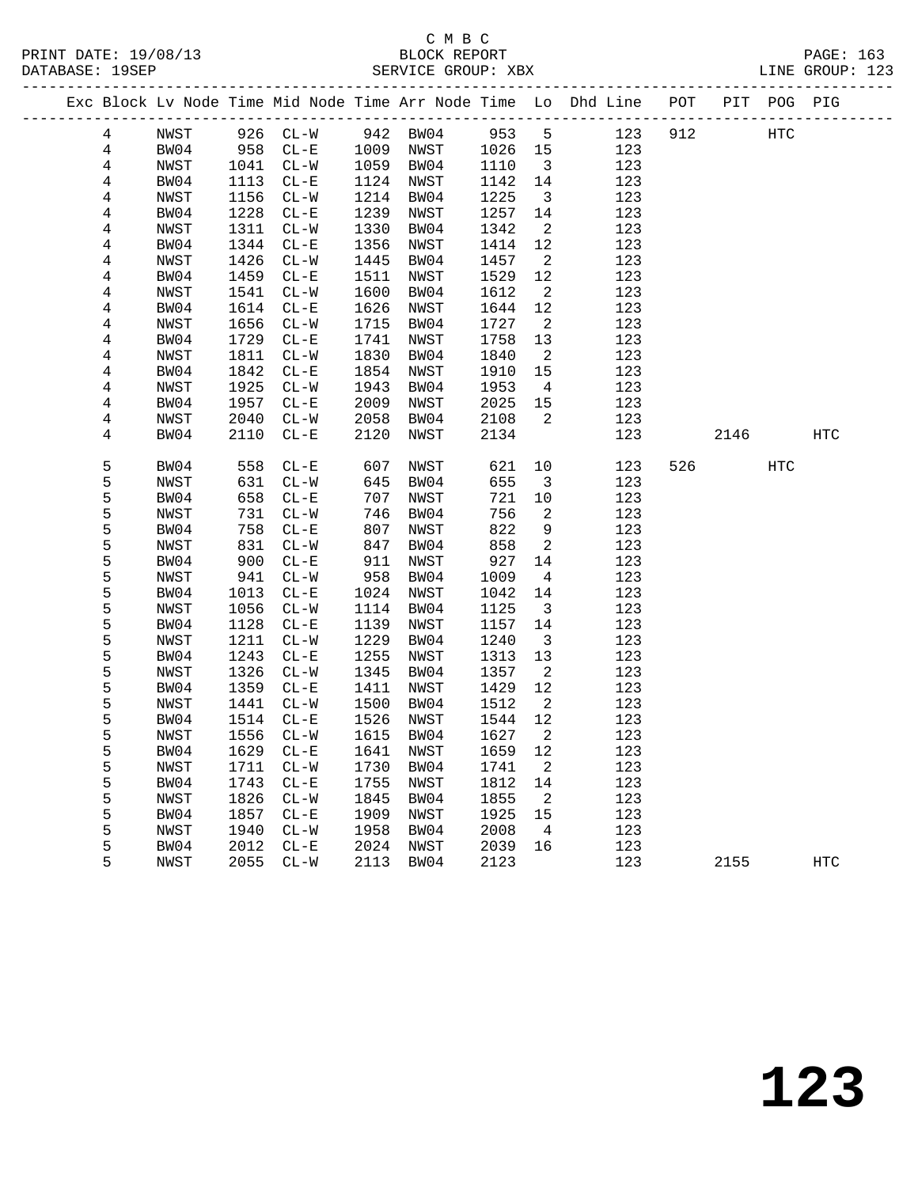C M B C
BLOCK REPORT
SERVICE GROUP: XBX

PRINT DATE: 19/08/13
DATABASE: 19SEP

LINE GROUP: 123

| Exc | Block | Lv Node | Time | Mid Node | Time | Arr Node | Time | Lo | Dhd Line | POT | PIT | POG | PIG |
|---|---|---|---|---|---|---|---|---|---|---|---|---|---|
| | 4 | NWST | 926 | CL-W | 942 | BW04 | 953 | 5 | 123 | 912 | | HTC | |
| | 4 | BW04 | 958 | CL-E | 1009 | NWST | 1026 | 15 | 123 | | | | |
| | 4 | NWST | 1041 | CL-W | 1059 | BW04 | 1110 | 3 | 123 | | | | |
| | 4 | BW04 | 1113 | CL-E | 1124 | NWST | 1142 | 14 | 123 | | | | |
| | 4 | NWST | 1156 | CL-W | 1214 | BW04 | 1225 | 3 | 123 | | | | |
| | 4 | BW04 | 1228 | CL-E | 1239 | NWST | 1257 | 14 | 123 | | | | |
| | 4 | NWST | 1311 | CL-W | 1330 | BW04 | 1342 | 2 | 123 | | | | |
| | 4 | BW04 | 1344 | CL-E | 1356 | NWST | 1414 | 12 | 123 | | | | |
| | 4 | NWST | 1426 | CL-W | 1445 | BW04 | 1457 | 2 | 123 | | | | |
| | 4 | BW04 | 1459 | CL-E | 1511 | NWST | 1529 | 12 | 123 | | | | |
| | 4 | NWST | 1541 | CL-W | 1600 | BW04 | 1612 | 2 | 123 | | | | |
| | 4 | BW04 | 1614 | CL-E | 1626 | NWST | 1644 | 12 | 123 | | | | |
| | 4 | NWST | 1656 | CL-W | 1715 | BW04 | 1727 | 2 | 123 | | | | |
| | 4 | BW04 | 1729 | CL-E | 1741 | NWST | 1758 | 13 | 123 | | | | |
| | 4 | NWST | 1811 | CL-W | 1830 | BW04 | 1840 | 2 | 123 | | | | |
| | 4 | BW04 | 1842 | CL-E | 1854 | NWST | 1910 | 15 | 123 | | | | |
| | 4 | NWST | 1925 | CL-W | 1943 | BW04 | 1953 | 4 | 123 | | | | |
| | 4 | BW04 | 1957 | CL-E | 2009 | NWST | 2025 | 15 | 123 | | | | |
| | 4 | NWST | 2040 | CL-W | 2058 | BW04 | 2108 | 2 | 123 | | | | |
| | 4 | BW04 | 2110 | CL-E | 2120 | NWST | 2134 | | 123 | | 2146 | | HTC |
| | 5 | BW04 | 558 | CL-E | 607 | NWST | 621 | 10 | 123 | 526 | | HTC | |
| | 5 | NWST | 631 | CL-W | 645 | BW04 | 655 | 3 | 123 | | | | |
| | 5 | BW04 | 658 | CL-E | 707 | NWST | 721 | 10 | 123 | | | | |
| | 5 | NWST | 731 | CL-W | 746 | BW04 | 756 | 2 | 123 | | | | |
| | 5 | BW04 | 758 | CL-E | 807 | NWST | 822 | 9 | 123 | | | | |
| | 5 | NWST | 831 | CL-W | 847 | BW04 | 858 | 2 | 123 | | | | |
| | 5 | BW04 | 900 | CL-E | 911 | NWST | 927 | 14 | 123 | | | | |
| | 5 | NWST | 941 | CL-W | 958 | BW04 | 1009 | 4 | 123 | | | | |
| | 5 | BW04 | 1013 | CL-E | 1024 | NWST | 1042 | 14 | 123 | | | | |
| | 5 | NWST | 1056 | CL-W | 1114 | BW04 | 1125 | 3 | 123 | | | | |
| | 5 | BW04 | 1128 | CL-E | 1139 | NWST | 1157 | 14 | 123 | | | | |
| | 5 | NWST | 1211 | CL-W | 1229 | BW04 | 1240 | 3 | 123 | | | | |
| | 5 | BW04 | 1243 | CL-E | 1255 | NWST | 1313 | 13 | 123 | | | | |
| | 5 | NWST | 1326 | CL-W | 1345 | BW04 | 1357 | 2 | 123 | | | | |
| | 5 | BW04 | 1359 | CL-E | 1411 | NWST | 1429 | 12 | 123 | | | | |
| | 5 | NWST | 1441 | CL-W | 1500 | BW04 | 1512 | 2 | 123 | | | | |
| | 5 | BW04 | 1514 | CL-E | 1526 | NWST | 1544 | 12 | 123 | | | | |
| | 5 | NWST | 1556 | CL-W | 1615 | BW04 | 1627 | 2 | 123 | | | | |
| | 5 | BW04 | 1629 | CL-E | 1641 | NWST | 1659 | 12 | 123 | | | | |
| | 5 | NWST | 1711 | CL-W | 1730 | BW04 | 1741 | 2 | 123 | | | | |
| | 5 | BW04 | 1743 | CL-E | 1755 | NWST | 1812 | 14 | 123 | | | | |
| | 5 | NWST | 1826 | CL-W | 1845 | BW04 | 1855 | 2 | 123 | | | | |
| | 5 | BW04 | 1857 | CL-E | 1909 | NWST | 1925 | 15 | 123 | | | | |
| | 5 | NWST | 1940 | CL-W | 1958 | BW04 | 2008 | 4 | 123 | | | | |
| | 5 | BW04 | 2012 | CL-E | 2024 | NWST | 2039 | 16 | 123 | | | | |
| | 5 | NWST | 2055 | CL-W | 2113 | BW04 | 2123 | | 123 | | 2155 | | HTC |

# 123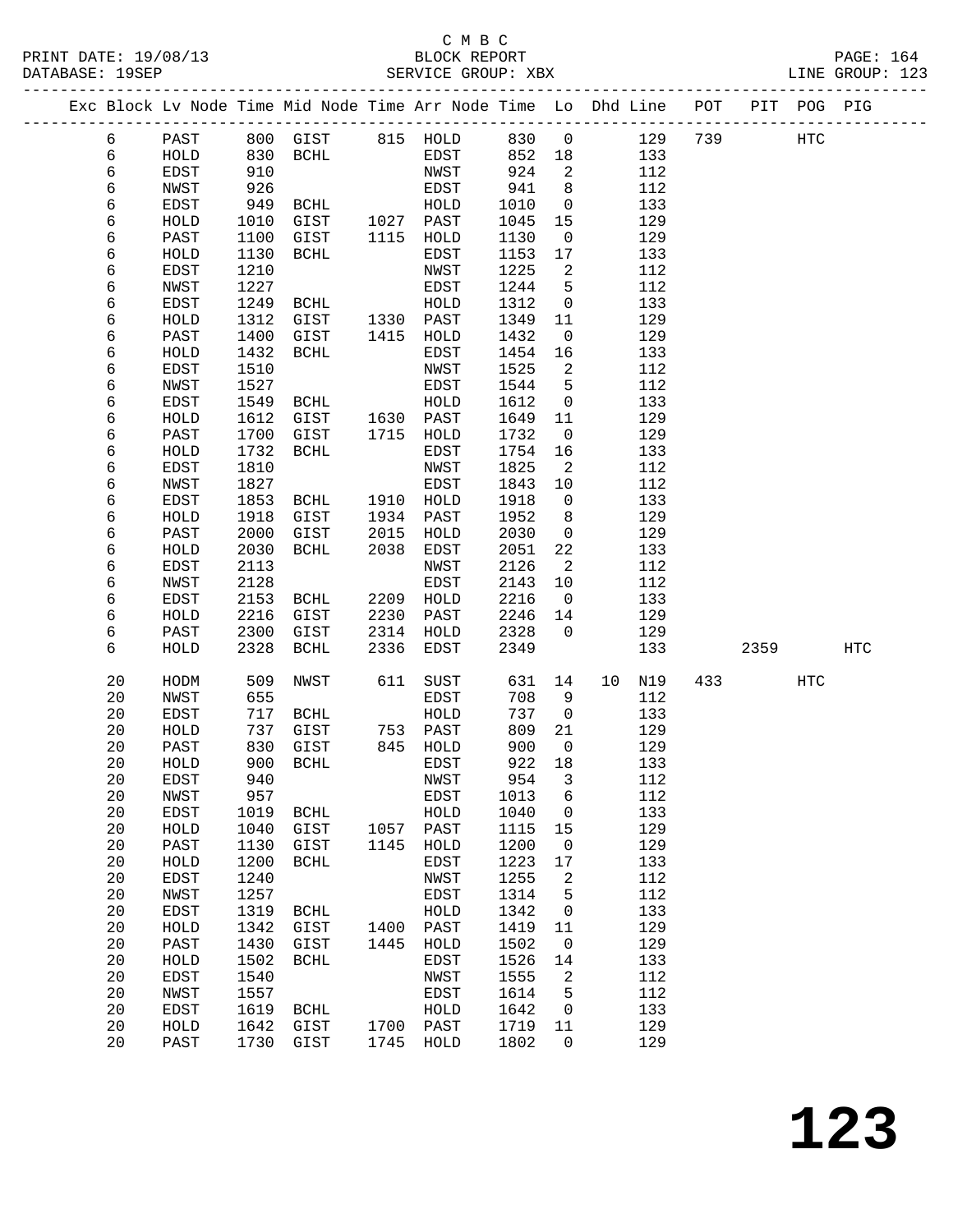C M B C
BLOCK REPORT
SERVICE GROUP: XBX

PRINT DATE: 19/08/13
DATABASE: 19SEP

LINE GROUP: 123

| Exc | Block | Lv | Node | Time | Mid Node | Time | Arr Node | Time | Lo | Dhd | Line | POT | PIT | POG | PIG |
|---|---|---|---|---|---|---|---|---|---|---|---|---|---|---|---|
| | 6 | | PAST | 800 | GIST | 815 | HOLD | 830 | 0 | | 129 | 739 | | HTC | |
| | 6 | | HOLD | 830 | BCHL | | EDST | 852 | 18 | | 133 | | | | |
| | 6 | | EDST | 910 | | | NWST | 924 | 2 | | 112 | | | | |
| | 6 | | NWST | 926 | | | EDST | 941 | 8 | | 112 | | | | |
| | 6 | | EDST | 949 | BCHL | | HOLD | 1010 | 0 | | 133 | | | | |
| | 6 | | HOLD | 1010 | GIST | 1027 | PAST | 1045 | 15 | | 129 | | | | |
| | 6 | | PAST | 1100 | GIST | 1115 | HOLD | 1130 | 0 | | 129 | | | | |
| | 6 | | HOLD | 1130 | BCHL | | EDST | 1153 | 17 | | 133 | | | | |
| | 6 | | EDST | 1210 | | | NWST | 1225 | 2 | | 112 | | | | |
| | 6 | | NWST | 1227 | | | EDST | 1244 | 5 | | 112 | | | | |
| | 6 | | EDST | 1249 | BCHL | | HOLD | 1312 | 0 | | 133 | | | | |
| | 6 | | HOLD | 1312 | GIST | 1330 | PAST | 1349 | 11 | | 129 | | | | |
| | 6 | | PAST | 1400 | GIST | 1415 | HOLD | 1432 | 0 | | 129 | | | | |
| | 6 | | HOLD | 1432 | BCHL | | EDST | 1454 | 16 | | 133 | | | | |
| | 6 | | EDST | 1510 | | | NWST | 1525 | 2 | | 112 | | | | |
| | 6 | | NWST | 1527 | | | EDST | 1544 | 5 | | 112 | | | | |
| | 6 | | EDST | 1549 | BCHL | | HOLD | 1612 | 0 | | 133 | | | | |
| | 6 | | HOLD | 1612 | GIST | 1630 | PAST | 1649 | 11 | | 129 | | | | |
| | 6 | | PAST | 1700 | GIST | 1715 | HOLD | 1732 | 0 | | 129 | | | | |
| | 6 | | HOLD | 1732 | BCHL | | EDST | 1754 | 16 | | 133 | | | | |
| | 6 | | EDST | 1810 | | | NWST | 1825 | 2 | | 112 | | | | |
| | 6 | | NWST | 1827 | | | EDST | 1843 | 10 | | 112 | | | | |
| | 6 | | EDST | 1853 | BCHL | 1910 | HOLD | 1918 | 0 | | 133 | | | | |
| | 6 | | HOLD | 1918 | GIST | 1934 | PAST | 1952 | 8 | | 129 | | | | |
| | 6 | | PAST | 2000 | GIST | 2015 | HOLD | 2030 | 0 | | 129 | | | | |
| | 6 | | HOLD | 2030 | BCHL | 2038 | EDST | 2051 | 22 | | 133 | | | | |
| | 6 | | EDST | 2113 | | | NWST | 2126 | 2 | | 112 | | | | |
| | 6 | | NWST | 2128 | | | EDST | 2143 | 10 | | 112 | | | | |
| | 6 | | EDST | 2153 | BCHL | 2209 | HOLD | 2216 | 0 | | 133 | | | | |
| | 6 | | HOLD | 2216 | GIST | 2230 | PAST | 2246 | 14 | | 129 | | | | |
| | 6 | | PAST | 2300 | GIST | 2314 | HOLD | 2328 | 0 | | 129 | | | | |
| | 6 | | HOLD | 2328 | BCHL | 2336 | EDST | 2349 | | | 133 | | 2359 | | HTC |
| | 20 | | HODM | 509 | NWST | 611 | SUST | 631 | 14 | 10 | N19 | 433 | | HTC | |
| | 20 | | NWST | 655 | | | EDST | 708 | 9 | | 112 | | | | |
| | 20 | | EDST | 717 | BCHL | | HOLD | 737 | 0 | | 133 | | | | |
| | 20 | | HOLD | 737 | GIST | 753 | PAST | 809 | 21 | | 129 | | | | |
| | 20 | | PAST | 830 | GIST | 845 | HOLD | 900 | 0 | | 129 | | | | |
| | 20 | | HOLD | 900 | BCHL | | EDST | 922 | 18 | | 133 | | | | |
| | 20 | | EDST | 940 | | | NWST | 954 | 3 | | 112 | | | | |
| | 20 | | NWST | 957 | | | EDST | 1013 | 6 | | 112 | | | | |
| | 20 | | EDST | 1019 | BCHL | | HOLD | 1040 | 0 | | 133 | | | | |
| | 20 | | HOLD | 1040 | GIST | 1057 | PAST | 1115 | 15 | | 129 | | | | |
| | 20 | | PAST | 1130 | GIST | 1145 | HOLD | 1200 | 0 | | 129 | | | | |
| | 20 | | HOLD | 1200 | BCHL | | EDST | 1223 | 17 | | 133 | | | | |
| | 20 | | EDST | 1240 | | | NWST | 1255 | 2 | | 112 | | | | |
| | 20 | | NWST | 1257 | | | EDST | 1314 | 5 | | 112 | | | | |
| | 20 | | EDST | 1319 | BCHL | | HOLD | 1342 | 0 | | 133 | | | | |
| | 20 | | HOLD | 1342 | GIST | 1400 | PAST | 1419 | 11 | | 129 | | | | |
| | 20 | | PAST | 1430 | GIST | 1445 | HOLD | 1502 | 0 | | 129 | | | | |
| | 20 | | HOLD | 1502 | BCHL | | EDST | 1526 | 14 | | 133 | | | | |
| | 20 | | EDST | 1540 | | | NWST | 1555 | 2 | | 112 | | | | |
| | 20 | | NWST | 1557 | | | EDST | 1614 | 5 | | 112 | | | | |
| | 20 | | EDST | 1619 | BCHL | | HOLD | 1642 | 0 | | 133 | | | | |
| | 20 | | HOLD | 1642 | GIST | 1700 | PAST | 1719 | 11 | | 129 | | | | |
| | 20 | | PAST | 1730 | GIST | 1745 | HOLD | 1802 | 0 | | 129 | | | | |

**123**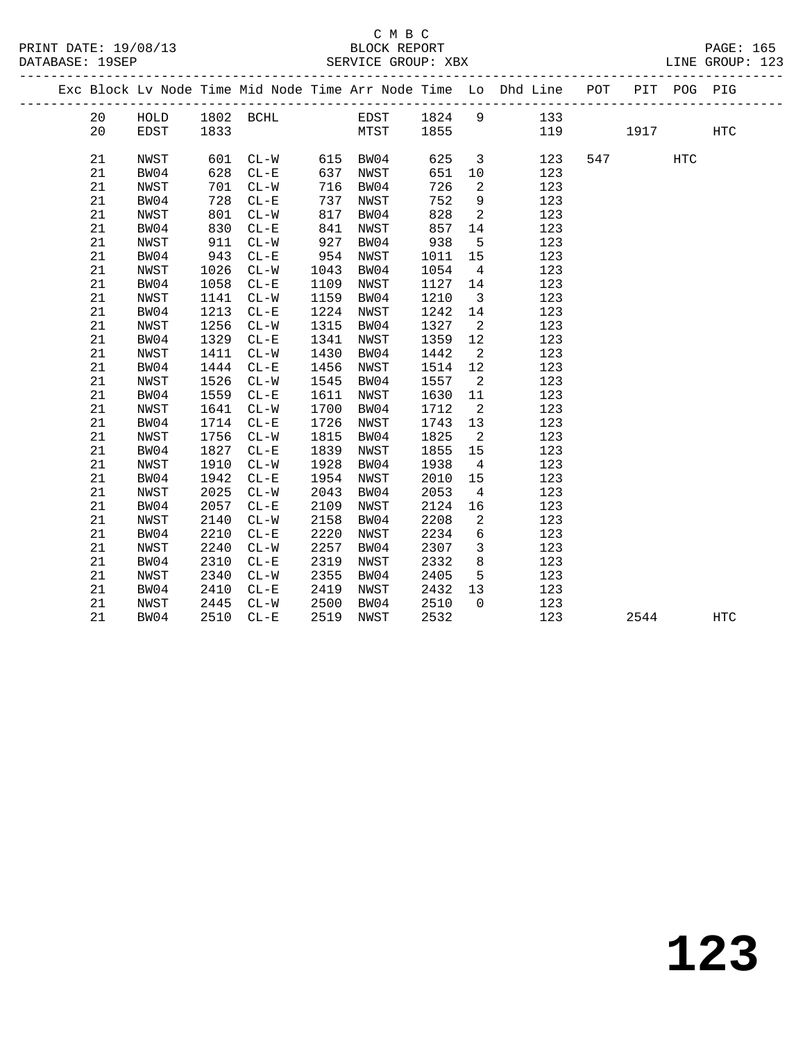C M B C
BLOCK REPORT
SERVICE GROUP: XBX

PRINT DATE: 19/08/13
DATABASE: 19SEP
LINE GROUP: 123

| Exc | Block | Lv Node | Time | Mid Node | Time | Arr Node | Time | Lo | Dhd Line | POT | PIT | POG | PIG |
|---|---|---|---|---|---|---|---|---|---|---|---|---|---|
| | 20 | HOLD | 1802 | BCHL | | EDST | 1824 | 9 | 133 | | | | |
| | 20 | EDST | 1833 | | | MTST | 1855 | | 119 | | 1917 | | HTC |
| | 21 | NWST | 601 | CL-W | 615 | BW04 | 625 | 3 | 123 | 547 | | HTC | |
| | 21 | BW04 | 628 | CL-E | 637 | NWST | 651 | 10 | 123 | | | | |
| | 21 | NWST | 701 | CL-W | 716 | BW04 | 726 | 2 | 123 | | | | |
| | 21 | BW04 | 728 | CL-E | 737 | NWST | 752 | 9 | 123 | | | | |
| | 21 | NWST | 801 | CL-W | 817 | BW04 | 828 | 2 | 123 | | | | |
| | 21 | BW04 | 830 | CL-E | 841 | NWST | 857 | 14 | 123 | | | | |
| | 21 | NWST | 911 | CL-W | 927 | BW04 | 938 | 5 | 123 | | | | |
| | 21 | BW04 | 943 | CL-E | 954 | NWST | 1011 | 15 | 123 | | | | |
| | 21 | NWST | 1026 | CL-W | 1043 | BW04 | 1054 | 4 | 123 | | | | |
| | 21 | BW04 | 1058 | CL-E | 1109 | NWST | 1127 | 14 | 123 | | | | |
| | 21 | NWST | 1141 | CL-W | 1159 | BW04 | 1210 | 3 | 123 | | | | |
| | 21 | BW04 | 1213 | CL-E | 1224 | NWST | 1242 | 14 | 123 | | | | |
| | 21 | NWST | 1256 | CL-W | 1315 | BW04 | 1327 | 2 | 123 | | | | |
| | 21 | BW04 | 1329 | CL-E | 1341 | NWST | 1359 | 12 | 123 | | | | |
| | 21 | NWST | 1411 | CL-W | 1430 | BW04 | 1442 | 2 | 123 | | | | |
| | 21 | BW04 | 1444 | CL-E | 1456 | NWST | 1514 | 12 | 123 | | | | |
| | 21 | NWST | 1526 | CL-W | 1545 | BW04 | 1557 | 2 | 123 | | | | |
| | 21 | BW04 | 1559 | CL-E | 1611 | NWST | 1630 | 11 | 123 | | | | |
| | 21 | NWST | 1641 | CL-W | 1700 | BW04 | 1712 | 2 | 123 | | | | |
| | 21 | BW04 | 1714 | CL-E | 1726 | NWST | 1743 | 13 | 123 | | | | |
| | 21 | NWST | 1756 | CL-W | 1815 | BW04 | 1825 | 2 | 123 | | | | |
| | 21 | BW04 | 1827 | CL-E | 1839 | NWST | 1855 | 15 | 123 | | | | |
| | 21 | NWST | 1910 | CL-W | 1928 | BW04 | 1938 | 4 | 123 | | | | |
| | 21 | BW04 | 1942 | CL-E | 1954 | NWST | 2010 | 15 | 123 | | | | |
| | 21 | NWST | 2025 | CL-W | 2043 | BW04 | 2053 | 4 | 123 | | | | |
| | 21 | BW04 | 2057 | CL-E | 2109 | NWST | 2124 | 16 | 123 | | | | |
| | 21 | NWST | 2140 | CL-W | 2158 | BW04 | 2208 | 2 | 123 | | | | |
| | 21 | BW04 | 2210 | CL-E | 2220 | NWST | 2234 | 6 | 123 | | | | |
| | 21 | NWST | 2240 | CL-W | 2257 | BW04 | 2307 | 3 | 123 | | | | |
| | 21 | BW04 | 2310 | CL-E | 2319 | NWST | 2332 | 8 | 123 | | | | |
| | 21 | NWST | 2340 | CL-W | 2355 | BW04 | 2405 | 5 | 123 | | | | |
| | 21 | BW04 | 2410 | CL-E | 2419 | NWST | 2432 | 13 | 123 | | | | |
| | 21 | NWST | 2445 | CL-W | 2500 | BW04 | 2510 | 0 | 123 | | | | |
| | 21 | BW04 | 2510 | CL-E | 2519 | NWST | 2532 | | 123 | | 2544 | | HTC |

123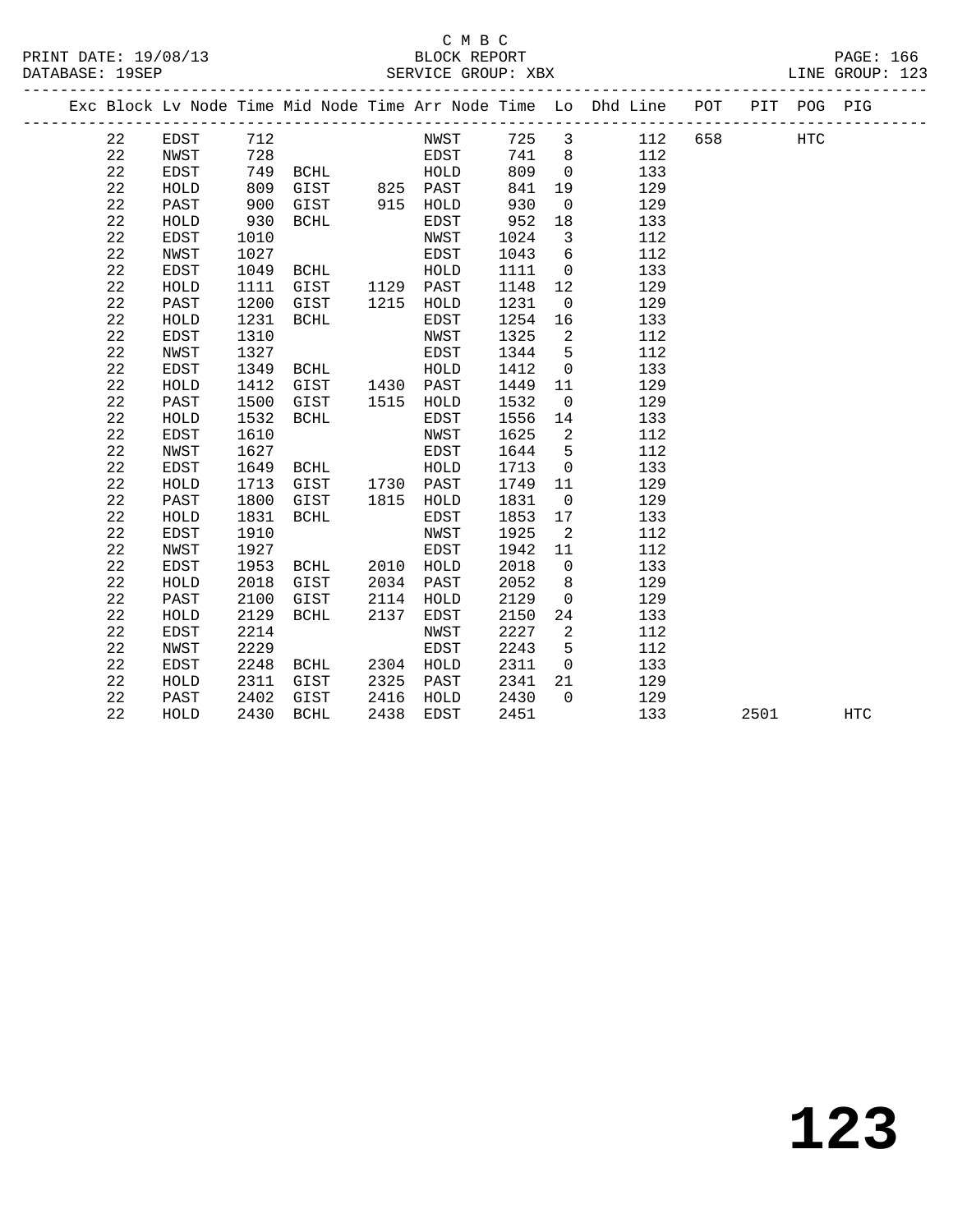C M B C
PRINT DATE: 19/08/13 BLOCK REPORT
DATABASE: 19SEP SERVICE GROUP: XBX LINE GROUP: 123

| Exc | Block | Lv | Node | Time | Mid Node | Time | Arr Node | Time | Lo | Dhd Line | POT | PIT | POG | PIG |
|---|---|---|---|---|---|---|---|---|---|---|---|---|---|---|
| | 22 | | EDST | 712 | | | NWST | 725 | 3 | 112 | 658 | | HTC | |
| | 22 | | NWST | 728 | | | EDST | 741 | 8 | 112 | | | | |
| | 22 | | EDST | 749 | BCHL | | HOLD | 809 | 0 | 133 | | | | |
| | 22 | | HOLD | 809 | GIST | 825 | PAST | 841 | 19 | 129 | | | | |
| | 22 | | PAST | 900 | GIST | 915 | HOLD | 930 | 0 | 129 | | | | |
| | 22 | | HOLD | 930 | BCHL | | EDST | 952 | 18 | 133 | | | | |
| | 22 | | EDST | 1010 | | | NWST | 1024 | 3 | 112 | | | | |
| | 22 | | NWST | 1027 | | | EDST | 1043 | 6 | 112 | | | | |
| | 22 | | EDST | 1049 | BCHL | | HOLD | 1111 | 0 | 133 | | | | |
| | 22 | | HOLD | 1111 | GIST | 1129 | PAST | 1148 | 12 | 129 | | | | |
| | 22 | | PAST | 1200 | GIST | 1215 | HOLD | 1231 | 0 | 129 | | | | |
| | 22 | | HOLD | 1231 | BCHL | | EDST | 1254 | 16 | 133 | | | | |
| | 22 | | EDST | 1310 | | | NWST | 1325 | 2 | 112 | | | | |
| | 22 | | NWST | 1327 | | | EDST | 1344 | 5 | 112 | | | | |
| | 22 | | EDST | 1349 | BCHL | | HOLD | 1412 | 0 | 133 | | | | |
| | 22 | | HOLD | 1412 | GIST | 1430 | PAST | 1449 | 11 | 129 | | | | |
| | 22 | | PAST | 1500 | GIST | 1515 | HOLD | 1532 | 0 | 129 | | | | |
| | 22 | | HOLD | 1532 | BCHL | | EDST | 1556 | 14 | 133 | | | | |
| | 22 | | EDST | 1610 | | | NWST | 1625 | 2 | 112 | | | | |
| | 22 | | NWST | 1627 | | | EDST | 1644 | 5 | 112 | | | | |
| | 22 | | EDST | 1649 | BCHL | | HOLD | 1713 | 0 | 133 | | | | |
| | 22 | | HOLD | 1713 | GIST | 1730 | PAST | 1749 | 11 | 129 | | | | |
| | 22 | | PAST | 1800 | GIST | 1815 | HOLD | 1831 | 0 | 129 | | | | |
| | 22 | | HOLD | 1831 | BCHL | | EDST | 1853 | 17 | 133 | | | | |
| | 22 | | EDST | 1910 | | | NWST | 1925 | 2 | 112 | | | | |
| | 22 | | NWST | 1927 | | | EDST | 1942 | 11 | 112 | | | | |
| | 22 | | EDST | 1953 | BCHL | 2010 | HOLD | 2018 | 0 | 133 | | | | |
| | 22 | | HOLD | 2018 | GIST | 2034 | PAST | 2052 | 8 | 129 | | | | |
| | 22 | | PAST | 2100 | GIST | 2114 | HOLD | 2129 | 0 | 129 | | | | |
| | 22 | | HOLD | 2129 | BCHL | 2137 | EDST | 2150 | 24 | 133 | | | | |
| | 22 | | EDST | 2214 | | | NWST | 2227 | 2 | 112 | | | | |
| | 22 | | NWST | 2229 | | | EDST | 2243 | 5 | 112 | | | | |
| | 22 | | EDST | 2248 | BCHL | 2304 | HOLD | 2311 | 0 | 133 | | | | |
| | 22 | | HOLD | 2311 | GIST | 2325 | PAST | 2341 | 21 | 129 | | | | |
| | 22 | | PAST | 2402 | GIST | 2416 | HOLD | 2430 | 0 | 129 | | | | |
| | 22 | | HOLD | 2430 | BCHL | 2438 | EDST | 2451 | | 133 | | 2501 | | HTC |

# 123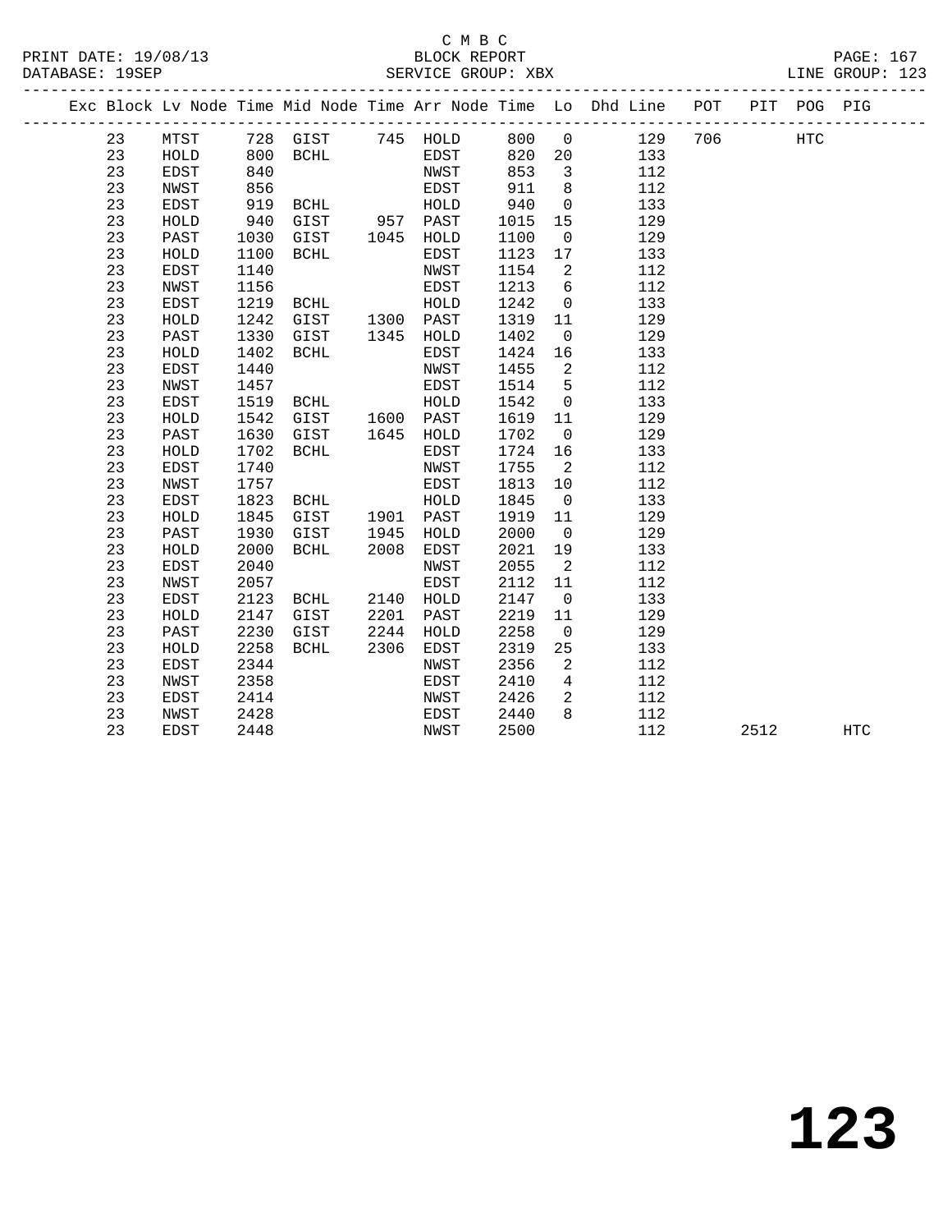C M B C
PRINT DATE: 19/08/13 BLOCK REPORT PAGE: 167
DATABASE: 19SEP SERVICE GROUP: XBX LINE GROUP: 123

| Exc | Block | Lv | Node | Time | Mid Node | Time | Arr Node | Time | Lo | Dhd Line | POT | PIT | POG | PIG |
|---|---|---|---|---|---|---|---|---|---|---|---|---|---|---|
| | 23 | | MTST | 728 | GIST | 745 | HOLD | 800 | 0 | 129 | 706 | | HTC | |
| | 23 | | HOLD | 800 | BCHL | | EDST | 820 | 20 | 133 | | | | |
| | 23 | | EDST | 840 | | | NWST | 853 | 3 | 112 | | | | |
| | 23 | | NWST | 856 | | | EDST | 911 | 8 | 112 | | | | |
| | 23 | | EDST | 919 | BCHL | | HOLD | 940 | 0 | 133 | | | | |
| | 23 | | HOLD | 940 | GIST | 957 | PAST | 1015 | 15 | 129 | | | | |
| | 23 | | PAST | 1030 | GIST | 1045 | HOLD | 1100 | 0 | 129 | | | | |
| | 23 | | HOLD | 1100 | BCHL | | EDST | 1123 | 17 | 133 | | | | |
| | 23 | | EDST | 1140 | | | NWST | 1154 | 2 | 112 | | | | |
| | 23 | | NWST | 1156 | | | EDST | 1213 | 6 | 112 | | | | |
| | 23 | | EDST | 1219 | BCHL | | HOLD | 1242 | 0 | 133 | | | | |
| | 23 | | HOLD | 1242 | GIST | 1300 | PAST | 1319 | 11 | 129 | | | | |
| | 23 | | PAST | 1330 | GIST | 1345 | HOLD | 1402 | 0 | 129 | | | | |
| | 23 | | HOLD | 1402 | BCHL | | EDST | 1424 | 16 | 133 | | | | |
| | 23 | | EDST | 1440 | | | NWST | 1455 | 2 | 112 | | | | |
| | 23 | | NWST | 1457 | | | EDST | 1514 | 5 | 112 | | | | |
| | 23 | | EDST | 1519 | BCHL | | HOLD | 1542 | 0 | 133 | | | | |
| | 23 | | HOLD | 1542 | GIST | 1600 | PAST | 1619 | 11 | 129 | | | | |
| | 23 | | PAST | 1630 | GIST | 1645 | HOLD | 1702 | 0 | 129 | | | | |
| | 23 | | HOLD | 1702 | BCHL | | EDST | 1724 | 16 | 133 | | | | |
| | 23 | | EDST | 1740 | | | NWST | 1755 | 2 | 112 | | | | |
| | 23 | | NWST | 1757 | | | EDST | 1813 | 10 | 112 | | | | |
| | 23 | | EDST | 1823 | BCHL | | HOLD | 1845 | 0 | 133 | | | | |
| | 23 | | HOLD | 1845 | GIST | 1901 | PAST | 1919 | 11 | 129 | | | | |
| | 23 | | PAST | 1930 | GIST | 1945 | HOLD | 2000 | 0 | 129 | | | | |
| | 23 | | HOLD | 2000 | BCHL | 2008 | EDST | 2021 | 19 | 133 | | | | |
| | 23 | | EDST | 2040 | | | NWST | 2055 | 2 | 112 | | | | |
| | 23 | | NWST | 2057 | | | EDST | 2112 | 11 | 112 | | | | |
| | 23 | | EDST | 2123 | BCHL | 2140 | HOLD | 2147 | 0 | 133 | | | | |
| | 23 | | HOLD | 2147 | GIST | 2201 | PAST | 2219 | 11 | 129 | | | | |
| | 23 | | PAST | 2230 | GIST | 2244 | HOLD | 2258 | 0 | 129 | | | | |
| | 23 | | HOLD | 2258 | BCHL | 2306 | EDST | 2319 | 25 | 133 | | | | |
| | 23 | | EDST | 2344 | | | NWST | 2356 | 2 | 112 | | | | |
| | 23 | | NWST | 2358 | | | EDST | 2410 | 4 | 112 | | | | |
| | 23 | | EDST | 2414 | | | NWST | 2426 | 2 | 112 | | | | |
| | 23 | | NWST | 2428 | | | EDST | 2440 | 8 | 112 | | | | |
| | 23 | | EDST | 2448 | | | NWST | 2500 | | 112 | | 2512 | | HTC |

# 123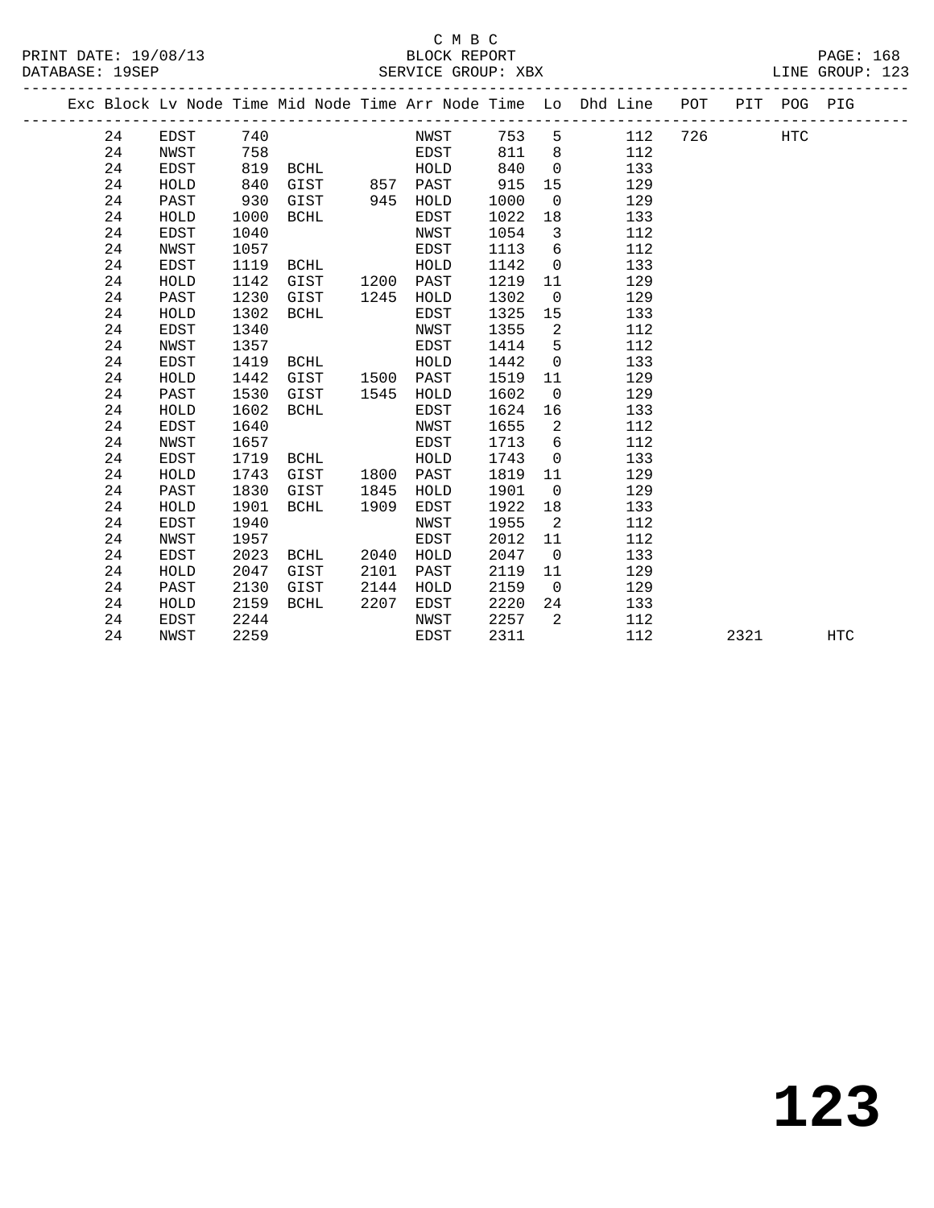C M B C
BLOCK REPORT
SERVICE GROUP: XBX

PRINT DATE: 19/08/13
DATABASE: 19SEP
LINE GROUP: 123

| Exc | Block | Lv Node | Time | Mid Node | Time | Arr Node | Time | Lo | Dhd Line | POT | PIT | POG | PIG |
|---|---|---|---|---|---|---|---|---|---|---|---|---|---|
| | 24 | EDST | 740 | | | NWST | 753 | 5 | 112 | 726 | | HTC | |
| | 24 | NWST | 758 | | | EDST | 811 | 8 | 112 | | | | |
| | 24 | EDST | 819 | BCHL | | HOLD | 840 | 0 | 133 | | | | |
| | 24 | HOLD | 840 | GIST | 857 | PAST | 915 | 15 | 129 | | | | |
| | 24 | PAST | 930 | GIST | 945 | HOLD | 1000 | 0 | 129 | | | | |
| | 24 | HOLD | 1000 | BCHL | | EDST | 1022 | 18 | 133 | | | | |
| | 24 | EDST | 1040 | | | NWST | 1054 | 3 | 112 | | | | |
| | 24 | NWST | 1057 | | | EDST | 1113 | 6 | 112 | | | | |
| | 24 | EDST | 1119 | BCHL | | HOLD | 1142 | 0 | 133 | | | | |
| | 24 | HOLD | 1142 | GIST | 1200 | PAST | 1219 | 11 | 129 | | | | |
| | 24 | PAST | 1230 | GIST | 1245 | HOLD | 1302 | 0 | 129 | | | | |
| | 24 | HOLD | 1302 | BCHL | | EDST | 1325 | 15 | 133 | | | | |
| | 24 | EDST | 1340 | | | NWST | 1355 | 2 | 112 | | | | |
| | 24 | NWST | 1357 | | | EDST | 1414 | 5 | 112 | | | | |
| | 24 | EDST | 1419 | BCHL | | HOLD | 1442 | 0 | 133 | | | | |
| | 24 | HOLD | 1442 | GIST | 1500 | PAST | 1519 | 11 | 129 | | | | |
| | 24 | PAST | 1530 | GIST | 1545 | HOLD | 1602 | 0 | 129 | | | | |
| | 24 | HOLD | 1602 | BCHL | | EDST | 1624 | 16 | 133 | | | | |
| | 24 | EDST | 1640 | | | NWST | 1655 | 2 | 112 | | | | |
| | 24 | NWST | 1657 | | | EDST | 1713 | 6 | 112 | | | | |
| | 24 | EDST | 1719 | BCHL | | HOLD | 1743 | 0 | 133 | | | | |
| | 24 | HOLD | 1743 | GIST | 1800 | PAST | 1819 | 11 | 129 | | | | |
| | 24 | PAST | 1830 | GIST | 1845 | HOLD | 1901 | 0 | 129 | | | | |
| | 24 | HOLD | 1901 | BCHL | 1909 | EDST | 1922 | 18 | 133 | | | | |
| | 24 | EDST | 1940 | | | NWST | 1955 | 2 | 112 | | | | |
| | 24 | NWST | 1957 | | | EDST | 2012 | 11 | 112 | | | | |
| | 24 | EDST | 2023 | BCHL | 2040 | HOLD | 2047 | 0 | 133 | | | | |
| | 24 | HOLD | 2047 | GIST | 2101 | PAST | 2119 | 11 | 129 | | | | |
| | 24 | PAST | 2130 | GIST | 2144 | HOLD | 2159 | 0 | 129 | | | | |
| | 24 | HOLD | 2159 | BCHL | 2207 | EDST | 2220 | 24 | 133 | | | | |
| | 24 | EDST | 2244 | | | NWST | 2257 | 2 | 112 | | | | |
| | 24 | NWST | 2259 | | | EDST | 2311 | | 112 | | 2321 | | HTC |

# 123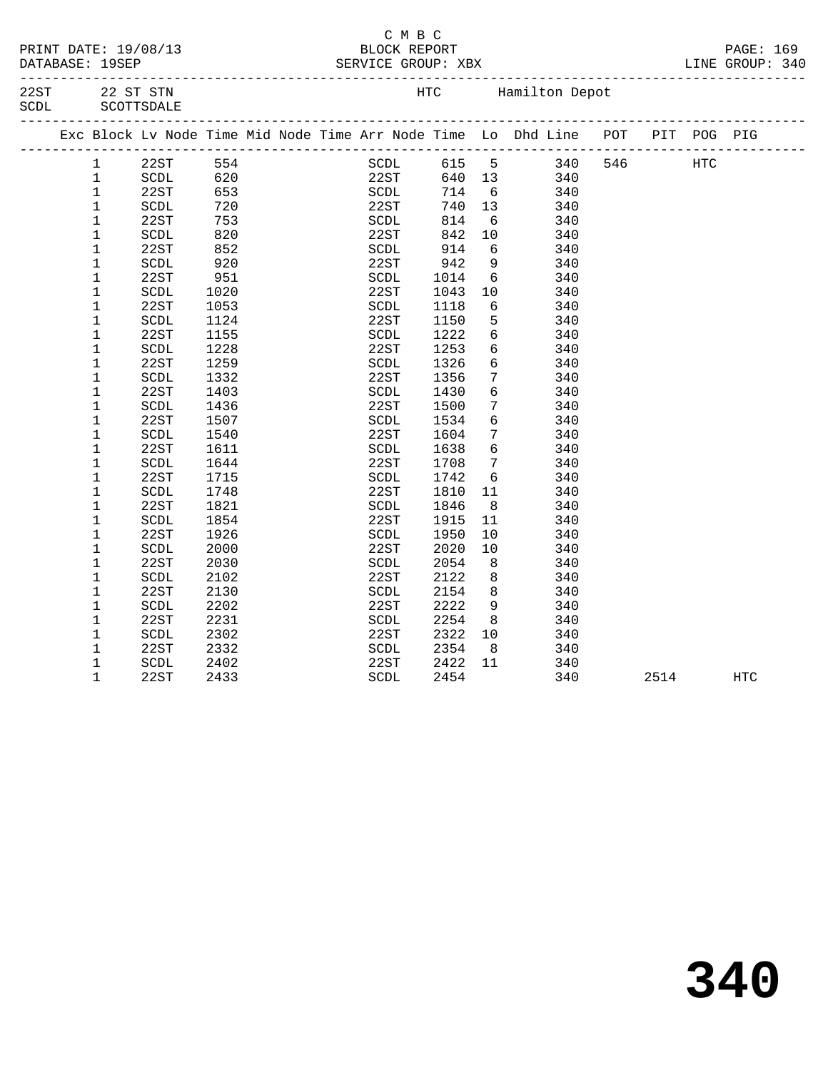C M B C

BLOCK REPORT

SERVICE GROUP: XBX

LINE GROUP: 340

PRINT DATE: 19/08/13
DATABASE: 19SEP

22ST 22 ST STN HTC Hamilton Depot
SCDL SCOTTSDALE

| Exc | Block | Lv Node | Time | Mid Node | Time | Arr Node | Time | Lo | Dhd Line | POT | PIT | POG | PIG |
|---|---|---|---|---|---|---|---|---|---|---|---|---|---|
| | 1 | 22ST | 554 | | | SCDL | 615 | 5 | 340 | 546 | | HTC | |
| | 1 | SCDL | 620 | | | 22ST | 640 | 13 | 340 | | | | |
| | 1 | 22ST | 653 | | | SCDL | 714 | 6 | 340 | | | | |
| | 1 | SCDL | 720 | | | 22ST | 740 | 13 | 340 | | | | |
| | 1 | 22ST | 753 | | | SCDL | 814 | 6 | 340 | | | | |
| | 1 | SCDL | 820 | | | 22ST | 842 | 10 | 340 | | | | |
| | 1 | 22ST | 852 | | | SCDL | 914 | 6 | 340 | | | | |
| | 1 | SCDL | 920 | | | 22ST | 942 | 9 | 340 | | | | |
| | 1 | 22ST | 951 | | | SCDL | 1014 | 6 | 340 | | | | |
| | 1 | SCDL | 1020 | | | 22ST | 1043 | 10 | 340 | | | | |
| | 1 | 22ST | 1053 | | | SCDL | 1118 | 6 | 340 | | | | |
| | 1 | SCDL | 1124 | | | 22ST | 1150 | 5 | 340 | | | | |
| | 1 | 22ST | 1155 | | | SCDL | 1222 | 6 | 340 | | | | |
| | 1 | SCDL | 1228 | | | 22ST | 1253 | 6 | 340 | | | | |
| | 1 | 22ST | 1259 | | | SCDL | 1326 | 6 | 340 | | | | |
| | 1 | SCDL | 1332 | | | 22ST | 1356 | 7 | 340 | | | | |
| | 1 | 22ST | 1403 | | | SCDL | 1430 | 6 | 340 | | | | |
| | 1 | SCDL | 1436 | | | 22ST | 1500 | 7 | 340 | | | | |
| | 1 | 22ST | 1507 | | | SCDL | 1534 | 6 | 340 | | | | |
| | 1 | SCDL | 1540 | | | 22ST | 1604 | 7 | 340 | | | | |
| | 1 | 22ST | 1611 | | | SCDL | 1638 | 6 | 340 | | | | |
| | 1 | SCDL | 1644 | | | 22ST | 1708 | 7 | 340 | | | | |
| | 1 | 22ST | 1715 | | | SCDL | 1742 | 6 | 340 | | | | |
| | 1 | SCDL | 1748 | | | 22ST | 1810 | 11 | 340 | | | | |
| | 1 | 22ST | 1821 | | | SCDL | 1846 | 8 | 340 | | | | |
| | 1 | SCDL | 1854 | | | 22ST | 1915 | 11 | 340 | | | | |
| | 1 | 22ST | 1926 | | | SCDL | 1950 | 10 | 340 | | | | |
| | 1 | SCDL | 2000 | | | 22ST | 2020 | 10 | 340 | | | | |
| | 1 | 22ST | 2030 | | | SCDL | 2054 | 8 | 340 | | | | |
| | 1 | SCDL | 2102 | | | 22ST | 2122 | 8 | 340 | | | | |
| | 1 | 22ST | 2130 | | | SCDL | 2154 | 8 | 340 | | | | |
| | 1 | SCDL | 2202 | | | 22ST | 2222 | 9 | 340 | | | | |
| | 1 | 22ST | 2231 | | | SCDL | 2254 | 8 | 340 | | | | |
| | 1 | SCDL | 2302 | | | 22ST | 2322 | 10 | 340 | | | | |
| | 1 | 22ST | 2332 | | | SCDL | 2354 | 8 | 340 | | | | |
| | 1 | SCDL | 2402 | | | 22ST | 2422 | 11 | 340 | | | | |
| | 1 | 22ST | 2433 | | | SCDL | 2454 | | 340 | | 2514 | | HTC |

# 340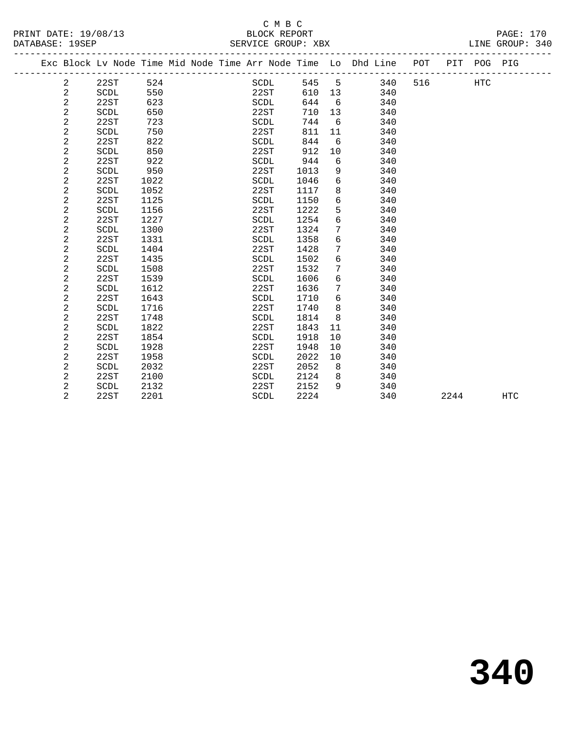C M B C

BLOCK REPORT

SERVICE GROUP: XBX

PRINT DATE: 19/08/13
DATABASE: 19SEP
LINE GROUP: 340

| Exc | Block | Lv | Node | Time | Mid | Node | Time | Arr | Node | Time | Lo | Dhd | Line | POT | PIT | POG | PIG |
|---|---|---|---|---|---|---|---|---|---|---|---|---|---|---|---|---|---|
| | 2 | | 22ST | 524 | | | | | SCDL | 545 | 5 | | 340 | 516 | | HTC | |
| | 2 | | SCDL | 550 | | | | | 22ST | 610 | 13 | | 340 | | | | |
| | 2 | | 22ST | 623 | | | | | SCDL | 644 | 6 | | 340 | | | | |
| | 2 | | SCDL | 650 | | | | | 22ST | 710 | 13 | | 340 | | | | |
| | 2 | | 22ST | 723 | | | | | SCDL | 744 | 6 | | 340 | | | | |
| | 2 | | SCDL | 750 | | | | | 22ST | 811 | 11 | | 340 | | | | |
| | 2 | | 22ST | 822 | | | | | SCDL | 844 | 6 | | 340 | | | | |
| | 2 | | SCDL | 850 | | | | | 22ST | 912 | 10 | | 340 | | | | |
| | 2 | | 22ST | 922 | | | | | SCDL | 944 | 6 | | 340 | | | | |
| | 2 | | SCDL | 950 | | | | | 22ST | 1013 | 9 | | 340 | | | | |
| | 2 | | 22ST | 1022 | | | | | SCDL | 1046 | 6 | | 340 | | | | |
| | 2 | | SCDL | 1052 | | | | | 22ST | 1117 | 8 | | 340 | | | | |
| | 2 | | 22ST | 1125 | | | | | SCDL | 1150 | 6 | | 340 | | | | |
| | 2 | | SCDL | 1156 | | | | | 22ST | 1222 | 5 | | 340 | | | | |
| | 2 | | 22ST | 1227 | | | | | SCDL | 1254 | 6 | | 340 | | | | |
| | 2 | | SCDL | 1300 | | | | | 22ST | 1324 | 7 | | 340 | | | | |
| | 2 | | 22ST | 1331 | | | | | SCDL | 1358 | 6 | | 340 | | | | |
| | 2 | | SCDL | 1404 | | | | | 22ST | 1428 | 7 | | 340 | | | | |
| | 2 | | 22ST | 1435 | | | | | SCDL | 1502 | 6 | | 340 | | | | |
| | 2 | | SCDL | 1508 | | | | | 22ST | 1532 | 7 | | 340 | | | | |
| | 2 | | 22ST | 1539 | | | | | SCDL | 1606 | 6 | | 340 | | | | |
| | 2 | | SCDL | 1612 | | | | | 22ST | 1636 | 7 | | 340 | | | | |
| | 2 | | 22ST | 1643 | | | | | SCDL | 1710 | 6 | | 340 | | | | |
| | 2 | | SCDL | 1716 | | | | | 22ST | 1740 | 8 | | 340 | | | | |
| | 2 | | 22ST | 1748 | | | | | SCDL | 1814 | 8 | | 340 | | | | |
| | 2 | | SCDL | 1822 | | | | | 22ST | 1843 | 11 | | 340 | | | | |
| | 2 | | 22ST | 1854 | | | | | SCDL | 1918 | 10 | | 340 | | | | |
| | 2 | | SCDL | 1928 | | | | | 22ST | 1948 | 10 | | 340 | | | | |
| | 2 | | 22ST | 1958 | | | | | SCDL | 2022 | 10 | | 340 | | | | |
| | 2 | | SCDL | 2032 | | | | | 22ST | 2052 | 8 | | 340 | | | | |
| | 2 | | 22ST | 2100 | | | | | SCDL | 2124 | 8 | | 340 | | | | |
| | 2 | | SCDL | 2132 | | | | | 22ST | 2152 | 9 | | 340 | | | | |
| | 2 | | 22ST | 2201 | | | | | SCDL | 2224 | | | 340 | | 2244 | | HTC |

# 340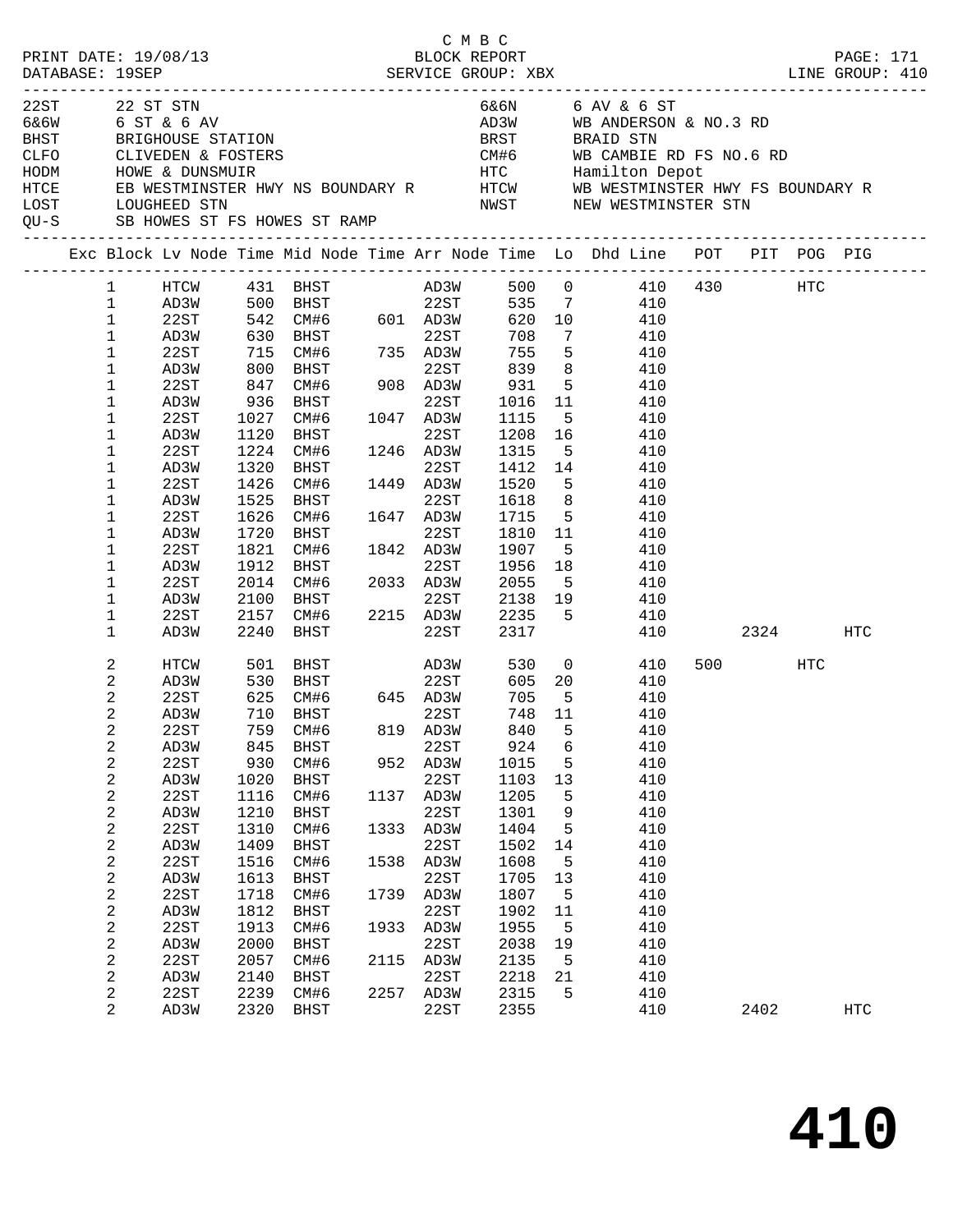C M B C
BLOCK REPORT
SERVICE GROUP: XBX

PRINT DATE: 19/08/13
DATABASE: 19SEP

LINE GROUP: 410

| Code | Description | Code | Description |
|---|---|---|---|
| 22ST | 22 ST STN | 6&6N | 6 AV & 6 ST |
| 6&6W | 6 ST & 6 AV | AD3W | WB ANDERSON & NO.3 RD |
| BHST | BRIGHOUSE STATION | BRST | BRAID STN |
| CLFO | CLIVEDEN & FOSTERS | CM#6 | WB CAMBIE RD FS NO.6 RD |
| HODM | HOWE & DUNSMUIR | HTC | Hamilton Depot |
| HTCE | EB WESTMINSTER HWY NS BOUNDARY R | HTCW | WB WESTMINSTER HWY FS BOUNDARY R |
| LOST | LOUGHEED STN | NWST | NEW WESTMINSTER STN |
| QU-S | SB HOWES ST FS HOWES ST RAMP | | |

| Exc | Block | Lv Node | Time | Mid Node | Time | Arr Node | Time | Lo | Dhd Line | POT | PIT | POG | PIG |
|---|---|---|---|---|---|---|---|---|---|---|---|---|---|
| | 1 | HTCW | 431 | BHST | | AD3W | 500 | 0 | 410 | 430 | | HTC | |
| | 1 | AD3W | 500 | BHST | | 22ST | 535 | 7 | 410 | | | | |
| | 1 | 22ST | 542 | CM#6 | 601 | AD3W | 620 | 10 | 410 | | | | |
| | 1 | AD3W | 630 | BHST | | 22ST | 708 | 7 | 410 | | | | |
| | 1 | 22ST | 715 | CM#6 | 735 | AD3W | 755 | 5 | 410 | | | | |
| | 1 | AD3W | 800 | BHST | | 22ST | 839 | 8 | 410 | | | | |
| | 1 | 22ST | 847 | CM#6 | 908 | AD3W | 931 | 5 | 410 | | | | |
| | 1 | AD3W | 936 | BHST | | 22ST | 1016 | 11 | 410 | | | | |
| | 1 | 22ST | 1027 | CM#6 | 1047 | AD3W | 1115 | 5 | 410 | | | | |
| | 1 | AD3W | 1120 | BHST | | 22ST | 1208 | 16 | 410 | | | | |
| | 1 | 22ST | 1224 | CM#6 | 1246 | AD3W | 1315 | 5 | 410 | | | | |
| | 1 | AD3W | 1320 | BHST | | 22ST | 1412 | 14 | 410 | | | | |
| | 1 | 22ST | 1426 | CM#6 | 1449 | AD3W | 1520 | 5 | 410 | | | | |
| | 1 | AD3W | 1525 | BHST | | 22ST | 1618 | 8 | 410 | | | | |
| | 1 | 22ST | 1626 | CM#6 | 1647 | AD3W | 1715 | 5 | 410 | | | | |
| | 1 | AD3W | 1720 | BHST | | 22ST | 1810 | 11 | 410 | | | | |
| | 1 | 22ST | 1821 | CM#6 | 1842 | AD3W | 1907 | 5 | 410 | | | | |
| | 1 | AD3W | 1912 | BHST | | 22ST | 1956 | 18 | 410 | | | | |
| | 1 | 22ST | 2014 | CM#6 | 2033 | AD3W | 2055 | 5 | 410 | | | | |
| | 1 | AD3W | 2100 | BHST | | 22ST | 2138 | 19 | 410 | | | | |
| | 1 | 22ST | 2157 | CM#6 | 2215 | AD3W | 2235 | 5 | 410 | | | | |
| | 1 | AD3W | 2240 | BHST | | 22ST | 2317 | | 410 | | 2324 | | HTC |
| | 2 | HTCW | 501 | BHST | | AD3W | 530 | 0 | 410 | 500 | | HTC | |
| | 2 | AD3W | 530 | BHST | | 22ST | 605 | 20 | 410 | | | | |
| | 2 | 22ST | 625 | CM#6 | 645 | AD3W | 705 | 5 | 410 | | | | |
| | 2 | AD3W | 710 | BHST | | 22ST | 748 | 11 | 410 | | | | |
| | 2 | 22ST | 759 | CM#6 | 819 | AD3W | 840 | 5 | 410 | | | | |
| | 2 | AD3W | 845 | BHST | | 22ST | 924 | 6 | 410 | | | | |
| | 2 | 22ST | 930 | CM#6 | 952 | AD3W | 1015 | 5 | 410 | | | | |
| | 2 | AD3W | 1020 | BHST | | 22ST | 1103 | 13 | 410 | | | | |
| | 2 | 22ST | 1116 | CM#6 | 1137 | AD3W | 1205 | 5 | 410 | | | | |
| | 2 | AD3W | 1210 | BHST | | 22ST | 1301 | 9 | 410 | | | | |
| | 2 | 22ST | 1310 | CM#6 | 1333 | AD3W | 1404 | 5 | 410 | | | | |
| | 2 | AD3W | 1409 | BHST | | 22ST | 1502 | 14 | 410 | | | | |
| | 2 | 22ST | 1516 | CM#6 | 1538 | AD3W | 1608 | 5 | 410 | | | | |
| | 2 | AD3W | 1613 | BHST | | 22ST | 1705 | 13 | 410 | | | | |
| | 2 | 22ST | 1718 | CM#6 | 1739 | AD3W | 1807 | 5 | 410 | | | | |
| | 2 | AD3W | 1812 | BHST | | 22ST | 1902 | 11 | 410 | | | | |
| | 2 | 22ST | 1913 | CM#6 | 1933 | AD3W | 1955 | 5 | 410 | | | | |
| | 2 | AD3W | 2000 | BHST | | 22ST | 2038 | 19 | 410 | | | | |
| | 2 | 22ST | 2057 | CM#6 | 2115 | AD3W | 2135 | 5 | 410 | | | | |
| | 2 | AD3W | 2140 | BHST | | 22ST | 2218 | 21 | 410 | | | | |
| | 2 | 22ST | 2239 | CM#6 | 2257 | AD3W | 2315 | 5 | 410 | | | | |
| | 2 | AD3W | 2320 | BHST | | 22ST | 2355 | | 410 | | 2402 | | HTC |

# 410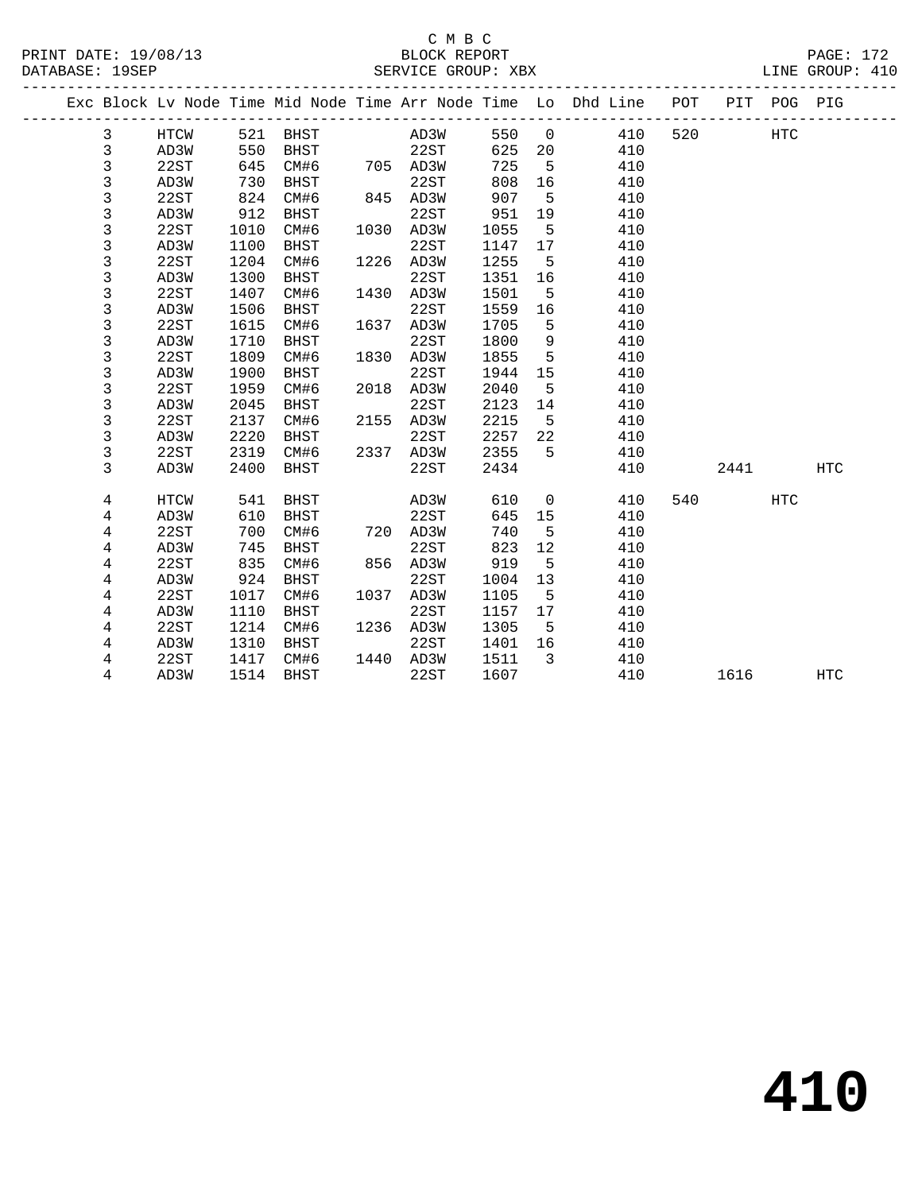C M B C
BLOCK REPORT
SERVICE GROUP: XBX
LINE GROUP: 410

| Exc | Block | Lv Node | Time | Mid Node | Time | Arr Node | Time | Lo | Dhd Line | POT | PIT | POG | PIG |
|---|---|---|---|---|---|---|---|---|---|---|---|---|---|
| | 3 | HTCW | 521 | BHST | | AD3W | 550 | 0 | 410 | 520 | | HTC | |
| | 3 | AD3W | 550 | BHST | | 22ST | 625 | 20 | 410 | | | | |
| | 3 | 22ST | 645 | CM#6 | 705 | AD3W | 725 | 5 | 410 | | | | |
| | 3 | AD3W | 730 | BHST | | 22ST | 808 | 16 | 410 | | | | |
| | 3 | 22ST | 824 | CM#6 | 845 | AD3W | 907 | 5 | 410 | | | | |
| | 3 | AD3W | 912 | BHST | | 22ST | 951 | 19 | 410 | | | | |
| | 3 | 22ST | 1010 | CM#6 | 1030 | AD3W | 1055 | 5 | 410 | | | | |
| | 3 | AD3W | 1100 | BHST | | 22ST | 1147 | 17 | 410 | | | | |
| | 3 | 22ST | 1204 | CM#6 | 1226 | AD3W | 1255 | 5 | 410 | | | | |
| | 3 | AD3W | 1300 | BHST | | 22ST | 1351 | 16 | 410 | | | | |
| | 3 | 22ST | 1407 | CM#6 | 1430 | AD3W | 1501 | 5 | 410 | | | | |
| | 3 | AD3W | 1506 | BHST | | 22ST | 1559 | 16 | 410 | | | | |
| | 3 | 22ST | 1615 | CM#6 | 1637 | AD3W | 1705 | 5 | 410 | | | | |
| | 3 | AD3W | 1710 | BHST | | 22ST | 1800 | 9 | 410 | | | | |
| | 3 | 22ST | 1809 | CM#6 | 1830 | AD3W | 1855 | 5 | 410 | | | | |
| | 3 | AD3W | 1900 | BHST | | 22ST | 1944 | 15 | 410 | | | | |
| | 3 | 22ST | 1959 | CM#6 | 2018 | AD3W | 2040 | 5 | 410 | | | | |
| | 3 | AD3W | 2045 | BHST | | 22ST | 2123 | 14 | 410 | | | | |
| | 3 | 22ST | 2137 | CM#6 | 2155 | AD3W | 2215 | 5 | 410 | | | | |
| | 3 | AD3W | 2220 | BHST | | 22ST | 2257 | 22 | 410 | | | | |
| | 3 | 22ST | 2319 | CM#6 | 2337 | AD3W | 2355 | 5 | 410 | | | | |
| | 3 | AD3W | 2400 | BHST | | 22ST | 2434 | | 410 | | 2441 | | HTC |
| | 4 | HTCW | 541 | BHST | | AD3W | 610 | 0 | 410 | 540 | | HTC | |
| | 4 | AD3W | 610 | BHST | | 22ST | 645 | 15 | 410 | | | | |
| | 4 | 22ST | 700 | CM#6 | 720 | AD3W | 740 | 5 | 410 | | | | |
| | 4 | AD3W | 745 | BHST | | 22ST | 823 | 12 | 410 | | | | |
| | 4 | 22ST | 835 | CM#6 | 856 | AD3W | 919 | 5 | 410 | | | | |
| | 4 | AD3W | 924 | BHST | | 22ST | 1004 | 13 | 410 | | | | |
| | 4 | 22ST | 1017 | CM#6 | 1037 | AD3W | 1105 | 5 | 410 | | | | |
| | 4 | AD3W | 1110 | BHST | | 22ST | 1157 | 17 | 410 | | | | |
| | 4 | 22ST | 1214 | CM#6 | 1236 | AD3W | 1305 | 5 | 410 | | | | |
| | 4 | AD3W | 1310 | BHST | | 22ST | 1401 | 16 | 410 | | | | |
| | 4 | 22ST | 1417 | CM#6 | 1440 | AD3W | 1511 | 3 | 410 | | | | |
| | 4 | AD3W | 1514 | BHST | | 22ST | 1607 | | 410 | | 1616 | | HTC |

# 410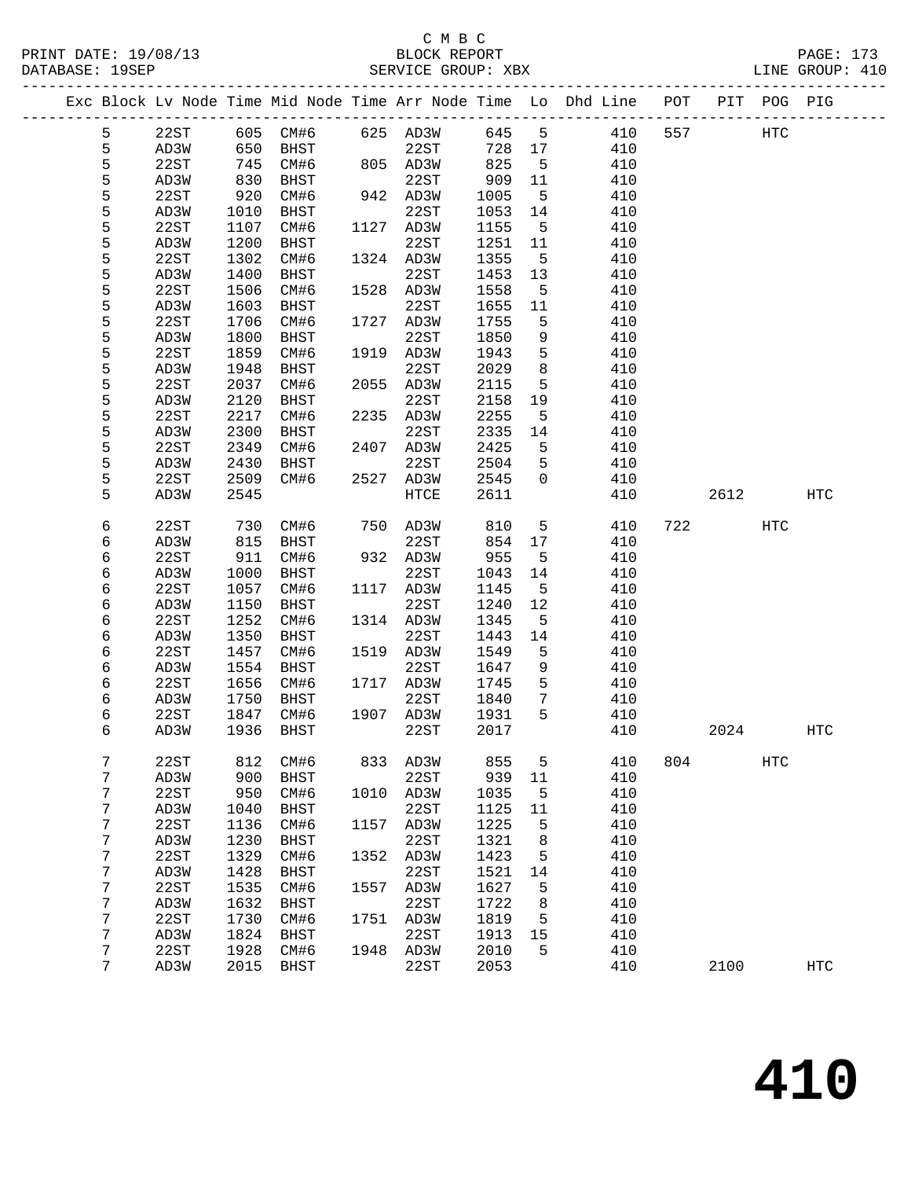C M B C
BLOCK REPORT
SERVICE GROUP: XBX

PRINT DATE: 19/08/13
DATABASE: 19SEP

LINE GROUP: 410

| Exc | Block | Lv Node | Time | Mid Node | Time | Arr Node | Time | Lo | Dhd Line | POT | PIT | POG | PIG |
|---|---|---|---|---|---|---|---|---|---|---|---|---|---|
| | 5 | 22ST | 605 | CM#6 | 625 | AD3W | 645 | 5 | 410 | 557 | | HTC | |
| | 5 | AD3W | 650 | BHST | | 22ST | 728 | 17 | 410 | | | | |
| | 5 | 22ST | 745 | CM#6 | 805 | AD3W | 825 | 5 | 410 | | | | |
| | 5 | AD3W | 830 | BHST | | 22ST | 909 | 11 | 410 | | | | |
| | 5 | 22ST | 920 | CM#6 | 942 | AD3W | 1005 | 5 | 410 | | | | |
| | 5 | AD3W | 1010 | BHST | | 22ST | 1053 | 14 | 410 | | | | |
| | 5 | 22ST | 1107 | CM#6 | 1127 | AD3W | 1155 | 5 | 410 | | | | |
| | 5 | AD3W | 1200 | BHST | | 22ST | 1251 | 11 | 410 | | | | |
| | 5 | 22ST | 1302 | CM#6 | 1324 | AD3W | 1355 | 5 | 410 | | | | |
| | 5 | AD3W | 1400 | BHST | | 22ST | 1453 | 13 | 410 | | | | |
| | 5 | 22ST | 1506 | CM#6 | 1528 | AD3W | 1558 | 5 | 410 | | | | |
| | 5 | AD3W | 1603 | BHST | | 22ST | 1655 | 11 | 410 | | | | |
| | 5 | 22ST | 1706 | CM#6 | 1727 | AD3W | 1755 | 5 | 410 | | | | |
| | 5 | AD3W | 1800 | BHST | | 22ST | 1850 | 9 | 410 | | | | |
| | 5 | 22ST | 1859 | CM#6 | 1919 | AD3W | 1943 | 5 | 410 | | | | |
| | 5 | AD3W | 1948 | BHST | | 22ST | 2029 | 8 | 410 | | | | |
| | 5 | 22ST | 2037 | CM#6 | 2055 | AD3W | 2115 | 5 | 410 | | | | |
| | 5 | AD3W | 2120 | BHST | | 22ST | 2158 | 19 | 410 | | | | |
| | 5 | 22ST | 2217 | CM#6 | 2235 | AD3W | 2255 | 5 | 410 | | | | |
| | 5 | AD3W | 2300 | BHST | | 22ST | 2335 | 14 | 410 | | | | |
| | 5 | 22ST | 2349 | CM#6 | 2407 | AD3W | 2425 | 5 | 410 | | | | |
| | 5 | AD3W | 2430 | BHST | | 22ST | 2504 | 5 | 410 | | | | |
| | 5 | 22ST | 2509 | CM#6 | 2527 | AD3W | 2545 | 0 | 410 | | | | |
| | 5 | AD3W | 2545 | | | HTCE | 2611 | | 410 | | 2612 | | HTC |
| | 6 | 22ST | 730 | CM#6 | 750 | AD3W | 810 | 5 | 410 | 722 | | HTC | |
| | 6 | AD3W | 815 | BHST | | 22ST | 854 | 17 | 410 | | | | |
| | 6 | 22ST | 911 | CM#6 | 932 | AD3W | 955 | 5 | 410 | | | | |
| | 6 | AD3W | 1000 | BHST | | 22ST | 1043 | 14 | 410 | | | | |
| | 6 | 22ST | 1057 | CM#6 | 1117 | AD3W | 1145 | 5 | 410 | | | | |
| | 6 | AD3W | 1150 | BHST | | 22ST | 1240 | 12 | 410 | | | | |
| | 6 | 22ST | 1252 | CM#6 | 1314 | AD3W | 1345 | 5 | 410 | | | | |
| | 6 | AD3W | 1350 | BHST | | 22ST | 1443 | 14 | 410 | | | | |
| | 6 | 22ST | 1457 | CM#6 | 1519 | AD3W | 1549 | 5 | 410 | | | | |
| | 6 | AD3W | 1554 | BHST | | 22ST | 1647 | 9 | 410 | | | | |
| | 6 | 22ST | 1656 | CM#6 | 1717 | AD3W | 1745 | 5 | 410 | | | | |
| | 6 | AD3W | 1750 | BHST | | 22ST | 1840 | 7 | 410 | | | | |
| | 6 | 22ST | 1847 | CM#6 | 1907 | AD3W | 1931 | 5 | 410 | | | | |
| | 6 | AD3W | 1936 | BHST | | 22ST | 2017 | | 410 | | 2024 | | HTC |
| | 7 | 22ST | 812 | CM#6 | 833 | AD3W | 855 | 5 | 410 | 804 | | HTC | |
| | 7 | AD3W | 900 | BHST | | 22ST | 939 | 11 | 410 | | | | |
| | 7 | 22ST | 950 | CM#6 | 1010 | AD3W | 1035 | 5 | 410 | | | | |
| | 7 | AD3W | 1040 | BHST | | 22ST | 1125 | 11 | 410 | | | | |
| | 7 | 22ST | 1136 | CM#6 | 1157 | AD3W | 1225 | 5 | 410 | | | | |
| | 7 | AD3W | 1230 | BHST | | 22ST | 1321 | 8 | 410 | | | | |
| | 7 | 22ST | 1329 | CM#6 | 1352 | AD3W | 1423 | 5 | 410 | | | | |
| | 7 | AD3W | 1428 | BHST | | 22ST | 1521 | 14 | 410 | | | | |
| | 7 | 22ST | 1535 | CM#6 | 1557 | AD3W | 1627 | 5 | 410 | | | | |
| | 7 | AD3W | 1632 | BHST | | 22ST | 1722 | 8 | 410 | | | | |
| | 7 | 22ST | 1730 | CM#6 | 1751 | AD3W | 1819 | 5 | 410 | | | | |
| | 7 | AD3W | 1824 | BHST | | 22ST | 1913 | 15 | 410 | | | | |
| | 7 | 22ST | 1928 | CM#6 | 1948 | AD3W | 2010 | 5 | 410 | | | | |
| | 7 | AD3W | 2015 | BHST | | 22ST | 2053 | | 410 | | 2100 | | HTC |

# 410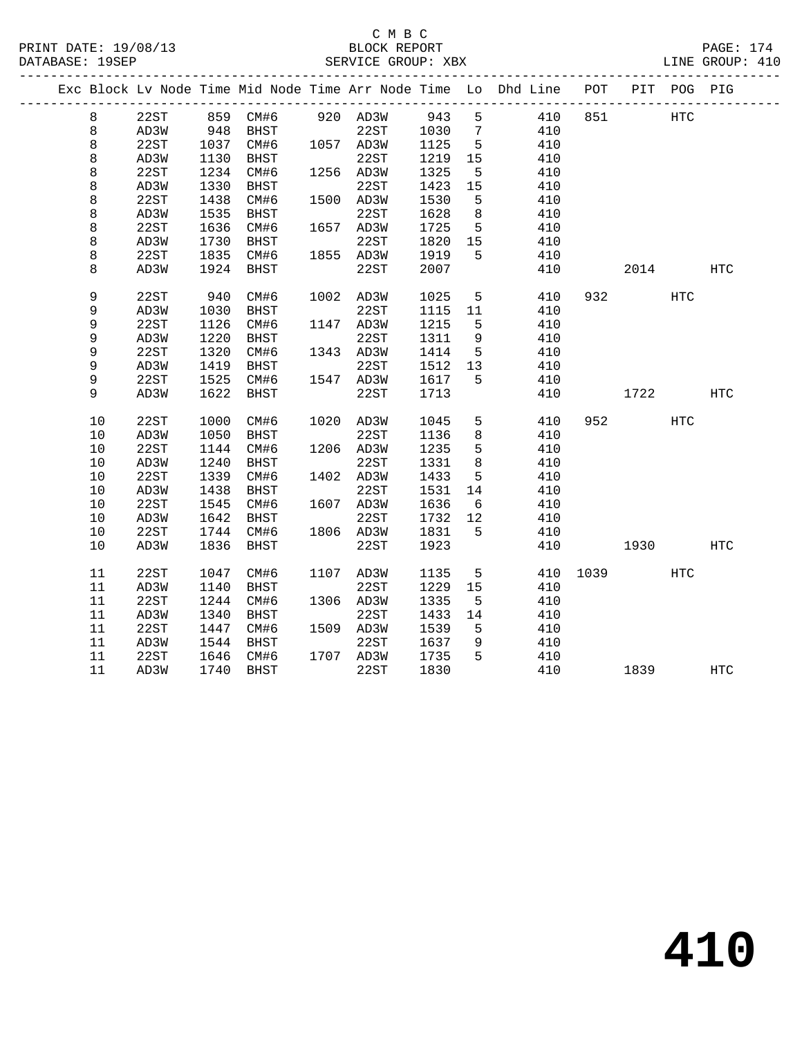C M B C
BLOCK REPORT
SERVICE GROUP: XBX

PRINT DATE: 19/08/13
DATABASE: 19SEP
LINE GROUP: 410

| Exc | Block | Lv Node | Time | Mid Node | Time | Arr Node | Time | Lo | Dhd Line | POT | PIT | POG | PIG |
|---|---|---|---|---|---|---|---|---|---|---|---|---|---|
| | 8 | 22ST | 859 | CM#6 | 920 | AD3W | 943 | 5 | 410 | 851 | | HTC | |
| | 8 | AD3W | 948 | BHST | | 22ST | 1030 | 7 | 410 | | | | |
| | 8 | 22ST | 1037 | CM#6 | 1057 | AD3W | 1125 | 5 | 410 | | | | |
| | 8 | AD3W | 1130 | BHST | | 22ST | 1219 | 15 | 410 | | | | |
| | 8 | 22ST | 1234 | CM#6 | 1256 | AD3W | 1325 | 5 | 410 | | | | |
| | 8 | AD3W | 1330 | BHST | | 22ST | 1423 | 15 | 410 | | | | |
| | 8 | 22ST | 1438 | CM#6 | 1500 | AD3W | 1530 | 5 | 410 | | | | |
| | 8 | AD3W | 1535 | BHST | | 22ST | 1628 | 8 | 410 | | | | |
| | 8 | 22ST | 1636 | CM#6 | 1657 | AD3W | 1725 | 5 | 410 | | | | |
| | 8 | AD3W | 1730 | BHST | | 22ST | 1820 | 15 | 410 | | | | |
| | 8 | 22ST | 1835 | CM#6 | 1855 | AD3W | 1919 | 5 | 410 | | | | |
| | 8 | AD3W | 1924 | BHST | | 22ST | 2007 | | 410 | | 2014 | | HTC |
| | 9 | 22ST | 940 | CM#6 | 1002 | AD3W | 1025 | 5 | 410 | 932 | | HTC | |
| | 9 | AD3W | 1030 | BHST | | 22ST | 1115 | 11 | 410 | | | | |
| | 9 | 22ST | 1126 | CM#6 | 1147 | AD3W | 1215 | 5 | 410 | | | | |
| | 9 | AD3W | 1220 | BHST | | 22ST | 1311 | 9 | 410 | | | | |
| | 9 | 22ST | 1320 | CM#6 | 1343 | AD3W | 1414 | 5 | 410 | | | | |
| | 9 | AD3W | 1419 | BHST | | 22ST | 1512 | 13 | 410 | | | | |
| | 9 | 22ST | 1525 | CM#6 | 1547 | AD3W | 1617 | 5 | 410 | | | | |
| | 9 | AD3W | 1622 | BHST | | 22ST | 1713 | | 410 | | 1722 | | HTC |
| | 10 | 22ST | 1000 | CM#6 | 1020 | AD3W | 1045 | 5 | 410 | 952 | | HTC | |
| | 10 | AD3W | 1050 | BHST | | 22ST | 1136 | 8 | 410 | | | | |
| | 10 | 22ST | 1144 | CM#6 | 1206 | AD3W | 1235 | 5 | 410 | | | | |
| | 10 | AD3W | 1240 | BHST | | 22ST | 1331 | 8 | 410 | | | | |
| | 10 | 22ST | 1339 | CM#6 | 1402 | AD3W | 1433 | 5 | 410 | | | | |
| | 10 | AD3W | 1438 | BHST | | 22ST | 1531 | 14 | 410 | | | | |
| | 10 | 22ST | 1545 | CM#6 | 1607 | AD3W | 1636 | 6 | 410 | | | | |
| | 10 | AD3W | 1642 | BHST | | 22ST | 1732 | 12 | 410 | | | | |
| | 10 | 22ST | 1744 | CM#6 | 1806 | AD3W | 1831 | 5 | 410 | | | | |
| | 10 | AD3W | 1836 | BHST | | 22ST | 1923 | | 410 | | 1930 | | HTC |
| | 11 | 22ST | 1047 | CM#6 | 1107 | AD3W | 1135 | 5 | 410 | 1039 | | HTC | |
| | 11 | AD3W | 1140 | BHST | | 22ST | 1229 | 15 | 410 | | | | |
| | 11 | 22ST | 1244 | CM#6 | 1306 | AD3W | 1335 | 5 | 410 | | | | |
| | 11 | AD3W | 1340 | BHST | | 22ST | 1433 | 14 | 410 | | | | |
| | 11 | 22ST | 1447 | CM#6 | 1509 | AD3W | 1539 | 5 | 410 | | | | |
| | 11 | AD3W | 1544 | BHST | | 22ST | 1637 | 9 | 410 | | | | |
| | 11 | 22ST | 1646 | CM#6 | 1707 | AD3W | 1735 | 5 | 410 | | | | |
| | 11 | AD3W | 1740 | BHST | | 22ST | 1830 | | 410 | | 1839 | | HTC |

# 410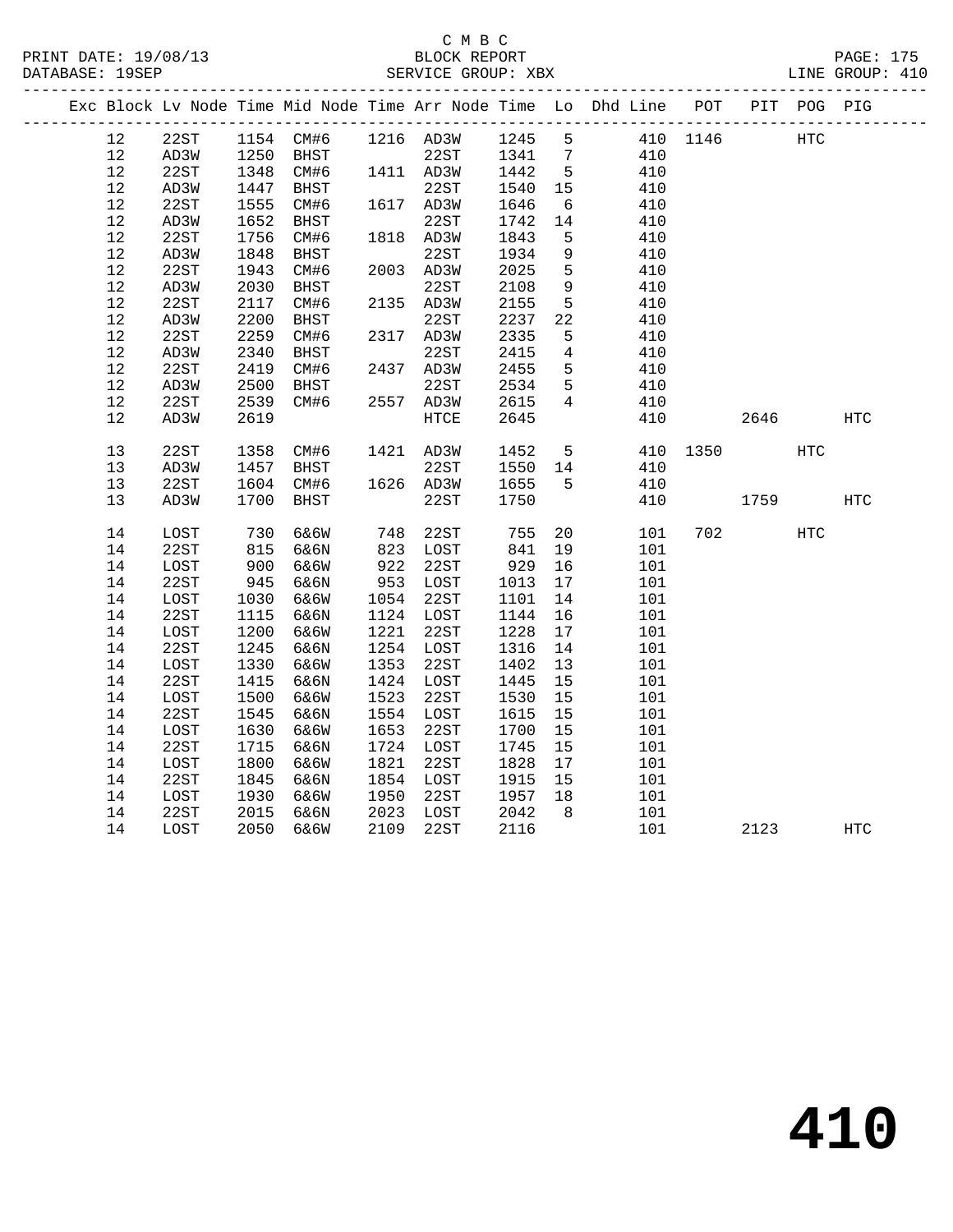C M B C

PRINT DATE: 19/08/13 BLOCK REPORT
DATABASE: 19SEP SERVICE GROUP: XBX LINE GROUP: 410

| Exc | Block | Lv Node | Time | Mid Node | Time | Arr Node | Time | Lo | Dhd Line | POT | PIT | POG | PIG |
|---|---|---|---|---|---|---|---|---|---|---|---|---|---|
| | 12 | 22ST | 1154 | CM#6 | 1216 | AD3W | 1245 | 5 | 410 | 1146 | | HTC | |
| | 12 | AD3W | 1250 | BHST | | 22ST | 1341 | 7 | 410 | | | | |
| | 12 | 22ST | 1348 | CM#6 | 1411 | AD3W | 1442 | 5 | 410 | | | | |
| | 12 | AD3W | 1447 | BHST | | 22ST | 1540 | 15 | 410 | | | | |
| | 12 | 22ST | 1555 | CM#6 | 1617 | AD3W | 1646 | 6 | 410 | | | | |
| | 12 | AD3W | 1652 | BHST | | 22ST | 1742 | 14 | 410 | | | | |
| | 12 | 22ST | 1756 | CM#6 | 1818 | AD3W | 1843 | 5 | 410 | | | | |
| | 12 | AD3W | 1848 | BHST | | 22ST | 1934 | 9 | 410 | | | | |
| | 12 | 22ST | 1943 | CM#6 | 2003 | AD3W | 2025 | 5 | 410 | | | | |
| | 12 | AD3W | 2030 | BHST | | 22ST | 2108 | 9 | 410 | | | | |
| | 12 | 22ST | 2117 | CM#6 | 2135 | AD3W | 2155 | 5 | 410 | | | | |
| | 12 | AD3W | 2200 | BHST | | 22ST | 2237 | 22 | 410 | | | | |
| | 12 | 22ST | 2259 | CM#6 | 2317 | AD3W | 2335 | 5 | 410 | | | | |
| | 12 | AD3W | 2340 | BHST | | 22ST | 2415 | 4 | 410 | | | | |
| | 12 | 22ST | 2419 | CM#6 | 2437 | AD3W | 2455 | 5 | 410 | | | | |
| | 12 | AD3W | 2500 | BHST | | 22ST | 2534 | 5 | 410 | | | | |
| | 12 | 22ST | 2539 | CM#6 | 2557 | AD3W | 2615 | 4 | 410 | | | | |
| | 12 | AD3W | 2619 | | | HTCE | 2645 | | 410 | | 2646 | | HTC |
| | 13 | 22ST | 1358 | CM#6 | 1421 | AD3W | 1452 | 5 | 410 | 1350 | | HTC | |
| | 13 | AD3W | 1457 | BHST | | 22ST | 1550 | 14 | 410 | | | | |
| | 13 | 22ST | 1604 | CM#6 | 1626 | AD3W | 1655 | 5 | 410 | | | | |
| | 13 | AD3W | 1700 | BHST | | 22ST | 1750 | | 410 | | 1759 | | HTC |
| | 14 | LOST | 730 | 6&6W | 748 | 22ST | 755 | 20 | 101 | 702 | | HTC | |
| | 14 | 22ST | 815 | 6&6N | 823 | LOST | 841 | 19 | 101 | | | | |
| | 14 | LOST | 900 | 6&6W | 922 | 22ST | 929 | 16 | 101 | | | | |
| | 14 | 22ST | 945 | 6&6N | 953 | LOST | 1013 | 17 | 101 | | | | |
| | 14 | LOST | 1030 | 6&6W | 1054 | 22ST | 1101 | 14 | 101 | | | | |
| | 14 | 22ST | 1115 | 6&6N | 1124 | LOST | 1144 | 16 | 101 | | | | |
| | 14 | LOST | 1200 | 6&6W | 1221 | 22ST | 1228 | 17 | 101 | | | | |
| | 14 | 22ST | 1245 | 6&6N | 1254 | LOST | 1316 | 14 | 101 | | | | |
| | 14 | LOST | 1330 | 6&6W | 1353 | 22ST | 1402 | 13 | 101 | | | | |
| | 14 | 22ST | 1415 | 6&6N | 1424 | LOST | 1445 | 15 | 101 | | | | |
| | 14 | LOST | 1500 | 6&6W | 1523 | 22ST | 1530 | 15 | 101 | | | | |
| | 14 | 22ST | 1545 | 6&6N | 1554 | LOST | 1615 | 15 | 101 | | | | |
| | 14 | LOST | 1630 | 6&6W | 1653 | 22ST | 1700 | 15 | 101 | | | | |
| | 14 | 22ST | 1715 | 6&6N | 1724 | LOST | 1745 | 15 | 101 | | | | |
| | 14 | LOST | 1800 | 6&6W | 1821 | 22ST | 1828 | 17 | 101 | | | | |
| | 14 | 22ST | 1845 | 6&6N | 1854 | LOST | 1915 | 15 | 101 | | | | |
| | 14 | LOST | 1930 | 6&6W | 1950 | 22ST | 1957 | 18 | 101 | | | | |
| | 14 | 22ST | 2015 | 6&6N | 2023 | LOST | 2042 | 8 | 101 | | | | |
| | 14 | LOST | 2050 | 6&6W | 2109 | 22ST | 2116 | | 101 | | 2123 | | HTC |

# 410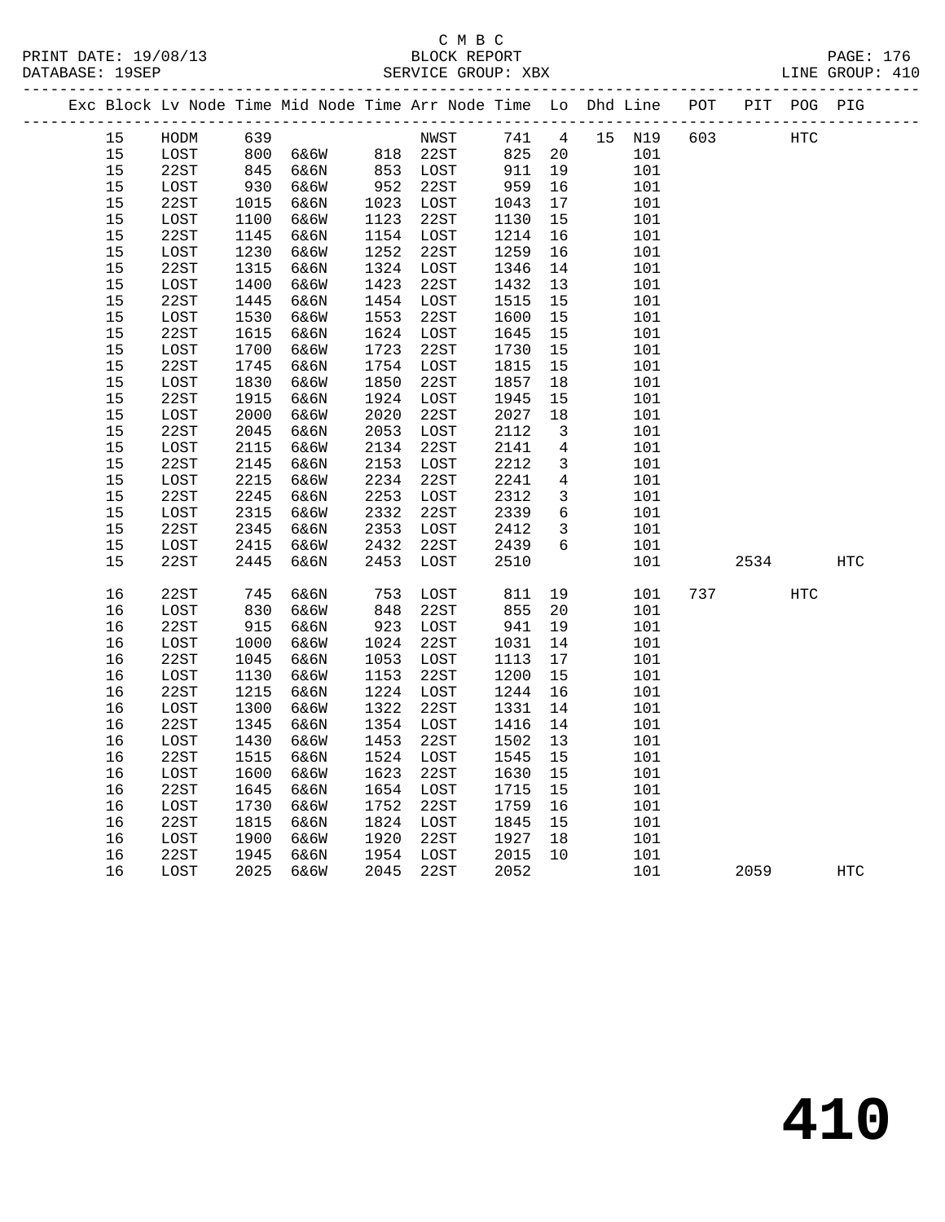C M B C

PRINT DATE: 19/08/13 BLOCK REPORT
DATABASE: 19SEP SERVICE GROUP: XBX LINE GROUP: 410

| Exc | Block | Lv Node | Time | Mid Node | Time | Arr Node | Time | Lo | Dhd | Line | POT | PIT | POG | PIG |
|---|---|---|---|---|---|---|---|---|---|---|---|---|---|---|
| | 15 | HODM | 639 | | | NWST | 741 | 4 | 15 | N19 | 603 | | HTC | |
| | 15 | LOST | 800 | 6&6W | 818 | 22ST | 825 | 20 | | 101 | | | | |
| | 15 | 22ST | 845 | 6&6N | 853 | LOST | 911 | 19 | | 101 | | | | |
| | 15 | LOST | 930 | 6&6W | 952 | 22ST | 959 | 16 | | 101 | | | | |
| | 15 | 22ST | 1015 | 6&6N | 1023 | LOST | 1043 | 17 | | 101 | | | | |
| | 15 | LOST | 1100 | 6&6W | 1123 | 22ST | 1130 | 15 | | 101 | | | | |
| | 15 | 22ST | 1145 | 6&6N | 1154 | LOST | 1214 | 16 | | 101 | | | | |
| | 15 | LOST | 1230 | 6&6W | 1252 | 22ST | 1259 | 16 | | 101 | | | | |
| | 15 | 22ST | 1315 | 6&6N | 1324 | LOST | 1346 | 14 | | 101 | | | | |
| | 15 | LOST | 1400 | 6&6W | 1423 | 22ST | 1432 | 13 | | 101 | | | | |
| | 15 | 22ST | 1445 | 6&6N | 1454 | LOST | 1515 | 15 | | 101 | | | | |
| | 15 | LOST | 1530 | 6&6W | 1553 | 22ST | 1600 | 15 | | 101 | | | | |
| | 15 | 22ST | 1615 | 6&6N | 1624 | LOST | 1645 | 15 | | 101 | | | | |
| | 15 | LOST | 1700 | 6&6W | 1723 | 22ST | 1730 | 15 | | 101 | | | | |
| | 15 | 22ST | 1745 | 6&6N | 1754 | LOST | 1815 | 15 | | 101 | | | | |
| | 15 | LOST | 1830 | 6&6W | 1850 | 22ST | 1857 | 18 | | 101 | | | | |
| | 15 | 22ST | 1915 | 6&6N | 1924 | LOST | 1945 | 15 | | 101 | | | | |
| | 15 | LOST | 2000 | 6&6W | 2020 | 22ST | 2027 | 18 | | 101 | | | | |
| | 15 | 22ST | 2045 | 6&6N | 2053 | LOST | 2112 | 3 | | 101 | | | | |
| | 15 | LOST | 2115 | 6&6W | 2134 | 22ST | 2141 | 4 | | 101 | | | | |
| | 15 | 22ST | 2145 | 6&6N | 2153 | LOST | 2212 | 3 | | 101 | | | | |
| | 15 | LOST | 2215 | 6&6W | 2234 | 22ST | 2241 | 4 | | 101 | | | | |
| | 15 | 22ST | 2245 | 6&6N | 2253 | LOST | 2312 | 3 | | 101 | | | | |
| | 15 | LOST | 2315 | 6&6W | 2332 | 22ST | 2339 | 6 | | 101 | | | | |
| | 15 | 22ST | 2345 | 6&6N | 2353 | LOST | 2412 | 3 | | 101 | | | | |
| | 15 | LOST | 2415 | 6&6W | 2432 | 22ST | 2439 | 6 | | 101 | | | | |
| | 15 | 22ST | 2445 | 6&6N | 2453 | LOST | 2510 | | | 101 | | 2534 | | HTC |
| | 16 | 22ST | 745 | 6&6N | 753 | LOST | 811 | 19 | | 101 | 737 | | HTC | |
| | 16 | LOST | 830 | 6&6W | 848 | 22ST | 855 | 20 | | 101 | | | | |
| | 16 | 22ST | 915 | 6&6N | 923 | LOST | 941 | 19 | | 101 | | | | |
| | 16 | LOST | 1000 | 6&6W | 1024 | 22ST | 1031 | 14 | | 101 | | | | |
| | 16 | 22ST | 1045 | 6&6N | 1053 | LOST | 1113 | 17 | | 101 | | | | |
| | 16 | LOST | 1130 | 6&6W | 1153 | 22ST | 1200 | 15 | | 101 | | | | |
| | 16 | 22ST | 1215 | 6&6N | 1224 | LOST | 1244 | 16 | | 101 | | | | |
| | 16 | LOST | 1300 | 6&6W | 1322 | 22ST | 1331 | 14 | | 101 | | | | |
| | 16 | 22ST | 1345 | 6&6N | 1354 | LOST | 1416 | 14 | | 101 | | | | |
| | 16 | LOST | 1430 | 6&6W | 1453 | 22ST | 1502 | 13 | | 101 | | | | |
| | 16 | 22ST | 1515 | 6&6N | 1524 | LOST | 1545 | 15 | | 101 | | | | |
| | 16 | LOST | 1600 | 6&6W | 1623 | 22ST | 1630 | 15 | | 101 | | | | |
| | 16 | 22ST | 1645 | 6&6N | 1654 | LOST | 1715 | 15 | | 101 | | | | |
| | 16 | LOST | 1730 | 6&6W | 1752 | 22ST | 1759 | 16 | | 101 | | | | |
| | 16 | 22ST | 1815 | 6&6N | 1824 | LOST | 1845 | 15 | | 101 | | | | |
| | 16 | LOST | 1900 | 6&6W | 1920 | 22ST | 1927 | 18 | | 101 | | | | |
| | 16 | 22ST | 1945 | 6&6N | 1954 | LOST | 2015 | 10 | | 101 | | | | |
| | 16 | LOST | 2025 | 6&6W | 2045 | 22ST | 2052 | | | 101 | | 2059 | | HTC |

# 410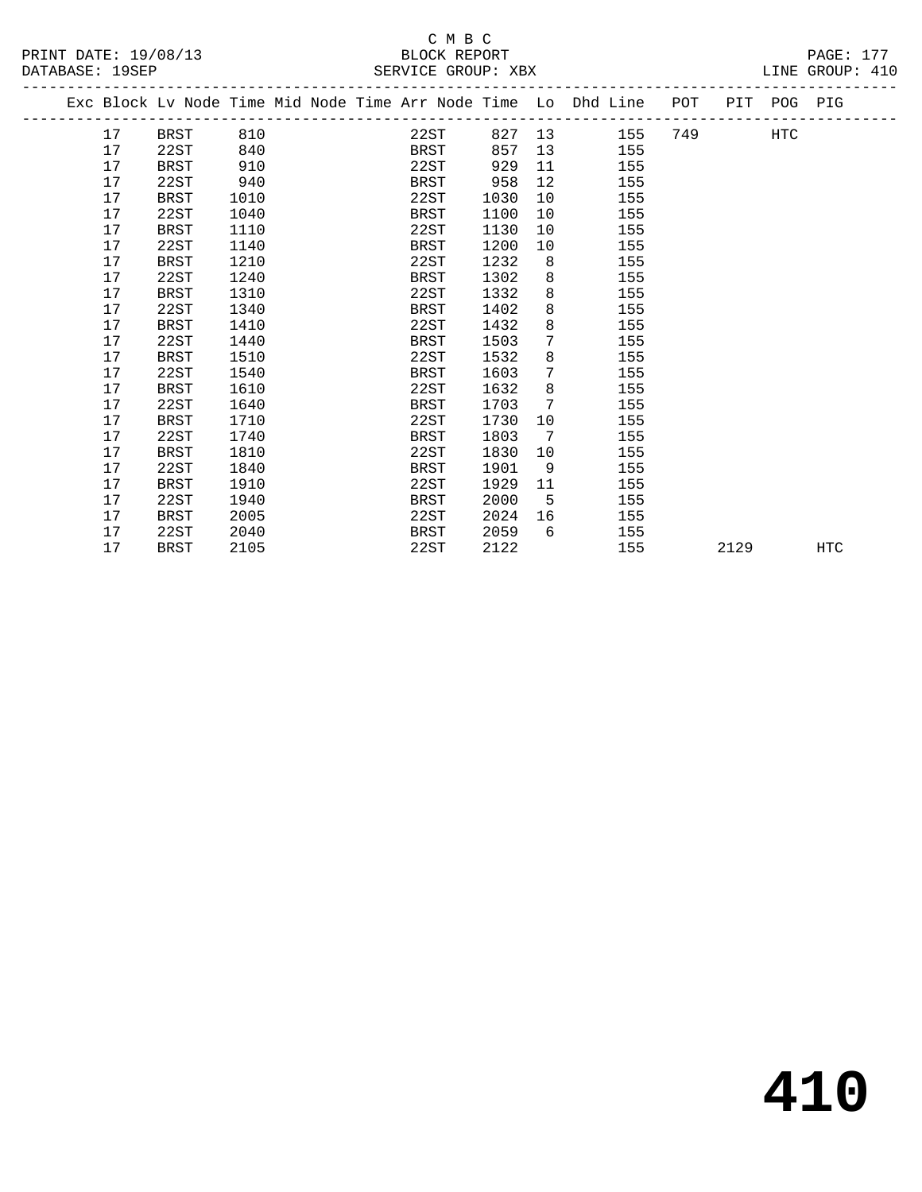C M B C
PRINT DATE: 19/08/13 BLOCK REPORT
DATABASE: 19SEP SERVICE GROUP: XBX LINE GROUP: 410

| Exc | Block | Lv Node | Time | Mid Node | Time | Arr Node | Time | Lo | Dhd Line | POT | PIT | POG | PIG |
|---|---|---|---|---|---|---|---|---|---|---|---|---|---|
| | 17 | BRST | 810 | | | 22ST | 827 | 13 | 155 | 749 | | HTC | |
| | 17 | 22ST | 840 | | | BRST | 857 | 13 | 155 | | | | |
| | 17 | BRST | 910 | | | 22ST | 929 | 11 | 155 | | | | |
| | 17 | 22ST | 940 | | | BRST | 958 | 12 | 155 | | | | |
| | 17 | BRST | 1010 | | | 22ST | 1030 | 10 | 155 | | | | |
| | 17 | 22ST | 1040 | | | BRST | 1100 | 10 | 155 | | | | |
| | 17 | BRST | 1110 | | | 22ST | 1130 | 10 | 155 | | | | |
| | 17 | 22ST | 1140 | | | BRST | 1200 | 10 | 155 | | | | |
| | 17 | BRST | 1210 | | | 22ST | 1232 | 8 | 155 | | | | |
| | 17 | 22ST | 1240 | | | BRST | 1302 | 8 | 155 | | | | |
| | 17 | BRST | 1310 | | | 22ST | 1332 | 8 | 155 | | | | |
| | 17 | 22ST | 1340 | | | BRST | 1402 | 8 | 155 | | | | |
| | 17 | BRST | 1410 | | | 22ST | 1432 | 8 | 155 | | | | |
| | 17 | 22ST | 1440 | | | BRST | 1503 | 7 | 155 | | | | |
| | 17 | BRST | 1510 | | | 22ST | 1532 | 8 | 155 | | | | |
| | 17 | 22ST | 1540 | | | BRST | 1603 | 7 | 155 | | | | |
| | 17 | BRST | 1610 | | | 22ST | 1632 | 8 | 155 | | | | |
| | 17 | 22ST | 1640 | | | BRST | 1703 | 7 | 155 | | | | |
| | 17 | BRST | 1710 | | | 22ST | 1730 | 10 | 155 | | | | |
| | 17 | 22ST | 1740 | | | BRST | 1803 | 7 | 155 | | | | |
| | 17 | BRST | 1810 | | | 22ST | 1830 | 10 | 155 | | | | |
| | 17 | 22ST | 1840 | | | BRST | 1901 | 9 | 155 | | | | |
| | 17 | BRST | 1910 | | | 22ST | 1929 | 11 | 155 | | | | |
| | 17 | 22ST | 1940 | | | BRST | 2000 | 5 | 155 | | | | |
| | 17 | BRST | 2005 | | | 22ST | 2024 | 16 | 155 | | | | |
| | 17 | 22ST | 2040 | | | BRST | 2059 | 6 | 155 | | | | |
| | 17 | BRST | 2105 | | | 22ST | 2122 | | 155 | | 2129 | | HTC |

# 410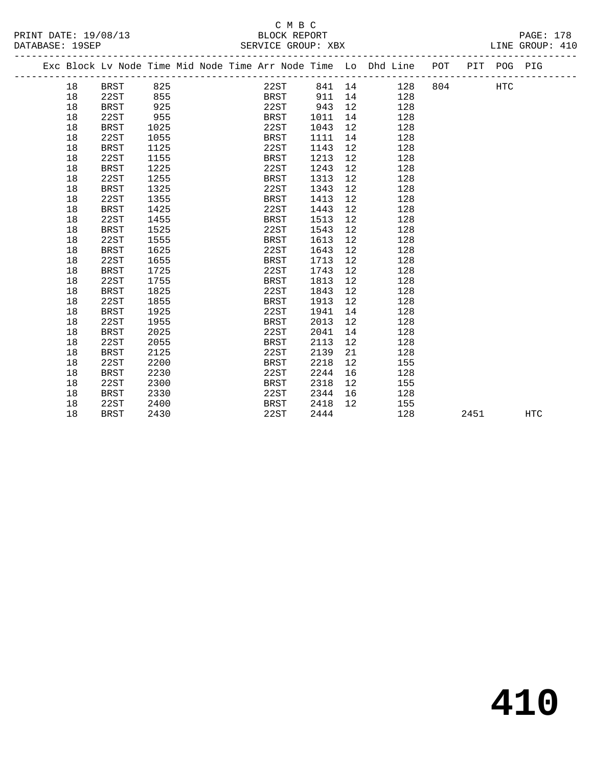C M B C

BLOCK REPORT

PRINT DATE: 19/08/13 | DATABASE: 19SEP | SERVICE GROUP: XBX | LINE GROUP: 410

| Exc | Block | Lv Node | Time | Mid Node | Time | Arr Node | Time | Lo | Dhd Line | POT | PIT | POG | PIG |
|---|---|---|---|---|---|---|---|---|---|---|---|---|---|
| | 18 | BRST | 825 | | | 22ST | 841 | 14 | 128 | 804 | | HTC | |
| | 18 | 22ST | 855 | | | BRST | 911 | 14 | 128 | | | | |
| | 18 | BRST | 925 | | | 22ST | 943 | 12 | 128 | | | | |
| | 18 | 22ST | 955 | | | BRST | 1011 | 14 | 128 | | | | |
| | 18 | BRST | 1025 | | | 22ST | 1043 | 12 | 128 | | | | |
| | 18 | 22ST | 1055 | | | BRST | 1111 | 14 | 128 | | | | |
| | 18 | BRST | 1125 | | | 22ST | 1143 | 12 | 128 | | | | |
| | 18 | 22ST | 1155 | | | BRST | 1213 | 12 | 128 | | | | |
| | 18 | BRST | 1225 | | | 22ST | 1243 | 12 | 128 | | | | |
| | 18 | 22ST | 1255 | | | BRST | 1313 | 12 | 128 | | | | |
| | 18 | BRST | 1325 | | | 22ST | 1343 | 12 | 128 | | | | |
| | 18 | 22ST | 1355 | | | BRST | 1413 | 12 | 128 | | | | |
| | 18 | BRST | 1425 | | | 22ST | 1443 | 12 | 128 | | | | |
| | 18 | 22ST | 1455 | | | BRST | 1513 | 12 | 128 | | | | |
| | 18 | BRST | 1525 | | | 22ST | 1543 | 12 | 128 | | | | |
| | 18 | 22ST | 1555 | | | BRST | 1613 | 12 | 128 | | | | |
| | 18 | BRST | 1625 | | | 22ST | 1643 | 12 | 128 | | | | |
| | 18 | 22ST | 1655 | | | BRST | 1713 | 12 | 128 | | | | |
| | 18 | BRST | 1725 | | | 22ST | 1743 | 12 | 128 | | | | |
| | 18 | 22ST | 1755 | | | BRST | 1813 | 12 | 128 | | | | |
| | 18 | BRST | 1825 | | | 22ST | 1843 | 12 | 128 | | | | |
| | 18 | 22ST | 1855 | | | BRST | 1913 | 12 | 128 | | | | |
| | 18 | BRST | 1925 | | | 22ST | 1941 | 14 | 128 | | | | |
| | 18 | 22ST | 1955 | | | BRST | 2013 | 12 | 128 | | | | |
| | 18 | BRST | 2025 | | | 22ST | 2041 | 14 | 128 | | | | |
| | 18 | 22ST | 2055 | | | BRST | 2113 | 12 | 128 | | | | |
| | 18 | BRST | 2125 | | | 22ST | 2139 | 21 | 128 | | | | |
| | 18 | 22ST | 2200 | | | BRST | 2218 | 12 | 155 | | | | |
| | 18 | BRST | 2230 | | | 22ST | 2244 | 16 | 128 | | | | |
| | 18 | 22ST | 2300 | | | BRST | 2318 | 12 | 155 | | | | |
| | 18 | BRST | 2330 | | | 22ST | 2344 | 16 | 128 | | | | |
| | 18 | 22ST | 2400 | | | BRST | 2418 | 12 | 155 | | | | |
| | 18 | BRST | 2430 | | | 22ST | 2444 | | 128 | | 2451 | | HTC |

# 410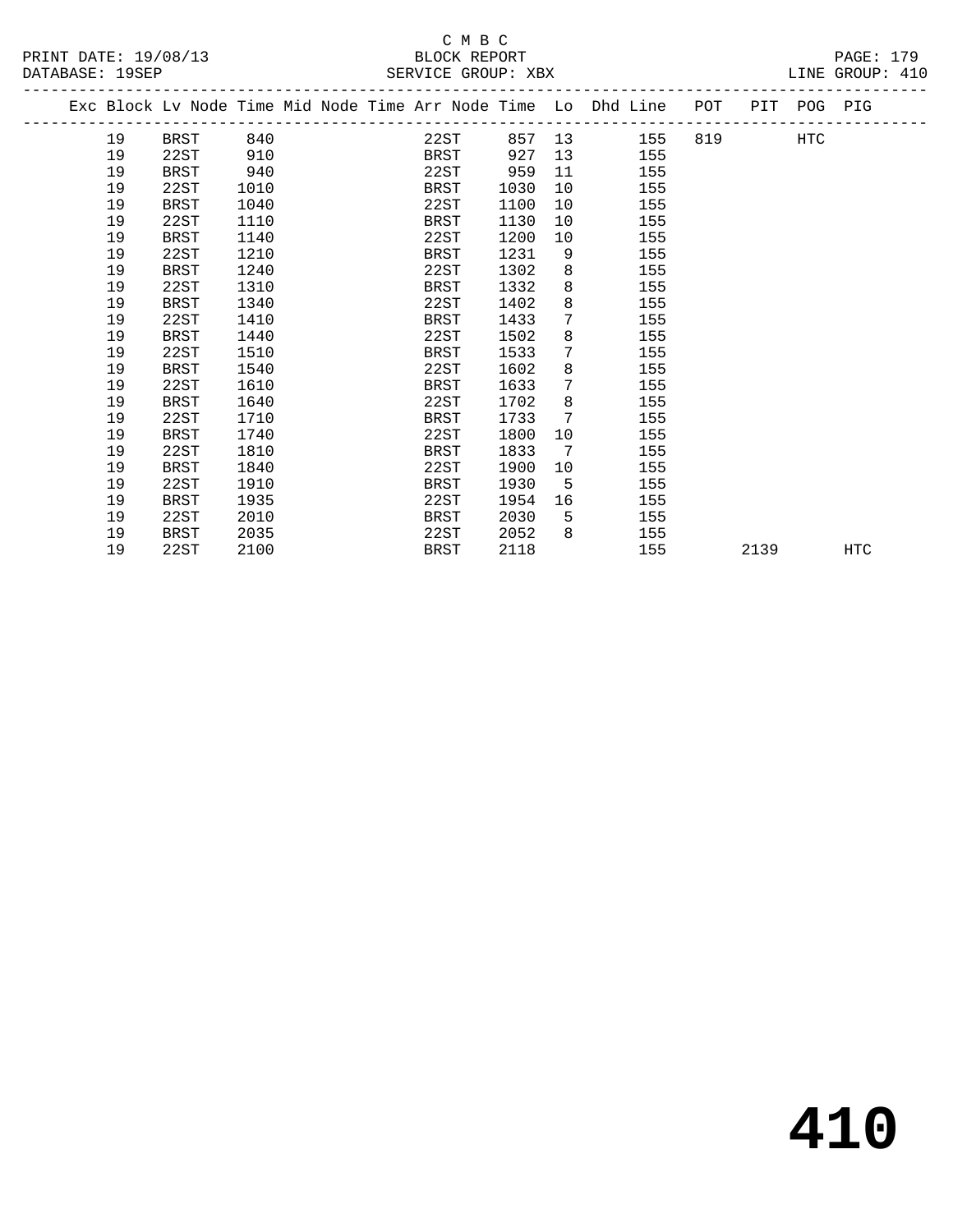C M B C
BLOCK REPORT
SERVICE GROUP: XBX

PRINT DATE: 19/08/13
DATABASE: 19SEP

LINE GROUP: 410

| Exc | Block | Lv Node | Time | Mid Node | Time | Arr Node | Time | Lo | Dhd Line | POT | PIT | POG | PIG |
|---|---|---|---|---|---|---|---|---|---|---|---|---|---|
| | 19 | BRST | 840 | | | 22ST | 857 | 13 | 155 | 819 | | HTC | |
| | 19 | 22ST | 910 | | | BRST | 927 | 13 | 155 | | | | |
| | 19 | BRST | 940 | | | 22ST | 959 | 11 | 155 | | | | |
| | 19 | 22ST | 1010 | | | BRST | 1030 | 10 | 155 | | | | |
| | 19 | BRST | 1040 | | | 22ST | 1100 | 10 | 155 | | | | |
| | 19 | 22ST | 1110 | | | BRST | 1130 | 10 | 155 | | | | |
| | 19 | BRST | 1140 | | | 22ST | 1200 | 10 | 155 | | | | |
| | 19 | 22ST | 1210 | | | BRST | 1231 | 9 | 155 | | | | |
| | 19 | BRST | 1240 | | | 22ST | 1302 | 8 | 155 | | | | |
| | 19 | 22ST | 1310 | | | BRST | 1332 | 8 | 155 | | | | |
| | 19 | BRST | 1340 | | | 22ST | 1402 | 8 | 155 | | | | |
| | 19 | 22ST | 1410 | | | BRST | 1433 | 7 | 155 | | | | |
| | 19 | BRST | 1440 | | | 22ST | 1502 | 8 | 155 | | | | |
| | 19 | 22ST | 1510 | | | BRST | 1533 | 7 | 155 | | | | |
| | 19 | BRST | 1540 | | | 22ST | 1602 | 8 | 155 | | | | |
| | 19 | 22ST | 1610 | | | BRST | 1633 | 7 | 155 | | | | |
| | 19 | BRST | 1640 | | | 22ST | 1702 | 8 | 155 | | | | |
| | 19 | 22ST | 1710 | | | BRST | 1733 | 7 | 155 | | | | |
| | 19 | BRST | 1740 | | | 22ST | 1800 | 10 | 155 | | | | |
| | 19 | 22ST | 1810 | | | BRST | 1833 | 7 | 155 | | | | |
| | 19 | BRST | 1840 | | | 22ST | 1900 | 10 | 155 | | | | |
| | 19 | 22ST | 1910 | | | BRST | 1930 | 5 | 155 | | | | |
| | 19 | BRST | 1935 | | | 22ST | 1954 | 16 | 155 | | | | |
| | 19 | 22ST | 2010 | | | BRST | 2030 | 5 | 155 | | | | |
| | 19 | BRST | 2035 | | | 22ST | 2052 | 8 | 155 | | | | |
| | 19 | 22ST | 2100 | | | BRST | 2118 | | 155 | | 2139 | | HTC |

# 410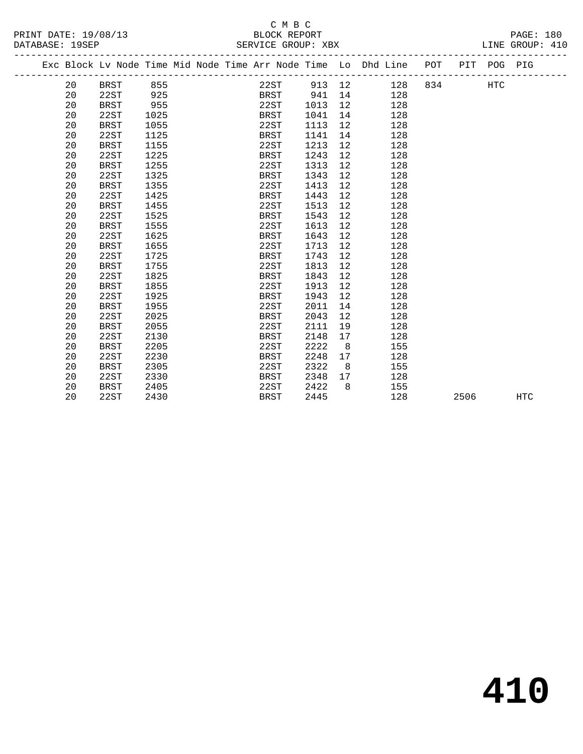C M B C

BLOCK REPORT

SERVICE GROUP: XBX

PRINT DATE: 19/08/13
DATABASE: 19SEP

LINE GROUP: 410

| Exc | Block | Lv Node | Time | Mid Node | Time | Arr Node | Time | Lo | Dhd Line | POT | PIT | POG | PIG |
|---|---|---|---|---|---|---|---|---|---|---|---|---|---|
| | 20 | BRST | 855 | | | 22ST | 913 | 12 | 128 | 834 | | HTC | |
| | 20 | 22ST | 925 | | | BRST | 941 | 14 | 128 | | | | |
| | 20 | BRST | 955 | | | 22ST | 1013 | 12 | 128 | | | | |
| | 20 | 22ST | 1025 | | | BRST | 1041 | 14 | 128 | | | | |
| | 20 | BRST | 1055 | | | 22ST | 1113 | 12 | 128 | | | | |
| | 20 | 22ST | 1125 | | | BRST | 1141 | 14 | 128 | | | | |
| | 20 | BRST | 1155 | | | 22ST | 1213 | 12 | 128 | | | | |
| | 20 | 22ST | 1225 | | | BRST | 1243 | 12 | 128 | | | | |
| | 20 | BRST | 1255 | | | 22ST | 1313 | 12 | 128 | | | | |
| | 20 | 22ST | 1325 | | | BRST | 1343 | 12 | 128 | | | | |
| | 20 | BRST | 1355 | | | 22ST | 1413 | 12 | 128 | | | | |
| | 20 | 22ST | 1425 | | | BRST | 1443 | 12 | 128 | | | | |
| | 20 | BRST | 1455 | | | 22ST | 1513 | 12 | 128 | | | | |
| | 20 | 22ST | 1525 | | | BRST | 1543 | 12 | 128 | | | | |
| | 20 | BRST | 1555 | | | 22ST | 1613 | 12 | 128 | | | | |
| | 20 | 22ST | 1625 | | | BRST | 1643 | 12 | 128 | | | | |
| | 20 | BRST | 1655 | | | 22ST | 1713 | 12 | 128 | | | | |
| | 20 | 22ST | 1725 | | | BRST | 1743 | 12 | 128 | | | | |
| | 20 | BRST | 1755 | | | 22ST | 1813 | 12 | 128 | | | | |
| | 20 | 22ST | 1825 | | | BRST | 1843 | 12 | 128 | | | | |
| | 20 | BRST | 1855 | | | 22ST | 1913 | 12 | 128 | | | | |
| | 20 | 22ST | 1925 | | | BRST | 1943 | 12 | 128 | | | | |
| | 20 | BRST | 1955 | | | 22ST | 2011 | 14 | 128 | | | | |
| | 20 | 22ST | 2025 | | | BRST | 2043 | 12 | 128 | | | | |
| | 20 | BRST | 2055 | | | 22ST | 2111 | 19 | 128 | | | | |
| | 20 | 22ST | 2130 | | | BRST | 2148 | 17 | 128 | | | | |
| | 20 | BRST | 2205 | | | 22ST | 2222 | 8 | 155 | | | | |
| | 20 | 22ST | 2230 | | | BRST | 2248 | 17 | 128 | | | | |
| | 20 | BRST | 2305 | | | 22ST | 2322 | 8 | 155 | | | | |
| | 20 | 22ST | 2330 | | | BRST | 2348 | 17 | 128 | | | | |
| | 20 | BRST | 2405 | | | 22ST | 2422 | 8 | 155 | | | | |
| | 20 | 22ST | 2430 | | | BRST | 2445 | | 128 | | 2506 | | HTC |

# 410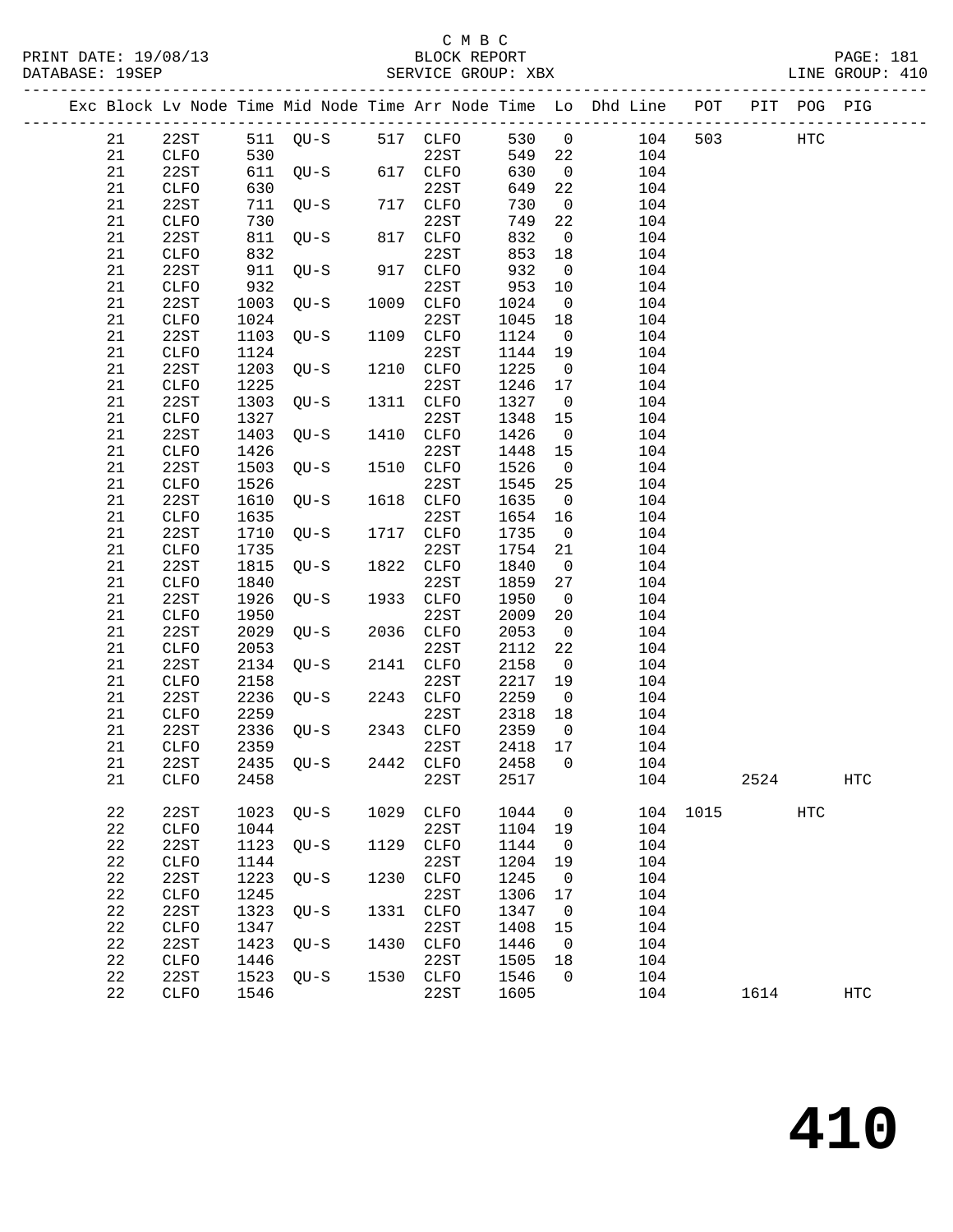C M B C
PRINT DATE: 19/08/13 BLOCK REPORT
DATABASE: 19SEP SERVICE GROUP: XBX LINE GROUP: 410

| Exc | Block | Lv | Node | Time | Mid Node | Time | Arr Node | Time | Lo | Dhd Line | POT | PIT | POG | PIG |
|---|---|---|---|---|---|---|---|---|---|---|---|---|---|---|
| | 21 | | 22ST | 511 | QU-S | 517 | CLFO | 530 | 0 | 104 | 503 | | HTC | |
| | 21 | | CLFO | 530 | | | 22ST | 549 | 22 | 104 | | | | |
| | 21 | | 22ST | 611 | QU-S | 617 | CLFO | 630 | 0 | 104 | | | | |
| | 21 | | CLFO | 630 | | | 22ST | 649 | 22 | 104 | | | | |
| | 21 | | 22ST | 711 | QU-S | 717 | CLFO | 730 | 0 | 104 | | | | |
| | 21 | | CLFO | 730 | | | 22ST | 749 | 22 | 104 | | | | |
| | 21 | | 22ST | 811 | QU-S | 817 | CLFO | 832 | 0 | 104 | | | | |
| | 21 | | CLFO | 832 | | | 22ST | 853 | 18 | 104 | | | | |
| | 21 | | 22ST | 911 | QU-S | 917 | CLFO | 932 | 0 | 104 | | | | |
| | 21 | | CLFO | 932 | | | 22ST | 953 | 10 | 104 | | | | |
| | 21 | | 22ST | 1003 | QU-S | 1009 | CLFO | 1024 | 0 | 104 | | | | |
| | 21 | | CLFO | 1024 | | | 22ST | 1045 | 18 | 104 | | | | |
| | 21 | | 22ST | 1103 | QU-S | 1109 | CLFO | 1124 | 0 | 104 | | | | |
| | 21 | | CLFO | 1124 | | | 22ST | 1144 | 19 | 104 | | | | |
| | 21 | | 22ST | 1203 | QU-S | 1210 | CLFO | 1225 | 0 | 104 | | | | |
| | 21 | | CLFO | 1225 | | | 22ST | 1246 | 17 | 104 | | | | |
| | 21 | | 22ST | 1303 | QU-S | 1311 | CLFO | 1327 | 0 | 104 | | | | |
| | 21 | | CLFO | 1327 | | | 22ST | 1348 | 15 | 104 | | | | |
| | 21 | | 22ST | 1403 | QU-S | 1410 | CLFO | 1426 | 0 | 104 | | | | |
| | 21 | | CLFO | 1426 | | | 22ST | 1448 | 15 | 104 | | | | |
| | 21 | | 22ST | 1503 | QU-S | 1510 | CLFO | 1526 | 0 | 104 | | | | |
| | 21 | | CLFO | 1526 | | | 22ST | 1545 | 25 | 104 | | | | |
| | 21 | | 22ST | 1610 | QU-S | 1618 | CLFO | 1635 | 0 | 104 | | | | |
| | 21 | | CLFO | 1635 | | | 22ST | 1654 | 16 | 104 | | | | |
| | 21 | | 22ST | 1710 | QU-S | 1717 | CLFO | 1735 | 0 | 104 | | | | |
| | 21 | | CLFO | 1735 | | | 22ST | 1754 | 21 | 104 | | | | |
| | 21 | | 22ST | 1815 | QU-S | 1822 | CLFO | 1840 | 0 | 104 | | | | |
| | 21 | | CLFO | 1840 | | | 22ST | 1859 | 27 | 104 | | | | |
| | 21 | | 22ST | 1926 | QU-S | 1933 | CLFO | 1950 | 0 | 104 | | | | |
| | 21 | | CLFO | 1950 | | | 22ST | 2009 | 20 | 104 | | | | |
| | 21 | | 22ST | 2029 | QU-S | 2036 | CLFO | 2053 | 0 | 104 | | | | |
| | 21 | | CLFO | 2053 | | | 22ST | 2112 | 22 | 104 | | | | |
| | 21 | | 22ST | 2134 | QU-S | 2141 | CLFO | 2158 | 0 | 104 | | | | |
| | 21 | | CLFO | 2158 | | | 22ST | 2217 | 19 | 104 | | | | |
| | 21 | | 22ST | 2236 | QU-S | 2243 | CLFO | 2259 | 0 | 104 | | | | |
| | 21 | | CLFO | 2259 | | | 22ST | 2318 | 18 | 104 | | | | |
| | 21 | | 22ST | 2336 | QU-S | 2343 | CLFO | 2359 | 0 | 104 | | | | |
| | 21 | | CLFO | 2359 | | | 22ST | 2418 | 17 | 104 | | | | |
| | 21 | | 22ST | 2435 | QU-S | 2442 | CLFO | 2458 | 0 | 104 | | | | |
| | 21 | | CLFO | 2458 | | | 22ST | 2517 | | 104 | | 2524 | | HTC |
| | 22 | | 22ST | 1023 | QU-S | 1029 | CLFO | 1044 | 0 | 104 | 1015 | | HTC | |
| | 22 | | CLFO | 1044 | | | 22ST | 1104 | 19 | 104 | | | | |
| | 22 | | 22ST | 1123 | QU-S | 1129 | CLFO | 1144 | 0 | 104 | | | | |
| | 22 | | CLFO | 1144 | | | 22ST | 1204 | 19 | 104 | | | | |
| | 22 | | 22ST | 1223 | QU-S | 1230 | CLFO | 1245 | 0 | 104 | | | | |
| | 22 | | CLFO | 1245 | | | 22ST | 1306 | 17 | 104 | | | | |
| | 22 | | 22ST | 1323 | QU-S | 1331 | CLFO | 1347 | 0 | 104 | | | | |
| | 22 | | CLFO | 1347 | | | 22ST | 1408 | 15 | 104 | | | | |
| | 22 | | 22ST | 1423 | QU-S | 1430 | CLFO | 1446 | 0 | 104 | | | | |
| | 22 | | CLFO | 1446 | | | 22ST | 1505 | 18 | 104 | | | | |
| | 22 | | 22ST | 1523 | QU-S | 1530 | CLFO | 1546 | 0 | 104 | | | | |
| | 22 | | CLFO | 1546 | | | 22ST | 1605 | | 104 | | 1614 | | HTC |

# 410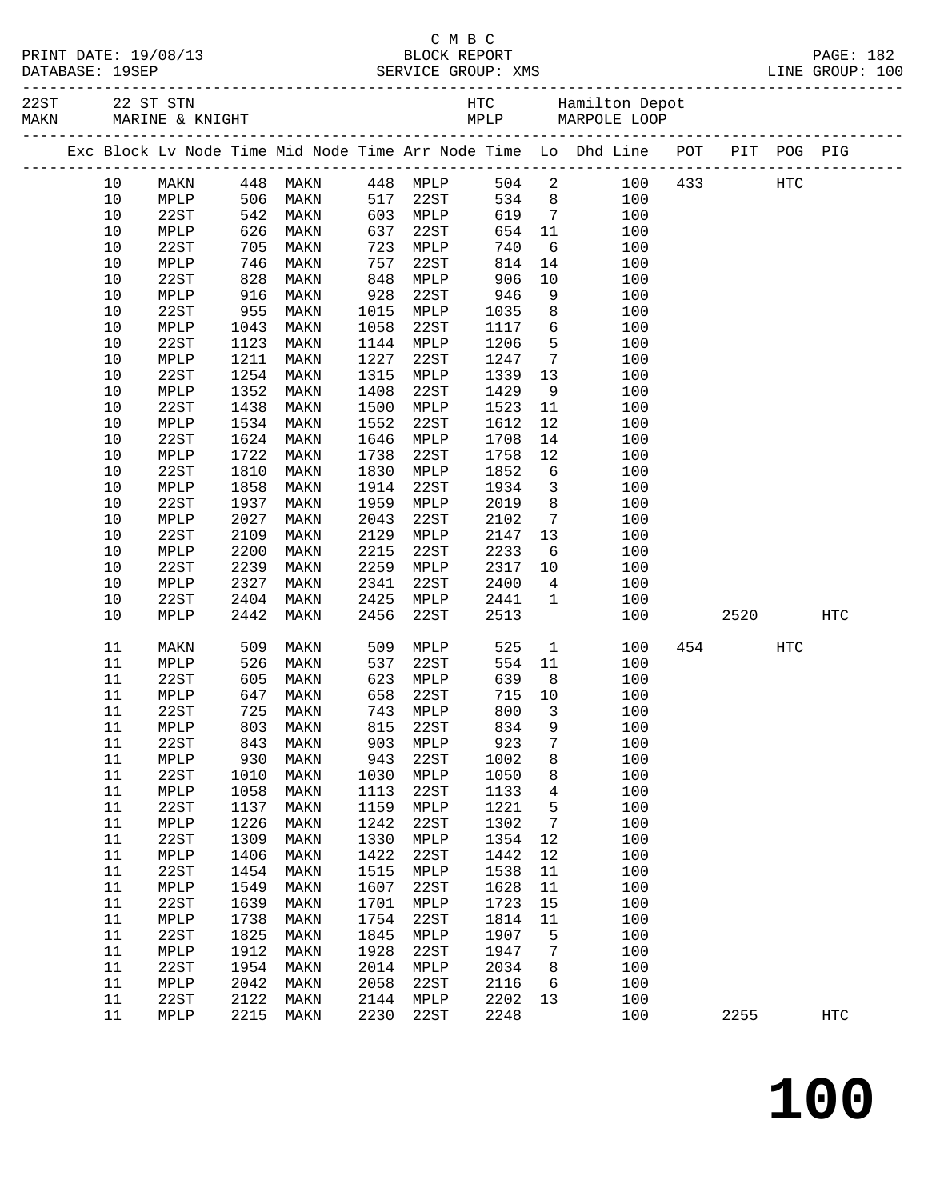C M B C

PRINT DATE: 19/08/13 BLOCK REPORT
DATABASE: 19SEP SERVICE GROUP: XMS LINE GROUP: 100

| 22ST | 22 ST STN | HTC | Hamilton Depot |
|---|---|---|---|
| MAKN | MARINE & KNIGHT | MPLP | MARPOLE LOOP |

| Exc | Block | Lv Node | Time | Mid Node | Time | Arr Node | Time | Lo | Dhd Line | POT | PIT | POG | PIG |
|---|---|---|---|---|---|---|---|---|---|---|---|---|---|
| | 10 | MAKN | 448 | MAKN | 448 | MPLP | 504 | 2 | 100 | 433 | | HTC | |
| | 10 | MPLP | 506 | MAKN | 517 | 22ST | 534 | 8 | 100 | | | | |
| | 10 | 22ST | 542 | MAKN | 603 | MPLP | 619 | 7 | 100 | | | | |
| | 10 | MPLP | 626 | MAKN | 637 | 22ST | 654 | 11 | 100 | | | | |
| | 10 | 22ST | 705 | MAKN | 723 | MPLP | 740 | 6 | 100 | | | | |
| | 10 | MPLP | 746 | MAKN | 757 | 22ST | 814 | 14 | 100 | | | | |
| | 10 | 22ST | 828 | MAKN | 848 | MPLP | 906 | 10 | 100 | | | | |
| | 10 | MPLP | 916 | MAKN | 928 | 22ST | 946 | 9 | 100 | | | | |
| | 10 | 22ST | 955 | MAKN | 1015 | MPLP | 1035 | 8 | 100 | | | | |
| | 10 | MPLP | 1043 | MAKN | 1058 | 22ST | 1117 | 6 | 100 | | | | |
| | 10 | 22ST | 1123 | MAKN | 1144 | MPLP | 1206 | 5 | 100 | | | | |
| | 10 | MPLP | 1211 | MAKN | 1227 | 22ST | 1247 | 7 | 100 | | | | |
| | 10 | 22ST | 1254 | MAKN | 1315 | MPLP | 1339 | 13 | 100 | | | | |
| | 10 | MPLP | 1352 | MAKN | 1408 | 22ST | 1429 | 9 | 100 | | | | |
| | 10 | 22ST | 1438 | MAKN | 1500 | MPLP | 1523 | 11 | 100 | | | | |
| | 10 | MPLP | 1534 | MAKN | 1552 | 22ST | 1612 | 12 | 100 | | | | |
| | 10 | 22ST | 1624 | MAKN | 1646 | MPLP | 1708 | 14 | 100 | | | | |
| | 10 | MPLP | 1722 | MAKN | 1738 | 22ST | 1758 | 12 | 100 | | | | |
| | 10 | 22ST | 1810 | MAKN | 1830 | MPLP | 1852 | 6 | 100 | | | | |
| | 10 | MPLP | 1858 | MAKN | 1914 | 22ST | 1934 | 3 | 100 | | | | |
| | 10 | 22ST | 1937 | MAKN | 1959 | MPLP | 2019 | 8 | 100 | | | | |
| | 10 | MPLP | 2027 | MAKN | 2043 | 22ST | 2102 | 7 | 100 | | | | |
| | 10 | 22ST | 2109 | MAKN | 2129 | MPLP | 2147 | 13 | 100 | | | | |
| | 10 | MPLP | 2200 | MAKN | 2215 | 22ST | 2233 | 6 | 100 | | | | |
| | 10 | 22ST | 2239 | MAKN | 2259 | MPLP | 2317 | 10 | 100 | | | | |
| | 10 | MPLP | 2327 | MAKN | 2341 | 22ST | 2400 | 4 | 100 | | | | |
| | 10 | 22ST | 2404 | MAKN | 2425 | MPLP | 2441 | 1 | 100 | | | | |
| | 10 | MPLP | 2442 | MAKN | 2456 | 22ST | 2513 | | 100 | | 2520 | | HTC |
| | 11 | MAKN | 509 | MAKN | 509 | MPLP | 525 | 1 | 100 | 454 | | HTC | |
| | 11 | MPLP | 526 | MAKN | 537 | 22ST | 554 | 11 | 100 | | | | |
| | 11 | 22ST | 605 | MAKN | 623 | MPLP | 639 | 8 | 100 | | | | |
| | 11 | MPLP | 647 | MAKN | 658 | 22ST | 715 | 10 | 100 | | | | |
| | 11 | 22ST | 725 | MAKN | 743 | MPLP | 800 | 3 | 100 | | | | |
| | 11 | MPLP | 803 | MAKN | 815 | 22ST | 834 | 9 | 100 | | | | |
| | 11 | 22ST | 843 | MAKN | 903 | MPLP | 923 | 7 | 100 | | | | |
| | 11 | MPLP | 930 | MAKN | 943 | 22ST | 1002 | 8 | 100 | | | | |
| | 11 | 22ST | 1010 | MAKN | 1030 | MPLP | 1050 | 8 | 100 | | | | |
| | 11 | MPLP | 1058 | MAKN | 1113 | 22ST | 1133 | 4 | 100 | | | | |
| | 11 | 22ST | 1137 | MAKN | 1159 | MPLP | 1221 | 5 | 100 | | | | |
| | 11 | MPLP | 1226 | MAKN | 1242 | 22ST | 1302 | 7 | 100 | | | | |
| | 11 | 22ST | 1309 | MAKN | 1330 | MPLP | 1354 | 12 | 100 | | | | |
| | 11 | MPLP | 1406 | MAKN | 1422 | 22ST | 1442 | 12 | 100 | | | | |
| | 11 | 22ST | 1454 | MAKN | 1515 | MPLP | 1538 | 11 | 100 | | | | |
| | 11 | MPLP | 1549 | MAKN | 1607 | 22ST | 1628 | 11 | 100 | | | | |
| | 11 | 22ST | 1639 | MAKN | 1701 | MPLP | 1723 | 15 | 100 | | | | |
| | 11 | MPLP | 1738 | MAKN | 1754 | 22ST | 1814 | 11 | 100 | | | | |
| | 11 | 22ST | 1825 | MAKN | 1845 | MPLP | 1907 | 5 | 100 | | | | |
| | 11 | MPLP | 1912 | MAKN | 1928 | 22ST | 1947 | 7 | 100 | | | | |
| | 11 | 22ST | 1954 | MAKN | 2014 | MPLP | 2034 | 8 | 100 | | | | |
| | 11 | MPLP | 2042 | MAKN | 2058 | 22ST | 2116 | 6 | 100 | | | | |
| | 11 | 22ST | 2122 | MAKN | 2144 | MPLP | 2202 | 13 | 100 | | | | |
| | 11 | MPLP | 2215 | MAKN | 2230 | 22ST | 2248 | | 100 | | 2255 | | HTC |

# 100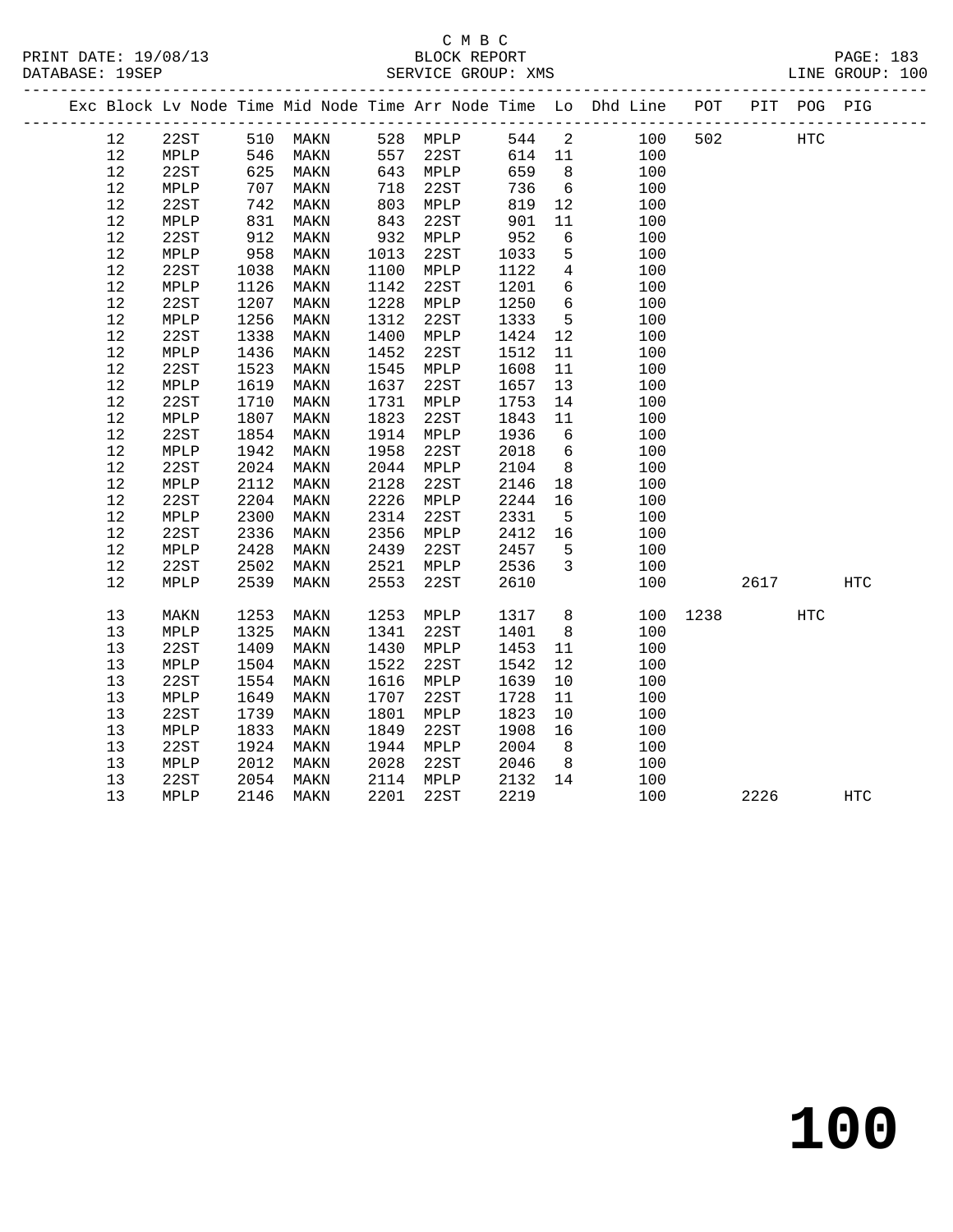C M B C
BLOCK REPORT
SERVICE GROUP: XMS

PRINT DATE: 19/08/13
DATABASE: 19SEP
LINE GROUP: 100

| Exc | Block | Lv Node | Time | Mid Node | Time | Arr Node | Time | Lo | Dhd Line | POT | PIT | POG | PIG |
|---|---|---|---|---|---|---|---|---|---|---|---|---|---|
| | 12 | 22ST | 510 | MAKN | 528 | MPLP | 544 | 2 | 100 | 502 | | HTC | |
| | 12 | MPLP | 546 | MAKN | 557 | 22ST | 614 | 11 | 100 | | | | |
| | 12 | 22ST | 625 | MAKN | 643 | MPLP | 659 | 8 | 100 | | | | |
| | 12 | MPLP | 707 | MAKN | 718 | 22ST | 736 | 6 | 100 | | | | |
| | 12 | 22ST | 742 | MAKN | 803 | MPLP | 819 | 12 | 100 | | | | |
| | 12 | MPLP | 831 | MAKN | 843 | 22ST | 901 | 11 | 100 | | | | |
| | 12 | 22ST | 912 | MAKN | 932 | MPLP | 952 | 6 | 100 | | | | |
| | 12 | MPLP | 958 | MAKN | 1013 | 22ST | 1033 | 5 | 100 | | | | |
| | 12 | 22ST | 1038 | MAKN | 1100 | MPLP | 1122 | 4 | 100 | | | | |
| | 12 | MPLP | 1126 | MAKN | 1142 | 22ST | 1201 | 6 | 100 | | | | |
| | 12 | 22ST | 1207 | MAKN | 1228 | MPLP | 1250 | 6 | 100 | | | | |
| | 12 | MPLP | 1256 | MAKN | 1312 | 22ST | 1333 | 5 | 100 | | | | |
| | 12 | 22ST | 1338 | MAKN | 1400 | MPLP | 1424 | 12 | 100 | | | | |
| | 12 | MPLP | 1436 | MAKN | 1452 | 22ST | 1512 | 11 | 100 | | | | |
| | 12 | 22ST | 1523 | MAKN | 1545 | MPLP | 1608 | 11 | 100 | | | | |
| | 12 | MPLP | 1619 | MAKN | 1637 | 22ST | 1657 | 13 | 100 | | | | |
| | 12 | 22ST | 1710 | MAKN | 1731 | MPLP | 1753 | 14 | 100 | | | | |
| | 12 | MPLP | 1807 | MAKN | 1823 | 22ST | 1843 | 11 | 100 | | | | |
| | 12 | 22ST | 1854 | MAKN | 1914 | MPLP | 1936 | 6 | 100 | | | | |
| | 12 | MPLP | 1942 | MAKN | 1958 | 22ST | 2018 | 6 | 100 | | | | |
| | 12 | 22ST | 2024 | MAKN | 2044 | MPLP | 2104 | 8 | 100 | | | | |
| | 12 | MPLP | 2112 | MAKN | 2128 | 22ST | 2146 | 18 | 100 | | | | |
| | 12 | 22ST | 2204 | MAKN | 2226 | MPLP | 2244 | 16 | 100 | | | | |
| | 12 | MPLP | 2300 | MAKN | 2314 | 22ST | 2331 | 5 | 100 | | | | |
| | 12 | 22ST | 2336 | MAKN | 2356 | MPLP | 2412 | 16 | 100 | | | | |
| | 12 | MPLP | 2428 | MAKN | 2439 | 22ST | 2457 | 5 | 100 | | | | |
| | 12 | 22ST | 2502 | MAKN | 2521 | MPLP | 2536 | 3 | 100 | | | | |
| | 12 | MPLP | 2539 | MAKN | 2553 | 22ST | 2610 | | 100 | | 2617 | | HTC |
| | 13 | MAKN | 1253 | MAKN | 1253 | MPLP | 1317 | 8 | 100 | 1238 | | HTC | |
| | 13 | MPLP | 1325 | MAKN | 1341 | 22ST | 1401 | 8 | 100 | | | | |
| | 13 | 22ST | 1409 | MAKN | 1430 | MPLP | 1453 | 11 | 100 | | | | |
| | 13 | MPLP | 1504 | MAKN | 1522 | 22ST | 1542 | 12 | 100 | | | | |
| | 13 | 22ST | 1554 | MAKN | 1616 | MPLP | 1639 | 10 | 100 | | | | |
| | 13 | MPLP | 1649 | MAKN | 1707 | 22ST | 1728 | 11 | 100 | | | | |
| | 13 | 22ST | 1739 | MAKN | 1801 | MPLP | 1823 | 10 | 100 | | | | |
| | 13 | MPLP | 1833 | MAKN | 1849 | 22ST | 1908 | 16 | 100 | | | | |
| | 13 | 22ST | 1924 | MAKN | 1944 | MPLP | 2004 | 8 | 100 | | | | |
| | 13 | MPLP | 2012 | MAKN | 2028 | 22ST | 2046 | 8 | 100 | | | | |
| | 13 | 22ST | 2054 | MAKN | 2114 | MPLP | 2132 | 14 | 100 | | | | |
| | 13 | MPLP | 2146 | MAKN | 2201 | 22ST | 2219 | | 100 | | 2226 | | HTC |

# 100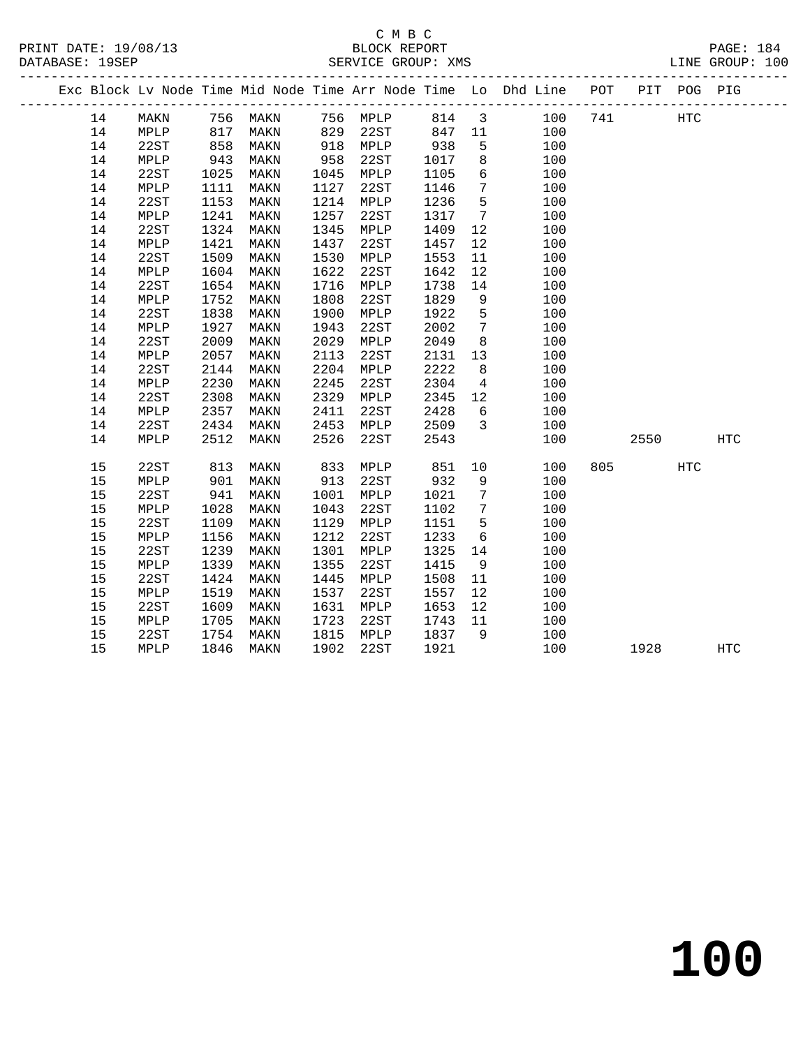C M B C
BLOCK REPORT
SERVICE GROUP: XMS

PRINT DATE: 19/08/13
DATABASE: 19SEP
LINE GROUP: 100

| Exc | Block | Lv | Node | Time | Mid Node | Time | Arr Node | Time | Lo | Dhd Line | POT | PIT | POG | PIG |
|---|---|---|---|---|---|---|---|---|---|---|---|---|---|---|
| | 14 | | MAKN | 756 | MAKN | 756 | MPLP | 814 | 3 | 100 | 741 | | HTC | |
| | 14 | | MPLP | 817 | MAKN | 829 | 22ST | 847 | 11 | 100 | | | | |
| | 14 | | 22ST | 858 | MAKN | 918 | MPLP | 938 | 5 | 100 | | | | |
| | 14 | | MPLP | 943 | MAKN | 958 | 22ST | 1017 | 8 | 100 | | | | |
| | 14 | | 22ST | 1025 | MAKN | 1045 | MPLP | 1105 | 6 | 100 | | | | |
| | 14 | | MPLP | 1111 | MAKN | 1127 | 22ST | 1146 | 7 | 100 | | | | |
| | 14 | | 22ST | 1153 | MAKN | 1214 | MPLP | 1236 | 5 | 100 | | | | |
| | 14 | | MPLP | 1241 | MAKN | 1257 | 22ST | 1317 | 7 | 100 | | | | |
| | 14 | | 22ST | 1324 | MAKN | 1345 | MPLP | 1409 | 12 | 100 | | | | |
| | 14 | | MPLP | 1421 | MAKN | 1437 | 22ST | 1457 | 12 | 100 | | | | |
| | 14 | | 22ST | 1509 | MAKN | 1530 | MPLP | 1553 | 11 | 100 | | | | |
| | 14 | | MPLP | 1604 | MAKN | 1622 | 22ST | 1642 | 12 | 100 | | | | |
| | 14 | | 22ST | 1654 | MAKN | 1716 | MPLP | 1738 | 14 | 100 | | | | |
| | 14 | | MPLP | 1752 | MAKN | 1808 | 22ST | 1829 | 9 | 100 | | | | |
| | 14 | | 22ST | 1838 | MAKN | 1900 | MPLP | 1922 | 5 | 100 | | | | |
| | 14 | | MPLP | 1927 | MAKN | 1943 | 22ST | 2002 | 7 | 100 | | | | |
| | 14 | | 22ST | 2009 | MAKN | 2029 | MPLP | 2049 | 8 | 100 | | | | |
| | 14 | | MPLP | 2057 | MAKN | 2113 | 22ST | 2131 | 13 | 100 | | | | |
| | 14 | | 22ST | 2144 | MAKN | 2204 | MPLP | 2222 | 8 | 100 | | | | |
| | 14 | | MPLP | 2230 | MAKN | 2245 | 22ST | 2304 | 4 | 100 | | | | |
| | 14 | | 22ST | 2308 | MAKN | 2329 | MPLP | 2345 | 12 | 100 | | | | |
| | 14 | | MPLP | 2357 | MAKN | 2411 | 22ST | 2428 | 6 | 100 | | | | |
| | 14 | | 22ST | 2434 | MAKN | 2453 | MPLP | 2509 | 3 | 100 | | | | |
| | 14 | | MPLP | 2512 | MAKN | 2526 | 22ST | 2543 | | 100 | | 2550 | | HTC |
| | 15 | | 22ST | 813 | MAKN | 833 | MPLP | 851 | 10 | 100 | 805 | | HTC | |
| | 15 | | MPLP | 901 | MAKN | 913 | 22ST | 932 | 9 | 100 | | | | |
| | 15 | | 22ST | 941 | MAKN | 1001 | MPLP | 1021 | 7 | 100 | | | | |
| | 15 | | MPLP | 1028 | MAKN | 1043 | 22ST | 1102 | 7 | 100 | | | | |
| | 15 | | 22ST | 1109 | MAKN | 1129 | MPLP | 1151 | 5 | 100 | | | | |
| | 15 | | MPLP | 1156 | MAKN | 1212 | 22ST | 1233 | 6 | 100 | | | | |
| | 15 | | 22ST | 1239 | MAKN | 1301 | MPLP | 1325 | 14 | 100 | | | | |
| | 15 | | MPLP | 1339 | MAKN | 1355 | 22ST | 1415 | 9 | 100 | | | | |
| | 15 | | 22ST | 1424 | MAKN | 1445 | MPLP | 1508 | 11 | 100 | | | | |
| | 15 | | MPLP | 1519 | MAKN | 1537 | 22ST | 1557 | 12 | 100 | | | | |
| | 15 | | 22ST | 1609 | MAKN | 1631 | MPLP | 1653 | 12 | 100 | | | | |
| | 15 | | MPLP | 1705 | MAKN | 1723 | 22ST | 1743 | 11 | 100 | | | | |
| | 15 | | 22ST | 1754 | MAKN | 1815 | MPLP | 1837 | 9 | 100 | | | | |
| | 15 | | MPLP | 1846 | MAKN | 1902 | 22ST | 1921 | | 100 | | 1928 | | HTC |

100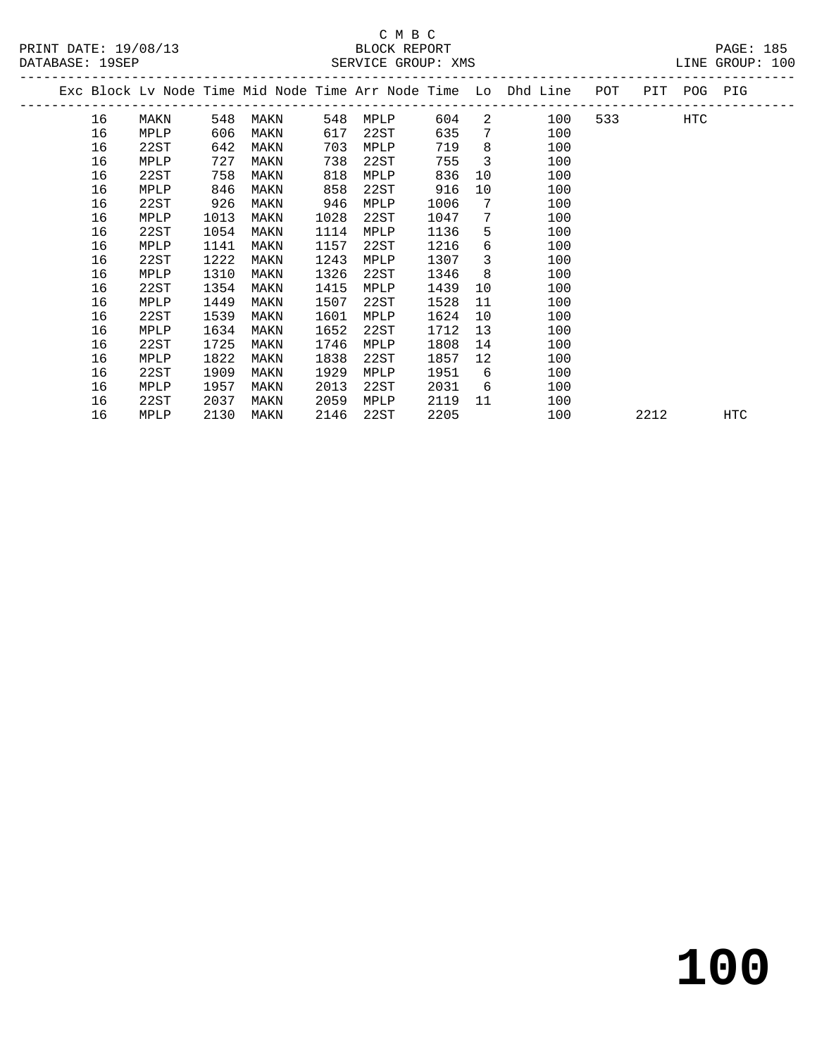C M B C
PRINT DATE: 19/08/13 BLOCK REPORT
DATABASE: 19SEP SERVICE GROUP: XMS LINE GROUP: 100

| Exc | Block | Lv Node | Time | Mid Node | Time | Arr Node | Time | Lo | Dhd Line | POT | PIT | POG | PIG |
|---|---|---|---|---|---|---|---|---|---|---|---|---|---|
| | 16 | MAKN | 548 | MAKN | 548 | MPLP | 604 | 2 | 100 | 533 | | HTC | |
| | 16 | MPLP | 606 | MAKN | 617 | 22ST | 635 | 7 | 100 | | | | |
| | 16 | 22ST | 642 | MAKN | 703 | MPLP | 719 | 8 | 100 | | | | |
| | 16 | MPLP | 727 | MAKN | 738 | 22ST | 755 | 3 | 100 | | | | |
| | 16 | 22ST | 758 | MAKN | 818 | MPLP | 836 | 10 | 100 | | | | |
| | 16 | MPLP | 846 | MAKN | 858 | 22ST | 916 | 10 | 100 | | | | |
| | 16 | 22ST | 926 | MAKN | 946 | MPLP | 1006 | 7 | 100 | | | | |
| | 16 | MPLP | 1013 | MAKN | 1028 | 22ST | 1047 | 7 | 100 | | | | |
| | 16 | 22ST | 1054 | MAKN | 1114 | MPLP | 1136 | 5 | 100 | | | | |
| | 16 | MPLP | 1141 | MAKN | 1157 | 22ST | 1216 | 6 | 100 | | | | |
| | 16 | 22ST | 1222 | MAKN | 1243 | MPLP | 1307 | 3 | 100 | | | | |
| | 16 | MPLP | 1310 | MAKN | 1326 | 22ST | 1346 | 8 | 100 | | | | |
| | 16 | 22ST | 1354 | MAKN | 1415 | MPLP | 1439 | 10 | 100 | | | | |
| | 16 | MPLP | 1449 | MAKN | 1507 | 22ST | 1528 | 11 | 100 | | | | |
| | 16 | 22ST | 1539 | MAKN | 1601 | MPLP | 1624 | 10 | 100 | | | | |
| | 16 | MPLP | 1634 | MAKN | 1652 | 22ST | 1712 | 13 | 100 | | | | |
| | 16 | 22ST | 1725 | MAKN | 1746 | MPLP | 1808 | 14 | 100 | | | | |
| | 16 | MPLP | 1822 | MAKN | 1838 | 22ST | 1857 | 12 | 100 | | | | |
| | 16 | 22ST | 1909 | MAKN | 1929 | MPLP | 1951 | 6 | 100 | | | | |
| | 16 | MPLP | 1957 | MAKN | 2013 | 22ST | 2031 | 6 | 100 | | | | |
| | 16 | 22ST | 2037 | MAKN | 2059 | MPLP | 2119 | 11 | 100 | | | | |
| | 16 | MPLP | 2130 | MAKN | 2146 | 22ST | 2205 | | 100 | | 2212 | | HTC |

# 100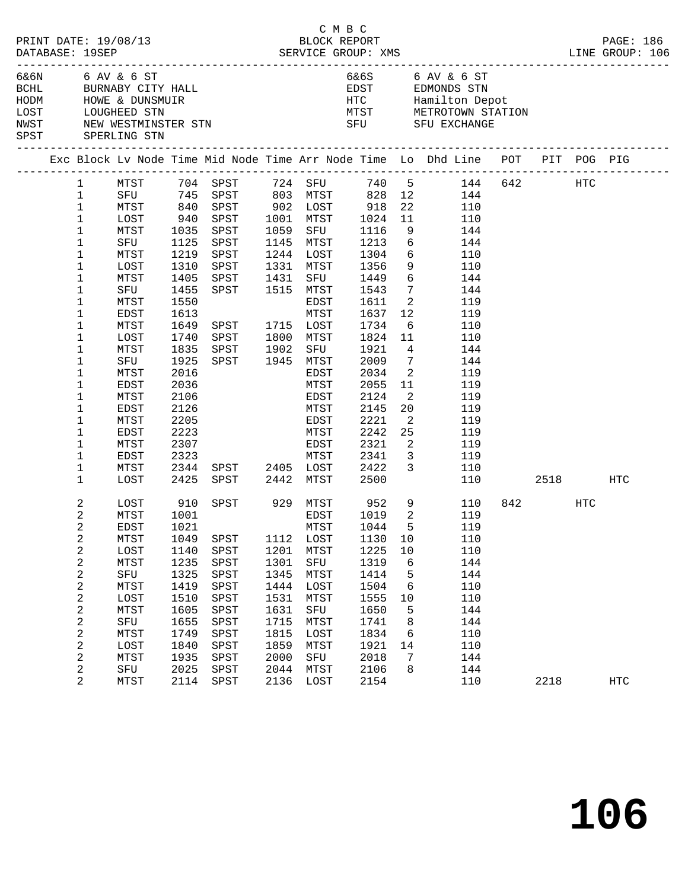C M B C
BLOCK REPORT
SERVICE GROUP: XMS

PRINT DATE: 19/08/13
DATABASE: 19SEP

LINE GROUP: 106

| Code | Location | Code | Location |
|---|---|---|---|
| 6&6N | 6 AV & 6 ST | 6&6S | 6 AV & 6 ST |
| BCHL | BURNABY CITY HALL | EDST | EDMONDS STN |
| HODM | HOWE & DUNSMUIR | HTC | Hamilton Depot |
| LOST | LOUGHEED STN | MTST | METROTOWN STATION |
| NWST | NEW WESTMINSTER STN | SFU | SFU EXCHANGE |
| SPST | SPERLING STN | | |

| Exc | Block | Lv Node | Time | Mid Node | Time | Arr Node | Time | Lo | Dhd Line | POT | PIT | POG | PIG |
|---|---|---|---|---|---|---|---|---|---|---|---|---|---|
| | 1 | MTST | 704 | SPST | 724 | SFU | 740 | 5 | 144 | 642 | | HTC | |
| | 1 | SFU | 745 | SPST | 803 | MTST | 828 | 12 | 144 | | | | |
| | 1 | MTST | 840 | SPST | 902 | LOST | 918 | 22 | 110 | | | | |
| | 1 | LOST | 940 | SPST | 1001 | MTST | 1024 | 11 | 110 | | | | |
| | 1 | MTST | 1035 | SPST | 1059 | SFU | 1116 | 9 | 144 | | | | |
| | 1 | SFU | 1125 | SPST | 1145 | MTST | 1213 | 6 | 144 | | | | |
| | 1 | MTST | 1219 | SPST | 1244 | LOST | 1304 | 6 | 110 | | | | |
| | 1 | LOST | 1310 | SPST | 1331 | MTST | 1356 | 9 | 110 | | | | |
| | 1 | MTST | 1405 | SPST | 1431 | SFU | 1449 | 6 | 144 | | | | |
| | 1 | SFU | 1455 | SPST | 1515 | MTST | 1543 | 7 | 144 | | | | |
| | 1 | MTST | 1550 | | | EDST | 1611 | 2 | 119 | | | | |
| | 1 | EDST | 1613 | | | MTST | 1637 | 12 | 119 | | | | |
| | 1 | MTST | 1649 | SPST | 1715 | LOST | 1734 | 6 | 110 | | | | |
| | 1 | LOST | 1740 | SPST | 1800 | MTST | 1824 | 11 | 110 | | | | |
| | 1 | MTST | 1835 | SPST | 1902 | SFU | 1921 | 4 | 144 | | | | |
| | 1 | SFU | 1925 | SPST | 1945 | MTST | 2009 | 7 | 144 | | | | |
| | 1 | MTST | 2016 | | | EDST | 2034 | 2 | 119 | | | | |
| | 1 | EDST | 2036 | | | MTST | 2055 | 11 | 119 | | | | |
| | 1 | MTST | 2106 | | | EDST | 2124 | 2 | 119 | | | | |
| | 1 | EDST | 2126 | | | MTST | 2145 | 20 | 119 | | | | |
| | 1 | MTST | 2205 | | | EDST | 2221 | 2 | 119 | | | | |
| | 1 | EDST | 2223 | | | MTST | 2242 | 25 | 119 | | | | |
| | 1 | MTST | 2307 | | | EDST | 2321 | 2 | 119 | | | | |
| | 1 | EDST | 2323 | | | MTST | 2341 | 3 | 119 | | | | |
| | 1 | MTST | 2344 | SPST | 2405 | LOST | 2422 | 3 | 110 | | | | |
| | 1 | LOST | 2425 | SPST | 2442 | MTST | 2500 | | 110 | | 2518 | | HTC |
| | 2 | LOST | 910 | SPST | 929 | MTST | 952 | 9 | 110 | 842 | | HTC | |
| | 2 | MTST | 1001 | | | EDST | 1019 | 2 | 119 | | | | |
| | 2 | EDST | 1021 | | | MTST | 1044 | 5 | 119 | | | | |
| | 2 | MTST | 1049 | SPST | 1112 | LOST | 1130 | 10 | 110 | | | | |
| | 2 | LOST | 1140 | SPST | 1201 | MTST | 1225 | 10 | 110 | | | | |
| | 2 | MTST | 1235 | SPST | 1301 | SFU | 1319 | 6 | 144 | | | | |
| | 2 | SFU | 1325 | SPST | 1345 | MTST | 1414 | 5 | 144 | | | | |
| | 2 | MTST | 1419 | SPST | 1444 | LOST | 1504 | 6 | 110 | | | | |
| | 2 | LOST | 1510 | SPST | 1531 | MTST | 1555 | 10 | 110 | | | | |
| | 2 | MTST | 1605 | SPST | 1631 | SFU | 1650 | 5 | 144 | | | | |
| | 2 | SFU | 1655 | SPST | 1715 | MTST | 1741 | 8 | 144 | | | | |
| | 2 | MTST | 1749 | SPST | 1815 | LOST | 1834 | 6 | 110 | | | | |
| | 2 | LOST | 1840 | SPST | 1859 | MTST | 1921 | 14 | 110 | | | | |
| | 2 | MTST | 1935 | SPST | 2000 | SFU | 2018 | 7 | 144 | | | | |
| | 2 | SFU | 2025 | SPST | 2044 | MTST | 2106 | 8 | 144 | | | | |
| | 2 | MTST | 2114 | SPST | 2136 | LOST | 2154 | | 110 | | 2218 | | HTC |

# 106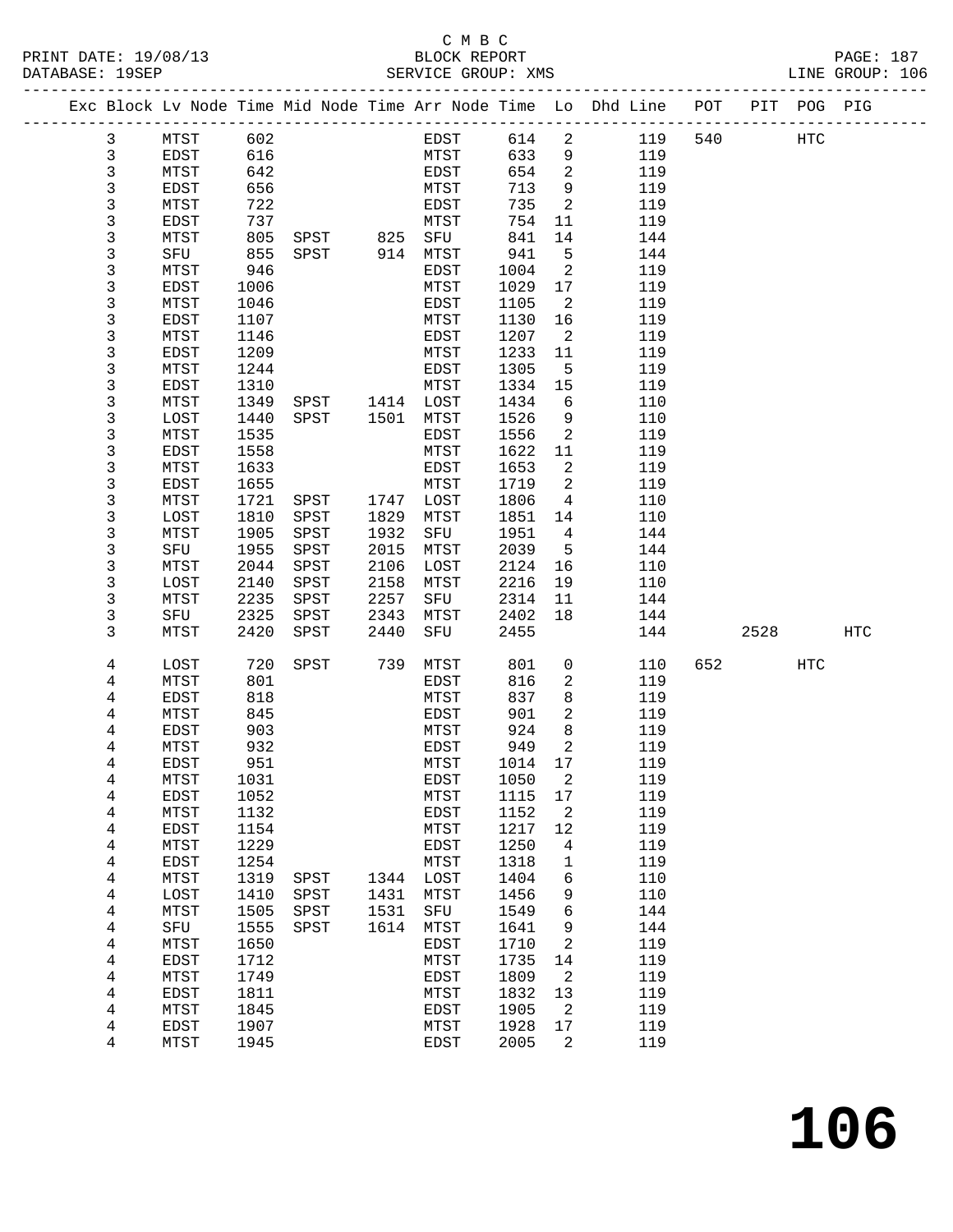C M B C
BLOCK REPORT
SERVICE GROUP: XMS

PRINT DATE: 19/08/13
DATABASE: 19SEP
LINE GROUP: 106

| Exc | Block | Lv | Node | Time | Mid | Node | Time | Arr | Node | Time | Lo | Dhd | Line | POT | PIT | POG | PIG |
|---|---|---|---|---|---|---|---|---|---|---|---|---|---|---|---|---|---|
| | 3 | | MTST | 602 | | | | | EDST | 614 | 2 | | 119 | 540 | | HTC | |
| | 3 | | EDST | 616 | | | | | MTST | 633 | 9 | | 119 | | | | |
| | 3 | | MTST | 642 | | | | | EDST | 654 | 2 | | 119 | | | | |
| | 3 | | EDST | 656 | | | | | MTST | 713 | 9 | | 119 | | | | |
| | 3 | | MTST | 722 | | | | | EDST | 735 | 2 | | 119 | | | | |
| | 3 | | EDST | 737 | | | | | MTST | 754 | 11 | | 119 | | | | |
| | 3 | | MTST | 805 | | SPST | 825 | | SFU | 841 | 14 | | 144 | | | | |
| | 3 | | SFU | 855 | | SPST | 914 | | MTST | 941 | 5 | | 144 | | | | |
| | 3 | | MTST | 946 | | | | | EDST | 1004 | 2 | | 119 | | | | |
| | 3 | | EDST | 1006 | | | | | MTST | 1029 | 17 | | 119 | | | | |
| | 3 | | MTST | 1046 | | | | | EDST | 1105 | 2 | | 119 | | | | |
| | 3 | | EDST | 1107 | | | | | MTST | 1130 | 16 | | 119 | | | | |
| | 3 | | MTST | 1146 | | | | | EDST | 1207 | 2 | | 119 | | | | |
| | 3 | | EDST | 1209 | | | | | MTST | 1233 | 11 | | 119 | | | | |
| | 3 | | MTST | 1244 | | | | | EDST | 1305 | 5 | | 119 | | | | |
| | 3 | | EDST | 1310 | | | | | MTST | 1334 | 15 | | 119 | | | | |
| | 3 | | MTST | 1349 | | SPST | 1414 | | LOST | 1434 | 6 | | 110 | | | | |
| | 3 | | LOST | 1440 | | SPST | 1501 | | MTST | 1526 | 9 | | 110 | | | | |
| | 3 | | MTST | 1535 | | | | | EDST | 1556 | 2 | | 119 | | | | |
| | 3 | | EDST | 1558 | | | | | MTST | 1622 | 11 | | 119 | | | | |
| | 3 | | MTST | 1633 | | | | | EDST | 1653 | 2 | | 119 | | | | |
| | 3 | | EDST | 1655 | | | | | MTST | 1719 | 2 | | 119 | | | | |
| | 3 | | MTST | 1721 | | SPST | 1747 | | LOST | 1806 | 4 | | 110 | | | | |
| | 3 | | LOST | 1810 | | SPST | 1829 | | MTST | 1851 | 14 | | 110 | | | | |
| | 3 | | MTST | 1905 | | SPST | 1932 | | SFU | 1951 | 4 | | 144 | | | | |
| | 3 | | SFU | 1955 | | SPST | 2015 | | MTST | 2039 | 5 | | 144 | | | | |
| | 3 | | MTST | 2044 | | SPST | 2106 | | LOST | 2124 | 16 | | 110 | | | | |
| | 3 | | LOST | 2140 | | SPST | 2158 | | MTST | 2216 | 19 | | 110 | | | | |
| | 3 | | MTST | 2235 | | SPST | 2257 | | SFU | 2314 | 11 | | 144 | | | | |
| | 3 | | SFU | 2325 | | SPST | 2343 | | MTST | 2402 | 18 | | 144 | | | | |
| | 3 | | MTST | 2420 | | SPST | 2440 | | SFU | 2455 | | | 144 | | 2528 | | HTC |
| | 4 | | LOST | 720 | | SPST | 739 | | MTST | 801 | 0 | | 110 | 652 | | HTC | |
| | 4 | | MTST | 801 | | | | | EDST | 816 | 2 | | 119 | | | | |
| | 4 | | EDST | 818 | | | | | MTST | 837 | 8 | | 119 | | | | |
| | 4 | | MTST | 845 | | | | | EDST | 901 | 2 | | 119 | | | | |
| | 4 | | EDST | 903 | | | | | MTST | 924 | 8 | | 119 | | | | |
| | 4 | | MTST | 932 | | | | | EDST | 949 | 2 | | 119 | | | | |
| | 4 | | EDST | 951 | | | | | MTST | 1014 | 17 | | 119 | | | | |
| | 4 | | MTST | 1031 | | | | | EDST | 1050 | 2 | | 119 | | | | |
| | 4 | | EDST | 1052 | | | | | MTST | 1115 | 17 | | 119 | | | | |
| | 4 | | MTST | 1132 | | | | | EDST | 1152 | 2 | | 119 | | | | |
| | 4 | | EDST | 1154 | | | | | MTST | 1217 | 12 | | 119 | | | | |
| | 4 | | MTST | 1229 | | | | | EDST | 1250 | 4 | | 119 | | | | |
| | 4 | | EDST | 1254 | | | | | MTST | 1318 | 1 | | 119 | | | | |
| | 4 | | MTST | 1319 | | SPST | 1344 | | LOST | 1404 | 6 | | 110 | | | | |
| | 4 | | LOST | 1410 | | SPST | 1431 | | MTST | 1456 | 9 | | 110 | | | | |
| | 4 | | MTST | 1505 | | SPST | 1531 | | SFU | 1549 | 6 | | 144 | | | | |
| | 4 | | SFU | 1555 | | SPST | 1614 | | MTST | 1641 | 9 | | 144 | | | | |
| | 4 | | MTST | 1650 | | | | | EDST | 1710 | 2 | | 119 | | | | |
| | 4 | | EDST | 1712 | | | | | MTST | 1735 | 14 | | 119 | | | | |
| | 4 | | MTST | 1749 | | | | | EDST | 1809 | 2 | | 119 | | | | |
| | 4 | | EDST | 1811 | | | | | MTST | 1832 | 13 | | 119 | | | | |
| | 4 | | MTST | 1845 | | | | | EDST | 1905 | 2 | | 119 | | | | |
| | 4 | | EDST | 1907 | | | | | MTST | 1928 | 17 | | 119 | | | | |
| | 4 | | MTST | 1945 | | | | | EDST | 2005 | 2 | | 119 | | | | |

**106**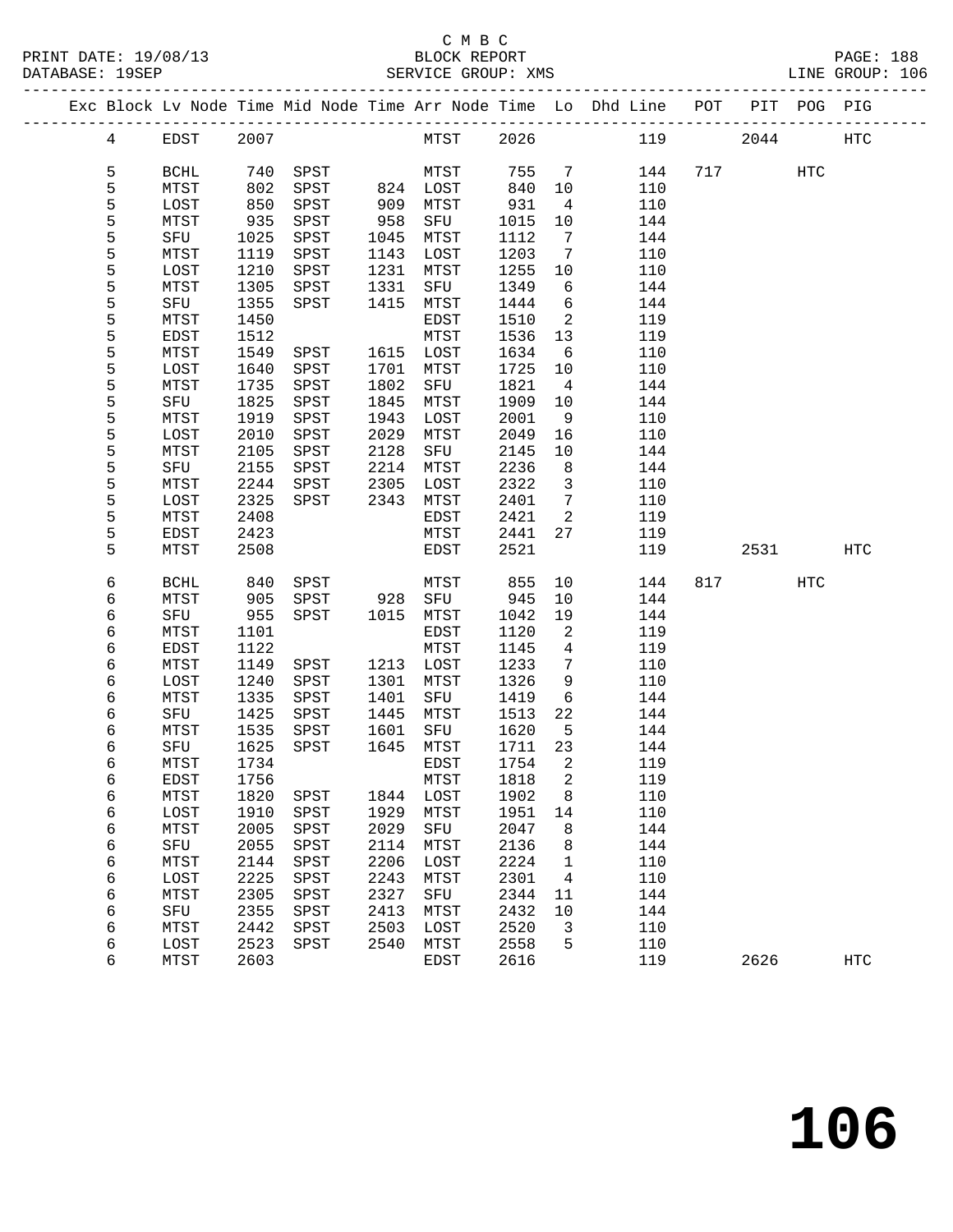C M B C
PRINT DATE: 19/08/13    BLOCK REPORT    PAGE: 188
DATABASE: 19SEP    SERVICE GROUP: XMS    LINE GROUP: 106

| Exc | Block | Lv Node | Time | Mid Node | Time | Arr Node | Time | Lo | Dhd Line | POT | PIT | POG | PIG |
|---|---|---|---|---|---|---|---|---|---|---|---|---|---|
| | 4 | EDST | 2007 | | | MTST | 2026 | | 119 | | 2044 | | HTC |
| | 5 | BCHL | 740 | SPST | | MTST | 755 | 7 | 144 | 717 | | HTC | |
| | 5 | MTST | 802 | SPST | 824 | LOST | 840 | 10 | 110 | | | | |
| | 5 | LOST | 850 | SPST | 909 | MTST | 931 | 4 | 110 | | | | |
| | 5 | MTST | 935 | SPST | 958 | SFU | 1015 | 10 | 144 | | | | |
| | 5 | SFU | 1025 | SPST | 1045 | MTST | 1112 | 7 | 144 | | | | |
| | 5 | MTST | 1119 | SPST | 1143 | LOST | 1203 | 7 | 110 | | | | |
| | 5 | LOST | 1210 | SPST | 1231 | MTST | 1255 | 10 | 110 | | | | |
| | 5 | MTST | 1305 | SPST | 1331 | SFU | 1349 | 6 | 144 | | | | |
| | 5 | SFU | 1355 | SPST | 1415 | MTST | 1444 | 6 | 144 | | | | |
| | 5 | MTST | 1450 | | | EDST | 1510 | 2 | 119 | | | | |
| | 5 | EDST | 1512 | | | MTST | 1536 | 13 | 119 | | | | |
| | 5 | MTST | 1549 | SPST | 1615 | LOST | 1634 | 6 | 110 | | | | |
| | 5 | LOST | 1640 | SPST | 1701 | MTST | 1725 | 10 | 110 | | | | |
| | 5 | MTST | 1735 | SPST | 1802 | SFU | 1821 | 4 | 144 | | | | |
| | 5 | SFU | 1825 | SPST | 1845 | MTST | 1909 | 10 | 144 | | | | |
| | 5 | MTST | 1919 | SPST | 1943 | LOST | 2001 | 9 | 110 | | | | |
| | 5 | LOST | 2010 | SPST | 2029 | MTST | 2049 | 16 | 110 | | | | |
| | 5 | MTST | 2105 | SPST | 2128 | SFU | 2145 | 10 | 144 | | | | |
| | 5 | SFU | 2155 | SPST | 2214 | MTST | 2236 | 8 | 144 | | | | |
| | 5 | MTST | 2244 | SPST | 2305 | LOST | 2322 | 3 | 110 | | | | |
| | 5 | LOST | 2325 | SPST | 2343 | MTST | 2401 | 7 | 110 | | | | |
| | 5 | MTST | 2408 | | | EDST | 2421 | 2 | 119 | | | | |
| | 5 | EDST | 2423 | | | MTST | 2441 | 27 | 119 | | | | |
| | 5 | MTST | 2508 | | | EDST | 2521 | | 119 | | 2531 | | HTC |
| | 6 | BCHL | 840 | SPST | | MTST | 855 | 10 | 144 | 817 | | HTC | |
| | 6 | MTST | 905 | SPST | 928 | SFU | 945 | 10 | 144 | | | | |
| | 6 | SFU | 955 | SPST | 1015 | MTST | 1042 | 19 | 144 | | | | |
| | 6 | MTST | 1101 | | | EDST | 1120 | 2 | 119 | | | | |
| | 6 | EDST | 1122 | | | MTST | 1145 | 4 | 119 | | | | |
| | 6 | MTST | 1149 | SPST | 1213 | LOST | 1233 | 7 | 110 | | | | |
| | 6 | LOST | 1240 | SPST | 1301 | MTST | 1326 | 9 | 110 | | | | |
| | 6 | MTST | 1335 | SPST | 1401 | SFU | 1419 | 6 | 144 | | | | |
| | 6 | SFU | 1425 | SPST | 1445 | MTST | 1513 | 22 | 144 | | | | |
| | 6 | MTST | 1535 | SPST | 1601 | SFU | 1620 | 5 | 144 | | | | |
| | 6 | SFU | 1625 | SPST | 1645 | MTST | 1711 | 23 | 144 | | | | |
| | 6 | MTST | 1734 | | | EDST | 1754 | 2 | 119 | | | | |
| | 6 | EDST | 1756 | | | MTST | 1818 | 2 | 119 | | | | |
| | 6 | MTST | 1820 | SPST | 1844 | LOST | 1902 | 8 | 110 | | | | |
| | 6 | LOST | 1910 | SPST | 1929 | MTST | 1951 | 14 | 110 | | | | |
| | 6 | MTST | 2005 | SPST | 2029 | SFU | 2047 | 8 | 144 | | | | |
| | 6 | SFU | 2055 | SPST | 2114 | MTST | 2136 | 8 | 144 | | | | |
| | 6 | MTST | 2144 | SPST | 2206 | LOST | 2224 | 1 | 110 | | | | |
| | 6 | LOST | 2225 | SPST | 2243 | MTST | 2301 | 4 | 110 | | | | |
| | 6 | MTST | 2305 | SPST | 2327 | SFU | 2344 | 11 | 144 | | | | |
| | 6 | SFU | 2355 | SPST | 2413 | MTST | 2432 | 10 | 144 | | | | |
| | 6 | MTST | 2442 | SPST | 2503 | LOST | 2520 | 3 | 110 | | | | |
| | 6 | LOST | 2523 | SPST | 2540 | MTST | 2558 | 5 | 110 | | | | |
| | 6 | MTST | 2603 | | | EDST | 2616 | | 119 | | 2626 | | HTC |

# 106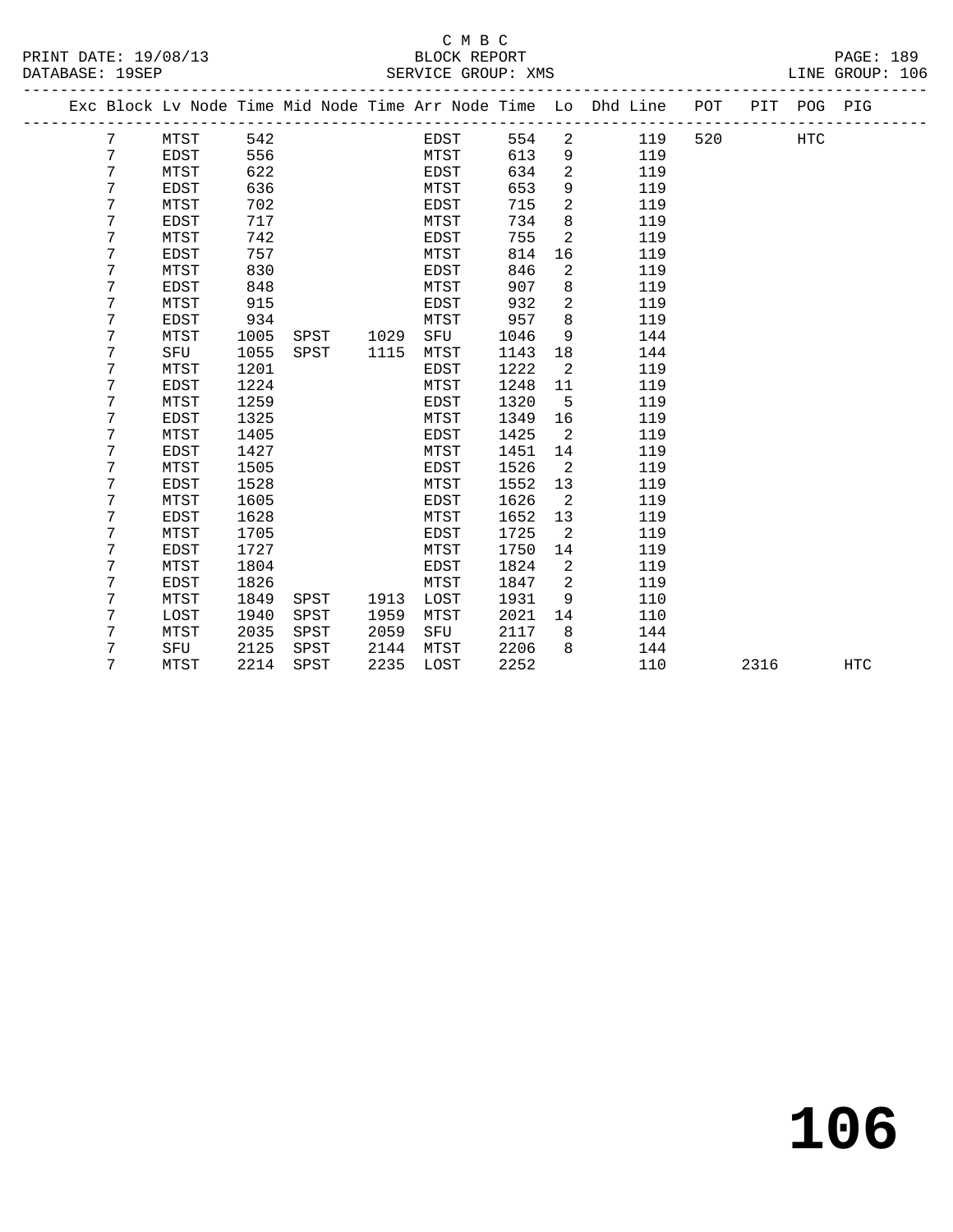C M B C
BLOCK REPORT
SERVICE GROUP: XMS

PRINT DATE: 19/08/13
DATABASE: 19SEP
LINE GROUP: 106

| Exc | Block | Lv Node | Time | Mid Node | Time | Arr Node | Time | Lo | Dhd Line | POT | PIT | POG | PIG |
|---|---|---|---|---|---|---|---|---|---|---|---|---|---|
| | 7 | MTST | 542 | | | EDST | 554 | 2 | 119 | 520 | | HTC | |
| | 7 | EDST | 556 | | | MTST | 613 | 9 | 119 | | | | |
| | 7 | MTST | 622 | | | EDST | 634 | 2 | 119 | | | | |
| | 7 | EDST | 636 | | | MTST | 653 | 9 | 119 | | | | |
| | 7 | MTST | 702 | | | EDST | 715 | 2 | 119 | | | | |
| | 7 | EDST | 717 | | | MTST | 734 | 8 | 119 | | | | |
| | 7 | MTST | 742 | | | EDST | 755 | 2 | 119 | | | | |
| | 7 | EDST | 757 | | | MTST | 814 | 16 | 119 | | | | |
| | 7 | MTST | 830 | | | EDST | 846 | 2 | 119 | | | | |
| | 7 | EDST | 848 | | | MTST | 907 | 8 | 119 | | | | |
| | 7 | MTST | 915 | | | EDST | 932 | 2 | 119 | | | | |
| | 7 | EDST | 934 | | | MTST | 957 | 8 | 119 | | | | |
| | 7 | MTST | 1005 | SPST | 1029 | SFU | 1046 | 9 | 144 | | | | |
| | 7 | SFU | 1055 | SPST | 1115 | MTST | 1143 | 18 | 144 | | | | |
| | 7 | MTST | 1201 | | | EDST | 1222 | 2 | 119 | | | | |
| | 7 | EDST | 1224 | | | MTST | 1248 | 11 | 119 | | | | |
| | 7 | MTST | 1259 | | | EDST | 1320 | 5 | 119 | | | | |
| | 7 | EDST | 1325 | | | MTST | 1349 | 16 | 119 | | | | |
| | 7 | MTST | 1405 | | | EDST | 1425 | 2 | 119 | | | | |
| | 7 | EDST | 1427 | | | MTST | 1451 | 14 | 119 | | | | |
| | 7 | MTST | 1505 | | | EDST | 1526 | 2 | 119 | | | | |
| | 7 | EDST | 1528 | | | MTST | 1552 | 13 | 119 | | | | |
| | 7 | MTST | 1605 | | | EDST | 1626 | 2 | 119 | | | | |
| | 7 | EDST | 1628 | | | MTST | 1652 | 13 | 119 | | | | |
| | 7 | MTST | 1705 | | | EDST | 1725 | 2 | 119 | | | | |
| | 7 | EDST | 1727 | | | MTST | 1750 | 14 | 119 | | | | |
| | 7 | MTST | 1804 | | | EDST | 1824 | 2 | 119 | | | | |
| | 7 | EDST | 1826 | | | MTST | 1847 | 2 | 119 | | | | |
| | 7 | MTST | 1849 | SPST | 1913 | LOST | 1931 | 9 | 110 | | | | |
| | 7 | LOST | 1940 | SPST | 1959 | MTST | 2021 | 14 | 110 | | | | |
| | 7 | MTST | 2035 | SPST | 2059 | SFU | 2117 | 8 | 144 | | | | |
| | 7 | SFU | 2125 | SPST | 2144 | MTST | 2206 | 8 | 144 | | | | |
| | 7 | MTST | 2214 | SPST | 2235 | LOST | 2252 | | 110 | | 2316 | | HTC |

# 106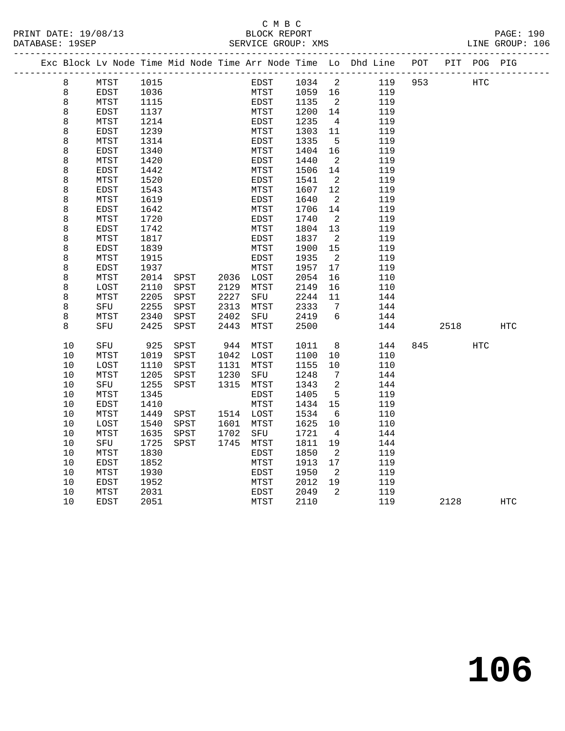C M B C
BLOCK REPORT
SERVICE GROUP: XMS

PRINT DATE: 19/08/13
DATABASE: 19SEP

LINE GROUP: 106

| Exc | Block | Lv Node | Time | Mid Node | Time | Arr Node | Time | Lo | Dhd Line | POT | PIT | POG | PIG |
|---|---|---|---|---|---|---|---|---|---|---|---|---|---|
| | 8 | MTST | 1015 | | | EDST | 1034 | 2 | 119 | 953 | | HTC | |
| | 8 | EDST | 1036 | | | MTST | 1059 | 16 | 119 | | | | |
| | 8 | MTST | 1115 | | | EDST | 1135 | 2 | 119 | | | | |
| | 8 | EDST | 1137 | | | MTST | 1200 | 14 | 119 | | | | |
| | 8 | MTST | 1214 | | | EDST | 1235 | 4 | 119 | | | | |
| | 8 | EDST | 1239 | | | MTST | 1303 | 11 | 119 | | | | |
| | 8 | MTST | 1314 | | | EDST | 1335 | 5 | 119 | | | | |
| | 8 | EDST | 1340 | | | MTST | 1404 | 16 | 119 | | | | |
| | 8 | MTST | 1420 | | | EDST | 1440 | 2 | 119 | | | | |
| | 8 | EDST | 1442 | | | MTST | 1506 | 14 | 119 | | | | |
| | 8 | MTST | 1520 | | | EDST | 1541 | 2 | 119 | | | | |
| | 8 | EDST | 1543 | | | MTST | 1607 | 12 | 119 | | | | |
| | 8 | MTST | 1619 | | | EDST | 1640 | 2 | 119 | | | | |
| | 8 | EDST | 1642 | | | MTST | 1706 | 14 | 119 | | | | |
| | 8 | MTST | 1720 | | | EDST | 1740 | 2 | 119 | | | | |
| | 8 | EDST | 1742 | | | MTST | 1804 | 13 | 119 | | | | |
| | 8 | MTST | 1817 | | | EDST | 1837 | 2 | 119 | | | | |
| | 8 | EDST | 1839 | | | MTST | 1900 | 15 | 119 | | | | |
| | 8 | MTST | 1915 | | | EDST | 1935 | 2 | 119 | | | | |
| | 8 | EDST | 1937 | | | MTST | 1957 | 17 | 119 | | | | |
| | 8 | MTST | 2014 | SPST | 2036 | LOST | 2054 | 16 | 110 | | | | |
| | 8 | LOST | 2110 | SPST | 2129 | MTST | 2149 | 16 | 110 | | | | |
| | 8 | MTST | 2205 | SPST | 2227 | SFU | 2244 | 11 | 144 | | | | |
| | 8 | SFU | 2255 | SPST | 2313 | MTST | 2333 | 7 | 144 | | | | |
| | 8 | MTST | 2340 | SPST | 2402 | SFU | 2419 | 6 | 144 | | | | |
| | 8 | SFU | 2425 | SPST | 2443 | MTST | 2500 | | 144 | | 2518 | | HTC |
| | 10 | SFU | 925 | SPST | 944 | MTST | 1011 | 8 | 144 | 845 | | HTC | |
| | 10 | MTST | 1019 | SPST | 1042 | LOST | 1100 | 10 | 110 | | | | |
| | 10 | LOST | 1110 | SPST | 1131 | MTST | 1155 | 10 | 110 | | | | |
| | 10 | MTST | 1205 | SPST | 1230 | SFU | 1248 | 7 | 144 | | | | |
| | 10 | SFU | 1255 | SPST | 1315 | MTST | 1343 | 2 | 144 | | | | |
| | 10 | MTST | 1345 | | | EDST | 1405 | 5 | 119 | | | | |
| | 10 | EDST | 1410 | | | MTST | 1434 | 15 | 119 | | | | |
| | 10 | MTST | 1449 | SPST | 1514 | LOST | 1534 | 6 | 110 | | | | |
| | 10 | LOST | 1540 | SPST | 1601 | MTST | 1625 | 10 | 110 | | | | |
| | 10 | MTST | 1635 | SPST | 1702 | SFU | 1721 | 4 | 144 | | | | |
| | 10 | SFU | 1725 | SPST | 1745 | MTST | 1811 | 19 | 144 | | | | |
| | 10 | MTST | 1830 | | | EDST | 1850 | 2 | 119 | | | | |
| | 10 | EDST | 1852 | | | MTST | 1913 | 17 | 119 | | | | |
| | 10 | MTST | 1930 | | | EDST | 1950 | 2 | 119 | | | | |
| | 10 | EDST | 1952 | | | MTST | 2012 | 19 | 119 | | | | |
| | 10 | MTST | 2031 | | | EDST | 2049 | 2 | 119 | | | | |
| | 10 | EDST | 2051 | | | MTST | 2110 | | 119 | | 2128 | | HTC |

# 106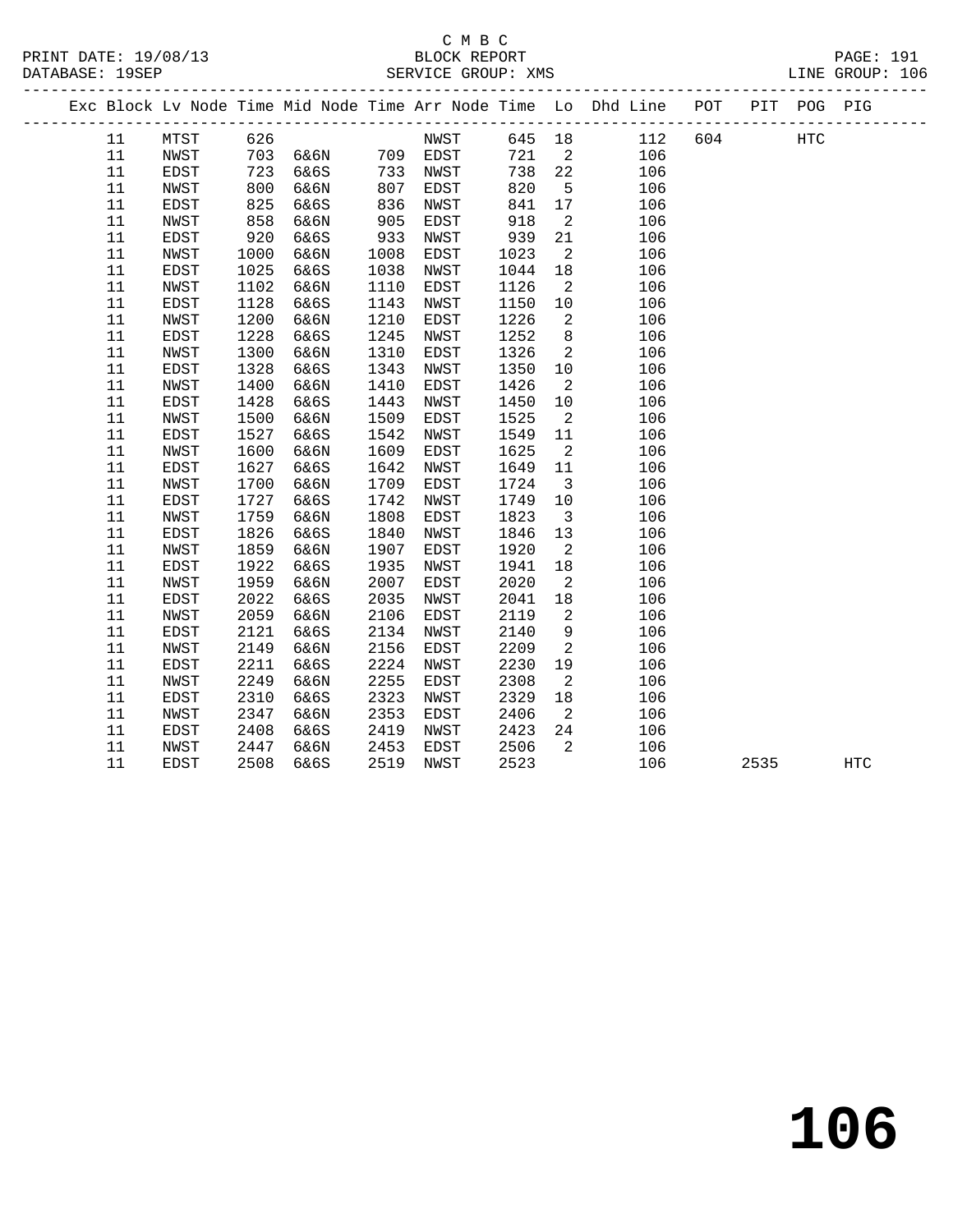C M B C
BLOCK REPORT
SERVICE GROUP: XMS

PRINT DATE: 19/08/13
DATABASE: 19SEP
LINE GROUP: 106

| Exc | Block | Lv Node | Time | Mid Node | Time | Arr Node | Time | Lo | Dhd Line | POT | PIT | POG | PIG |
|---|---|---|---|---|---|---|---|---|---|---|---|---|---|
| | 11 | MTST | 626 | | | NWST | 645 | 18 | 112 | 604 | | HTC | |
| | 11 | NWST | 703 | 6&6N | 709 | EDST | 721 | 2 | 106 | | | | |
| | 11 | EDST | 723 | 6&6S | 733 | NWST | 738 | 22 | 106 | | | | |
| | 11 | NWST | 800 | 6&6N | 807 | EDST | 820 | 5 | 106 | | | | |
| | 11 | EDST | 825 | 6&6S | 836 | NWST | 841 | 17 | 106 | | | | |
| | 11 | NWST | 858 | 6&6N | 905 | EDST | 918 | 2 | 106 | | | | |
| | 11 | EDST | 920 | 6&6S | 933 | NWST | 939 | 21 | 106 | | | | |
| | 11 | NWST | 1000 | 6&6N | 1008 | EDST | 1023 | 2 | 106 | | | | |
| | 11 | EDST | 1025 | 6&6S | 1038 | NWST | 1044 | 18 | 106 | | | | |
| | 11 | NWST | 1102 | 6&6N | 1110 | EDST | 1126 | 2 | 106 | | | | |
| | 11 | EDST | 1128 | 6&6S | 1143 | NWST | 1150 | 10 | 106 | | | | |
| | 11 | NWST | 1200 | 6&6N | 1210 | EDST | 1226 | 2 | 106 | | | | |
| | 11 | EDST | 1228 | 6&6S | 1245 | NWST | 1252 | 8 | 106 | | | | |
| | 11 | NWST | 1300 | 6&6N | 1310 | EDST | 1326 | 2 | 106 | | | | |
| | 11 | EDST | 1328 | 6&6S | 1343 | NWST | 1350 | 10 | 106 | | | | |
| | 11 | NWST | 1400 | 6&6N | 1410 | EDST | 1426 | 2 | 106 | | | | |
| | 11 | EDST | 1428 | 6&6S | 1443 | NWST | 1450 | 10 | 106 | | | | |
| | 11 | NWST | 1500 | 6&6N | 1509 | EDST | 1525 | 2 | 106 | | | | |
| | 11 | EDST | 1527 | 6&6S | 1542 | NWST | 1549 | 11 | 106 | | | | |
| | 11 | NWST | 1600 | 6&6N | 1609 | EDST | 1625 | 2 | 106 | | | | |
| | 11 | EDST | 1627 | 6&6S | 1642 | NWST | 1649 | 11 | 106 | | | | |
| | 11 | NWST | 1700 | 6&6N | 1709 | EDST | 1724 | 3 | 106 | | | | |
| | 11 | EDST | 1727 | 6&6S | 1742 | NWST | 1749 | 10 | 106 | | | | |
| | 11 | NWST | 1759 | 6&6N | 1808 | EDST | 1823 | 3 | 106 | | | | |
| | 11 | EDST | 1826 | 6&6S | 1840 | NWST | 1846 | 13 | 106 | | | | |
| | 11 | NWST | 1859 | 6&6N | 1907 | EDST | 1920 | 2 | 106 | | | | |
| | 11 | EDST | 1922 | 6&6S | 1935 | NWST | 1941 | 18 | 106 | | | | |
| | 11 | NWST | 1959 | 6&6N | 2007 | EDST | 2020 | 2 | 106 | | | | |
| | 11 | EDST | 2022 | 6&6S | 2035 | NWST | 2041 | 18 | 106 | | | | |
| | 11 | NWST | 2059 | 6&6N | 2106 | EDST | 2119 | 2 | 106 | | | | |
| | 11 | EDST | 2121 | 6&6S | 2134 | NWST | 2140 | 9 | 106 | | | | |
| | 11 | NWST | 2149 | 6&6N | 2156 | EDST | 2209 | 2 | 106 | | | | |
| | 11 | EDST | 2211 | 6&6S | 2224 | NWST | 2230 | 19 | 106 | | | | |
| | 11 | NWST | 2249 | 6&6N | 2255 | EDST | 2308 | 2 | 106 | | | | |
| | 11 | EDST | 2310 | 6&6S | 2323 | NWST | 2329 | 18 | 106 | | | | |
| | 11 | NWST | 2347 | 6&6N | 2353 | EDST | 2406 | 2 | 106 | | | | |
| | 11 | EDST | 2408 | 6&6S | 2419 | NWST | 2423 | 24 | 106 | | | | |
| | 11 | NWST | 2447 | 6&6N | 2453 | EDST | 2506 | 2 | 106 | | | | |
| | 11 | EDST | 2508 | 6&6S | 2519 | NWST | 2523 | | 106 | | 2535 | | HTC |

# 106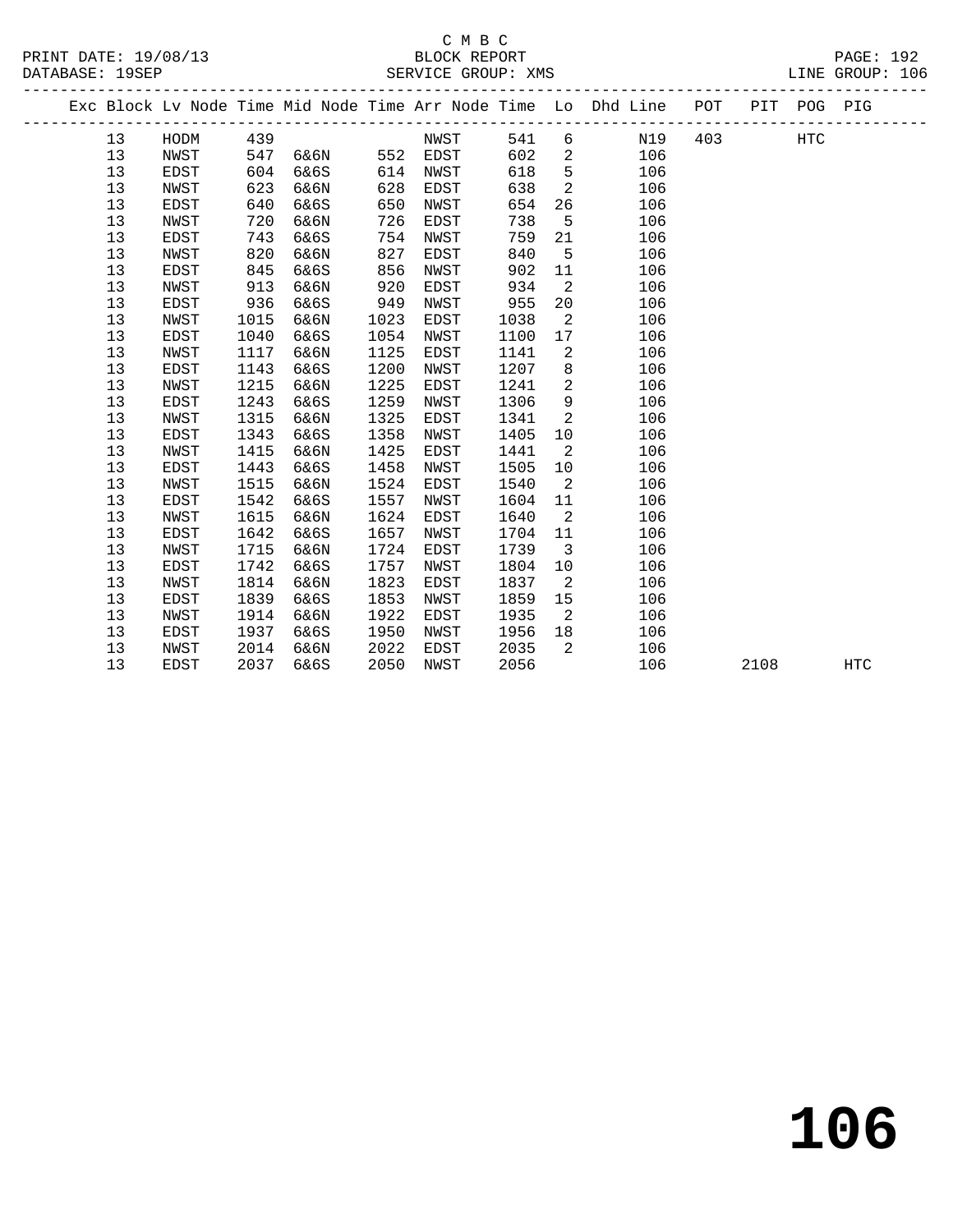C M B C
PRINT DATE: 19/08/13 BLOCK REPORT
DATABASE: 19SEP SERVICE GROUP: XMS LINE GROUP: 106

| Exc | Block | Lv Node | Time | Mid Node | Time | Arr Node | Time | Lo | Dhd Line | POT | PIT | POG | PIG |
|---|---|---|---|---|---|---|---|---|---|---|---|---|---|
| | 13 | HODM | 439 | | | NWST | 541 | 6 | N19 | 403 | | HTC | |
| | 13 | NWST | 547 | 6&6N | 552 | EDST | 602 | 2 | 106 | | | | |
| | 13 | EDST | 604 | 6&6S | 614 | NWST | 618 | 5 | 106 | | | | |
| | 13 | NWST | 623 | 6&6N | 628 | EDST | 638 | 2 | 106 | | | | |
| | 13 | EDST | 640 | 6&6S | 650 | NWST | 654 | 26 | 106 | | | | |
| | 13 | NWST | 720 | 6&6N | 726 | EDST | 738 | 5 | 106 | | | | |
| | 13 | EDST | 743 | 6&6S | 754 | NWST | 759 | 21 | 106 | | | | |
| | 13 | NWST | 820 | 6&6N | 827 | EDST | 840 | 5 | 106 | | | | |
| | 13 | EDST | 845 | 6&6S | 856 | NWST | 902 | 11 | 106 | | | | |
| | 13 | NWST | 913 | 6&6N | 920 | EDST | 934 | 2 | 106 | | | | |
| | 13 | EDST | 936 | 6&6S | 949 | NWST | 955 | 20 | 106 | | | | |
| | 13 | NWST | 1015 | 6&6N | 1023 | EDST | 1038 | 2 | 106 | | | | |
| | 13 | EDST | 1040 | 6&6S | 1054 | NWST | 1100 | 17 | 106 | | | | |
| | 13 | NWST | 1117 | 6&6N | 1125 | EDST | 1141 | 2 | 106 | | | | |
| | 13 | EDST | 1143 | 6&6S | 1200 | NWST | 1207 | 8 | 106 | | | | |
| | 13 | NWST | 1215 | 6&6N | 1225 | EDST | 1241 | 2 | 106 | | | | |
| | 13 | EDST | 1243 | 6&6S | 1259 | NWST | 1306 | 9 | 106 | | | | |
| | 13 | NWST | 1315 | 6&6N | 1325 | EDST | 1341 | 2 | 106 | | | | |
| | 13 | EDST | 1343 | 6&6S | 1358 | NWST | 1405 | 10 | 106 | | | | |
| | 13 | NWST | 1415 | 6&6N | 1425 | EDST | 1441 | 2 | 106 | | | | |
| | 13 | EDST | 1443 | 6&6S | 1458 | NWST | 1505 | 10 | 106 | | | | |
| | 13 | NWST | 1515 | 6&6N | 1524 | EDST | 1540 | 2 | 106 | | | | |
| | 13 | EDST | 1542 | 6&6S | 1557 | NWST | 1604 | 11 | 106 | | | | |
| | 13 | NWST | 1615 | 6&6N | 1624 | EDST | 1640 | 2 | 106 | | | | |
| | 13 | EDST | 1642 | 6&6S | 1657 | NWST | 1704 | 11 | 106 | | | | |
| | 13 | NWST | 1715 | 6&6N | 1724 | EDST | 1739 | 3 | 106 | | | | |
| | 13 | EDST | 1742 | 6&6S | 1757 | NWST | 1804 | 10 | 106 | | | | |
| | 13 | NWST | 1814 | 6&6N | 1823 | EDST | 1837 | 2 | 106 | | | | |
| | 13 | EDST | 1839 | 6&6S | 1853 | NWST | 1859 | 15 | 106 | | | | |
| | 13 | NWST | 1914 | 6&6N | 1922 | EDST | 1935 | 2 | 106 | | | | |
| | 13 | EDST | 1937 | 6&6S | 1950 | NWST | 1956 | 18 | 106 | | | | |
| | 13 | NWST | 2014 | 6&6N | 2022 | EDST | 2035 | 2 | 106 | | | | |
| | 13 | EDST | 2037 | 6&6S | 2050 | NWST | 2056 | | 106 | | 2108 | | HTC |

# 106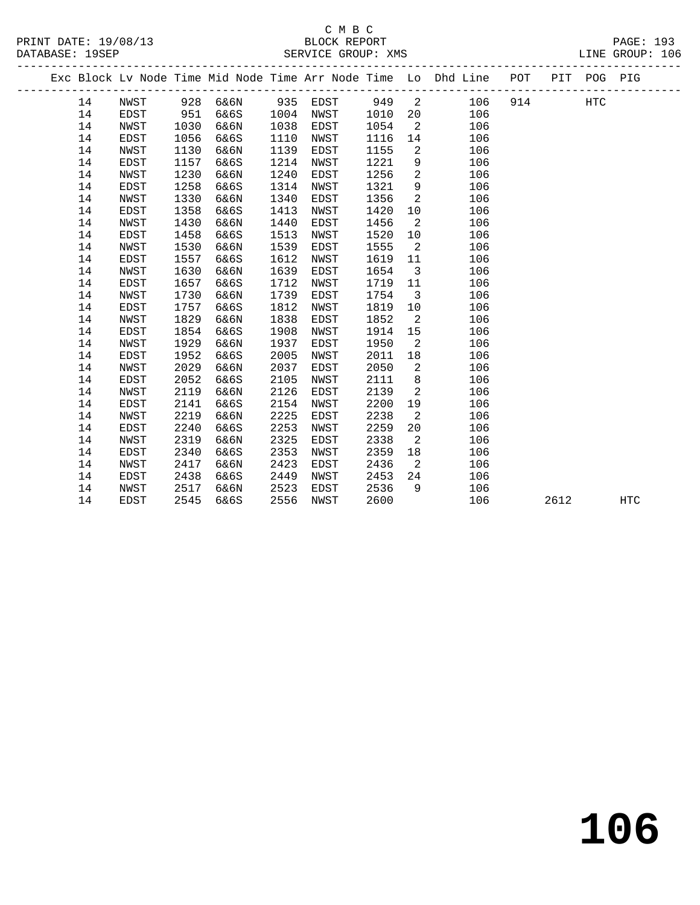C M B C

BLOCK REPORT

SERVICE GROUP: XMS

PRINT DATE: 19/08/13

DATABASE: 19SEP

LINE GROUP: 106

| Exc | Block | Lv Node | Time | Mid Node | Time | Arr Node | Time | Lo | Dhd Line | POT | PIT | POG | PIG |
|---|---|---|---|---|---|---|---|---|---|---|---|---|---|
| | 14 | NWST | 928 | 6&6N | 935 | EDST | 949 | 2 | 106 | 914 | | HTC | |
| | 14 | EDST | 951 | 6&6S | 1004 | NWST | 1010 | 20 | 106 | | | | |
| | 14 | NWST | 1030 | 6&6N | 1038 | EDST | 1054 | 2 | 106 | | | | |
| | 14 | EDST | 1056 | 6&6S | 1110 | NWST | 1116 | 14 | 106 | | | | |
| | 14 | NWST | 1130 | 6&6N | 1139 | EDST | 1155 | 2 | 106 | | | | |
| | 14 | EDST | 1157 | 6&6S | 1214 | NWST | 1221 | 9 | 106 | | | | |
| | 14 | NWST | 1230 | 6&6N | 1240 | EDST | 1256 | 2 | 106 | | | | |
| | 14 | EDST | 1258 | 6&6S | 1314 | NWST | 1321 | 9 | 106 | | | | |
| | 14 | NWST | 1330 | 6&6N | 1340 | EDST | 1356 | 2 | 106 | | | | |
| | 14 | EDST | 1358 | 6&6S | 1413 | NWST | 1420 | 10 | 106 | | | | |
| | 14 | NWST | 1430 | 6&6N | 1440 | EDST | 1456 | 2 | 106 | | | | |
| | 14 | EDST | 1458 | 6&6S | 1513 | NWST | 1520 | 10 | 106 | | | | |
| | 14 | NWST | 1530 | 6&6N | 1539 | EDST | 1555 | 2 | 106 | | | | |
| | 14 | EDST | 1557 | 6&6S | 1612 | NWST | 1619 | 11 | 106 | | | | |
| | 14 | NWST | 1630 | 6&6N | 1639 | EDST | 1654 | 3 | 106 | | | | |
| | 14 | EDST | 1657 | 6&6S | 1712 | NWST | 1719 | 11 | 106 | | | | |
| | 14 | NWST | 1730 | 6&6N | 1739 | EDST | 1754 | 3 | 106 | | | | |
| | 14 | EDST | 1757 | 6&6S | 1812 | NWST | 1819 | 10 | 106 | | | | |
| | 14 | NWST | 1829 | 6&6N | 1838 | EDST | 1852 | 2 | 106 | | | | |
| | 14 | EDST | 1854 | 6&6S | 1908 | NWST | 1914 | 15 | 106 | | | | |
| | 14 | NWST | 1929 | 6&6N | 1937 | EDST | 1950 | 2 | 106 | | | | |
| | 14 | EDST | 1952 | 6&6S | 2005 | NWST | 2011 | 18 | 106 | | | | |
| | 14 | NWST | 2029 | 6&6N | 2037 | EDST | 2050 | 2 | 106 | | | | |
| | 14 | EDST | 2052 | 6&6S | 2105 | NWST | 2111 | 8 | 106 | | | | |
| | 14 | NWST | 2119 | 6&6N | 2126 | EDST | 2139 | 2 | 106 | | | | |
| | 14 | EDST | 2141 | 6&6S | 2154 | NWST | 2200 | 19 | 106 | | | | |
| | 14 | NWST | 2219 | 6&6N | 2225 | EDST | 2238 | 2 | 106 | | | | |
| | 14 | EDST | 2240 | 6&6S | 2253 | NWST | 2259 | 20 | 106 | | | | |
| | 14 | NWST | 2319 | 6&6N | 2325 | EDST | 2338 | 2 | 106 | | | | |
| | 14 | EDST | 2340 | 6&6S | 2353 | NWST | 2359 | 18 | 106 | | | | |
| | 14 | NWST | 2417 | 6&6N | 2423 | EDST | 2436 | 2 | 106 | | | | |
| | 14 | EDST | 2438 | 6&6S | 2449 | NWST | 2453 | 24 | 106 | | | | |
| | 14 | NWST | 2517 | 6&6N | 2523 | EDST | 2536 | 9 | 106 | | | | |
| | 14 | EDST | 2545 | 6&6S | 2556 | NWST | 2600 | | 106 | | 2612 | | HTC |

# 106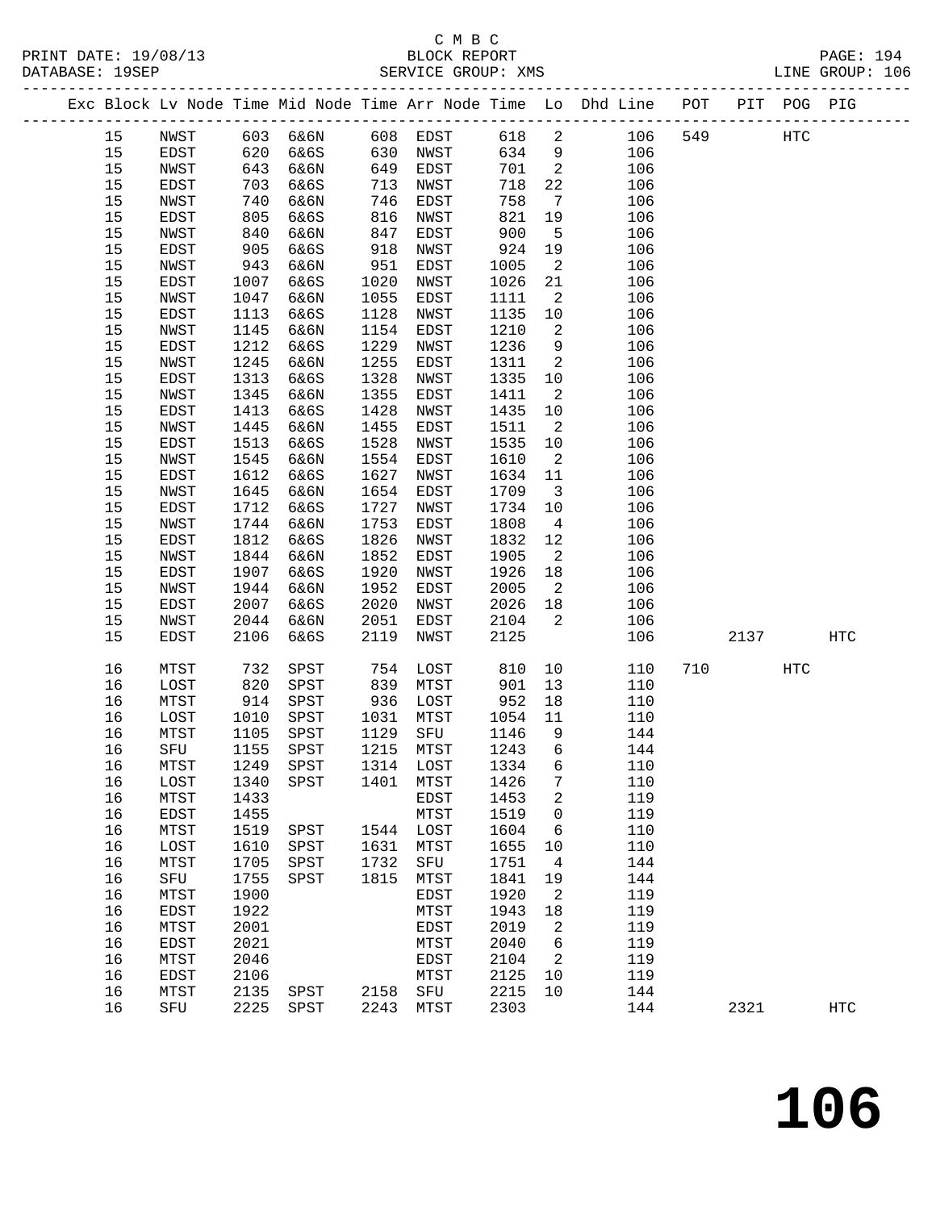C M B C

PRINT DATE: 19/08/13 BLOCK REPORT

DATABASE: 19SEP SERVICE GROUP: XMS LINE GROUP: 106

| Exc | Block | Lv | Node | Time | Mid Node | Time | Arr Node | Time | Lo | Dhd Line | POT | PIT | POG | PIG |
|---|---|---|---|---|---|---|---|---|---|---|---|---|---|---|
| | 15 | | NWST | 603 | 6&6N | 608 | EDST | 618 | 2 | 106 | 549 | | HTC | |
| | 15 | | EDST | 620 | 6&6S | 630 | NWST | 634 | 9 | 106 | | | | |
| | 15 | | NWST | 643 | 6&6N | 649 | EDST | 701 | 2 | 106 | | | | |
| | 15 | | EDST | 703 | 6&6S | 713 | NWST | 718 | 22 | 106 | | | | |
| | 15 | | NWST | 740 | 6&6N | 746 | EDST | 758 | 7 | 106 | | | | |
| | 15 | | EDST | 805 | 6&6S | 816 | NWST | 821 | 19 | 106 | | | | |
| | 15 | | NWST | 840 | 6&6N | 847 | EDST | 900 | 5 | 106 | | | | |
| | 15 | | EDST | 905 | 6&6S | 918 | NWST | 924 | 19 | 106 | | | | |
| | 15 | | NWST | 943 | 6&6N | 951 | EDST | 1005 | 2 | 106 | | | | |
| | 15 | | EDST | 1007 | 6&6S | 1020 | NWST | 1026 | 21 | 106 | | | | |
| | 15 | | NWST | 1047 | 6&6N | 1055 | EDST | 1111 | 2 | 106 | | | | |
| | 15 | | EDST | 1113 | 6&6S | 1128 | NWST | 1135 | 10 | 106 | | | | |
| | 15 | | NWST | 1145 | 6&6N | 1154 | EDST | 1210 | 2 | 106 | | | | |
| | 15 | | EDST | 1212 | 6&6S | 1229 | NWST | 1236 | 9 | 106 | | | | |
| | 15 | | NWST | 1245 | 6&6N | 1255 | EDST | 1311 | 2 | 106 | | | | |
| | 15 | | EDST | 1313 | 6&6S | 1328 | NWST | 1335 | 10 | 106 | | | | |
| | 15 | | NWST | 1345 | 6&6N | 1355 | EDST | 1411 | 2 | 106 | | | | |
| | 15 | | EDST | 1413 | 6&6S | 1428 | NWST | 1435 | 10 | 106 | | | | |
| | 15 | | NWST | 1445 | 6&6N | 1455 | EDST | 1511 | 2 | 106 | | | | |
| | 15 | | EDST | 1513 | 6&6S | 1528 | NWST | 1535 | 10 | 106 | | | | |
| | 15 | | NWST | 1545 | 6&6N | 1554 | EDST | 1610 | 2 | 106 | | | | |
| | 15 | | EDST | 1612 | 6&6S | 1627 | NWST | 1634 | 11 | 106 | | | | |
| | 15 | | NWST | 1645 | 6&6N | 1654 | EDST | 1709 | 3 | 106 | | | | |
| | 15 | | EDST | 1712 | 6&6S | 1727 | NWST | 1734 | 10 | 106 | | | | |
| | 15 | | NWST | 1744 | 6&6N | 1753 | EDST | 1808 | 4 | 106 | | | | |
| | 15 | | EDST | 1812 | 6&6S | 1826 | NWST | 1832 | 12 | 106 | | | | |
| | 15 | | NWST | 1844 | 6&6N | 1852 | EDST | 1905 | 2 | 106 | | | | |
| | 15 | | EDST | 1907 | 6&6S | 1920 | NWST | 1926 | 18 | 106 | | | | |
| | 15 | | NWST | 1944 | 6&6N | 1952 | EDST | 2005 | 2 | 106 | | | | |
| | 15 | | EDST | 2007 | 6&6S | 2020 | NWST | 2026 | 18 | 106 | | | | |
| | 15 | | NWST | 2044 | 6&6N | 2051 | EDST | 2104 | 2 | 106 | | | | |
| | 15 | | EDST | 2106 | 6&6S | 2119 | NWST | 2125 | | 106 | | 2137 | | HTC |
| | 16 | | MTST | 732 | SPST | 754 | LOST | 810 | 10 | 110 | 710 | | HTC | |
| | 16 | | LOST | 820 | SPST | 839 | MTST | 901 | 13 | 110 | | | | |
| | 16 | | MTST | 914 | SPST | 936 | LOST | 952 | 18 | 110 | | | | |
| | 16 | | LOST | 1010 | SPST | 1031 | MTST | 1054 | 11 | 110 | | | | |
| | 16 | | MTST | 1105 | SPST | 1129 | SFU | 1146 | 9 | 144 | | | | |
| | 16 | | SFU | 1155 | SPST | 1215 | MTST | 1243 | 6 | 144 | | | | |
| | 16 | | MTST | 1249 | SPST | 1314 | LOST | 1334 | 6 | 110 | | | | |
| | 16 | | LOST | 1340 | SPST | 1401 | MTST | 1426 | 7 | 110 | | | | |
| | 16 | | MTST | 1433 | | | EDST | 1453 | 2 | 119 | | | | |
| | 16 | | EDST | 1455 | | | MTST | 1519 | 0 | 119 | | | | |
| | 16 | | MTST | 1519 | SPST | 1544 | LOST | 1604 | 6 | 110 | | | | |
| | 16 | | LOST | 1610 | SPST | 1631 | MTST | 1655 | 10 | 110 | | | | |
| | 16 | | MTST | 1705 | SPST | 1732 | SFU | 1751 | 4 | 144 | | | | |
| | 16 | | SFU | 1755 | SPST | 1815 | MTST | 1841 | 19 | 144 | | | | |
| | 16 | | MTST | 1900 | | | EDST | 1920 | 2 | 119 | | | | |
| | 16 | | EDST | 1922 | | | MTST | 1943 | 18 | 119 | | | | |
| | 16 | | MTST | 2001 | | | EDST | 2019 | 2 | 119 | | | | |
| | 16 | | EDST | 2021 | | | MTST | 2040 | 6 | 119 | | | | |
| | 16 | | MTST | 2046 | | | EDST | 2104 | 2 | 119 | | | | |
| | 16 | | EDST | 2106 | | | MTST | 2125 | 10 | 119 | | | | |
| | 16 | | MTST | 2135 | SPST | 2158 | SFU | 2215 | 10 | 144 | | | | |
| | 16 | | SFU | 2225 | SPST | 2243 | MTST | 2303 | | 144 | | 2321 | | HTC |

# 106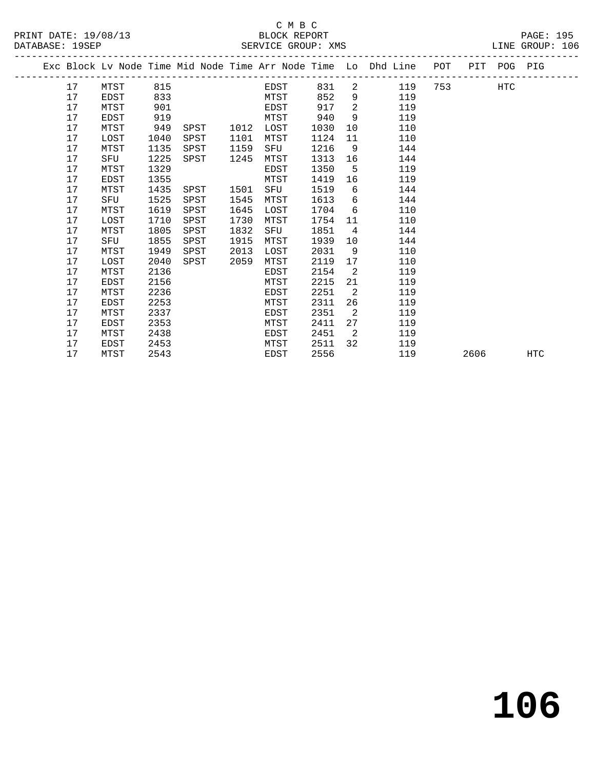C M B C

PRINT DATE: 19/08/13 BLOCK REPORT

DATABASE: 19SEP SERVICE GROUP: XMS LINE GROUP: 106

| Exc | Block | Lv Node | Time | Mid Node | Time | Arr Node | Time | Lo | Dhd Line | POT | PIT | POG | PIG |
|---|---|---|---|---|---|---|---|---|---|---|---|---|---|
| | 17 | MTST | 815 | | | EDST | 831 | 2 | 119 | 753 | | HTC | |
| | 17 | EDST | 833 | | | MTST | 852 | 9 | 119 | | | | |
| | 17 | MTST | 901 | | | EDST | 917 | 2 | 119 | | | | |
| | 17 | EDST | 919 | | | MTST | 940 | 9 | 119 | | | | |
| | 17 | MTST | 949 | SPST | 1012 | LOST | 1030 | 10 | 110 | | | | |
| | 17 | LOST | 1040 | SPST | 1101 | MTST | 1124 | 11 | 110 | | | | |
| | 17 | MTST | 1135 | SPST | 1159 | SFU | 1216 | 9 | 144 | | | | |
| | 17 | SFU | 1225 | SPST | 1245 | MTST | 1313 | 16 | 144 | | | | |
| | 17 | MTST | 1329 | | | EDST | 1350 | 5 | 119 | | | | |
| | 17 | EDST | 1355 | | | MTST | 1419 | 16 | 119 | | | | |
| | 17 | MTST | 1435 | SPST | 1501 | SFU | 1519 | 6 | 144 | | | | |
| | 17 | SFU | 1525 | SPST | 1545 | MTST | 1613 | 6 | 144 | | | | |
| | 17 | MTST | 1619 | SPST | 1645 | LOST | 1704 | 6 | 110 | | | | |
| | 17 | LOST | 1710 | SPST | 1730 | MTST | 1754 | 11 | 110 | | | | |
| | 17 | MTST | 1805 | SPST | 1832 | SFU | 1851 | 4 | 144 | | | | |
| | 17 | SFU | 1855 | SPST | 1915 | MTST | 1939 | 10 | 144 | | | | |
| | 17 | MTST | 1949 | SPST | 2013 | LOST | 2031 | 9 | 110 | | | | |
| | 17 | LOST | 2040 | SPST | 2059 | MTST | 2119 | 17 | 110 | | | | |
| | 17 | MTST | 2136 | | | EDST | 2154 | 2 | 119 | | | | |
| | 17 | EDST | 2156 | | | MTST | 2215 | 21 | 119 | | | | |
| | 17 | MTST | 2236 | | | EDST | 2251 | 2 | 119 | | | | |
| | 17 | EDST | 2253 | | | MTST | 2311 | 26 | 119 | | | | |
| | 17 | MTST | 2337 | | | EDST | 2351 | 2 | 119 | | | | |
| | 17 | EDST | 2353 | | | MTST | 2411 | 27 | 119 | | | | |
| | 17 | MTST | 2438 | | | EDST | 2451 | 2 | 119 | | | | |
| | 17 | EDST | 2453 | | | MTST | 2511 | 32 | 119 | | | | |
| | 17 | MTST | 2543 | | | EDST | 2556 | | 119 | | 2606 | | HTC |

# 106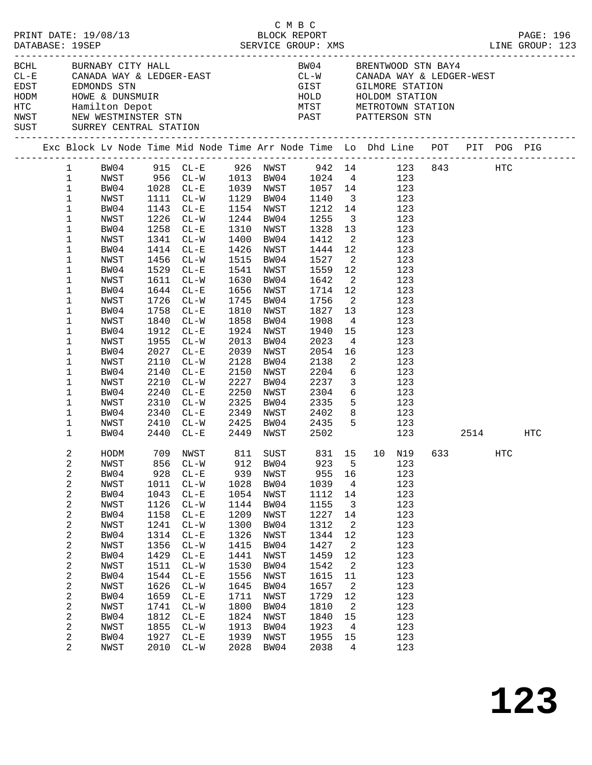C M B C

PRINT DATE: 19/08/13 BLOCK REPORT
DATABASE: 19SEP SERVICE GROUP: XMS LINE GROUP: 123

| Code | Name | Code | Name |
|---|---|---|---|
| BCHL | BURNABY CITY HALL | BW04 | BRENTWOOD STN BAY4 |
| CL-E | CANADA WAY & LEDGER-EAST | CL-W | CANADA WAY & LEDGER-WEST |
| EDST | EDMONDS STN | GIST | GILMORE STATION |
| HODM | HOWE & DUNSMUIR | HOLD | HOLDOM STATION |
| HTC | Hamilton Depot | MTST | METROTOWN STATION |
| NWST | NEW WESTMINSTER STN | PAST | PATTERSON STN |
| SUST | SURREY CENTRAL STATION | | |

| Exc | Block | Lv Node | Time | Mid Node | Time | Arr Node | Time | Lo | Dhd | Line | POT | PIT | POG | PIG |
|---|---|---|---|---|---|---|---|---|---|---|---|---|---|---|
| | 1 | BW04 | 915 | CL-E | 926 | NWST | 942 | 14 | | 123 | 843 | | HTC | |
| | 1 | NWST | 956 | CL-W | 1013 | BW04 | 1024 | 4 | | 123 | | | | |
| | 1 | BW04 | 1028 | CL-E | 1039 | NWST | 1057 | 14 | | 123 | | | | |
| | 1 | NWST | 1111 | CL-W | 1129 | BW04 | 1140 | 3 | | 123 | | | | |
| | 1 | BW04 | 1143 | CL-E | 1154 | NWST | 1212 | 14 | | 123 | | | | |
| | 1 | NWST | 1226 | CL-W | 1244 | BW04 | 1255 | 3 | | 123 | | | | |
| | 1 | BW04 | 1258 | CL-E | 1310 | NWST | 1328 | 13 | | 123 | | | | |
| | 1 | NWST | 1341 | CL-W | 1400 | BW04 | 1412 | 2 | | 123 | | | | |
| | 1 | BW04 | 1414 | CL-E | 1426 | NWST | 1444 | 12 | | 123 | | | | |
| | 1 | NWST | 1456 | CL-W | 1515 | BW04 | 1527 | 2 | | 123 | | | | |
| | 1 | BW04 | 1529 | CL-E | 1541 | NWST | 1559 | 12 | | 123 | | | | |
| | 1 | NWST | 1611 | CL-W | 1630 | BW04 | 1642 | 2 | | 123 | | | | |
| | 1 | BW04 | 1644 | CL-E | 1656 | NWST | 1714 | 12 | | 123 | | | | |
| | 1 | NWST | 1726 | CL-W | 1745 | BW04 | 1756 | 2 | | 123 | | | | |
| | 1 | BW04 | 1758 | CL-E | 1810 | NWST | 1827 | 13 | | 123 | | | | |
| | 1 | NWST | 1840 | CL-W | 1858 | BW04 | 1908 | 4 | | 123 | | | | |
| | 1 | BW04 | 1912 | CL-E | 1924 | NWST | 1940 | 15 | | 123 | | | | |
| | 1 | NWST | 1955 | CL-W | 2013 | BW04 | 2023 | 4 | | 123 | | | | |
| | 1 | BW04 | 2027 | CL-E | 2039 | NWST | 2054 | 16 | | 123 | | | | |
| | 1 | NWST | 2110 | CL-W | 2128 | BW04 | 2138 | 2 | | 123 | | | | |
| | 1 | BW04 | 2140 | CL-E | 2150 | NWST | 2204 | 6 | | 123 | | | | |
| | 1 | NWST | 2210 | CL-W | 2227 | BW04 | 2237 | 3 | | 123 | | | | |
| | 1 | BW04 | 2240 | CL-E | 2250 | NWST | 2304 | 6 | | 123 | | | | |
| | 1 | NWST | 2310 | CL-W | 2325 | BW04 | 2335 | 5 | | 123 | | | | |
| | 1 | BW04 | 2340 | CL-E | 2349 | NWST | 2402 | 8 | | 123 | | | | |
| | 1 | NWST | 2410 | CL-W | 2425 | BW04 | 2435 | 5 | | 123 | | | | |
| | 1 | BW04 | 2440 | CL-E | 2449 | NWST | 2502 | | | 123 | | 2514 | | HTC |
| | 2 | HODM | 709 | NWST | 811 | SUST | 831 | 15 | 10 | N19 | 633 | | HTC | |
| | 2 | NWST | 856 | CL-W | 912 | BW04 | 923 | 5 | | 123 | | | | |
| | 2 | BW04 | 928 | CL-E | 939 | NWST | 955 | 16 | | 123 | | | | |
| | 2 | NWST | 1011 | CL-W | 1028 | BW04 | 1039 | 4 | | 123 | | | | |
| | 2 | BW04 | 1043 | CL-E | 1054 | NWST | 1112 | 14 | | 123 | | | | |
| | 2 | NWST | 1126 | CL-W | 1144 | BW04 | 1155 | 3 | | 123 | | | | |
| | 2 | BW04 | 1158 | CL-E | 1209 | NWST | 1227 | 14 | | 123 | | | | |
| | 2 | NWST | 1241 | CL-W | 1300 | BW04 | 1312 | 2 | | 123 | | | | |
| | 2 | BW04 | 1314 | CL-E | 1326 | NWST | 1344 | 12 | | 123 | | | | |
| | 2 | NWST | 1356 | CL-W | 1415 | BW04 | 1427 | 2 | | 123 | | | | |
| | 2 | BW04 | 1429 | CL-E | 1441 | NWST | 1459 | 12 | | 123 | | | | |
| | 2 | NWST | 1511 | CL-W | 1530 | BW04 | 1542 | 2 | | 123 | | | | |
| | 2 | BW04 | 1544 | CL-E | 1556 | NWST | 1615 | 11 | | 123 | | | | |
| | 2 | NWST | 1626 | CL-W | 1645 | BW04 | 1657 | 2 | | 123 | | | | |
| | 2 | BW04 | 1659 | CL-E | 1711 | NWST | 1729 | 12 | | 123 | | | | |
| | 2 | NWST | 1741 | CL-W | 1800 | BW04 | 1810 | 2 | | 123 | | | | |
| | 2 | BW04 | 1812 | CL-E | 1824 | NWST | 1840 | 15 | | 123 | | | | |
| | 2 | NWST | 1855 | CL-W | 1913 | BW04 | 1923 | 4 | | 123 | | | | |
| | 2 | BW04 | 1927 | CL-E | 1939 | NWST | 1955 | 15 | | 123 | | | | |
| | 2 | NWST | 2010 | CL-W | 2028 | BW04 | 2038 | 4 | | 123 | | | | |

# 123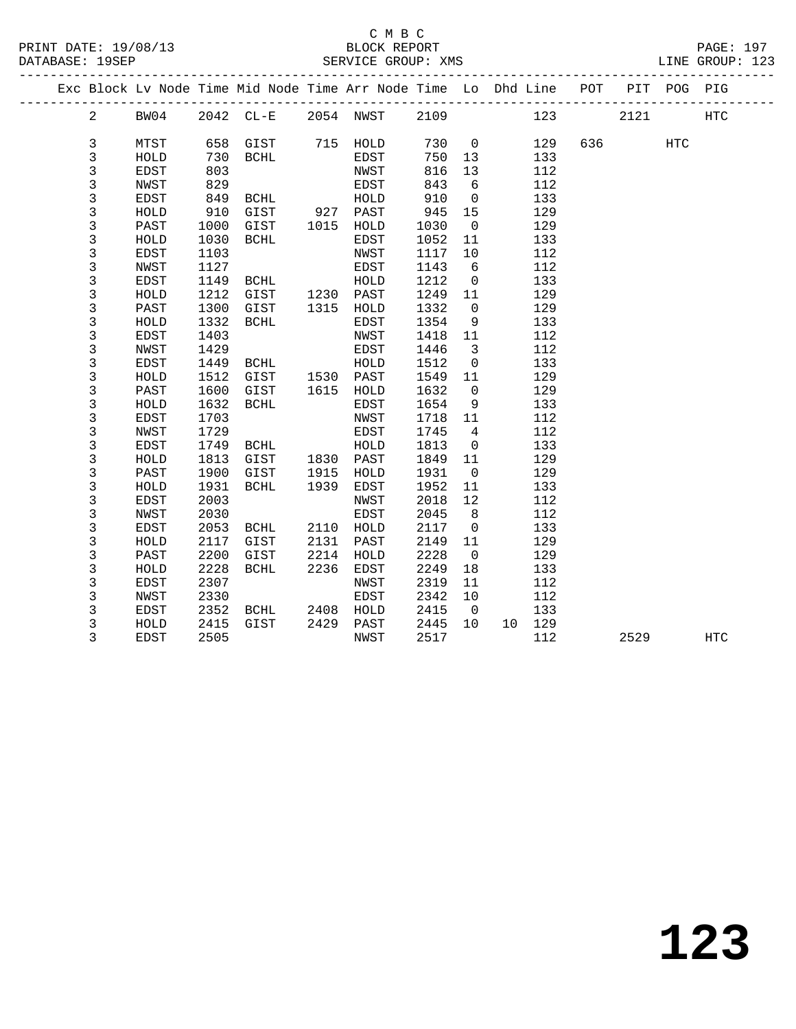C M B C
BLOCK REPORT
SERVICE GROUP: XMS

PRINT DATE: 19/08/13
DATABASE: 19SEP

LINE GROUP: 123

| Exc | Block | Lv Node | Time | Mid Node | Time | Arr Node | Time | Lo | Dhd | Line | POT | PIT | POG | PIG |
|---|---|---|---|---|---|---|---|---|---|---|---|---|---|---|
| | 2 | BW04 | 2042 | CL-E | 2054 | NWST | 2109 | | | 123 | | 2121 | | HTC |
| | 3 | MTST | 658 | GIST | 715 | HOLD | 730 | 0 | | 129 | 636 | | HTC | |
| | 3 | HOLD | 730 | BCHL | | EDST | 750 | 13 | | 133 | | | | |
| | 3 | EDST | 803 | | | NWST | 816 | 13 | | 112 | | | | |
| | 3 | NWST | 829 | | | EDST | 843 | 6 | | 112 | | | | |
| | 3 | EDST | 849 | BCHL | | HOLD | 910 | 0 | | 133 | | | | |
| | 3 | HOLD | 910 | GIST | 927 | PAST | 945 | 15 | | 129 | | | | |
| | 3 | PAST | 1000 | GIST | 1015 | HOLD | 1030 | 0 | | 129 | | | | |
| | 3 | HOLD | 1030 | BCHL | | EDST | 1052 | 11 | | 133 | | | | |
| | 3 | EDST | 1103 | | | NWST | 1117 | 10 | | 112 | | | | |
| | 3 | NWST | 1127 | | | EDST | 1143 | 6 | | 112 | | | | |
| | 3 | EDST | 1149 | BCHL | | HOLD | 1212 | 0 | | 133 | | | | |
| | 3 | HOLD | 1212 | GIST | 1230 | PAST | 1249 | 11 | | 129 | | | | |
| | 3 | PAST | 1300 | GIST | 1315 | HOLD | 1332 | 0 | | 129 | | | | |
| | 3 | HOLD | 1332 | BCHL | | EDST | 1354 | 9 | | 133 | | | | |
| | 3 | EDST | 1403 | | | NWST | 1418 | 11 | | 112 | | | | |
| | 3 | NWST | 1429 | | | EDST | 1446 | 3 | | 112 | | | | |
| | 3 | EDST | 1449 | BCHL | | HOLD | 1512 | 0 | | 133 | | | | |
| | 3 | HOLD | 1512 | GIST | 1530 | PAST | 1549 | 11 | | 129 | | | | |
| | 3 | PAST | 1600 | GIST | 1615 | HOLD | 1632 | 0 | | 129 | | | | |
| | 3 | HOLD | 1632 | BCHL | | EDST | 1654 | 9 | | 133 | | | | |
| | 3 | EDST | 1703 | | | NWST | 1718 | 11 | | 112 | | | | |
| | 3 | NWST | 1729 | | | EDST | 1745 | 4 | | 112 | | | | |
| | 3 | EDST | 1749 | BCHL | | HOLD | 1813 | 0 | | 133 | | | | |
| | 3 | HOLD | 1813 | GIST | 1830 | PAST | 1849 | 11 | | 129 | | | | |
| | 3 | PAST | 1900 | GIST | 1915 | HOLD | 1931 | 0 | | 129 | | | | |
| | 3 | HOLD | 1931 | BCHL | 1939 | EDST | 1952 | 11 | | 133 | | | | |
| | 3 | EDST | 2003 | | | NWST | 2018 | 12 | | 112 | | | | |
| | 3 | NWST | 2030 | | | EDST | 2045 | 8 | | 112 | | | | |
| | 3 | EDST | 2053 | BCHL | 2110 | HOLD | 2117 | 0 | | 133 | | | | |
| | 3 | HOLD | 2117 | GIST | 2131 | PAST | 2149 | 11 | | 129 | | | | |
| | 3 | PAST | 2200 | GIST | 2214 | HOLD | 2228 | 0 | | 129 | | | | |
| | 3 | HOLD | 2228 | BCHL | 2236 | EDST | 2249 | 18 | | 133 | | | | |
| | 3 | EDST | 2307 | | | NWST | 2319 | 11 | | 112 | | | | |
| | 3 | NWST | 2330 | | | EDST | 2342 | 10 | | 112 | | | | |
| | 3 | EDST | 2352 | BCHL | 2408 | HOLD | 2415 | 0 | | 133 | | | | |
| | 3 | HOLD | 2415 | GIST | 2429 | PAST | 2445 | 10 | 10 | 129 | | | | |
| | 3 | EDST | 2505 | | | NWST | 2517 | | | 112 | | 2529 | | HTC |

# 123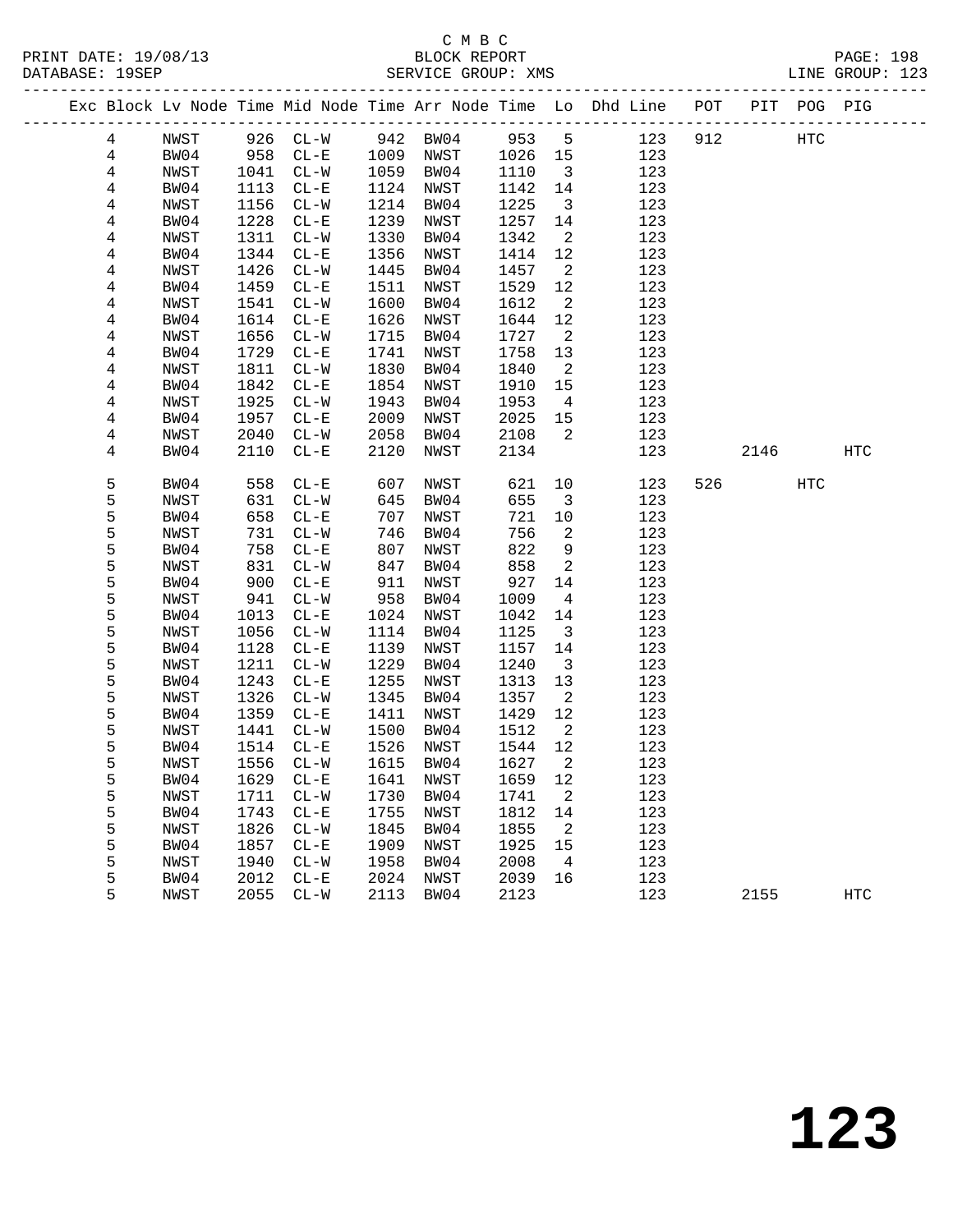C M B C
PRINT DATE: 19/08/13 BLOCK REPORT
DATABASE: 19SEP SERVICE GROUP: XMS LINE GROUP: 123

| Exc | Block | Lv | Node | Time | Mid Node | Time | Arr Node | Time | Lo | Dhd Line | POT | PIT | POG | PIG |
|---|---|---|---|---|---|---|---|---|---|---|---|---|---|---|
| | 4 | | NWST | 926 | CL-W | 942 | BW04 | 953 | 5 | 123 | 912 | | HTC | |
| | 4 | | BW04 | 958 | CL-E | 1009 | NWST | 1026 | 15 | 123 | | | | |
| | 4 | | NWST | 1041 | CL-W | 1059 | BW04 | 1110 | 3 | 123 | | | | |
| | 4 | | BW04 | 1113 | CL-E | 1124 | NWST | 1142 | 14 | 123 | | | | |
| | 4 | | NWST | 1156 | CL-W | 1214 | BW04 | 1225 | 3 | 123 | | | | |
| | 4 | | BW04 | 1228 | CL-E | 1239 | NWST | 1257 | 14 | 123 | | | | |
| | 4 | | NWST | 1311 | CL-W | 1330 | BW04 | 1342 | 2 | 123 | | | | |
| | 4 | | BW04 | 1344 | CL-E | 1356 | NWST | 1414 | 12 | 123 | | | | |
| | 4 | | NWST | 1426 | CL-W | 1445 | BW04 | 1457 | 2 | 123 | | | | |
| | 4 | | BW04 | 1459 | CL-E | 1511 | NWST | 1529 | 12 | 123 | | | | |
| | 4 | | NWST | 1541 | CL-W | 1600 | BW04 | 1612 | 2 | 123 | | | | |
| | 4 | | BW04 | 1614 | CL-E | 1626 | NWST | 1644 | 12 | 123 | | | | |
| | 4 | | NWST | 1656 | CL-W | 1715 | BW04 | 1727 | 2 | 123 | | | | |
| | 4 | | BW04 | 1729 | CL-E | 1741 | NWST | 1758 | 13 | 123 | | | | |
| | 4 | | NWST | 1811 | CL-W | 1830 | BW04 | 1840 | 2 | 123 | | | | |
| | 4 | | BW04 | 1842 | CL-E | 1854 | NWST | 1910 | 15 | 123 | | | | |
| | 4 | | NWST | 1925 | CL-W | 1943 | BW04 | 1953 | 4 | 123 | | | | |
| | 4 | | BW04 | 1957 | CL-E | 2009 | NWST | 2025 | 15 | 123 | | | | |
| | 4 | | NWST | 2040 | CL-W | 2058 | BW04 | 2108 | 2 | 123 | | | | |
| | 4 | | BW04 | 2110 | CL-E | 2120 | NWST | 2134 | | 123 | | 2146 | | HTC |
| | 5 | | BW04 | 558 | CL-E | 607 | NWST | 621 | 10 | 123 | 526 | | HTC | |
| | 5 | | NWST | 631 | CL-W | 645 | BW04 | 655 | 3 | 123 | | | | |
| | 5 | | BW04 | 658 | CL-E | 707 | NWST | 721 | 10 | 123 | | | | |
| | 5 | | NWST | 731 | CL-W | 746 | BW04 | 756 | 2 | 123 | | | | |
| | 5 | | BW04 | 758 | CL-E | 807 | NWST | 822 | 9 | 123 | | | | |
| | 5 | | NWST | 831 | CL-W | 847 | BW04 | 858 | 2 | 123 | | | | |
| | 5 | | BW04 | 900 | CL-E | 911 | NWST | 927 | 14 | 123 | | | | |
| | 5 | | NWST | 941 | CL-W | 958 | BW04 | 1009 | 4 | 123 | | | | |
| | 5 | | BW04 | 1013 | CL-E | 1024 | NWST | 1042 | 14 | 123 | | | | |
| | 5 | | NWST | 1056 | CL-W | 1114 | BW04 | 1125 | 3 | 123 | | | | |
| | 5 | | BW04 | 1128 | CL-E | 1139 | NWST | 1157 | 14 | 123 | | | | |
| | 5 | | NWST | 1211 | CL-W | 1229 | BW04 | 1240 | 3 | 123 | | | | |
| | 5 | | BW04 | 1243 | CL-E | 1255 | NWST | 1313 | 13 | 123 | | | | |
| | 5 | | NWST | 1326 | CL-W | 1345 | BW04 | 1357 | 2 | 123 | | | | |
| | 5 | | BW04 | 1359 | CL-E | 1411 | NWST | 1429 | 12 | 123 | | | | |
| | 5 | | NWST | 1441 | CL-W | 1500 | BW04 | 1512 | 2 | 123 | | | | |
| | 5 | | BW04 | 1514 | CL-E | 1526 | NWST | 1544 | 12 | 123 | | | | |
| | 5 | | NWST | 1556 | CL-W | 1615 | BW04 | 1627 | 2 | 123 | | | | |
| | 5 | | BW04 | 1629 | CL-E | 1641 | NWST | 1659 | 12 | 123 | | | | |
| | 5 | | NWST | 1711 | CL-W | 1730 | BW04 | 1741 | 2 | 123 | | | | |
| | 5 | | BW04 | 1743 | CL-E | 1755 | NWST | 1812 | 14 | 123 | | | | |
| | 5 | | NWST | 1826 | CL-W | 1845 | BW04 | 1855 | 2 | 123 | | | | |
| | 5 | | BW04 | 1857 | CL-E | 1909 | NWST | 1925 | 15 | 123 | | | | |
| | 5 | | NWST | 1940 | CL-W | 1958 | BW04 | 2008 | 4 | 123 | | | | |
| | 5 | | BW04 | 2012 | CL-E | 2024 | NWST | 2039 | 16 | 123 | | | | |
| | 5 | | NWST | 2055 | CL-W | 2113 | BW04 | 2123 | | 123 | | 2155 | | HTC |

# 123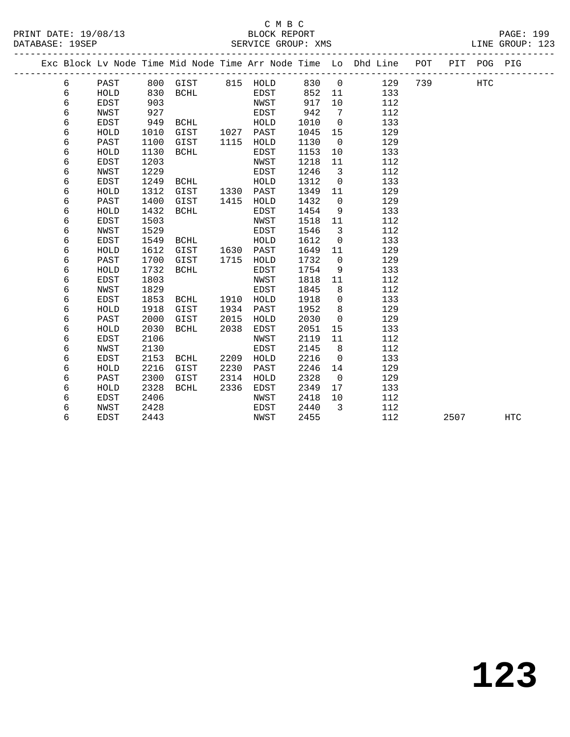C M B C
BLOCK REPORT
SERVICE GROUP: XMS

PRINT DATE: 19/08/13
DATABASE: 19SEP

LINE GROUP: 123

| Exc | Block | Lv | Node | Time | Mid Node | Time | Arr Node | Time | Lo | Dhd Line | POT | PIT | POG | PIG |
|---|---|---|---|---|---|---|---|---|---|---|---|---|---|---|
| | 6 | | PAST | 800 | GIST | 815 | HOLD | 830 | 0 | 129 | 739 | | HTC | |
| | 6 | | HOLD | 830 | BCHL | | EDST | 852 | 11 | 133 | | | | |
| | 6 | | EDST | 903 | | | NWST | 917 | 10 | 112 | | | | |
| | 6 | | NWST | 927 | | | EDST | 942 | 7 | 112 | | | | |
| | 6 | | EDST | 949 | BCHL | | HOLD | 1010 | 0 | 133 | | | | |
| | 6 | | HOLD | 1010 | GIST | 1027 | PAST | 1045 | 15 | 129 | | | | |
| | 6 | | PAST | 1100 | GIST | 1115 | HOLD | 1130 | 0 | 129 | | | | |
| | 6 | | HOLD | 1130 | BCHL | | EDST | 1153 | 10 | 133 | | | | |
| | 6 | | EDST | 1203 | | | NWST | 1218 | 11 | 112 | | | | |
| | 6 | | NWST | 1229 | | | EDST | 1246 | 3 | 112 | | | | |
| | 6 | | EDST | 1249 | BCHL | | HOLD | 1312 | 0 | 133 | | | | |
| | 6 | | HOLD | 1312 | GIST | 1330 | PAST | 1349 | 11 | 129 | | | | |
| | 6 | | PAST | 1400 | GIST | 1415 | HOLD | 1432 | 0 | 129 | | | | |
| | 6 | | HOLD | 1432 | BCHL | | EDST | 1454 | 9 | 133 | | | | |
| | 6 | | EDST | 1503 | | | NWST | 1518 | 11 | 112 | | | | |
| | 6 | | NWST | 1529 | | | EDST | 1546 | 3 | 112 | | | | |
| | 6 | | EDST | 1549 | BCHL | | HOLD | 1612 | 0 | 133 | | | | |
| | 6 | | HOLD | 1612 | GIST | 1630 | PAST | 1649 | 11 | 129 | | | | |
| | 6 | | PAST | 1700 | GIST | 1715 | HOLD | 1732 | 0 | 129 | | | | |
| | 6 | | HOLD | 1732 | BCHL | | EDST | 1754 | 9 | 133 | | | | |
| | 6 | | EDST | 1803 | | | NWST | 1818 | 11 | 112 | | | | |
| | 6 | | NWST | 1829 | | | EDST | 1845 | 8 | 112 | | | | |
| | 6 | | EDST | 1853 | BCHL | 1910 | HOLD | 1918 | 0 | 133 | | | | |
| | 6 | | HOLD | 1918 | GIST | 1934 | PAST | 1952 | 8 | 129 | | | | |
| | 6 | | PAST | 2000 | GIST | 2015 | HOLD | 2030 | 0 | 129 | | | | |
| | 6 | | HOLD | 2030 | BCHL | 2038 | EDST | 2051 | 15 | 133 | | | | |
| | 6 | | EDST | 2106 | | | NWST | 2119 | 11 | 112 | | | | |
| | 6 | | NWST | 2130 | | | EDST | 2145 | 8 | 112 | | | | |
| | 6 | | EDST | 2153 | BCHL | 2209 | HOLD | 2216 | 0 | 133 | | | | |
| | 6 | | HOLD | 2216 | GIST | 2230 | PAST | 2246 | 14 | 129 | | | | |
| | 6 | | PAST | 2300 | GIST | 2314 | HOLD | 2328 | 0 | 129 | | | | |
| | 6 | | HOLD | 2328 | BCHL | 2336 | EDST | 2349 | 17 | 133 | | | | |
| | 6 | | EDST | 2406 | | | NWST | 2418 | 10 | 112 | | | | |
| | 6 | | NWST | 2428 | | | EDST | 2440 | 3 | 112 | | | | |
| | 6 | | EDST | 2443 | | | NWST | 2455 | | 112 | | 2507 | | HTC |

# 123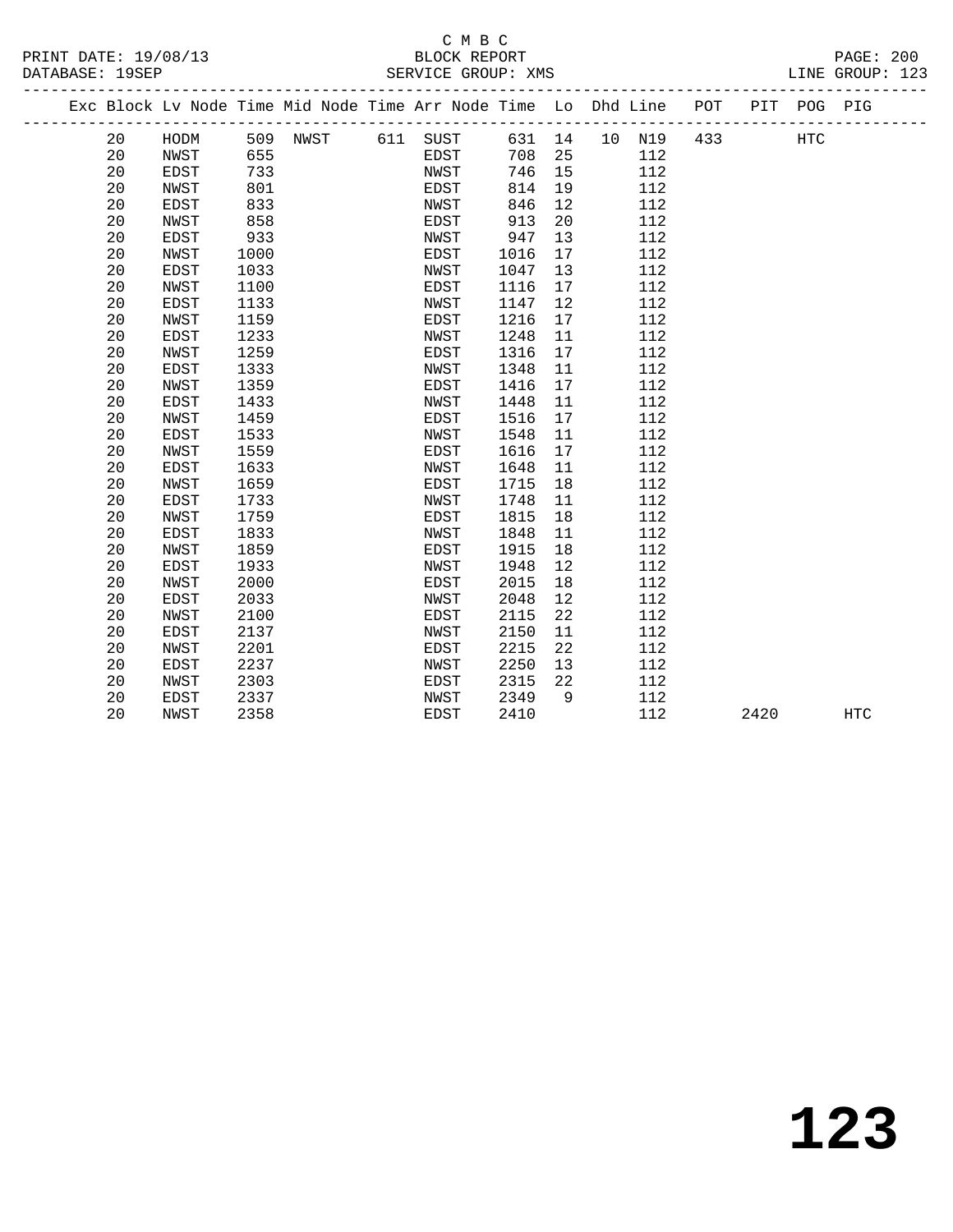C M B C
PRINT DATE: 19/08/13 BLOCK REPORT PAGE: 200
DATABASE: 19SEP SERVICE GROUP: XMS LINE GROUP: 123

| Exc | Block | Lv Node | Time | Mid Node | Time | Arr Node | Time | Lo | Dhd | Line | POT | PIT | POG | PIG |
|---|---|---|---|---|---|---|---|---|---|---|---|---|---|---|
| | 20 | HODM | 509 | NWST | 611 | SUST | 631 | 14 | 10 | N19 | 433 | | HTC | |
| | 20 | NWST | 655 | | | EDST | 708 | 25 | | 112 | | | | |
| | 20 | EDST | 733 | | | NWST | 746 | 15 | | 112 | | | | |
| | 20 | NWST | 801 | | | EDST | 814 | 19 | | 112 | | | | |
| | 20 | EDST | 833 | | | NWST | 846 | 12 | | 112 | | | | |
| | 20 | NWST | 858 | | | EDST | 913 | 20 | | 112 | | | | |
| | 20 | EDST | 933 | | | NWST | 947 | 13 | | 112 | | | | |
| | 20 | NWST | 1000 | | | EDST | 1016 | 17 | | 112 | | | | |
| | 20 | EDST | 1033 | | | NWST | 1047 | 13 | | 112 | | | | |
| | 20 | NWST | 1100 | | | EDST | 1116 | 17 | | 112 | | | | |
| | 20 | EDST | 1133 | | | NWST | 1147 | 12 | | 112 | | | | |
| | 20 | NWST | 1159 | | | EDST | 1216 | 17 | | 112 | | | | |
| | 20 | EDST | 1233 | | | NWST | 1248 | 11 | | 112 | | | | |
| | 20 | NWST | 1259 | | | EDST | 1316 | 17 | | 112 | | | | |
| | 20 | EDST | 1333 | | | NWST | 1348 | 11 | | 112 | | | | |
| | 20 | NWST | 1359 | | | EDST | 1416 | 17 | | 112 | | | | |
| | 20 | EDST | 1433 | | | NWST | 1448 | 11 | | 112 | | | | |
| | 20 | NWST | 1459 | | | EDST | 1516 | 17 | | 112 | | | | |
| | 20 | EDST | 1533 | | | NWST | 1548 | 11 | | 112 | | | | |
| | 20 | NWST | 1559 | | | EDST | 1616 | 17 | | 112 | | | | |
| | 20 | EDST | 1633 | | | NWST | 1648 | 11 | | 112 | | | | |
| | 20 | NWST | 1659 | | | EDST | 1715 | 18 | | 112 | | | | |
| | 20 | EDST | 1733 | | | NWST | 1748 | 11 | | 112 | | | | |
| | 20 | NWST | 1759 | | | EDST | 1815 | 18 | | 112 | | | | |
| | 20 | EDST | 1833 | | | NWST | 1848 | 11 | | 112 | | | | |
| | 20 | NWST | 1859 | | | EDST | 1915 | 18 | | 112 | | | | |
| | 20 | EDST | 1933 | | | NWST | 1948 | 12 | | 112 | | | | |
| | 20 | NWST | 2000 | | | EDST | 2015 | 18 | | 112 | | | | |
| | 20 | EDST | 2033 | | | NWST | 2048 | 12 | | 112 | | | | |
| | 20 | NWST | 2100 | | | EDST | 2115 | 22 | | 112 | | | | |
| | 20 | EDST | 2137 | | | NWST | 2150 | 11 | | 112 | | | | |
| | 20 | NWST | 2201 | | | EDST | 2215 | 22 | | 112 | | | | |
| | 20 | EDST | 2237 | | | NWST | 2250 | 13 | | 112 | | | | |
| | 20 | NWST | 2303 | | | EDST | 2315 | 22 | | 112 | | | | |
| | 20 | EDST | 2337 | | | NWST | 2349 | 9 | | 112 | | | | |
| | 20 | NWST | 2358 | | | EDST | 2410 | | | 112 | | 2420 | | HTC |

# 123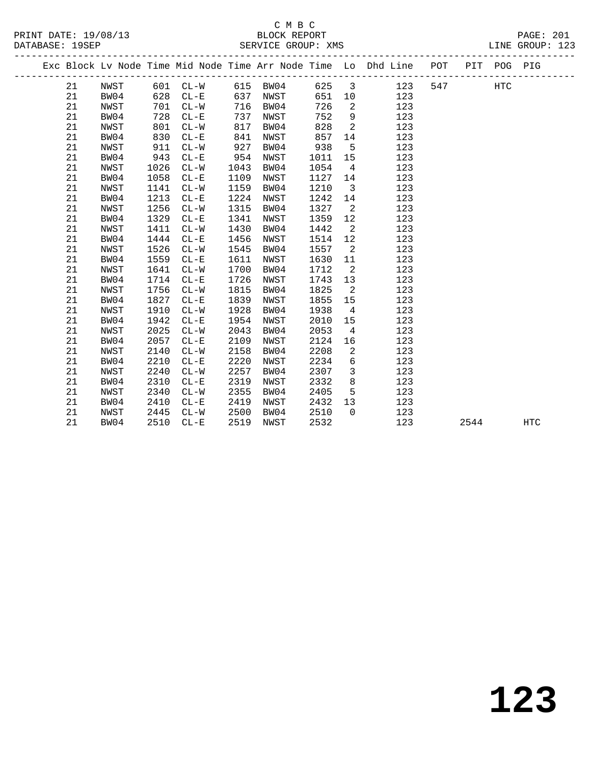C M B C
BLOCK REPORT
SERVICE GROUP: XMS

PRINT DATE: 19/08/13
DATABASE: 19SEP
LINE GROUP: 123

| Exc | Block | Lv | Node | Time | Mid Node | Time | Arr Node | Time | Lo | Dhd Line | POT | PIT | POG | PIG |
|---|---|---|---|---|---|---|---|---|---|---|---|---|---|---|
| | 21 | | NWST | 601 | CL-W | 615 | BW04 | 625 | 3 | 123 | 547 | | HTC | |
| | 21 | | BW04 | 628 | CL-E | 637 | NWST | 651 | 10 | 123 | | | | |
| | 21 | | NWST | 701 | CL-W | 716 | BW04 | 726 | 2 | 123 | | | | |
| | 21 | | BW04 | 728 | CL-E | 737 | NWST | 752 | 9 | 123 | | | | |
| | 21 | | NWST | 801 | CL-W | 817 | BW04 | 828 | 2 | 123 | | | | |
| | 21 | | BW04 | 830 | CL-E | 841 | NWST | 857 | 14 | 123 | | | | |
| | 21 | | NWST | 911 | CL-W | 927 | BW04 | 938 | 5 | 123 | | | | |
| | 21 | | BW04 | 943 | CL-E | 954 | NWST | 1011 | 15 | 123 | | | | |
| | 21 | | NWST | 1026 | CL-W | 1043 | BW04 | 1054 | 4 | 123 | | | | |
| | 21 | | BW04 | 1058 | CL-E | 1109 | NWST | 1127 | 14 | 123 | | | | |
| | 21 | | NWST | 1141 | CL-W | 1159 | BW04 | 1210 | 3 | 123 | | | | |
| | 21 | | BW04 | 1213 | CL-E | 1224 | NWST | 1242 | 14 | 123 | | | | |
| | 21 | | NWST | 1256 | CL-W | 1315 | BW04 | 1327 | 2 | 123 | | | | |
| | 21 | | BW04 | 1329 | CL-E | 1341 | NWST | 1359 | 12 | 123 | | | | |
| | 21 | | NWST | 1411 | CL-W | 1430 | BW04 | 1442 | 2 | 123 | | | | |
| | 21 | | BW04 | 1444 | CL-E | 1456 | NWST | 1514 | 12 | 123 | | | | |
| | 21 | | NWST | 1526 | CL-W | 1545 | BW04 | 1557 | 2 | 123 | | | | |
| | 21 | | BW04 | 1559 | CL-E | 1611 | NWST | 1630 | 11 | 123 | | | | |
| | 21 | | NWST | 1641 | CL-W | 1700 | BW04 | 1712 | 2 | 123 | | | | |
| | 21 | | BW04 | 1714 | CL-E | 1726 | NWST | 1743 | 13 | 123 | | | | |
| | 21 | | NWST | 1756 | CL-W | 1815 | BW04 | 1825 | 2 | 123 | | | | |
| | 21 | | BW04 | 1827 | CL-E | 1839 | NWST | 1855 | 15 | 123 | | | | |
| | 21 | | NWST | 1910 | CL-W | 1928 | BW04 | 1938 | 4 | 123 | | | | |
| | 21 | | BW04 | 1942 | CL-E | 1954 | NWST | 2010 | 15 | 123 | | | | |
| | 21 | | NWST | 2025 | CL-W | 2043 | BW04 | 2053 | 4 | 123 | | | | |
| | 21 | | BW04 | 2057 | CL-E | 2109 | NWST | 2124 | 16 | 123 | | | | |
| | 21 | | NWST | 2140 | CL-W | 2158 | BW04 | 2208 | 2 | 123 | | | | |
| | 21 | | BW04 | 2210 | CL-E | 2220 | NWST | 2234 | 6 | 123 | | | | |
| | 21 | | NWST | 2240 | CL-W | 2257 | BW04 | 2307 | 3 | 123 | | | | |
| | 21 | | BW04 | 2310 | CL-E | 2319 | NWST | 2332 | 8 | 123 | | | | |
| | 21 | | NWST | 2340 | CL-W | 2355 | BW04 | 2405 | 5 | 123 | | | | |
| | 21 | | BW04 | 2410 | CL-E | 2419 | NWST | 2432 | 13 | 123 | | | | |
| | 21 | | NWST | 2445 | CL-W | 2500 | BW04 | 2510 | 0 | 123 | | | | |
| | 21 | | BW04 | 2510 | CL-E | 2519 | NWST | 2532 | | 123 | | 2544 | | HTC |

# 123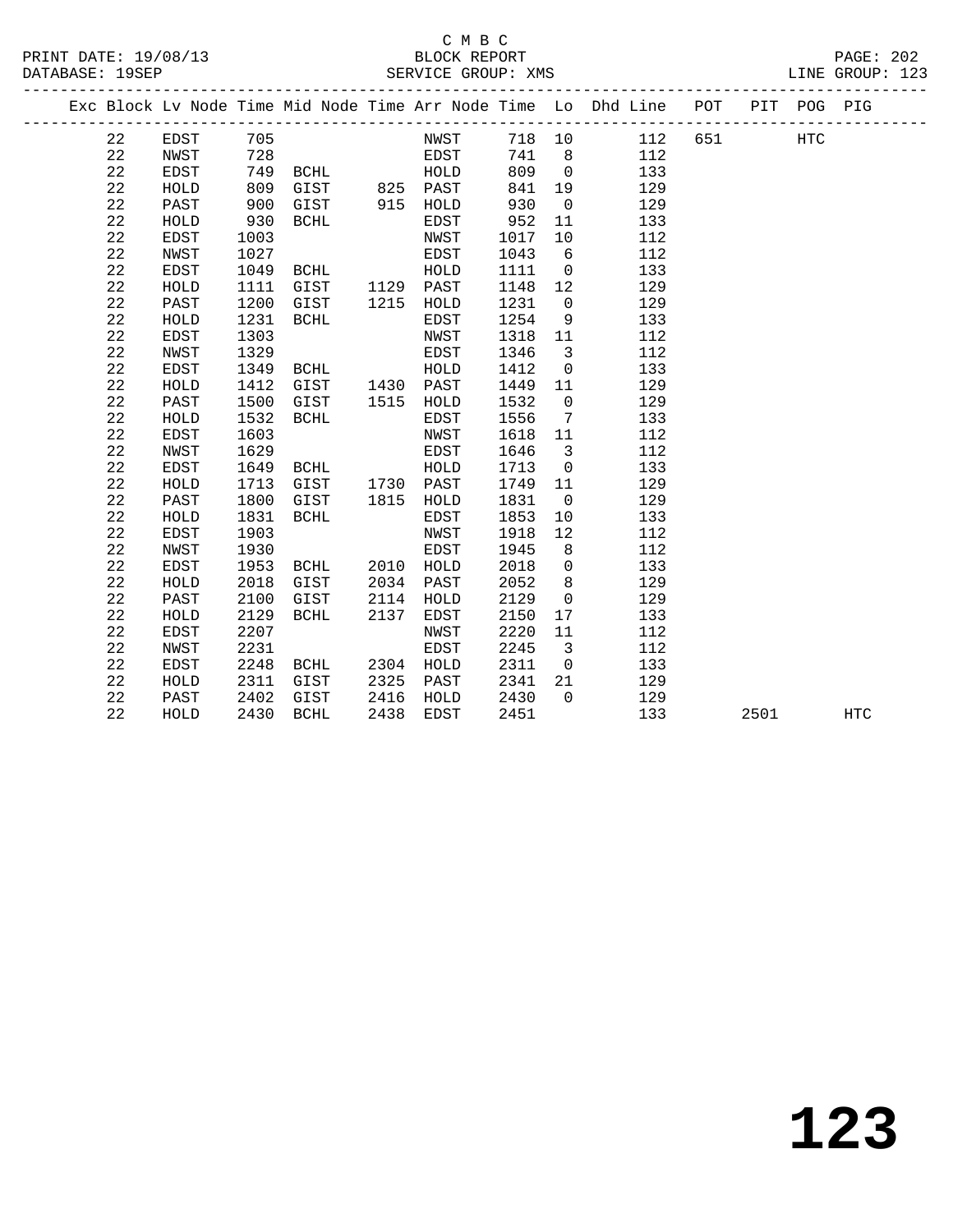C M B C
BLOCK REPORT
SERVICE GROUP: XMS

PRINT DATE: 19/08/13
DATABASE: 19SEP
LINE GROUP: 123

| Exc | Block | Lv | Node | Time | Mid Node | Time | Arr Node | Time | Lo | Dhd Line | POT | PIT | POG | PIG |
|---|---|---|---|---|---|---|---|---|---|---|---|---|---|---|
| | 22 | | EDST | 705 | | | NWST | 718 | 10 | 112 | 651 | | HTC | |
| | 22 | | NWST | 728 | | | EDST | 741 | 8 | 112 | | | | |
| | 22 | | EDST | 749 | BCHL | | HOLD | 809 | 0 | 133 | | | | |
| | 22 | | HOLD | 809 | GIST | 825 | PAST | 841 | 19 | 129 | | | | |
| | 22 | | PAST | 900 | GIST | 915 | HOLD | 930 | 0 | 129 | | | | |
| | 22 | | HOLD | 930 | BCHL | | EDST | 952 | 11 | 133 | | | | |
| | 22 | | EDST | 1003 | | | NWST | 1017 | 10 | 112 | | | | |
| | 22 | | NWST | 1027 | | | EDST | 1043 | 6 | 112 | | | | |
| | 22 | | EDST | 1049 | BCHL | | HOLD | 1111 | 0 | 133 | | | | |
| | 22 | | HOLD | 1111 | GIST | 1129 | PAST | 1148 | 12 | 129 | | | | |
| | 22 | | PAST | 1200 | GIST | 1215 | HOLD | 1231 | 0 | 129 | | | | |
| | 22 | | HOLD | 1231 | BCHL | | EDST | 1254 | 9 | 133 | | | | |
| | 22 | | EDST | 1303 | | | NWST | 1318 | 11 | 112 | | | | |
| | 22 | | NWST | 1329 | | | EDST | 1346 | 3 | 112 | | | | |
| | 22 | | EDST | 1349 | BCHL | | HOLD | 1412 | 0 | 133 | | | | |
| | 22 | | HOLD | 1412 | GIST | 1430 | PAST | 1449 | 11 | 129 | | | | |
| | 22 | | PAST | 1500 | GIST | 1515 | HOLD | 1532 | 0 | 129 | | | | |
| | 22 | | HOLD | 1532 | BCHL | | EDST | 1556 | 7 | 133 | | | | |
| | 22 | | EDST | 1603 | | | NWST | 1618 | 11 | 112 | | | | |
| | 22 | | NWST | 1629 | | | EDST | 1646 | 3 | 112 | | | | |
| | 22 | | EDST | 1649 | BCHL | | HOLD | 1713 | 0 | 133 | | | | |
| | 22 | | HOLD | 1713 | GIST | 1730 | PAST | 1749 | 11 | 129 | | | | |
| | 22 | | PAST | 1800 | GIST | 1815 | HOLD | 1831 | 0 | 129 | | | | |
| | 22 | | HOLD | 1831 | BCHL | | EDST | 1853 | 10 | 133 | | | | |
| | 22 | | EDST | 1903 | | | NWST | 1918 | 12 | 112 | | | | |
| | 22 | | NWST | 1930 | | | EDST | 1945 | 8 | 112 | | | | |
| | 22 | | EDST | 1953 | BCHL | 2010 | HOLD | 2018 | 0 | 133 | | | | |
| | 22 | | HOLD | 2018 | GIST | 2034 | PAST | 2052 | 8 | 129 | | | | |
| | 22 | | PAST | 2100 | GIST | 2114 | HOLD | 2129 | 0 | 129 | | | | |
| | 22 | | HOLD | 2129 | BCHL | 2137 | EDST | 2150 | 17 | 133 | | | | |
| | 22 | | EDST | 2207 | | | NWST | 2220 | 11 | 112 | | | | |
| | 22 | | NWST | 2231 | | | EDST | 2245 | 3 | 112 | | | | |
| | 22 | | EDST | 2248 | BCHL | 2304 | HOLD | 2311 | 0 | 133 | | | | |
| | 22 | | HOLD | 2311 | GIST | 2325 | PAST | 2341 | 21 | 129 | | | | |
| | 22 | | PAST | 2402 | GIST | 2416 | HOLD | 2430 | 0 | 129 | | | | |
| | 22 | | HOLD | 2430 | BCHL | 2438 | EDST | 2451 | | 133 | | 2501 | | HTC |

# 123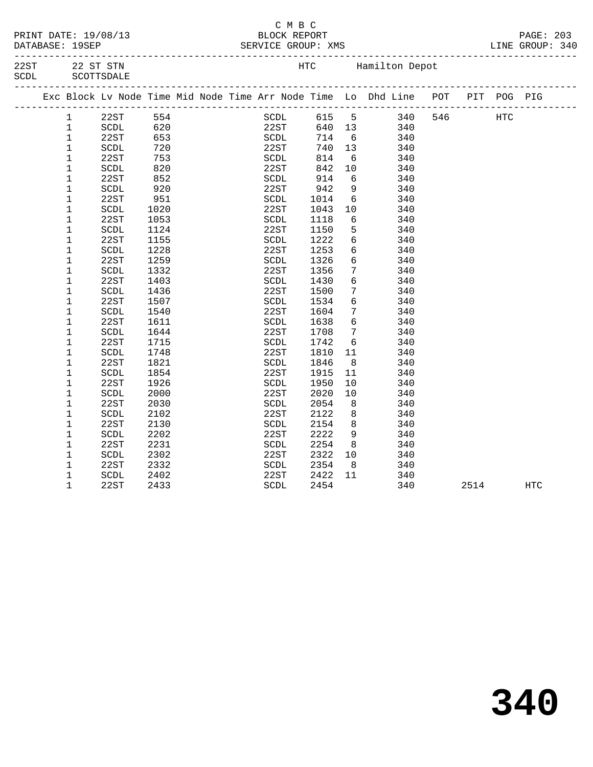C M B C

PRINT DATE: 19/08/13 BLOCK REPORT
DATABASE: 19SEP SERVICE GROUP: XMS LINE GROUP: 340

22ST 22 ST STN HTC Hamilton Depot
SCDL SCOTTSDALE

| Exc | Block | Lv Node | Time | Mid Node | Time | Arr Node | Time | Lo | Dhd Line | POT | PIT | POG | PIG |
|---|---|---|---|---|---|---|---|---|---|---|---|---|---|
| | 1 | 22ST | 554 | | | SCDL | 615 | 5 | 340 | 546 | | HTC | |
| | 1 | SCDL | 620 | | | 22ST | 640 | 13 | 340 | | | | |
| | 1 | 22ST | 653 | | | SCDL | 714 | 6 | 340 | | | | |
| | 1 | SCDL | 720 | | | 22ST | 740 | 13 | 340 | | | | |
| | 1 | 22ST | 753 | | | SCDL | 814 | 6 | 340 | | | | |
| | 1 | SCDL | 820 | | | 22ST | 842 | 10 | 340 | | | | |
| | 1 | 22ST | 852 | | | SCDL | 914 | 6 | 340 | | | | |
| | 1 | SCDL | 920 | | | 22ST | 942 | 9 | 340 | | | | |
| | 1 | 22ST | 951 | | | SCDL | 1014 | 6 | 340 | | | | |
| | 1 | SCDL | 1020 | | | 22ST | 1043 | 10 | 340 | | | | |
| | 1 | 22ST | 1053 | | | SCDL | 1118 | 6 | 340 | | | | |
| | 1 | SCDL | 1124 | | | 22ST | 1150 | 5 | 340 | | | | |
| | 1 | 22ST | 1155 | | | SCDL | 1222 | 6 | 340 | | | | |
| | 1 | SCDL | 1228 | | | 22ST | 1253 | 6 | 340 | | | | |
| | 1 | 22ST | 1259 | | | SCDL | 1326 | 6 | 340 | | | | |
| | 1 | SCDL | 1332 | | | 22ST | 1356 | 7 | 340 | | | | |
| | 1 | 22ST | 1403 | | | SCDL | 1430 | 6 | 340 | | | | |
| | 1 | SCDL | 1436 | | | 22ST | 1500 | 7 | 340 | | | | |
| | 1 | 22ST | 1507 | | | SCDL | 1534 | 6 | 340 | | | | |
| | 1 | SCDL | 1540 | | | 22ST | 1604 | 7 | 340 | | | | |
| | 1 | 22ST | 1611 | | | SCDL | 1638 | 6 | 340 | | | | |
| | 1 | SCDL | 1644 | | | 22ST | 1708 | 7 | 340 | | | | |
| | 1 | 22ST | 1715 | | | SCDL | 1742 | 6 | 340 | | | | |
| | 1 | SCDL | 1748 | | | 22ST | 1810 | 11 | 340 | | | | |
| | 1 | 22ST | 1821 | | | SCDL | 1846 | 8 | 340 | | | | |
| | 1 | SCDL | 1854 | | | 22ST | 1915 | 11 | 340 | | | | |
| | 1 | 22ST | 1926 | | | SCDL | 1950 | 10 | 340 | | | | |
| | 1 | SCDL | 2000 | | | 22ST | 2020 | 10 | 340 | | | | |
| | 1 | 22ST | 2030 | | | SCDL | 2054 | 8 | 340 | | | | |
| | 1 | SCDL | 2102 | | | 22ST | 2122 | 8 | 340 | | | | |
| | 1 | 22ST | 2130 | | | SCDL | 2154 | 8 | 340 | | | | |
| | 1 | SCDL | 2202 | | | 22ST | 2222 | 9 | 340 | | | | |
| | 1 | 22ST | 2231 | | | SCDL | 2254 | 8 | 340 | | | | |
| | 1 | SCDL | 2302 | | | 22ST | 2322 | 10 | 340 | | | | |
| | 1 | 22ST | 2332 | | | SCDL | 2354 | 8 | 340 | | | | |
| | 1 | SCDL | 2402 | | | 22ST | 2422 | 11 | 340 | | | | |
| | 1 | 22ST | 2433 | | | SCDL | 2454 | | 340 | | 2514 | | HTC |

# 340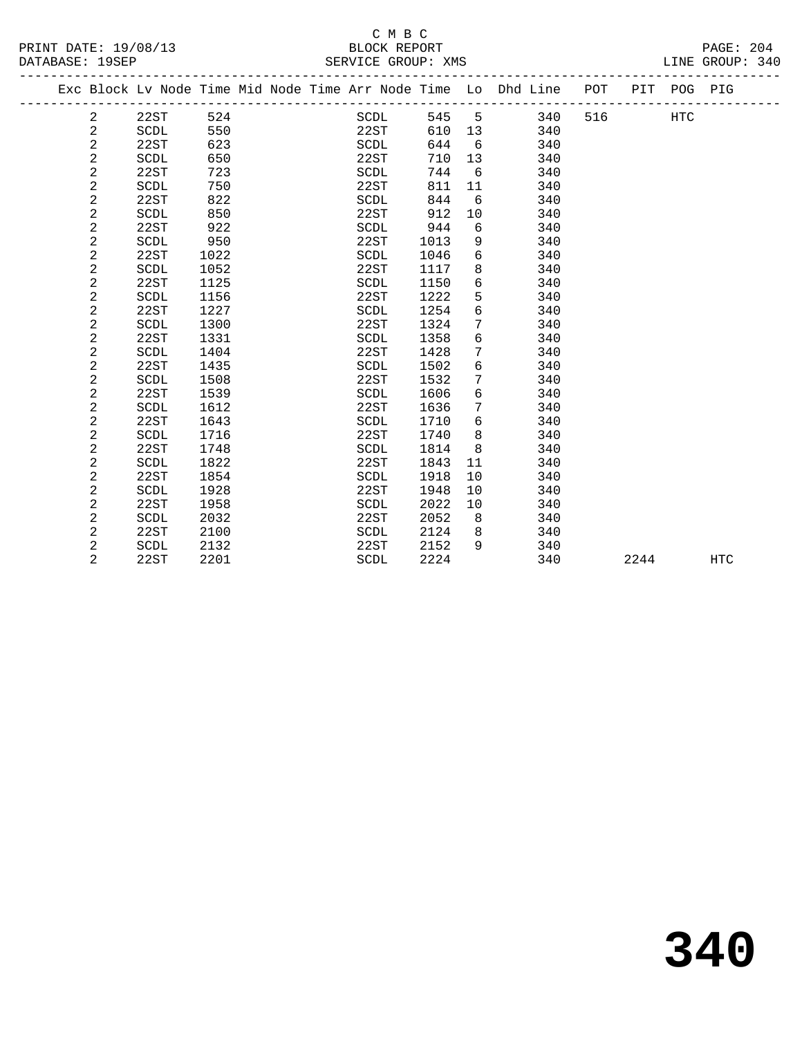C M B C
PRINT DATE: 19/08/13 BLOCK REPORT
DATABASE: 19SEP SERVICE GROUP: XMS LINE GROUP: 340

| Exc | Block | Lv Node | Time | Mid Node | Time | Arr Node | Time | Lo | Dhd Line | POT | PIT | POG | PIG |
|---|---|---|---|---|---|---|---|---|---|---|---|---|---|
| | 2 | 22ST | 524 | | | SCDL | 545 | 5 | 340 | 516 | | HTC | |
| | 2 | SCDL | 550 | | | 22ST | 610 | 13 | 340 | | | | |
| | 2 | 22ST | 623 | | | SCDL | 644 | 6 | 340 | | | | |
| | 2 | SCDL | 650 | | | 22ST | 710 | 13 | 340 | | | | |
| | 2 | 22ST | 723 | | | SCDL | 744 | 6 | 340 | | | | |
| | 2 | SCDL | 750 | | | 22ST | 811 | 11 | 340 | | | | |
| | 2 | 22ST | 822 | | | SCDL | 844 | 6 | 340 | | | | |
| | 2 | SCDL | 850 | | | 22ST | 912 | 10 | 340 | | | | |
| | 2 | 22ST | 922 | | | SCDL | 944 | 6 | 340 | | | | |
| | 2 | SCDL | 950 | | | 22ST | 1013 | 9 | 340 | | | | |
| | 2 | 22ST | 1022 | | | SCDL | 1046 | 6 | 340 | | | | |
| | 2 | SCDL | 1052 | | | 22ST | 1117 | 8 | 340 | | | | |
| | 2 | 22ST | 1125 | | | SCDL | 1150 | 6 | 340 | | | | |
| | 2 | SCDL | 1156 | | | 22ST | 1222 | 5 | 340 | | | | |
| | 2 | 22ST | 1227 | | | SCDL | 1254 | 6 | 340 | | | | |
| | 2 | SCDL | 1300 | | | 22ST | 1324 | 7 | 340 | | | | |
| | 2 | 22ST | 1331 | | | SCDL | 1358 | 6 | 340 | | | | |
| | 2 | SCDL | 1404 | | | 22ST | 1428 | 7 | 340 | | | | |
| | 2 | 22ST | 1435 | | | SCDL | 1502 | 6 | 340 | | | | |
| | 2 | SCDL | 1508 | | | 22ST | 1532 | 7 | 340 | | | | |
| | 2 | 22ST | 1539 | | | SCDL | 1606 | 6 | 340 | | | | |
| | 2 | SCDL | 1612 | | | 22ST | 1636 | 7 | 340 | | | | |
| | 2 | 22ST | 1643 | | | SCDL | 1710 | 6 | 340 | | | | |
| | 2 | SCDL | 1716 | | | 22ST | 1740 | 8 | 340 | | | | |
| | 2 | 22ST | 1748 | | | SCDL | 1814 | 8 | 340 | | | | |
| | 2 | SCDL | 1822 | | | 22ST | 1843 | 11 | 340 | | | | |
| | 2 | 22ST | 1854 | | | SCDL | 1918 | 10 | 340 | | | | |
| | 2 | SCDL | 1928 | | | 22ST | 1948 | 10 | 340 | | | | |
| | 2 | 22ST | 1958 | | | SCDL | 2022 | 10 | 340 | | | | |
| | 2 | SCDL | 2032 | | | 22ST | 2052 | 8 | 340 | | | | |
| | 2 | 22ST | 2100 | | | SCDL | 2124 | 8 | 340 | | | | |
| | 2 | SCDL | 2132 | | | 22ST | 2152 | 9 | 340 | | | | |
| | 2 | 22ST | 2201 | | | SCDL | 2224 | | 340 | | 2244 | | HTC |

# 340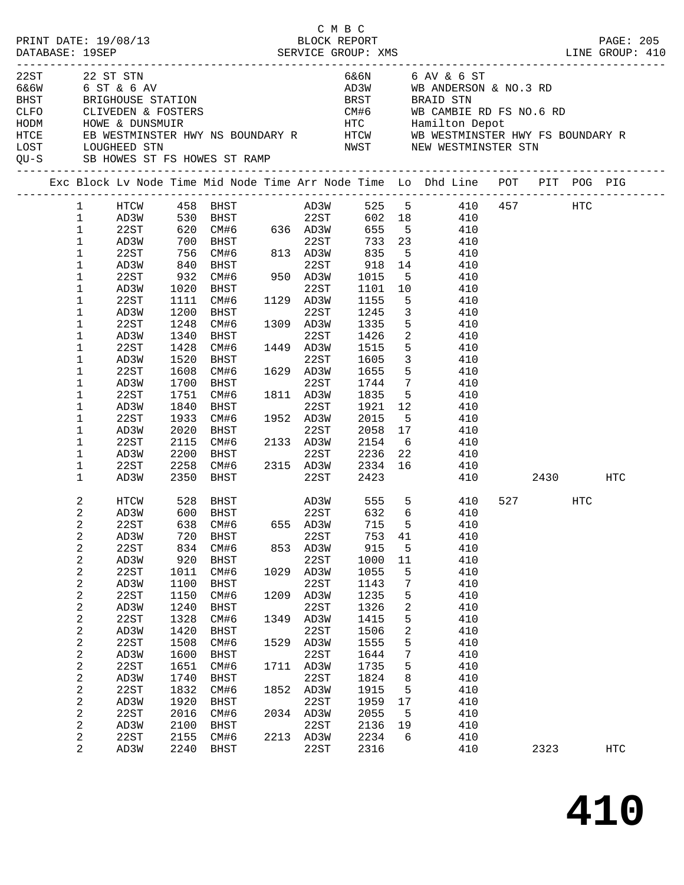C M B C
PRINT DATE: 19/08/13 BLOCK REPORT
DATABASE: 19SEP SERVICE GROUP: XMS LINE GROUP: 410

| Code | Description | Code | Description |
|---|---|---|---|
| 22ST | 22 ST STN | 6&6N | 6 AV & 6 ST |
| 6&6W | 6 ST & 6 AV | AD3W | WB ANDERSON & NO.3 RD |
| BHST | BRIGHOUSE STATION | BRST | BRAID STN |
| CLFO | CLIVEDEN & FOSTERS | CM#6 | WB CAMBIE RD FS NO.6 RD |
| HODM | HOWE & DUNSMUIR | HTC | Hamilton Depot |
| HTCE | EB WESTMINSTER HWY NS BOUNDARY R | HTCW | WB WESTMINSTER HWY FS BOUNDARY R |
| LOST | LOUGHEED STN | NWST | NEW WESTMINSTER STN |
| QU-S | SB HOWES ST FS HOWES ST RAMP | | |

| Exc | Block | Lv Node | Time | Mid Node | Time | Arr Node | Time | Lo | Dhd Line | POT | PIT | POG | PIG |
|---|---|---|---|---|---|---|---|---|---|---|---|---|---|
| | 1 | HTCW | 458 | BHST | | AD3W | 525 | 5 | 410 | 457 | | HTC | |
| | 1 | AD3W | 530 | BHST | | 22ST | 602 | 18 | 410 | | | | |
| | 1 | 22ST | 620 | CM#6 | 636 | AD3W | 655 | 5 | 410 | | | | |
| | 1 | AD3W | 700 | BHST | | 22ST | 733 | 23 | 410 | | | | |
| | 1 | 22ST | 756 | CM#6 | 813 | AD3W | 835 | 5 | 410 | | | | |
| | 1 | AD3W | 840 | BHST | | 22ST | 918 | 14 | 410 | | | | |
| | 1 | 22ST | 932 | CM#6 | 950 | AD3W | 1015 | 5 | 410 | | | | |
| | 1 | AD3W | 1020 | BHST | | 22ST | 1101 | 10 | 410 | | | | |
| | 1 | 22ST | 1111 | CM#6 | 1129 | AD3W | 1155 | 5 | 410 | | | | |
| | 1 | AD3W | 1200 | BHST | | 22ST | 1245 | 3 | 410 | | | | |
| | 1 | 22ST | 1248 | CM#6 | 1309 | AD3W | 1335 | 5 | 410 | | | | |
| | 1 | AD3W | 1340 | BHST | | 22ST | 1426 | 2 | 410 | | | | |
| | 1 | 22ST | 1428 | CM#6 | 1449 | AD3W | 1515 | 5 | 410 | | | | |
| | 1 | AD3W | 1520 | BHST | | 22ST | 1605 | 3 | 410 | | | | |
| | 1 | 22ST | 1608 | CM#6 | 1629 | AD3W | 1655 | 5 | 410 | | | | |
| | 1 | AD3W | 1700 | BHST | | 22ST | 1744 | 7 | 410 | | | | |
| | 1 | 22ST | 1751 | CM#6 | 1811 | AD3W | 1835 | 5 | 410 | | | | |
| | 1 | AD3W | 1840 | BHST | | 22ST | 1921 | 12 | 410 | | | | |
| | 1 | 22ST | 1933 | CM#6 | 1952 | AD3W | 2015 | 5 | 410 | | | | |
| | 1 | AD3W | 2020 | BHST | | 22ST | 2058 | 17 | 410 | | | | |
| | 1 | 22ST | 2115 | CM#6 | 2133 | AD3W | 2154 | 6 | 410 | | | | |
| | 1 | AD3W | 2200 | BHST | | 22ST | 2236 | 22 | 410 | | | | |
| | 1 | 22ST | 2258 | CM#6 | 2315 | AD3W | 2334 | 16 | 410 | | | | |
| | 1 | AD3W | 2350 | BHST | | 22ST | 2423 | | 410 | | 2430 | | HTC |
| | 2 | HTCW | 528 | BHST | | AD3W | 555 | 5 | 410 | 527 | | HTC | |
| | 2 | AD3W | 600 | BHST | | 22ST | 632 | 6 | 410 | | | | |
| | 2 | 22ST | 638 | CM#6 | 655 | AD3W | 715 | 5 | 410 | | | | |
| | 2 | AD3W | 720 | BHST | | 22ST | 753 | 41 | 410 | | | | |
| | 2 | 22ST | 834 | CM#6 | 853 | AD3W | 915 | 5 | 410 | | | | |
| | 2 | AD3W | 920 | BHST | | 22ST | 1000 | 11 | 410 | | | | |
| | 2 | 22ST | 1011 | CM#6 | 1029 | AD3W | 1055 | 5 | 410 | | | | |
| | 2 | AD3W | 1100 | BHST | | 22ST | 1143 | 7 | 410 | | | | |
| | 2 | 22ST | 1150 | CM#6 | 1209 | AD3W | 1235 | 5 | 410 | | | | |
| | 2 | AD3W | 1240 | BHST | | 22ST | 1326 | 2 | 410 | | | | |
| | 2 | 22ST | 1328 | CM#6 | 1349 | AD3W | 1415 | 5 | 410 | | | | |
| | 2 | AD3W | 1420 | BHST | | 22ST | 1506 | 2 | 410 | | | | |
| | 2 | 22ST | 1508 | CM#6 | 1529 | AD3W | 1555 | 5 | 410 | | | | |
| | 2 | AD3W | 1600 | BHST | | 22ST | 1644 | 7 | 410 | | | | |
| | 2 | 22ST | 1651 | CM#6 | 1711 | AD3W | 1735 | 5 | 410 | | | | |
| | 2 | AD3W | 1740 | BHST | | 22ST | 1824 | 8 | 410 | | | | |
| | 2 | 22ST | 1832 | CM#6 | 1852 | AD3W | 1915 | 5 | 410 | | | | |
| | 2 | AD3W | 1920 | BHST | | 22ST | 1959 | 17 | 410 | | | | |
| | 2 | 22ST | 2016 | CM#6 | 2034 | AD3W | 2055 | 5 | 410 | | | | |
| | 2 | AD3W | 2100 | BHST | | 22ST | 2136 | 19 | 410 | | | | |
| | 2 | 22ST | 2155 | CM#6 | 2213 | AD3W | 2234 | 6 | 410 | | | | |
| | 2 | AD3W | 2240 | BHST | | 22ST | 2316 | | 410 | | 2323 | | HTC |

# 410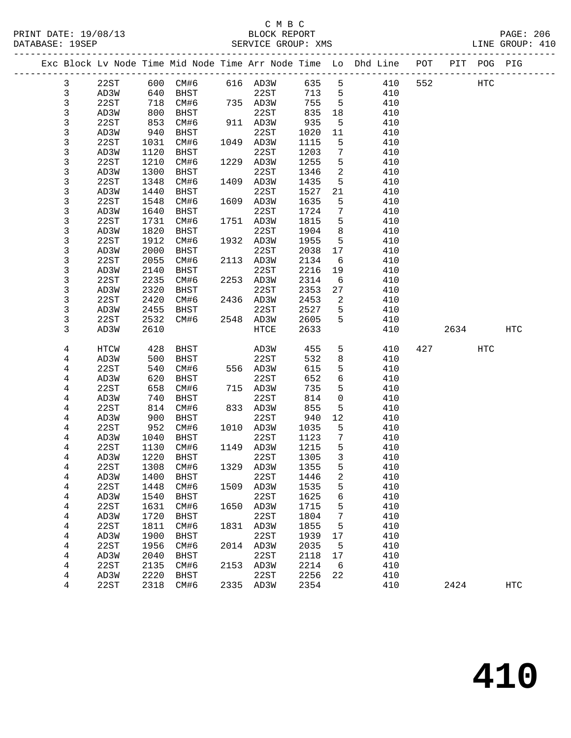C M B C

BLOCK REPORT

SERVICE GROUP: XMS

PRINT DATE: 19/08/13
DATABASE: 19SEP
LINE GROUP: 410

| Exc | Block | Lv Node | Time | Mid Node | Time | Arr Node | Time | Lo | Dhd Line | POT | PIT | POG | PIG |
|---|---|---|---|---|---|---|---|---|---|---|---|---|---|
| | 3 | 22ST | 600 | CM#6 | 616 | AD3W | 635 | 5 | 410 | 552 | | HTC | |
| | 3 | AD3W | 640 | BHST | | 22ST | 713 | 5 | 410 | | | | |
| | 3 | 22ST | 718 | CM#6 | 735 | AD3W | 755 | 5 | 410 | | | | |
| | 3 | AD3W | 800 | BHST | | 22ST | 835 | 18 | 410 | | | | |
| | 3 | 22ST | 853 | CM#6 | 911 | AD3W | 935 | 5 | 410 | | | | |
| | 3 | AD3W | 940 | BHST | | 22ST | 1020 | 11 | 410 | | | | |
| | 3 | 22ST | 1031 | CM#6 | 1049 | AD3W | 1115 | 5 | 410 | | | | |
| | 3 | AD3W | 1120 | BHST | | 22ST | 1203 | 7 | 410 | | | | |
| | 3 | 22ST | 1210 | CM#6 | 1229 | AD3W | 1255 | 5 | 410 | | | | |
| | 3 | AD3W | 1300 | BHST | | 22ST | 1346 | 2 | 410 | | | | |
| | 3 | 22ST | 1348 | CM#6 | 1409 | AD3W | 1435 | 5 | 410 | | | | |
| | 3 | AD3W | 1440 | BHST | | 22ST | 1527 | 21 | 410 | | | | |
| | 3 | 22ST | 1548 | CM#6 | 1609 | AD3W | 1635 | 5 | 410 | | | | |
| | 3 | AD3W | 1640 | BHST | | 22ST | 1724 | 7 | 410 | | | | |
| | 3 | 22ST | 1731 | CM#6 | 1751 | AD3W | 1815 | 5 | 410 | | | | |
| | 3 | AD3W | 1820 | BHST | | 22ST | 1904 | 8 | 410 | | | | |
| | 3 | 22ST | 1912 | CM#6 | 1932 | AD3W | 1955 | 5 | 410 | | | | |
| | 3 | AD3W | 2000 | BHST | | 22ST | 2038 | 17 | 410 | | | | |
| | 3 | 22ST | 2055 | CM#6 | 2113 | AD3W | 2134 | 6 | 410 | | | | |
| | 3 | AD3W | 2140 | BHST | | 22ST | 2216 | 19 | 410 | | | | |
| | 3 | 22ST | 2235 | CM#6 | 2253 | AD3W | 2314 | 6 | 410 | | | | |
| | 3 | AD3W | 2320 | BHST | | 22ST | 2353 | 27 | 410 | | | | |
| | 3 | 22ST | 2420 | CM#6 | 2436 | AD3W | 2453 | 2 | 410 | | | | |
| | 3 | AD3W | 2455 | BHST | | 22ST | 2527 | 5 | 410 | | | | |
| | 3 | 22ST | 2532 | CM#6 | 2548 | AD3W | 2605 | 5 | 410 | | | | |
| | 3 | AD3W | 2610 | | | HTCE | 2633 | | 410 | | 2634 | | HTC |
| | 4 | HTCW | 428 | BHST | | AD3W | 455 | 5 | 410 | 427 | | HTC | |
| | 4 | AD3W | 500 | BHST | | 22ST | 532 | 8 | 410 | | | | |
| | 4 | 22ST | 540 | CM#6 | 556 | AD3W | 615 | 5 | 410 | | | | |
| | 4 | AD3W | 620 | BHST | | 22ST | 652 | 6 | 410 | | | | |
| | 4 | 22ST | 658 | CM#6 | 715 | AD3W | 735 | 5 | 410 | | | | |
| | 4 | AD3W | 740 | BHST | | 22ST | 814 | 0 | 410 | | | | |
| | 4 | 22ST | 814 | CM#6 | 833 | AD3W | 855 | 5 | 410 | | | | |
| | 4 | AD3W | 900 | BHST | | 22ST | 940 | 12 | 410 | | | | |
| | 4 | 22ST | 952 | CM#6 | 1010 | AD3W | 1035 | 5 | 410 | | | | |
| | 4 | AD3W | 1040 | BHST | | 22ST | 1123 | 7 | 410 | | | | |
| | 4 | 22ST | 1130 | CM#6 | 1149 | AD3W | 1215 | 5 | 410 | | | | |
| | 4 | AD3W | 1220 | BHST | | 22ST | 1305 | 3 | 410 | | | | |
| | 4 | 22ST | 1308 | CM#6 | 1329 | AD3W | 1355 | 5 | 410 | | | | |
| | 4 | AD3W | 1400 | BHST | | 22ST | 1446 | 2 | 410 | | | | |
| | 4 | 22ST | 1448 | CM#6 | 1509 | AD3W | 1535 | 5 | 410 | | | | |
| | 4 | AD3W | 1540 | BHST | | 22ST | 1625 | 6 | 410 | | | | |
| | 4 | 22ST | 1631 | CM#6 | 1650 | AD3W | 1715 | 5 | 410 | | | | |
| | 4 | AD3W | 1720 | BHST | | 22ST | 1804 | 7 | 410 | | | | |
| | 4 | 22ST | 1811 | CM#6 | 1831 | AD3W | 1855 | 5 | 410 | | | | |
| | 4 | AD3W | 1900 | BHST | | 22ST | 1939 | 17 | 410 | | | | |
| | 4 | 22ST | 1956 | CM#6 | 2014 | AD3W | 2035 | 5 | 410 | | | | |
| | 4 | AD3W | 2040 | BHST | | 22ST | 2118 | 17 | 410 | | | | |
| | 4 | 22ST | 2135 | CM#6 | 2153 | AD3W | 2214 | 6 | 410 | | | | |
| | 4 | AD3W | 2220 | BHST | | 22ST | 2256 | 22 | 410 | | | | |
| | 4 | 22ST | 2318 | CM#6 | 2335 | AD3W | 2354 | | 410 | | 2424 | | HTC |

# 410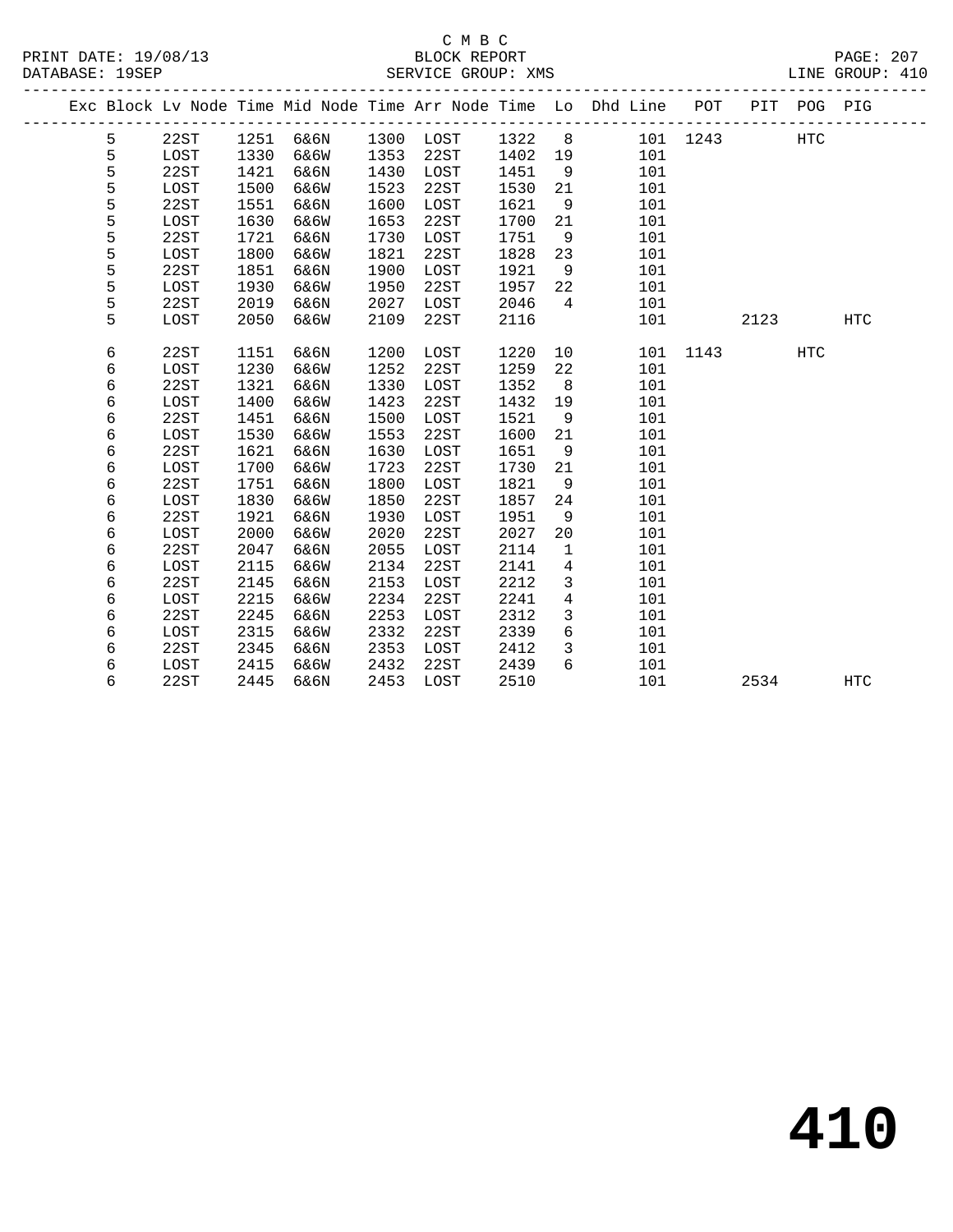C M B C
BLOCK REPORT
SERVICE GROUP: XMS

PRINT DATE: 19/08/13
DATABASE: 19SEP
LINE GROUP: 410

| Exc | Block | Lv Node | Time | Mid Node | Time | Arr Node | Time | Lo | Dhd Line | POT | PIT | POG | PIG |
|---|---|---|---|---|---|---|---|---|---|---|---|---|---|
| | 5 | 22ST | 1251 | 6&6N | 1300 | LOST | 1322 | 8 | 101 | 1243 | | HTC | |
| | 5 | LOST | 1330 | 6&6W | 1353 | 22ST | 1402 | 19 | 101 | | | | |
| | 5 | 22ST | 1421 | 6&6N | 1430 | LOST | 1451 | 9 | 101 | | | | |
| | 5 | LOST | 1500 | 6&6W | 1523 | 22ST | 1530 | 21 | 101 | | | | |
| | 5 | 22ST | 1551 | 6&6N | 1600 | LOST | 1621 | 9 | 101 | | | | |
| | 5 | LOST | 1630 | 6&6W | 1653 | 22ST | 1700 | 21 | 101 | | | | |
| | 5 | 22ST | 1721 | 6&6N | 1730 | LOST | 1751 | 9 | 101 | | | | |
| | 5 | LOST | 1800 | 6&6W | 1821 | 22ST | 1828 | 23 | 101 | | | | |
| | 5 | 22ST | 1851 | 6&6N | 1900 | LOST | 1921 | 9 | 101 | | | | |
| | 5 | LOST | 1930 | 6&6W | 1950 | 22ST | 1957 | 22 | 101 | | | | |
| | 5 | 22ST | 2019 | 6&6N | 2027 | LOST | 2046 | 4 | 101 | | | | |
| | 5 | LOST | 2050 | 6&6W | 2109 | 22ST | 2116 | | 101 | | 2123 | | HTC |
| | 6 | 22ST | 1151 | 6&6N | 1200 | LOST | 1220 | 10 | 101 | 1143 | | HTC | |
| | 6 | LOST | 1230 | 6&6W | 1252 | 22ST | 1259 | 22 | 101 | | | | |
| | 6 | 22ST | 1321 | 6&6N | 1330 | LOST | 1352 | 8 | 101 | | | | |
| | 6 | LOST | 1400 | 6&6W | 1423 | 22ST | 1432 | 19 | 101 | | | | |
| | 6 | 22ST | 1451 | 6&6N | 1500 | LOST | 1521 | 9 | 101 | | | | |
| | 6 | LOST | 1530 | 6&6W | 1553 | 22ST | 1600 | 21 | 101 | | | | |
| | 6 | 22ST | 1621 | 6&6N | 1630 | LOST | 1651 | 9 | 101 | | | | |
| | 6 | LOST | 1700 | 6&6W | 1723 | 22ST | 1730 | 21 | 101 | | | | |
| | 6 | 22ST | 1751 | 6&6N | 1800 | LOST | 1821 | 9 | 101 | | | | |
| | 6 | LOST | 1830 | 6&6W | 1850 | 22ST | 1857 | 24 | 101 | | | | |
| | 6 | 22ST | 1921 | 6&6N | 1930 | LOST | 1951 | 9 | 101 | | | | |
| | 6 | LOST | 2000 | 6&6W | 2020 | 22ST | 2027 | 20 | 101 | | | | |
| | 6 | 22ST | 2047 | 6&6N | 2055 | LOST | 2114 | 1 | 101 | | | | |
| | 6 | LOST | 2115 | 6&6W | 2134 | 22ST | 2141 | 4 | 101 | | | | |
| | 6 | 22ST | 2145 | 6&6N | 2153 | LOST | 2212 | 3 | 101 | | | | |
| | 6 | LOST | 2215 | 6&6W | 2234 | 22ST | 2241 | 4 | 101 | | | | |
| | 6 | 22ST | 2245 | 6&6N | 2253 | LOST | 2312 | 3 | 101 | | | | |
| | 6 | LOST | 2315 | 6&6W | 2332 | 22ST | 2339 | 6 | 101 | | | | |
| | 6 | 22ST | 2345 | 6&6N | 2353 | LOST | 2412 | 3 | 101 | | | | |
| | 6 | LOST | 2415 | 6&6W | 2432 | 22ST | 2439 | 6 | 101 | | | | |
| | 6 | 22ST | 2445 | 6&6N | 2453 | LOST | 2510 | | 101 | | 2534 | | HTC |

# 410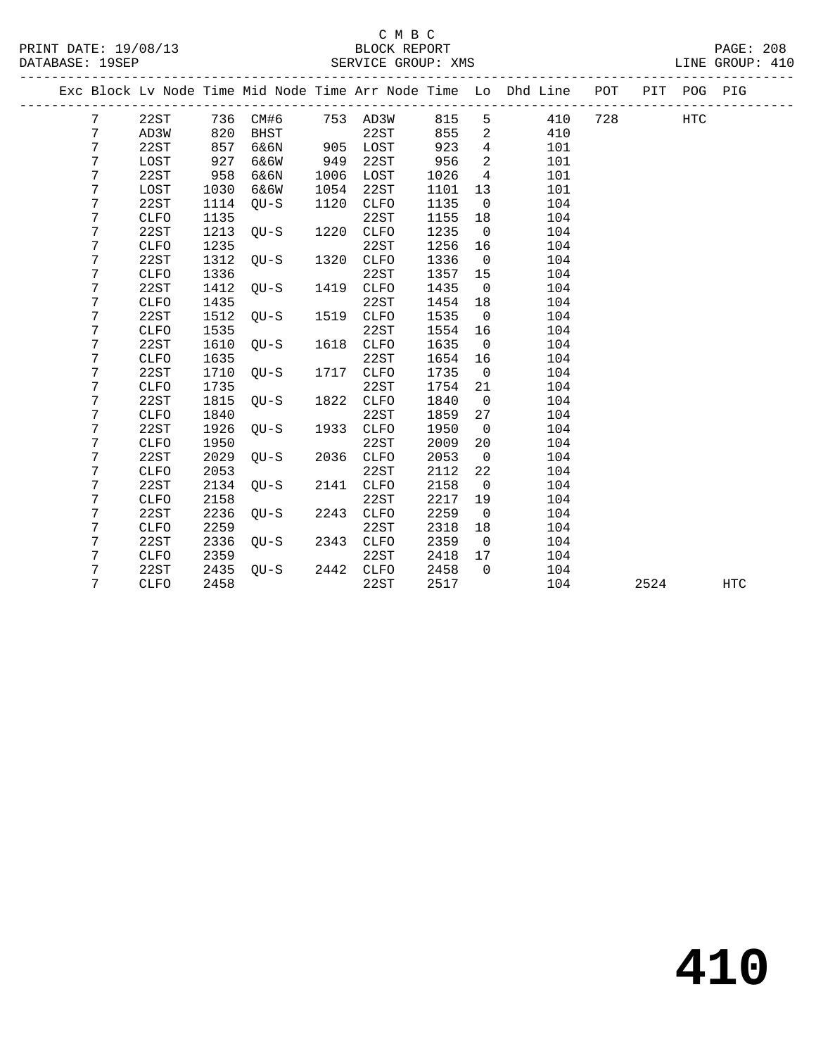C M B C

PRINT DATE: 19/08/13 BLOCK REPORT
DATABASE: 19SEP SERVICE GROUP: XMS LINE GROUP: 410

| Exc | Block | Lv | Node | Time | Mid Node | Time | Arr Node | Time | Lo | Dhd Line | POT | PIT | POG | PIG |
|---|---|---|---|---|---|---|---|---|---|---|---|---|---|---|
| | 7 | | 22ST | 736 | CM#6 | 753 | AD3W | 815 | 5 | 410 | 728 | | HTC | |
| | 7 | | AD3W | 820 | BHST | | 22ST | 855 | 2 | 410 | | | | |
| | 7 | | 22ST | 857 | 6&6N | 905 | LOST | 923 | 4 | 101 | | | | |
| | 7 | | LOST | 927 | 6&6W | 949 | 22ST | 956 | 2 | 101 | | | | |
| | 7 | | 22ST | 958 | 6&6N | 1006 | LOST | 1026 | 4 | 101 | | | | |
| | 7 | | LOST | 1030 | 6&6W | 1054 | 22ST | 1101 | 13 | 101 | | | | |
| | 7 | | 22ST | 1114 | QU-S | 1120 | CLFO | 1135 | 0 | 104 | | | | |
| | 7 | | CLFO | 1135 | | | 22ST | 1155 | 18 | 104 | | | | |
| | 7 | | 22ST | 1213 | QU-S | 1220 | CLFO | 1235 | 0 | 104 | | | | |
| | 7 | | CLFO | 1235 | | | 22ST | 1256 | 16 | 104 | | | | |
| | 7 | | 22ST | 1312 | QU-S | 1320 | CLFO | 1336 | 0 | 104 | | | | |
| | 7 | | CLFO | 1336 | | | 22ST | 1357 | 15 | 104 | | | | |
| | 7 | | 22ST | 1412 | QU-S | 1419 | CLFO | 1435 | 0 | 104 | | | | |
| | 7 | | CLFO | 1435 | | | 22ST | 1454 | 18 | 104 | | | | |
| | 7 | | 22ST | 1512 | QU-S | 1519 | CLFO | 1535 | 0 | 104 | | | | |
| | 7 | | CLFO | 1535 | | | 22ST | 1554 | 16 | 104 | | | | |
| | 7 | | 22ST | 1610 | QU-S | 1618 | CLFO | 1635 | 0 | 104 | | | | |
| | 7 | | CLFO | 1635 | | | 22ST | 1654 | 16 | 104 | | | | |
| | 7 | | 22ST | 1710 | QU-S | 1717 | CLFO | 1735 | 0 | 104 | | | | |
| | 7 | | CLFO | 1735 | | | 22ST | 1754 | 21 | 104 | | | | |
| | 7 | | 22ST | 1815 | QU-S | 1822 | CLFO | 1840 | 0 | 104 | | | | |
| | 7 | | CLFO | 1840 | | | 22ST | 1859 | 27 | 104 | | | | |
| | 7 | | 22ST | 1926 | QU-S | 1933 | CLFO | 1950 | 0 | 104 | | | | |
| | 7 | | CLFO | 1950 | | | 22ST | 2009 | 20 | 104 | | | | |
| | 7 | | 22ST | 2029 | QU-S | 2036 | CLFO | 2053 | 0 | 104 | | | | |
| | 7 | | CLFO | 2053 | | | 22ST | 2112 | 22 | 104 | | | | |
| | 7 | | 22ST | 2134 | QU-S | 2141 | CLFO | 2158 | 0 | 104 | | | | |
| | 7 | | CLFO | 2158 | | | 22ST | 2217 | 19 | 104 | | | | |
| | 7 | | 22ST | 2236 | QU-S | 2243 | CLFO | 2259 | 0 | 104 | | | | |
| | 7 | | CLFO | 2259 | | | 22ST | 2318 | 18 | 104 | | | | |
| | 7 | | 22ST | 2336 | QU-S | 2343 | CLFO | 2359 | 0 | 104 | | | | |
| | 7 | | CLFO | 2359 | | | 22ST | 2418 | 17 | 104 | | | | |
| | 7 | | 22ST | 2435 | QU-S | 2442 | CLFO | 2458 | 0 | 104 | | | | |
| | 7 | | CLFO | 2458 | | | 22ST | 2517 | | 104 | | 2524 | | HTC |

# 410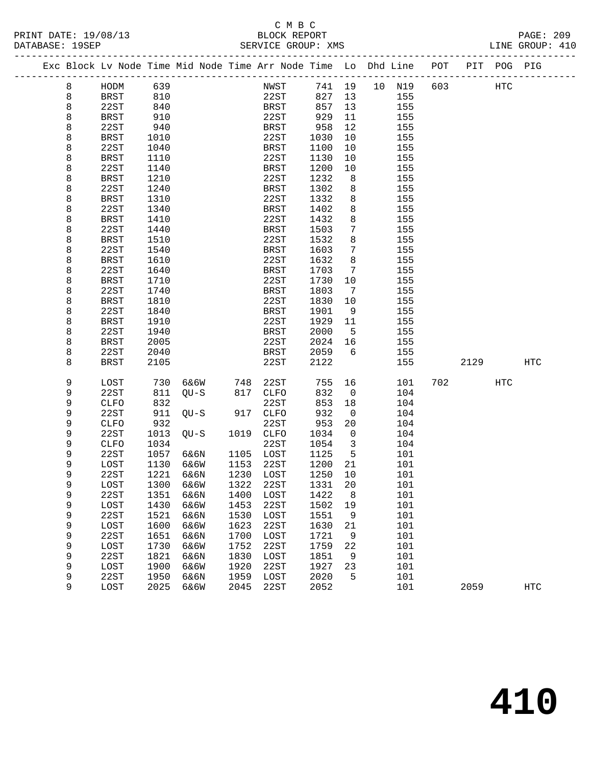C M B C
BLOCK REPORT
SERVICE GROUP: XMS

PRINT DATE: 19/08/13
DATABASE: 19SEP
LINE GROUP: 410

| Exc | Block | Lv Node | Time | Mid Node | Time | Arr Node | Time | Lo | Dhd | Line | POT | PIT | POG | PIG |
|---|---|---|---|---|---|---|---|---|---|---|---|---|---|---|
| | 8 | HODM | 639 | | | NWST | 741 | 19 | 10 | N19 | 603 | | HTC | |
| | 8 | BRST | 810 | | | 22ST | 827 | 13 | | 155 | | | | |
| | 8 | 22ST | 840 | | | BRST | 857 | 13 | | 155 | | | | |
| | 8 | BRST | 910 | | | 22ST | 929 | 11 | | 155 | | | | |
| | 8 | 22ST | 940 | | | BRST | 958 | 12 | | 155 | | | | |
| | 8 | BRST | 1010 | | | 22ST | 1030 | 10 | | 155 | | | | |
| | 8 | 22ST | 1040 | | | BRST | 1100 | 10 | | 155 | | | | |
| | 8 | BRST | 1110 | | | 22ST | 1130 | 10 | | 155 | | | | |
| | 8 | 22ST | 1140 | | | BRST | 1200 | 10 | | 155 | | | | |
| | 8 | BRST | 1210 | | | 22ST | 1232 | 8 | | 155 | | | | |
| | 8 | 22ST | 1240 | | | BRST | 1302 | 8 | | 155 | | | | |
| | 8 | BRST | 1310 | | | 22ST | 1332 | 8 | | 155 | | | | |
| | 8 | 22ST | 1340 | | | BRST | 1402 | 8 | | 155 | | | | |
| | 8 | BRST | 1410 | | | 22ST | 1432 | 8 | | 155 | | | | |
| | 8 | 22ST | 1440 | | | BRST | 1503 | 7 | | 155 | | | | |
| | 8 | BRST | 1510 | | | 22ST | 1532 | 8 | | 155 | | | | |
| | 8 | 22ST | 1540 | | | BRST | 1603 | 7 | | 155 | | | | |
| | 8 | BRST | 1610 | | | 22ST | 1632 | 8 | | 155 | | | | |
| | 8 | 22ST | 1640 | | | BRST | 1703 | 7 | | 155 | | | | |
| | 8 | BRST | 1710 | | | 22ST | 1730 | 10 | | 155 | | | | |
| | 8 | 22ST | 1740 | | | BRST | 1803 | 7 | | 155 | | | | |
| | 8 | BRST | 1810 | | | 22ST | 1830 | 10 | | 155 | | | | |
| | 8 | 22ST | 1840 | | | BRST | 1901 | 9 | | 155 | | | | |
| | 8 | BRST | 1910 | | | 22ST | 1929 | 11 | | 155 | | | | |
| | 8 | 22ST | 1940 | | | BRST | 2000 | 5 | | 155 | | | | |
| | 8 | BRST | 2005 | | | 22ST | 2024 | 16 | | 155 | | | | |
| | 8 | 22ST | 2040 | | | BRST | 2059 | 6 | | 155 | | | | |
| | 8 | BRST | 2105 | | | 22ST | 2122 | | | 155 | | 2129 | | HTC |
| | 9 | LOST | 730 | 6&6W | 748 | 22ST | 755 | 16 | | 101 | 702 | | HTC | |
| | 9 | 22ST | 811 | QU-S | 817 | CLFO | 832 | 0 | | 104 | | | | |
| | 9 | CLFO | 832 | | | 22ST | 853 | 18 | | 104 | | | | |
| | 9 | 22ST | 911 | QU-S | 917 | CLFO | 932 | 0 | | 104 | | | | |
| | 9 | CLFO | 932 | | | 22ST | 953 | 20 | | 104 | | | | |
| | 9 | 22ST | 1013 | QU-S | 1019 | CLFO | 1034 | 0 | | 104 | | | | |
| | 9 | CLFO | 1034 | | | 22ST | 1054 | 3 | | 104 | | | | |
| | 9 | 22ST | 1057 | 6&6N | 1105 | LOST | 1125 | 5 | | 101 | | | | |
| | 9 | LOST | 1130 | 6&6W | 1153 | 22ST | 1200 | 21 | | 101 | | | | |
| | 9 | 22ST | 1221 | 6&6N | 1230 | LOST | 1250 | 10 | | 101 | | | | |
| | 9 | LOST | 1300 | 6&6W | 1322 | 22ST | 1331 | 20 | | 101 | | | | |
| | 9 | 22ST | 1351 | 6&6N | 1400 | LOST | 1422 | 8 | | 101 | | | | |
| | 9 | LOST | 1430 | 6&6W | 1453 | 22ST | 1502 | 19 | | 101 | | | | |
| | 9 | 22ST | 1521 | 6&6N | 1530 | LOST | 1551 | 9 | | 101 | | | | |
| | 9 | LOST | 1600 | 6&6W | 1623 | 22ST | 1630 | 21 | | 101 | | | | |
| | 9 | 22ST | 1651 | 6&6N | 1700 | LOST | 1721 | 9 | | 101 | | | | |
| | 9 | LOST | 1730 | 6&6W | 1752 | 22ST | 1759 | 22 | | 101 | | | | |
| | 9 | 22ST | 1821 | 6&6N | 1830 | LOST | 1851 | 9 | | 101 | | | | |
| | 9 | LOST | 1900 | 6&6W | 1920 | 22ST | 1927 | 23 | | 101 | | | | |
| | 9 | 22ST | 1950 | 6&6N | 1959 | LOST | 2020 | 5 | | 101 | | | | |
| | 9 | LOST | 2025 | 6&6W | 2045 | 22ST | 2052 | | | 101 | | 2059 | | HTC |

# 410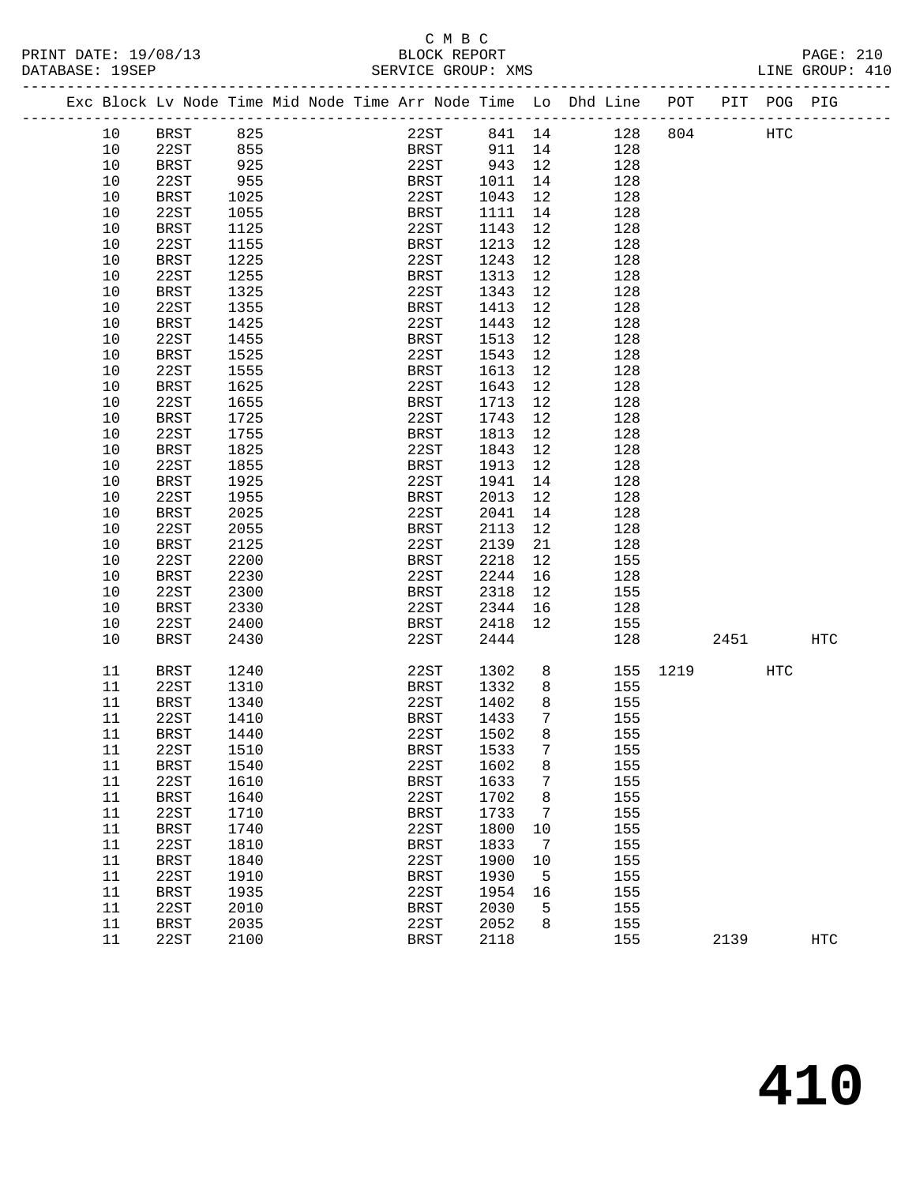C M B C

BLOCK REPORT

SERVICE GROUP: XMS

| Exc | Block | Lv Node | Time | Mid Node | Time | Arr Node | Time | Lo | Dhd Line | POT | PIT | POG | PIG |
|---|---|---|---|---|---|---|---|---|---|---|---|---|---|
| | 10 | BRST | 825 | | | 22ST | 841 | 14 | 128 | 804 | | HTC | |
| | 10 | 22ST | 855 | | | BRST | 911 | 14 | 128 | | | | |
| | 10 | BRST | 925 | | | 22ST | 943 | 12 | 128 | | | | |
| | 10 | 22ST | 955 | | | BRST | 1011 | 14 | 128 | | | | |
| | 10 | BRST | 1025 | | | 22ST | 1043 | 12 | 128 | | | | |
| | 10 | 22ST | 1055 | | | BRST | 1111 | 14 | 128 | | | | |
| | 10 | BRST | 1125 | | | 22ST | 1143 | 12 | 128 | | | | |
| | 10 | 22ST | 1155 | | | BRST | 1213 | 12 | 128 | | | | |
| | 10 | BRST | 1225 | | | 22ST | 1243 | 12 | 128 | | | | |
| | 10 | 22ST | 1255 | | | BRST | 1313 | 12 | 128 | | | | |
| | 10 | BRST | 1325 | | | 22ST | 1343 | 12 | 128 | | | | |
| | 10 | 22ST | 1355 | | | BRST | 1413 | 12 | 128 | | | | |
| | 10 | BRST | 1425 | | | 22ST | 1443 | 12 | 128 | | | | |
| | 10 | 22ST | 1455 | | | BRST | 1513 | 12 | 128 | | | | |
| | 10 | BRST | 1525 | | | 22ST | 1543 | 12 | 128 | | | | |
| | 10 | 22ST | 1555 | | | BRST | 1613 | 12 | 128 | | | | |
| | 10 | BRST | 1625 | | | 22ST | 1643 | 12 | 128 | | | | |
| | 10 | 22ST | 1655 | | | BRST | 1713 | 12 | 128 | | | | |
| | 10 | BRST | 1725 | | | 22ST | 1743 | 12 | 128 | | | | |
| | 10 | 22ST | 1755 | | | BRST | 1813 | 12 | 128 | | | | |
| | 10 | BRST | 1825 | | | 22ST | 1843 | 12 | 128 | | | | |
| | 10 | 22ST | 1855 | | | BRST | 1913 | 12 | 128 | | | | |
| | 10 | BRST | 1925 | | | 22ST | 1941 | 14 | 128 | | | | |
| | 10 | 22ST | 1955 | | | BRST | 2013 | 12 | 128 | | | | |
| | 10 | BRST | 2025 | | | 22ST | 2041 | 14 | 128 | | | | |
| | 10 | 22ST | 2055 | | | BRST | 2113 | 12 | 128 | | | | |
| | 10 | BRST | 2125 | | | 22ST | 2139 | 21 | 128 | | | | |
| | 10 | 22ST | 2200 | | | BRST | 2218 | 12 | 155 | | | | |
| | 10 | BRST | 2230 | | | 22ST | 2244 | 16 | 128 | | | | |
| | 10 | 22ST | 2300 | | | BRST | 2318 | 12 | 155 | | | | |
| | 10 | BRST | 2330 | | | 22ST | 2344 | 16 | 128 | | | | |
| | 10 | 22ST | 2400 | | | BRST | 2418 | 12 | 155 | | | | |
| | 10 | BRST | 2430 | | | 22ST | 2444 | | 128 | | 2451 | | HTC |
| | 11 | BRST | 1240 | | | 22ST | 1302 | 8 | 155 | 1219 | | HTC | |
| | 11 | 22ST | 1310 | | | BRST | 1332 | 8 | 155 | | | | |
| | 11 | BRST | 1340 | | | 22ST | 1402 | 8 | 155 | | | | |
| | 11 | 22ST | 1410 | | | BRST | 1433 | 7 | 155 | | | | |
| | 11 | BRST | 1440 | | | 22ST | 1502 | 8 | 155 | | | | |
| | 11 | 22ST | 1510 | | | BRST | 1533 | 7 | 155 | | | | |
| | 11 | BRST | 1540 | | | 22ST | 1602 | 8 | 155 | | | | |
| | 11 | 22ST | 1610 | | | BRST | 1633 | 7 | 155 | | | | |
| | 11 | BRST | 1640 | | | 22ST | 1702 | 8 | 155 | | | | |
| | 11 | 22ST | 1710 | | | BRST | 1733 | 7 | 155 | | | | |
| | 11 | BRST | 1740 | | | 22ST | 1800 | 10 | 155 | | | | |
| | 11 | 22ST | 1810 | | | BRST | 1833 | 7 | 155 | | | | |
| | 11 | BRST | 1840 | | | 22ST | 1900 | 10 | 155 | | | | |
| | 11 | 22ST | 1910 | | | BRST | 1930 | 5 | 155 | | | | |
| | 11 | BRST | 1935 | | | 22ST | 1954 | 16 | 155 | | | | |
| | 11 | 22ST | 2010 | | | BRST | 2030 | 5 | 155 | | | | |
| | 11 | BRST | 2035 | | | 22ST | 2052 | 8 | 155 | | | | |
| | 11 | 22ST | 2100 | | | BRST | 2118 | | 155 | | 2139 | | HTC |

# 410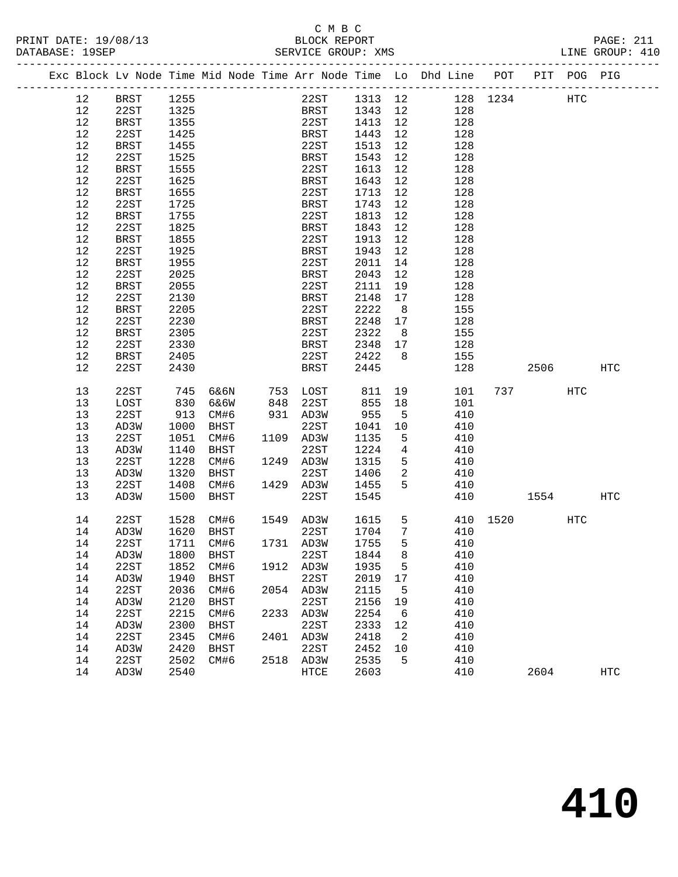C M B C

BLOCK REPORT

SERVICE GROUP: XMS

PRINT DATE: 19/08/13
DATABASE: 19SEP

LINE GROUP: 410

| Exc | Block | Lv Node | Time | Mid Node | Time | Arr Node | Time | Lo | Dhd Line | POT | PIT | POG | PIG |
|---|---|---|---|---|---|---|---|---|---|---|---|---|---|
| | 12 | BRST | 1255 | | | 22ST | 1313 | 12 | 128 | 1234 | | HTC | |
| | 12 | 22ST | 1325 | | | BRST | 1343 | 12 | 128 | | | | |
| | 12 | BRST | 1355 | | | 22ST | 1413 | 12 | 128 | | | | |
| | 12 | 22ST | 1425 | | | BRST | 1443 | 12 | 128 | | | | |
| | 12 | BRST | 1455 | | | 22ST | 1513 | 12 | 128 | | | | |
| | 12 | 22ST | 1525 | | | BRST | 1543 | 12 | 128 | | | | |
| | 12 | BRST | 1555 | | | 22ST | 1613 | 12 | 128 | | | | |
| | 12 | 22ST | 1625 | | | BRST | 1643 | 12 | 128 | | | | |
| | 12 | BRST | 1655 | | | 22ST | 1713 | 12 | 128 | | | | |
| | 12 | 22ST | 1725 | | | BRST | 1743 | 12 | 128 | | | | |
| | 12 | BRST | 1755 | | | 22ST | 1813 | 12 | 128 | | | | |
| | 12 | 22ST | 1825 | | | BRST | 1843 | 12 | 128 | | | | |
| | 12 | BRST | 1855 | | | 22ST | 1913 | 12 | 128 | | | | |
| | 12 | 22ST | 1925 | | | BRST | 1943 | 12 | 128 | | | | |
| | 12 | BRST | 1955 | | | 22ST | 2011 | 14 | 128 | | | | |
| | 12 | 22ST | 2025 | | | BRST | 2043 | 12 | 128 | | | | |
| | 12 | BRST | 2055 | | | 22ST | 2111 | 19 | 128 | | | | |
| | 12 | 22ST | 2130 | | | BRST | 2148 | 17 | 128 | | | | |
| | 12 | BRST | 2205 | | | 22ST | 2222 | 8 | 155 | | | | |
| | 12 | 22ST | 2230 | | | BRST | 2248 | 17 | 128 | | | | |
| | 12 | BRST | 2305 | | | 22ST | 2322 | 8 | 155 | | | | |
| | 12 | 22ST | 2330 | | | BRST | 2348 | 17 | 128 | | | | |
| | 12 | BRST | 2405 | | | 22ST | 2422 | 8 | 155 | | | | |
| | 12 | 22ST | 2430 | | | BRST | 2445 | | 128 | | 2506 | | HTC |
| | 13 | 22ST | 745 | 6&6N | 753 | LOST | 811 | 19 | 101 | 737 | | HTC | |
| | 13 | LOST | 830 | 6&6W | 848 | 22ST | 855 | 18 | 101 | | | | |
| | 13 | 22ST | 913 | CM#6 | 931 | AD3W | 955 | 5 | 410 | | | | |
| | 13 | AD3W | 1000 | BHST | | 22ST | 1041 | 10 | 410 | | | | |
| | 13 | 22ST | 1051 | CM#6 | 1109 | AD3W | 1135 | 5 | 410 | | | | |
| | 13 | AD3W | 1140 | BHST | | 22ST | 1224 | 4 | 410 | | | | |
| | 13 | 22ST | 1228 | CM#6 | 1249 | AD3W | 1315 | 5 | 410 | | | | |
| | 13 | AD3W | 1320 | BHST | | 22ST | 1406 | 2 | 410 | | | | |
| | 13 | 22ST | 1408 | CM#6 | 1429 | AD3W | 1455 | 5 | 410 | | | | |
| | 13 | AD3W | 1500 | BHST | | 22ST | 1545 | | 410 | | 1554 | | HTC |
| | 14 | 22ST | 1528 | CM#6 | 1549 | AD3W | 1615 | 5 | 410 | 1520 | | HTC | |
| | 14 | AD3W | 1620 | BHST | | 22ST | 1704 | 7 | 410 | | | | |
| | 14 | 22ST | 1711 | CM#6 | 1731 | AD3W | 1755 | 5 | 410 | | | | |
| | 14 | AD3W | 1800 | BHST | | 22ST | 1844 | 8 | 410 | | | | |
| | 14 | 22ST | 1852 | CM#6 | 1912 | AD3W | 1935 | 5 | 410 | | | | |
| | 14 | AD3W | 1940 | BHST | | 22ST | 2019 | 17 | 410 | | | | |
| | 14 | 22ST | 2036 | CM#6 | 2054 | AD3W | 2115 | 5 | 410 | | | | |
| | 14 | AD3W | 2120 | BHST | | 22ST | 2156 | 19 | 410 | | | | |
| | 14 | 22ST | 2215 | CM#6 | 2233 | AD3W | 2254 | 6 | 410 | | | | |
| | 14 | AD3W | 2300 | BHST | | 22ST | 2333 | 12 | 410 | | | | |
| | 14 | 22ST | 2345 | CM#6 | 2401 | AD3W | 2418 | 2 | 410 | | | | |
| | 14 | AD3W | 2420 | BHST | | 22ST | 2452 | 10 | 410 | | | | |
| | 14 | 22ST | 2502 | CM#6 | 2518 | AD3W | 2535 | 5 | 410 | | | | |
| | 14 | AD3W | 2540 | | | HTCE | 2603 | | 410 | | 2604 | | HTC |

# 410